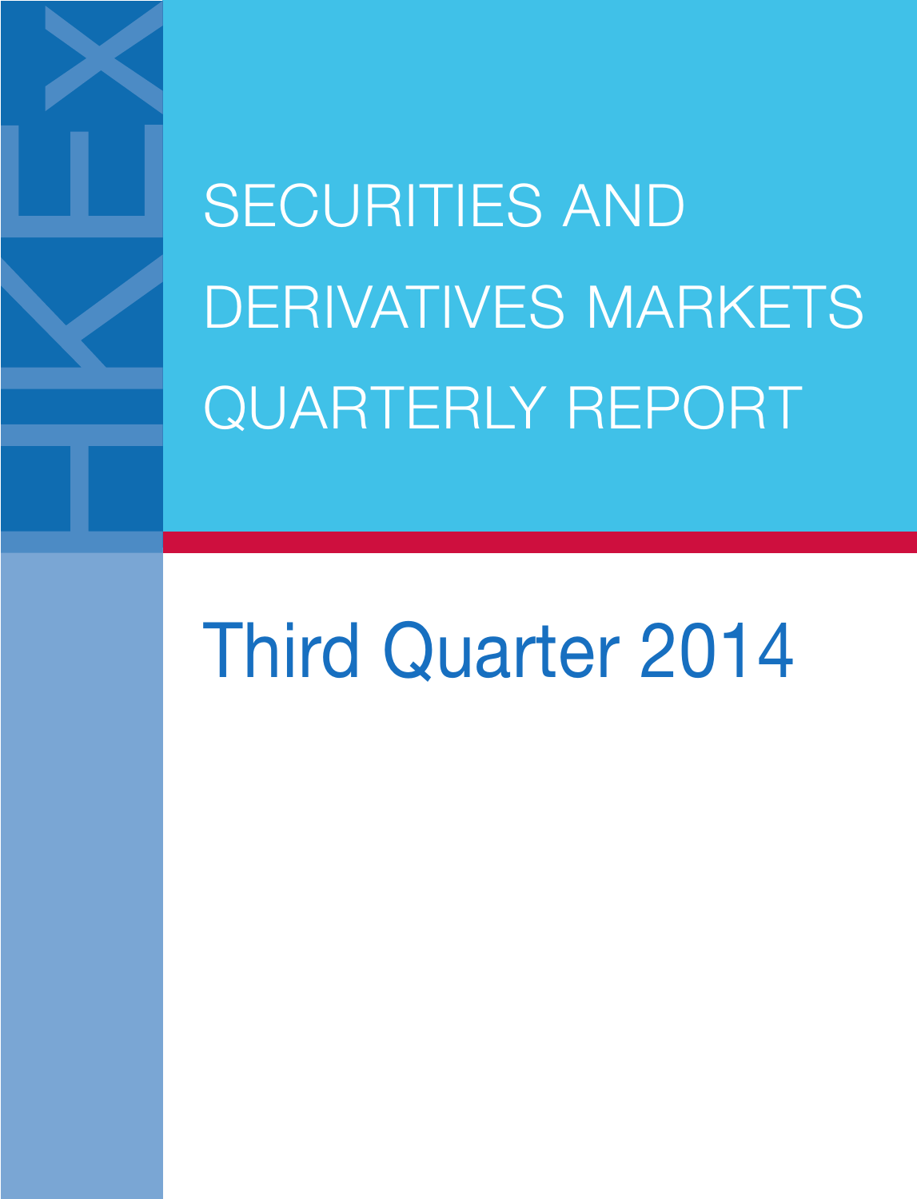# SECURITIES AND DERIVATIVES MARKETS QUARTERLY REPORT

## Third Quarter 2014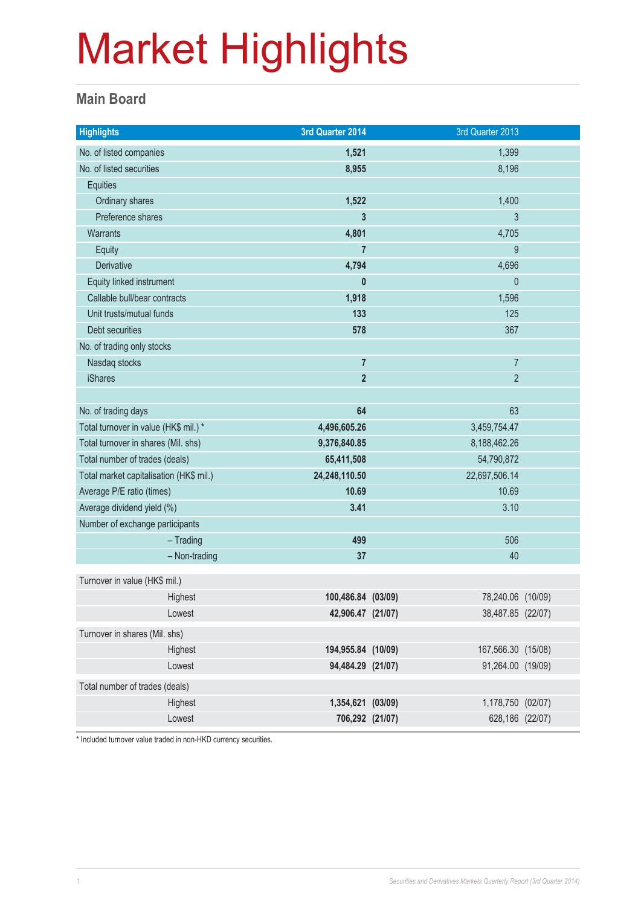# Market Highlights

## Main Board

| Highlights | 3rd Quarter 2014 | | 3rd Quarter 2013 | |
|---|---|---|---|---|
| No. of listed companies | **1,521** | | 1,399 | |
| No. of listed securities | **8,955** | | 8,196 | |
| Equities | | | | |
| Ordinary shares | **1,522** | | 1,400 | |
| Preference shares | **3** | | 3 | |
| Warrants | **4,801** | | 4,705 | |
| Equity | **7** | | 9 | |
| Derivative | **4,794** | | 4,696 | |
| Equity linked instrument | **0** | | 0 | |
| Callable bull/bear contracts | **1,918** | | 1,596 | |
| Unit trusts/mutual funds | **133** | | 125 | |
| Debt securities | **578** | | 367 | |
| No. of trading only stocks | | | | |
| Nasdaq stocks | **7** | | 7 | |
| iShares | **2** | | 2 | |
| | | | | |
| No. of trading days | **64** | | 63 | |
| Total turnover in value (HK$ mil.) * | **4,496,605.26** | | 3,459,754.47 | |
| Total turnover in shares (Mil. shs) | **9,376,840.85** | | 8,188,462.26 | |
| Total number of trades (deals) | **65,411,508** | | 54,790,872 | |
| Total market capitalisation (HK$ mil.) | **24,248,110.50** | | 22,697,506.14 | |
| Average P/E ratio (times) | **10.69** | | 10.69 | |
| Average dividend yield (%) | **3.41** | | 3.10 | |
| Number of exchange participants | | | | |
| – Trading | **499** | | 506 | |
| – Non-trading | **37** | | 40 | |
| Turnover in value (HK$ mil.) | | | | |
| Highest | **100,486.84** | **(03/09)** | 78,240.06 | (10/09) |
| Lowest | **42,906.47** | **(21/07)** | 38,487.85 | (22/07) |
| Turnover in shares (Mil. shs) | | | | |
| Highest | **194,955.84** | **(10/09)** | 167,566.30 | (15/08) |
| Lowest | **94,484.29** | **(21/07)** | 91,264.00 | (19/09) |
| Total number of trades (deals) | | | | |
| Highest | **1,354,621** | **(03/09)** | 1,178,750 | (02/07) |
| Lowest | **706,292** | **(21/07)** | 628,186 | (22/07) |

* Included turnover value traded in non-HKD currency securities.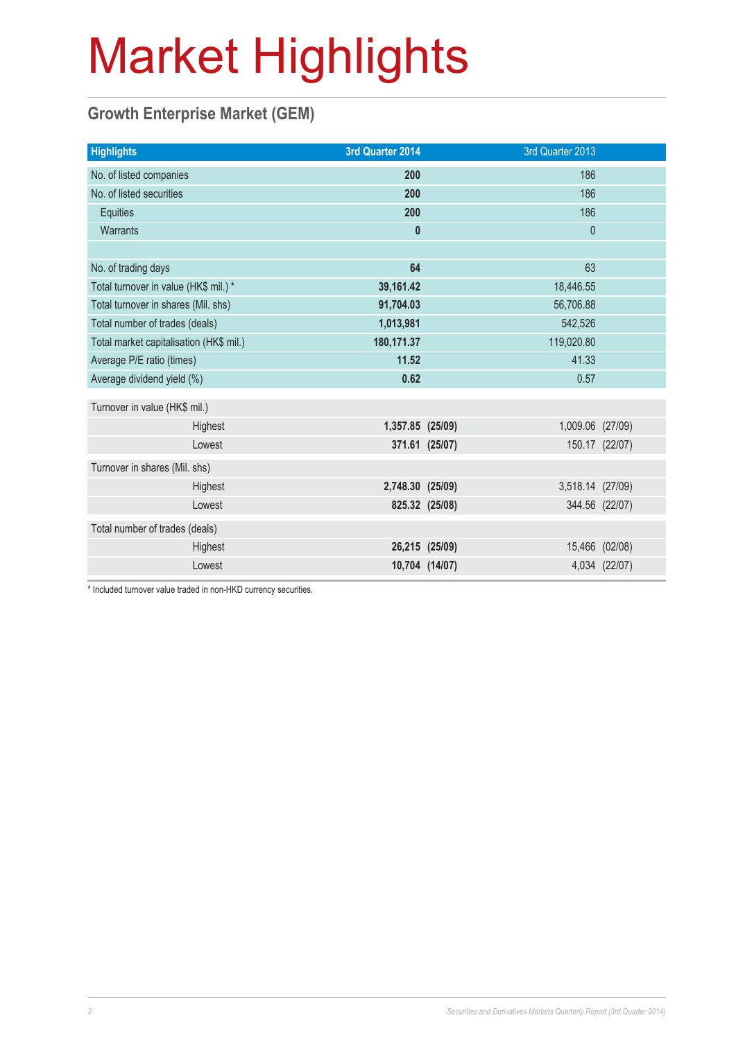# Market Highlights

## Growth Enterprise Market (GEM)

| Highlights | 3rd Quarter 2014 | | 3rd Quarter 2013 | |
|---|---|---|---|---|
| No. of listed companies | **200** | | 186 | |
| No. of listed securities | **200** | | 186 | |
| Equities | **200** | | 186 | |
| Warrants | **0** | | 0 | |
| | | | | |
| No. of trading days | **64** | | 63 | |
| Total turnover in value (HK$ mil.) * | **39,161.42** | | 18,446.55 | |
| Total turnover in shares (Mil. shs) | **91,704.03** | | 56,706.88 | |
| Total number of trades (deals) | **1,013,981** | | 542,526 | |
| Total market capitalisation (HK$ mil.) | **180,171.37** | | 119,020.80 | |
| Average P/E ratio (times) | **11.52** | | 41.33 | |
| Average dividend yield (%) | **0.62** | | 0.57 | |
| Turnover in value (HK$ mil.) | | | | |
| Highest | **1,357.85** | **(25/09)** | 1,009.06 | (27/09) |
| Lowest | **371.61** | **(25/07)** | 150.17 | (22/07) |
| Turnover in shares (Mil. shs) | | | | |
| Highest | **2,748.30** | **(25/09)** | 3,518.14 | (27/09) |
| Lowest | **825.32** | **(25/08)** | 344.56 | (22/07) |
| Total number of trades (deals) | | | | |
| Highest | **26,215** | **(25/09)** | 15,466 | (02/08) |
| Lowest | **10,704** | **(14/07)** | 4,034 | (22/07) |

* Included turnover value traded in non-HKD currency securities.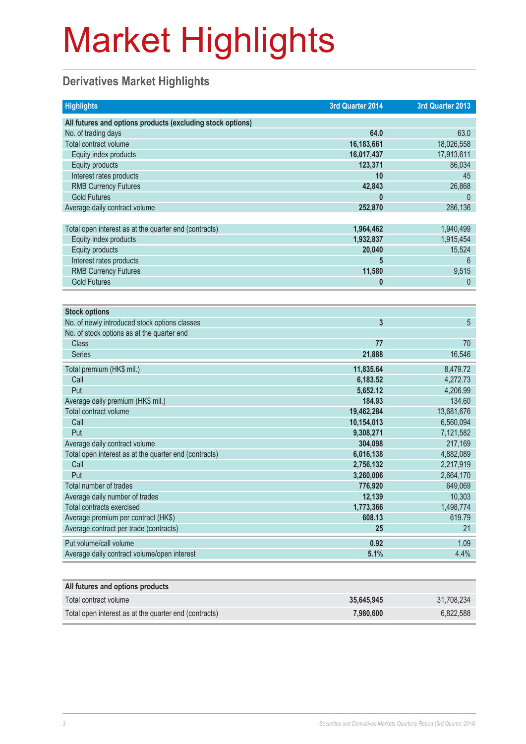# Market Highlights

## Derivatives Market Highlights

| Highlights | 3rd Quarter 2014 | 3rd Quarter 2013 |
|---|---|---|
| **All futures and options products (excluding stock options)** | | |
| No. of trading days | **64.0** | 63.0 |
| Total contract volume | **16,183,661** | 18,026,558 |
| Equity index products | **16,017,437** | 17,913,611 |
| Equity products | **123,371** | 86,034 |
| Interest rates products | **10** | 45 |
| RMB Currency Futures | **42,843** | 26,868 |
| Gold Futures | **0** | 0 |
| Average daily contract volume | **252,870** | 286,136 |
| Total open interest as at the quarter end (contracts) | **1,964,462** | 1,940,499 |
| Equity index products | **1,932,837** | 1,915,454 |
| Equity products | **20,040** | 15,524 |
| Interest rates products | **5** | 6 |
| RMB Currency Futures | **11,580** | 9,515 |
| Gold Futures | **0** | 0 |

| Stock options | 3rd Quarter 2014 | 3rd Quarter 2013 |
|---|---|---|
| No. of newly introduced stock options classes | **3** | 5 |
| No. of stock options as at the quarter end | | |
| Class | **77** | 70 |
| Series | **21,888** | 16,546 |
| Total premium (HK$ mil.) | **11,835.64** | 8,479.72 |
| Call | **6,183.52** | 4,272.73 |
| Put | **5,652.12** | 4,206.99 |
| Average daily premium (HK$ mil.) | **184.93** | 134.60 |
| Total contract volume | **19,462,284** | 13,681,676 |
| Call | **10,154,013** | 6,560,094 |
| Put | **9,308,271** | 7,121,582 |
| Average daily contract volume | **304,098** | 217,169 |
| Total open interest as at the quarter end (contracts) | **6,016,138** | 4,882,089 |
| Call | **2,756,132** | 2,217,919 |
| Put | **3,260,006** | 2,664,170 |
| Total number of trades | **776,920** | 649,069 |
| Average daily number of trades | **12,139** | 10,303 |
| Total contracts exercised | **1,773,366** | 1,498,774 |
| Average premium per contract (HK$) | **608.13** | 619.79 |
| Average contract per trade (contracts) | **25** | 21 |
| Put volume/call volume | **0.92** | 1.09 |
| Average daily contract volume/open interest | **5.1%** | 4.4% |

| All futures and options products | 3rd Quarter 2014 | 3rd Quarter 2013 |
|---|---|---|
| Total contract volume | **35,645,945** | 31,708,234 |
| Total open interest as at the quarter end (contracts) | **7,980,600** | 6,822,588 |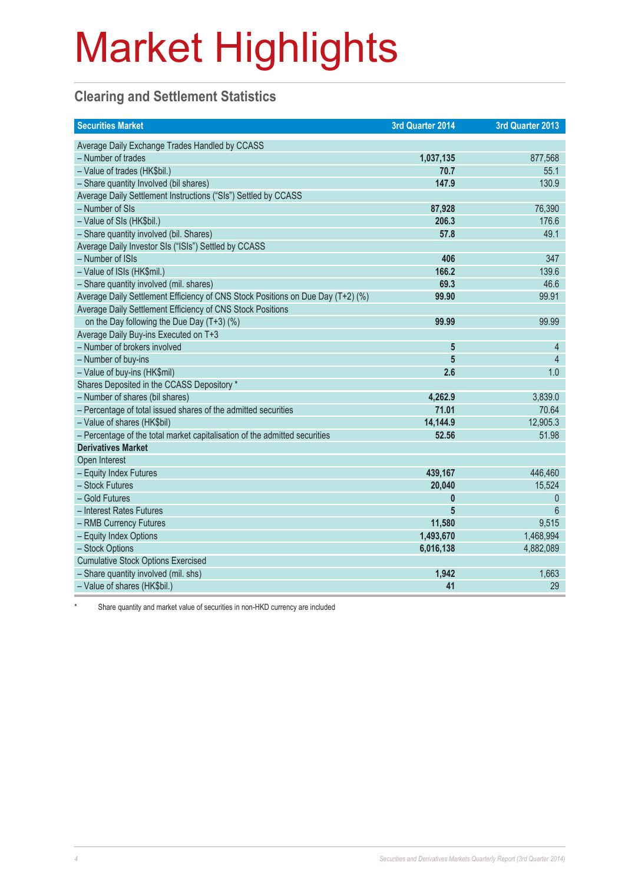# Market Highlights

## Clearing and Settlement Statistics

| Securities Market | 3rd Quarter 2014 | 3rd Quarter 2013 |
|---|---|---|
| Average Daily Exchange Trades Handled by CCASS | | |
| – Number of trades | **1,037,135** | 877,568 |
| – Value of trades (HK$bil.) | **70.7** | 55.1 |
| – Share quantity Involved (bil shares) | **147.9** | 130.9 |
| Average Daily Settlement Instructions ("SIs") Settled by CCASS | | |
| – Number of SIs | **87,928** | 76,390 |
| – Value of SIs (HK$bil.) | **206.3** | 176.6 |
| – Share quantity involved (bil. Shares) | **57.8** | 49.1 |
| Average Daily Investor SIs ("ISIs") Settled by CCASS | | |
| – Number of ISIs | **406** | 347 |
| – Value of ISIs (HK$mil.) | **166.2** | 139.6 |
| – Share quantity involved (mil. shares) | **69.3** | 46.6 |
| Average Daily Settlement Efficiency of CNS Stock Positions on Due Day (T+2) (%) | **99.90** | 99.91 |
| Average Daily Settlement Efficiency of CNS Stock Positions on the Day following the Due Day (T+3) (%) | **99.99** | 99.99 |
| Average Daily Buy-ins Executed on T+3 | | |
| – Number of brokers involved | **5** | 4 |
| – Number of buy-ins | **5** | 4 |
| – Value of buy-ins (HK$mil) | **2.6** | 1.0 |
| Shares Deposited in the CCASS Depository * | | |
| – Number of shares (bil shares) | **4,262.9** | 3,839.0 |
| – Percentage of total issued shares of the admitted securities | **71.01** | 70.64 |
| – Value of shares (HK$bil) | **14,144.9** | 12,905.3 |
| – Percentage of the total market capitalisation of the admitted securities | **52.56** | 51.98 |
| **Derivatives Market** | | |
| Open Interest | | |
| – Equity Index Futures | **439,167** | 446,460 |
| – Stock Futures | **20,040** | 15,524 |
| – Gold Futures | **0** | 0 |
| – Interest Rates Futures | **5** | 6 |
| – RMB Currency Futures | **11,580** | 9,515 |
| – Equity Index Options | **1,493,670** | 1,468,994 |
| – Stock Options | **6,016,138** | 4,882,089 |
| Cumulative Stock Options Exercised | | |
| – Share quantity involved (mil. shs) | **1,942** | 1,663 |
| – Value of shares (HK$bil.) | **41** | 29 |

\* Share quantity and market value of securities in non-HKD currency are included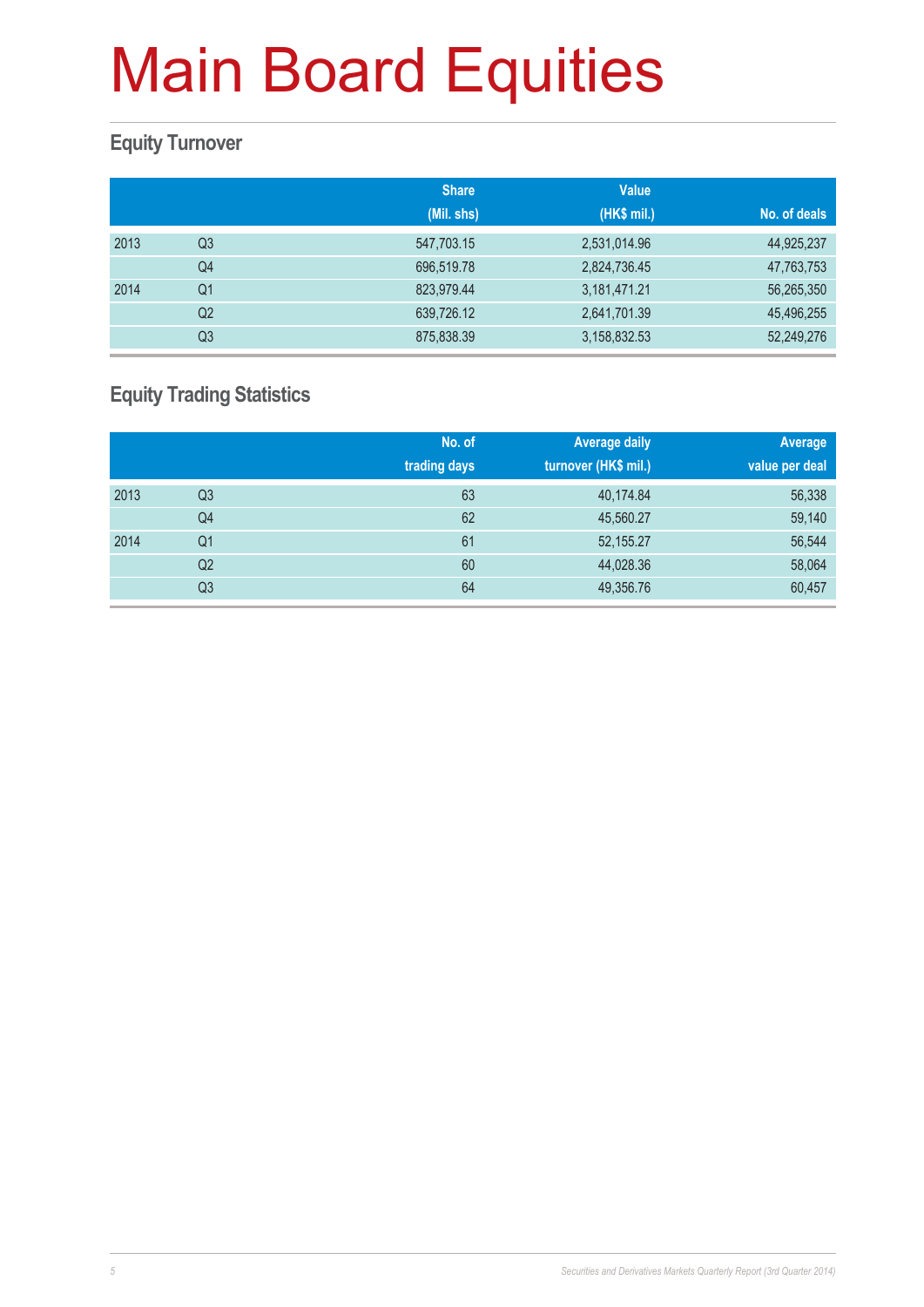# Main Board Equities

## Equity Turnover

| | | Share (Mil. shs) | Value (HK$ mil.) | No. of deals |
|---|---|---|---|---|
| 2013 | Q3 | 547,703.15 | 2,531,014.96 | 44,925,237 |
| | Q4 | 696,519.78 | 2,824,736.45 | 47,763,753 |
| 2014 | Q1 | 823,979.44 | 3,181,471.21 | 56,265,350 |
| | Q2 | 639,726.12 | 2,641,701.39 | 45,496,255 |
| | Q3 | 875,838.39 | 3,158,832.53 | 52,249,276 |

## Equity Trading Statistics

| | | No. of trading days | Average daily turnover (HK$ mil.) | Average value per deal |
|---|---|---|---|---|
| 2013 | Q3 | 63 | 40,174.84 | 56,338 |
| | Q4 | 62 | 45,560.27 | 59,140 |
| 2014 | Q1 | 61 | 52,155.27 | 56,544 |
| | Q2 | 60 | 44,028.36 | 58,064 |
| | Q3 | 64 | 49,356.76 | 60,457 |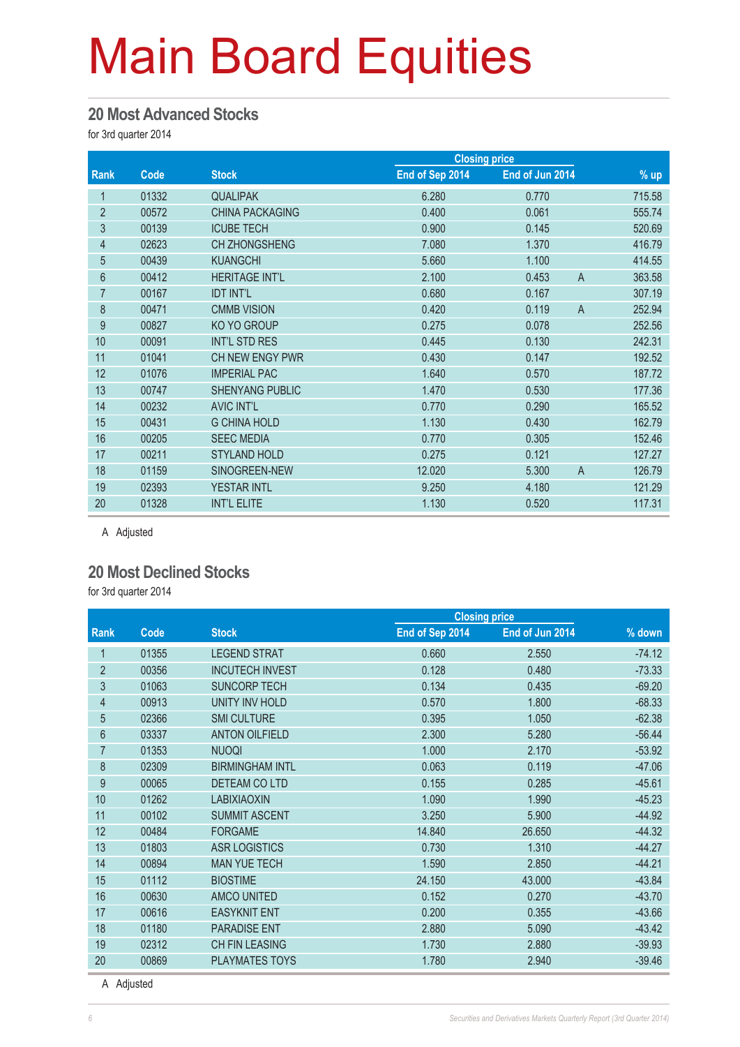# Main Board Equities

## 20 Most Advanced Stocks

for 3rd quarter 2014

| Rank | Code | Stock | Closing price | | | % up |
|---|---|---|---|---|---|---|
| | | | End of Sep 2014 | End of Jun 2014 | | |
| 1 | 01332 | QUALIPAK | 6.280 | 0.770 | | 715.58 |
| 2 | 00572 | CHINA PACKAGING | 0.400 | 0.061 | | 555.74 |
| 3 | 00139 | ICUBE TECH | 0.900 | 0.145 | | 520.69 |
| 4 | 02623 | CH ZHONGSHENG | 7.080 | 1.370 | | 416.79 |
| 5 | 00439 | KUANGCHI | 5.660 | 1.100 | | 414.55 |
| 6 | 00412 | HERITAGE INT'L | 2.100 | 0.453 | A | 363.58 |
| 7 | 00167 | IDT INT'L | 0.680 | 0.167 | | 307.19 |
| 8 | 00471 | CMMB VISION | 0.420 | 0.119 | A | 252.94 |
| 9 | 00827 | KO YO GROUP | 0.275 | 0.078 | | 252.56 |
| 10 | 00091 | INT'L STD RES | 0.445 | 0.130 | | 242.31 |
| 11 | 01041 | CH NEW ENGY PWR | 0.430 | 0.147 | | 192.52 |
| 12 | 01076 | IMPERIAL PAC | 1.640 | 0.570 | | 187.72 |
| 13 | 00747 | SHENYANG PUBLIC | 1.470 | 0.530 | | 177.36 |
| 14 | 00232 | AVIC INT'L | 0.770 | 0.290 | | 165.52 |
| 15 | 00431 | G CHINA HOLD | 1.130 | 0.430 | | 162.79 |
| 16 | 00205 | SEEC MEDIA | 0.770 | 0.305 | | 152.46 |
| 17 | 00211 | STYLAND HOLD | 0.275 | 0.121 | | 127.27 |
| 18 | 01159 | SINOGREEN-NEW | 12.020 | 5.300 | A | 126.79 |
| 19 | 02393 | YESTAR INTL | 9.250 | 4.180 | | 121.29 |
| 20 | 01328 | INT'L ELITE | 1.130 | 0.520 | | 117.31 |

A Adjusted

## 20 Most Declined Stocks

for 3rd quarter 2014

| Rank | Code | Stock | Closing price | | % down |
|---|---|---|---|---|---|
| | | | End of Sep 2014 | End of Jun 2014 | |
| 1 | 01355 | LEGEND STRAT | 0.660 | 2.550 | -74.12 |
| 2 | 00356 | INCUTECH INVEST | 0.128 | 0.480 | -73.33 |
| 3 | 01063 | SUNCORP TECH | 0.134 | 0.435 | -69.20 |
| 4 | 00913 | UNITY INV HOLD | 0.570 | 1.800 | -68.33 |
| 5 | 02366 | SMI CULTURE | 0.395 | 1.050 | -62.38 |
| 6 | 03337 | ANTON OILFIELD | 2.300 | 5.280 | -56.44 |
| 7 | 01353 | NUOQI | 1.000 | 2.170 | -53.92 |
| 8 | 02309 | BIRMINGHAM INTL | 0.063 | 0.119 | -47.06 |
| 9 | 00065 | DETEAM CO LTD | 0.155 | 0.285 | -45.61 |
| 10 | 01262 | LABIXIAOXIN | 1.090 | 1.990 | -45.23 |
| 11 | 00102 | SUMMIT ASCENT | 3.250 | 5.900 | -44.92 |
| 12 | 00484 | FORGAME | 14.840 | 26.650 | -44.32 |
| 13 | 01803 | ASR LOGISTICS | 0.730 | 1.310 | -44.27 |
| 14 | 00894 | MAN YUE TECH | 1.590 | 2.850 | -44.21 |
| 15 | 01112 | BIOSTIME | 24.150 | 43.000 | -43.84 |
| 16 | 00630 | AMCO UNITED | 0.152 | 0.270 | -43.70 |
| 17 | 00616 | EASYKNIT ENT | 0.200 | 0.355 | -43.66 |
| 18 | 01180 | PARADISE ENT | 2.880 | 5.090 | -43.42 |
| 19 | 02312 | CH FIN LEASING | 1.730 | 2.880 | -39.93 |
| 20 | 00869 | PLAYMATES TOYS | 1.780 | 2.940 | -39.46 |

A Adjusted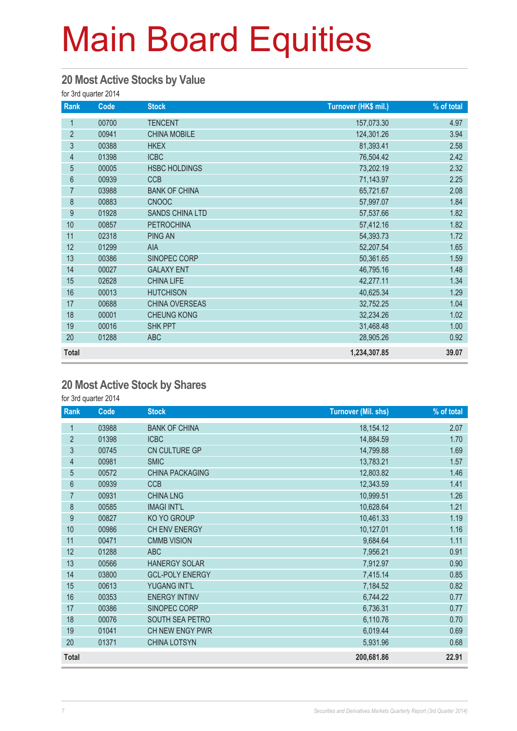# Main Board Equities

## 20 Most Active Stocks by Value

for 3rd quarter 2014

| Rank | Code | Stock | Turnover (HK$ mil.) | % of total |
|---|---|---|---|---|
| 1 | 00700 | TENCENT | 157,073.30 | 4.97 |
| 2 | 00941 | CHINA MOBILE | 124,301.26 | 3.94 |
| 3 | 00388 | HKEX | 81,393.41 | 2.58 |
| 4 | 01398 | ICBC | 76,504.42 | 2.42 |
| 5 | 00005 | HSBC HOLDINGS | 73,202.19 | 2.32 |
| 6 | 00939 | CCB | 71,143.97 | 2.25 |
| 7 | 03988 | BANK OF CHINA | 65,721.67 | 2.08 |
| 8 | 00883 | CNOOC | 57,997.07 | 1.84 |
| 9 | 01928 | SANDS CHINA LTD | 57,537.66 | 1.82 |
| 10 | 00857 | PETROCHINA | 57,412.16 | 1.82 |
| 11 | 02318 | PING AN | 54,393.73 | 1.72 |
| 12 | 01299 | AIA | 52,207.54 | 1.65 |
| 13 | 00386 | SINOPEC CORP | 50,361.65 | 1.59 |
| 14 | 00027 | GALAXY ENT | 46,795.16 | 1.48 |
| 15 | 02628 | CHINA LIFE | 42,277.11 | 1.34 |
| 16 | 00013 | HUTCHISON | 40,625.34 | 1.29 |
| 17 | 00688 | CHINA OVERSEAS | 32,752.25 | 1.04 |
| 18 | 00001 | CHEUNG KONG | 32,234.26 | 1.02 |
| 19 | 00016 | SHK PPT | 31,468.48 | 1.00 |
| 20 | 01288 | ABC | 28,905.26 | 0.92 |
| **Total** | | | **1,234,307.85** | **39.07** |

## 20 Most Active Stock by Shares

for 3rd quarter 2014

| Rank | Code | Stock | Turnover (Mil. shs) | % of total |
|---|---|---|---|---|
| 1 | 03988 | BANK OF CHINA | 18,154.12 | 2.07 |
| 2 | 01398 | ICBC | 14,884.59 | 1.70 |
| 3 | 00745 | CN CULTURE GP | 14,799.88 | 1.69 |
| 4 | 00981 | SMIC | 13,783.21 | 1.57 |
| 5 | 00572 | CHINA PACKAGING | 12,803.82 | 1.46 |
| 6 | 00939 | CCB | 12,343.59 | 1.41 |
| 7 | 00931 | CHINA LNG | 10,999.51 | 1.26 |
| 8 | 00585 | IMAGI INT'L | 10,628.64 | 1.21 |
| 9 | 00827 | KO YO GROUP | 10,461.33 | 1.19 |
| 10 | 00986 | CH ENV ENERGY | 10,127.01 | 1.16 |
| 11 | 00471 | CMMB VISION | 9,684.64 | 1.11 |
| 12 | 01288 | ABC | 7,956.21 | 0.91 |
| 13 | 00566 | HANERGY SOLAR | 7,912.97 | 0.90 |
| 14 | 03800 | GCL-POLY ENERGY | 7,415.14 | 0.85 |
| 15 | 00613 | YUGANG INT'L | 7,184.52 | 0.82 |
| 16 | 00353 | ENERGY INTINV | 6,744.22 | 0.77 |
| 17 | 00386 | SINOPEC CORP | 6,736.31 | 0.77 |
| 18 | 00076 | SOUTH SEA PETRO | 6,110.76 | 0.70 |
| 19 | 01041 | CH NEW ENGY PWR | 6,019.44 | 0.69 |
| 20 | 01371 | CHINA LOTSYN | 5,931.96 | 0.68 |
| **Total** | | | **200,681.86** | **22.91** |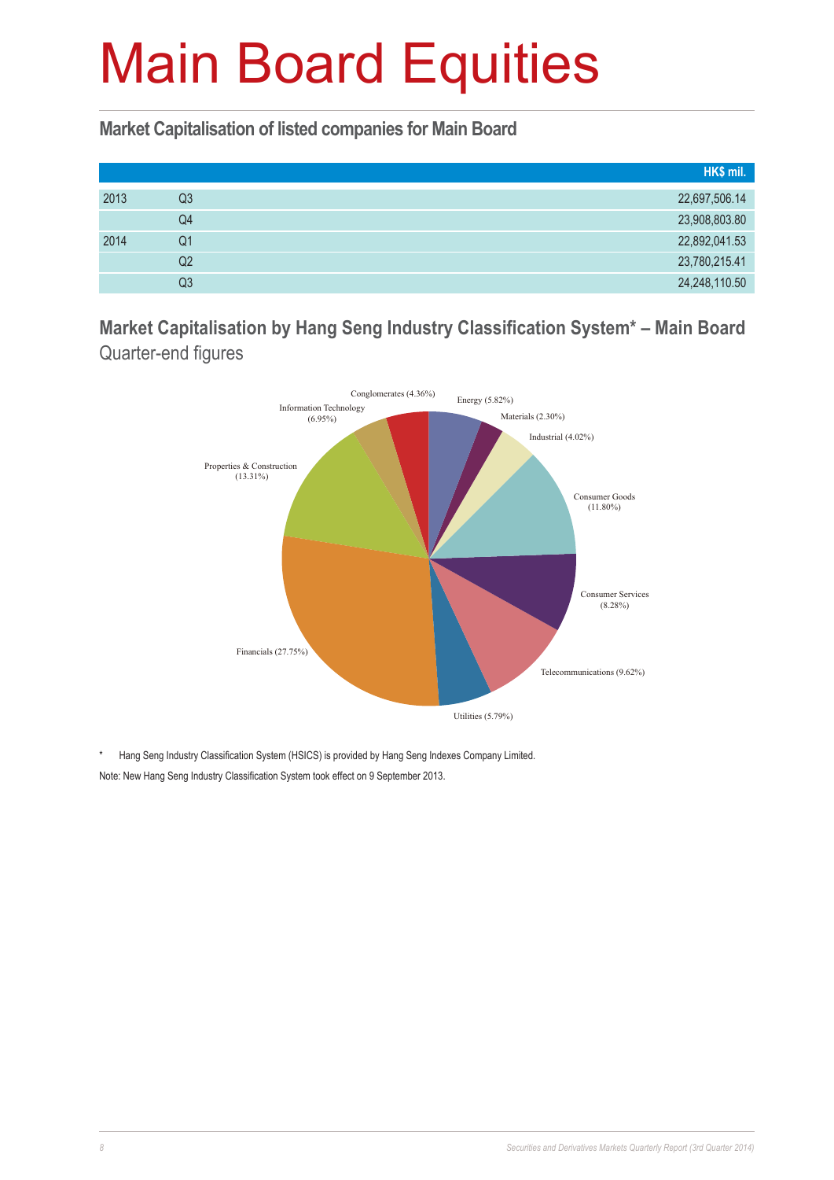# Main Board Equities

## Market Capitalisation of listed companies for Main Board

| | | HK$ mil. |
|---|---|---|
| 2013 | Q3 | 22,697,506.14 |
| | Q4 | 23,908,803.80 |
| 2014 | Q1 | 22,892,041.53 |
| | Q2 | 23,780,215.41 |
| | Q3 | 24,248,110.50 |

## Market Capitalisation by Hang Seng Industry Classification System* – Main Board

Quarter-end figures

Energy (5.82%)
Materials (2.30%)
Industrial (4.02%)
Consumer Goods (11.80%)
Consumer Services (8.28%)
Telecommunications (9.62%)
Utilities (5.79%)
Financials (27.75%)
Properties & Construction (13.31%)
Information Technology (6.95%)
Conglomerates (4.36%)

* Hang Seng Industry Classification System (HSICS) is provided by Hang Seng Indexes Company Limited.

Note: New Hang Seng Industry Classification System took effect on 9 September 2013.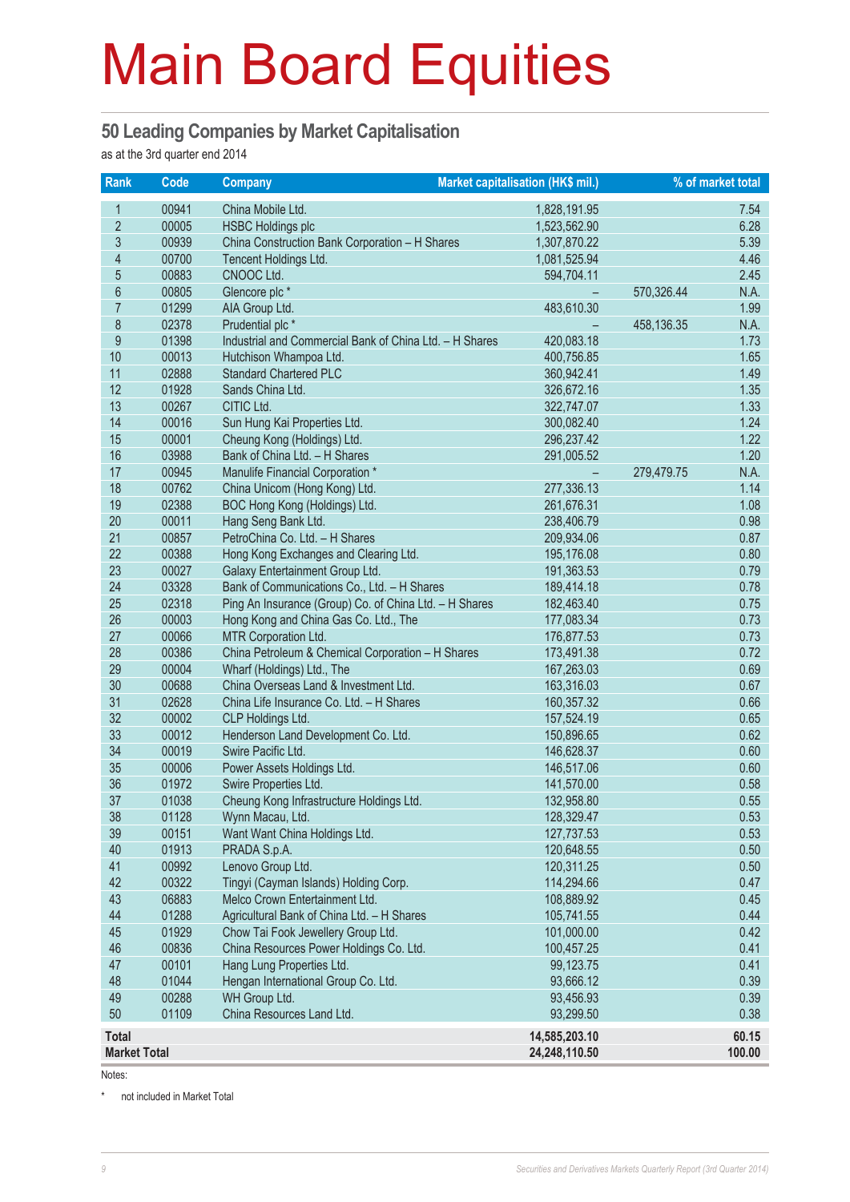# Main Board Equities

## 50 Leading Companies by Market Capitalisation

as at the 3rd quarter end 2014

| Rank | Code | Company | Market capitalisation (HK$ mil.) | | % of market total |
|---|---|---|---|---|---|
| 1 | 00941 | China Mobile Ltd. | 1,828,191.95 | | 7.54 |
| 2 | 00005 | HSBC Holdings plc | 1,523,562.90 | | 6.28 |
| 3 | 00939 | China Construction Bank Corporation – H Shares | 1,307,870.22 | | 5.39 |
| 4 | 00700 | Tencent Holdings Ltd. | 1,081,525.94 | | 4.46 |
| 5 | 00883 | CNOOC Ltd. | 594,704.11 | | 2.45 |
| 6 | 00805 | Glencore plc * | – | 570,326.44 | N.A. |
| 7 | 01299 | AIA Group Ltd. | 483,610.30 | | 1.99 |
| 8 | 02378 | Prudential plc * | – | 458,136.35 | N.A. |
| 9 | 01398 | Industrial and Commercial Bank of China Ltd. – H Shares | 420,083.18 | | 1.73 |
| 10 | 00013 | Hutchison Whampoa Ltd. | 400,756.85 | | 1.65 |
| 11 | 02888 | Standard Chartered PLC | 360,942.41 | | 1.49 |
| 12 | 01928 | Sands China Ltd. | 326,672.16 | | 1.35 |
| 13 | 00267 | CITIC Ltd. | 322,747.07 | | 1.33 |
| 14 | 00016 | Sun Hung Kai Properties Ltd. | 300,082.40 | | 1.24 |
| 15 | 00001 | Cheung Kong (Holdings) Ltd. | 296,237.42 | | 1.22 |
| 16 | 03988 | Bank of China Ltd. – H Shares | 291,005.52 | | 1.20 |
| 17 | 00945 | Manulife Financial Corporation * | – | 279,479.75 | N.A. |
| 18 | 00762 | China Unicom (Hong Kong) Ltd. | 277,336.13 | | 1.14 |
| 19 | 02388 | BOC Hong Kong (Holdings) Ltd. | 261,676.31 | | 1.08 |
| 20 | 00011 | Hang Seng Bank Ltd. | 238,406.79 | | 0.98 |
| 21 | 00857 | PetroChina Co. Ltd. – H Shares | 209,934.06 | | 0.87 |
| 22 | 00388 | Hong Kong Exchanges and Clearing Ltd. | 195,176.08 | | 0.80 |
| 23 | 00027 | Galaxy Entertainment Group Ltd. | 191,363.53 | | 0.79 |
| 24 | 03328 | Bank of Communications Co., Ltd. – H Shares | 189,414.18 | | 0.78 |
| 25 | 02318 | Ping An Insurance (Group) Co. of China Ltd. – H Shares | 182,463.40 | | 0.75 |
| 26 | 00003 | Hong Kong and China Gas Co. Ltd., The | 177,083.34 | | 0.73 |
| 27 | 00066 | MTR Corporation Ltd. | 176,877.53 | | 0.73 |
| 28 | 00386 | China Petroleum & Chemical Corporation – H Shares | 173,491.38 | | 0.72 |
| 29 | 00004 | Wharf (Holdings) Ltd., The | 167,263.03 | | 0.69 |
| 30 | 00688 | China Overseas Land & Investment Ltd. | 163,316.03 | | 0.67 |
| 31 | 02628 | China Life Insurance Co. Ltd. – H Shares | 160,357.32 | | 0.66 |
| 32 | 00002 | CLP Holdings Ltd. | 157,524.19 | | 0.65 |
| 33 | 00012 | Henderson Land Development Co. Ltd. | 150,896.65 | | 0.62 |
| 34 | 00019 | Swire Pacific Ltd. | 146,628.37 | | 0.60 |
| 35 | 00006 | Power Assets Holdings Ltd. | 146,517.06 | | 0.60 |
| 36 | 01972 | Swire Properties Ltd. | 141,570.00 | | 0.58 |
| 37 | 01038 | Cheung Kong Infrastructure Holdings Ltd. | 132,958.80 | | 0.55 |
| 38 | 01128 | Wynn Macau, Ltd. | 128,329.47 | | 0.53 |
| 39 | 00151 | Want Want China Holdings Ltd. | 127,737.53 | | 0.53 |
| 40 | 01913 | PRADA S.p.A. | 120,648.55 | | 0.50 |
| 41 | 00992 | Lenovo Group Ltd. | 120,311.25 | | 0.50 |
| 42 | 00322 | Tingyi (Cayman Islands) Holding Corp. | 114,294.66 | | 0.47 |
| 43 | 06883 | Melco Crown Entertainment Ltd. | 108,889.92 | | 0.45 |
| 44 | 01288 | Agricultural Bank of China Ltd. – H Shares | 105,741.55 | | 0.44 |
| 45 | 01929 | Chow Tai Fook Jewellery Group Ltd. | 101,000.00 | | 0.42 |
| 46 | 00836 | China Resources Power Holdings Co. Ltd. | 100,457.25 | | 0.41 |
| 47 | 00101 | Hang Lung Properties Ltd. | 99,123.75 | | 0.41 |
| 48 | 01044 | Hengan International Group Co. Ltd. | 93,666.12 | | 0.39 |
| 49 | 00288 | WH Group Ltd. | 93,456.93 | | 0.39 |
| 50 | 01109 | China Resources Land Ltd. | 93,299.50 | | 0.38 |
| **Total** | | | **14,585,203.10** | | **60.15** |
| **Market Total** | | | **24,248,110.50** | | **100.00** |

Notes:

\* not included in Market Total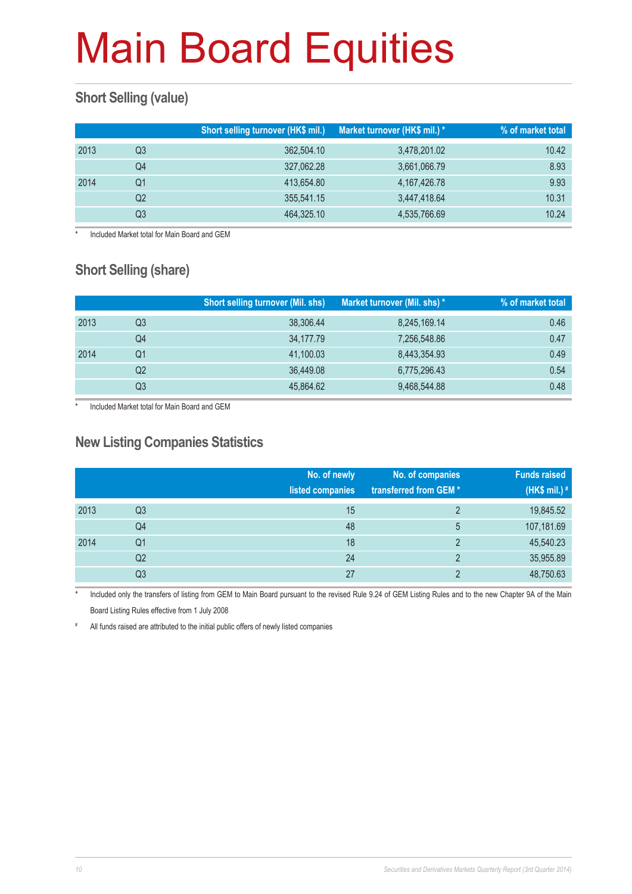# Main Board Equities

## Short Selling (value)

| | | Short selling turnover (HK$ mil.) | Market turnover (HK$ mil.) * | % of market total |
|---|---|---|---|---|
| 2013 | Q3 | 362,504.10 | 3,478,201.02 | 10.42 |
| | Q4 | 327,062.28 | 3,661,066.79 | 8.93 |
| 2014 | Q1 | 413,654.80 | 4,167,426.78 | 9.93 |
| | Q2 | 355,541.15 | 3,447,418.64 | 10.31 |
| | Q3 | 464,325.10 | 4,535,766.69 | 10.24 |

\* Included Market total for Main Board and GEM

## Short Selling (share)

| | | Short selling turnover (Mil. shs) | Market turnover (Mil. shs) * | % of market total |
|---|---|---|---|---|
| 2013 | Q3 | 38,306.44 | 8,245,169.14 | 0.46 |
| | Q4 | 34,177.79 | 7,256,548.86 | 0.47 |
| 2014 | Q1 | 41,100.03 | 8,443,354.93 | 0.49 |
| | Q2 | 36,449.08 | 6,775,296.43 | 0.54 |
| | Q3 | 45,864.62 | 9,468,544.88 | 0.48 |

\* Included Market total for Main Board and GEM

## New Listing Companies Statistics

| | | No. of newly listed companies | No. of companies transferred from GEM * | Funds raised (HK$ mil.) # |
|---|---|---|---|---|
| 2013 | Q3 | 15 | 2 | 19,845.52 |
| | Q4 | 48 | 5 | 107,181.69 |
| 2014 | Q1 | 18 | 2 | 45,540.23 |
| | Q2 | 24 | 2 | 35,955.89 |
| | Q3 | 27 | 2 | 48,750.63 |

\* Included only the transfers of listing from GEM to Main Board pursuant to the revised Rule 9.24 of GEM Listing Rules and to the new Chapter 9A of the Main Board Listing Rules effective from 1 July 2008

\# All funds raised are attributed to the initial public offers of newly listed companies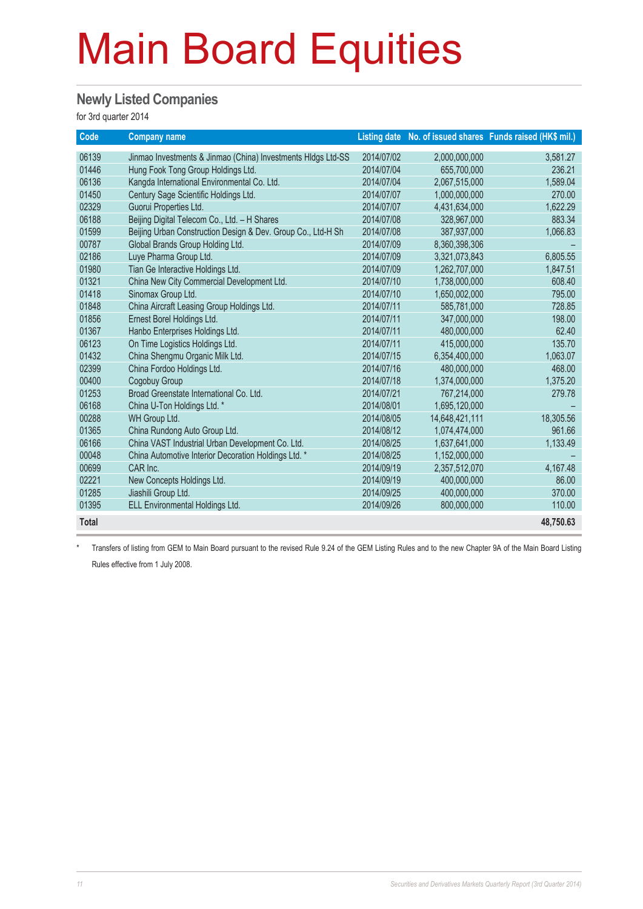# Main Board Equities

## Newly Listed Companies

for 3rd quarter 2014

| Code | Company name | Listing date | No. of issued shares | Funds raised (HK$ mil.) |
|---|---|---|---|---|
| 06139 | Jinmao Investments & Jinmao (China) Investments Hldgs Ltd-SS | 2014/07/02 | 2,000,000,000 | 3,581.27 |
| 01446 | Hung Fook Tong Group Holdings Ltd. | 2014/07/04 | 655,700,000 | 236.21 |
| 06136 | Kangda International Environmental Co. Ltd. | 2014/07/04 | 2,067,515,000 | 1,589.04 |
| 01450 | Century Sage Scientific Holdings Ltd. | 2014/07/07 | 1,000,000,000 | 270.00 |
| 02329 | Guorui Properties Ltd. | 2014/07/07 | 4,431,634,000 | 1,622.29 |
| 06188 | Beijing Digital Telecom Co., Ltd. – H Shares | 2014/07/08 | 328,967,000 | 883.34 |
| 01599 | Beijing Urban Construction Design & Dev. Group Co., Ltd-H Sh | 2014/07/08 | 387,937,000 | 1,066.83 |
| 00787 | Global Brands Group Holding Ltd. | 2014/07/09 | 8,360,398,306 | – |
| 02186 | Luye Pharma Group Ltd. | 2014/07/09 | 3,321,073,843 | 6,805.55 |
| 01980 | Tian Ge Interactive Holdings Ltd. | 2014/07/09 | 1,262,707,000 | 1,847.51 |
| 01321 | China New City Commercial Development Ltd. | 2014/07/10 | 1,738,000,000 | 608.40 |
| 01418 | Sinomax Group Ltd. | 2014/07/10 | 1,650,002,000 | 795.00 |
| 01848 | China Aircraft Leasing Group Holdings Ltd. | 2014/07/11 | 585,781,000 | 728.85 |
| 01856 | Ernest Borel Holdings Ltd. | 2014/07/11 | 347,000,000 | 198.00 |
| 01367 | Hanbo Enterprises Holdings Ltd. | 2014/07/11 | 480,000,000 | 62.40 |
| 06123 | On Time Logistics Holdings Ltd. | 2014/07/11 | 415,000,000 | 135.70 |
| 01432 | China Shengmu Organic Milk Ltd. | 2014/07/15 | 6,354,400,000 | 1,063.07 |
| 02399 | China Fordoo Holdings Ltd. | 2014/07/16 | 480,000,000 | 468.00 |
| 00400 | Cogobuy Group | 2014/07/18 | 1,374,000,000 | 1,375.20 |
| 01253 | Broad Greenstate International Co. Ltd. | 2014/07/21 | 767,214,000 | 279.78 |
| 06168 | China U-Ton Holdings Ltd. * | 2014/08/01 | 1,695,120,000 | – |
| 00288 | WH Group Ltd. | 2014/08/05 | 14,648,421,111 | 18,305.56 |
| 01365 | China Rundong Auto Group Ltd. | 2014/08/12 | 1,074,474,000 | 961.66 |
| 06166 | China VAST Industrial Urban Development Co. Ltd. | 2014/08/25 | 1,637,641,000 | 1,133.49 |
| 00048 | China Automotive Interior Decoration Holdings Ltd. * | 2014/08/25 | 1,152,000,000 | – |
| 00699 | CAR Inc. | 2014/09/19 | 2,357,512,070 | 4,167.48 |
| 02221 | New Concepts Holdings Ltd. | 2014/09/19 | 400,000,000 | 86.00 |
| 01285 | Jiashili Group Ltd. | 2014/09/25 | 400,000,000 | 370.00 |
| 01395 | ELL Environmental Holdings Ltd. | 2014/09/26 | 800,000,000 | 110.00 |
| **Total** | | | | **48,750.63** |

\* Transfers of listing from GEM to Main Board pursuant to the revised Rule 9.24 of the GEM Listing Rules and to the new Chapter 9A of the Main Board Listing Rules effective from 1 July 2008.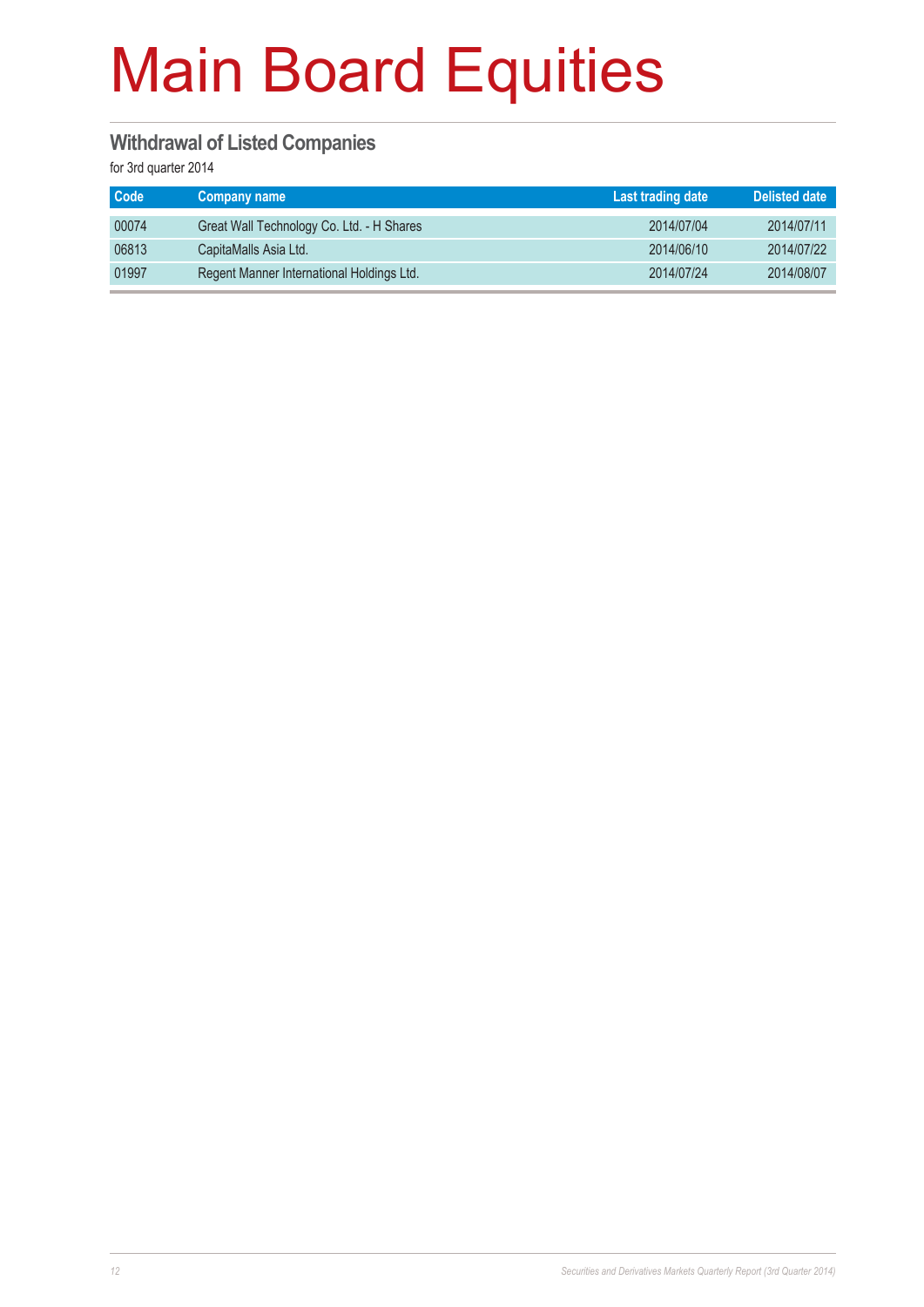# Main Board Equities

## Withdrawal of Listed Companies

for 3rd quarter 2014

| Code | Company name | Last trading date | Delisted date |
|---|---|---|---|
| 00074 | Great Wall Technology Co. Ltd. - H Shares | 2014/07/04 | 2014/07/11 |
| 06813 | CapitaMalls Asia Ltd. | 2014/06/10 | 2014/07/22 |
| 01997 | Regent Manner International Holdings Ltd. | 2014/07/24 | 2014/08/07 |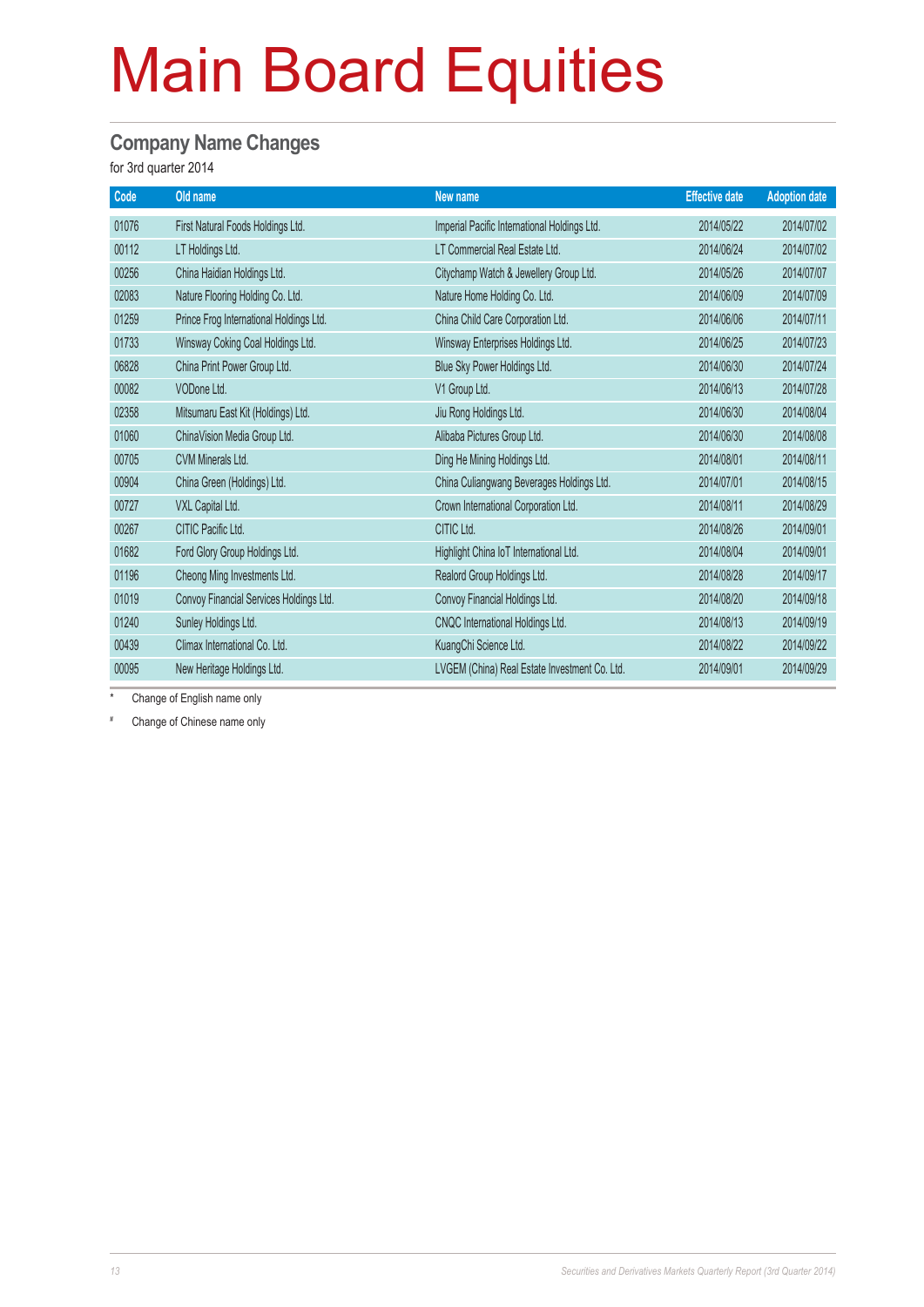# Main Board Equities

## Company Name Changes

for 3rd quarter 2014

| Code | Old name | New name | Effective date | Adoption date |
|---|---|---|---|---|
| 01076 | First Natural Foods Holdings Ltd. | Imperial Pacific International Holdings Ltd. | 2014/05/22 | 2014/07/02 |
| 00112 | LT Holdings Ltd. | LT Commercial Real Estate Ltd. | 2014/06/24 | 2014/07/02 |
| 00256 | China Haidian Holdings Ltd. | Citychamp Watch & Jewellery Group Ltd. | 2014/05/26 | 2014/07/07 |
| 02083 | Nature Flooring Holding Co. Ltd. | Nature Home Holding Co. Ltd. | 2014/06/09 | 2014/07/09 |
| 01259 | Prince Frog International Holdings Ltd. | China Child Care Corporation Ltd. | 2014/06/06 | 2014/07/11 |
| 01733 | Winsway Coking Coal Holdings Ltd. | Winsway Enterprises Holdings Ltd. | 2014/06/25 | 2014/07/23 |
| 06828 | China Print Power Group Ltd. | Blue Sky Power Holdings Ltd. | 2014/06/30 | 2014/07/24 |
| 00082 | VODone Ltd. | V1 Group Ltd. | 2014/06/13 | 2014/07/28 |
| 02358 | Mitsumaru East Kit (Holdings) Ltd. | Jiu Rong Holdings Ltd. | 2014/06/30 | 2014/08/04 |
| 01060 | ChinaVision Media Group Ltd. | Alibaba Pictures Group Ltd. | 2014/06/30 | 2014/08/08 |
| 00705 | CVM Minerals Ltd. | Ding He Mining Holdings Ltd. | 2014/08/01 | 2014/08/11 |
| 00904 | China Green (Holdings) Ltd. | China Culiangwang Beverages Holdings Ltd. | 2014/07/01 | 2014/08/15 |
| 00727 | VXL Capital Ltd. | Crown International Corporation Ltd. | 2014/08/11 | 2014/08/29 |
| 00267 | CITIC Pacific Ltd. | CITIC Ltd. | 2014/08/26 | 2014/09/01 |
| 01682 | Ford Glory Group Holdings Ltd. | Highlight China IoT International Ltd. | 2014/08/04 | 2014/09/01 |
| 01196 | Cheong Ming Investments Ltd. | Realord Group Holdings Ltd. | 2014/08/28 | 2014/09/17 |
| 01019 | Convoy Financial Services Holdings Ltd. | Convoy Financial Holdings Ltd. | 2014/08/20 | 2014/09/18 |
| 01240 | Sunley Holdings Ltd. | CNQC International Holdings Ltd. | 2014/08/13 | 2014/09/19 |
| 00439 | Climax International Co. Ltd. | KuangChi Science Ltd. | 2014/08/22 | 2014/09/22 |
| 00095 | New Heritage Holdings Ltd. | LVGEM (China) Real Estate Investment Co. Ltd. | 2014/09/01 | 2014/09/29 |

\* Change of English name only

\# Change of Chinese name only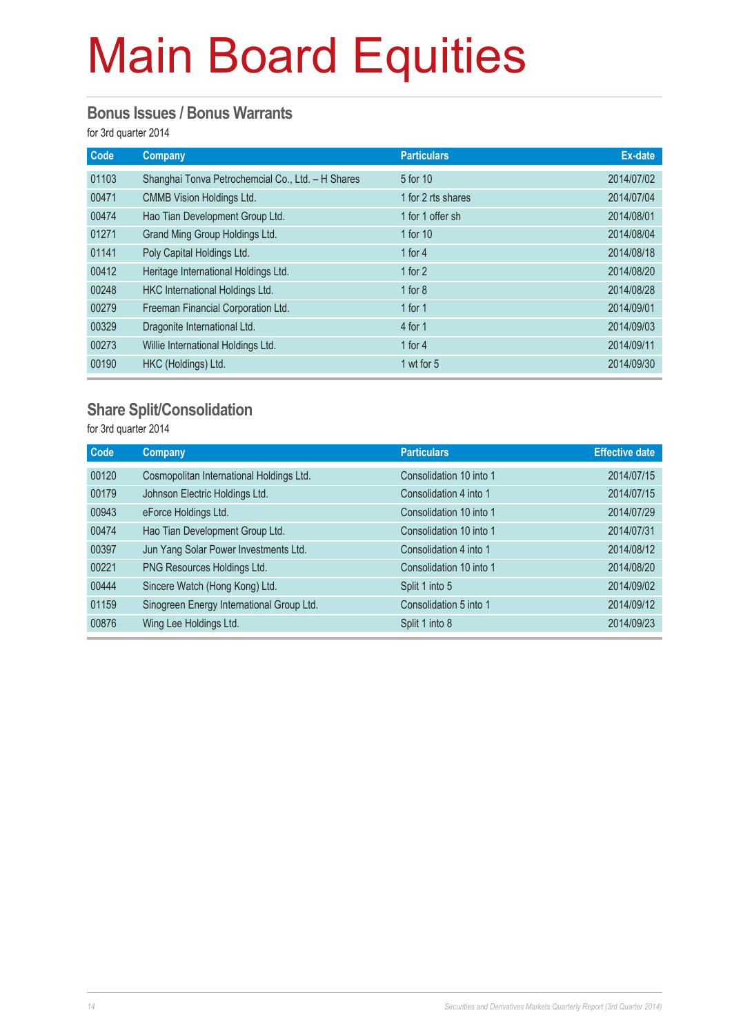# Main Board Equities

## Bonus Issues / Bonus Warrants

for 3rd quarter 2014

| Code | Company | Particulars | Ex-date |
|---|---|---|---|
| 01103 | Shanghai Tonva Petrochemcial Co., Ltd. – H Shares | 5 for 10 | 2014/07/02 |
| 00471 | CMMB Vision Holdings Ltd. | 1 for 2 rts shares | 2014/07/04 |
| 00474 | Hao Tian Development Group Ltd. | 1 for 1 offer sh | 2014/08/01 |
| 01271 | Grand Ming Group Holdings Ltd. | 1 for 10 | 2014/08/04 |
| 01141 | Poly Capital Holdings Ltd. | 1 for 4 | 2014/08/18 |
| 00412 | Heritage International Holdings Ltd. | 1 for 2 | 2014/08/20 |
| 00248 | HKC International Holdings Ltd. | 1 for 8 | 2014/08/28 |
| 00279 | Freeman Financial Corporation Ltd. | 1 for 1 | 2014/09/01 |
| 00329 | Dragonite International Ltd. | 4 for 1 | 2014/09/03 |
| 00273 | Willie International Holdings Ltd. | 1 for 4 | 2014/09/11 |
| 00190 | HKC (Holdings) Ltd. | 1 wt for 5 | 2014/09/30 |

## Share Split/Consolidation

for 3rd quarter 2014

| Code | Company | Particulars | Effective date |
|---|---|---|---|
| 00120 | Cosmopolitan International Holdings Ltd. | Consolidation 10 into 1 | 2014/07/15 |
| 00179 | Johnson Electric Holdings Ltd. | Consolidation 4 into 1 | 2014/07/15 |
| 00943 | eForce Holdings Ltd. | Consolidation 10 into 1 | 2014/07/29 |
| 00474 | Hao Tian Development Group Ltd. | Consolidation 10 into 1 | 2014/07/31 |
| 00397 | Jun Yang Solar Power Investments Ltd. | Consolidation 4 into 1 | 2014/08/12 |
| 00221 | PNG Resources Holdings Ltd. | Consolidation 10 into 1 | 2014/08/20 |
| 00444 | Sincere Watch (Hong Kong) Ltd. | Split 1 into 5 | 2014/09/02 |
| 01159 | Sinogreen Energy International Group Ltd. | Consolidation 5 into 1 | 2014/09/12 |
| 00876 | Wing Lee Holdings Ltd. | Split 1 into 8 | 2014/09/23 |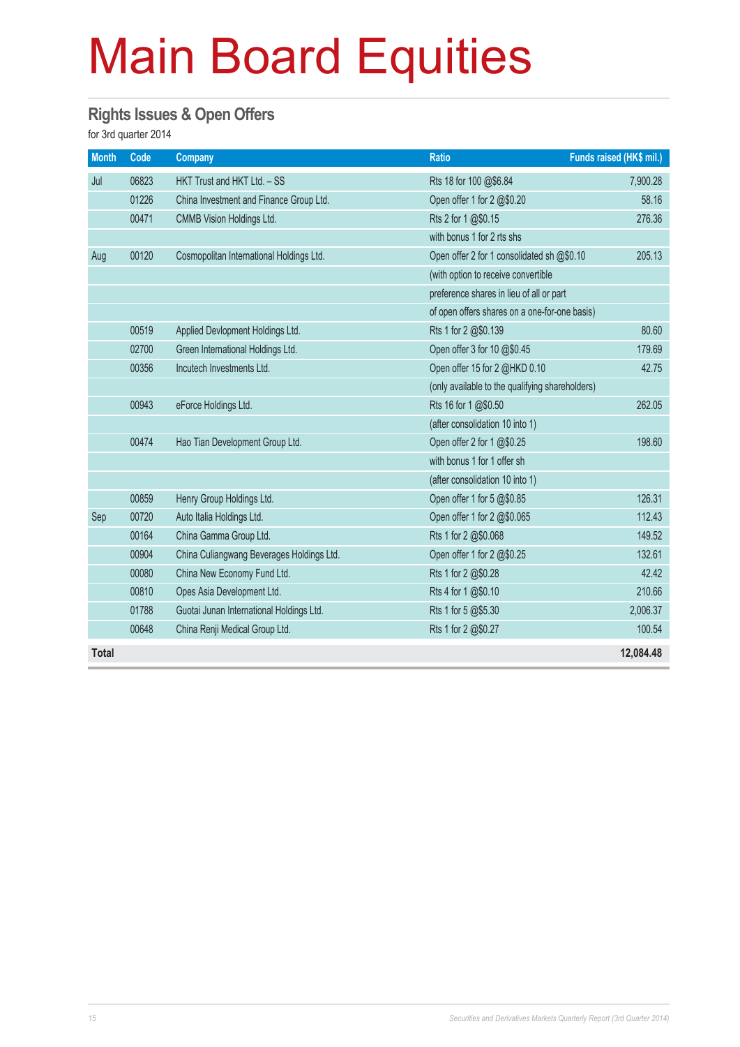# Main Board Equities

## Rights Issues & Open Offers

for 3rd quarter 2014

| Month | Code | Company | Ratio | Funds raised (HK$ mil.) |
|---|---|---|---|---|
| Jul | 06823 | HKT Trust and HKT Ltd. – SS | Rts 18 for 100 @$6.84 | 7,900.28 |
| | 01226 | China Investment and Finance Group Ltd. | Open offer 1 for 2 @$0.20 | 58.16 |
| | 00471 | CMMB Vision Holdings Ltd. | Rts 2 for 1 @$0.15 | 276.36 |
| | | | with bonus 1 for 2 rts shs | |
| Aug | 00120 | Cosmopolitan International Holdings Ltd. | Open offer 2 for 1 consolidated sh @$0.10 | 205.13 |
| | | | (with option to receive convertible | |
| | | | preference shares in lieu of all or part | |
| | | | of open offers shares on a one-for-one basis) | |
| | 00519 | Applied Devlopment Holdings Ltd. | Rts 1 for 2 @$0.139 | 80.60 |
| | 02700 | Green International Holdings Ltd. | Open offer 3 for 10 @$0.45 | 179.69 |
| | 00356 | Incutech Investments Ltd. | Open offer 15 for 2 @HKD 0.10 | 42.75 |
| | | | (only available to the qualifying shareholders) | |
| | 00943 | eForce Holdings Ltd. | Rts 16 for 1 @$0.50 | 262.05 |
| | | | (after consolidation 10 into 1) | |
| | 00474 | Hao Tian Development Group Ltd. | Open offer 2 for 1 @$0.25 | 198.60 |
| | | | with bonus 1 for 1 offer sh | |
| | | | (after consolidation 10 into 1) | |
| | 00859 | Henry Group Holdings Ltd. | Open offer 1 for 5 @$0.85 | 126.31 |
| Sep | 00720 | Auto Italia Holdings Ltd. | Open offer 1 for 2 @$0.065 | 112.43 |
| | 00164 | China Gamma Group Ltd. | Rts 1 for 2 @$0.068 | 149.52 |
| | 00904 | China Culiangwang Beverages Holdings Ltd. | Open offer 1 for 2 @$0.25 | 132.61 |
| | 00080 | China New Economy Fund Ltd. | Rts 1 for 2 @$0.28 | 42.42 |
| | 00810 | Opes Asia Development Ltd. | Rts 4 for 1 @$0.10 | 210.66 |
| | 01788 | Guotai Junan International Holdings Ltd. | Rts 1 for 5 @$5.30 | 2,006.37 |
| | 00648 | China Renji Medical Group Ltd. | Rts 1 for 2 @$0.27 | 100.54 |
| **Total** | | | | **12,084.48** |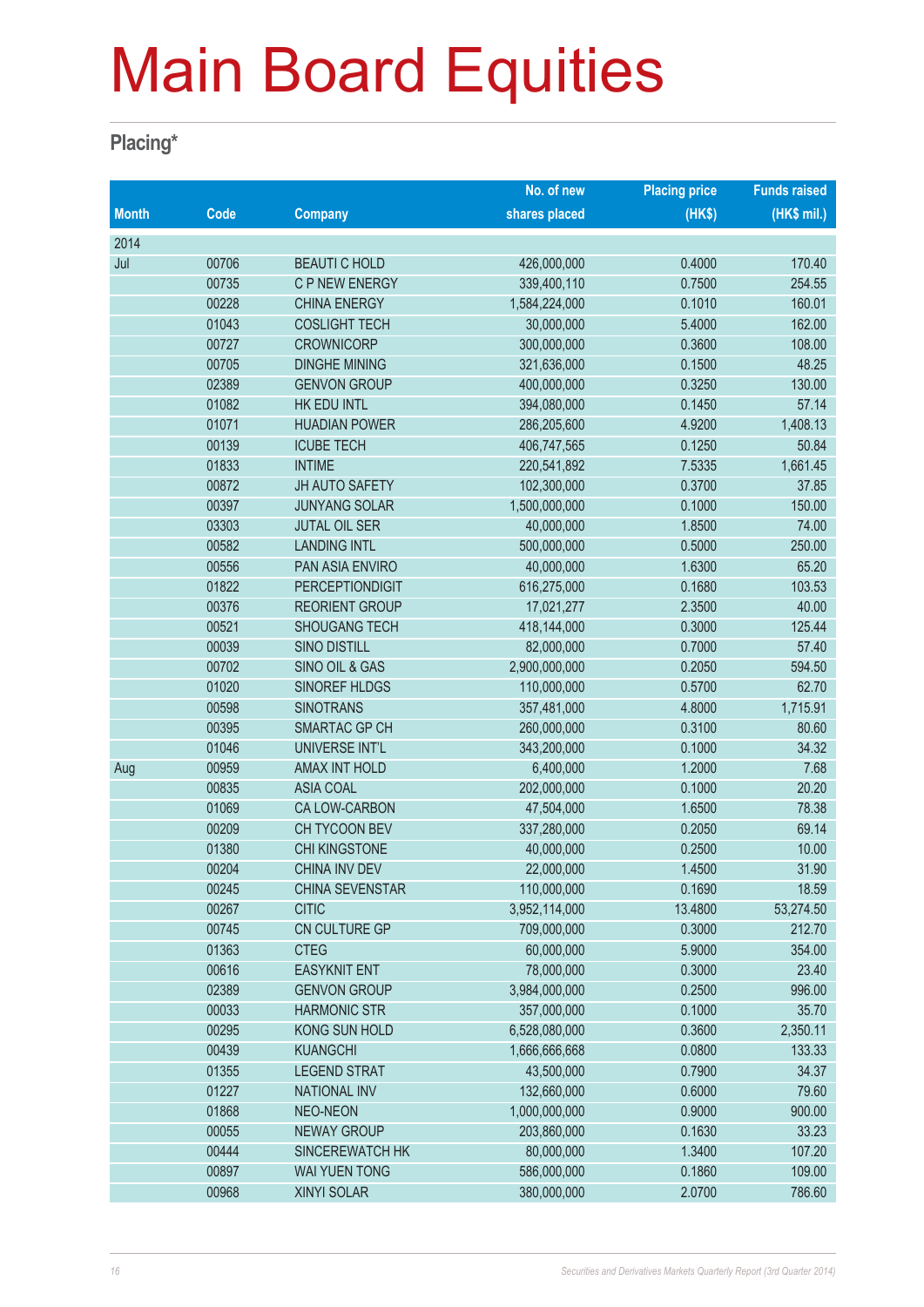# Main Board Equities

## Placing*

| Month | Code | Company | No. of new shares placed | Placing price (HK$) | Funds raised (HK$ mil.) |
|---|---|---|---|---|---|
| 2014 | | | | | |
| Jul | 00706 | BEAUTI C HOLD | 426,000,000 | 0.4000 | 170.40 |
| | 00735 | C P NEW ENERGY | 339,400,110 | 0.7500 | 254.55 |
| | 00228 | CHINA ENERGY | 1,584,224,000 | 0.1010 | 160.01 |
| | 01043 | COSLIGHT TECH | 30,000,000 | 5.4000 | 162.00 |
| | 00727 | CROWNICORP | 300,000,000 | 0.3600 | 108.00 |
| | 00705 | DINGHE MINING | 321,636,000 | 0.1500 | 48.25 |
| | 02389 | GENVON GROUP | 400,000,000 | 0.3250 | 130.00 |
| | 01082 | HK EDU INTL | 394,080,000 | 0.1450 | 57.14 |
| | 01071 | HUADIAN POWER | 286,205,600 | 4.9200 | 1,408.13 |
| | 00139 | ICUBE TECH | 406,747,565 | 0.1250 | 50.84 |
| | 01833 | INTIME | 220,541,892 | 7.5335 | 1,661.45 |
| | 00872 | JH AUTO SAFETY | 102,300,000 | 0.3700 | 37.85 |
| | 00397 | JUNYANG SOLAR | 1,500,000,000 | 0.1000 | 150.00 |
| | 03303 | JUTAL OIL SER | 40,000,000 | 1.8500 | 74.00 |
| | 00582 | LANDING INTL | 500,000,000 | 0.5000 | 250.00 |
| | 00556 | PAN ASIA ENVIRO | 40,000,000 | 1.6300 | 65.20 |
| | 01822 | PERCEPTIONDIGIT | 616,275,000 | 0.1680 | 103.53 |
| | 00376 | REORIENT GROUP | 17,021,277 | 2.3500 | 40.00 |
| | 00521 | SHOUGANG TECH | 418,144,000 | 0.3000 | 125.44 |
| | 00039 | SINO DISTILL | 82,000,000 | 0.7000 | 57.40 |
| | 00702 | SINO OIL & GAS | 2,900,000,000 | 0.2050 | 594.50 |
| | 01020 | SINOREF HLDGS | 110,000,000 | 0.5700 | 62.70 |
| | 00598 | SINOTRANS | 357,481,000 | 4.8000 | 1,715.91 |
| | 00395 | SMARTAC GP CH | 260,000,000 | 0.3100 | 80.60 |
| | 01046 | UNIVERSE INT'L | 343,200,000 | 0.1000 | 34.32 |
| Aug | 00959 | AMAX INT HOLD | 6,400,000 | 1.2000 | 7.68 |
| | 00835 | ASIA COAL | 202,000,000 | 0.1000 | 20.20 |
| | 01069 | CA LOW-CARBON | 47,504,000 | 1.6500 | 78.38 |
| | 00209 | CH TYCOON BEV | 337,280,000 | 0.2050 | 69.14 |
| | 01380 | CHI KINGSTONE | 40,000,000 | 0.2500 | 10.00 |
| | 00204 | CHINA INV DEV | 22,000,000 | 1.4500 | 31.90 |
| | 00245 | CHINA SEVENSTAR | 110,000,000 | 0.1690 | 18.59 |
| | 00267 | CITIC | 3,952,114,000 | 13.4800 | 53,274.50 |
| | 00745 | CN CULTURE GP | 709,000,000 | 0.3000 | 212.70 |
| | 01363 | CTEG | 60,000,000 | 5.9000 | 354.00 |
| | 00616 | EASYKNIT ENT | 78,000,000 | 0.3000 | 23.40 |
| | 02389 | GENVON GROUP | 3,984,000,000 | 0.2500 | 996.00 |
| | 00033 | HARMONIC STR | 357,000,000 | 0.1000 | 35.70 |
| | 00295 | KONG SUN HOLD | 6,528,080,000 | 0.3600 | 2,350.11 |
| | 00439 | KUANGCHI | 1,666,666,668 | 0.0800 | 133.33 |
| | 01355 | LEGEND STRAT | 43,500,000 | 0.7900 | 34.37 |
| | 01227 | NATIONAL INV | 132,660,000 | 0.6000 | 79.60 |
| | 01868 | NEO-NEON | 1,000,000,000 | 0.9000 | 900.00 |
| | 00055 | NEWAY GROUP | 203,860,000 | 0.1630 | 33.23 |
| | 00444 | SINCEREWATCH HK | 80,000,000 | 1.3400 | 107.20 |
| | 00897 | WAI YUEN TONG | 586,000,000 | 0.1860 | 109.00 |
| | 00968 | XINYI SOLAR | 380,000,000 | 2.0700 | 786.60 |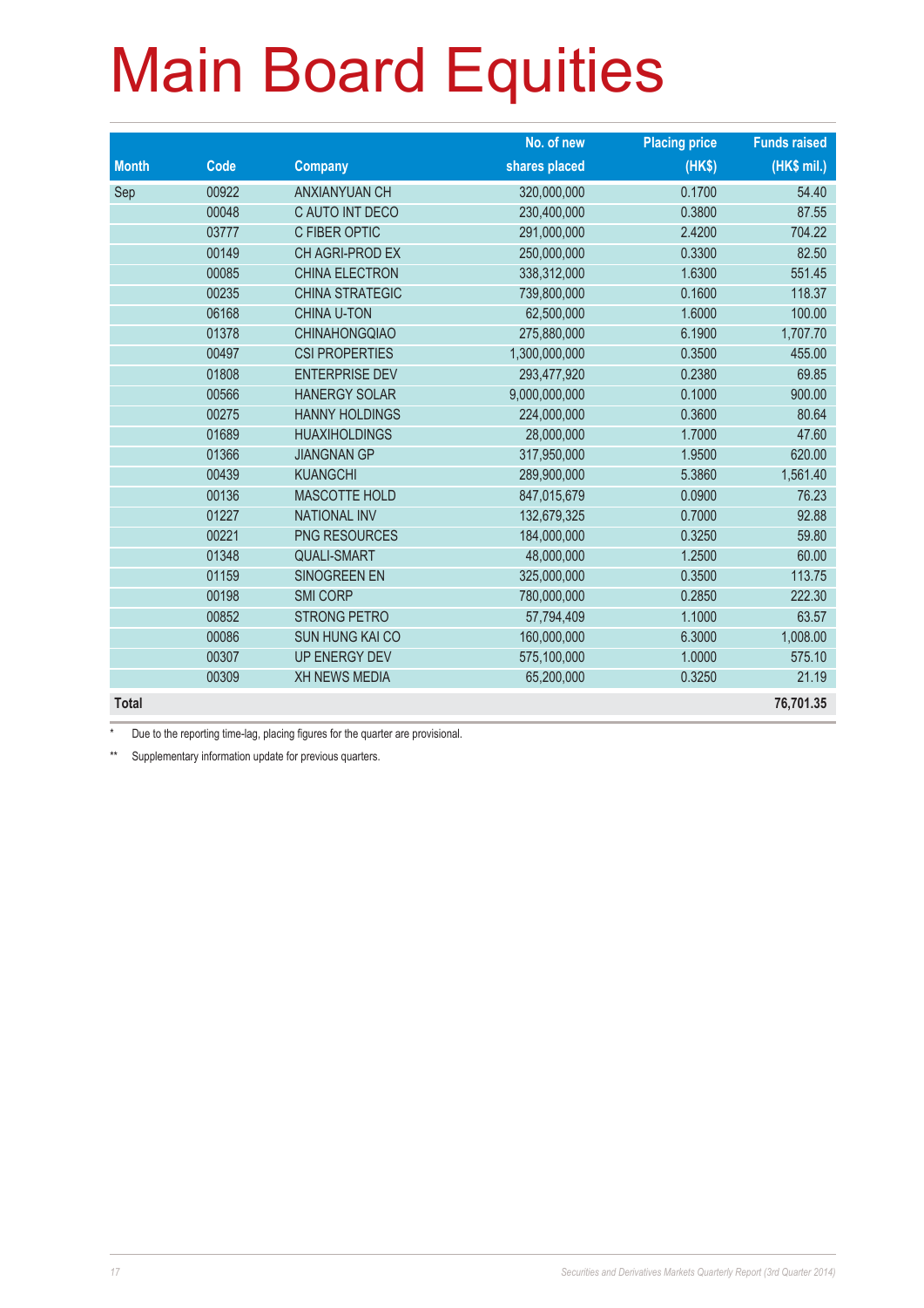# Main Board Equities

| Month | Code | Company | No. of new shares placed | Placing price (HK$) | Funds raised (HK$ mil.) |
|---|---|---|---|---|---|
| Sep | 00922 | ANXIANYUAN CH | 320,000,000 | 0.1700 | 54.40 |
| | 00048 | C AUTO INT DECO | 230,400,000 | 0.3800 | 87.55 |
| | 03777 | C FIBER OPTIC | 291,000,000 | 2.4200 | 704.22 |
| | 00149 | CH AGRI-PROD EX | 250,000,000 | 0.3300 | 82.50 |
| | 00085 | CHINA ELECTRON | 338,312,000 | 1.6300 | 551.45 |
| | 00235 | CHINA STRATEGIC | 739,800,000 | 0.1600 | 118.37 |
| | 06168 | CHINA U-TON | 62,500,000 | 1.6000 | 100.00 |
| | 01378 | CHINAHONGQIAO | 275,880,000 | 6.1900 | 1,707.70 |
| | 00497 | CSI PROPERTIES | 1,300,000,000 | 0.3500 | 455.00 |
| | 01808 | ENTERPRISE DEV | 293,477,920 | 0.2380 | 69.85 |
| | 00566 | HANERGY SOLAR | 9,000,000,000 | 0.1000 | 900.00 |
| | 00275 | HANNY HOLDINGS | 224,000,000 | 0.3600 | 80.64 |
| | 01689 | HUAXIHOLDINGS | 28,000,000 | 1.7000 | 47.60 |
| | 01366 | JIANGNAN GP | 317,950,000 | 1.9500 | 620.00 |
| | 00439 | KUANGCHI | 289,900,000 | 5.3860 | 1,561.40 |
| | 00136 | MASCOTTE HOLD | 847,015,679 | 0.0900 | 76.23 |
| | 01227 | NATIONAL INV | 132,679,325 | 0.7000 | 92.88 |
| | 00221 | PNG RESOURCES | 184,000,000 | 0.3250 | 59.80 |
| | 01348 | QUALI-SMART | 48,000,000 | 1.2500 | 60.00 |
| | 01159 | SINOGREEN EN | 325,000,000 | 0.3500 | 113.75 |
| | 00198 | SMI CORP | 780,000,000 | 0.2850 | 222.30 |
| | 00852 | STRONG PETRO | 57,794,409 | 1.1000 | 63.57 |
| | 00086 | SUN HUNG KAI CO | 160,000,000 | 6.3000 | 1,008.00 |
| | 00307 | UP ENERGY DEV | 575,100,000 | 1.0000 | 575.10 |
| | 00309 | XH NEWS MEDIA | 65,200,000 | 0.3250 | 21.19 |
| **Total** | | | | | **76,701.35** |

\* Due to the reporting time-lag, placing figures for the quarter are provisional.

** Supplementary information update for previous quarters.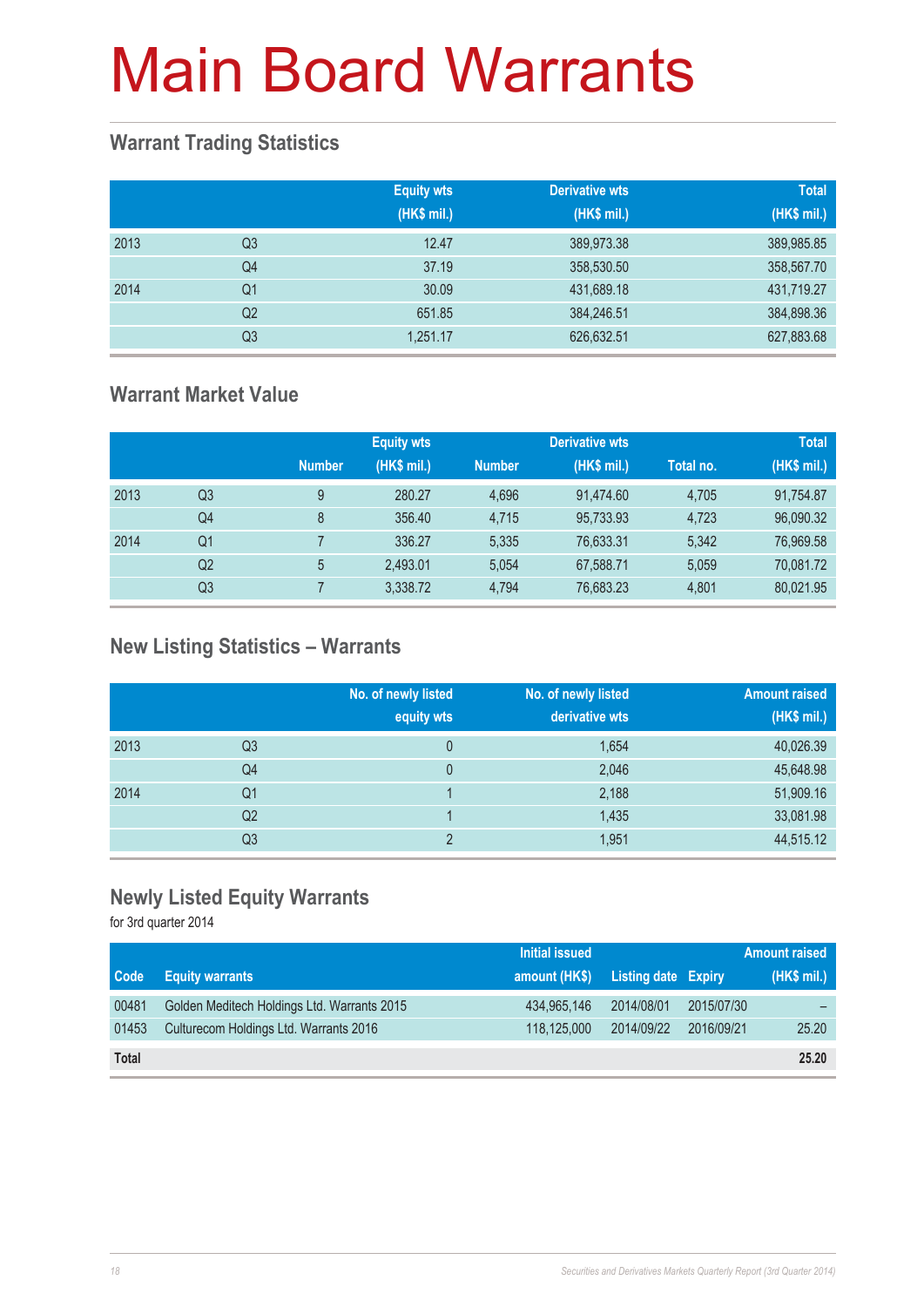# Main Board Warrants

## Warrant Trading Statistics

| | | Equity wts (HK$ mil.) | Derivative wts (HK$ mil.) | Total (HK$ mil.) |
|---|---|---|---|---|
| 2013 | Q3 | 12.47 | 389,973.38 | 389,985.85 |
| | Q4 | 37.19 | 358,530.50 | 358,567.70 |
| 2014 | Q1 | 30.09 | 431,689.18 | 431,719.27 |
| | Q2 | 651.85 | 384,246.51 | 384,898.36 |
| | Q3 | 1,251.17 | 626,632.51 | 627,883.68 |

## Warrant Market Value

| | | Equity wts | | Derivative wts | | | Total |
|---|---|---|---|---|---|---|---|
| | | Number | (HK$ mil.) | Number | (HK$ mil.) | Total no. | (HK$ mil.) |
| 2013 | Q3 | 9 | 280.27 | 4,696 | 91,474.60 | 4,705 | 91,754.87 |
| | Q4 | 8 | 356.40 | 4,715 | 95,733.93 | 4,723 | 96,090.32 |
| 2014 | Q1 | 7 | 336.27 | 5,335 | 76,633.31 | 5,342 | 76,969.58 |
| | Q2 | 5 | 2,493.01 | 5,054 | 67,588.71 | 5,059 | 70,081.72 |
| | Q3 | 7 | 3,338.72 | 4,794 | 76,683.23 | 4,801 | 80,021.95 |

## New Listing Statistics – Warrants

| | | No. of newly listed equity wts | No. of newly listed derivative wts | Amount raised (HK$ mil.) |
|---|---|---|---|---|
| 2013 | Q3 | 0 | 1,654 | 40,026.39 |
| | Q4 | 0 | 2,046 | 45,648.98 |
| 2014 | Q1 | 1 | 2,188 | 51,909.16 |
| | Q2 | 1 | 1,435 | 33,081.98 |
| | Q3 | 2 | 1,951 | 44,515.12 |

## Newly Listed Equity Warrants

for 3rd quarter 2014

| Code | Equity warrants | Initial issued amount (HK$) | Listing date | Expiry | Amount raised (HK$ mil.) |
|---|---|---|---|---|---|
| 00481 | Golden Meditech Holdings Ltd. Warrants 2015 | 434,965,146 | 2014/08/01 | 2015/07/30 | – |
| 01453 | Culturecom Holdings Ltd. Warrants 2016 | 118,125,000 | 2014/09/22 | 2016/09/21 | 25.20 |
| **Total** | | | | | **25.20** |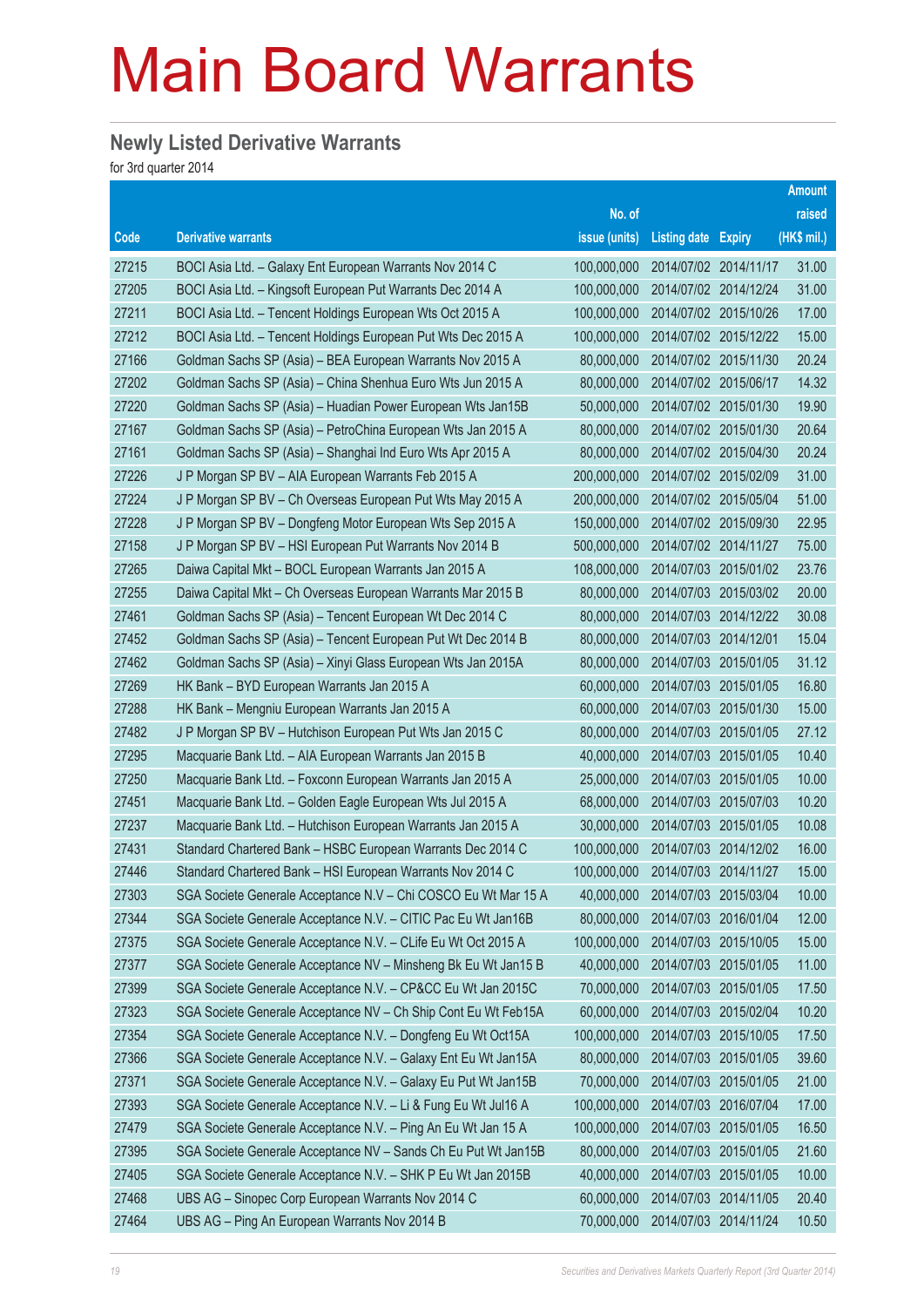# Main Board Warrants

## Newly Listed Derivative Warrants

for 3rd quarter 2014

| Code | Derivative warrants | No. of issue (units) | Listing date | Expiry | Amount raised (HK$ mil.) |
|---|---|---|---|---|---|
| 27215 | BOCI Asia Ltd. – Galaxy Ent European Warrants Nov 2014 C | 100,000,000 | 2014/07/02 | 2014/11/17 | 31.00 |
| 27205 | BOCI Asia Ltd. – Kingsoft European Put Warrants Dec 2014 A | 100,000,000 | 2014/07/02 | 2014/12/24 | 31.00 |
| 27211 | BOCI Asia Ltd. – Tencent Holdings European Wts Oct 2015 A | 100,000,000 | 2014/07/02 | 2015/10/26 | 17.00 |
| 27212 | BOCI Asia Ltd. – Tencent Holdings European Put Wts Dec 2015 A | 100,000,000 | 2014/07/02 | 2015/12/22 | 15.00 |
| 27166 | Goldman Sachs SP (Asia) – BEA European Warrants Nov 2015 A | 80,000,000 | 2014/07/02 | 2015/11/30 | 20.24 |
| 27202 | Goldman Sachs SP (Asia) – China Shenhua Euro Wts Jun 2015 A | 80,000,000 | 2014/07/02 | 2015/06/17 | 14.32 |
| 27220 | Goldman Sachs SP (Asia) – Huadian Power European Wts Jan15B | 50,000,000 | 2014/07/02 | 2015/01/30 | 19.90 |
| 27167 | Goldman Sachs SP (Asia) – PetroChina European Wts Jan 2015 A | 80,000,000 | 2014/07/02 | 2015/01/30 | 20.64 |
| 27161 | Goldman Sachs SP (Asia) – Shanghai Ind Euro Wts Apr 2015 A | 80,000,000 | 2014/07/02 | 2015/04/30 | 20.24 |
| 27226 | J P Morgan SP BV – AIA European Warrants Feb 2015 A | 200,000,000 | 2014/07/02 | 2015/02/09 | 31.00 |
| 27224 | J P Morgan SP BV – Ch Overseas European Put Wts May 2015 A | 200,000,000 | 2014/07/02 | 2015/05/04 | 51.00 |
| 27228 | J P Morgan SP BV – Dongfeng Motor European Wts Sep 2015 A | 150,000,000 | 2014/07/02 | 2015/09/30 | 22.95 |
| 27158 | J P Morgan SP BV – HSI European Put Warrants Nov 2014 B | 500,000,000 | 2014/07/02 | 2014/11/27 | 75.00 |
| 27265 | Daiwa Capital Mkt – BOCL European Warrants Jan 2015 A | 108,000,000 | 2014/07/03 | 2015/01/02 | 23.76 |
| 27255 | Daiwa Capital Mkt – Ch Overseas European Warrants Mar 2015 B | 80,000,000 | 2014/07/03 | 2015/03/02 | 20.00 |
| 27461 | Goldman Sachs SP (Asia) – Tencent European Wt Dec 2014 C | 80,000,000 | 2014/07/03 | 2014/12/22 | 30.08 |
| 27452 | Goldman Sachs SP (Asia) – Tencent European Put Wt Dec 2014 B | 80,000,000 | 2014/07/03 | 2014/12/01 | 15.04 |
| 27462 | Goldman Sachs SP (Asia) – Xinyi Glass European Wts Jan 2015A | 80,000,000 | 2014/07/03 | 2015/01/05 | 31.12 |
| 27269 | HK Bank – BYD European Warrants Jan 2015 A | 60,000,000 | 2014/07/03 | 2015/01/05 | 16.80 |
| 27288 | HK Bank – Mengniu European Warrants Jan 2015 A | 60,000,000 | 2014/07/03 | 2015/01/30 | 15.00 |
| 27482 | J P Morgan SP BV – Hutchison European Put Wts Jan 2015 C | 80,000,000 | 2014/07/03 | 2015/01/05 | 27.12 |
| 27295 | Macquarie Bank Ltd. – AIA European Warrants Jan 2015 B | 40,000,000 | 2014/07/03 | 2015/01/05 | 10.40 |
| 27250 | Macquarie Bank Ltd. – Foxconn European Warrants Jan 2015 A | 25,000,000 | 2014/07/03 | 2015/01/05 | 10.00 |
| 27451 | Macquarie Bank Ltd. – Golden Eagle European Wts Jul 2015 A | 68,000,000 | 2014/07/03 | 2015/07/03 | 10.20 |
| 27237 | Macquarie Bank Ltd. – Hutchison European Warrants Jan 2015 A | 30,000,000 | 2014/07/03 | 2015/01/05 | 10.08 |
| 27431 | Standard Chartered Bank – HSBC European Warrants Dec 2014 C | 100,000,000 | 2014/07/03 | 2014/12/02 | 16.00 |
| 27446 | Standard Chartered Bank – HSI European Warrants Nov 2014 C | 100,000,000 | 2014/07/03 | 2014/11/27 | 15.00 |
| 27303 | SGA Societe Generale Acceptance N.V – Chi COSCO Eu Wt Mar 15 A | 40,000,000 | 2014/07/03 | 2015/03/04 | 10.00 |
| 27344 | SGA Societe Generale Acceptance N.V. – CITIC Pac Eu Wt Jan16B | 80,000,000 | 2014/07/03 | 2016/01/04 | 12.00 |
| 27375 | SGA Societe Generale Acceptance N.V. – CLife Eu Wt Oct 2015 A | 100,000,000 | 2014/07/03 | 2015/10/05 | 15.00 |
| 27377 | SGA Societe Generale Acceptance NV – Minsheng Bk Eu Wt Jan15 B | 40,000,000 | 2014/07/03 | 2015/01/05 | 11.00 |
| 27399 | SGA Societe Generale Acceptance N.V. – CP&CC Eu Wt Jan 2015C | 70,000,000 | 2014/07/03 | 2015/01/05 | 17.50 |
| 27323 | SGA Societe Generale Acceptance NV – Ch Ship Cont Eu Wt Feb15A | 60,000,000 | 2014/07/03 | 2015/02/04 | 10.20 |
| 27354 | SGA Societe Generale Acceptance N.V. – Dongfeng Eu Wt Oct15A | 100,000,000 | 2014/07/03 | 2015/10/05 | 17.50 |
| 27366 | SGA Societe Generale Acceptance N.V. – Galaxy Ent Eu Wt Jan15A | 80,000,000 | 2014/07/03 | 2015/01/05 | 39.60 |
| 27371 | SGA Societe Generale Acceptance N.V. – Galaxy Eu Put Wt Jan15B | 70,000,000 | 2014/07/03 | 2015/01/05 | 21.00 |
| 27393 | SGA Societe Generale Acceptance N.V. – Li & Fung Eu Wt Jul16 A | 100,000,000 | 2014/07/03 | 2016/07/04 | 17.00 |
| 27479 | SGA Societe Generale Acceptance N.V. – Ping An Eu Wt Jan 15 A | 100,000,000 | 2014/07/03 | 2015/01/05 | 16.50 |
| 27395 | SGA Societe Generale Acceptance NV – Sands Ch Eu Put Wt Jan15B | 80,000,000 | 2014/07/03 | 2015/01/05 | 21.60 |
| 27405 | SGA Societe Generale Acceptance N.V. – SHK P Eu Wt Jan 2015B | 40,000,000 | 2014/07/03 | 2015/01/05 | 10.00 |
| 27468 | UBS AG – Sinopec Corp European Warrants Nov 2014 C | 60,000,000 | 2014/07/03 | 2014/11/05 | 20.40 |
| 27464 | UBS AG – Ping An European Warrants Nov 2014 B | 70,000,000 | 2014/07/03 | 2014/11/24 | 10.50 |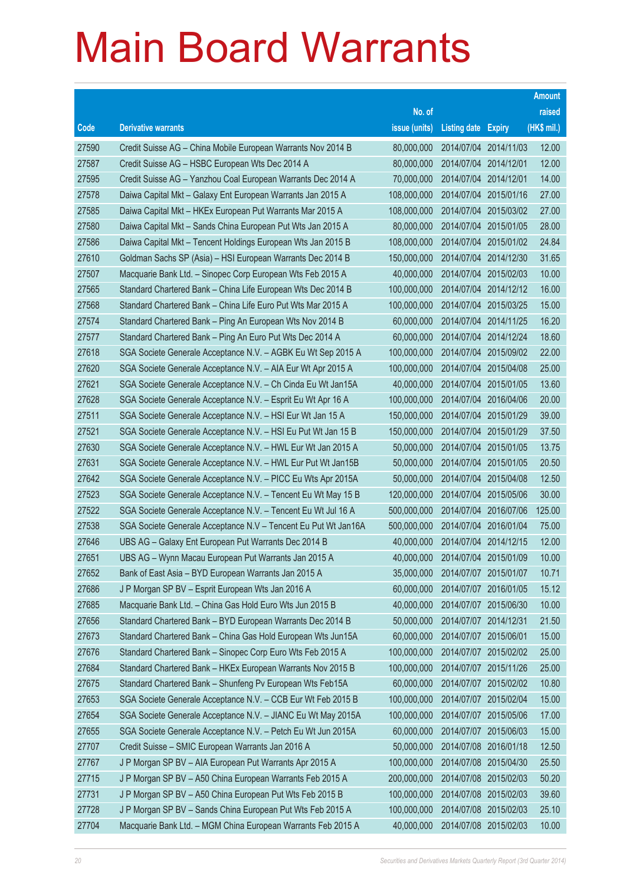# Main Board Warrants

| Code | Derivative warrants | No. of issue (units) | Listing date | Expiry | Amount raised (HK$ mil.) |
|---|---|---|---|---|---|
| 27590 | Credit Suisse AG – China Mobile European Warrants Nov 2014 B | 80,000,000 | 2014/07/04 | 2014/11/03 | 12.00 |
| 27587 | Credit Suisse AG – HSBC European Wts Dec 2014 A | 80,000,000 | 2014/07/04 | 2014/12/01 | 12.00 |
| 27595 | Credit Suisse AG – Yanzhou Coal European Warrants Dec 2014 A | 70,000,000 | 2014/07/04 | 2014/12/01 | 14.00 |
| 27578 | Daiwa Capital Mkt – Galaxy Ent European Warrants Jan 2015 A | 108,000,000 | 2014/07/04 | 2015/01/16 | 27.00 |
| 27585 | Daiwa Capital Mkt – HKEx European Put Warrants Mar 2015 A | 108,000,000 | 2014/07/04 | 2015/03/02 | 27.00 |
| 27580 | Daiwa Capital Mkt – Sands China European Put Wts Jan 2015 A | 80,000,000 | 2014/07/04 | 2015/01/05 | 28.00 |
| 27586 | Daiwa Capital Mkt – Tencent Holdings European Wts Jan 2015 B | 108,000,000 | 2014/07/04 | 2015/01/02 | 24.84 |
| 27610 | Goldman Sachs SP (Asia) – HSI European Warrants Dec 2014 B | 150,000,000 | 2014/07/04 | 2014/12/30 | 31.65 |
| 27507 | Macquarie Bank Ltd. – Sinopec Corp European Wts Feb 2015 A | 40,000,000 | 2014/07/04 | 2015/02/03 | 10.00 |
| 27565 | Standard Chartered Bank – China Life European Wts Dec 2014 B | 100,000,000 | 2014/07/04 | 2014/12/12 | 16.00 |
| 27568 | Standard Chartered Bank – China Life Euro Put Wts Mar 2015 A | 100,000,000 | 2014/07/04 | 2015/03/25 | 15.00 |
| 27574 | Standard Chartered Bank – Ping An European Wts Nov 2014 B | 60,000,000 | 2014/07/04 | 2014/11/25 | 16.20 |
| 27577 | Standard Chartered Bank – Ping An Euro Put Wts Dec 2014 A | 60,000,000 | 2014/07/04 | 2014/12/24 | 18.60 |
| 27618 | SGA Societe Generale Acceptance N.V. – AGBK Eu Wt Sep 2015 A | 100,000,000 | 2014/07/04 | 2015/09/02 | 22.00 |
| 27620 | SGA Societe Generale Acceptance N.V. – AIA Eur Wt Apr 2015 A | 100,000,000 | 2014/07/04 | 2015/04/08 | 25.00 |
| 27621 | SGA Societe Generale Acceptance N.V. – Ch Cinda Eu Wt Jan15A | 40,000,000 | 2014/07/04 | 2015/01/05 | 13.60 |
| 27628 | SGA Societe Generale Acceptance N.V. – Esprit Eu Wt Apr 16 A | 100,000,000 | 2014/07/04 | 2016/04/06 | 20.00 |
| 27511 | SGA Societe Generale Acceptance N.V. – HSI Eur Wt Jan 15 A | 150,000,000 | 2014/07/04 | 2015/01/29 | 39.00 |
| 27521 | SGA Societe Generale Acceptance N.V. – HSI Eu Put Wt Jan 15 B | 150,000,000 | 2014/07/04 | 2015/01/29 | 37.50 |
| 27630 | SGA Societe Generale Acceptance N.V. – HWL Eur Wt Jan 2015 A | 50,000,000 | 2014/07/04 | 2015/01/05 | 13.75 |
| 27631 | SGA Societe Generale Acceptance N.V. – HWL Eur Put Wt Jan15B | 50,000,000 | 2014/07/04 | 2015/01/05 | 20.50 |
| 27642 | SGA Societe Generale Acceptance N.V. – PICC Eu Wts Apr 2015A | 50,000,000 | 2014/07/04 | 2015/04/08 | 12.50 |
| 27523 | SGA Societe Generale Acceptance N.V. – Tencent Eu Wt May 15 B | 120,000,000 | 2014/07/04 | 2015/05/06 | 30.00 |
| 27522 | SGA Societe Generale Acceptance N.V. – Tencent Eu Wt Jul 16 A | 500,000,000 | 2014/07/04 | 2016/07/06 | 125.00 |
| 27538 | SGA Societe Generale Acceptance N.V – Tencent Eu Put Wt Jan16A | 500,000,000 | 2014/07/04 | 2016/01/04 | 75.00 |
| 27646 | UBS AG – Galaxy Ent European Put Warrants Dec 2014 B | 40,000,000 | 2014/07/04 | 2014/12/15 | 12.00 |
| 27651 | UBS AG – Wynn Macau European Put Warrants Jan 2015 A | 40,000,000 | 2014/07/04 | 2015/01/09 | 10.00 |
| 27652 | Bank of East Asia – BYD European Warrants Jan 2015 A | 35,000,000 | 2014/07/07 | 2015/01/07 | 10.71 |
| 27686 | J P Morgan SP BV – Esprit European Wts Jan 2016 A | 60,000,000 | 2014/07/07 | 2016/01/05 | 15.12 |
| 27685 | Macquarie Bank Ltd. – China Gas Hold Euro Wts Jun 2015 B | 40,000,000 | 2014/07/07 | 2015/06/30 | 10.00 |
| 27656 | Standard Chartered Bank – BYD European Warrants Dec 2014 B | 50,000,000 | 2014/07/07 | 2014/12/31 | 21.50 |
| 27673 | Standard Chartered Bank – China Gas Hold European Wts Jun15A | 60,000,000 | 2014/07/07 | 2015/06/01 | 15.00 |
| 27676 | Standard Chartered Bank – Sinopec Corp Euro Wts Feb 2015 A | 100,000,000 | 2014/07/07 | 2015/02/02 | 25.00 |
| 27684 | Standard Chartered Bank – HKEx European Warrants Nov 2015 B | 100,000,000 | 2014/07/07 | 2015/11/26 | 25.00 |
| 27675 | Standard Chartered Bank – Shunfeng Pv European Wts Feb15A | 60,000,000 | 2014/07/07 | 2015/02/02 | 10.80 |
| 27653 | SGA Societe Generale Acceptance N.V. – CCB Eur Wt Feb 2015 B | 100,000,000 | 2014/07/07 | 2015/02/04 | 15.00 |
| 27654 | SGA Societe Generale Acceptance N.V. – JIANC Eu Wt May 2015A | 100,000,000 | 2014/07/07 | 2015/05/06 | 17.00 |
| 27655 | SGA Societe Generale Acceptance N.V. – Petch Eu Wt Jun 2015A | 60,000,000 | 2014/07/07 | 2015/06/03 | 15.00 |
| 27707 | Credit Suisse – SMIC European Warrants Jan 2016 A | 50,000,000 | 2014/07/08 | 2016/01/18 | 12.50 |
| 27767 | J P Morgan SP BV – AIA European Put Warrants Apr 2015 A | 100,000,000 | 2014/07/08 | 2015/04/30 | 25.50 |
| 27715 | J P Morgan SP BV – A50 China European Warrants Feb 2015 A | 200,000,000 | 2014/07/08 | 2015/02/03 | 50.20 |
| 27731 | J P Morgan SP BV – A50 China European Put Wts Feb 2015 B | 100,000,000 | 2014/07/08 | 2015/02/03 | 39.60 |
| 27728 | J P Morgan SP BV – Sands China European Put Wts Feb 2015 A | 100,000,000 | 2014/07/08 | 2015/02/03 | 25.10 |
| 27704 | Macquarie Bank Ltd. – MGM China European Warrants Feb 2015 A | 40,000,000 | 2014/07/08 | 2015/02/03 | 10.00 |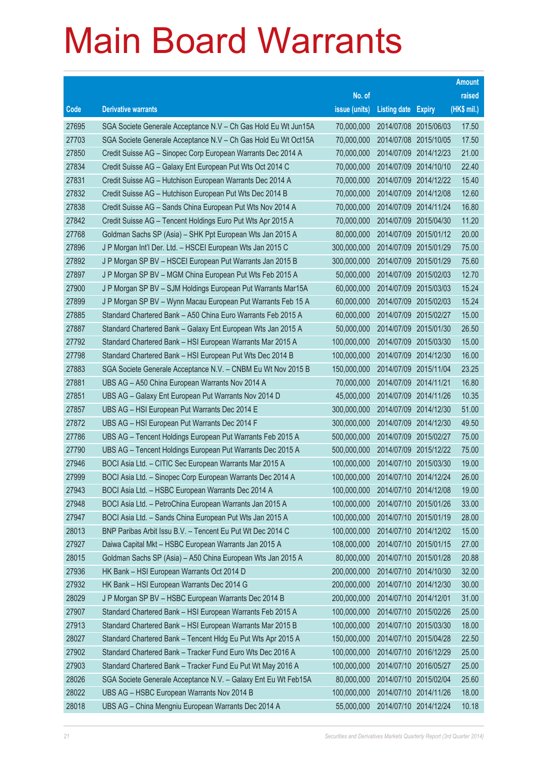# Main Board Warrants

| Code | Derivative warrants | No. of issue (units) | Listing date | Expiry | Amount raised (HK$ mil.) |
|---|---|---|---|---|---|
| 27695 | SGA Societe Generale Acceptance N.V – Ch Gas Hold Eu Wt Jun15A | 70,000,000 | 2014/07/08 | 2015/06/03 | 17.50 |
| 27703 | SGA Societe Generale Acceptance N.V – Ch Gas Hold Eu Wt Oct15A | 70,000,000 | 2014/07/08 | 2015/10/05 | 17.50 |
| 27850 | Credit Suisse AG – Sinopec Corp European Warrants Dec 2014 A | 70,000,000 | 2014/07/09 | 2014/12/23 | 21.00 |
| 27834 | Credit Suisse AG – Galaxy Ent European Put Wts Oct 2014 C | 70,000,000 | 2014/07/09 | 2014/10/10 | 22.40 |
| 27831 | Credit Suisse AG – Hutchison European Warrants Dec 2014 A | 70,000,000 | 2014/07/09 | 2014/12/22 | 15.40 |
| 27832 | Credit Suisse AG – Hutchison European Put Wts Dec 2014 B | 70,000,000 | 2014/07/09 | 2014/12/08 | 12.60 |
| 27838 | Credit Suisse AG – Sands China European Put Wts Nov 2014 A | 70,000,000 | 2014/07/09 | 2014/11/24 | 16.80 |
| 27842 | Credit Suisse AG – Tencent Holdings Euro Put Wts Apr 2015 A | 70,000,000 | 2014/07/09 | 2015/04/30 | 11.20 |
| 27768 | Goldman Sachs SP (Asia) – SHK Ppt European Wts Jan 2015 A | 80,000,000 | 2014/07/09 | 2015/01/12 | 20.00 |
| 27896 | J P Morgan Int'l Der. Ltd. – HSCEI European Wts Jan 2015 C | 300,000,000 | 2014/07/09 | 2015/01/29 | 75.00 |
| 27892 | J P Morgan SP BV – HSCEI European Put Warrants Jan 2015 B | 300,000,000 | 2014/07/09 | 2015/01/29 | 75.60 |
| 27897 | J P Morgan SP BV – MGM China European Put Wts Feb 2015 A | 50,000,000 | 2014/07/09 | 2015/02/03 | 12.70 |
| 27900 | J P Morgan SP BV – SJM Holdings European Put Warrants Mar15A | 60,000,000 | 2014/07/09 | 2015/03/03 | 15.24 |
| 27899 | J P Morgan SP BV – Wynn Macau European Put Warrants Feb 15 A | 60,000,000 | 2014/07/09 | 2015/02/03 | 15.24 |
| 27885 | Standard Chartered Bank – A50 China Euro Warrants Feb 2015 A | 60,000,000 | 2014/07/09 | 2015/02/27 | 15.00 |
| 27887 | Standard Chartered Bank – Galaxy Ent European Wts Jan 2015 A | 50,000,000 | 2014/07/09 | 2015/01/30 | 26.50 |
| 27792 | Standard Chartered Bank – HSI European Warrants Mar 2015 A | 100,000,000 | 2014/07/09 | 2015/03/30 | 15.00 |
| 27798 | Standard Chartered Bank – HSI European Put Wts Dec 2014 B | 100,000,000 | 2014/07/09 | 2014/12/30 | 16.00 |
| 27883 | SGA Societe Generale Acceptance N.V. – CNBM Eu Wt Nov 2015 B | 150,000,000 | 2014/07/09 | 2015/11/04 | 23.25 |
| 27881 | UBS AG – A50 China European Warrants Nov 2014 A | 70,000,000 | 2014/07/09 | 2014/11/21 | 16.80 |
| 27851 | UBS AG – Galaxy Ent European Put Warrants Nov 2014 D | 45,000,000 | 2014/07/09 | 2014/11/26 | 10.35 |
| 27857 | UBS AG – HSI European Put Warrants Dec 2014 E | 300,000,000 | 2014/07/09 | 2014/12/30 | 51.00 |
| 27872 | UBS AG – HSI European Put Warrants Dec 2014 F | 300,000,000 | 2014/07/09 | 2014/12/30 | 49.50 |
| 27786 | UBS AG – Tencent Holdings European Put Warrants Feb 2015 A | 500,000,000 | 2014/07/09 | 2015/02/27 | 75.00 |
| 27790 | UBS AG – Tencent Holdings European Put Warrants Dec 2015 A | 500,000,000 | 2014/07/09 | 2015/12/22 | 75.00 |
| 27946 | BOCI Asia Ltd. – CITIC Sec European Warrants Mar 2015 A | 100,000,000 | 2014/07/10 | 2015/03/30 | 19.00 |
| 27999 | BOCI Asia Ltd. – Sinopec Corp European Warrants Dec 2014 A | 100,000,000 | 2014/07/10 | 2014/12/24 | 26.00 |
| 27943 | BOCI Asia Ltd. – HSBC European Warrants Dec 2014 A | 100,000,000 | 2014/07/10 | 2014/12/08 | 19.00 |
| 27948 | BOCI Asia Ltd. – PetroChina European Warrants Jan 2015 A | 100,000,000 | 2014/07/10 | 2015/01/26 | 33.00 |
| 27947 | BOCI Asia Ltd. – Sands China European Put Wts Jan 2015 A | 100,000,000 | 2014/07/10 | 2015/01/19 | 28.00 |
| 28013 | BNP Paribas Arbit Issu B.V. – Tencent Eu Put Wt Dec 2014 C | 100,000,000 | 2014/07/10 | 2014/12/02 | 15.00 |
| 27927 | Daiwa Capital Mkt – HSBC European Warrants Jan 2015 A | 108,000,000 | 2014/07/10 | 2015/01/15 | 27.00 |
| 28015 | Goldman Sachs SP (Asia) – A50 China European Wts Jan 2015 A | 80,000,000 | 2014/07/10 | 2015/01/28 | 20.88 |
| 27936 | HK Bank – HSI European Warrants Oct 2014 D | 200,000,000 | 2014/07/10 | 2014/10/30 | 32.00 |
| 27932 | HK Bank – HSI European Warrants Dec 2014 G | 200,000,000 | 2014/07/10 | 2014/12/30 | 30.00 |
| 28029 | J P Morgan SP BV – HSBC European Warrants Dec 2014 B | 200,000,000 | 2014/07/10 | 2014/12/01 | 31.00 |
| 27907 | Standard Chartered Bank – HSI European Warrants Feb 2015 A | 100,000,000 | 2014/07/10 | 2015/02/26 | 25.00 |
| 27913 | Standard Chartered Bank – HSI European Warrants Mar 2015 B | 100,000,000 | 2014/07/10 | 2015/03/30 | 18.00 |
| 28027 | Standard Chartered Bank – Tencent Hldg Eu Put Wts Apr 2015 A | 150,000,000 | 2014/07/10 | 2015/04/28 | 22.50 |
| 27902 | Standard Chartered Bank – Tracker Fund Euro Wts Dec 2016 A | 100,000,000 | 2014/07/10 | 2016/12/29 | 25.00 |
| 27903 | Standard Chartered Bank – Tracker Fund Eu Put Wt May 2016 A | 100,000,000 | 2014/07/10 | 2016/05/27 | 25.00 |
| 28026 | SGA Societe Generale Acceptance N.V. – Galaxy Ent Eu Wt Feb15A | 80,000,000 | 2014/07/10 | 2015/02/04 | 25.60 |
| 28022 | UBS AG – HSBC European Warrants Nov 2014 B | 100,000,000 | 2014/07/10 | 2014/11/26 | 18.00 |
| 28018 | UBS AG – China Mengniu European Warrants Dec 2014 A | 55,000,000 | 2014/07/10 | 2014/12/24 | 10.18 |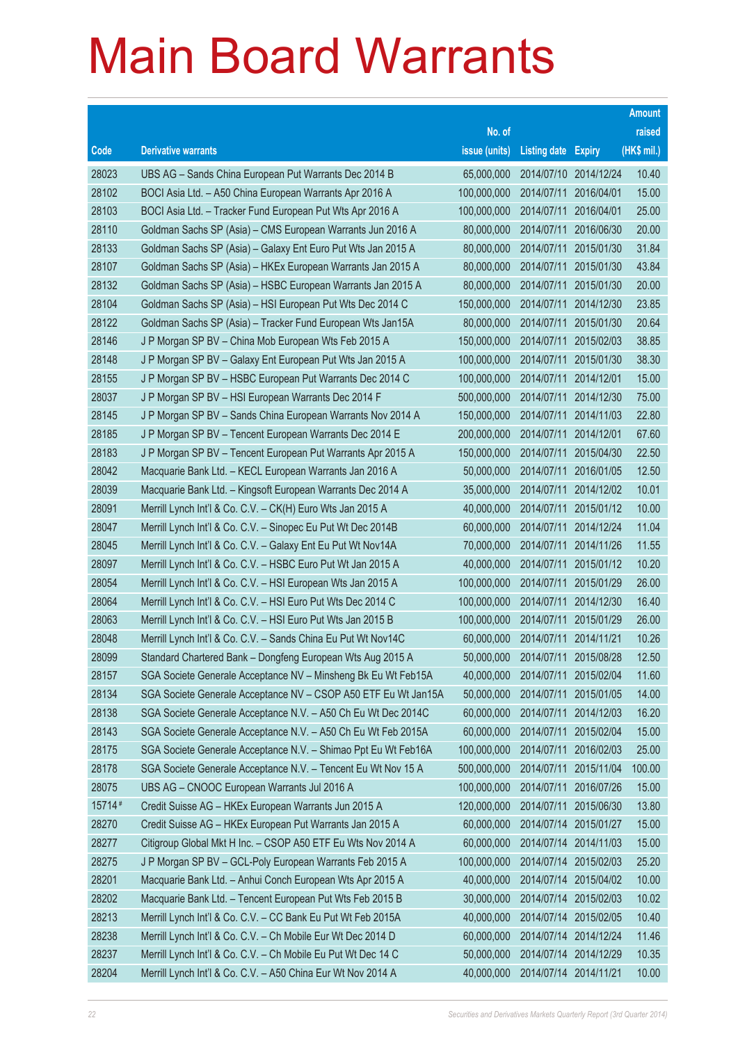# Main Board Warrants

| Code | Derivative warrants | No. of issue (units) | Listing date | Expiry | Amount raised (HK$ mil.) |
|---|---|---|---|---|---|
| 28023 | UBS AG – Sands China European Put Warrants Dec 2014 B | 65,000,000 | 2014/07/10 | 2014/12/24 | 10.40 |
| 28102 | BOCI Asia Ltd. – A50 China European Warrants Apr 2016 A | 100,000,000 | 2014/07/11 | 2016/04/01 | 15.00 |
| 28103 | BOCI Asia Ltd. – Tracker Fund European Put Wts Apr 2016 A | 100,000,000 | 2014/07/11 | 2016/04/01 | 25.00 |
| 28110 | Goldman Sachs SP (Asia) – CMS European Warrants Jun 2016 A | 80,000,000 | 2014/07/11 | 2016/06/30 | 20.00 |
| 28133 | Goldman Sachs SP (Asia) – Galaxy Ent Euro Put Wts Jan 2015 A | 80,000,000 | 2014/07/11 | 2015/01/30 | 31.84 |
| 28107 | Goldman Sachs SP (Asia) – HKEx European Warrants Jan 2015 A | 80,000,000 | 2014/07/11 | 2015/01/30 | 43.84 |
| 28132 | Goldman Sachs SP (Asia) – HSBC European Warrants Jan 2015 A | 80,000,000 | 2014/07/11 | 2015/01/30 | 20.00 |
| 28104 | Goldman Sachs SP (Asia) – HSI European Put Wts Dec 2014 C | 150,000,000 | 2014/07/11 | 2014/12/30 | 23.85 |
| 28122 | Goldman Sachs SP (Asia) – Tracker Fund European Wts Jan15A | 80,000,000 | 2014/07/11 | 2015/01/30 | 20.64 |
| 28146 | J P Morgan SP BV – China Mob European Wts Feb 2015 A | 150,000,000 | 2014/07/11 | 2015/02/03 | 38.85 |
| 28148 | J P Morgan SP BV – Galaxy Ent European Put Wts Jan 2015 A | 100,000,000 | 2014/07/11 | 2015/01/30 | 38.30 |
| 28155 | J P Morgan SP BV – HSBC European Put Warrants Dec 2014 C | 100,000,000 | 2014/07/11 | 2014/12/01 | 15.00 |
| 28037 | J P Morgan SP BV – HSI European Warrants Dec 2014 F | 500,000,000 | 2014/07/11 | 2014/12/30 | 75.00 |
| 28145 | J P Morgan SP BV – Sands China European Warrants Nov 2014 A | 150,000,000 | 2014/07/11 | 2014/11/03 | 22.80 |
| 28185 | J P Morgan SP BV – Tencent European Warrants Dec 2014 E | 200,000,000 | 2014/07/11 | 2014/12/01 | 67.60 |
| 28183 | J P Morgan SP BV – Tencent European Put Warrants Apr 2015 A | 150,000,000 | 2014/07/11 | 2015/04/30 | 22.50 |
| 28042 | Macquarie Bank Ltd. – KECL European Warrants Jan 2016 A | 50,000,000 | 2014/07/11 | 2016/01/05 | 12.50 |
| 28039 | Macquarie Bank Ltd. – Kingsoft European Warrants Dec 2014 A | 35,000,000 | 2014/07/11 | 2014/12/02 | 10.01 |
| 28091 | Merrill Lynch Int'l & Co. C.V. – CK(H) Euro Wts Jan 2015 A | 40,000,000 | 2014/07/11 | 2015/01/12 | 10.00 |
| 28047 | Merrill Lynch Int'l & Co. C.V. – Sinopec Eu Put Wt Dec 2014B | 60,000,000 | 2014/07/11 | 2014/12/24 | 11.04 |
| 28045 | Merrill Lynch Int'l & Co. C.V. – Galaxy Ent Eu Put Wt Nov14A | 70,000,000 | 2014/07/11 | 2014/11/26 | 11.55 |
| 28097 | Merrill Lynch Int'l & Co. C.V. – HSBC Euro Put Wt Jan 2015 A | 40,000,000 | 2014/07/11 | 2015/01/12 | 10.20 |
| 28054 | Merrill Lynch Int'l & Co. C.V. – HSI European Wts Jan 2015 A | 100,000,000 | 2014/07/11 | 2015/01/29 | 26.00 |
| 28064 | Merrill Lynch Int'l & Co. C.V. – HSI Euro Put Wts Dec 2014 C | 100,000,000 | 2014/07/11 | 2014/12/30 | 16.40 |
| 28063 | Merrill Lynch Int'l & Co. C.V. – HSI Euro Put Wts Jan 2015 B | 100,000,000 | 2014/07/11 | 2015/01/29 | 26.00 |
| 28048 | Merrill Lynch Int'l & Co. C.V. – Sands China Eu Put Wt Nov14C | 60,000,000 | 2014/07/11 | 2014/11/21 | 10.26 |
| 28099 | Standard Chartered Bank – Dongfeng European Wts Aug 2015 A | 50,000,000 | 2014/07/11 | 2015/08/28 | 12.50 |
| 28157 | SGA Societe Generale Acceptance NV – Minsheng Bk Eu Wt Feb15A | 40,000,000 | 2014/07/11 | 2015/02/04 | 11.60 |
| 28134 | SGA Societe Generale Acceptance NV – CSOP A50 ETF Eu Wt Jan15A | 50,000,000 | 2014/07/11 | 2015/01/05 | 14.00 |
| 28138 | SGA Societe Generale Acceptance N.V. – A50 Ch Eu Wt Dec 2014C | 60,000,000 | 2014/07/11 | 2014/12/03 | 16.20 |
| 28143 | SGA Societe Generale Acceptance N.V. – A50 Ch Eu Wt Feb 2015A | 60,000,000 | 2014/07/11 | 2015/02/04 | 15.00 |
| 28175 | SGA Societe Generale Acceptance N.V. – Shimao Ppt Eu Wt Feb16A | 100,000,000 | 2014/07/11 | 2016/02/03 | 25.00 |
| 28178 | SGA Societe Generale Acceptance N.V. – Tencent Eu Wt Nov 15 A | 500,000,000 | 2014/07/11 | 2015/11/04 | 100.00 |
| 28075 | UBS AG – CNOOC European Warrants Jul 2016 A | 100,000,000 | 2014/07/11 | 2016/07/26 | 15.00 |
| 15714# | Credit Suisse AG – HKEx European Warrants Jun 2015 A | 120,000,000 | 2014/07/11 | 2015/06/30 | 13.80 |
| 28270 | Credit Suisse AG – HKEx European Put Warrants Jan 2015 A | 60,000,000 | 2014/07/14 | 2015/01/27 | 15.00 |
| 28277 | Citigroup Global Mkt H Inc. – CSOP A50 ETF Eu Wts Nov 2014 A | 60,000,000 | 2014/07/14 | 2014/11/03 | 15.00 |
| 28275 | J P Morgan SP BV – GCL-Poly European Warrants Feb 2015 A | 100,000,000 | 2014/07/14 | 2015/02/03 | 25.20 |
| 28201 | Macquarie Bank Ltd. – Anhui Conch European Wts Apr 2015 A | 40,000,000 | 2014/07/14 | 2015/04/02 | 10.00 |
| 28202 | Macquarie Bank Ltd. – Tencent European Put Wts Feb 2015 B | 30,000,000 | 2014/07/14 | 2015/02/03 | 10.02 |
| 28213 | Merrill Lynch Int'l & Co. C.V. – CC Bank Eu Put Wt Feb 2015A | 40,000,000 | 2014/07/14 | 2015/02/05 | 10.40 |
| 28238 | Merrill Lynch Int'l & Co. C.V. – Ch Mobile Eur Wt Dec 2014 D | 60,000,000 | 2014/07/14 | 2014/12/24 | 11.46 |
| 28237 | Merrill Lynch Int'l & Co. C.V. – Ch Mobile Eu Put Wt Dec 14 C | 50,000,000 | 2014/07/14 | 2014/12/29 | 10.35 |
| 28204 | Merrill Lynch Int'l & Co. C.V. – A50 China Eur Wt Nov 2014 A | 40,000,000 | 2014/07/14 | 2014/11/21 | 10.00 |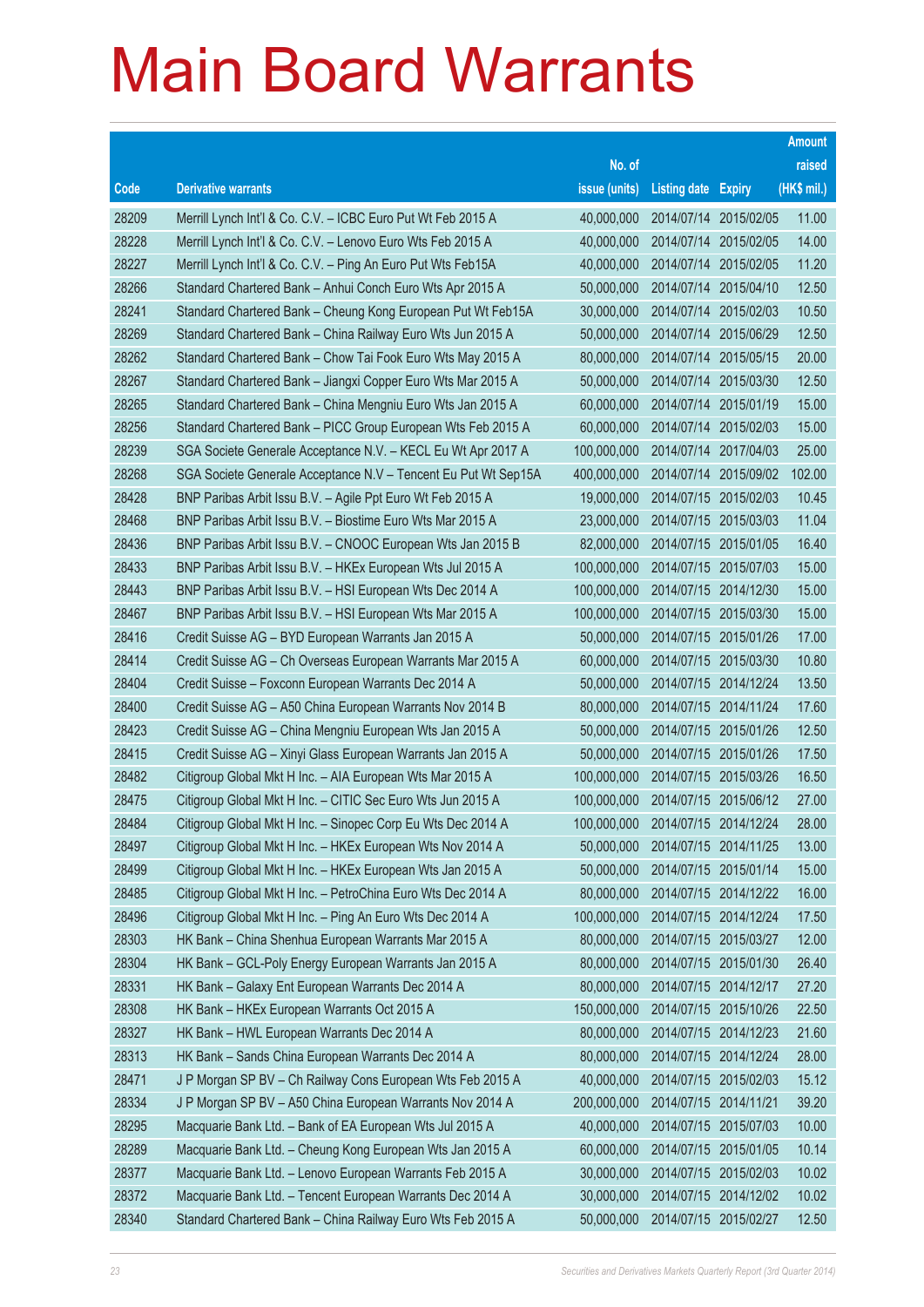# Main Board Warrants

| Code | Derivative warrants | No. of issue (units) | Listing date | Expiry | Amount raised (HK$ mil.) |
|---|---|---|---|---|---|
| 28209 | Merrill Lynch Int'l & Co. C.V. – ICBC Euro Put Wt Feb 2015 A | 40,000,000 | 2014/07/14 | 2015/02/05 | 11.00 |
| 28228 | Merrill Lynch Int'l & Co. C.V. – Lenovo Euro Wts Feb 2015 A | 40,000,000 | 2014/07/14 | 2015/02/05 | 14.00 |
| 28227 | Merrill Lynch Int'l & Co. C.V. – Ping An Euro Put Wts Feb15A | 40,000,000 | 2014/07/14 | 2015/02/05 | 11.20 |
| 28266 | Standard Chartered Bank – Anhui Conch Euro Wts Apr 2015 A | 50,000,000 | 2014/07/14 | 2015/04/10 | 12.50 |
| 28241 | Standard Chartered Bank – Cheung Kong European Put Wt Feb15A | 30,000,000 | 2014/07/14 | 2015/02/03 | 10.50 |
| 28269 | Standard Chartered Bank – China Railway Euro Wts Jun 2015 A | 50,000,000 | 2014/07/14 | 2015/06/29 | 12.50 |
| 28262 | Standard Chartered Bank – Chow Tai Fook Euro Wts May 2015 A | 80,000,000 | 2014/07/14 | 2015/05/15 | 20.00 |
| 28267 | Standard Chartered Bank – Jiangxi Copper Euro Wts Mar 2015 A | 50,000,000 | 2014/07/14 | 2015/03/30 | 12.50 |
| 28265 | Standard Chartered Bank – China Mengniu Euro Wts Jan 2015 A | 60,000,000 | 2014/07/14 | 2015/01/19 | 15.00 |
| 28256 | Standard Chartered Bank – PICC Group European Wts Feb 2015 A | 60,000,000 | 2014/07/14 | 2015/02/03 | 15.00 |
| 28239 | SGA Societe Generale Acceptance N.V. – KECL Eu Wt Apr 2017 A | 100,000,000 | 2014/07/14 | 2017/04/03 | 25.00 |
| 28268 | SGA Societe Generale Acceptance N.V – Tencent Eu Put Wt Sep15A | 400,000,000 | 2014/07/14 | 2015/09/02 | 102.00 |
| 28428 | BNP Paribas Arbit Issu B.V. – Agile Ppt Euro Wt Feb 2015 A | 19,000,000 | 2014/07/15 | 2015/02/03 | 10.45 |
| 28468 | BNP Paribas Arbit Issu B.V. – Biostime Euro Wts Mar 2015 A | 23,000,000 | 2014/07/15 | 2015/03/03 | 11.04 |
| 28436 | BNP Paribas Arbit Issu B.V. – CNOOC European Wts Jan 2015 B | 82,000,000 | 2014/07/15 | 2015/01/05 | 16.40 |
| 28433 | BNP Paribas Arbit Issu B.V. – HKEx European Wts Jul 2015 A | 100,000,000 | 2014/07/15 | 2015/07/03 | 15.00 |
| 28443 | BNP Paribas Arbit Issu B.V. – HSI European Wts Dec 2014 A | 100,000,000 | 2014/07/15 | 2014/12/30 | 15.00 |
| 28467 | BNP Paribas Arbit Issu B.V. – HSI European Wts Mar 2015 A | 100,000,000 | 2014/07/15 | 2015/03/30 | 15.00 |
| 28416 | Credit Suisse AG – BYD European Warrants Jan 2015 A | 50,000,000 | 2014/07/15 | 2015/01/26 | 17.00 |
| 28414 | Credit Suisse AG – Ch Overseas European Warrants Mar 2015 A | 60,000,000 | 2014/07/15 | 2015/03/30 | 10.80 |
| 28404 | Credit Suisse – Foxconn European Warrants Dec 2014 A | 50,000,000 | 2014/07/15 | 2014/12/24 | 13.50 |
| 28400 | Credit Suisse AG – A50 China European Warrants Nov 2014 B | 80,000,000 | 2014/07/15 | 2014/11/24 | 17.60 |
| 28423 | Credit Suisse AG – China Mengniu European Wts Jan 2015 A | 50,000,000 | 2014/07/15 | 2015/01/26 | 12.50 |
| 28415 | Credit Suisse AG – Xinyi Glass European Warrants Jan 2015 A | 50,000,000 | 2014/07/15 | 2015/01/26 | 17.50 |
| 28482 | Citigroup Global Mkt H Inc. – AIA European Wts Mar 2015 A | 100,000,000 | 2014/07/15 | 2015/03/26 | 16.50 |
| 28475 | Citigroup Global Mkt H Inc. – CITIC Sec Euro Wts Jun 2015 A | 100,000,000 | 2014/07/15 | 2015/06/12 | 27.00 |
| 28484 | Citigroup Global Mkt H Inc. – Sinopec Corp Eu Wts Dec 2014 A | 100,000,000 | 2014/07/15 | 2014/12/24 | 28.00 |
| 28497 | Citigroup Global Mkt H Inc. – HKEx European Wts Nov 2014 A | 50,000,000 | 2014/07/15 | 2014/11/25 | 13.00 |
| 28499 | Citigroup Global Mkt H Inc. – HKEx European Wts Jan 2015 A | 50,000,000 | 2014/07/15 | 2015/01/14 | 15.00 |
| 28485 | Citigroup Global Mkt H Inc. – PetroChina Euro Wts Dec 2014 A | 80,000,000 | 2014/07/15 | 2014/12/22 | 16.00 |
| 28496 | Citigroup Global Mkt H Inc. – Ping An Euro Wts Dec 2014 A | 100,000,000 | 2014/07/15 | 2014/12/24 | 17.50 |
| 28303 | HK Bank – China Shenhua European Warrants Mar 2015 A | 80,000,000 | 2014/07/15 | 2015/03/27 | 12.00 |
| 28304 | HK Bank – GCL-Poly Energy European Warrants Jan 2015 A | 80,000,000 | 2014/07/15 | 2015/01/30 | 26.40 |
| 28331 | HK Bank – Galaxy Ent European Warrants Dec 2014 A | 80,000,000 | 2014/07/15 | 2014/12/17 | 27.20 |
| 28308 | HK Bank – HKEx European Warrants Oct 2015 A | 150,000,000 | 2014/07/15 | 2015/10/26 | 22.50 |
| 28327 | HK Bank – HWL European Warrants Dec 2014 A | 80,000,000 | 2014/07/15 | 2014/12/23 | 21.60 |
| 28313 | HK Bank – Sands China European Warrants Dec 2014 A | 80,000,000 | 2014/07/15 | 2014/12/24 | 28.00 |
| 28471 | J P Morgan SP BV – Ch Railway Cons European Wts Feb 2015 A | 40,000,000 | 2014/07/15 | 2015/02/03 | 15.12 |
| 28334 | J P Morgan SP BV – A50 China European Warrants Nov 2014 A | 200,000,000 | 2014/07/15 | 2014/11/21 | 39.20 |
| 28295 | Macquarie Bank Ltd. – Bank of EA European Wts Jul 2015 A | 40,000,000 | 2014/07/15 | 2015/07/03 | 10.00 |
| 28289 | Macquarie Bank Ltd. – Cheung Kong European Wts Jan 2015 A | 60,000,000 | 2014/07/15 | 2015/01/05 | 10.14 |
| 28377 | Macquarie Bank Ltd. – Lenovo European Warrants Feb 2015 A | 30,000,000 | 2014/07/15 | 2015/02/03 | 10.02 |
| 28372 | Macquarie Bank Ltd. – Tencent European Warrants Dec 2014 A | 30,000,000 | 2014/07/15 | 2014/12/02 | 10.02 |
| 28340 | Standard Chartered Bank – China Railway Euro Wts Feb 2015 A | 50,000,000 | 2014/07/15 | 2015/02/27 | 12.50 |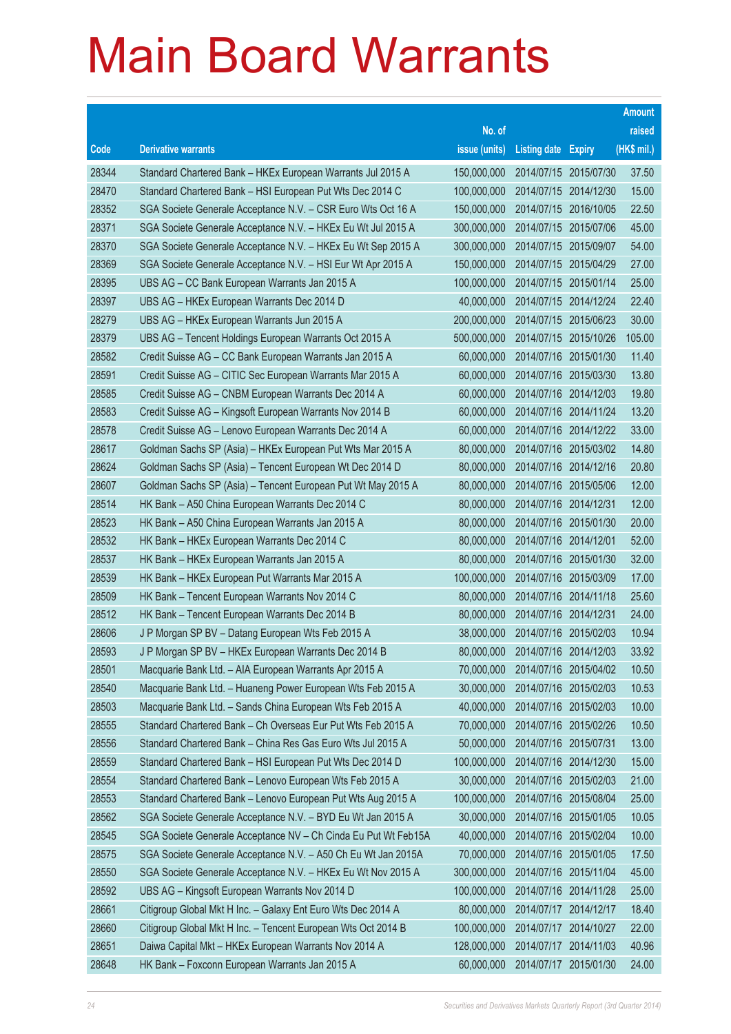# Main Board Warrants

| Code | Derivative warrants | No. of issue (units) | Listing date | Expiry | Amount raised (HK$ mil.) |
|---|---|---|---|---|---|
| 28344 | Standard Chartered Bank – HKEx European Warrants Jul 2015 A | 150,000,000 | 2014/07/15 | 2015/07/30 | 37.50 |
| 28470 | Standard Chartered Bank – HSI European Put Wts Dec 2014 C | 100,000,000 | 2014/07/15 | 2014/12/30 | 15.00 |
| 28352 | SGA Societe Generale Acceptance N.V. – CSR Euro Wts Oct 16 A | 150,000,000 | 2014/07/15 | 2016/10/05 | 22.50 |
| 28371 | SGA Societe Generale Acceptance N.V. – HKEx Eu Wt Jul 2015 A | 300,000,000 | 2014/07/15 | 2015/07/06 | 45.00 |
| 28370 | SGA Societe Generale Acceptance N.V. – HKEx Eu Wt Sep 2015 A | 300,000,000 | 2014/07/15 | 2015/09/07 | 54.00 |
| 28369 | SGA Societe Generale Acceptance N.V. – HSI Eur Wt Apr 2015 A | 150,000,000 | 2014/07/15 | 2015/04/29 | 27.00 |
| 28395 | UBS AG – CC Bank European Warrants Jan 2015 A | 100,000,000 | 2014/07/15 | 2015/01/14 | 25.00 |
| 28397 | UBS AG – HKEx European Warrants Dec 2014 D | 40,000,000 | 2014/07/15 | 2014/12/24 | 22.40 |
| 28279 | UBS AG – HKEx European Warrants Jun 2015 A | 200,000,000 | 2014/07/15 | 2015/06/23 | 30.00 |
| 28379 | UBS AG – Tencent Holdings European Warrants Oct 2015 A | 500,000,000 | 2014/07/15 | 2015/10/26 | 105.00 |
| 28582 | Credit Suisse AG – CC Bank European Warrants Jan 2015 A | 60,000,000 | 2014/07/16 | 2015/01/30 | 11.40 |
| 28591 | Credit Suisse AG – CITIC Sec European Warrants Mar 2015 A | 60,000,000 | 2014/07/16 | 2015/03/30 | 13.80 |
| 28585 | Credit Suisse AG – CNBM European Warrants Dec 2014 A | 60,000,000 | 2014/07/16 | 2014/12/03 | 19.80 |
| 28583 | Credit Suisse AG – Kingsoft European Warrants Nov 2014 B | 60,000,000 | 2014/07/16 | 2014/11/24 | 13.20 |
| 28578 | Credit Suisse AG – Lenovo European Warrants Dec 2014 A | 60,000,000 | 2014/07/16 | 2014/12/22 | 33.00 |
| 28617 | Goldman Sachs SP (Asia) – HKEx European Put Wts Mar 2015 A | 80,000,000 | 2014/07/16 | 2015/03/02 | 14.80 |
| 28624 | Goldman Sachs SP (Asia) – Tencent European Wt Dec 2014 D | 80,000,000 | 2014/07/16 | 2014/12/16 | 20.80 |
| 28607 | Goldman Sachs SP (Asia) – Tencent European Put Wt May 2015 A | 80,000,000 | 2014/07/16 | 2015/05/06 | 12.00 |
| 28514 | HK Bank – A50 China European Warrants Dec 2014 C | 80,000,000 | 2014/07/16 | 2014/12/31 | 12.00 |
| 28523 | HK Bank – A50 China European Warrants Jan 2015 A | 80,000,000 | 2014/07/16 | 2015/01/30 | 20.00 |
| 28532 | HK Bank – HKEx European Warrants Dec 2014 C | 80,000,000 | 2014/07/16 | 2014/12/01 | 52.00 |
| 28537 | HK Bank – HKEx European Warrants Jan 2015 A | 80,000,000 | 2014/07/16 | 2015/01/30 | 32.00 |
| 28539 | HK Bank – HKEx European Put Warrants Mar 2015 A | 100,000,000 | 2014/07/16 | 2015/03/09 | 17.00 |
| 28509 | HK Bank – Tencent European Warrants Nov 2014 C | 80,000,000 | 2014/07/16 | 2014/11/18 | 25.60 |
| 28512 | HK Bank – Tencent European Warrants Dec 2014 B | 80,000,000 | 2014/07/16 | 2014/12/31 | 24.00 |
| 28606 | J P Morgan SP BV – Datang European Wts Feb 2015 A | 38,000,000 | 2014/07/16 | 2015/02/03 | 10.94 |
| 28593 | J P Morgan SP BV – HKEx European Warrants Dec 2014 B | 80,000,000 | 2014/07/16 | 2014/12/03 | 33.92 |
| 28501 | Macquarie Bank Ltd. – AIA European Warrants Apr 2015 A | 70,000,000 | 2014/07/16 | 2015/04/02 | 10.50 |
| 28540 | Macquarie Bank Ltd. – Huaneng Power European Wts Feb 2015 A | 30,000,000 | 2014/07/16 | 2015/02/03 | 10.53 |
| 28503 | Macquarie Bank Ltd. – Sands China European Wts Feb 2015 A | 40,000,000 | 2014/07/16 | 2015/02/03 | 10.00 |
| 28555 | Standard Chartered Bank – Ch Overseas Eur Put Wts Feb 2015 A | 70,000,000 | 2014/07/16 | 2015/02/26 | 10.50 |
| 28556 | Standard Chartered Bank – China Res Gas Euro Wts Jul 2015 A | 50,000,000 | 2014/07/16 | 2015/07/31 | 13.00 |
| 28559 | Standard Chartered Bank – HSI European Put Wts Dec 2014 D | 100,000,000 | 2014/07/16 | 2014/12/30 | 15.00 |
| 28554 | Standard Chartered Bank – Lenovo European Wts Feb 2015 A | 30,000,000 | 2014/07/16 | 2015/02/03 | 21.00 |
| 28553 | Standard Chartered Bank – Lenovo European Put Wts Aug 2015 A | 100,000,000 | 2014/07/16 | 2015/08/04 | 25.00 |
| 28562 | SGA Societe Generale Acceptance N.V. – BYD Eu Wt Jan 2015 A | 30,000,000 | 2014/07/16 | 2015/01/05 | 10.05 |
| 28545 | SGA Societe Generale Acceptance NV – Ch Cinda Eu Put Wt Feb15A | 40,000,000 | 2014/07/16 | 2015/02/04 | 10.00 |
| 28575 | SGA Societe Generale Acceptance N.V. – A50 Ch Eu Wt Jan 2015A | 70,000,000 | 2014/07/16 | 2015/01/05 | 17.50 |
| 28550 | SGA Societe Generale Acceptance N.V. – HKEx Eu Wt Nov 2015 A | 300,000,000 | 2014/07/16 | 2015/11/04 | 45.00 |
| 28592 | UBS AG – Kingsoft European Warrants Nov 2014 D | 100,000,000 | 2014/07/16 | 2014/11/28 | 25.00 |
| 28661 | Citigroup Global Mkt H Inc. – Galaxy Ent Euro Wts Dec 2014 A | 80,000,000 | 2014/07/17 | 2014/12/17 | 18.40 |
| 28660 | Citigroup Global Mkt H Inc. – Tencent European Wts Oct 2014 B | 100,000,000 | 2014/07/17 | 2014/10/27 | 22.00 |
| 28651 | Daiwa Capital Mkt – HKEx European Warrants Nov 2014 A | 128,000,000 | 2014/07/17 | 2014/11/03 | 40.96 |
| 28648 | HK Bank – Foxconn European Warrants Jan 2015 A | 60,000,000 | 2014/07/17 | 2015/01/30 | 24.00 |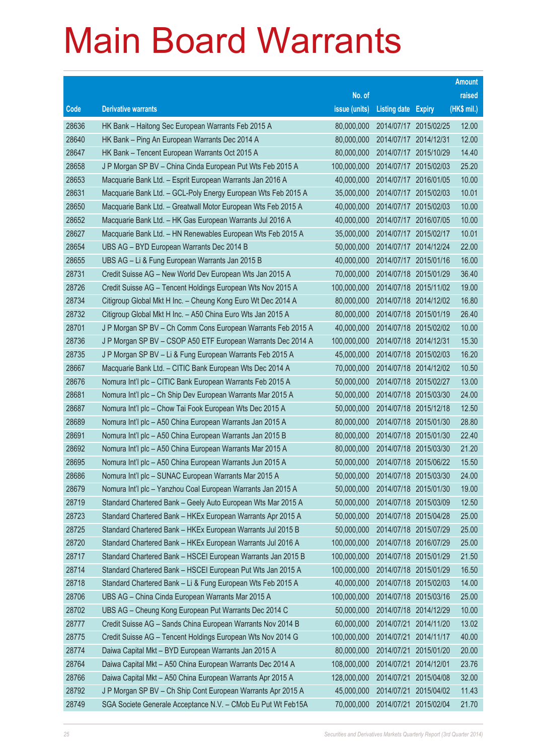# Main Board Warrants

| Code | Derivative warrants | No. of issue (units) | Listing date | Expiry | Amount raised (HK$ mil.) |
|---|---|---|---|---|---|
| 28636 | HK Bank – Haitong Sec European Warrants Feb 2015 A | 80,000,000 | 2014/07/17 | 2015/02/25 | 12.00 |
| 28640 | HK Bank – Ping An European Warrants Dec 2014 A | 80,000,000 | 2014/07/17 | 2014/12/31 | 12.00 |
| 28647 | HK Bank – Tencent European Warrants Oct 2015 A | 80,000,000 | 2014/07/17 | 2015/10/29 | 14.40 |
| 28658 | J P Morgan SP BV – China Cinda European Put Wts Feb 2015 A | 100,000,000 | 2014/07/17 | 2015/02/03 | 25.20 |
| 28653 | Macquarie Bank Ltd. – Esprit European Warrants Jan 2016 A | 40,000,000 | 2014/07/17 | 2016/01/05 | 10.00 |
| 28631 | Macquarie Bank Ltd. – GCL-Poly Energy European Wts Feb 2015 A | 35,000,000 | 2014/07/17 | 2015/02/03 | 10.01 |
| 28650 | Macquarie Bank Ltd. – Greatwall Motor European Wts Feb 2015 A | 40,000,000 | 2014/07/17 | 2015/02/03 | 10.00 |
| 28652 | Macquarie Bank Ltd. – HK Gas European Warrants Jul 2016 A | 40,000,000 | 2014/07/17 | 2016/07/05 | 10.00 |
| 28627 | Macquarie Bank Ltd. – HN Renewables European Wts Feb 2015 A | 35,000,000 | 2014/07/17 | 2015/02/17 | 10.01 |
| 28654 | UBS AG – BYD European Warrants Dec 2014 B | 50,000,000 | 2014/07/17 | 2014/12/24 | 22.00 |
| 28655 | UBS AG – Li & Fung European Warrants Jan 2015 B | 40,000,000 | 2014/07/17 | 2015/01/16 | 16.00 |
| 28731 | Credit Suisse AG – New World Dev European Wts Jan 2015 A | 70,000,000 | 2014/07/18 | 2015/01/29 | 36.40 |
| 28726 | Credit Suisse AG – Tencent Holdings European Wts Nov 2015 A | 100,000,000 | 2014/07/18 | 2015/11/02 | 19.00 |
| 28734 | Citigroup Global Mkt H Inc. – Cheung Kong Euro Wt Dec 2014 A | 80,000,000 | 2014/07/18 | 2014/12/02 | 16.80 |
| 28732 | Citigroup Global Mkt H Inc. – A50 China Euro Wts Jan 2015 A | 80,000,000 | 2014/07/18 | 2015/01/19 | 26.40 |
| 28701 | J P Morgan SP BV – Ch Comm Cons European Warrants Feb 2015 A | 40,000,000 | 2014/07/18 | 2015/02/02 | 10.00 |
| 28736 | J P Morgan SP BV – CSOP A50 ETF European Warrants Dec 2014 A | 100,000,000 | 2014/07/18 | 2014/12/31 | 15.30 |
| 28735 | J P Morgan SP BV – Li & Fung European Warrants Feb 2015 A | 45,000,000 | 2014/07/18 | 2015/02/03 | 16.20 |
| 28667 | Macquarie Bank Ltd. – CITIC Bank European Wts Dec 2014 A | 70,000,000 | 2014/07/18 | 2014/12/02 | 10.50 |
| 28676 | Nomura Int'l plc – CITIC Bank European Warrants Feb 2015 A | 50,000,000 | 2014/07/18 | 2015/02/27 | 13.00 |
| 28681 | Nomura Int'l plc – Ch Ship Dev European Warrants Mar 2015 A | 50,000,000 | 2014/07/18 | 2015/03/30 | 24.00 |
| 28687 | Nomura Int'l plc – Chow Tai Fook European Wts Dec 2015 A | 50,000,000 | 2014/07/18 | 2015/12/18 | 12.50 |
| 28689 | Nomura Int'l plc – A50 China European Warrants Jan 2015 A | 80,000,000 | 2014/07/18 | 2015/01/30 | 28.80 |
| 28691 | Nomura Int'l plc – A50 China European Warrants Jan 2015 B | 80,000,000 | 2014/07/18 | 2015/01/30 | 22.40 |
| 28692 | Nomura Int'l plc – A50 China European Warrants Mar 2015 A | 80,000,000 | 2014/07/18 | 2015/03/30 | 21.20 |
| 28695 | Nomura Int'l plc – A50 China European Warrants Jun 2015 A | 50,000,000 | 2014/07/18 | 2015/06/22 | 15.50 |
| 28686 | Nomura Int'l plc – SUNAC European Warrants Mar 2015 A | 50,000,000 | 2014/07/18 | 2015/03/30 | 24.00 |
| 28679 | Nomura Int'l plc – Yanzhou Coal European Warrants Jan 2015 A | 50,000,000 | 2014/07/18 | 2015/01/30 | 19.00 |
| 28719 | Standard Chartered Bank – Geely Auto European Wts Mar 2015 A | 50,000,000 | 2014/07/18 | 2015/03/09 | 12.50 |
| 28723 | Standard Chartered Bank – HKEx European Warrants Apr 2015 A | 50,000,000 | 2014/07/18 | 2015/04/28 | 25.00 |
| 28725 | Standard Chartered Bank – HKEx European Warrants Jul 2015 B | 50,000,000 | 2014/07/18 | 2015/07/29 | 25.00 |
| 28720 | Standard Chartered Bank – HKEx European Warrants Jul 2016 A | 100,000,000 | 2014/07/18 | 2016/07/29 | 25.00 |
| 28717 | Standard Chartered Bank – HSCEI European Warrants Jan 2015 B | 100,000,000 | 2014/07/18 | 2015/01/29 | 21.50 |
| 28714 | Standard Chartered Bank – HSCEI European Put Wts Jan 2015 A | 100,000,000 | 2014/07/18 | 2015/01/29 | 16.50 |
| 28718 | Standard Chartered Bank – Li & Fung European Wts Feb 2015 A | 40,000,000 | 2014/07/18 | 2015/02/03 | 14.00 |
| 28706 | UBS AG – China Cinda European Warrants Mar 2015 A | 100,000,000 | 2014/07/18 | 2015/03/16 | 25.00 |
| 28702 | UBS AG – Cheung Kong European Put Warrants Dec 2014 C | 50,000,000 | 2014/07/18 | 2014/12/29 | 10.00 |
| 28777 | Credit Suisse AG – Sands China European Warrants Nov 2014 B | 60,000,000 | 2014/07/21 | 2014/11/20 | 13.02 |
| 28775 | Credit Suisse AG – Tencent Holdings European Wts Nov 2014 G | 100,000,000 | 2014/07/21 | 2014/11/17 | 40.00 |
| 28774 | Daiwa Capital Mkt – BYD European Warrants Jan 2015 A | 80,000,000 | 2014/07/21 | 2015/01/20 | 20.00 |
| 28764 | Daiwa Capital Mkt – A50 China European Warrants Dec 2014 A | 108,000,000 | 2014/07/21 | 2014/12/01 | 23.76 |
| 28766 | Daiwa Capital Mkt – A50 China European Warrants Apr 2015 A | 128,000,000 | 2014/07/21 | 2015/04/08 | 32.00 |
| 28792 | J P Morgan SP BV – Ch Ship Cont European Warrants Apr 2015 A | 45,000,000 | 2014/07/21 | 2015/04/02 | 11.43 |
| 28749 | SGA Societe Generale Acceptance N.V. – CMob Eu Put Wt Feb15A | 70,000,000 | 2014/07/21 | 2015/02/04 | 21.70 |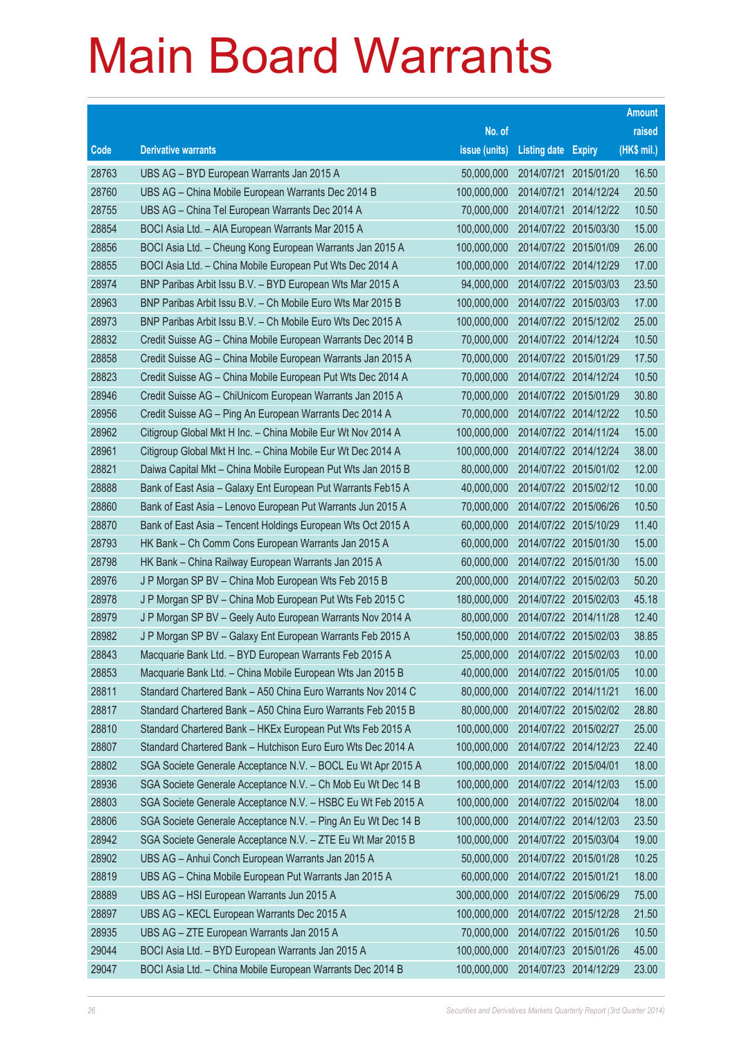# Main Board Warrants

| Code | Derivative warrants | No. of issue (units) | Listing date | Expiry | Amount raised (HK$ mil.) |
|---|---|---|---|---|---|
| 28763 | UBS AG – BYD European Warrants Jan 2015 A | 50,000,000 | 2014/07/21 | 2015/01/20 | 16.50 |
| 28760 | UBS AG – China Mobile European Warrants Dec 2014 B | 100,000,000 | 2014/07/21 | 2014/12/24 | 20.50 |
| 28755 | UBS AG – China Tel European Warrants Dec 2014 A | 70,000,000 | 2014/07/21 | 2014/12/22 | 10.50 |
| 28854 | BOCI Asia Ltd. – AIA European Warrants Mar 2015 A | 100,000,000 | 2014/07/22 | 2015/03/30 | 15.00 |
| 28856 | BOCI Asia Ltd. – Cheung Kong European Warrants Jan 2015 A | 100,000,000 | 2014/07/22 | 2015/01/09 | 26.00 |
| 28855 | BOCI Asia Ltd. – China Mobile European Put Wts Dec 2014 A | 100,000,000 | 2014/07/22 | 2014/12/29 | 17.00 |
| 28974 | BNP Paribas Arbit Issu B.V. – BYD European Wts Mar 2015 A | 94,000,000 | 2014/07/22 | 2015/03/03 | 23.50 |
| 28963 | BNP Paribas Arbit Issu B.V. – Ch Mobile Euro Wts Mar 2015 B | 100,000,000 | 2014/07/22 | 2015/03/03 | 17.00 |
| 28973 | BNP Paribas Arbit Issu B.V. – Ch Mobile Euro Wts Dec 2015 A | 100,000,000 | 2014/07/22 | 2015/12/02 | 25.00 |
| 28832 | Credit Suisse AG – China Mobile European Warrants Dec 2014 B | 70,000,000 | 2014/07/22 | 2014/12/24 | 10.50 |
| 28858 | Credit Suisse AG – China Mobile European Warrants Jan 2015 A | 70,000,000 | 2014/07/22 | 2015/01/29 | 17.50 |
| 28823 | Credit Suisse AG – China Mobile European Put Wts Dec 2014 A | 70,000,000 | 2014/07/22 | 2014/12/24 | 10.50 |
| 28946 | Credit Suisse AG – ChiUnicom European Warrants Jan 2015 A | 70,000,000 | 2014/07/22 | 2015/01/29 | 30.80 |
| 28956 | Credit Suisse AG – Ping An European Warrants Dec 2014 A | 70,000,000 | 2014/07/22 | 2014/12/22 | 10.50 |
| 28962 | Citigroup Global Mkt H Inc. – China Mobile Eur Wt Nov 2014 A | 100,000,000 | 2014/07/22 | 2014/11/24 | 15.00 |
| 28961 | Citigroup Global Mkt H Inc. – China Mobile Eur Wt Dec 2014 A | 100,000,000 | 2014/07/22 | 2014/12/24 | 38.00 |
| 28821 | Daiwa Capital Mkt – China Mobile European Put Wts Jan 2015 B | 80,000,000 | 2014/07/22 | 2015/01/02 | 12.00 |
| 28888 | Bank of East Asia – Galaxy Ent European Put Warrants Feb15 A | 40,000,000 | 2014/07/22 | 2015/02/12 | 10.00 |
| 28860 | Bank of East Asia – Lenovo European Put Warrants Jun 2015 A | 70,000,000 | 2014/07/22 | 2015/06/26 | 10.50 |
| 28870 | Bank of East Asia – Tencent Holdings European Wts Oct 2015 A | 60,000,000 | 2014/07/22 | 2015/10/29 | 11.40 |
| 28793 | HK Bank – Ch Comm Cons European Warrants Jan 2015 A | 60,000,000 | 2014/07/22 | 2015/01/30 | 15.00 |
| 28798 | HK Bank – China Railway European Warrants Jan 2015 A | 60,000,000 | 2014/07/22 | 2015/01/30 | 15.00 |
| 28976 | J P Morgan SP BV – China Mob European Wts Feb 2015 B | 200,000,000 | 2014/07/22 | 2015/02/03 | 50.20 |
| 28978 | J P Morgan SP BV – China Mob European Put Wts Feb 2015 C | 180,000,000 | 2014/07/22 | 2015/02/03 | 45.18 |
| 28979 | J P Morgan SP BV – Geely Auto European Warrants Nov 2014 A | 80,000,000 | 2014/07/22 | 2014/11/28 | 12.40 |
| 28982 | J P Morgan SP BV – Galaxy Ent European Warrants Feb 2015 A | 150,000,000 | 2014/07/22 | 2015/02/03 | 38.85 |
| 28843 | Macquarie Bank Ltd. – BYD European Warrants Feb 2015 A | 25,000,000 | 2014/07/22 | 2015/02/03 | 10.00 |
| 28853 | Macquarie Bank Ltd. – China Mobile European Wts Jan 2015 B | 40,000,000 | 2014/07/22 | 2015/01/05 | 10.00 |
| 28811 | Standard Chartered Bank – A50 China Euro Warrants Nov 2014 C | 80,000,000 | 2014/07/22 | 2014/11/21 | 16.00 |
| 28817 | Standard Chartered Bank – A50 China Euro Warrants Feb 2015 B | 80,000,000 | 2014/07/22 | 2015/02/02 | 28.80 |
| 28810 | Standard Chartered Bank – HKEx European Put Wts Feb 2015 A | 100,000,000 | 2014/07/22 | 2015/02/27 | 25.00 |
| 28807 | Standard Chartered Bank – Hutchison Euro Euro Wts Dec 2014 A | 100,000,000 | 2014/07/22 | 2014/12/23 | 22.40 |
| 28802 | SGA Societe Generale Acceptance N.V. – BOCL Eu Wt Apr 2015 A | 100,000,000 | 2014/07/22 | 2015/04/01 | 18.00 |
| 28936 | SGA Societe Generale Acceptance N.V. – Ch Mob Eu Wt Dec 14 B | 100,000,000 | 2014/07/22 | 2014/12/03 | 15.00 |
| 28803 | SGA Societe Generale Acceptance N.V. – HSBC Eu Wt Feb 2015 A | 100,000,000 | 2014/07/22 | 2015/02/04 | 18.00 |
| 28806 | SGA Societe Generale Acceptance N.V. – Ping An Eu Wt Dec 14 B | 100,000,000 | 2014/07/22 | 2014/12/03 | 23.50 |
| 28942 | SGA Societe Generale Acceptance N.V. – ZTE Eu Wt Mar 2015 B | 100,000,000 | 2014/07/22 | 2015/03/04 | 19.00 |
| 28902 | UBS AG – Anhui Conch European Warrants Jan 2015 A | 50,000,000 | 2014/07/22 | 2015/01/28 | 10.25 |
| 28819 | UBS AG – China Mobile European Put Warrants Jan 2015 A | 60,000,000 | 2014/07/22 | 2015/01/21 | 18.00 |
| 28889 | UBS AG – HSI European Warrants Jun 2015 A | 300,000,000 | 2014/07/22 | 2015/06/29 | 75.00 |
| 28897 | UBS AG – KECL European Warrants Dec 2015 A | 100,000,000 | 2014/07/22 | 2015/12/28 | 21.50 |
| 28935 | UBS AG – ZTE European Warrants Jan 2015 A | 70,000,000 | 2014/07/22 | 2015/01/26 | 10.50 |
| 29044 | BOCI Asia Ltd. – BYD European Warrants Jan 2015 A | 100,000,000 | 2014/07/23 | 2015/01/26 | 45.00 |
| 29047 | BOCI Asia Ltd. – China Mobile European Warrants Dec 2014 B | 100,000,000 | 2014/07/23 | 2014/12/29 | 23.00 |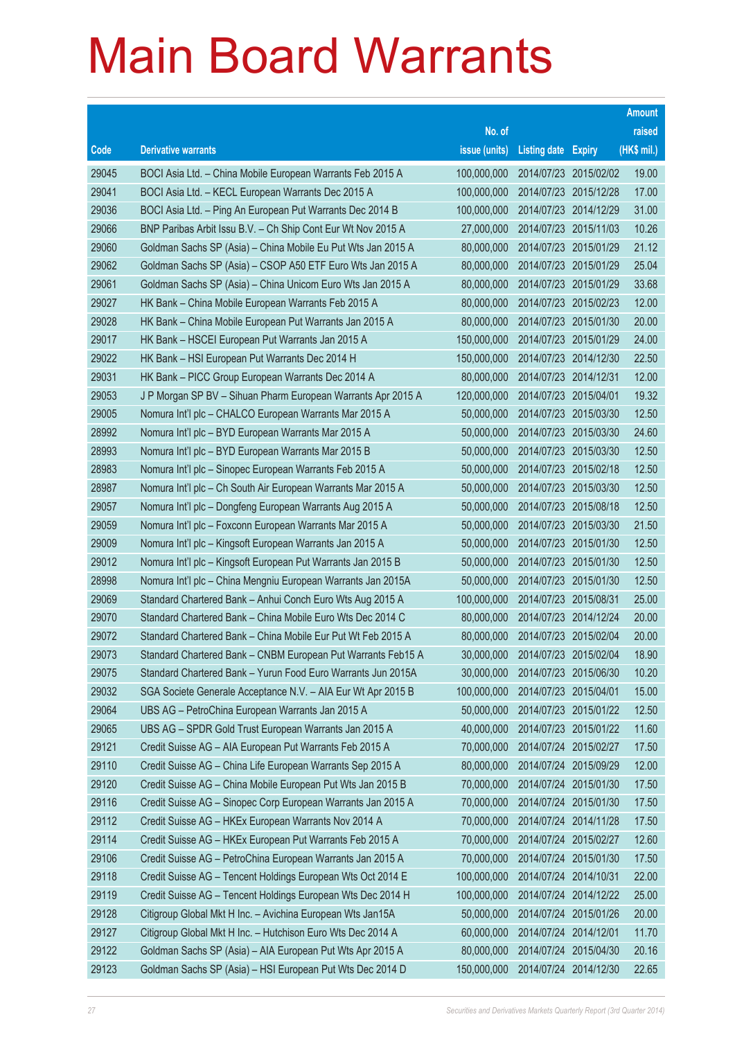# Main Board Warrants

| Code | Derivative warrants | No. of issue (units) | Listing date | Expiry | Amount raised (HK$ mil.) |
|---|---|---|---|---|---|
| 29045 | BOCI Asia Ltd. – China Mobile European Warrants Feb 2015 A | 100,000,000 | 2014/07/23 | 2015/02/02 | 19.00 |
| 29041 | BOCI Asia Ltd. – KECL European Warrants Dec 2015 A | 100,000,000 | 2014/07/23 | 2015/12/28 | 17.00 |
| 29036 | BOCI Asia Ltd. – Ping An European Put Warrants Dec 2014 B | 100,000,000 | 2014/07/23 | 2014/12/29 | 31.00 |
| 29066 | BNP Paribas Arbit Issu B.V. – Ch Ship Cont Eur Wt Nov 2015 A | 27,000,000 | 2014/07/23 | 2015/11/03 | 10.26 |
| 29060 | Goldman Sachs SP (Asia) – China Mobile Eu Put Wts Jan 2015 A | 80,000,000 | 2014/07/23 | 2015/01/29 | 21.12 |
| 29062 | Goldman Sachs SP (Asia) – CSOP A50 ETF Euro Wts Jan 2015 A | 80,000,000 | 2014/07/23 | 2015/01/29 | 25.04 |
| 29061 | Goldman Sachs SP (Asia) – China Unicom Euro Wts Jan 2015 A | 80,000,000 | 2014/07/23 | 2015/01/29 | 33.68 |
| 29027 | HK Bank – China Mobile European Warrants Feb 2015 A | 80,000,000 | 2014/07/23 | 2015/02/23 | 12.00 |
| 29028 | HK Bank – China Mobile European Put Warrants Jan 2015 A | 80,000,000 | 2014/07/23 | 2015/01/30 | 20.00 |
| 29017 | HK Bank – HSCEI European Put Warrants Jan 2015 A | 150,000,000 | 2014/07/23 | 2015/01/29 | 24.00 |
| 29022 | HK Bank – HSI European Put Warrants Dec 2014 H | 150,000,000 | 2014/07/23 | 2014/12/30 | 22.50 |
| 29031 | HK Bank – PICC Group European Warrants Dec 2014 A | 80,000,000 | 2014/07/23 | 2014/12/31 | 12.00 |
| 29053 | J P Morgan SP BV – Sihuan Pharm European Warrants Apr 2015 A | 120,000,000 | 2014/07/23 | 2015/04/01 | 19.32 |
| 29005 | Nomura Int'l plc – CHALCO European Warrants Mar 2015 A | 50,000,000 | 2014/07/23 | 2015/03/30 | 12.50 |
| 28992 | Nomura Int'l plc – BYD European Warrants Mar 2015 A | 50,000,000 | 2014/07/23 | 2015/03/30 | 24.60 |
| 28993 | Nomura Int'l plc – BYD European Warrants Mar 2015 B | 50,000,000 | 2014/07/23 | 2015/03/30 | 12.50 |
| 28983 | Nomura Int'l plc – Sinopec European Warrants Feb 2015 A | 50,000,000 | 2014/07/23 | 2015/02/18 | 12.50 |
| 28987 | Nomura Int'l plc – Ch South Air European Warrants Mar 2015 A | 50,000,000 | 2014/07/23 | 2015/03/30 | 12.50 |
| 29057 | Nomura Int'l plc – Dongfeng European Warrants Aug 2015 A | 50,000,000 | 2014/07/23 | 2015/08/18 | 12.50 |
| 29059 | Nomura Int'l plc – Foxconn European Warrants Mar 2015 A | 50,000,000 | 2014/07/23 | 2015/03/30 | 21.50 |
| 29009 | Nomura Int'l plc – Kingsoft European Warrants Jan 2015 A | 50,000,000 | 2014/07/23 | 2015/01/30 | 12.50 |
| 29012 | Nomura Int'l plc – Kingsoft European Put Warrants Jan 2015 B | 50,000,000 | 2014/07/23 | 2015/01/30 | 12.50 |
| 28998 | Nomura Int'l plc – China Mengniu European Warrants Jan 2015A | 50,000,000 | 2014/07/23 | 2015/01/30 | 12.50 |
| 29069 | Standard Chartered Bank – Anhui Conch Euro Wts Aug 2015 A | 100,000,000 | 2014/07/23 | 2015/08/31 | 25.00 |
| 29070 | Standard Chartered Bank – China Mobile Euro Wts Dec 2014 C | 80,000,000 | 2014/07/23 | 2014/12/24 | 20.00 |
| 29072 | Standard Chartered Bank – China Mobile Eur Put Wt Feb 2015 A | 80,000,000 | 2014/07/23 | 2015/02/04 | 20.00 |
| 29073 | Standard Chartered Bank – CNBM European Put Warrants Feb15 A | 30,000,000 | 2014/07/23 | 2015/02/04 | 18.90 |
| 29075 | Standard Chartered Bank – Yurun Food Euro Warrants Jun 2015A | 30,000,000 | 2014/07/23 | 2015/06/30 | 10.20 |
| 29032 | SGA Societe Generale Acceptance N.V. – AIA Eur Wt Apr 2015 B | 100,000,000 | 2014/07/23 | 2015/04/01 | 15.00 |
| 29064 | UBS AG – PetroChina European Warrants Jan 2015 A | 50,000,000 | 2014/07/23 | 2015/01/22 | 12.50 |
| 29065 | UBS AG – SPDR Gold Trust European Warrants Jan 2015 A | 40,000,000 | 2014/07/23 | 2015/01/22 | 11.60 |
| 29121 | Credit Suisse AG – AIA European Put Warrants Feb 2015 A | 70,000,000 | 2014/07/24 | 2015/02/27 | 17.50 |
| 29110 | Credit Suisse AG – China Life European Warrants Sep 2015 A | 80,000,000 | 2014/07/24 | 2015/09/29 | 12.00 |
| 29120 | Credit Suisse AG – China Mobile European Put Wts Jan 2015 B | 70,000,000 | 2014/07/24 | 2015/01/30 | 17.50 |
| 29116 | Credit Suisse AG – Sinopec Corp European Warrants Jan 2015 A | 70,000,000 | 2014/07/24 | 2015/01/30 | 17.50 |
| 29112 | Credit Suisse AG – HKEx European Warrants Nov 2014 A | 70,000,000 | 2014/07/24 | 2014/11/28 | 17.50 |
| 29114 | Credit Suisse AG – HKEx European Put Warrants Feb 2015 A | 70,000,000 | 2014/07/24 | 2015/02/27 | 12.60 |
| 29106 | Credit Suisse AG – PetroChina European Warrants Jan 2015 A | 70,000,000 | 2014/07/24 | 2015/01/30 | 17.50 |
| 29118 | Credit Suisse AG – Tencent Holdings European Wts Oct 2014 E | 100,000,000 | 2014/07/24 | 2014/10/31 | 22.00 |
| 29119 | Credit Suisse AG – Tencent Holdings European Wts Dec 2014 H | 100,000,000 | 2014/07/24 | 2014/12/22 | 25.00 |
| 29128 | Citigroup Global Mkt H Inc. – Avichina European Wts Jan15A | 50,000,000 | 2014/07/24 | 2015/01/26 | 20.00 |
| 29127 | Citigroup Global Mkt H Inc. – Hutchison Euro Wts Dec 2014 A | 60,000,000 | 2014/07/24 | 2014/12/01 | 11.70 |
| 29122 | Goldman Sachs SP (Asia) – AIA European Put Wts Apr 2015 A | 80,000,000 | 2014/07/24 | 2015/04/30 | 20.16 |
| 29123 | Goldman Sachs SP (Asia) – HSI European Put Wts Dec 2014 D | 150,000,000 | 2014/07/24 | 2014/12/30 | 22.65 |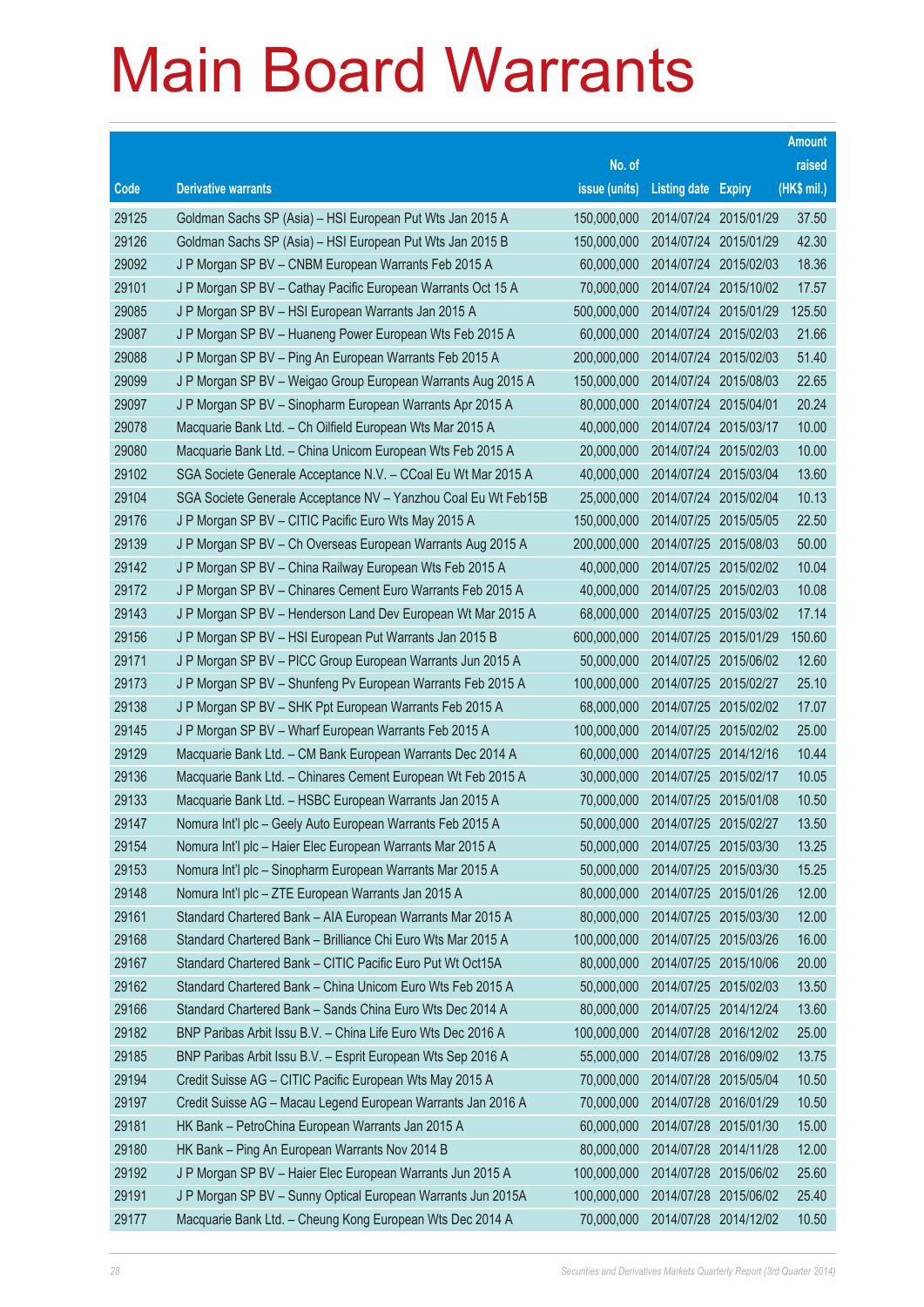# Main Board Warrants

| Code | Derivative warrants | No. of issue (units) | Listing date | Expiry | Amount raised (HK$ mil.) |
|---|---|---|---|---|---|
| 29125 | Goldman Sachs SP (Asia) – HSI European Put Wts Jan 2015 A | 150,000,000 | 2014/07/24 | 2015/01/29 | 37.50 |
| 29126 | Goldman Sachs SP (Asia) – HSI European Put Wts Jan 2015 B | 150,000,000 | 2014/07/24 | 2015/01/29 | 42.30 |
| 29092 | J P Morgan SP BV – CNBM European Warrants Feb 2015 A | 60,000,000 | 2014/07/24 | 2015/02/03 | 18.36 |
| 29101 | J P Morgan SP BV – Cathay Pacific European Warrants Oct 15 A | 70,000,000 | 2014/07/24 | 2015/10/02 | 17.57 |
| 29085 | J P Morgan SP BV – HSI European Warrants Jan 2015 A | 500,000,000 | 2014/07/24 | 2015/01/29 | 125.50 |
| 29087 | J P Morgan SP BV – Huaneng Power European Wts Feb 2015 A | 60,000,000 | 2014/07/24 | 2015/02/03 | 21.66 |
| 29088 | J P Morgan SP BV – Ping An European Warrants Feb 2015 A | 200,000,000 | 2014/07/24 | 2015/02/03 | 51.40 |
| 29099 | J P Morgan SP BV – Weigao Group European Warrants Aug 2015 A | 150,000,000 | 2014/07/24 | 2015/08/03 | 22.65 |
| 29097 | J P Morgan SP BV – Sinopharm European Warrants Apr 2015 A | 80,000,000 | 2014/07/24 | 2015/04/01 | 20.24 |
| 29078 | Macquarie Bank Ltd. – Ch Oilfield European Wts Mar 2015 A | 40,000,000 | 2014/07/24 | 2015/03/17 | 10.00 |
| 29080 | Macquarie Bank Ltd. – China Unicom European Wts Feb 2015 A | 20,000,000 | 2014/07/24 | 2015/02/03 | 10.00 |
| 29102 | SGA Societe Generale Acceptance N.V. – CCoal Eu Wt Mar 2015 A | 40,000,000 | 2014/07/24 | 2015/03/04 | 13.60 |
| 29104 | SGA Societe Generale Acceptance NV – Yanzhou Coal Eu Wt Feb15B | 25,000,000 | 2014/07/24 | 2015/02/04 | 10.13 |
| 29176 | J P Morgan SP BV – CITIC Pacific Euro Wts May 2015 A | 150,000,000 | 2014/07/25 | 2015/05/05 | 22.50 |
| 29139 | J P Morgan SP BV – Ch Overseas European Warrants Aug 2015 A | 200,000,000 | 2014/07/25 | 2015/08/03 | 50.00 |
| 29142 | J P Morgan SP BV – China Railway European Wts Feb 2015 A | 40,000,000 | 2014/07/25 | 2015/02/02 | 10.04 |
| 29172 | J P Morgan SP BV – Chinares Cement Euro Warrants Feb 2015 A | 40,000,000 | 2014/07/25 | 2015/02/03 | 10.08 |
| 29143 | J P Morgan SP BV – Henderson Land Dev European Wt Mar 2015 A | 68,000,000 | 2014/07/25 | 2015/03/02 | 17.14 |
| 29156 | J P Morgan SP BV – HSI European Put Warrants Jan 2015 B | 600,000,000 | 2014/07/25 | 2015/01/29 | 150.60 |
| 29171 | J P Morgan SP BV – PICC Group European Warrants Jun 2015 A | 50,000,000 | 2014/07/25 | 2015/06/02 | 12.60 |
| 29173 | J P Morgan SP BV – Shunfeng Pv European Warrants Feb 2015 A | 100,000,000 | 2014/07/25 | 2015/02/27 | 25.10 |
| 29138 | J P Morgan SP BV – SHK Ppt European Warrants Feb 2015 A | 68,000,000 | 2014/07/25 | 2015/02/02 | 17.07 |
| 29145 | J P Morgan SP BV – Wharf European Warrants Feb 2015 A | 100,000,000 | 2014/07/25 | 2015/02/02 | 25.00 |
| 29129 | Macquarie Bank Ltd. – CM Bank European Warrants Dec 2014 A | 60,000,000 | 2014/07/25 | 2014/12/16 | 10.44 |
| 29136 | Macquarie Bank Ltd. – Chinares Cement European Wt Feb 2015 A | 30,000,000 | 2014/07/25 | 2015/02/17 | 10.05 |
| 29133 | Macquarie Bank Ltd. – HSBC European Warrants Jan 2015 A | 70,000,000 | 2014/07/25 | 2015/01/08 | 10.50 |
| 29147 | Nomura Int'l plc – Geely Auto European Warrants Feb 2015 A | 50,000,000 | 2014/07/25 | 2015/02/27 | 13.50 |
| 29154 | Nomura Int'l plc – Haier Elec European Warrants Mar 2015 A | 50,000,000 | 2014/07/25 | 2015/03/30 | 13.25 |
| 29153 | Nomura Int'l plc – Sinopharm European Warrants Mar 2015 A | 50,000,000 | 2014/07/25 | 2015/03/30 | 15.25 |
| 29148 | Nomura Int'l plc – ZTE European Warrants Jan 2015 A | 80,000,000 | 2014/07/25 | 2015/01/26 | 12.00 |
| 29161 | Standard Chartered Bank – AIA European Warrants Mar 2015 A | 80,000,000 | 2014/07/25 | 2015/03/30 | 12.00 |
| 29168 | Standard Chartered Bank – Brilliance Chi Euro Wts Mar 2015 A | 100,000,000 | 2014/07/25 | 2015/03/26 | 16.00 |
| 29167 | Standard Chartered Bank – CITIC Pacific Euro Put Wt Oct15A | 80,000,000 | 2014/07/25 | 2015/10/06 | 20.00 |
| 29162 | Standard Chartered Bank – China Unicom Euro Wts Feb 2015 A | 50,000,000 | 2014/07/25 | 2015/02/03 | 13.50 |
| 29166 | Standard Chartered Bank – Sands China Euro Wts Dec 2014 A | 80,000,000 | 2014/07/25 | 2014/12/24 | 13.60 |
| 29182 | BNP Paribas Arbit Issu B.V. – China Life Euro Wts Dec 2016 A | 100,000,000 | 2014/07/28 | 2016/12/02 | 25.00 |
| 29185 | BNP Paribas Arbit Issu B.V. – Esprit European Wts Sep 2016 A | 55,000,000 | 2014/07/28 | 2016/09/02 | 13.75 |
| 29194 | Credit Suisse AG – CITIC Pacific European Wts May 2015 A | 70,000,000 | 2014/07/28 | 2015/05/04 | 10.50 |
| 29197 | Credit Suisse AG – Macau Legend European Warrants Jan 2016 A | 70,000,000 | 2014/07/28 | 2016/01/29 | 10.50 |
| 29181 | HK Bank – PetroChina European Warrants Jan 2015 A | 60,000,000 | 2014/07/28 | 2015/01/30 | 15.00 |
| 29180 | HK Bank – Ping An European Warrants Nov 2014 B | 80,000,000 | 2014/07/28 | 2014/11/28 | 12.00 |
| 29192 | J P Morgan SP BV – Haier Elec European Warrants Jun 2015 A | 100,000,000 | 2014/07/28 | 2015/06/02 | 25.60 |
| 29191 | J P Morgan SP BV – Sunny Optical European Warrants Jun 2015A | 100,000,000 | 2014/07/28 | 2015/06/02 | 25.40 |
| 29177 | Macquarie Bank Ltd. – Cheung Kong European Wts Dec 2014 A | 70,000,000 | 2014/07/28 | 2014/12/02 | 10.50 |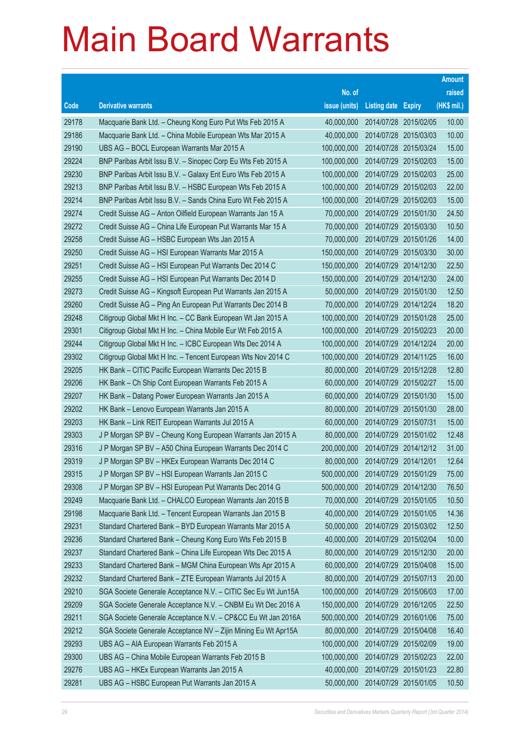# Main Board Warrants

| Code | Derivative warrants | No. of issue (units) | Listing date | Expiry | Amount raised (HK$ mil.) |
|---|---|---|---|---|---|
| 29178 | Macquarie Bank Ltd. – Cheung Kong Euro Put Wts Feb 2015 A | 40,000,000 | 2014/07/28 | 2015/02/05 | 10.00 |
| 29186 | Macquarie Bank Ltd. – China Mobile European Wts Mar 2015 A | 40,000,000 | 2014/07/28 | 2015/03/03 | 10.00 |
| 29190 | UBS AG – BOCL European Warrants Mar 2015 A | 100,000,000 | 2014/07/28 | 2015/03/24 | 15.00 |
| 29224 | BNP Paribas Arbit Issu B.V. – Sinopec Corp Eu Wts Feb 2015 A | 100,000,000 | 2014/07/29 | 2015/02/03 | 15.00 |
| 29230 | BNP Paribas Arbit Issu B.V. – Galaxy Ent Euro Wts Feb 2015 A | 100,000,000 | 2014/07/29 | 2015/02/03 | 25.00 |
| 29213 | BNP Paribas Arbit Issu B.V. – HSBC European Wts Feb 2015 A | 100,000,000 | 2014/07/29 | 2015/02/03 | 22.00 |
| 29214 | BNP Paribas Arbit Issu B.V. – Sands China Euro Wt Feb 2015 A | 100,000,000 | 2014/07/29 | 2015/02/03 | 15.00 |
| 29274 | Credit Suisse AG – Anton Oilfield European Warrants Jan 15 A | 70,000,000 | 2014/07/29 | 2015/01/30 | 24.50 |
| 29272 | Credit Suisse AG – China Life European Put Warrants Mar 15 A | 70,000,000 | 2014/07/29 | 2015/03/30 | 10.50 |
| 29258 | Credit Suisse AG – HSBC European Wts Jan 2015 A | 70,000,000 | 2014/07/29 | 2015/01/26 | 14.00 |
| 29250 | Credit Suisse AG – HSI European Warrants Mar 2015 A | 150,000,000 | 2014/07/29 | 2015/03/30 | 30.00 |
| 29251 | Credit Suisse AG – HSI European Put Warrants Dec 2014 C | 150,000,000 | 2014/07/29 | 2014/12/30 | 22.50 |
| 29255 | Credit Suisse AG – HSI European Put Warrants Dec 2014 D | 150,000,000 | 2014/07/29 | 2014/12/30 | 24.00 |
| 29273 | Credit Suisse AG – Kingsoft European Put Warrants Jan 2015 A | 50,000,000 | 2014/07/29 | 2015/01/30 | 12.50 |
| 29260 | Credit Suisse AG – Ping An European Put Warrants Dec 2014 B | 70,000,000 | 2014/07/29 | 2014/12/24 | 18.20 |
| 29248 | Citigroup Global Mkt H Inc. – CC Bank European Wt Jan 2015 A | 100,000,000 | 2014/07/29 | 2015/01/28 | 25.00 |
| 29301 | Citigroup Global Mkt H Inc. – China Mobile Eur Wt Feb 2015 A | 100,000,000 | 2014/07/29 | 2015/02/23 | 20.00 |
| 29244 | Citigroup Global Mkt H Inc. – ICBC European Wts Dec 2014 A | 100,000,000 | 2014/07/29 | 2014/12/24 | 20.00 |
| 29302 | Citigroup Global Mkt H Inc. – Tencent European Wts Nov 2014 C | 100,000,000 | 2014/07/29 | 2014/11/25 | 16.00 |
| 29205 | HK Bank – CITIC Pacific European Warrants Dec 2015 B | 80,000,000 | 2014/07/29 | 2015/12/28 | 12.80 |
| 29206 | HK Bank – Ch Ship Cont European Warrants Feb 2015 A | 60,000,000 | 2014/07/29 | 2015/02/27 | 15.00 |
| 29207 | HK Bank – Datang Power European Warrants Jan 2015 A | 60,000,000 | 2014/07/29 | 2015/01/30 | 15.00 |
| 29202 | HK Bank – Lenovo European Warrants Jan 2015 A | 80,000,000 | 2014/07/29 | 2015/01/30 | 28.00 |
| 29203 | HK Bank – Link REIT European Warrants Jul 2015 A | 60,000,000 | 2014/07/29 | 2015/07/31 | 15.00 |
| 29303 | J P Morgan SP BV – Cheung Kong European Warrants Jan 2015 A | 80,000,000 | 2014/07/29 | 2015/01/02 | 12.48 |
| 29316 | J P Morgan SP BV – A50 China European Warrants Dec 2014 C | 200,000,000 | 2014/07/29 | 2014/12/12 | 31.00 |
| 29319 | J P Morgan SP BV – HKEx European Warrants Dec 2014 C | 80,000,000 | 2014/07/29 | 2014/12/01 | 12.64 |
| 29315 | J P Morgan SP BV – HSI European Warrants Jan 2015 C | 500,000,000 | 2014/07/29 | 2015/01/29 | 75.00 |
| 29308 | J P Morgan SP BV – HSI European Put Warrants Dec 2014 G | 500,000,000 | 2014/07/29 | 2014/12/30 | 76.50 |
| 29249 | Macquarie Bank Ltd. – CHALCO European Warrants Jan 2015 B | 70,000,000 | 2014/07/29 | 2015/01/05 | 10.50 |
| 29198 | Macquarie Bank Ltd. – Tencent European Warrants Jan 2015 B | 40,000,000 | 2014/07/29 | 2015/01/05 | 14.36 |
| 29231 | Standard Chartered Bank – BYD European Warrants Mar 2015 A | 50,000,000 | 2014/07/29 | 2015/03/02 | 12.50 |
| 29236 | Standard Chartered Bank – Cheung Kong Euro Wts Feb 2015 B | 40,000,000 | 2014/07/29 | 2015/02/04 | 10.00 |
| 29237 | Standard Chartered Bank – China Life European Wts Dec 2015 A | 80,000,000 | 2014/07/29 | 2015/12/30 | 20.00 |
| 29233 | Standard Chartered Bank – MGM China European Wts Apr 2015 A | 60,000,000 | 2014/07/29 | 2015/04/08 | 15.00 |
| 29232 | Standard Chartered Bank – ZTE European Warrants Jul 2015 A | 80,000,000 | 2014/07/29 | 2015/07/13 | 20.00 |
| 29210 | SGA Societe Generale Acceptance N.V. – CITIC Sec Eu Wt Jun15A | 100,000,000 | 2014/07/29 | 2015/06/03 | 17.00 |
| 29209 | SGA Societe Generale Acceptance N.V. – CNBM Eu Wt Dec 2016 A | 150,000,000 | 2014/07/29 | 2016/12/05 | 22.50 |
| 29211 | SGA Societe Generale Acceptance N.V. – CP&CC Eu Wt Jan 2016A | 500,000,000 | 2014/07/29 | 2016/01/06 | 75.00 |
| 29212 | SGA Societe Generale Acceptance NV – Zijin Mining Eu Wt Apr15A | 80,000,000 | 2014/07/29 | 2015/04/08 | 16.40 |
| 29293 | UBS AG – AIA European Warrants Feb 2015 A | 100,000,000 | 2014/07/29 | 2015/02/09 | 19.00 |
| 29300 | UBS AG – China Mobile European Warrants Feb 2015 B | 100,000,000 | 2014/07/29 | 2015/02/23 | 22.00 |
| 29276 | UBS AG – HKEx European Warrants Jan 2015 A | 40,000,000 | 2014/07/29 | 2015/01/23 | 22.80 |
| 29281 | UBS AG – HSBC European Put Warrants Jan 2015 A | 50,000,000 | 2014/07/29 | 2015/01/05 | 10.50 |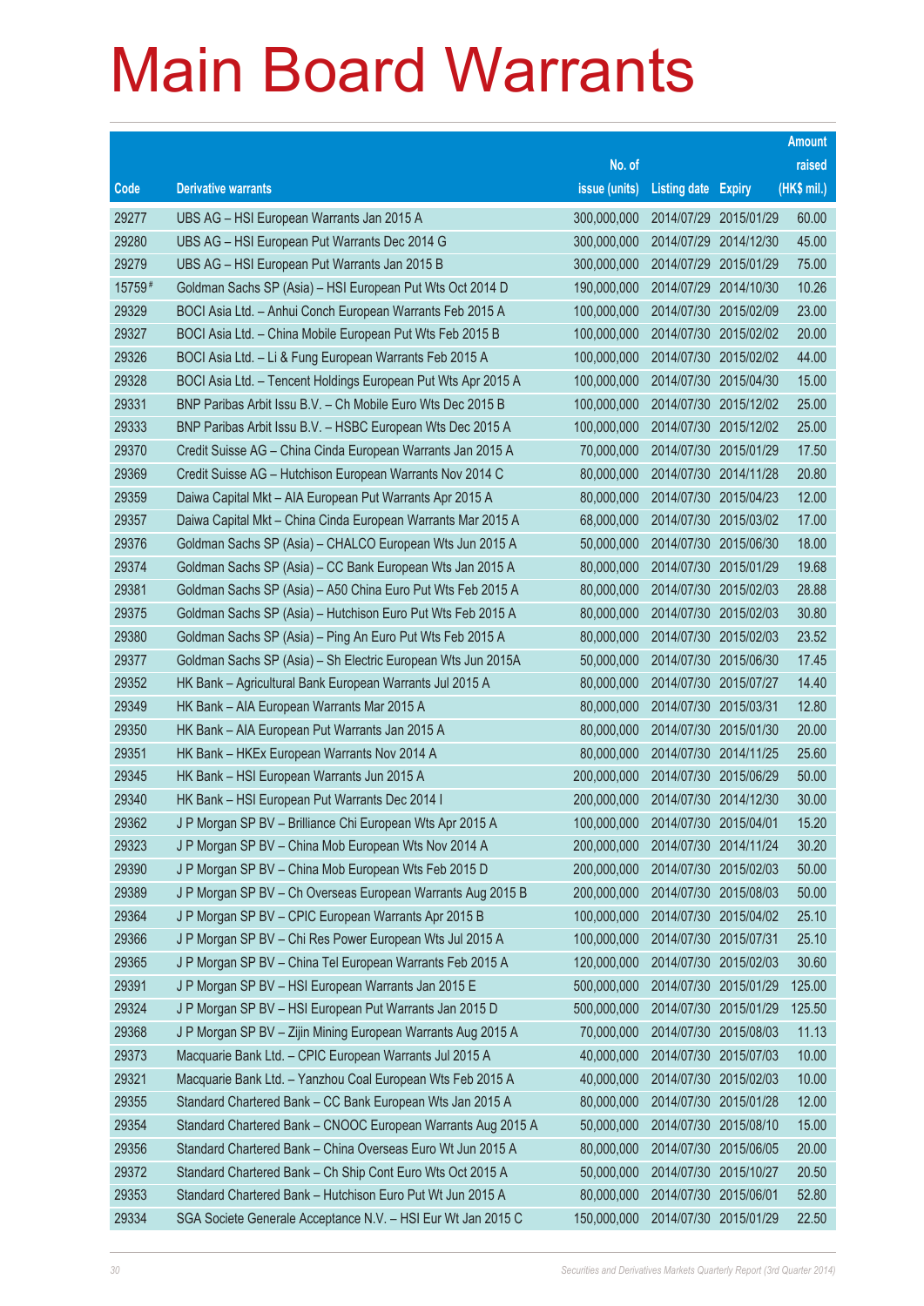# Main Board Warrants

| Code | Derivative warrants | No. of issue (units) | Listing date | Expiry | Amount raised (HK$ mil.) |
|---|---|---|---|---|---|
| 29277 | UBS AG – HSI European Warrants Jan 2015 A | 300,000,000 | 2014/07/29 | 2015/01/29 | 60.00 |
| 29280 | UBS AG – HSI European Put Warrants Dec 2014 G | 300,000,000 | 2014/07/29 | 2014/12/30 | 45.00 |
| 29279 | UBS AG – HSI European Put Warrants Jan 2015 B | 300,000,000 | 2014/07/29 | 2015/01/29 | 75.00 |
| 15759# | Goldman Sachs SP (Asia) – HSI European Put Wts Oct 2014 D | 190,000,000 | 2014/07/29 | 2014/10/30 | 10.26 |
| 29329 | BOCI Asia Ltd. – Anhui Conch European Warrants Feb 2015 A | 100,000,000 | 2014/07/30 | 2015/02/09 | 23.00 |
| 29327 | BOCI Asia Ltd. – China Mobile European Put Wts Feb 2015 B | 100,000,000 | 2014/07/30 | 2015/02/02 | 20.00 |
| 29326 | BOCI Asia Ltd. – Li & Fung European Warrants Feb 2015 A | 100,000,000 | 2014/07/30 | 2015/02/02 | 44.00 |
| 29328 | BOCI Asia Ltd. – Tencent Holdings European Put Wts Apr 2015 A | 100,000,000 | 2014/07/30 | 2015/04/30 | 15.00 |
| 29331 | BNP Paribas Arbit Issu B.V. – Ch Mobile Euro Wts Dec 2015 B | 100,000,000 | 2014/07/30 | 2015/12/02 | 25.00 |
| 29333 | BNP Paribas Arbit Issu B.V. – HSBC European Wts Dec 2015 A | 100,000,000 | 2014/07/30 | 2015/12/02 | 25.00 |
| 29370 | Credit Suisse AG – China Cinda European Warrants Jan 2015 A | 70,000,000 | 2014/07/30 | 2015/01/29 | 17.50 |
| 29369 | Credit Suisse AG – Hutchison European Warrants Nov 2014 C | 80,000,000 | 2014/07/30 | 2014/11/28 | 20.80 |
| 29359 | Daiwa Capital Mkt – AIA European Put Warrants Apr 2015 A | 80,000,000 | 2014/07/30 | 2015/04/23 | 12.00 |
| 29357 | Daiwa Capital Mkt – China Cinda European Warrants Mar 2015 A | 68,000,000 | 2014/07/30 | 2015/03/02 | 17.00 |
| 29376 | Goldman Sachs SP (Asia) – CHALCO European Wts Jun 2015 A | 50,000,000 | 2014/07/30 | 2015/06/30 | 18.00 |
| 29374 | Goldman Sachs SP (Asia) – CC Bank European Wts Jan 2015 A | 80,000,000 | 2014/07/30 | 2015/01/29 | 19.68 |
| 29381 | Goldman Sachs SP (Asia) – A50 China Euro Put Wts Feb 2015 A | 80,000,000 | 2014/07/30 | 2015/02/03 | 28.88 |
| 29375 | Goldman Sachs SP (Asia) – Hutchison Euro Put Wts Feb 2015 A | 80,000,000 | 2014/07/30 | 2015/02/03 | 30.80 |
| 29380 | Goldman Sachs SP (Asia) – Ping An Euro Put Wts Feb 2015 A | 80,000,000 | 2014/07/30 | 2015/02/03 | 23.52 |
| 29377 | Goldman Sachs SP (Asia) – Sh Electric European Wts Jun 2015A | 50,000,000 | 2014/07/30 | 2015/06/30 | 17.45 |
| 29352 | HK Bank – Agricultural Bank European Warrants Jul 2015 A | 80,000,000 | 2014/07/30 | 2015/07/27 | 14.40 |
| 29349 | HK Bank – AIA European Warrants Mar 2015 A | 80,000,000 | 2014/07/30 | 2015/03/31 | 12.80 |
| 29350 | HK Bank – AIA European Put Warrants Jan 2015 A | 80,000,000 | 2014/07/30 | 2015/01/30 | 20.00 |
| 29351 | HK Bank – HKEx European Warrants Nov 2014 A | 80,000,000 | 2014/07/30 | 2014/11/25 | 25.60 |
| 29345 | HK Bank – HSI European Warrants Jun 2015 A | 200,000,000 | 2014/07/30 | 2015/06/29 | 50.00 |
| 29340 | HK Bank – HSI European Put Warrants Dec 2014 I | 200,000,000 | 2014/07/30 | 2014/12/30 | 30.00 |
| 29362 | J P Morgan SP BV – Brilliance Chi European Wts Apr 2015 A | 100,000,000 | 2014/07/30 | 2015/04/01 | 15.20 |
| 29323 | J P Morgan SP BV – China Mob European Wts Nov 2014 A | 200,000,000 | 2014/07/30 | 2014/11/24 | 30.20 |
| 29390 | J P Morgan SP BV – China Mob European Wts Feb 2015 D | 200,000,000 | 2014/07/30 | 2015/02/03 | 50.00 |
| 29389 | J P Morgan SP BV – Ch Overseas European Warrants Aug 2015 B | 200,000,000 | 2014/07/30 | 2015/08/03 | 50.00 |
| 29364 | J P Morgan SP BV – CPIC European Warrants Apr 2015 B | 100,000,000 | 2014/07/30 | 2015/04/02 | 25.10 |
| 29366 | J P Morgan SP BV – Chi Res Power European Wts Jul 2015 A | 100,000,000 | 2014/07/30 | 2015/07/31 | 25.10 |
| 29365 | J P Morgan SP BV – China Tel European Warrants Feb 2015 A | 120,000,000 | 2014/07/30 | 2015/02/03 | 30.60 |
| 29391 | J P Morgan SP BV – HSI European Warrants Jan 2015 E | 500,000,000 | 2014/07/30 | 2015/01/29 | 125.00 |
| 29324 | J P Morgan SP BV – HSI European Put Warrants Jan 2015 D | 500,000,000 | 2014/07/30 | 2015/01/29 | 125.50 |
| 29368 | J P Morgan SP BV – Zijin Mining European Warrants Aug 2015 A | 70,000,000 | 2014/07/30 | 2015/08/03 | 11.13 |
| 29373 | Macquarie Bank Ltd. – CPIC European Warrants Jul 2015 A | 40,000,000 | 2014/07/30 | 2015/07/03 | 10.00 |
| 29321 | Macquarie Bank Ltd. – Yanzhou Coal European Wts Feb 2015 A | 40,000,000 | 2014/07/30 | 2015/02/03 | 10.00 |
| 29355 | Standard Chartered Bank – CC Bank European Wts Jan 2015 A | 80,000,000 | 2014/07/30 | 2015/01/28 | 12.00 |
| 29354 | Standard Chartered Bank – CNOOC European Warrants Aug 2015 A | 50,000,000 | 2014/07/30 | 2015/08/10 | 15.00 |
| 29356 | Standard Chartered Bank – China Overseas Euro Wt Jun 2015 A | 80,000,000 | 2014/07/30 | 2015/06/05 | 20.00 |
| 29372 | Standard Chartered Bank – Ch Ship Cont Euro Wts Oct 2015 A | 50,000,000 | 2014/07/30 | 2015/10/27 | 20.50 |
| 29353 | Standard Chartered Bank – Hutchison Euro Put Wt Jun 2015 A | 80,000,000 | 2014/07/30 | 2015/06/01 | 52.80 |
| 29334 | SGA Societe Generale Acceptance N.V. – HSI Eur Wt Jan 2015 C | 150,000,000 | 2014/07/30 | 2015/01/29 | 22.50 |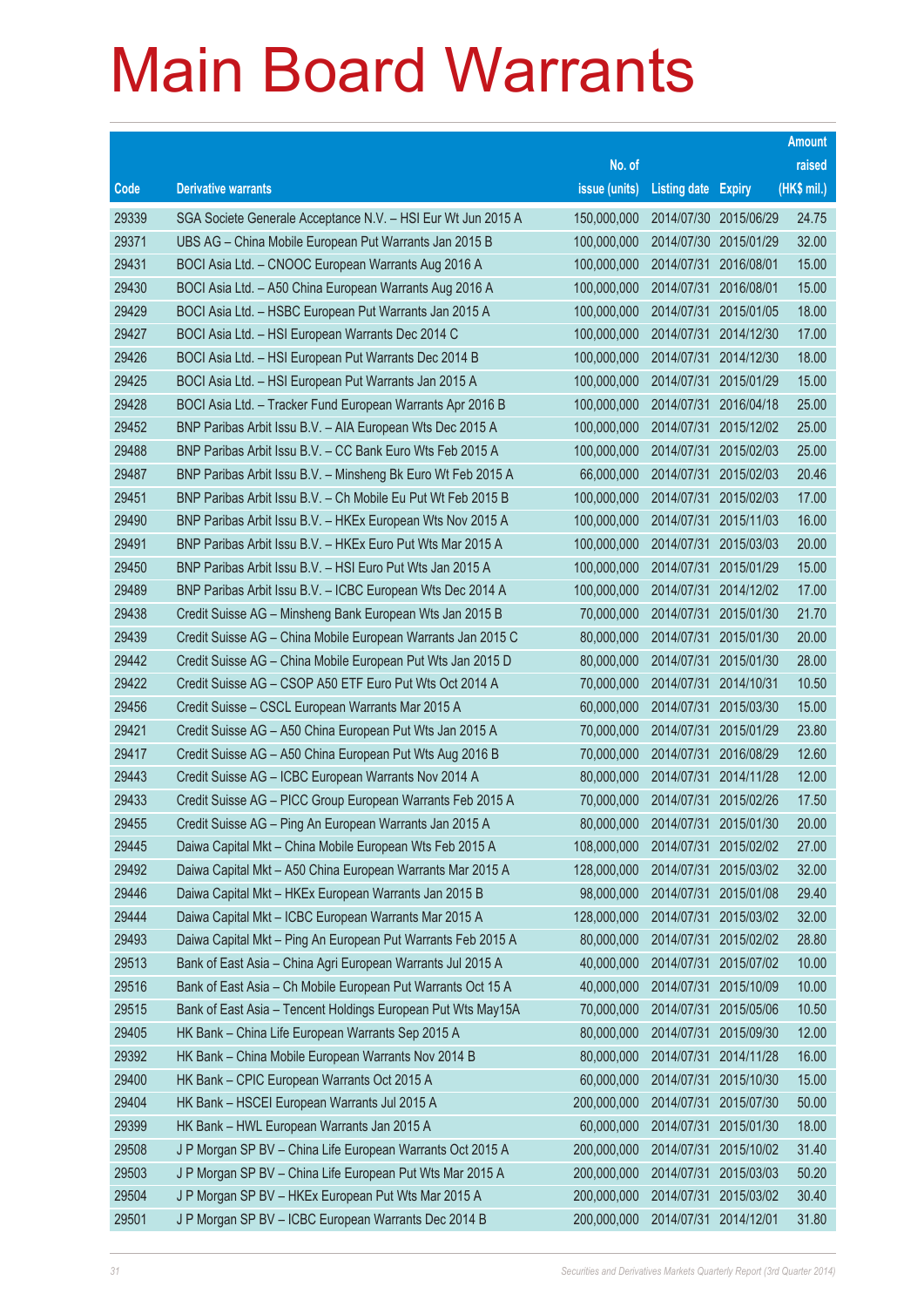# Main Board Warrants

| Code | Derivative warrants | No. of issue (units) | Listing date | Expiry | Amount raised (HK$ mil.) |
|---|---|---|---|---|---|
| 29339 | SGA Societe Generale Acceptance N.V. – HSI Eur Wt Jun 2015 A | 150,000,000 | 2014/07/30 | 2015/06/29 | 24.75 |
| 29371 | UBS AG – China Mobile European Put Warrants Jan 2015 B | 100,000,000 | 2014/07/30 | 2015/01/29 | 32.00 |
| 29431 | BOCI Asia Ltd. – CNOOC European Warrants Aug 2016 A | 100,000,000 | 2014/07/31 | 2016/08/01 | 15.00 |
| 29430 | BOCI Asia Ltd. – A50 China European Warrants Aug 2016 A | 100,000,000 | 2014/07/31 | 2016/08/01 | 15.00 |
| 29429 | BOCI Asia Ltd. – HSBC European Put Warrants Jan 2015 A | 100,000,000 | 2014/07/31 | 2015/01/05 | 18.00 |
| 29427 | BOCI Asia Ltd. – HSI European Warrants Dec 2014 C | 100,000,000 | 2014/07/31 | 2014/12/30 | 17.00 |
| 29426 | BOCI Asia Ltd. – HSI European Put Warrants Dec 2014 B | 100,000,000 | 2014/07/31 | 2014/12/30 | 18.00 |
| 29425 | BOCI Asia Ltd. – HSI European Put Warrants Jan 2015 A | 100,000,000 | 2014/07/31 | 2015/01/29 | 15.00 |
| 29428 | BOCI Asia Ltd. – Tracker Fund European Warrants Apr 2016 B | 100,000,000 | 2014/07/31 | 2016/04/18 | 25.00 |
| 29452 | BNP Paribas Arbit Issu B.V. – AIA European Wts Dec 2015 A | 100,000,000 | 2014/07/31 | 2015/12/02 | 25.00 |
| 29488 | BNP Paribas Arbit Issu B.V. – CC Bank Euro Wts Feb 2015 A | 100,000,000 | 2014/07/31 | 2015/02/03 | 25.00 |
| 29487 | BNP Paribas Arbit Issu B.V. – Minsheng Bk Euro Wt Feb 2015 A | 66,000,000 | 2014/07/31 | 2015/02/03 | 20.46 |
| 29451 | BNP Paribas Arbit Issu B.V. – Ch Mobile Eu Put Wt Feb 2015 B | 100,000,000 | 2014/07/31 | 2015/02/03 | 17.00 |
| 29490 | BNP Paribas Arbit Issu B.V. – HKEx European Wts Nov 2015 A | 100,000,000 | 2014/07/31 | 2015/11/03 | 16.00 |
| 29491 | BNP Paribas Arbit Issu B.V. – HKEx Euro Put Wts Mar 2015 A | 100,000,000 | 2014/07/31 | 2015/03/03 | 20.00 |
| 29450 | BNP Paribas Arbit Issu B.V. – HSI Euro Put Wts Jan 2015 A | 100,000,000 | 2014/07/31 | 2015/01/29 | 15.00 |
| 29489 | BNP Paribas Arbit Issu B.V. – ICBC European Wts Dec 2014 A | 100,000,000 | 2014/07/31 | 2014/12/02 | 17.00 |
| 29438 | Credit Suisse AG – Minsheng Bank European Wts Jan 2015 B | 70,000,000 | 2014/07/31 | 2015/01/30 | 21.70 |
| 29439 | Credit Suisse AG – China Mobile European Warrants Jan 2015 C | 80,000,000 | 2014/07/31 | 2015/01/30 | 20.00 |
| 29442 | Credit Suisse AG – China Mobile European Put Wts Jan 2015 D | 80,000,000 | 2014/07/31 | 2015/01/30 | 28.00 |
| 29422 | Credit Suisse AG – CSOP A50 ETF Euro Put Wts Oct 2014 A | 70,000,000 | 2014/07/31 | 2014/10/31 | 10.50 |
| 29456 | Credit Suisse – CSCL European Warrants Mar 2015 A | 60,000,000 | 2014/07/31 | 2015/03/30 | 15.00 |
| 29421 | Credit Suisse AG – A50 China European Put Wts Jan 2015 A | 70,000,000 | 2014/07/31 | 2015/01/29 | 23.80 |
| 29417 | Credit Suisse AG – A50 China European Put Wts Aug 2016 B | 70,000,000 | 2014/07/31 | 2016/08/29 | 12.60 |
| 29443 | Credit Suisse AG – ICBC European Warrants Nov 2014 A | 80,000,000 | 2014/07/31 | 2014/11/28 | 12.00 |
| 29433 | Credit Suisse AG – PICC Group European Warrants Feb 2015 A | 70,000,000 | 2014/07/31 | 2015/02/26 | 17.50 |
| 29455 | Credit Suisse AG – Ping An European Warrants Jan 2015 A | 80,000,000 | 2014/07/31 | 2015/01/30 | 20.00 |
| 29445 | Daiwa Capital Mkt – China Mobile European Wts Feb 2015 A | 108,000,000 | 2014/07/31 | 2015/02/02 | 27.00 |
| 29492 | Daiwa Capital Mkt – A50 China European Warrants Mar 2015 A | 128,000,000 | 2014/07/31 | 2015/03/02 | 32.00 |
| 29446 | Daiwa Capital Mkt – HKEx European Warrants Jan 2015 B | 98,000,000 | 2014/07/31 | 2015/01/08 | 29.40 |
| 29444 | Daiwa Capital Mkt – ICBC European Warrants Mar 2015 A | 128,000,000 | 2014/07/31 | 2015/03/02 | 32.00 |
| 29493 | Daiwa Capital Mkt – Ping An European Put Warrants Feb 2015 A | 80,000,000 | 2014/07/31 | 2015/02/02 | 28.80 |
| 29513 | Bank of East Asia – China Agri European Warrants Jul 2015 A | 40,000,000 | 2014/07/31 | 2015/07/02 | 10.00 |
| 29516 | Bank of East Asia – Ch Mobile European Put Warrants Oct 15 A | 40,000,000 | 2014/07/31 | 2015/10/09 | 10.00 |
| 29515 | Bank of East Asia – Tencent Holdings European Put Wts May15A | 70,000,000 | 2014/07/31 | 2015/05/06 | 10.50 |
| 29405 | HK Bank – China Life European Warrants Sep 2015 A | 80,000,000 | 2014/07/31 | 2015/09/30 | 12.00 |
| 29392 | HK Bank – China Mobile European Warrants Nov 2014 B | 80,000,000 | 2014/07/31 | 2014/11/28 | 16.00 |
| 29400 | HK Bank – CPIC European Warrants Oct 2015 A | 60,000,000 | 2014/07/31 | 2015/10/30 | 15.00 |
| 29404 | HK Bank – HSCEI European Warrants Jul 2015 A | 200,000,000 | 2014/07/31 | 2015/07/30 | 50.00 |
| 29399 | HK Bank – HWL European Warrants Jan 2015 A | 60,000,000 | 2014/07/31 | 2015/01/30 | 18.00 |
| 29508 | J P Morgan SP BV – China Life European Warrants Oct 2015 A | 200,000,000 | 2014/07/31 | 2015/10/02 | 31.40 |
| 29503 | J P Morgan SP BV – China Life European Put Wts Mar 2015 A | 200,000,000 | 2014/07/31 | 2015/03/03 | 50.20 |
| 29504 | J P Morgan SP BV – HKEx European Put Wts Mar 2015 A | 200,000,000 | 2014/07/31 | 2015/03/02 | 30.40 |
| 29501 | J P Morgan SP BV – ICBC European Warrants Dec 2014 B | 200,000,000 | 2014/07/31 | 2014/12/01 | 31.80 |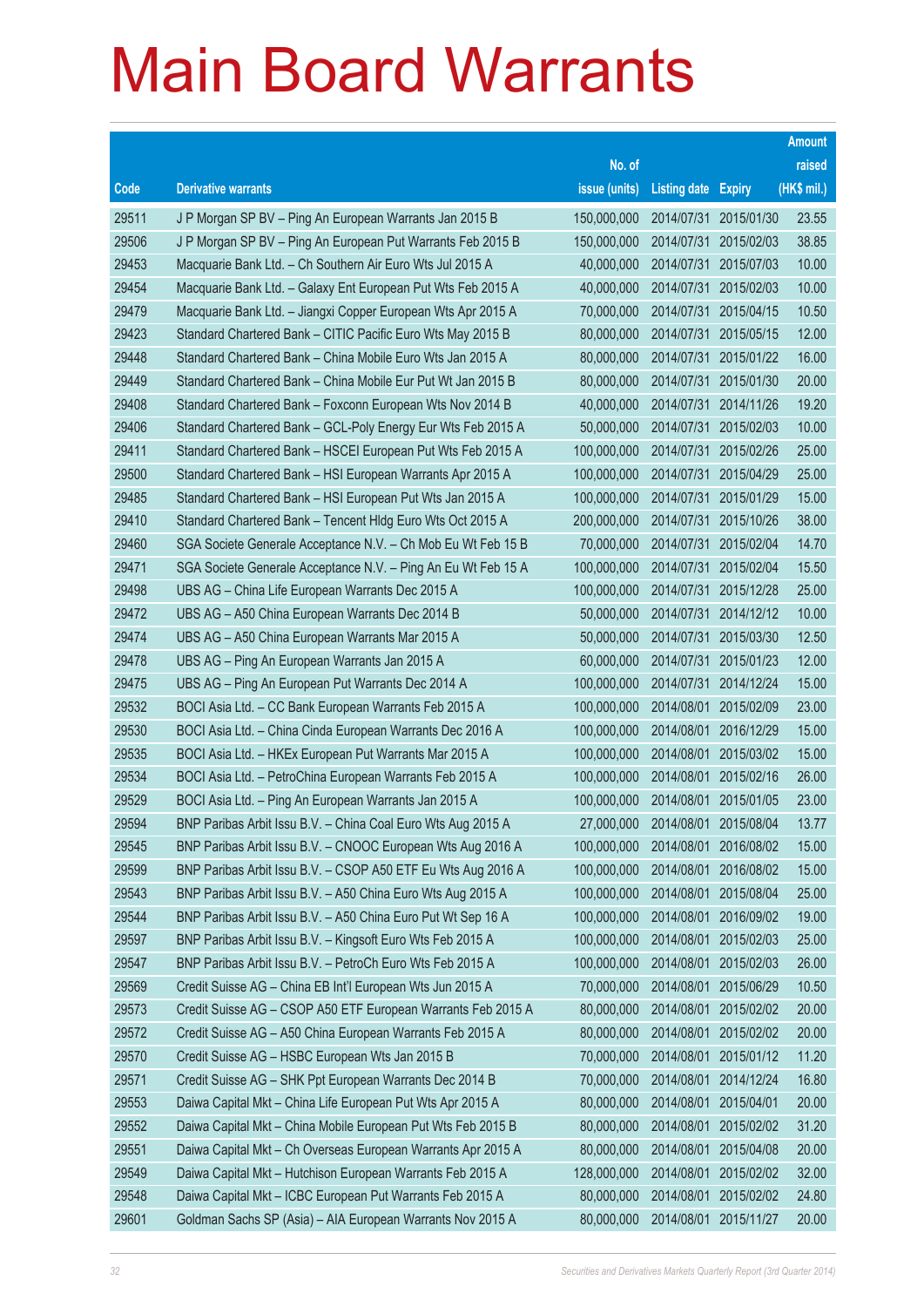# Main Board Warrants

| Code | Derivative warrants | No. of issue (units) | Listing date | Expiry | Amount raised (HK$ mil.) |
|---|---|---|---|---|---|
| 29511 | J P Morgan SP BV – Ping An European Warrants Jan 2015 B | 150,000,000 | 2014/07/31 | 2015/01/30 | 23.55 |
| 29506 | J P Morgan SP BV – Ping An European Put Warrants Feb 2015 B | 150,000,000 | 2014/07/31 | 2015/02/03 | 38.85 |
| 29453 | Macquarie Bank Ltd. – Ch Southern Air Euro Wts Jul 2015 A | 40,000,000 | 2014/07/31 | 2015/07/03 | 10.00 |
| 29454 | Macquarie Bank Ltd. – Galaxy Ent European Put Wts Feb 2015 A | 40,000,000 | 2014/07/31 | 2015/02/03 | 10.00 |
| 29479 | Macquarie Bank Ltd. – Jiangxi Copper European Wts Apr 2015 A | 70,000,000 | 2014/07/31 | 2015/04/15 | 10.50 |
| 29423 | Standard Chartered Bank – CITIC Pacific Euro Wts May 2015 B | 80,000,000 | 2014/07/31 | 2015/05/15 | 12.00 |
| 29448 | Standard Chartered Bank – China Mobile Euro Wts Jan 2015 A | 80,000,000 | 2014/07/31 | 2015/01/22 | 16.00 |
| 29449 | Standard Chartered Bank – China Mobile Eur Put Wt Jan 2015 B | 80,000,000 | 2014/07/31 | 2015/01/30 | 20.00 |
| 29408 | Standard Chartered Bank – Foxconn European Wts Nov 2014 B | 40,000,000 | 2014/07/31 | 2014/11/26 | 19.20 |
| 29406 | Standard Chartered Bank – GCL-Poly Energy Eur Wts Feb 2015 A | 50,000,000 | 2014/07/31 | 2015/02/03 | 10.00 |
| 29411 | Standard Chartered Bank – HSCEI European Put Wts Feb 2015 A | 100,000,000 | 2014/07/31 | 2015/02/26 | 25.00 |
| 29500 | Standard Chartered Bank – HSI European Warrants Apr 2015 A | 100,000,000 | 2014/07/31 | 2015/04/29 | 25.00 |
| 29485 | Standard Chartered Bank – HSI European Put Wts Jan 2015 A | 100,000,000 | 2014/07/31 | 2015/01/29 | 15.00 |
| 29410 | Standard Chartered Bank – Tencent Hldg Euro Wts Oct 2015 A | 200,000,000 | 2014/07/31 | 2015/10/26 | 38.00 |
| 29460 | SGA Societe Generale Acceptance N.V. – Ch Mob Eu Wt Feb 15 B | 70,000,000 | 2014/07/31 | 2015/02/04 | 14.70 |
| 29471 | SGA Societe Generale Acceptance N.V. – Ping An Eu Wt Feb 15 A | 100,000,000 | 2014/07/31 | 2015/02/04 | 15.50 |
| 29498 | UBS AG – China Life European Warrants Dec 2015 A | 100,000,000 | 2014/07/31 | 2015/12/28 | 25.00 |
| 29472 | UBS AG – A50 China European Warrants Dec 2014 B | 50,000,000 | 2014/07/31 | 2014/12/12 | 10.00 |
| 29474 | UBS AG – A50 China European Warrants Mar 2015 A | 50,000,000 | 2014/07/31 | 2015/03/30 | 12.50 |
| 29478 | UBS AG – Ping An European Warrants Jan 2015 A | 60,000,000 | 2014/07/31 | 2015/01/23 | 12.00 |
| 29475 | UBS AG – Ping An European Put Warrants Dec 2014 A | 100,000,000 | 2014/07/31 | 2014/12/24 | 15.00 |
| 29532 | BOCI Asia Ltd. – CC Bank European Warrants Feb 2015 A | 100,000,000 | 2014/08/01 | 2015/02/09 | 23.00 |
| 29530 | BOCI Asia Ltd. – China Cinda European Warrants Dec 2016 A | 100,000,000 | 2014/08/01 | 2016/12/29 | 15.00 |
| 29535 | BOCI Asia Ltd. – HKEx European Put Warrants Mar 2015 A | 100,000,000 | 2014/08/01 | 2015/03/02 | 15.00 |
| 29534 | BOCI Asia Ltd. – PetroChina European Warrants Feb 2015 A | 100,000,000 | 2014/08/01 | 2015/02/16 | 26.00 |
| 29529 | BOCI Asia Ltd. – Ping An European Warrants Jan 2015 A | 100,000,000 | 2014/08/01 | 2015/01/05 | 23.00 |
| 29594 | BNP Paribas Arbit Issu B.V. – China Coal Euro Wts Aug 2015 A | 27,000,000 | 2014/08/01 | 2015/08/04 | 13.77 |
| 29545 | BNP Paribas Arbit Issu B.V. – CNOOC European Wts Aug 2016 A | 100,000,000 | 2014/08/01 | 2016/08/02 | 15.00 |
| 29599 | BNP Paribas Arbit Issu B.V. – CSOP A50 ETF Eu Wts Aug 2016 A | 100,000,000 | 2014/08/01 | 2016/08/02 | 15.00 |
| 29543 | BNP Paribas Arbit Issu B.V. – A50 China Euro Wts Aug 2015 A | 100,000,000 | 2014/08/01 | 2015/08/04 | 25.00 |
| 29544 | BNP Paribas Arbit Issu B.V. – A50 China Euro Put Wt Sep 16 A | 100,000,000 | 2014/08/01 | 2016/09/02 | 19.00 |
| 29597 | BNP Paribas Arbit Issu B.V. – Kingsoft Euro Wts Feb 2015 A | 100,000,000 | 2014/08/01 | 2015/02/03 | 25.00 |
| 29547 | BNP Paribas Arbit Issu B.V. – PetroCh Euro Wts Feb 2015 A | 100,000,000 | 2014/08/01 | 2015/02/03 | 26.00 |
| 29569 | Credit Suisse AG – China EB Int'l European Wts Jun 2015 A | 70,000,000 | 2014/08/01 | 2015/06/29 | 10.50 |
| 29573 | Credit Suisse AG – CSOP A50 ETF European Warrants Feb 2015 A | 80,000,000 | 2014/08/01 | 2015/02/02 | 20.00 |
| 29572 | Credit Suisse AG – A50 China European Warrants Feb 2015 A | 80,000,000 | 2014/08/01 | 2015/02/02 | 20.00 |
| 29570 | Credit Suisse AG – HSBC European Wts Jan 2015 B | 70,000,000 | 2014/08/01 | 2015/01/12 | 11.20 |
| 29571 | Credit Suisse AG – SHK Ppt European Warrants Dec 2014 B | 70,000,000 | 2014/08/01 | 2014/12/24 | 16.80 |
| 29553 | Daiwa Capital Mkt – China Life European Put Wts Apr 2015 A | 80,000,000 | 2014/08/01 | 2015/04/01 | 20.00 |
| 29552 | Daiwa Capital Mkt – China Mobile European Put Wts Feb 2015 B | 80,000,000 | 2014/08/01 | 2015/02/02 | 31.20 |
| 29551 | Daiwa Capital Mkt – Ch Overseas European Warrants Apr 2015 A | 80,000,000 | 2014/08/01 | 2015/04/08 | 20.00 |
| 29549 | Daiwa Capital Mkt – Hutchison European Warrants Feb 2015 A | 128,000,000 | 2014/08/01 | 2015/02/02 | 32.00 |
| 29548 | Daiwa Capital Mkt – ICBC European Put Warrants Feb 2015 A | 80,000,000 | 2014/08/01 | 2015/02/02 | 24.80 |
| 29601 | Goldman Sachs SP (Asia) – AIA European Warrants Nov 2015 A | 80,000,000 | 2014/08/01 | 2015/11/27 | 20.00 |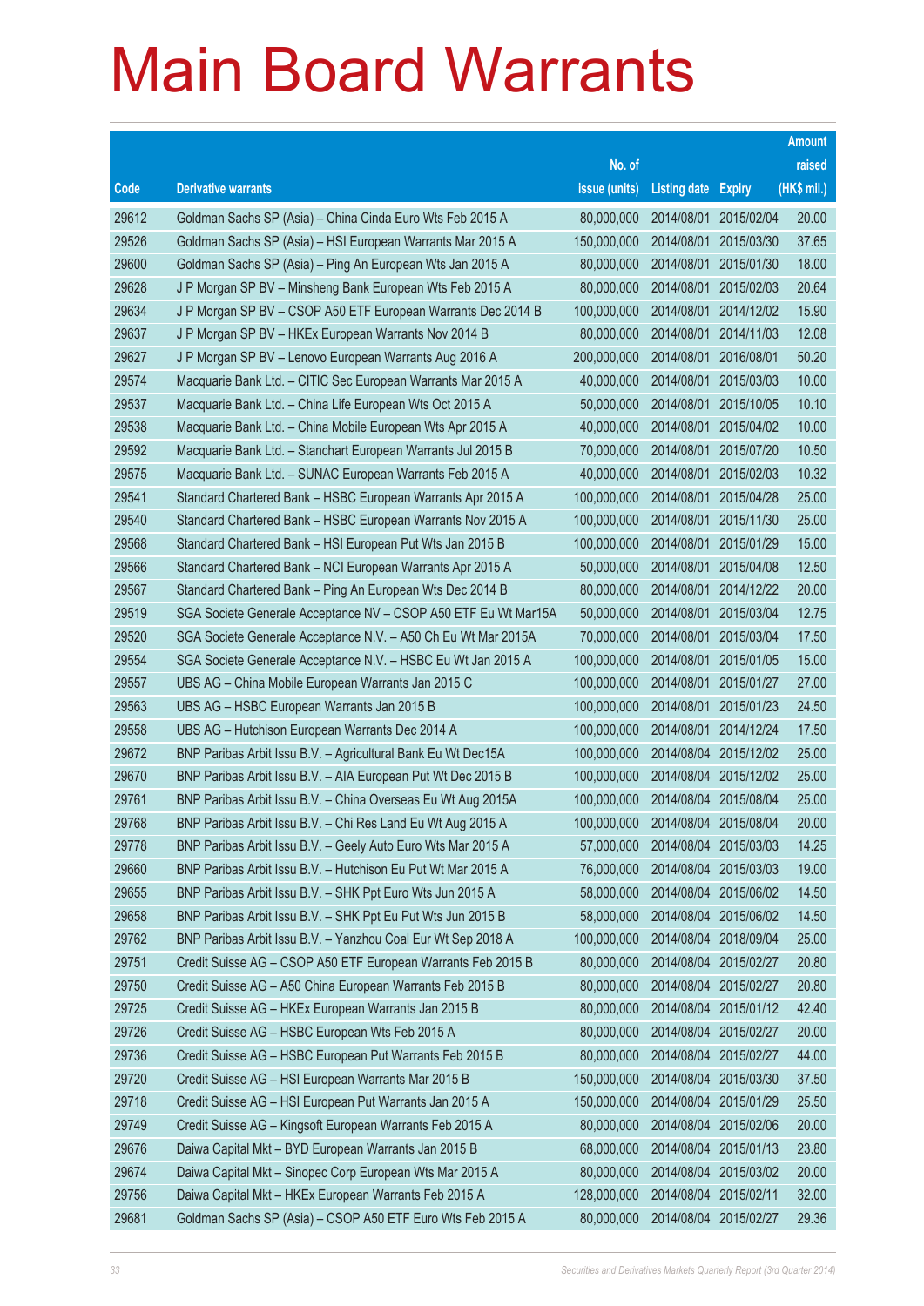# Main Board Warrants

| Code | Derivative warrants | No. of issue (units) | Listing date | Expiry | Amount raised (HK$ mil.) |
|---|---|---|---|---|---|
| 29612 | Goldman Sachs SP (Asia) – China Cinda Euro Wts Feb 2015 A | 80,000,000 | 2014/08/01 | 2015/02/04 | 20.00 |
| 29526 | Goldman Sachs SP (Asia) – HSI European Warrants Mar 2015 A | 150,000,000 | 2014/08/01 | 2015/03/30 | 37.65 |
| 29600 | Goldman Sachs SP (Asia) – Ping An European Wts Jan 2015 A | 80,000,000 | 2014/08/01 | 2015/01/30 | 18.00 |
| 29628 | J P Morgan SP BV – Minsheng Bank European Wts Feb 2015 A | 80,000,000 | 2014/08/01 | 2015/02/03 | 20.64 |
| 29634 | J P Morgan SP BV – CSOP A50 ETF European Warrants Dec 2014 B | 100,000,000 | 2014/08/01 | 2014/12/02 | 15.90 |
| 29637 | J P Morgan SP BV – HKEx European Warrants Nov 2014 B | 80,000,000 | 2014/08/01 | 2014/11/03 | 12.08 |
| 29627 | J P Morgan SP BV – Lenovo European Warrants Aug 2016 A | 200,000,000 | 2014/08/01 | 2016/08/01 | 50.20 |
| 29574 | Macquarie Bank Ltd. – CITIC Sec European Warrants Mar 2015 A | 40,000,000 | 2014/08/01 | 2015/03/03 | 10.00 |
| 29537 | Macquarie Bank Ltd. – China Life European Wts Oct 2015 A | 50,000,000 | 2014/08/01 | 2015/10/05 | 10.10 |
| 29538 | Macquarie Bank Ltd. – China Mobile European Wts Apr 2015 A | 40,000,000 | 2014/08/01 | 2015/04/02 | 10.00 |
| 29592 | Macquarie Bank Ltd. – Stanchart European Warrants Jul 2015 B | 70,000,000 | 2014/08/01 | 2015/07/20 | 10.50 |
| 29575 | Macquarie Bank Ltd. – SUNAC European Warrants Feb 2015 A | 40,000,000 | 2014/08/01 | 2015/02/03 | 10.32 |
| 29541 | Standard Chartered Bank – HSBC European Warrants Apr 2015 A | 100,000,000 | 2014/08/01 | 2015/04/28 | 25.00 |
| 29540 | Standard Chartered Bank – HSBC European Warrants Nov 2015 A | 100,000,000 | 2014/08/01 | 2015/11/30 | 25.00 |
| 29568 | Standard Chartered Bank – HSI European Put Wts Jan 2015 B | 100,000,000 | 2014/08/01 | 2015/01/29 | 15.00 |
| 29566 | Standard Chartered Bank – NCI European Warrants Apr 2015 A | 50,000,000 | 2014/08/01 | 2015/04/08 | 12.50 |
| 29567 | Standard Chartered Bank – Ping An European Wts Dec 2014 B | 80,000,000 | 2014/08/01 | 2014/12/22 | 20.00 |
| 29519 | SGA Societe Generale Acceptance NV – CSOP A50 ETF Eu Wt Mar15A | 50,000,000 | 2014/08/01 | 2015/03/04 | 12.75 |
| 29520 | SGA Societe Generale Acceptance N.V. – A50 Ch Eu Wt Mar 2015A | 70,000,000 | 2014/08/01 | 2015/03/04 | 17.50 |
| 29554 | SGA Societe Generale Acceptance N.V. – HSBC Eu Wt Jan 2015 A | 100,000,000 | 2014/08/01 | 2015/01/05 | 15.00 |
| 29557 | UBS AG – China Mobile European Warrants Jan 2015 C | 100,000,000 | 2014/08/01 | 2015/01/27 | 27.00 |
| 29563 | UBS AG – HSBC European Warrants Jan 2015 B | 100,000,000 | 2014/08/01 | 2015/01/23 | 24.50 |
| 29558 | UBS AG – Hutchison European Warrants Dec 2014 A | 100,000,000 | 2014/08/01 | 2014/12/24 | 17.50 |
| 29672 | BNP Paribas Arbit Issu B.V. – Agricultural Bank Eu Wt Dec15A | 100,000,000 | 2014/08/04 | 2015/12/02 | 25.00 |
| 29670 | BNP Paribas Arbit Issu B.V. – AIA European Put Wt Dec 2015 B | 100,000,000 | 2014/08/04 | 2015/12/02 | 25.00 |
| 29761 | BNP Paribas Arbit Issu B.V. – China Overseas Eu Wt Aug 2015A | 100,000,000 | 2014/08/04 | 2015/08/04 | 25.00 |
| 29768 | BNP Paribas Arbit Issu B.V. – Chi Res Land Eu Wt Aug 2015 A | 100,000,000 | 2014/08/04 | 2015/08/04 | 20.00 |
| 29778 | BNP Paribas Arbit Issu B.V. – Geely Auto Euro Wts Mar 2015 A | 57,000,000 | 2014/08/04 | 2015/03/03 | 14.25 |
| 29660 | BNP Paribas Arbit Issu B.V. – Hutchison Eu Put Wt Mar 2015 A | 76,000,000 | 2014/08/04 | 2015/03/03 | 19.00 |
| 29655 | BNP Paribas Arbit Issu B.V. – SHK Ppt Euro Wts Jun 2015 A | 58,000,000 | 2014/08/04 | 2015/06/02 | 14.50 |
| 29658 | BNP Paribas Arbit Issu B.V. – SHK Ppt Eu Put Wts Jun 2015 B | 58,000,000 | 2014/08/04 | 2015/06/02 | 14.50 |
| 29762 | BNP Paribas Arbit Issu B.V. – Yanzhou Coal Eur Wt Sep 2018 A | 100,000,000 | 2014/08/04 | 2018/09/04 | 25.00 |
| 29751 | Credit Suisse AG – CSOP A50 ETF European Warrants Feb 2015 B | 80,000,000 | 2014/08/04 | 2015/02/27 | 20.80 |
| 29750 | Credit Suisse AG – A50 China European Warrants Feb 2015 B | 80,000,000 | 2014/08/04 | 2015/02/27 | 20.80 |
| 29725 | Credit Suisse AG – HKEx European Warrants Jan 2015 B | 80,000,000 | 2014/08/04 | 2015/01/12 | 42.40 |
| 29726 | Credit Suisse AG – HSBC European Wts Feb 2015 A | 80,000,000 | 2014/08/04 | 2015/02/27 | 20.00 |
| 29736 | Credit Suisse AG – HSBC European Put Warrants Feb 2015 B | 80,000,000 | 2014/08/04 | 2015/02/27 | 44.00 |
| 29720 | Credit Suisse AG – HSI European Warrants Mar 2015 B | 150,000,000 | 2014/08/04 | 2015/03/30 | 37.50 |
| 29718 | Credit Suisse AG – HSI European Put Warrants Jan 2015 A | 150,000,000 | 2014/08/04 | 2015/01/29 | 25.50 |
| 29749 | Credit Suisse AG – Kingsoft European Warrants Feb 2015 A | 80,000,000 | 2014/08/04 | 2015/02/06 | 20.00 |
| 29676 | Daiwa Capital Mkt – BYD European Warrants Jan 2015 B | 68,000,000 | 2014/08/04 | 2015/01/13 | 23.80 |
| 29674 | Daiwa Capital Mkt – Sinopec Corp European Wts Mar 2015 A | 80,000,000 | 2014/08/04 | 2015/03/02 | 20.00 |
| 29756 | Daiwa Capital Mkt – HKEx European Warrants Feb 2015 A | 128,000,000 | 2014/08/04 | 2015/02/11 | 32.00 |
| 29681 | Goldman Sachs SP (Asia) – CSOP A50 ETF Euro Wts Feb 2015 A | 80,000,000 | 2014/08/04 | 2015/02/27 | 29.36 |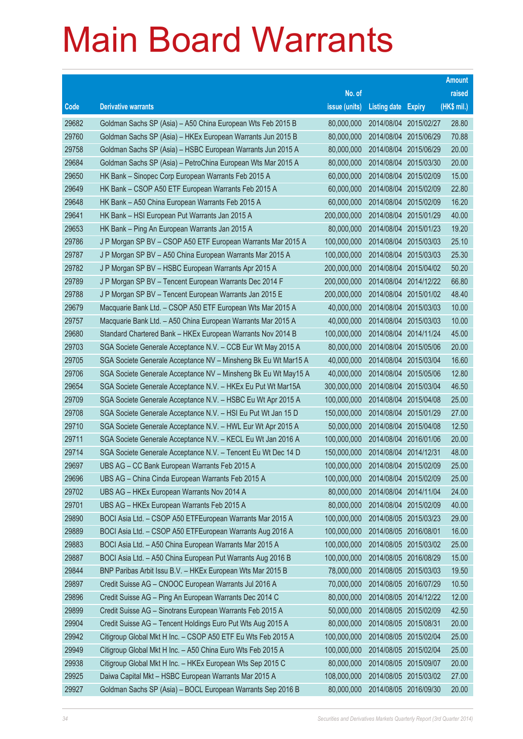# Main Board Warrants

| Code | Derivative warrants | No. of issue (units) | Listing date | Expiry | Amount raised (HK$ mil.) |
|---|---|---|---|---|---|
| 29682 | Goldman Sachs SP (Asia) – A50 China European Wts Feb 2015 B | 80,000,000 | 2014/08/04 | 2015/02/27 | 28.80 |
| 29760 | Goldman Sachs SP (Asia) – HKEx European Warrants Jun 2015 B | 80,000,000 | 2014/08/04 | 2015/06/29 | 70.88 |
| 29758 | Goldman Sachs SP (Asia) – HSBC European Warrants Jun 2015 A | 80,000,000 | 2014/08/04 | 2015/06/29 | 20.00 |
| 29684 | Goldman Sachs SP (Asia) – PetroChina European Wts Mar 2015 A | 80,000,000 | 2014/08/04 | 2015/03/30 | 20.00 |
| 29650 | HK Bank – Sinopec Corp European Warrants Feb 2015 A | 60,000,000 | 2014/08/04 | 2015/02/09 | 15.00 |
| 29649 | HK Bank – CSOP A50 ETF European Warrants Feb 2015 A | 60,000,000 | 2014/08/04 | 2015/02/09 | 22.80 |
| 29648 | HK Bank – A50 China European Warrants Feb 2015 A | 60,000,000 | 2014/08/04 | 2015/02/09 | 16.20 |
| 29641 | HK Bank – HSI European Put Warrants Jan 2015 A | 200,000,000 | 2014/08/04 | 2015/01/29 | 40.00 |
| 29653 | HK Bank – Ping An European Warrants Jan 2015 A | 80,000,000 | 2014/08/04 | 2015/01/23 | 19.20 |
| 29786 | J P Morgan SP BV – CSOP A50 ETF European Warrants Mar 2015 A | 100,000,000 | 2014/08/04 | 2015/03/03 | 25.10 |
| 29787 | J P Morgan SP BV – A50 China European Warrants Mar 2015 A | 100,000,000 | 2014/08/04 | 2015/03/03 | 25.30 |
| 29782 | J P Morgan SP BV – HSBC European Warrants Apr 2015 A | 200,000,000 | 2014/08/04 | 2015/04/02 | 50.20 |
| 29789 | J P Morgan SP BV – Tencent European Warrants Dec 2014 F | 200,000,000 | 2014/08/04 | 2014/12/22 | 66.80 |
| 29788 | J P Morgan SP BV – Tencent European Warrants Jan 2015 E | 200,000,000 | 2014/08/04 | 2015/01/02 | 48.40 |
| 29679 | Macquarie Bank Ltd. – CSOP A50 ETF European Wts Mar 2015 A | 40,000,000 | 2014/08/04 | 2015/03/03 | 10.00 |
| 29757 | Macquarie Bank Ltd. – A50 China European Warrants Mar 2015 A | 40,000,000 | 2014/08/04 | 2015/03/03 | 10.00 |
| 29680 | Standard Chartered Bank – HKEx European Warrants Nov 2014 B | 100,000,000 | 2014/08/04 | 2014/11/24 | 45.00 |
| 29703 | SGA Societe Generale Acceptance N.V. – CCB Eur Wt May 2015 A | 80,000,000 | 2014/08/04 | 2015/05/06 | 20.00 |
| 29705 | SGA Societe Generale Acceptance NV – Minsheng Bk Eu Wt Mar15 A | 40,000,000 | 2014/08/04 | 2015/03/04 | 16.60 |
| 29706 | SGA Societe Generale Acceptance NV – Minsheng Bk Eu Wt May15 A | 40,000,000 | 2014/08/04 | 2015/05/06 | 12.80 |
| 29654 | SGA Societe Generale Acceptance N.V. – HKEx Eu Put Wt Mar15A | 300,000,000 | 2014/08/04 | 2015/03/04 | 46.50 |
| 29709 | SGA Societe Generale Acceptance N.V. – HSBC Eu Wt Apr 2015 A | 100,000,000 | 2014/08/04 | 2015/04/08 | 25.00 |
| 29708 | SGA Societe Generale Acceptance N.V. – HSI Eu Put Wt Jan 15 D | 150,000,000 | 2014/08/04 | 2015/01/29 | 27.00 |
| 29710 | SGA Societe Generale Acceptance N.V. – HWL Eur Wt Apr 2015 A | 50,000,000 | 2014/08/04 | 2015/04/08 | 12.50 |
| 29711 | SGA Societe Generale Acceptance N.V. – KECL Eu Wt Jan 2016 A | 100,000,000 | 2014/08/04 | 2016/01/06 | 20.00 |
| 29714 | SGA Societe Generale Acceptance N.V. – Tencent Eu Wt Dec 14 D | 150,000,000 | 2014/08/04 | 2014/12/31 | 48.00 |
| 29697 | UBS AG – CC Bank European Warrants Feb 2015 A | 100,000,000 | 2014/08/04 | 2015/02/09 | 25.00 |
| 29696 | UBS AG – China Cinda European Warrants Feb 2015 A | 100,000,000 | 2014/08/04 | 2015/02/09 | 25.00 |
| 29702 | UBS AG – HKEx European Warrants Nov 2014 A | 80,000,000 | 2014/08/04 | 2014/11/04 | 24.00 |
| 29701 | UBS AG – HKEx European Warrants Feb 2015 A | 80,000,000 | 2014/08/04 | 2015/02/09 | 40.00 |
| 29890 | BOCI Asia Ltd. – CSOP A50 ETFEuropean Warrants Mar 2015 A | 100,000,000 | 2014/08/05 | 2015/03/23 | 29.00 |
| 29889 | BOCI Asia Ltd. – CSOP A50 ETFEuropean Warrants Aug 2016 A | 100,000,000 | 2014/08/05 | 2016/08/01 | 16.00 |
| 29883 | BOCI Asia Ltd. – A50 China European Warrants Mar 2015 A | 100,000,000 | 2014/08/05 | 2015/03/02 | 25.00 |
| 29887 | BOCI Asia Ltd. – A50 China European Put Warrants Aug 2016 B | 100,000,000 | 2014/08/05 | 2016/08/29 | 15.00 |
| 29844 | BNP Paribas Arbit Issu B.V. – HKEx European Wts Mar 2015 B | 78,000,000 | 2014/08/05 | 2015/03/03 | 19.50 |
| 29897 | Credit Suisse AG – CNOOC European Warrants Jul 2016 A | 70,000,000 | 2014/08/05 | 2016/07/29 | 10.50 |
| 29896 | Credit Suisse AG – Ping An European Warrants Dec 2014 C | 80,000,000 | 2014/08/05 | 2014/12/22 | 12.00 |
| 29899 | Credit Suisse AG – Sinotrans European Warrants Feb 2015 A | 50,000,000 | 2014/08/05 | 2015/02/09 | 42.50 |
| 29904 | Credit Suisse AG – Tencent Holdings Euro Put Wts Aug 2015 A | 80,000,000 | 2014/08/05 | 2015/08/31 | 20.00 |
| 29942 | Citigroup Global Mkt H Inc. – CSOP A50 ETF Eu Wts Feb 2015 A | 100,000,000 | 2014/08/05 | 2015/02/04 | 25.00 |
| 29949 | Citigroup Global Mkt H Inc. – A50 China Euro Wts Feb 2015 A | 100,000,000 | 2014/08/05 | 2015/02/04 | 25.00 |
| 29938 | Citigroup Global Mkt H Inc. – HKEx European Wts Sep 2015 C | 80,000,000 | 2014/08/05 | 2015/09/07 | 20.00 |
| 29925 | Daiwa Capital Mkt – HSBC European Warrants Mar 2015 A | 108,000,000 | 2014/08/05 | 2015/03/02 | 27.00 |
| 29927 | Goldman Sachs SP (Asia) – BOCL European Warrants Sep 2016 B | 80,000,000 | 2014/08/05 | 2016/09/30 | 20.00 |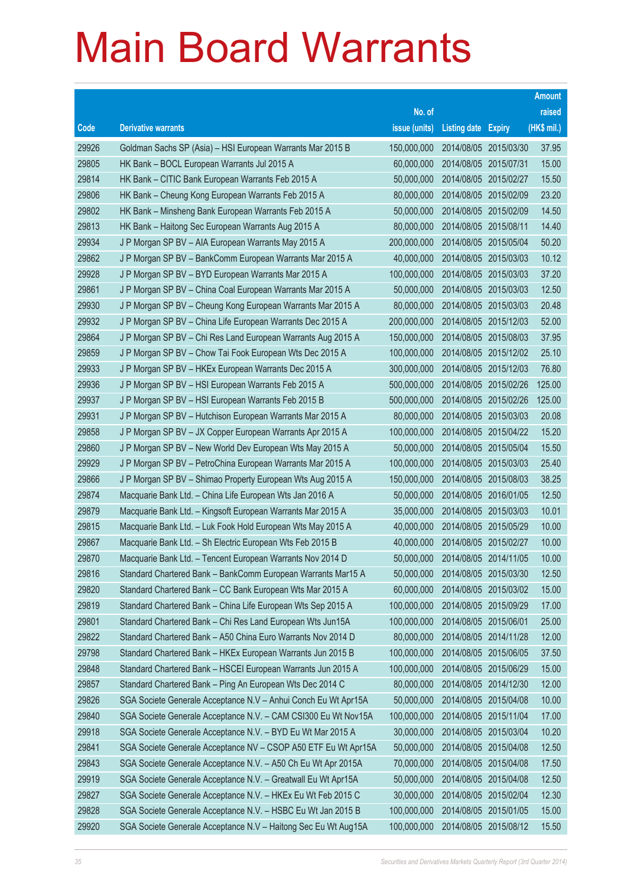# Main Board Warrants

| Code | Derivative warrants | No. of issue (units) | Listing date | Expiry | Amount raised (HK$ mil.) |
|---|---|---|---|---|---|
| 29926 | Goldman Sachs SP (Asia) – HSI European Warrants Mar 2015 B | 150,000,000 | 2014/08/05 | 2015/03/30 | 37.95 |
| 29805 | HK Bank – BOCL European Warrants Jul 2015 A | 60,000,000 | 2014/08/05 | 2015/07/31 | 15.00 |
| 29814 | HK Bank – CITIC Bank European Warrants Feb 2015 A | 50,000,000 | 2014/08/05 | 2015/02/27 | 15.50 |
| 29806 | HK Bank – Cheung Kong European Warrants Feb 2015 A | 80,000,000 | 2014/08/05 | 2015/02/09 | 23.20 |
| 29802 | HK Bank – Minsheng Bank European Warrants Feb 2015 A | 50,000,000 | 2014/08/05 | 2015/02/09 | 14.50 |
| 29813 | HK Bank – Haitong Sec European Warrants Aug 2015 A | 80,000,000 | 2014/08/05 | 2015/08/11 | 14.40 |
| 29934 | J P Morgan SP BV – AIA European Warrants May 2015 A | 200,000,000 | 2014/08/05 | 2015/05/04 | 50.20 |
| 29862 | J P Morgan SP BV – BankComm European Warrants Mar 2015 A | 40,000,000 | 2014/08/05 | 2015/03/03 | 10.12 |
| 29928 | J P Morgan SP BV – BYD European Warrants Mar 2015 A | 100,000,000 | 2014/08/05 | 2015/03/03 | 37.20 |
| 29861 | J P Morgan SP BV – China Coal European Warrants Mar 2015 A | 50,000,000 | 2014/08/05 | 2015/03/03 | 12.50 |
| 29930 | J P Morgan SP BV – Cheung Kong European Warrants Mar 2015 A | 80,000,000 | 2014/08/05 | 2015/03/03 | 20.48 |
| 29932 | J P Morgan SP BV – China Life European Warrants Dec 2015 A | 200,000,000 | 2014/08/05 | 2015/12/03 | 52.00 |
| 29864 | J P Morgan SP BV – Chi Res Land European Warrants Aug 2015 A | 150,000,000 | 2014/08/05 | 2015/08/03 | 37.95 |
| 29859 | J P Morgan SP BV – Chow Tai Fook European Wts Dec 2015 A | 100,000,000 | 2014/08/05 | 2015/12/02 | 25.10 |
| 29933 | J P Morgan SP BV – HKEx European Warrants Dec 2015 A | 300,000,000 | 2014/08/05 | 2015/12/03 | 76.80 |
| 29936 | J P Morgan SP BV – HSI European Warrants Feb 2015 A | 500,000,000 | 2014/08/05 | 2015/02/26 | 125.00 |
| 29937 | J P Morgan SP BV – HSI European Warrants Feb 2015 B | 500,000,000 | 2014/08/05 | 2015/02/26 | 125.00 |
| 29931 | J P Morgan SP BV – Hutchison European Warrants Mar 2015 A | 80,000,000 | 2014/08/05 | 2015/03/03 | 20.08 |
| 29858 | J P Morgan SP BV – JX Copper European Warrants Apr 2015 A | 100,000,000 | 2014/08/05 | 2015/04/22 | 15.20 |
| 29860 | J P Morgan SP BV – New World Dev European Wts May 2015 A | 50,000,000 | 2014/08/05 | 2015/05/04 | 15.50 |
| 29929 | J P Morgan SP BV – PetroChina European Warrants Mar 2015 A | 100,000,000 | 2014/08/05 | 2015/03/03 | 25.40 |
| 29866 | J P Morgan SP BV – Shimao Property European Wts Aug 2015 A | 150,000,000 | 2014/08/05 | 2015/08/03 | 38.25 |
| 29874 | Macquarie Bank Ltd. – China Life European Wts Jan 2016 A | 50,000,000 | 2014/08/05 | 2016/01/05 | 12.50 |
| 29879 | Macquarie Bank Ltd. – Kingsoft European Warrants Mar 2015 A | 35,000,000 | 2014/08/05 | 2015/03/03 | 10.01 |
| 29815 | Macquarie Bank Ltd. – Luk Fook Hold European Wts May 2015 A | 40,000,000 | 2014/08/05 | 2015/05/29 | 10.00 |
| 29867 | Macquarie Bank Ltd. – Sh Electric European Wts Feb 2015 B | 40,000,000 | 2014/08/05 | 2015/02/27 | 10.00 |
| 29870 | Macquarie Bank Ltd. – Tencent European Warrants Nov 2014 D | 50,000,000 | 2014/08/05 | 2014/11/05 | 10.00 |
| 29816 | Standard Chartered Bank – BankComm European Warrants Mar15 A | 50,000,000 | 2014/08/05 | 2015/03/30 | 12.50 |
| 29820 | Standard Chartered Bank – CC Bank European Wts Mar 2015 A | 60,000,000 | 2014/08/05 | 2015/03/02 | 15.00 |
| 29819 | Standard Chartered Bank – China Life European Wts Sep 2015 A | 100,000,000 | 2014/08/05 | 2015/09/29 | 17.00 |
| 29801 | Standard Chartered Bank – Chi Res Land European Wts Jun15A | 100,000,000 | 2014/08/05 | 2015/06/01 | 25.00 |
| 29822 | Standard Chartered Bank – A50 China Euro Warrants Nov 2014 D | 80,000,000 | 2014/08/05 | 2014/11/28 | 12.00 |
| 29798 | Standard Chartered Bank – HKEx European Warrants Jun 2015 B | 100,000,000 | 2014/08/05 | 2015/06/05 | 37.50 |
| 29848 | Standard Chartered Bank – HSCEI European Warrants Jun 2015 A | 100,000,000 | 2014/08/05 | 2015/06/29 | 15.00 |
| 29857 | Standard Chartered Bank – Ping An European Wts Dec 2014 C | 80,000,000 | 2014/08/05 | 2014/12/30 | 12.00 |
| 29826 | SGA Societe Generale Acceptance N.V – Anhui Conch Eu Wt Apr15A | 50,000,000 | 2014/08/05 | 2015/04/08 | 10.00 |
| 29840 | SGA Societe Generale Acceptance N.V. – CAM CSI300 Eu Wt Nov15A | 100,000,000 | 2014/08/05 | 2015/11/04 | 17.00 |
| 29918 | SGA Societe Generale Acceptance N.V. – BYD Eu Wt Mar 2015 A | 30,000,000 | 2014/08/05 | 2015/03/04 | 10.20 |
| 29841 | SGA Societe Generale Acceptance NV – CSOP A50 ETF Eu Wt Apr15A | 50,000,000 | 2014/08/05 | 2015/04/08 | 12.50 |
| 29843 | SGA Societe Generale Acceptance N.V. – A50 Ch Eu Wt Apr 2015A | 70,000,000 | 2014/08/05 | 2015/04/08 | 17.50 |
| 29919 | SGA Societe Generale Acceptance N.V. – Greatwall Eu Wt Apr15A | 50,000,000 | 2014/08/05 | 2015/04/08 | 12.50 |
| 29827 | SGA Societe Generale Acceptance N.V. – HKEx Eu Wt Feb 2015 C | 30,000,000 | 2014/08/05 | 2015/02/04 | 12.30 |
| 29828 | SGA Societe Generale Acceptance N.V. – HSBC Eu Wt Jan 2015 B | 100,000,000 | 2014/08/05 | 2015/01/05 | 15.00 |
| 29920 | SGA Societe Generale Acceptance N.V – Haitong Sec Eu Wt Aug15A | 100,000,000 | 2014/08/05 | 2015/08/12 | 15.50 |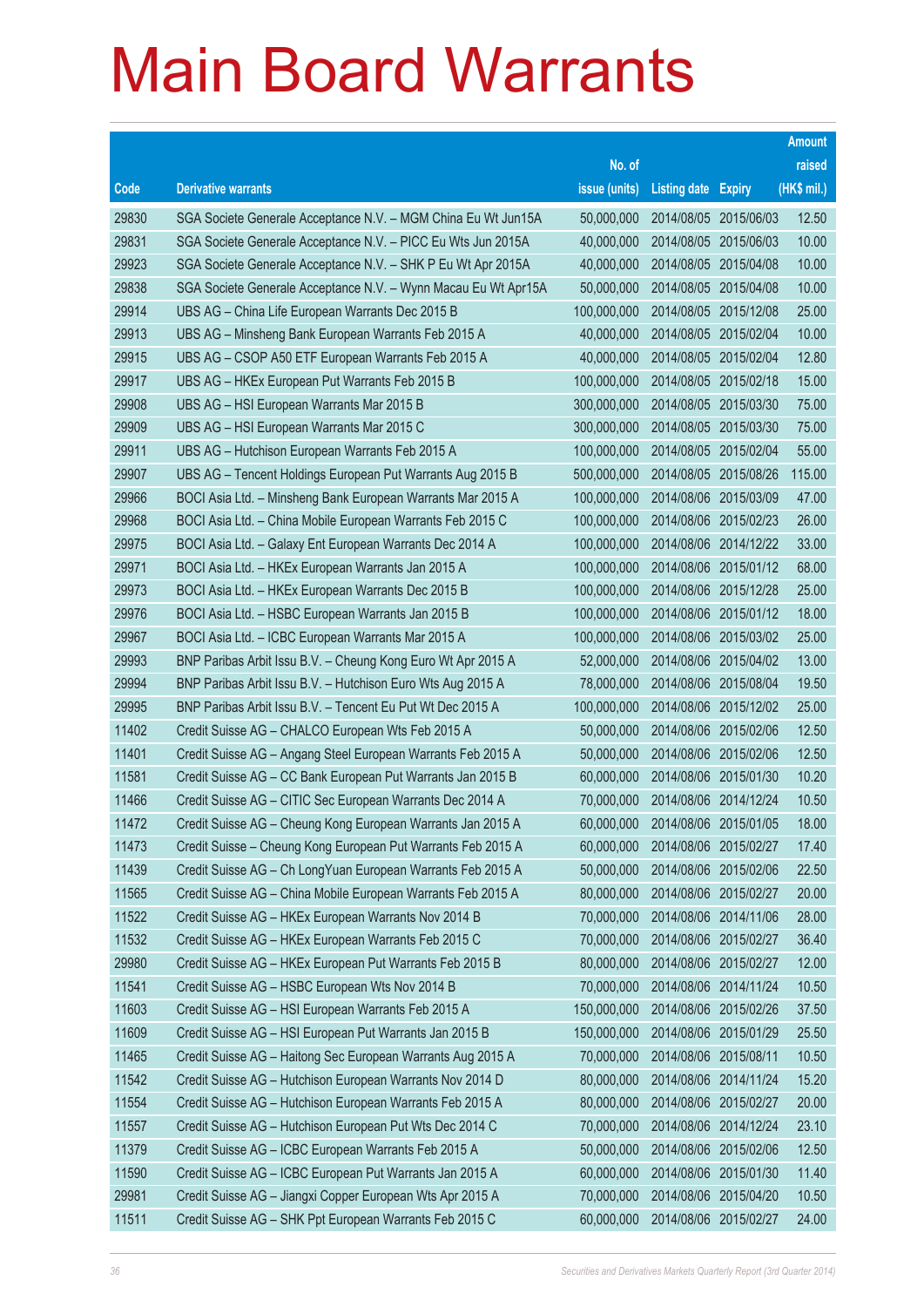# Main Board Warrants

| Code | Derivative warrants | No. of issue (units) | Listing date | Expiry | Amount raised (HK$ mil.) |
|---|---|---|---|---|---|
| 29830 | SGA Societe Generale Acceptance N.V. – MGM China Eu Wt Jun15A | 50,000,000 | 2014/08/05 | 2015/06/03 | 12.50 |
| 29831 | SGA Societe Generale Acceptance N.V. – PICC Eu Wts Jun 2015A | 40,000,000 | 2014/08/05 | 2015/06/03 | 10.00 |
| 29923 | SGA Societe Generale Acceptance N.V. – SHK P Eu Wt Apr 2015A | 40,000,000 | 2014/08/05 | 2015/04/08 | 10.00 |
| 29838 | SGA Societe Generale Acceptance N.V. – Wynn Macau Eu Wt Apr15A | 50,000,000 | 2014/08/05 | 2015/04/08 | 10.00 |
| 29914 | UBS AG – China Life European Warrants Dec 2015 B | 100,000,000 | 2014/08/05 | 2015/12/08 | 25.00 |
| 29913 | UBS AG – Minsheng Bank European Warrants Feb 2015 A | 40,000,000 | 2014/08/05 | 2015/02/04 | 10.00 |
| 29915 | UBS AG – CSOP A50 ETF European Warrants Feb 2015 A | 40,000,000 | 2014/08/05 | 2015/02/04 | 12.80 |
| 29917 | UBS AG – HKEx European Put Warrants Feb 2015 B | 100,000,000 | 2014/08/05 | 2015/02/18 | 15.00 |
| 29908 | UBS AG – HSI European Warrants Mar 2015 B | 300,000,000 | 2014/08/05 | 2015/03/30 | 75.00 |
| 29909 | UBS AG – HSI European Warrants Mar 2015 C | 300,000,000 | 2014/08/05 | 2015/03/30 | 75.00 |
| 29911 | UBS AG – Hutchison European Warrants Feb 2015 A | 100,000,000 | 2014/08/05 | 2015/02/04 | 55.00 |
| 29907 | UBS AG – Tencent Holdings European Put Warrants Aug 2015 B | 500,000,000 | 2014/08/05 | 2015/08/26 | 115.00 |
| 29966 | BOCI Asia Ltd. – Minsheng Bank European Warrants Mar 2015 A | 100,000,000 | 2014/08/06 | 2015/03/09 | 47.00 |
| 29968 | BOCI Asia Ltd. – China Mobile European Warrants Feb 2015 C | 100,000,000 | 2014/08/06 | 2015/02/23 | 26.00 |
| 29975 | BOCI Asia Ltd. – Galaxy Ent European Warrants Dec 2014 A | 100,000,000 | 2014/08/06 | 2014/12/22 | 33.00 |
| 29971 | BOCI Asia Ltd. – HKEx European Warrants Jan 2015 A | 100,000,000 | 2014/08/06 | 2015/01/12 | 68.00 |
| 29973 | BOCI Asia Ltd. – HKEx European Warrants Dec 2015 B | 100,000,000 | 2014/08/06 | 2015/12/28 | 25.00 |
| 29976 | BOCI Asia Ltd. – HSBC European Warrants Jan 2015 B | 100,000,000 | 2014/08/06 | 2015/01/12 | 18.00 |
| 29967 | BOCI Asia Ltd. – ICBC European Warrants Mar 2015 A | 100,000,000 | 2014/08/06 | 2015/03/02 | 25.00 |
| 29993 | BNP Paribas Arbit Issu B.V. – Cheung Kong Euro Wt Apr 2015 A | 52,000,000 | 2014/08/06 | 2015/04/02 | 13.00 |
| 29994 | BNP Paribas Arbit Issu B.V. – Hutchison Euro Wts Aug 2015 A | 78,000,000 | 2014/08/06 | 2015/08/04 | 19.50 |
| 29995 | BNP Paribas Arbit Issu B.V. – Tencent Eu Put Wt Dec 2015 A | 100,000,000 | 2014/08/06 | 2015/12/02 | 25.00 |
| 11402 | Credit Suisse AG – CHALCO European Wts Feb 2015 A | 50,000,000 | 2014/08/06 | 2015/02/06 | 12.50 |
| 11401 | Credit Suisse AG – Angang Steel European Warrants Feb 2015 A | 50,000,000 | 2014/08/06 | 2015/02/06 | 12.50 |
| 11581 | Credit Suisse AG – CC Bank European Put Warrants Jan 2015 B | 60,000,000 | 2014/08/06 | 2015/01/30 | 10.20 |
| 11466 | Credit Suisse AG – CITIC Sec European Warrants Dec 2014 A | 70,000,000 | 2014/08/06 | 2014/12/24 | 10.50 |
| 11472 | Credit Suisse AG – Cheung Kong European Warrants Jan 2015 A | 60,000,000 | 2014/08/06 | 2015/01/05 | 18.00 |
| 11473 | Credit Suisse – Cheung Kong European Put Warrants Feb 2015 A | 60,000,000 | 2014/08/06 | 2015/02/27 | 17.40 |
| 11439 | Credit Suisse AG – Ch LongYuan European Warrants Feb 2015 A | 50,000,000 | 2014/08/06 | 2015/02/06 | 22.50 |
| 11565 | Credit Suisse AG – China Mobile European Warrants Feb 2015 A | 80,000,000 | 2014/08/06 | 2015/02/27 | 20.00 |
| 11522 | Credit Suisse AG – HKEx European Warrants Nov 2014 B | 70,000,000 | 2014/08/06 | 2014/11/06 | 28.00 |
| 11532 | Credit Suisse AG – HKEx European Warrants Feb 2015 C | 70,000,000 | 2014/08/06 | 2015/02/27 | 36.40 |
| 29980 | Credit Suisse AG – HKEx European Put Warrants Feb 2015 B | 80,000,000 | 2014/08/06 | 2015/02/27 | 12.00 |
| 11541 | Credit Suisse AG – HSBC European Wts Nov 2014 B | 70,000,000 | 2014/08/06 | 2014/11/24 | 10.50 |
| 11603 | Credit Suisse AG – HSI European Warrants Feb 2015 A | 150,000,000 | 2014/08/06 | 2015/02/26 | 37.50 |
| 11609 | Credit Suisse AG – HSI European Put Warrants Jan 2015 B | 150,000,000 | 2014/08/06 | 2015/01/29 | 25.50 |
| 11465 | Credit Suisse AG – Haitong Sec European Warrants Aug 2015 A | 70,000,000 | 2014/08/06 | 2015/08/11 | 10.50 |
| 11542 | Credit Suisse AG – Hutchison European Warrants Nov 2014 D | 80,000,000 | 2014/08/06 | 2014/11/24 | 15.20 |
| 11554 | Credit Suisse AG – Hutchison European Warrants Feb 2015 A | 80,000,000 | 2014/08/06 | 2015/02/27 | 20.00 |
| 11557 | Credit Suisse AG – Hutchison European Put Wts Dec 2014 C | 70,000,000 | 2014/08/06 | 2014/12/24 | 23.10 |
| 11379 | Credit Suisse AG – ICBC European Warrants Feb 2015 A | 50,000,000 | 2014/08/06 | 2015/02/06 | 12.50 |
| 11590 | Credit Suisse AG – ICBC European Put Warrants Jan 2015 A | 60,000,000 | 2014/08/06 | 2015/01/30 | 11.40 |
| 29981 | Credit Suisse AG – Jiangxi Copper European Wts Apr 2015 A | 70,000,000 | 2014/08/06 | 2015/04/20 | 10.50 |
| 11511 | Credit Suisse AG – SHK Ppt European Warrants Feb 2015 C | 60,000,000 | 2014/08/06 | 2015/02/27 | 24.00 |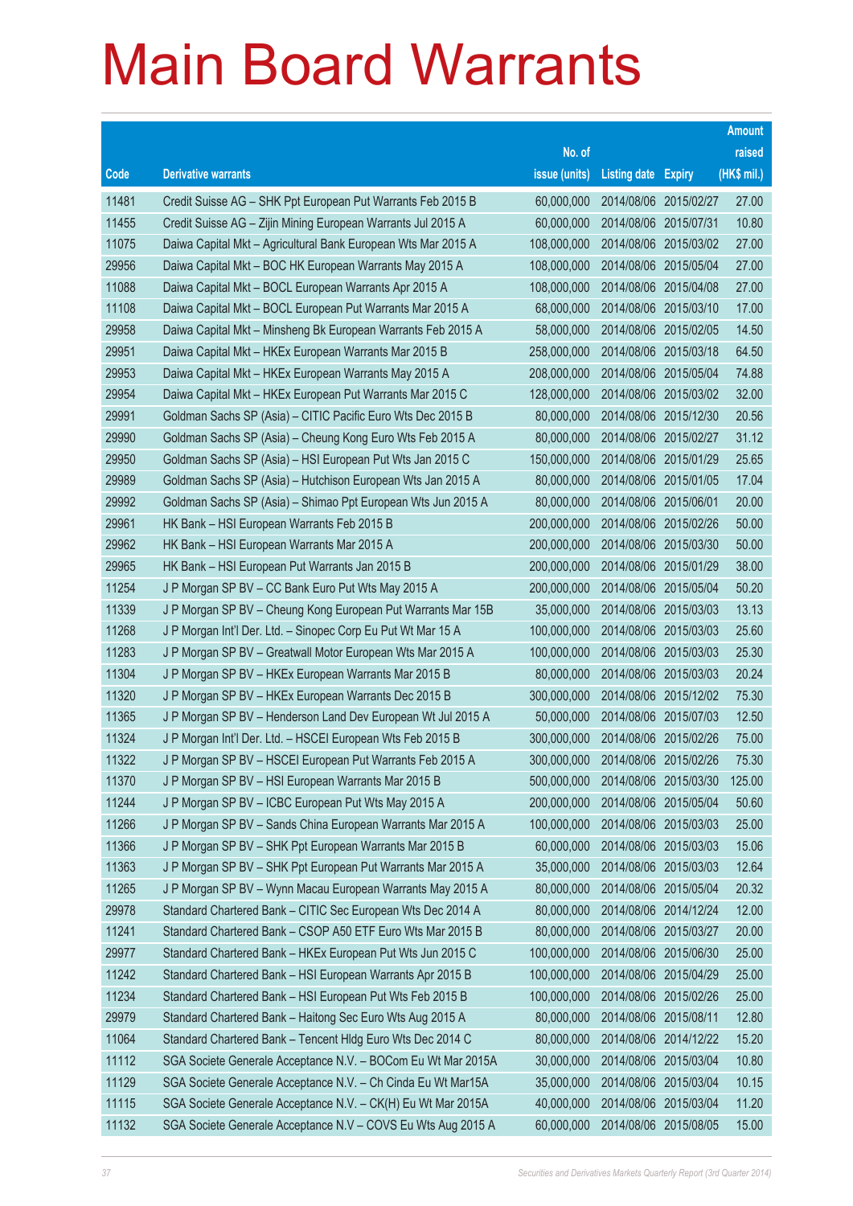# Main Board Warrants

| Code | Derivative warrants | No. of issue (units) | Listing date | Expiry | Amount raised (HK$ mil.) |
|---|---|---|---|---|---|
| 11481 | Credit Suisse AG – SHK Ppt European Put Warrants Feb 2015 B | 60,000,000 | 2014/08/06 | 2015/02/27 | 27.00 |
| 11455 | Credit Suisse AG – Zijin Mining European Warrants Jul 2015 A | 60,000,000 | 2014/08/06 | 2015/07/31 | 10.80 |
| 11075 | Daiwa Capital Mkt – Agricultural Bank European Wts Mar 2015 A | 108,000,000 | 2014/08/06 | 2015/03/02 | 27.00 |
| 29956 | Daiwa Capital Mkt – BOC HK European Warrants May 2015 A | 108,000,000 | 2014/08/06 | 2015/05/04 | 27.00 |
| 11088 | Daiwa Capital Mkt – BOCL European Warrants Apr 2015 A | 108,000,000 | 2014/08/06 | 2015/04/08 | 27.00 |
| 11108 | Daiwa Capital Mkt – BOCL European Put Warrants Mar 2015 A | 68,000,000 | 2014/08/06 | 2015/03/10 | 17.00 |
| 29958 | Daiwa Capital Mkt – Minsheng Bk European Warrants Feb 2015 A | 58,000,000 | 2014/08/06 | 2015/02/05 | 14.50 |
| 29951 | Daiwa Capital Mkt – HKEx European Warrants Mar 2015 B | 258,000,000 | 2014/08/06 | 2015/03/18 | 64.50 |
| 29953 | Daiwa Capital Mkt – HKEx European Warrants May 2015 A | 208,000,000 | 2014/08/06 | 2015/05/04 | 74.88 |
| 29954 | Daiwa Capital Mkt – HKEx European Put Warrants Mar 2015 C | 128,000,000 | 2014/08/06 | 2015/03/02 | 32.00 |
| 29991 | Goldman Sachs SP (Asia) – CITIC Pacific Euro Wts Dec 2015 B | 80,000,000 | 2014/08/06 | 2015/12/30 | 20.56 |
| 29990 | Goldman Sachs SP (Asia) – Cheung Kong Euro Wts Feb 2015 A | 80,000,000 | 2014/08/06 | 2015/02/27 | 31.12 |
| 29950 | Goldman Sachs SP (Asia) – HSI European Put Wts Jan 2015 C | 150,000,000 | 2014/08/06 | 2015/01/29 | 25.65 |
| 29989 | Goldman Sachs SP (Asia) – Hutchison European Wts Jan 2015 A | 80,000,000 | 2014/08/06 | 2015/01/05 | 17.04 |
| 29992 | Goldman Sachs SP (Asia) – Shimao Ppt European Wts Jun 2015 A | 80,000,000 | 2014/08/06 | 2015/06/01 | 20.00 |
| 29961 | HK Bank – HSI European Warrants Feb 2015 B | 200,000,000 | 2014/08/06 | 2015/02/26 | 50.00 |
| 29962 | HK Bank – HSI European Warrants Mar 2015 A | 200,000,000 | 2014/08/06 | 2015/03/30 | 50.00 |
| 29965 | HK Bank – HSI European Put Warrants Jan 2015 B | 200,000,000 | 2014/08/06 | 2015/01/29 | 38.00 |
| 11254 | J P Morgan SP BV – CC Bank Euro Put Wts May 2015 A | 200,000,000 | 2014/08/06 | 2015/05/04 | 50.20 |
| 11339 | J P Morgan SP BV – Cheung Kong European Put Warrants Mar 15B | 35,000,000 | 2014/08/06 | 2015/03/03 | 13.13 |
| 11268 | J P Morgan Int'l Der. Ltd. – Sinopec Corp Eu Put Wt Mar 15 A | 100,000,000 | 2014/08/06 | 2015/03/03 | 25.60 |
| 11283 | J P Morgan SP BV – Greatwall Motor European Wts Mar 2015 A | 100,000,000 | 2014/08/06 | 2015/03/03 | 25.30 |
| 11304 | J P Morgan SP BV – HKEx European Warrants Mar 2015 B | 80,000,000 | 2014/08/06 | 2015/03/03 | 20.24 |
| 11320 | J P Morgan SP BV – HKEx European Warrants Dec 2015 B | 300,000,000 | 2014/08/06 | 2015/12/02 | 75.30 |
| 11365 | J P Morgan SP BV – Henderson Land Dev European Wt Jul 2015 A | 50,000,000 | 2014/08/06 | 2015/07/03 | 12.50 |
| 11324 | J P Morgan Int'l Der. Ltd. – HSCEI European Wts Feb 2015 B | 300,000,000 | 2014/08/06 | 2015/02/26 | 75.00 |
| 11322 | J P Morgan SP BV – HSCEI European Put Warrants Feb 2015 A | 300,000,000 | 2014/08/06 | 2015/02/26 | 75.30 |
| 11370 | J P Morgan SP BV – HSI European Warrants Mar 2015 B | 500,000,000 | 2014/08/06 | 2015/03/30 | 125.00 |
| 11244 | J P Morgan SP BV – ICBC European Put Wts May 2015 A | 200,000,000 | 2014/08/06 | 2015/05/04 | 50.60 |
| 11266 | J P Morgan SP BV – Sands China European Warrants Mar 2015 A | 100,000,000 | 2014/08/06 | 2015/03/03 | 25.00 |
| 11366 | J P Morgan SP BV – SHK Ppt European Warrants Mar 2015 B | 60,000,000 | 2014/08/06 | 2015/03/03 | 15.06 |
| 11363 | J P Morgan SP BV – SHK Ppt European Put Warrants Mar 2015 A | 35,000,000 | 2014/08/06 | 2015/03/03 | 12.64 |
| 11265 | J P Morgan SP BV – Wynn Macau European Warrants May 2015 A | 80,000,000 | 2014/08/06 | 2015/05/04 | 20.32 |
| 29978 | Standard Chartered Bank – CITIC Sec European Wts Dec 2014 A | 80,000,000 | 2014/08/06 | 2014/12/24 | 12.00 |
| 11241 | Standard Chartered Bank – CSOP A50 ETF Euro Wts Mar 2015 B | 80,000,000 | 2014/08/06 | 2015/03/27 | 20.00 |
| 29977 | Standard Chartered Bank – HKEx European Put Wts Jun 2015 C | 100,000,000 | 2014/08/06 | 2015/06/30 | 25.00 |
| 11242 | Standard Chartered Bank – HSI European Warrants Apr 2015 B | 100,000,000 | 2014/08/06 | 2015/04/29 | 25.00 |
| 11234 | Standard Chartered Bank – HSI European Put Wts Feb 2015 B | 100,000,000 | 2014/08/06 | 2015/02/26 | 25.00 |
| 29979 | Standard Chartered Bank – Haitong Sec Euro Wts Aug 2015 A | 80,000,000 | 2014/08/06 | 2015/08/11 | 12.80 |
| 11064 | Standard Chartered Bank – Tencent Hldg Euro Wts Dec 2014 C | 80,000,000 | 2014/08/06 | 2014/12/22 | 15.20 |
| 11112 | SGA Societe Generale Acceptance N.V. – BOCom Eu Wt Mar 2015A | 30,000,000 | 2014/08/06 | 2015/03/04 | 10.80 |
| 11129 | SGA Societe Generale Acceptance N.V. – Ch Cinda Eu Wt Mar15A | 35,000,000 | 2014/08/06 | 2015/03/04 | 10.15 |
| 11115 | SGA Societe Generale Acceptance N.V. – CK(H) Eu Wt Mar 2015A | 40,000,000 | 2014/08/06 | 2015/03/04 | 11.20 |
| 11132 | SGA Societe Generale Acceptance N.V – COVS Eu Wts Aug 2015 A | 60,000,000 | 2014/08/06 | 2015/08/05 | 15.00 |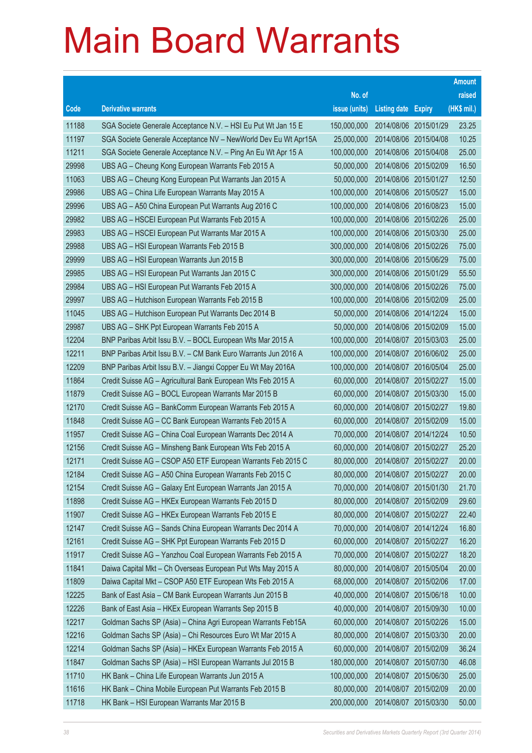# Main Board Warrants

| Code | Derivative warrants | No. of issue (units) | Listing date | Expiry | Amount raised (HK$ mil.) |
|---|---|---|---|---|---|
| 11188 | SGA Societe Generale Acceptance N.V. – HSI Eu Put Wt Jan 15 E | 150,000,000 | 2014/08/06 | 2015/01/29 | 23.25 |
| 11197 | SGA Societe Generale Acceptance NV – NewWorld Dev Eu Wt Apr15A | 25,000,000 | 2014/08/06 | 2015/04/08 | 10.25 |
| 11211 | SGA Societe Generale Acceptance N.V. – Ping An Eu Wt Apr 15 A | 100,000,000 | 2014/08/06 | 2015/04/08 | 25.00 |
| 29998 | UBS AG – Cheung Kong European Warrants Feb 2015 A | 50,000,000 | 2014/08/06 | 2015/02/09 | 16.50 |
| 11063 | UBS AG – Cheung Kong European Put Warrants Jan 2015 A | 50,000,000 | 2014/08/06 | 2015/01/27 | 12.50 |
| 29986 | UBS AG – China Life European Warrants May 2015 A | 100,000,000 | 2014/08/06 | 2015/05/27 | 15.00 |
| 29996 | UBS AG – A50 China European Put Warrants Aug 2016 C | 100,000,000 | 2014/08/06 | 2016/08/23 | 15.00 |
| 29982 | UBS AG – HSCEI European Put Warrants Feb 2015 A | 100,000,000 | 2014/08/06 | 2015/02/26 | 25.00 |
| 29983 | UBS AG – HSCEI European Put Warrants Mar 2015 A | 100,000,000 | 2014/08/06 | 2015/03/30 | 25.00 |
| 29988 | UBS AG – HSI European Warrants Feb 2015 B | 300,000,000 | 2014/08/06 | 2015/02/26 | 75.00 |
| 29999 | UBS AG – HSI European Warrants Jun 2015 B | 300,000,000 | 2014/08/06 | 2015/06/29 | 75.00 |
| 29985 | UBS AG – HSI European Put Warrants Jan 2015 C | 300,000,000 | 2014/08/06 | 2015/01/29 | 55.50 |
| 29984 | UBS AG – HSI European Put Warrants Feb 2015 A | 300,000,000 | 2014/08/06 | 2015/02/26 | 75.00 |
| 29997 | UBS AG – Hutchison European Warrants Feb 2015 B | 100,000,000 | 2014/08/06 | 2015/02/09 | 25.00 |
| 11045 | UBS AG – Hutchison European Put Warrants Dec 2014 B | 50,000,000 | 2014/08/06 | 2014/12/24 | 15.00 |
| 29987 | UBS AG – SHK Ppt European Warrants Feb 2015 A | 50,000,000 | 2014/08/06 | 2015/02/09 | 15.00 |
| 12204 | BNP Paribas Arbit Issu B.V. – BOCL European Wts Mar 2015 A | 100,000,000 | 2014/08/07 | 2015/03/03 | 25.00 |
| 12211 | BNP Paribas Arbit Issu B.V. – CM Bank Euro Warrants Jun 2016 A | 100,000,000 | 2014/08/07 | 2016/06/02 | 25.00 |
| 12209 | BNP Paribas Arbit Issu B.V. – Jiangxi Copper Eu Wt May 2016A | 100,000,000 | 2014/08/07 | 2016/05/04 | 25.00 |
| 11864 | Credit Suisse AG – Agricultural Bank European Wts Feb 2015 A | 60,000,000 | 2014/08/07 | 2015/02/27 | 15.00 |
| 11879 | Credit Suisse AG – BOCL European Warrants Mar 2015 B | 60,000,000 | 2014/08/07 | 2015/03/30 | 15.00 |
| 12170 | Credit Suisse AG – BankComm European Warrants Feb 2015 A | 60,000,000 | 2014/08/07 | 2015/02/27 | 19.80 |
| 11848 | Credit Suisse AG – CC Bank European Warrants Feb 2015 A | 60,000,000 | 2014/08/07 | 2015/02/09 | 15.00 |
| 11957 | Credit Suisse AG – China Coal European Warrants Dec 2014 A | 70,000,000 | 2014/08/07 | 2014/12/24 | 10.50 |
| 12156 | Credit Suisse AG – Minsheng Bank European Wts Feb 2015 A | 60,000,000 | 2014/08/07 | 2015/02/27 | 25.20 |
| 12171 | Credit Suisse AG – CSOP A50 ETF European Warrants Feb 2015 C | 80,000,000 | 2014/08/07 | 2015/02/27 | 20.00 |
| 12184 | Credit Suisse AG – A50 China European Warrants Feb 2015 C | 80,000,000 | 2014/08/07 | 2015/02/27 | 20.00 |
| 12154 | Credit Suisse AG – Galaxy Ent European Warrants Jan 2015 A | 70,000,000 | 2014/08/07 | 2015/01/30 | 21.70 |
| 11898 | Credit Suisse AG – HKEx European Warrants Feb 2015 D | 80,000,000 | 2014/08/07 | 2015/02/09 | 29.60 |
| 11907 | Credit Suisse AG – HKEx European Warrants Feb 2015 E | 80,000,000 | 2014/08/07 | 2015/02/27 | 22.40 |
| 12147 | Credit Suisse AG – Sands China European Warrants Dec 2014 A | 70,000,000 | 2014/08/07 | 2014/12/24 | 16.80 |
| 12161 | Credit Suisse AG – SHK Ppt European Warrants Feb 2015 D | 60,000,000 | 2014/08/07 | 2015/02/27 | 16.20 |
| 11917 | Credit Suisse AG – Yanzhou Coal European Warrants Feb 2015 A | 70,000,000 | 2014/08/07 | 2015/02/27 | 18.20 |
| 11841 | Daiwa Capital Mkt – Ch Overseas European Put Wts May 2015 A | 80,000,000 | 2014/08/07 | 2015/05/04 | 20.00 |
| 11809 | Daiwa Capital Mkt – CSOP A50 ETF European Wts Feb 2015 A | 68,000,000 | 2014/08/07 | 2015/02/06 | 17.00 |
| 12225 | Bank of East Asia – CM Bank European Warrants Jun 2015 B | 40,000,000 | 2014/08/07 | 2015/06/18 | 10.00 |
| 12226 | Bank of East Asia – HKEx European Warrants Sep 2015 B | 40,000,000 | 2014/08/07 | 2015/09/30 | 10.00 |
| 12217 | Goldman Sachs SP (Asia) – China Agri European Warrants Feb15A | 60,000,000 | 2014/08/07 | 2015/02/26 | 15.00 |
| 12216 | Goldman Sachs SP (Asia) – Chi Resources Euro Wt Mar 2015 A | 80,000,000 | 2014/08/07 | 2015/03/30 | 20.00 |
| 12214 | Goldman Sachs SP (Asia) – HKEx European Warrants Feb 2015 A | 60,000,000 | 2014/08/07 | 2015/02/09 | 36.24 |
| 11847 | Goldman Sachs SP (Asia) – HSI European Warrants Jul 2015 B | 180,000,000 | 2014/08/07 | 2015/07/30 | 46.08 |
| 11710 | HK Bank – China Life European Warrants Jun 2015 A | 100,000,000 | 2014/08/07 | 2015/06/30 | 25.00 |
| 11616 | HK Bank – China Mobile European Put Warrants Feb 2015 B | 80,000,000 | 2014/08/07 | 2015/02/09 | 20.00 |
| 11718 | HK Bank – HSI European Warrants Mar 2015 B | 200,000,000 | 2014/08/07 | 2015/03/30 | 50.00 |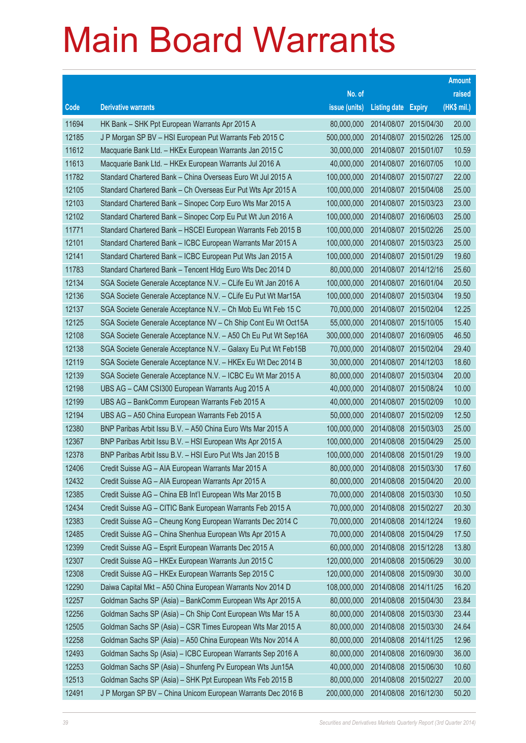# Main Board Warrants

| Code | Derivative warrants | No. of issue (units) | Listing date | Expiry | Amount raised (HK$ mil.) |
|---|---|---|---|---|---|
| 11694 | HK Bank – SHK Ppt European Warrants Apr 2015 A | 80,000,000 | 2014/08/07 | 2015/04/30 | 20.00 |
| 12185 | J P Morgan SP BV – HSI European Put Warrants Feb 2015 C | 500,000,000 | 2014/08/07 | 2015/02/26 | 125.00 |
| 11612 | Macquarie Bank Ltd. – HKEx European Warrants Jan 2015 C | 30,000,000 | 2014/08/07 | 2015/01/07 | 10.59 |
| 11613 | Macquarie Bank Ltd. – HKEx European Warrants Jul 2016 A | 40,000,000 | 2014/08/07 | 2016/07/05 | 10.00 |
| 11782 | Standard Chartered Bank – China Overseas Euro Wt Jul 2015 A | 100,000,000 | 2014/08/07 | 2015/07/27 | 22.00 |
| 12105 | Standard Chartered Bank – Ch Overseas Eur Put Wts Apr 2015 A | 100,000,000 | 2014/08/07 | 2015/04/08 | 25.00 |
| 12103 | Standard Chartered Bank – Sinopec Corp Euro Wts Mar 2015 A | 100,000,000 | 2014/08/07 | 2015/03/23 | 23.00 |
| 12102 | Standard Chartered Bank – Sinopec Corp Eu Put Wt Jun 2016 A | 100,000,000 | 2014/08/07 | 2016/06/03 | 25.00 |
| 11771 | Standard Chartered Bank – HSCEI European Warrants Feb 2015 B | 100,000,000 | 2014/08/07 | 2015/02/26 | 25.00 |
| 12101 | Standard Chartered Bank – ICBC European Warrants Mar 2015 A | 100,000,000 | 2014/08/07 | 2015/03/23 | 25.00 |
| 12141 | Standard Chartered Bank – ICBC European Put Wts Jan 2015 A | 100,000,000 | 2014/08/07 | 2015/01/29 | 19.60 |
| 11783 | Standard Chartered Bank – Tencent Hldg Euro Wts Dec 2014 D | 80,000,000 | 2014/08/07 | 2014/12/16 | 25.60 |
| 12134 | SGA Societe Generale Acceptance N.V. – CLife Eu Wt Jan 2016 A | 100,000,000 | 2014/08/07 | 2016/01/04 | 20.50 |
| 12136 | SGA Societe Generale Acceptance N.V. – CLife Eu Put Wt Mar15A | 100,000,000 | 2014/08/07 | 2015/03/04 | 19.50 |
| 12137 | SGA Societe Generale Acceptance N.V. – Ch Mob Eu Wt Feb 15 C | 70,000,000 | 2014/08/07 | 2015/02/04 | 12.25 |
| 12125 | SGA Societe Generale Acceptance NV – Ch Ship Cont Eu Wt Oct15A | 55,000,000 | 2014/08/07 | 2015/10/05 | 15.40 |
| 12108 | SGA Societe Generale Acceptance N.V. – A50 Ch Eu Put Wt Sep16A | 300,000,000 | 2014/08/07 | 2016/09/05 | 46.50 |
| 12138 | SGA Societe Generale Acceptance N.V. – Galaxy Eu Put Wt Feb15B | 70,000,000 | 2014/08/07 | 2015/02/04 | 29.40 |
| 12119 | SGA Societe Generale Acceptance N.V. – HKEx Eu Wt Dec 2014 B | 30,000,000 | 2014/08/07 | 2014/12/03 | 18.60 |
| 12139 | SGA Societe Generale Acceptance N.V. – ICBC Eu Wt Mar 2015 A | 80,000,000 | 2014/08/07 | 2015/03/04 | 20.00 |
| 12198 | UBS AG – CAM CSI300 European Warrants Aug 2015 A | 40,000,000 | 2014/08/07 | 2015/08/24 | 10.00 |
| 12199 | UBS AG – BankComm European Warrants Feb 2015 A | 40,000,000 | 2014/08/07 | 2015/02/09 | 10.00 |
| 12194 | UBS AG – A50 China European Warrants Feb 2015 A | 50,000,000 | 2014/08/07 | 2015/02/09 | 12.50 |
| 12380 | BNP Paribas Arbit Issu B.V. – A50 China Euro Wts Mar 2015 A | 100,000,000 | 2014/08/08 | 2015/03/03 | 25.00 |
| 12367 | BNP Paribas Arbit Issu B.V. – HSI European Wts Apr 2015 A | 100,000,000 | 2014/08/08 | 2015/04/29 | 25.00 |
| 12378 | BNP Paribas Arbit Issu B.V. – HSI Euro Put Wts Jan 2015 B | 100,000,000 | 2014/08/08 | 2015/01/29 | 19.00 |
| 12406 | Credit Suisse AG – AIA European Warrants Mar 2015 A | 80,000,000 | 2014/08/08 | 2015/03/30 | 17.60 |
| 12432 | Credit Suisse AG – AIA European Warrants Apr 2015 A | 80,000,000 | 2014/08/08 | 2015/04/20 | 20.00 |
| 12385 | Credit Suisse AG – China EB Int'l European Wts Mar 2015 B | 70,000,000 | 2014/08/08 | 2015/03/30 | 10.50 |
| 12434 | Credit Suisse AG – CITIC Bank European Warrants Feb 2015 A | 70,000,000 | 2014/08/08 | 2015/02/27 | 20.30 |
| 12383 | Credit Suisse AG – Cheung Kong European Warrants Dec 2014 C | 70,000,000 | 2014/08/08 | 2014/12/24 | 19.60 |
| 12485 | Credit Suisse AG – China Shenhua European Wts Apr 2015 A | 70,000,000 | 2014/08/08 | 2015/04/29 | 17.50 |
| 12399 | Credit Suisse AG – Esprit European Warrants Dec 2015 A | 60,000,000 | 2014/08/08 | 2015/12/28 | 13.80 |
| 12307 | Credit Suisse AG – HKEx European Warrants Jun 2015 C | 120,000,000 | 2014/08/08 | 2015/06/29 | 30.00 |
| 12308 | Credit Suisse AG – HKEx European Warrants Sep 2015 C | 120,000,000 | 2014/08/08 | 2015/09/30 | 30.00 |
| 12290 | Daiwa Capital Mkt – A50 China European Warrants Nov 2014 D | 108,000,000 | 2014/08/08 | 2014/11/25 | 16.20 |
| 12257 | Goldman Sachs SP (Asia) – BankComm European Wts Apr 2015 A | 80,000,000 | 2014/08/08 | 2015/04/30 | 23.84 |
| 12256 | Goldman Sachs SP (Asia) – Ch Ship Cont European Wts Mar 15 A | 80,000,000 | 2014/08/08 | 2015/03/30 | 23.44 |
| 12505 | Goldman Sachs SP (Asia) – CSR Times European Wts Mar 2015 A | 80,000,000 | 2014/08/08 | 2015/03/30 | 24.64 |
| 12258 | Goldman Sachs SP (Asia) – A50 China European Wts Nov 2014 A | 80,000,000 | 2014/08/08 | 2014/11/25 | 12.96 |
| 12493 | Goldman Sachs Sp (Asia) – ICBC European Warrants Sep 2016 A | 80,000,000 | 2014/08/08 | 2016/09/30 | 36.00 |
| 12253 | Goldman Sachs SP (Asia) – Shunfeng Pv European Wts Jun15A | 40,000,000 | 2014/08/08 | 2015/06/30 | 10.60 |
| 12513 | Goldman Sachs SP (Asia) – SHK Ppt European Wts Feb 2015 B | 80,000,000 | 2014/08/08 | 2015/02/27 | 20.00 |
| 12491 | J P Morgan SP BV – China Unicom European Warrants Dec 2016 B | 200,000,000 | 2014/08/08 | 2016/12/30 | 50.20 |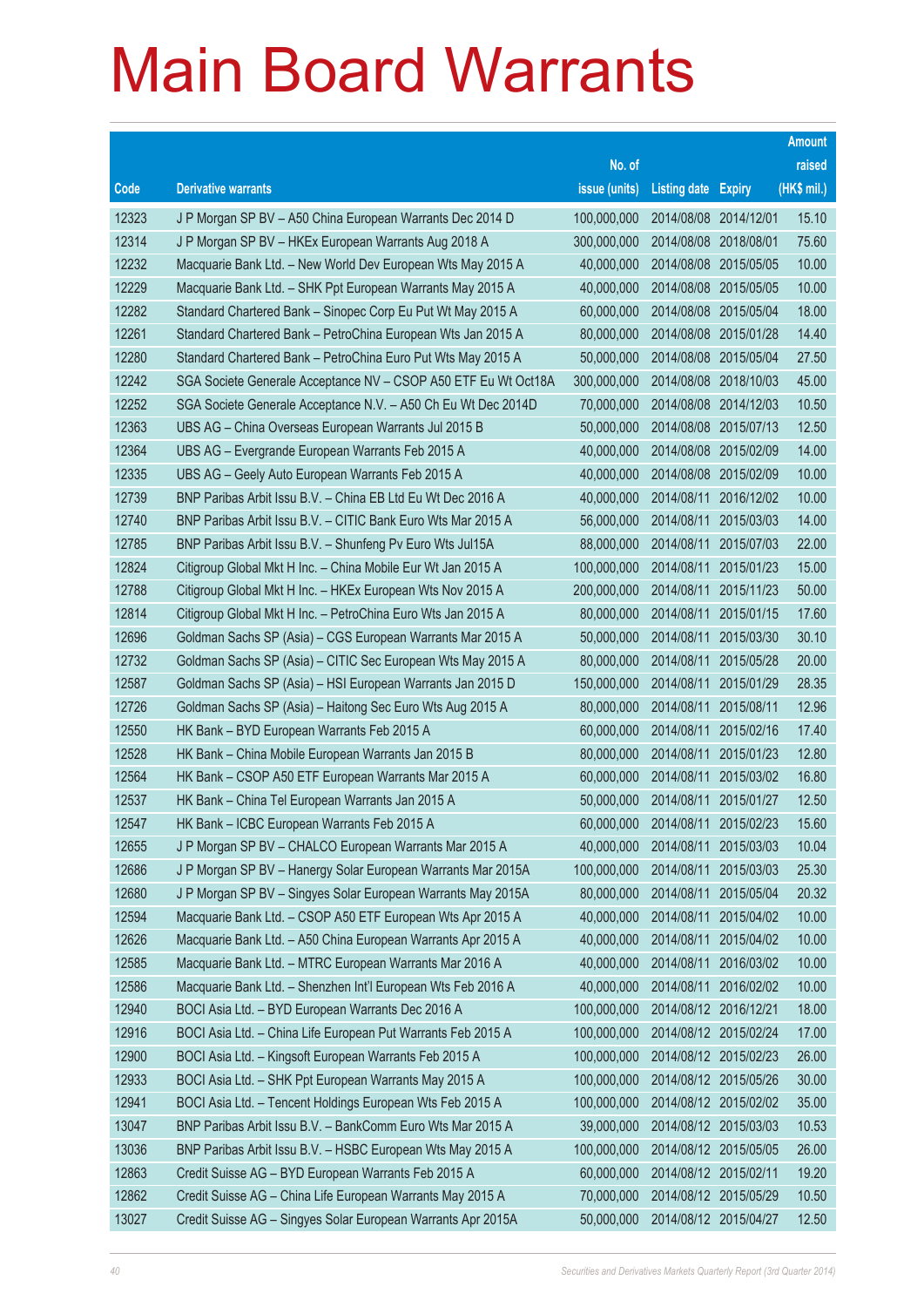# Main Board Warrants

| Code | Derivative warrants | No. of issue (units) | Listing date | Expiry | Amount raised (HK$ mil.) |
|---|---|---|---|---|---|
| 12323 | J P Morgan SP BV – A50 China European Warrants Dec 2014 D | 100,000,000 | 2014/08/08 | 2014/12/01 | 15.10 |
| 12314 | J P Morgan SP BV – HKEx European Warrants Aug 2018 A | 300,000,000 | 2014/08/08 | 2018/08/01 | 75.60 |
| 12232 | Macquarie Bank Ltd. – New World Dev European Wts May 2015 A | 40,000,000 | 2014/08/08 | 2015/05/05 | 10.00 |
| 12229 | Macquarie Bank Ltd. – SHK Ppt European Warrants May 2015 A | 40,000,000 | 2014/08/08 | 2015/05/05 | 10.00 |
| 12282 | Standard Chartered Bank – Sinopec Corp Eu Put Wt May 2015 A | 60,000,000 | 2014/08/08 | 2015/05/04 | 18.00 |
| 12261 | Standard Chartered Bank – PetroChina European Wts Jan 2015 A | 80,000,000 | 2014/08/08 | 2015/01/28 | 14.40 |
| 12280 | Standard Chartered Bank – PetroChina Euro Put Wts May 2015 A | 50,000,000 | 2014/08/08 | 2015/05/04 | 27.50 |
| 12242 | SGA Societe Generale Acceptance NV – CSOP A50 ETF Eu Wt Oct18A | 300,000,000 | 2014/08/08 | 2018/10/03 | 45.00 |
| 12252 | SGA Societe Generale Acceptance N.V. – A50 Ch Eu Wt Dec 2014D | 70,000,000 | 2014/08/08 | 2014/12/03 | 10.50 |
| 12363 | UBS AG – China Overseas European Warrants Jul 2015 B | 50,000,000 | 2014/08/08 | 2015/07/13 | 12.50 |
| 12364 | UBS AG – Evergrande European Warrants Feb 2015 A | 40,000,000 | 2014/08/08 | 2015/02/09 | 14.00 |
| 12335 | UBS AG – Geely Auto European Warrants Feb 2015 A | 40,000,000 | 2014/08/08 | 2015/02/09 | 10.00 |
| 12739 | BNP Paribas Arbit Issu B.V. – China EB Ltd Eu Wt Dec 2016 A | 40,000,000 | 2014/08/11 | 2016/12/02 | 10.00 |
| 12740 | BNP Paribas Arbit Issu B.V. – CITIC Bank Euro Wts Mar 2015 A | 56,000,000 | 2014/08/11 | 2015/03/03 | 14.00 |
| 12785 | BNP Paribas Arbit Issu B.V. – Shunfeng Pv Euro Wts Jul15A | 88,000,000 | 2014/08/11 | 2015/07/03 | 22.00 |
| 12824 | Citigroup Global Mkt H Inc. – China Mobile Eur Wt Jan 2015 A | 100,000,000 | 2014/08/11 | 2015/01/23 | 15.00 |
| 12788 | Citigroup Global Mkt H Inc. – HKEx European Wts Nov 2015 A | 200,000,000 | 2014/08/11 | 2015/11/23 | 50.00 |
| 12814 | Citigroup Global Mkt H Inc. – PetroChina Euro Wts Jan 2015 A | 80,000,000 | 2014/08/11 | 2015/01/15 | 17.60 |
| 12696 | Goldman Sachs SP (Asia) – CGS European Warrants Mar 2015 A | 50,000,000 | 2014/08/11 | 2015/03/30 | 30.10 |
| 12732 | Goldman Sachs SP (Asia) – CITIC Sec European Wts May 2015 A | 80,000,000 | 2014/08/11 | 2015/05/28 | 20.00 |
| 12587 | Goldman Sachs SP (Asia) – HSI European Warrants Jan 2015 D | 150,000,000 | 2014/08/11 | 2015/01/29 | 28.35 |
| 12726 | Goldman Sachs SP (Asia) – Haitong Sec Euro Wts Aug 2015 A | 80,000,000 | 2014/08/11 | 2015/08/11 | 12.96 |
| 12550 | HK Bank – BYD European Warrants Feb 2015 A | 60,000,000 | 2014/08/11 | 2015/02/16 | 17.40 |
| 12528 | HK Bank – China Mobile European Warrants Jan 2015 B | 80,000,000 | 2014/08/11 | 2015/01/23 | 12.80 |
| 12564 | HK Bank – CSOP A50 ETF European Warrants Mar 2015 A | 60,000,000 | 2014/08/11 | 2015/03/02 | 16.80 |
| 12537 | HK Bank – China Tel European Warrants Jan 2015 A | 50,000,000 | 2014/08/11 | 2015/01/27 | 12.50 |
| 12547 | HK Bank – ICBC European Warrants Feb 2015 A | 60,000,000 | 2014/08/11 | 2015/02/23 | 15.60 |
| 12655 | J P Morgan SP BV – CHALCO European Warrants Mar 2015 A | 40,000,000 | 2014/08/11 | 2015/03/03 | 10.04 |
| 12686 | J P Morgan SP BV – Hanergy Solar European Warrants Mar 2015A | 100,000,000 | 2014/08/11 | 2015/03/03 | 25.30 |
| 12680 | J P Morgan SP BV – Singyes Solar European Warrants May 2015A | 80,000,000 | 2014/08/11 | 2015/05/04 | 20.32 |
| 12594 | Macquarie Bank Ltd. – CSOP A50 ETF European Wts Apr 2015 A | 40,000,000 | 2014/08/11 | 2015/04/02 | 10.00 |
| 12626 | Macquarie Bank Ltd. – A50 China European Warrants Apr 2015 A | 40,000,000 | 2014/08/11 | 2015/04/02 | 10.00 |
| 12585 | Macquarie Bank Ltd. – MTRC European Warrants Mar 2016 A | 40,000,000 | 2014/08/11 | 2016/03/02 | 10.00 |
| 12586 | Macquarie Bank Ltd. – Shenzhen Int'l European Wts Feb 2016 A | 40,000,000 | 2014/08/11 | 2016/02/02 | 10.00 |
| 12940 | BOCI Asia Ltd. – BYD European Warrants Dec 2016 A | 100,000,000 | 2014/08/12 | 2016/12/21 | 18.00 |
| 12916 | BOCI Asia Ltd. – China Life European Put Warrants Feb 2015 A | 100,000,000 | 2014/08/12 | 2015/02/24 | 17.00 |
| 12900 | BOCI Asia Ltd. – Kingsoft European Warrants Feb 2015 A | 100,000,000 | 2014/08/12 | 2015/02/23 | 26.00 |
| 12933 | BOCI Asia Ltd. – SHK Ppt European Warrants May 2015 A | 100,000,000 | 2014/08/12 | 2015/05/26 | 30.00 |
| 12941 | BOCI Asia Ltd. – Tencent Holdings European Wts Feb 2015 A | 100,000,000 | 2014/08/12 | 2015/02/02 | 35.00 |
| 13047 | BNP Paribas Arbit Issu B.V. – BankComm Euro Wts Mar 2015 A | 39,000,000 | 2014/08/12 | 2015/03/03 | 10.53 |
| 13036 | BNP Paribas Arbit Issu B.V. – HSBC European Wts May 2015 A | 100,000,000 | 2014/08/12 | 2015/05/05 | 26.00 |
| 12863 | Credit Suisse AG – BYD European Warrants Feb 2015 A | 60,000,000 | 2014/08/12 | 2015/02/11 | 19.20 |
| 12862 | Credit Suisse AG – China Life European Warrants May 2015 A | 70,000,000 | 2014/08/12 | 2015/05/29 | 10.50 |
| 13027 | Credit Suisse AG – Singyes Solar European Warrants Apr 2015A | 50,000,000 | 2014/08/12 | 2015/04/27 | 12.50 |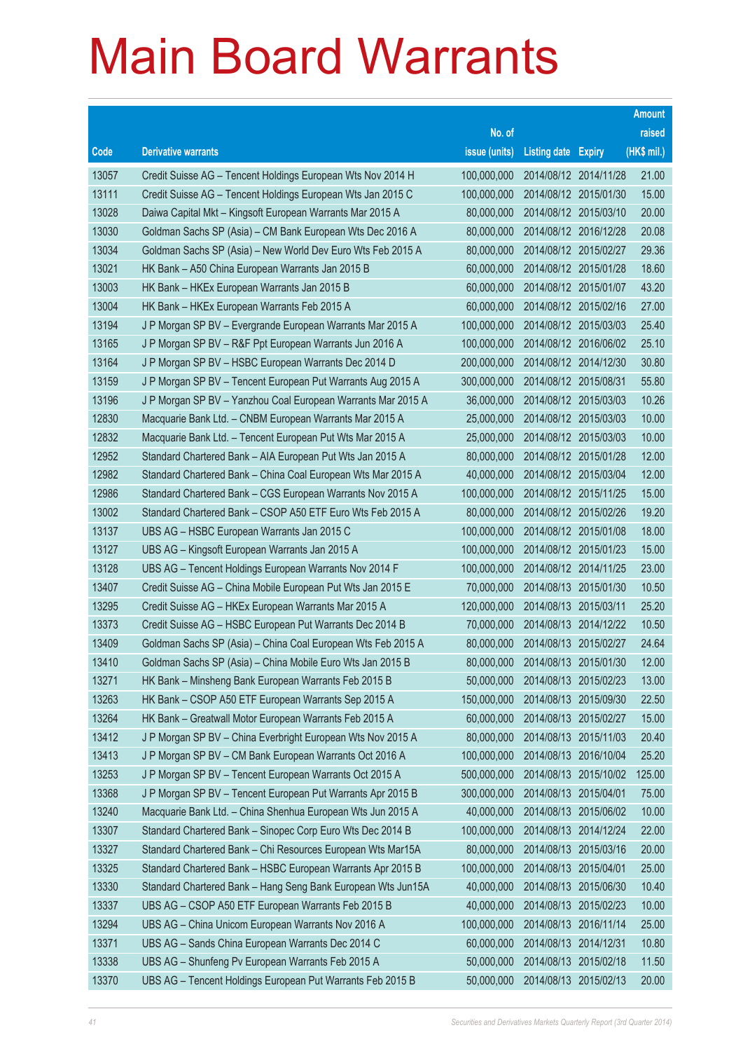# Main Board Warrants

| Code | Derivative warrants | No. of issue (units) | Listing date | Expiry | Amount raised (HK$ mil.) |
|---|---|---|---|---|---|
| 13057 | Credit Suisse AG – Tencent Holdings European Wts Nov 2014 H | 100,000,000 | 2014/08/12 | 2014/11/28 | 21.00 |
| 13111 | Credit Suisse AG – Tencent Holdings European Wts Jan 2015 C | 100,000,000 | 2014/08/12 | 2015/01/30 | 15.00 |
| 13028 | Daiwa Capital Mkt – Kingsoft European Warrants Mar 2015 A | 80,000,000 | 2014/08/12 | 2015/03/10 | 20.00 |
| 13030 | Goldman Sachs SP (Asia) – CM Bank European Wts Dec 2016 A | 80,000,000 | 2014/08/12 | 2016/12/28 | 20.08 |
| 13034 | Goldman Sachs SP (Asia) – New World Dev Euro Wts Feb 2015 A | 80,000,000 | 2014/08/12 | 2015/02/27 | 29.36 |
| 13021 | HK Bank – A50 China European Warrants Jan 2015 B | 60,000,000 | 2014/08/12 | 2015/01/28 | 18.60 |
| 13003 | HK Bank – HKEx European Warrants Jan 2015 B | 60,000,000 | 2014/08/12 | 2015/01/07 | 43.20 |
| 13004 | HK Bank – HKEx European Warrants Feb 2015 A | 60,000,000 | 2014/08/12 | 2015/02/16 | 27.00 |
| 13194 | J P Morgan SP BV – Evergrande European Warrants Mar 2015 A | 100,000,000 | 2014/08/12 | 2015/03/03 | 25.40 |
| 13165 | J P Morgan SP BV – R&F Ppt European Warrants Jun 2016 A | 100,000,000 | 2014/08/12 | 2016/06/02 | 25.10 |
| 13164 | J P Morgan SP BV – HSBC European Warrants Dec 2014 D | 200,000,000 | 2014/08/12 | 2014/12/30 | 30.80 |
| 13159 | J P Morgan SP BV – Tencent European Put Warrants Aug 2015 A | 300,000,000 | 2014/08/12 | 2015/08/31 | 55.80 |
| 13196 | J P Morgan SP BV – Yanzhou Coal European Warrants Mar 2015 A | 36,000,000 | 2014/08/12 | 2015/03/03 | 10.26 |
| 12830 | Macquarie Bank Ltd. – CNBM European Warrants Mar 2015 A | 25,000,000 | 2014/08/12 | 2015/03/03 | 10.00 |
| 12832 | Macquarie Bank Ltd. – Tencent European Put Wts Mar 2015 A | 25,000,000 | 2014/08/12 | 2015/03/03 | 10.00 |
| 12952 | Standard Chartered Bank – AIA European Put Wts Jan 2015 A | 80,000,000 | 2014/08/12 | 2015/01/28 | 12.00 |
| 12982 | Standard Chartered Bank – China Coal European Wts Mar 2015 A | 40,000,000 | 2014/08/12 | 2015/03/04 | 12.00 |
| 12986 | Standard Chartered Bank – CGS European Warrants Nov 2015 A | 100,000,000 | 2014/08/12 | 2015/11/25 | 15.00 |
| 13002 | Standard Chartered Bank – CSOP A50 ETF Euro Wts Feb 2015 A | 80,000,000 | 2014/08/12 | 2015/02/26 | 19.20 |
| 13137 | UBS AG – HSBC European Warrants Jan 2015 C | 100,000,000 | 2014/08/12 | 2015/01/08 | 18.00 |
| 13127 | UBS AG – Kingsoft European Warrants Jan 2015 A | 100,000,000 | 2014/08/12 | 2015/01/23 | 15.00 |
| 13128 | UBS AG – Tencent Holdings European Warrants Nov 2014 F | 100,000,000 | 2014/08/12 | 2014/11/25 | 23.00 |
| 13407 | Credit Suisse AG – China Mobile European Put Wts Jan 2015 E | 70,000,000 | 2014/08/13 | 2015/01/30 | 10.50 |
| 13295 | Credit Suisse AG – HKEx European Warrants Mar 2015 A | 120,000,000 | 2014/08/13 | 2015/03/11 | 25.20 |
| 13373 | Credit Suisse AG – HSBC European Put Warrants Dec 2014 B | 70,000,000 | 2014/08/13 | 2014/12/22 | 10.50 |
| 13409 | Goldman Sachs SP (Asia) – China Coal European Wts Feb 2015 A | 80,000,000 | 2014/08/13 | 2015/02/27 | 24.64 |
| 13410 | Goldman Sachs SP (Asia) – China Mobile Euro Wts Jan 2015 B | 80,000,000 | 2014/08/13 | 2015/01/30 | 12.00 |
| 13271 | HK Bank – Minsheng Bank European Warrants Feb 2015 B | 50,000,000 | 2014/08/13 | 2015/02/23 | 13.00 |
| 13263 | HK Bank – CSOP A50 ETF European Warrants Sep 2015 A | 150,000,000 | 2014/08/13 | 2015/09/30 | 22.50 |
| 13264 | HK Bank – Greatwall Motor European Warrants Feb 2015 A | 60,000,000 | 2014/08/13 | 2015/02/27 | 15.00 |
| 13412 | J P Morgan SP BV – China Everbright European Wts Nov 2015 A | 80,000,000 | 2014/08/13 | 2015/11/03 | 20.40 |
| 13413 | J P Morgan SP BV – CM Bank European Warrants Oct 2016 A | 100,000,000 | 2014/08/13 | 2016/10/04 | 25.20 |
| 13253 | J P Morgan SP BV – Tencent European Warrants Oct 2015 A | 500,000,000 | 2014/08/13 | 2015/10/02 | 125.00 |
| 13368 | J P Morgan SP BV – Tencent European Put Warrants Apr 2015 B | 300,000,000 | 2014/08/13 | 2015/04/01 | 75.00 |
| 13240 | Macquarie Bank Ltd. – China Shenhua European Wts Jun 2015 A | 40,000,000 | 2014/08/13 | 2015/06/02 | 10.00 |
| 13307 | Standard Chartered Bank – Sinopec Corp Euro Wts Dec 2014 B | 100,000,000 | 2014/08/13 | 2014/12/24 | 22.00 |
| 13327 | Standard Chartered Bank – Chi Resources European Wts Mar15A | 80,000,000 | 2014/08/13 | 2015/03/16 | 20.00 |
| 13325 | Standard Chartered Bank – HSBC European Warrants Apr 2015 B | 100,000,000 | 2014/08/13 | 2015/04/01 | 25.00 |
| 13330 | Standard Chartered Bank – Hang Seng Bank European Wts Jun15A | 40,000,000 | 2014/08/13 | 2015/06/30 | 10.40 |
| 13337 | UBS AG – CSOP A50 ETF European Warrants Feb 2015 B | 40,000,000 | 2014/08/13 | 2015/02/23 | 10.00 |
| 13294 | UBS AG – China Unicom European Warrants Nov 2016 A | 100,000,000 | 2014/08/13 | 2016/11/14 | 25.00 |
| 13371 | UBS AG – Sands China European Warrants Dec 2014 C | 60,000,000 | 2014/08/13 | 2014/12/31 | 10.80 |
| 13338 | UBS AG – Shunfeng Pv European Warrants Feb 2015 A | 50,000,000 | 2014/08/13 | 2015/02/18 | 11.50 |
| 13370 | UBS AG – Tencent Holdings European Put Warrants Feb 2015 B | 50,000,000 | 2014/08/13 | 2015/02/13 | 20.00 |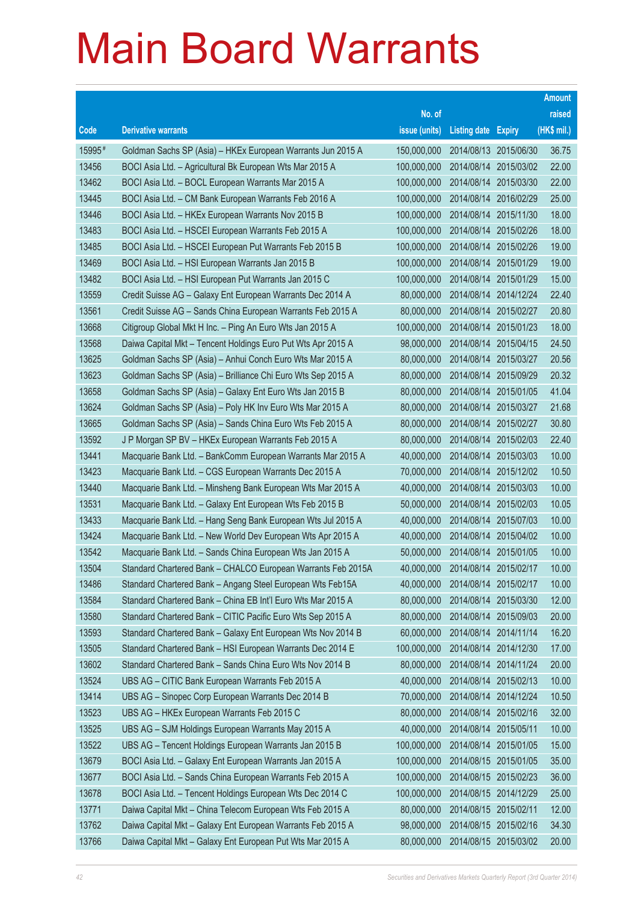# Main Board Warrants

| Code | Derivative warrants | No. of issue (units) | Listing date | Expiry | Amount raised (HK$ mil.) |
|---|---|---|---|---|---|
| 15995# | Goldman Sachs SP (Asia) – HKEx European Warrants Jun 2015 A | 150,000,000 | 2014/08/13 | 2015/06/30 | 36.75 |
| 13456 | BOCI Asia Ltd. – Agricultural Bk European Wts Mar 2015 A | 100,000,000 | 2014/08/14 | 2015/03/02 | 22.00 |
| 13462 | BOCI Asia Ltd. – BOCL European Warrants Mar 2015 A | 100,000,000 | 2014/08/14 | 2015/03/30 | 22.00 |
| 13445 | BOCI Asia Ltd. – CM Bank European Warrants Feb 2016 A | 100,000,000 | 2014/08/14 | 2016/02/29 | 25.00 |
| 13446 | BOCI Asia Ltd. – HKEx European Warrants Nov 2015 B | 100,000,000 | 2014/08/14 | 2015/11/30 | 18.00 |
| 13483 | BOCI Asia Ltd. – HSCEI European Warrants Feb 2015 A | 100,000,000 | 2014/08/14 | 2015/02/26 | 18.00 |
| 13485 | BOCI Asia Ltd. – HSCEI European Put Warrants Feb 2015 B | 100,000,000 | 2014/08/14 | 2015/02/26 | 19.00 |
| 13469 | BOCI Asia Ltd. – HSI European Warrants Jan 2015 B | 100,000,000 | 2014/08/14 | 2015/01/29 | 19.00 |
| 13482 | BOCI Asia Ltd. – HSI European Put Warrants Jan 2015 C | 100,000,000 | 2014/08/14 | 2015/01/29 | 15.00 |
| 13559 | Credit Suisse AG – Galaxy Ent European Warrants Dec 2014 A | 80,000,000 | 2014/08/14 | 2014/12/24 | 22.40 |
| 13561 | Credit Suisse AG – Sands China European Warrants Feb 2015 A | 80,000,000 | 2014/08/14 | 2015/02/27 | 20.80 |
| 13668 | Citigroup Global Mkt H Inc. – Ping An Euro Wts Jan 2015 A | 100,000,000 | 2014/08/14 | 2015/01/23 | 18.00 |
| 13568 | Daiwa Capital Mkt – Tencent Holdings Euro Put Wts Apr 2015 A | 98,000,000 | 2014/08/14 | 2015/04/15 | 24.50 |
| 13625 | Goldman Sachs SP (Asia) – Anhui Conch Euro Wts Mar 2015 A | 80,000,000 | 2014/08/14 | 2015/03/27 | 20.56 |
| 13623 | Goldman Sachs SP (Asia) – Brilliance Chi Euro Wts Sep 2015 A | 80,000,000 | 2014/08/14 | 2015/09/29 | 20.32 |
| 13658 | Goldman Sachs SP (Asia) – Galaxy Ent Euro Wts Jan 2015 B | 80,000,000 | 2014/08/14 | 2015/01/05 | 41.04 |
| 13624 | Goldman Sachs SP (Asia) – Poly HK Inv Euro Wts Mar 2015 A | 80,000,000 | 2014/08/14 | 2015/03/27 | 21.68 |
| 13665 | Goldman Sachs SP (Asia) – Sands China Euro Wts Feb 2015 A | 80,000,000 | 2014/08/14 | 2015/02/27 | 30.80 |
| 13592 | J P Morgan SP BV – HKEx European Warrants Feb 2015 A | 80,000,000 | 2014/08/14 | 2015/02/03 | 22.40 |
| 13441 | Macquarie Bank Ltd. – BankComm European Warrants Mar 2015 A | 40,000,000 | 2014/08/14 | 2015/03/03 | 10.00 |
| 13423 | Macquarie Bank Ltd. – CGS European Warrants Dec 2015 A | 70,000,000 | 2014/08/14 | 2015/12/02 | 10.50 |
| 13440 | Macquarie Bank Ltd. – Minsheng Bank European Wts Mar 2015 A | 40,000,000 | 2014/08/14 | 2015/03/03 | 10.00 |
| 13531 | Macquarie Bank Ltd. – Galaxy Ent European Wts Feb 2015 B | 50,000,000 | 2014/08/14 | 2015/02/03 | 10.05 |
| 13433 | Macquarie Bank Ltd. – Hang Seng Bank European Wts Jul 2015 A | 40,000,000 | 2014/08/14 | 2015/07/03 | 10.00 |
| 13424 | Macquarie Bank Ltd. – New World Dev European Wts Apr 2015 A | 40,000,000 | 2014/08/14 | 2015/04/02 | 10.00 |
| 13542 | Macquarie Bank Ltd. – Sands China European Wts Jan 2015 A | 50,000,000 | 2014/08/14 | 2015/01/05 | 10.00 |
| 13504 | Standard Chartered Bank – CHALCO European Warrants Feb 2015A | 40,000,000 | 2014/08/14 | 2015/02/17 | 10.00 |
| 13486 | Standard Chartered Bank – Angang Steel European Wts Feb15A | 40,000,000 | 2014/08/14 | 2015/02/17 | 10.00 |
| 13584 | Standard Chartered Bank – China EB Int'l Euro Wts Mar 2015 A | 80,000,000 | 2014/08/14 | 2015/03/30 | 12.00 |
| 13580 | Standard Chartered Bank – CITIC Pacific Euro Wts Sep 2015 A | 80,000,000 | 2014/08/14 | 2015/09/03 | 20.00 |
| 13593 | Standard Chartered Bank – Galaxy Ent European Wts Nov 2014 B | 60,000,000 | 2014/08/14 | 2014/11/14 | 16.20 |
| 13505 | Standard Chartered Bank – HSI European Warrants Dec 2014 E | 100,000,000 | 2014/08/14 | 2014/12/30 | 17.00 |
| 13602 | Standard Chartered Bank – Sands China Euro Wts Nov 2014 B | 80,000,000 | 2014/08/14 | 2014/11/24 | 20.00 |
| 13524 | UBS AG – CITIC Bank European Warrants Feb 2015 A | 40,000,000 | 2014/08/14 | 2015/02/13 | 10.00 |
| 13414 | UBS AG – Sinopec Corp European Warrants Dec 2014 B | 70,000,000 | 2014/08/14 | 2014/12/24 | 10.50 |
| 13523 | UBS AG – HKEx European Warrants Feb 2015 C | 80,000,000 | 2014/08/14 | 2015/02/16 | 32.00 |
| 13525 | UBS AG – SJM Holdings European Warrants May 2015 A | 40,000,000 | 2014/08/14 | 2015/05/11 | 10.00 |
| 13522 | UBS AG – Tencent Holdings European Warrants Jan 2015 B | 100,000,000 | 2014/08/14 | 2015/01/05 | 15.00 |
| 13679 | BOCI Asia Ltd. – Galaxy Ent European Warrants Jan 2015 A | 100,000,000 | 2014/08/15 | 2015/01/05 | 35.00 |
| 13677 | BOCI Asia Ltd. – Sands China European Warrants Feb 2015 A | 100,000,000 | 2014/08/15 | 2015/02/23 | 36.00 |
| 13678 | BOCI Asia Ltd. – Tencent Holdings European Wts Dec 2014 C | 100,000,000 | 2014/08/15 | 2014/12/29 | 25.00 |
| 13771 | Daiwa Capital Mkt – China Telecom European Wts Feb 2015 A | 80,000,000 | 2014/08/15 | 2015/02/11 | 12.00 |
| 13762 | Daiwa Capital Mkt – Galaxy Ent European Warrants Feb 2015 A | 98,000,000 | 2014/08/15 | 2015/02/16 | 34.30 |
| 13766 | Daiwa Capital Mkt – Galaxy Ent European Put Wts Mar 2015 A | 80,000,000 | 2014/08/15 | 2015/03/02 | 20.00 |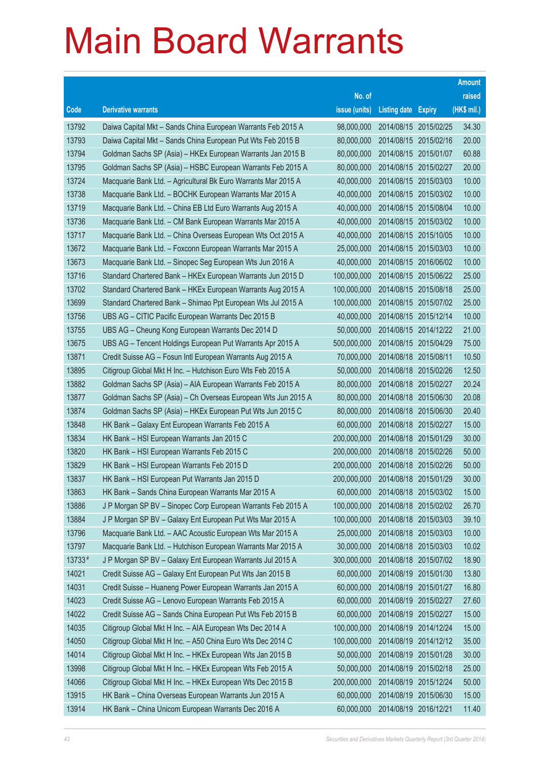# Main Board Warrants

| Code | Derivative warrants | No. of issue (units) | Listing date | Expiry | Amount raised (HK$ mil.) |
|---|---|---|---|---|---|
| 13792 | Daiwa Capital Mkt – Sands China European Warrants Feb 2015 A | 98,000,000 | 2014/08/15 | 2015/02/25 | 34.30 |
| 13793 | Daiwa Capital Mkt – Sands China European Put Wts Feb 2015 B | 80,000,000 | 2014/08/15 | 2015/02/16 | 20.00 |
| 13794 | Goldman Sachs SP (Asia) – HKEx European Warrants Jan 2015 B | 80,000,000 | 2014/08/15 | 2015/01/07 | 60.88 |
| 13795 | Goldman Sachs SP (Asia) – HSBC European Warrants Feb 2015 A | 80,000,000 | 2014/08/15 | 2015/02/27 | 20.00 |
| 13724 | Macquarie Bank Ltd. – Agricultural Bk Euro Warrants Mar 2015 A | 40,000,000 | 2014/08/15 | 2015/03/03 | 10.00 |
| 13738 | Macquarie Bank Ltd. – BOCHK European Warrants Mar 2015 A | 40,000,000 | 2014/08/15 | 2015/03/02 | 10.00 |
| 13719 | Macquarie Bank Ltd. – China EB Ltd Euro Warrants Aug 2015 A | 40,000,000 | 2014/08/15 | 2015/08/04 | 10.00 |
| 13736 | Macquarie Bank Ltd. – CM Bank European Warrants Mar 2015 A | 40,000,000 | 2014/08/15 | 2015/03/02 | 10.00 |
| 13717 | Macquarie Bank Ltd. – China Overseas European Wts Oct 2015 A | 40,000,000 | 2014/08/15 | 2015/10/05 | 10.00 |
| 13672 | Macquarie Bank Ltd. – Foxconn European Warrants Mar 2015 A | 25,000,000 | 2014/08/15 | 2015/03/03 | 10.00 |
| 13673 | Macquarie Bank Ltd. – Sinopec Seg European Wts Jun 2016 A | 40,000,000 | 2014/08/15 | 2016/06/02 | 10.00 |
| 13716 | Standard Chartered Bank – HKEx European Warrants Jun 2015 D | 100,000,000 | 2014/08/15 | 2015/06/22 | 25.00 |
| 13702 | Standard Chartered Bank – HKEx European Warrants Aug 2015 A | 100,000,000 | 2014/08/15 | 2015/08/18 | 25.00 |
| 13699 | Standard Chartered Bank – Shimao Ppt European Wts Jul 2015 A | 100,000,000 | 2014/08/15 | 2015/07/02 | 25.00 |
| 13756 | UBS AG – CITIC Pacific European Warrants Dec 2015 B | 40,000,000 | 2014/08/15 | 2015/12/14 | 10.00 |
| 13755 | UBS AG – Cheung Kong European Warrants Dec 2014 D | 50,000,000 | 2014/08/15 | 2014/12/22 | 21.00 |
| 13675 | UBS AG – Tencent Holdings European Put Warrants Apr 2015 A | 500,000,000 | 2014/08/15 | 2015/04/29 | 75.00 |
| 13871 | Credit Suisse AG – Fosun Intl European Warrants Aug 2015 A | 70,000,000 | 2014/08/18 | 2015/08/11 | 10.50 |
| 13895 | Citigroup Global Mkt H Inc. – Hutchison Euro Wts Feb 2015 A | 50,000,000 | 2014/08/18 | 2015/02/26 | 12.50 |
| 13882 | Goldman Sachs SP (Asia) – AIA European Warrants Feb 2015 A | 80,000,000 | 2014/08/18 | 2015/02/27 | 20.24 |
| 13877 | Goldman Sachs SP (Asia) – Ch Overseas European Wts Jun 2015 A | 80,000,000 | 2014/08/18 | 2015/06/30 | 20.08 |
| 13874 | Goldman Sachs SP (Asia) – HKEx European Put Wts Jun 2015 C | 80,000,000 | 2014/08/18 | 2015/06/30 | 20.40 |
| 13848 | HK Bank – Galaxy Ent European Warrants Feb 2015 A | 60,000,000 | 2014/08/18 | 2015/02/27 | 15.00 |
| 13834 | HK Bank – HSI European Warrants Jan 2015 C | 200,000,000 | 2014/08/18 | 2015/01/29 | 30.00 |
| 13820 | HK Bank – HSI European Warrants Feb 2015 C | 200,000,000 | 2014/08/18 | 2015/02/26 | 50.00 |
| 13829 | HK Bank – HSI European Warrants Feb 2015 D | 200,000,000 | 2014/08/18 | 2015/02/26 | 50.00 |
| 13837 | HK Bank – HSI European Put Warrants Jan 2015 D | 200,000,000 | 2014/08/18 | 2015/01/29 | 30.00 |
| 13863 | HK Bank – Sands China European Warrants Mar 2015 A | 60,000,000 | 2014/08/18 | 2015/03/02 | 15.00 |
| 13886 | J P Morgan SP BV – Sinopec Corp European Warrants Feb 2015 A | 100,000,000 | 2014/08/18 | 2015/02/02 | 26.70 |
| 13884 | J P Morgan SP BV – Galaxy Ent European Put Wts Mar 2015 A | 100,000,000 | 2014/08/18 | 2015/03/03 | 39.10 |
| 13796 | Macquarie Bank Ltd. – AAC Acoustic European Wts Mar 2015 A | 25,000,000 | 2014/08/18 | 2015/03/03 | 10.00 |
| 13797 | Macquarie Bank Ltd. – Hutchison European Warrants Mar 2015 A | 30,000,000 | 2014/08/18 | 2015/03/03 | 10.02 |
| 13733# | J P Morgan SP BV – Galaxy Ent European Warrants Jul 2015 A | 300,000,000 | 2014/08/18 | 2015/07/02 | 18.90 |
| 14021 | Credit Suisse AG – Galaxy Ent European Put Wts Jan 2015 B | 60,000,000 | 2014/08/19 | 2015/01/30 | 13.80 |
| 14031 | Credit Suisse – Huaneng Power European Warrants Jan 2015 A | 60,000,000 | 2014/08/19 | 2015/01/27 | 16.80 |
| 14023 | Credit Suisse AG – Lenovo European Warrants Feb 2015 A | 60,000,000 | 2014/08/19 | 2015/02/27 | 27.60 |
| 14022 | Credit Suisse AG – Sands China European Put Wts Feb 2015 B | 60,000,000 | 2014/08/19 | 2015/02/27 | 15.00 |
| 14035 | Citigroup Global Mkt H Inc. – AIA European Wts Dec 2014 A | 100,000,000 | 2014/08/19 | 2014/12/24 | 15.00 |
| 14050 | Citigroup Global Mkt H Inc. – A50 China Euro Wts Dec 2014 C | 100,000,000 | 2014/08/19 | 2014/12/12 | 35.00 |
| 14014 | Citigroup Global Mkt H Inc. – HKEx European Wts Jan 2015 B | 50,000,000 | 2014/08/19 | 2015/01/28 | 30.00 |
| 13998 | Citigroup Global Mkt H Inc. – HKEx European Wts Feb 2015 A | 50,000,000 | 2014/08/19 | 2015/02/18 | 25.00 |
| 14066 | Citigroup Global Mkt H Inc. – HKEx European Wts Dec 2015 B | 200,000,000 | 2014/08/19 | 2015/12/24 | 50.00 |
| 13915 | HK Bank – China Overseas European Warrants Jun 2015 A | 60,000,000 | 2014/08/19 | 2015/06/30 | 15.00 |
| 13914 | HK Bank – China Unicom European Warrants Dec 2016 A | 60,000,000 | 2014/08/19 | 2016/12/21 | 11.40 |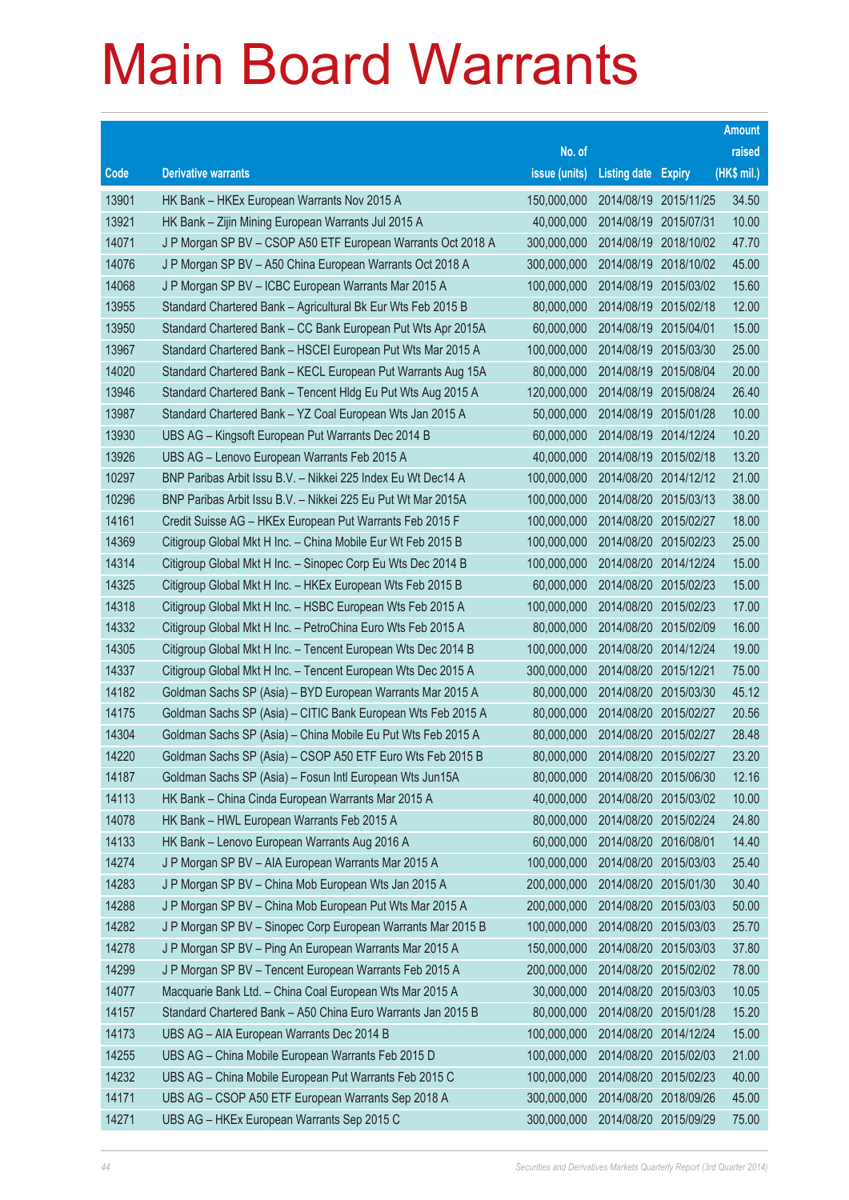# Main Board Warrants

| Code | Derivative warrants | No. of issue (units) | Listing date | Expiry | Amount raised (HK$ mil.) |
|---|---|---|---|---|---|
| 13901 | HK Bank – HKEx European Warrants Nov 2015 A | 150,000,000 | 2014/08/19 | 2015/11/25 | 34.50 |
| 13921 | HK Bank – Zijin Mining European Warrants Jul 2015 A | 40,000,000 | 2014/08/19 | 2015/07/31 | 10.00 |
| 14071 | J P Morgan SP BV – CSOP A50 ETF European Warrants Oct 2018 A | 300,000,000 | 2014/08/19 | 2018/10/02 | 47.70 |
| 14076 | J P Morgan SP BV – A50 China European Warrants Oct 2018 A | 300,000,000 | 2014/08/19 | 2018/10/02 | 45.00 |
| 14068 | J P Morgan SP BV – ICBC European Warrants Mar 2015 A | 100,000,000 | 2014/08/19 | 2015/03/02 | 15.60 |
| 13955 | Standard Chartered Bank – Agricultural Bk Eur Wts Feb 2015 B | 80,000,000 | 2014/08/19 | 2015/02/18 | 12.00 |
| 13950 | Standard Chartered Bank – CC Bank European Put Wts Apr 2015A | 60,000,000 | 2014/08/19 | 2015/04/01 | 15.00 |
| 13967 | Standard Chartered Bank – HSCEI European Put Wts Mar 2015 A | 100,000,000 | 2014/08/19 | 2015/03/30 | 25.00 |
| 14020 | Standard Chartered Bank – KECL European Put Warrants Aug 15A | 80,000,000 | 2014/08/19 | 2015/08/04 | 20.00 |
| 13946 | Standard Chartered Bank – Tencent Hldg Eu Put Wts Aug 2015 A | 120,000,000 | 2014/08/19 | 2015/08/24 | 26.40 |
| 13987 | Standard Chartered Bank – YZ Coal European Wts Jan 2015 A | 50,000,000 | 2014/08/19 | 2015/01/28 | 10.00 |
| 13930 | UBS AG – Kingsoft European Put Warrants Dec 2014 B | 60,000,000 | 2014/08/19 | 2014/12/24 | 10.20 |
| 13926 | UBS AG – Lenovo European Warrants Feb 2015 A | 40,000,000 | 2014/08/19 | 2015/02/18 | 13.20 |
| 10297 | BNP Paribas Arbit Issu B.V. – Nikkei 225 Index Eu Wt Dec14 A | 100,000,000 | 2014/08/20 | 2014/12/12 | 21.00 |
| 10296 | BNP Paribas Arbit Issu B.V. – Nikkei 225 Eu Put Wt Mar 2015A | 100,000,000 | 2014/08/20 | 2015/03/13 | 38.00 |
| 14161 | Credit Suisse AG – HKEx European Put Warrants Feb 2015 F | 100,000,000 | 2014/08/20 | 2015/02/27 | 18.00 |
| 14369 | Citigroup Global Mkt H Inc. – China Mobile Eur Wt Feb 2015 B | 100,000,000 | 2014/08/20 | 2015/02/23 | 25.00 |
| 14314 | Citigroup Global Mkt H Inc. – Sinopec Corp Eu Wts Dec 2014 B | 100,000,000 | 2014/08/20 | 2014/12/24 | 15.00 |
| 14325 | Citigroup Global Mkt H Inc. – HKEx European Wts Feb 2015 B | 60,000,000 | 2014/08/20 | 2015/02/23 | 15.00 |
| 14318 | Citigroup Global Mkt H Inc. – HSBC European Wts Feb 2015 A | 100,000,000 | 2014/08/20 | 2015/02/23 | 17.00 |
| 14332 | Citigroup Global Mkt H Inc. – PetroChina Euro Wts Feb 2015 A | 80,000,000 | 2014/08/20 | 2015/02/09 | 16.00 |
| 14305 | Citigroup Global Mkt H Inc. – Tencent European Wts Dec 2014 B | 100,000,000 | 2014/08/20 | 2014/12/24 | 19.00 |
| 14337 | Citigroup Global Mkt H Inc. – Tencent European Wts Dec 2015 A | 300,000,000 | 2014/08/20 | 2015/12/21 | 75.00 |
| 14182 | Goldman Sachs SP (Asia) – BYD European Warrants Mar 2015 A | 80,000,000 | 2014/08/20 | 2015/03/30 | 45.12 |
| 14175 | Goldman Sachs SP (Asia) – CITIC Bank European Wts Feb 2015 A | 80,000,000 | 2014/08/20 | 2015/02/27 | 20.56 |
| 14304 | Goldman Sachs SP (Asia) – China Mobile Eu Put Wts Feb 2015 A | 80,000,000 | 2014/08/20 | 2015/02/27 | 28.48 |
| 14220 | Goldman Sachs SP (Asia) – CSOP A50 ETF Euro Wts Feb 2015 B | 80,000,000 | 2014/08/20 | 2015/02/27 | 23.20 |
| 14187 | Goldman Sachs SP (Asia) – Fosun Intl European Wts Jun15A | 80,000,000 | 2014/08/20 | 2015/06/30 | 12.16 |
| 14113 | HK Bank – China Cinda European Warrants Mar 2015 A | 40,000,000 | 2014/08/20 | 2015/03/02 | 10.00 |
| 14078 | HK Bank – HWL European Warrants Feb 2015 A | 80,000,000 | 2014/08/20 | 2015/02/24 | 24.80 |
| 14133 | HK Bank – Lenovo European Warrants Aug 2016 A | 60,000,000 | 2014/08/20 | 2016/08/01 | 14.40 |
| 14274 | J P Morgan SP BV – AIA European Warrants Mar 2015 A | 100,000,000 | 2014/08/20 | 2015/03/03 | 25.40 |
| 14283 | J P Morgan SP BV – China Mob European Wts Jan 2015 A | 200,000,000 | 2014/08/20 | 2015/01/30 | 30.40 |
| 14288 | J P Morgan SP BV – China Mob European Put Wts Mar 2015 A | 200,000,000 | 2014/08/20 | 2015/03/03 | 50.00 |
| 14282 | J P Morgan SP BV – Sinopec Corp European Warrants Mar 2015 B | 100,000,000 | 2014/08/20 | 2015/03/03 | 25.70 |
| 14278 | J P Morgan SP BV – Ping An European Warrants Mar 2015 A | 150,000,000 | 2014/08/20 | 2015/03/03 | 37.80 |
| 14299 | J P Morgan SP BV – Tencent European Warrants Feb 2015 A | 200,000,000 | 2014/08/20 | 2015/02/02 | 78.00 |
| 14077 | Macquarie Bank Ltd. – China Coal European Wts Mar 2015 A | 30,000,000 | 2014/08/20 | 2015/03/03 | 10.05 |
| 14157 | Standard Chartered Bank – A50 China Euro Warrants Jan 2015 B | 80,000,000 | 2014/08/20 | 2015/01/28 | 15.20 |
| 14173 | UBS AG – AIA European Warrants Dec 2014 B | 100,000,000 | 2014/08/20 | 2014/12/24 | 15.00 |
| 14255 | UBS AG – China Mobile European Warrants Feb 2015 D | 100,000,000 | 2014/08/20 | 2015/02/03 | 21.00 |
| 14232 | UBS AG – China Mobile European Put Warrants Feb 2015 C | 100,000,000 | 2014/08/20 | 2015/02/23 | 40.00 |
| 14171 | UBS AG – CSOP A50 ETF European Warrants Sep 2018 A | 300,000,000 | 2014/08/20 | 2018/09/26 | 45.00 |
| 14271 | UBS AG – HKEx European Warrants Sep 2015 C | 300,000,000 | 2014/08/20 | 2015/09/29 | 75.00 |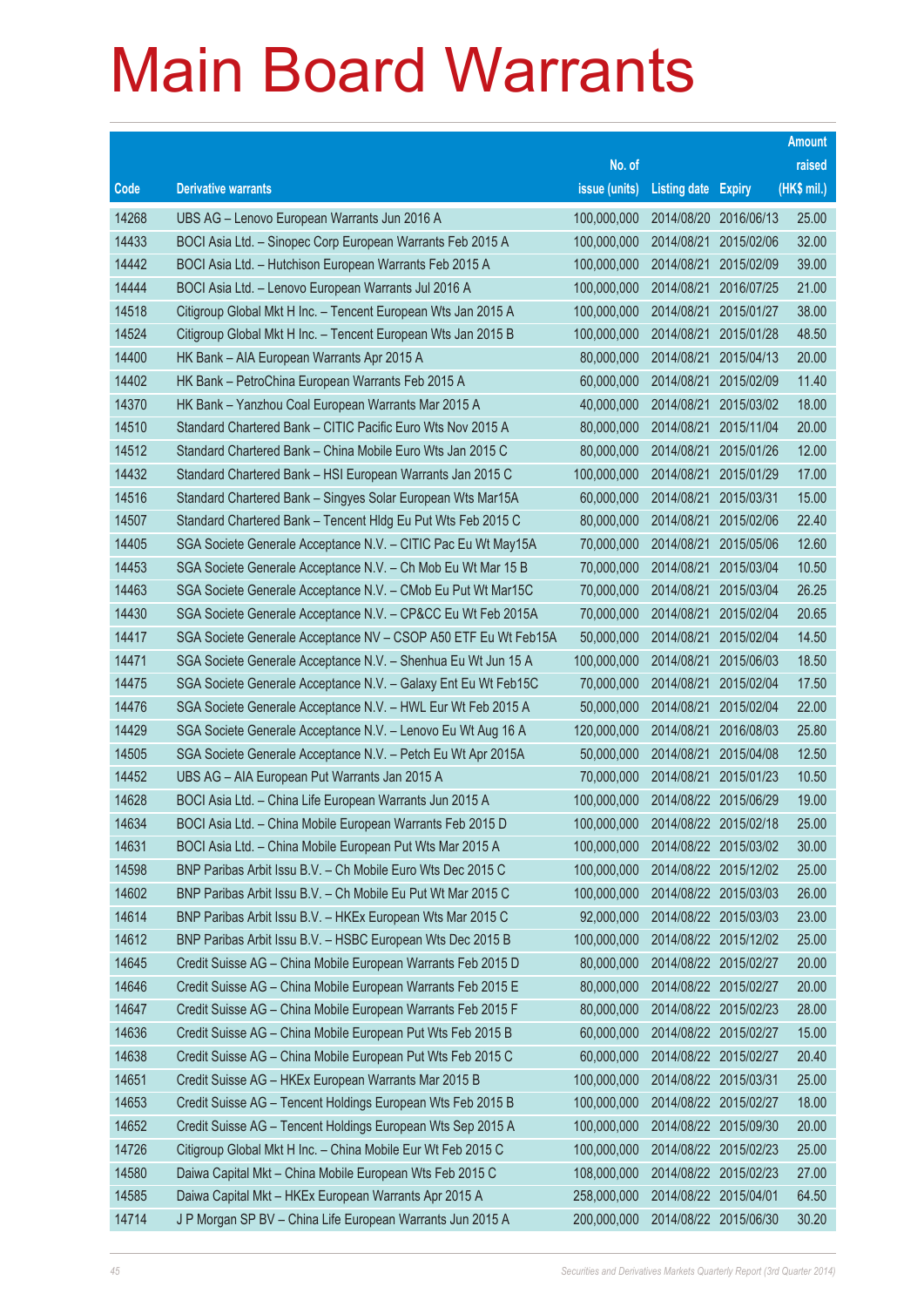# Main Board Warrants

| Code | Derivative warrants | No. of issue (units) | Listing date | Expiry | Amount raised (HK$ mil.) |
|---|---|---|---|---|---|
| 14268 | UBS AG – Lenovo European Warrants Jun 2016 A | 100,000,000 | 2014/08/20 | 2016/06/13 | 25.00 |
| 14433 | BOCI Asia Ltd. – Sinopec Corp European Warrants Feb 2015 A | 100,000,000 | 2014/08/21 | 2015/02/06 | 32.00 |
| 14442 | BOCI Asia Ltd. – Hutchison European Warrants Feb 2015 A | 100,000,000 | 2014/08/21 | 2015/02/09 | 39.00 |
| 14444 | BOCI Asia Ltd. – Lenovo European Warrants Jul 2016 A | 100,000,000 | 2014/08/21 | 2016/07/25 | 21.00 |
| 14518 | Citigroup Global Mkt H Inc. – Tencent European Wts Jan 2015 A | 100,000,000 | 2014/08/21 | 2015/01/27 | 38.00 |
| 14524 | Citigroup Global Mkt H Inc. – Tencent European Wts Jan 2015 B | 100,000,000 | 2014/08/21 | 2015/01/28 | 48.50 |
| 14400 | HK Bank – AIA European Warrants Apr 2015 A | 80,000,000 | 2014/08/21 | 2015/04/13 | 20.00 |
| 14402 | HK Bank – PetroChina European Warrants Feb 2015 A | 60,000,000 | 2014/08/21 | 2015/02/09 | 11.40 |
| 14370 | HK Bank – Yanzhou Coal European Warrants Mar 2015 A | 40,000,000 | 2014/08/21 | 2015/03/02 | 18.00 |
| 14510 | Standard Chartered Bank – CITIC Pacific Euro Wts Nov 2015 A | 80,000,000 | 2014/08/21 | 2015/11/04 | 20.00 |
| 14512 | Standard Chartered Bank – China Mobile Euro Wts Jan 2015 C | 80,000,000 | 2014/08/21 | 2015/01/26 | 12.00 |
| 14432 | Standard Chartered Bank – HSI European Warrants Jan 2015 C | 100,000,000 | 2014/08/21 | 2015/01/29 | 17.00 |
| 14516 | Standard Chartered Bank – Singyes Solar European Wts Mar15A | 60,000,000 | 2014/08/21 | 2015/03/31 | 15.00 |
| 14507 | Standard Chartered Bank – Tencent Hldg Eu Put Wts Feb 2015 C | 80,000,000 | 2014/08/21 | 2015/02/06 | 22.40 |
| 14405 | SGA Societe Generale Acceptance N.V. – CITIC Pac Eu Wt May15A | 70,000,000 | 2014/08/21 | 2015/05/06 | 12.60 |
| 14453 | SGA Societe Generale Acceptance N.V. – Ch Mob Eu Wt Mar 15 B | 70,000,000 | 2014/08/21 | 2015/03/04 | 10.50 |
| 14463 | SGA Societe Generale Acceptance N.V. – CMob Eu Put Wt Mar15C | 70,000,000 | 2014/08/21 | 2015/03/04 | 26.25 |
| 14430 | SGA Societe Generale Acceptance N.V. – CP&CC Eu Wt Feb 2015A | 70,000,000 | 2014/08/21 | 2015/02/04 | 20.65 |
| 14417 | SGA Societe Generale Acceptance NV – CSOP A50 ETF Eu Wt Feb15A | 50,000,000 | 2014/08/21 | 2015/02/04 | 14.50 |
| 14471 | SGA Societe Generale Acceptance N.V. – Shenhua Eu Wt Jun 15 A | 100,000,000 | 2014/08/21 | 2015/06/03 | 18.50 |
| 14475 | SGA Societe Generale Acceptance N.V. – Galaxy Ent Eu Wt Feb15C | 70,000,000 | 2014/08/21 | 2015/02/04 | 17.50 |
| 14476 | SGA Societe Generale Acceptance N.V. – HWL Eur Wt Feb 2015 A | 50,000,000 | 2014/08/21 | 2015/02/04 | 22.00 |
| 14429 | SGA Societe Generale Acceptance N.V. – Lenovo Eu Wt Aug 16 A | 120,000,000 | 2014/08/21 | 2016/08/03 | 25.80 |
| 14505 | SGA Societe Generale Acceptance N.V. – Petch Eu Wt Apr 2015A | 50,000,000 | 2014/08/21 | 2015/04/08 | 12.50 |
| 14452 | UBS AG – AIA European Put Warrants Jan 2015 A | 70,000,000 | 2014/08/21 | 2015/01/23 | 10.50 |
| 14628 | BOCI Asia Ltd. – China Life European Warrants Jun 2015 A | 100,000,000 | 2014/08/22 | 2015/06/29 | 19.00 |
| 14634 | BOCI Asia Ltd. – China Mobile European Warrants Feb 2015 D | 100,000,000 | 2014/08/22 | 2015/02/18 | 25.00 |
| 14631 | BOCI Asia Ltd. – China Mobile European Put Wts Mar 2015 A | 100,000,000 | 2014/08/22 | 2015/03/02 | 30.00 |
| 14598 | BNP Paribas Arbit Issu B.V. – Ch Mobile Euro Wts Dec 2015 C | 100,000,000 | 2014/08/22 | 2015/12/02 | 25.00 |
| 14602 | BNP Paribas Arbit Issu B.V. – Ch Mob Eu Put Wt Mar 2015 C | 100,000,000 | 2014/08/22 | 2015/03/03 | 26.00 |
| 14614 | BNP Paribas Arbit Issu B.V. – HKEx European Wts Mar 2015 C | 92,000,000 | 2014/08/22 | 2015/03/03 | 23.00 |
| 14612 | BNP Paribas Arbit Issu B.V. – HSBC European Wts Dec 2015 B | 100,000,000 | 2014/08/22 | 2015/12/02 | 25.00 |
| 14645 | Credit Suisse AG – China Mobile European Warrants Feb 2015 D | 80,000,000 | 2014/08/22 | 2015/02/27 | 20.00 |
| 14646 | Credit Suisse AG – China Mobile European Warrants Feb 2015 E | 80,000,000 | 2014/08/22 | 2015/02/27 | 20.00 |
| 14647 | Credit Suisse AG – China Mobile European Warrants Feb 2015 F | 80,000,000 | 2014/08/22 | 2015/02/23 | 28.00 |
| 14636 | Credit Suisse AG – China Mobile European Put Wts Feb 2015 B | 60,000,000 | 2014/08/22 | 2015/02/27 | 15.00 |
| 14638 | Credit Suisse AG – China Mobile European Put Wts Feb 2015 C | 60,000,000 | 2014/08/22 | 2015/02/27 | 20.40 |
| 14651 | Credit Suisse AG – HKEx European Warrants Mar 2015 B | 100,000,000 | 2014/08/22 | 2015/03/31 | 25.00 |
| 14653 | Credit Suisse AG – Tencent Holdings European Wts Feb 2015 B | 100,000,000 | 2014/08/22 | 2015/02/27 | 18.00 |
| 14652 | Credit Suisse AG – Tencent Holdings European Wts Sep 2015 A | 100,000,000 | 2014/08/22 | 2015/09/30 | 20.00 |
| 14726 | Citigroup Global Mkt H Inc. – China Mobile Eur Wt Feb 2015 C | 100,000,000 | 2014/08/22 | 2015/02/23 | 25.00 |
| 14580 | Daiwa Capital Mkt – China Mobile European Wts Feb 2015 C | 108,000,000 | 2014/08/22 | 2015/02/23 | 27.00 |
| 14585 | Daiwa Capital Mkt – HKEx European Warrants Apr 2015 A | 258,000,000 | 2014/08/22 | 2015/04/01 | 64.50 |
| 14714 | J P Morgan SP BV – China Life European Warrants Jun 2015 A | 200,000,000 | 2014/08/22 | 2015/06/30 | 30.20 |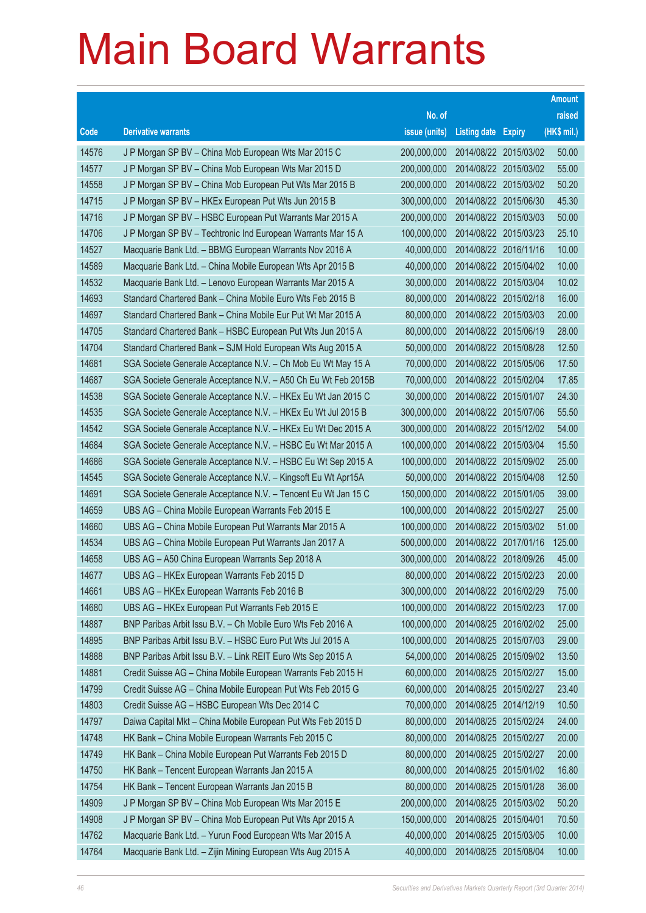# Main Board Warrants

| Code | Derivative warrants | No. of issue (units) | Listing date | Expiry | Amount raised (HK$ mil.) |
|---|---|---|---|---|---|
| 14576 | J P Morgan SP BV – China Mob European Wts Mar 2015 C | 200,000,000 | 2014/08/22 | 2015/03/02 | 50.00 |
| 14577 | J P Morgan SP BV – China Mob European Wts Mar 2015 D | 200,000,000 | 2014/08/22 | 2015/03/02 | 55.00 |
| 14558 | J P Morgan SP BV – China Mob European Put Wts Mar 2015 B | 200,000,000 | 2014/08/22 | 2015/03/02 | 50.20 |
| 14715 | J P Morgan SP BV – HKEx European Put Wts Jun 2015 B | 300,000,000 | 2014/08/22 | 2015/06/30 | 45.30 |
| 14716 | J P Morgan SP BV – HSBC European Put Warrants Mar 2015 A | 200,000,000 | 2014/08/22 | 2015/03/03 | 50.00 |
| 14706 | J P Morgan SP BV – Techtronic Ind European Warrants Mar 15 A | 100,000,000 | 2014/08/22 | 2015/03/23 | 25.10 |
| 14527 | Macquarie Bank Ltd. – BBMG European Warrants Nov 2016 A | 40,000,000 | 2014/08/22 | 2016/11/16 | 10.00 |
| 14589 | Macquarie Bank Ltd. – China Mobile European Wts Apr 2015 B | 40,000,000 | 2014/08/22 | 2015/04/02 | 10.00 |
| 14532 | Macquarie Bank Ltd. – Lenovo European Warrants Mar 2015 A | 30,000,000 | 2014/08/22 | 2015/03/04 | 10.02 |
| 14693 | Standard Chartered Bank – China Mobile Euro Wts Feb 2015 B | 80,000,000 | 2014/08/22 | 2015/02/18 | 16.00 |
| 14697 | Standard Chartered Bank – China Mobile Eur Put Wt Mar 2015 A | 80,000,000 | 2014/08/22 | 2015/03/03 | 20.00 |
| 14705 | Standard Chartered Bank – HSBC European Put Wts Jun 2015 A | 80,000,000 | 2014/08/22 | 2015/06/19 | 28.00 |
| 14704 | Standard Chartered Bank – SJM Hold European Wts Aug 2015 A | 50,000,000 | 2014/08/22 | 2015/08/28 | 12.50 |
| 14681 | SGA Societe Generale Acceptance N.V. – Ch Mob Eu Wt May 15 A | 70,000,000 | 2014/08/22 | 2015/05/06 | 17.50 |
| 14687 | SGA Societe Generale Acceptance N.V. – A50 Ch Eu Wt Feb 2015B | 70,000,000 | 2014/08/22 | 2015/02/04 | 17.85 |
| 14538 | SGA Societe Generale Acceptance N.V. – HKEx Eu Wt Jan 2015 C | 30,000,000 | 2014/08/22 | 2015/01/07 | 24.30 |
| 14535 | SGA Societe Generale Acceptance N.V. – HKEx Eu Wt Jul 2015 B | 300,000,000 | 2014/08/22 | 2015/07/06 | 55.50 |
| 14542 | SGA Societe Generale Acceptance N.V. – HKEx Eu Wt Dec 2015 A | 300,000,000 | 2014/08/22 | 2015/12/02 | 54.00 |
| 14684 | SGA Societe Generale Acceptance N.V. – HSBC Eu Wt Mar 2015 A | 100,000,000 | 2014/08/22 | 2015/03/04 | 15.50 |
| 14686 | SGA Societe Generale Acceptance N.V. – HSBC Eu Wt Sep 2015 A | 100,000,000 | 2014/08/22 | 2015/09/02 | 25.00 |
| 14545 | SGA Societe Generale Acceptance N.V. – Kingsoft Eu Wt Apr15A | 50,000,000 | 2014/08/22 | 2015/04/08 | 12.50 |
| 14691 | SGA Societe Generale Acceptance N.V. – Tencent Eu Wt Jan 15 C | 150,000,000 | 2014/08/22 | 2015/01/05 | 39.00 |
| 14659 | UBS AG – China Mobile European Warrants Feb 2015 E | 100,000,000 | 2014/08/22 | 2015/02/27 | 25.00 |
| 14660 | UBS AG – China Mobile European Put Warrants Mar 2015 A | 100,000,000 | 2014/08/22 | 2015/03/02 | 51.00 |
| 14534 | UBS AG – China Mobile European Put Warrants Jan 2017 A | 500,000,000 | 2014/08/22 | 2017/01/16 | 125.00 |
| 14658 | UBS AG – A50 China European Warrants Sep 2018 A | 300,000,000 | 2014/08/22 | 2018/09/26 | 45.00 |
| 14677 | UBS AG – HKEx European Warrants Feb 2015 D | 80,000,000 | 2014/08/22 | 2015/02/23 | 20.00 |
| 14661 | UBS AG – HKEx European Warrants Feb 2016 B | 300,000,000 | 2014/08/22 | 2016/02/29 | 75.00 |
| 14680 | UBS AG – HKEx European Put Warrants Feb 2015 E | 100,000,000 | 2014/08/22 | 2015/02/23 | 17.00 |
| 14887 | BNP Paribas Arbit Issu B.V. – Ch Mobile Euro Wts Feb 2016 A | 100,000,000 | 2014/08/25 | 2016/02/02 | 25.00 |
| 14895 | BNP Paribas Arbit Issu B.V. – HSBC Euro Put Wts Jul 2015 A | 100,000,000 | 2014/08/25 | 2015/07/03 | 29.00 |
| 14888 | BNP Paribas Arbit Issu B.V. – Link REIT Euro Wts Sep 2015 A | 54,000,000 | 2014/08/25 | 2015/09/02 | 13.50 |
| 14881 | Credit Suisse AG – China Mobile European Warrants Feb 2015 H | 60,000,000 | 2014/08/25 | 2015/02/27 | 15.00 |
| 14799 | Credit Suisse AG – China Mobile European Put Wts Feb 2015 G | 60,000,000 | 2014/08/25 | 2015/02/27 | 23.40 |
| 14803 | Credit Suisse AG – HSBC European Wts Dec 2014 C | 70,000,000 | 2014/08/25 | 2014/12/19 | 10.50 |
| 14797 | Daiwa Capital Mkt – China Mobile European Put Wts Feb 2015 D | 80,000,000 | 2014/08/25 | 2015/02/24 | 24.00 |
| 14748 | HK Bank – China Mobile European Warrants Feb 2015 C | 80,000,000 | 2014/08/25 | 2015/02/27 | 20.00 |
| 14749 | HK Bank – China Mobile European Put Warrants Feb 2015 D | 80,000,000 | 2014/08/25 | 2015/02/27 | 20.00 |
| 14750 | HK Bank – Tencent European Warrants Jan 2015 A | 80,000,000 | 2014/08/25 | 2015/01/02 | 16.80 |
| 14754 | HK Bank – Tencent European Warrants Jan 2015 B | 80,000,000 | 2014/08/25 | 2015/01/28 | 36.00 |
| 14909 | J P Morgan SP BV – China Mob European Wts Mar 2015 E | 200,000,000 | 2014/08/25 | 2015/03/02 | 50.20 |
| 14908 | J P Morgan SP BV – China Mob European Put Wts Apr 2015 A | 150,000,000 | 2014/08/25 | 2015/04/01 | 70.50 |
| 14762 | Macquarie Bank Ltd. – Yurun Food European Wts Mar 2015 A | 40,000,000 | 2014/08/25 | 2015/03/05 | 10.00 |
| 14764 | Macquarie Bank Ltd. – Zijin Mining European Wts Aug 2015 A | 40,000,000 | 2014/08/25 | 2015/08/04 | 10.00 |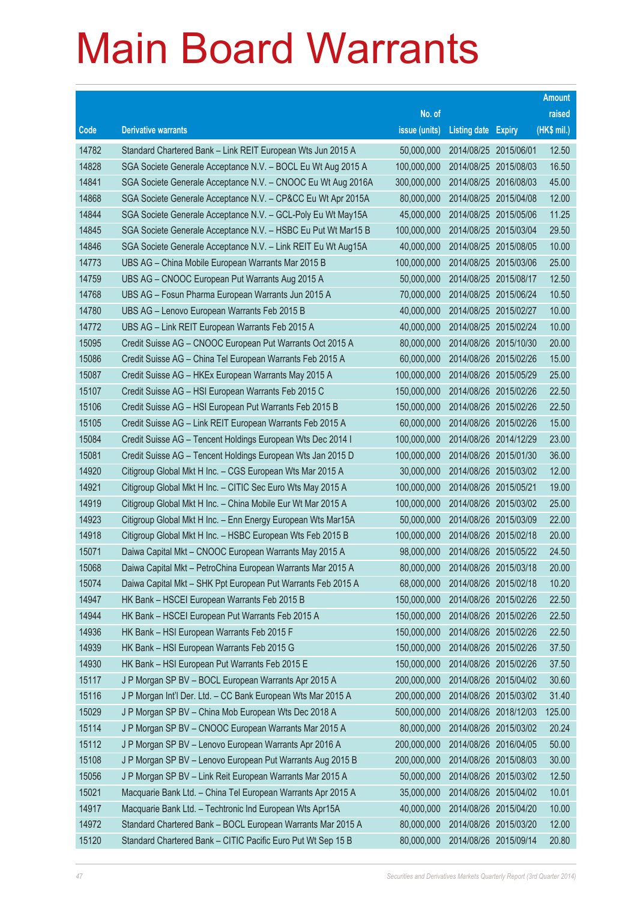# Main Board Warrants

| Code | Derivative warrants | No. of issue (units) | Listing date | Expiry | Amount raised (HK$ mil.) |
|---|---|---|---|---|---|
| 14782 | Standard Chartered Bank – Link REIT European Wts Jun 2015 A | 50,000,000 | 2014/08/25 | 2015/06/01 | 12.50 |
| 14828 | SGA Societe Generale Acceptance N.V. – BOCL Eu Wt Aug 2015 A | 100,000,000 | 2014/08/25 | 2015/08/03 | 16.50 |
| 14841 | SGA Societe Generale Acceptance N.V. – CNOOC Eu Wt Aug 2016A | 300,000,000 | 2014/08/25 | 2016/08/03 | 45.00 |
| 14868 | SGA Societe Generale Acceptance N.V. – CP&CC Eu Wt Apr 2015A | 80,000,000 | 2014/08/25 | 2015/04/08 | 12.00 |
| 14844 | SGA Societe Generale Acceptance N.V. – GCL-Poly Eu Wt May15A | 45,000,000 | 2014/08/25 | 2015/05/06 | 11.25 |
| 14845 | SGA Societe Generale Acceptance N.V. – HSBC Eu Put Wt Mar15 B | 100,000,000 | 2014/08/25 | 2015/03/04 | 29.50 |
| 14846 | SGA Societe Generale Acceptance N.V. – Link REIT Eu Wt Aug15A | 40,000,000 | 2014/08/25 | 2015/08/05 | 10.00 |
| 14773 | UBS AG – China Mobile European Warrants Mar 2015 B | 100,000,000 | 2014/08/25 | 2015/03/06 | 25.00 |
| 14759 | UBS AG – CNOOC European Put Warrants Aug 2015 A | 50,000,000 | 2014/08/25 | 2015/08/17 | 12.50 |
| 14768 | UBS AG – Fosun Pharma European Warrants Jun 2015 A | 70,000,000 | 2014/08/25 | 2015/06/24 | 10.50 |
| 14780 | UBS AG – Lenovo European Warrants Feb 2015 B | 40,000,000 | 2014/08/25 | 2015/02/27 | 10.00 |
| 14772 | UBS AG – Link REIT European Warrants Feb 2015 A | 40,000,000 | 2014/08/25 | 2015/02/24 | 10.00 |
| 15095 | Credit Suisse AG – CNOOC European Put Warrants Oct 2015 A | 80,000,000 | 2014/08/26 | 2015/10/30 | 20.00 |
| 15086 | Credit Suisse AG – China Tel European Warrants Feb 2015 A | 60,000,000 | 2014/08/26 | 2015/02/26 | 15.00 |
| 15087 | Credit Suisse AG – HKEx European Warrants May 2015 A | 100,000,000 | 2014/08/26 | 2015/05/29 | 25.00 |
| 15107 | Credit Suisse AG – HSI European Warrants Feb 2015 C | 150,000,000 | 2014/08/26 | 2015/02/26 | 22.50 |
| 15106 | Credit Suisse AG – HSI European Put Warrants Feb 2015 B | 150,000,000 | 2014/08/26 | 2015/02/26 | 22.50 |
| 15105 | Credit Suisse AG – Link REIT European Warrants Feb 2015 A | 60,000,000 | 2014/08/26 | 2015/02/26 | 15.00 |
| 15084 | Credit Suisse AG – Tencent Holdings European Wts Dec 2014 I | 100,000,000 | 2014/08/26 | 2014/12/29 | 23.00 |
| 15081 | Credit Suisse AG – Tencent Holdings European Wts Jan 2015 D | 100,000,000 | 2014/08/26 | 2015/01/30 | 36.00 |
| 14920 | Citigroup Global Mkt H Inc. – CGS European Wts Mar 2015 A | 30,000,000 | 2014/08/26 | 2015/03/02 | 12.00 |
| 14921 | Citigroup Global Mkt H Inc. – CITIC Sec Euro Wts May 2015 A | 100,000,000 | 2014/08/26 | 2015/05/21 | 19.00 |
| 14919 | Citigroup Global Mkt H Inc. – China Mobile Eur Wt Mar 2015 A | 100,000,000 | 2014/08/26 | 2015/03/02 | 25.00 |
| 14923 | Citigroup Global Mkt H Inc. – Enn Energy European Wts Mar15A | 50,000,000 | 2014/08/26 | 2015/03/09 | 22.00 |
| 14918 | Citigroup Global Mkt H Inc. – HSBC European Wts Feb 2015 B | 100,000,000 | 2014/08/26 | 2015/02/18 | 20.00 |
| 15071 | Daiwa Capital Mkt – CNOOC European Warrants May 2015 A | 98,000,000 | 2014/08/26 | 2015/05/22 | 24.50 |
| 15068 | Daiwa Capital Mkt – PetroChina European Warrants Mar 2015 A | 80,000,000 | 2014/08/26 | 2015/03/18 | 20.00 |
| 15074 | Daiwa Capital Mkt – SHK Ppt European Put Warrants Feb 2015 A | 68,000,000 | 2014/08/26 | 2015/02/18 | 10.20 |
| 14947 | HK Bank – HSCEI European Warrants Feb 2015 B | 150,000,000 | 2014/08/26 | 2015/02/26 | 22.50 |
| 14944 | HK Bank – HSCEI European Put Warrants Feb 2015 A | 150,000,000 | 2014/08/26 | 2015/02/26 | 22.50 |
| 14936 | HK Bank – HSI European Warrants Feb 2015 F | 150,000,000 | 2014/08/26 | 2015/02/26 | 22.50 |
| 14939 | HK Bank – HSI European Warrants Feb 2015 G | 150,000,000 | 2014/08/26 | 2015/02/26 | 37.50 |
| 14930 | HK Bank – HSI European Put Warrants Feb 2015 E | 150,000,000 | 2014/08/26 | 2015/02/26 | 37.50 |
| 15117 | J P Morgan SP BV – BOCL European Warrants Apr 2015 A | 200,000,000 | 2014/08/26 | 2015/04/02 | 30.60 |
| 15116 | J P Morgan Int'l Der. Ltd. – CC Bank European Wts Mar 2015 A | 200,000,000 | 2014/08/26 | 2015/03/02 | 31.40 |
| 15029 | J P Morgan SP BV – China Mob European Wts Dec 2018 A | 500,000,000 | 2014/08/26 | 2018/12/03 | 125.00 |
| 15114 | J P Morgan SP BV – CNOOC European Warrants Mar 2015 A | 80,000,000 | 2014/08/26 | 2015/03/02 | 20.24 |
| 15112 | J P Morgan SP BV – Lenovo European Warrants Apr 2016 A | 200,000,000 | 2014/08/26 | 2016/04/05 | 50.00 |
| 15108 | J P Morgan SP BV – Lenovo European Put Warrants Aug 2015 B | 200,000,000 | 2014/08/26 | 2015/08/03 | 30.00 |
| 15056 | J P Morgan SP BV – Link Reit European Warrants Mar 2015 A | 50,000,000 | 2014/08/26 | 2015/03/02 | 12.50 |
| 15021 | Macquarie Bank Ltd. – China Tel European Warrants Apr 2015 A | 35,000,000 | 2014/08/26 | 2015/04/02 | 10.01 |
| 14917 | Macquarie Bank Ltd. – Techtronic Ind European Wts Apr15A | 40,000,000 | 2014/08/26 | 2015/04/20 | 10.00 |
| 14972 | Standard Chartered Bank – BOCL European Warrants Mar 2015 A | 80,000,000 | 2014/08/26 | 2015/03/20 | 12.00 |
| 15120 | Standard Chartered Bank – CITIC Pacific Euro Put Wt Sep 15 B | 80,000,000 | 2014/08/26 | 2015/09/14 | 20.80 |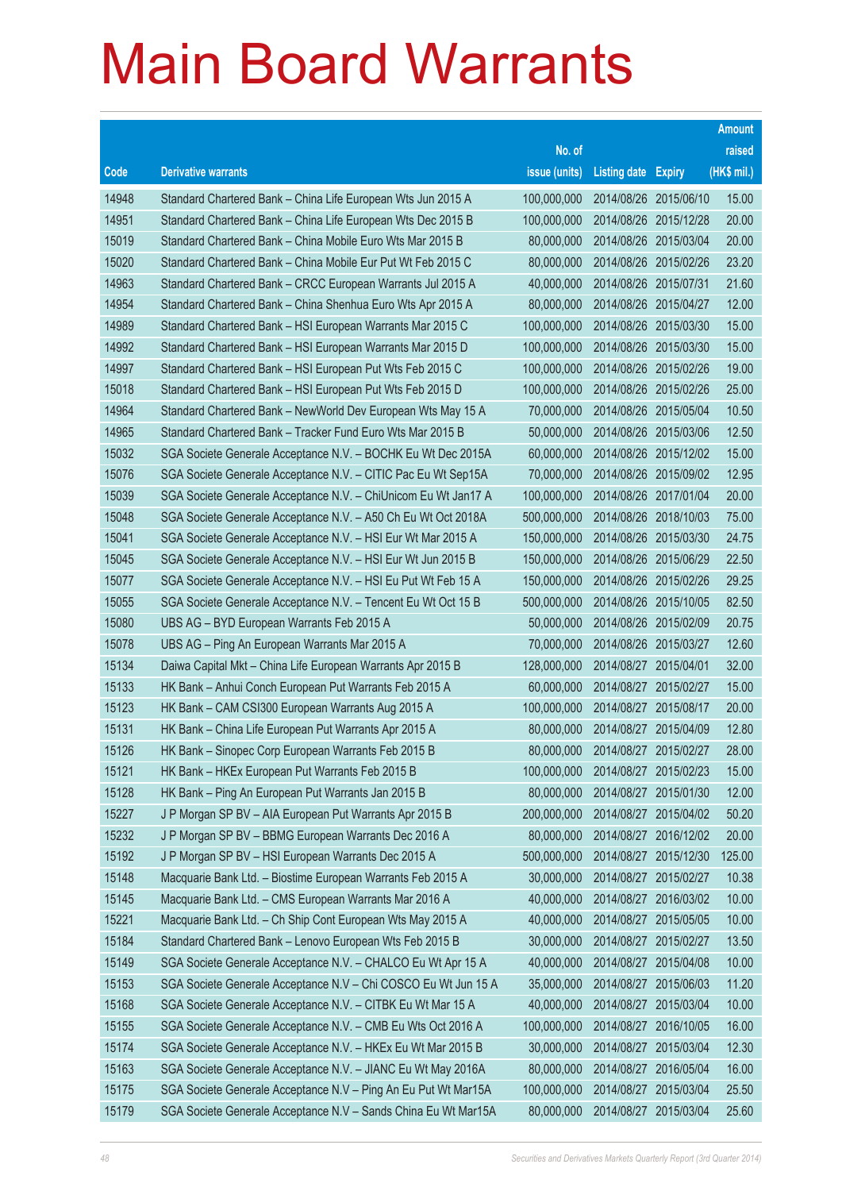# Main Board Warrants

| Code | Derivative warrants | No. of issue (units) | Listing date | Expiry | Amount raised (HK$ mil.) |
|---|---|---|---|---|---|
| 14948 | Standard Chartered Bank – China Life European Wts Jun 2015 A | 100,000,000 | 2014/08/26 | 2015/06/10 | 15.00 |
| 14951 | Standard Chartered Bank – China Life European Wts Dec 2015 B | 100,000,000 | 2014/08/26 | 2015/12/28 | 20.00 |
| 15019 | Standard Chartered Bank – China Mobile Euro Wts Mar 2015 B | 80,000,000 | 2014/08/26 | 2015/03/04 | 20.00 |
| 15020 | Standard Chartered Bank – China Mobile Eur Put Wt Feb 2015 C | 80,000,000 | 2014/08/26 | 2015/02/26 | 23.20 |
| 14963 | Standard Chartered Bank – CRCC European Warrants Jul 2015 A | 40,000,000 | 2014/08/26 | 2015/07/31 | 21.60 |
| 14954 | Standard Chartered Bank – China Shenhua Euro Wts Apr 2015 A | 80,000,000 | 2014/08/26 | 2015/04/27 | 12.00 |
| 14989 | Standard Chartered Bank – HSI European Warrants Mar 2015 C | 100,000,000 | 2014/08/26 | 2015/03/30 | 15.00 |
| 14992 | Standard Chartered Bank – HSI European Warrants Mar 2015 D | 100,000,000 | 2014/08/26 | 2015/03/30 | 15.00 |
| 14997 | Standard Chartered Bank – HSI European Put Wts Feb 2015 C | 100,000,000 | 2014/08/26 | 2015/02/26 | 19.00 |
| 15018 | Standard Chartered Bank – HSI European Put Wts Feb 2015 D | 100,000,000 | 2014/08/26 | 2015/02/26 | 25.00 |
| 14964 | Standard Chartered Bank – NewWorld Dev European Wts May 15 A | 70,000,000 | 2014/08/26 | 2015/05/04 | 10.50 |
| 14965 | Standard Chartered Bank – Tracker Fund Euro Wts Mar 2015 B | 50,000,000 | 2014/08/26 | 2015/03/06 | 12.50 |
| 15032 | SGA Societe Generale Acceptance N.V. – BOCHK Eu Wt Dec 2015A | 60,000,000 | 2014/08/26 | 2015/12/02 | 15.00 |
| 15076 | SGA Societe Generale Acceptance N.V. – CITIC Pac Eu Wt Sep15A | 70,000,000 | 2014/08/26 | 2015/09/02 | 12.95 |
| 15039 | SGA Societe Generale Acceptance N.V. – ChiUnicom Eu Wt Jan17 A | 100,000,000 | 2014/08/26 | 2017/01/04 | 20.00 |
| 15048 | SGA Societe Generale Acceptance N.V. – A50 Ch Eu Wt Oct 2018A | 500,000,000 | 2014/08/26 | 2018/10/03 | 75.00 |
| 15041 | SGA Societe Generale Acceptance N.V. – HSI Eur Wt Mar 2015 A | 150,000,000 | 2014/08/26 | 2015/03/30 | 24.75 |
| 15045 | SGA Societe Generale Acceptance N.V. – HSI Eur Wt Jun 2015 B | 150,000,000 | 2014/08/26 | 2015/06/29 | 22.50 |
| 15077 | SGA Societe Generale Acceptance N.V. – HSI Eu Put Wt Feb 15 A | 150,000,000 | 2014/08/26 | 2015/02/26 | 29.25 |
| 15055 | SGA Societe Generale Acceptance N.V. – Tencent Eu Wt Oct 15 B | 500,000,000 | 2014/08/26 | 2015/10/05 | 82.50 |
| 15080 | UBS AG – BYD European Warrants Feb 2015 A | 50,000,000 | 2014/08/26 | 2015/02/09 | 20.75 |
| 15078 | UBS AG – Ping An European Warrants Mar 2015 A | 70,000,000 | 2014/08/26 | 2015/03/27 | 12.60 |
| 15134 | Daiwa Capital Mkt – China Life European Warrants Apr 2015 B | 128,000,000 | 2014/08/27 | 2015/04/01 | 32.00 |
| 15133 | HK Bank – Anhui Conch European Put Warrants Feb 2015 A | 60,000,000 | 2014/08/27 | 2015/02/27 | 15.00 |
| 15123 | HK Bank – CAM CSI300 European Warrants Aug 2015 A | 100,000,000 | 2014/08/27 | 2015/08/17 | 20.00 |
| 15131 | HK Bank – China Life European Put Warrants Apr 2015 A | 80,000,000 | 2014/08/27 | 2015/04/09 | 12.80 |
| 15126 | HK Bank – Sinopec Corp European Warrants Feb 2015 B | 80,000,000 | 2014/08/27 | 2015/02/27 | 28.00 |
| 15121 | HK Bank – HKEx European Put Warrants Feb 2015 B | 100,000,000 | 2014/08/27 | 2015/02/23 | 15.00 |
| 15128 | HK Bank – Ping An European Put Warrants Jan 2015 B | 80,000,000 | 2014/08/27 | 2015/01/30 | 12.00 |
| 15227 | J P Morgan SP BV – AIA European Put Warrants Apr 2015 B | 200,000,000 | 2014/08/27 | 2015/04/02 | 50.20 |
| 15232 | J P Morgan SP BV – BBMG European Warrants Dec 2016 A | 80,000,000 | 2014/08/27 | 2016/12/02 | 20.00 |
| 15192 | J P Morgan SP BV – HSI European Warrants Dec 2015 A | 500,000,000 | 2014/08/27 | 2015/12/30 | 125.00 |
| 15148 | Macquarie Bank Ltd. – Biostime European Warrants Feb 2015 A | 30,000,000 | 2014/08/27 | 2015/02/27 | 10.38 |
| 15145 | Macquarie Bank Ltd. – CMS European Warrants Mar 2016 A | 40,000,000 | 2014/08/27 | 2016/03/02 | 10.00 |
| 15221 | Macquarie Bank Ltd. – Ch Ship Cont European Wts May 2015 A | 40,000,000 | 2014/08/27 | 2015/05/05 | 10.00 |
| 15184 | Standard Chartered Bank – Lenovo European Wts Feb 2015 B | 30,000,000 | 2014/08/27 | 2015/02/27 | 13.50 |
| 15149 | SGA Societe Generale Acceptance N.V. – CHALCO Eu Wt Apr 15 A | 40,000,000 | 2014/08/27 | 2015/04/08 | 10.00 |
| 15153 | SGA Societe Generale Acceptance N.V – Chi COSCO Eu Wt Jun 15 A | 35,000,000 | 2014/08/27 | 2015/06/03 | 11.20 |
| 15168 | SGA Societe Generale Acceptance N.V. – CITBK Eu Wt Mar 15 A | 40,000,000 | 2014/08/27 | 2015/03/04 | 10.00 |
| 15155 | SGA Societe Generale Acceptance N.V. – CMB Eu Wts Oct 2016 A | 100,000,000 | 2014/08/27 | 2016/10/05 | 16.00 |
| 15174 | SGA Societe Generale Acceptance N.V. – HKEx Eu Wt Mar 2015 B | 30,000,000 | 2014/08/27 | 2015/03/04 | 12.30 |
| 15163 | SGA Societe Generale Acceptance N.V. – JIANC Eu Wt May 2016A | 80,000,000 | 2014/08/27 | 2016/05/04 | 16.00 |
| 15175 | SGA Societe Generale Acceptance N.V – Ping An Eu Put Wt Mar15A | 100,000,000 | 2014/08/27 | 2015/03/04 | 25.50 |
| 15179 | SGA Societe Generale Acceptance N.V – Sands China Eu Wt Mar15A | 80,000,000 | 2014/08/27 | 2015/03/04 | 25.60 |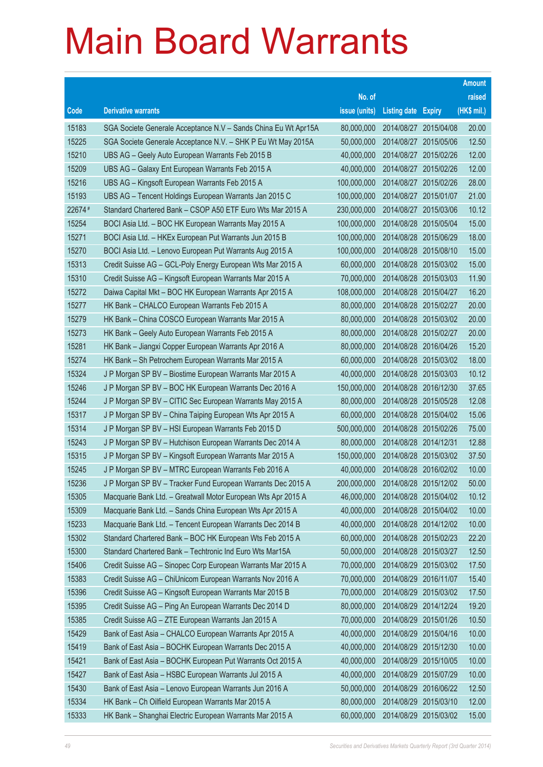# Main Board Warrants

| Code | Derivative warrants | No. of issue (units) | Listing date | Expiry | Amount raised (HK$ mil.) |
|---|---|---|---|---|---|
| 15183 | SGA Societe Generale Acceptance N.V – Sands China Eu Wt Apr15A | 80,000,000 | 2014/08/27 | 2015/04/08 | 20.00 |
| 15225 | SGA Societe Generale Acceptance N.V. – SHK P Eu Wt May 2015A | 50,000,000 | 2014/08/27 | 2015/05/06 | 12.50 |
| 15210 | UBS AG – Geely Auto European Warrants Feb 2015 B | 40,000,000 | 2014/08/27 | 2015/02/26 | 12.00 |
| 15209 | UBS AG – Galaxy Ent European Warrants Feb 2015 A | 40,000,000 | 2014/08/27 | 2015/02/26 | 12.00 |
| 15216 | UBS AG – Kingsoft European Warrants Feb 2015 A | 100,000,000 | 2014/08/27 | 2015/02/26 | 28.00 |
| 15193 | UBS AG – Tencent Holdings European Warrants Jan 2015 C | 100,000,000 | 2014/08/27 | 2015/01/07 | 21.00 |
| 22674# | Standard Chartered Bank – CSOP A50 ETF Euro Wts Mar 2015 A | 230,000,000 | 2014/08/27 | 2015/03/06 | 10.12 |
| 15254 | BOCI Asia Ltd. – BOC HK European Warrants May 2015 A | 100,000,000 | 2014/08/28 | 2015/05/04 | 15.00 |
| 15271 | BOCI Asia Ltd. – HKEx European Put Warrants Jun 2015 B | 100,000,000 | 2014/08/28 | 2015/06/29 | 18.00 |
| 15270 | BOCI Asia Ltd. – Lenovo European Put Warrants Aug 2015 A | 100,000,000 | 2014/08/28 | 2015/08/10 | 15.00 |
| 15313 | Credit Suisse AG – GCL-Poly Energy European Wts Mar 2015 A | 60,000,000 | 2014/08/28 | 2015/03/02 | 15.00 |
| 15310 | Credit Suisse AG – Kingsoft European Warrants Mar 2015 A | 70,000,000 | 2014/08/28 | 2015/03/03 | 11.90 |
| 15272 | Daiwa Capital Mkt – BOC HK European Warrants Apr 2015 A | 108,000,000 | 2014/08/28 | 2015/04/27 | 16.20 |
| 15277 | HK Bank – CHALCO European Warrants Feb 2015 A | 80,000,000 | 2014/08/28 | 2015/02/27 | 20.00 |
| 15279 | HK Bank – China COSCO European Warrants Mar 2015 A | 80,000,000 | 2014/08/28 | 2015/03/02 | 20.00 |
| 15273 | HK Bank – Geely Auto European Warrants Feb 2015 A | 80,000,000 | 2014/08/28 | 2015/02/27 | 20.00 |
| 15281 | HK Bank – Jiangxi Copper European Warrants Apr 2016 A | 80,000,000 | 2014/08/28 | 2016/04/26 | 15.20 |
| 15274 | HK Bank – Sh Petrochem European Warrants Mar 2015 A | 60,000,000 | 2014/08/28 | 2015/03/02 | 18.00 |
| 15324 | J P Morgan SP BV – Biostime European Warrants Mar 2015 A | 40,000,000 | 2014/08/28 | 2015/03/03 | 10.12 |
| 15246 | J P Morgan SP BV – BOC HK European Warrants Dec 2016 A | 150,000,000 | 2014/08/28 | 2016/12/30 | 37.65 |
| 15244 | J P Morgan SP BV – CITIC Sec European Warrants May 2015 A | 80,000,000 | 2014/08/28 | 2015/05/28 | 12.08 |
| 15317 | J P Morgan SP BV – China Taiping European Wts Apr 2015 A | 60,000,000 | 2014/08/28 | 2015/04/02 | 15.06 |
| 15314 | J P Morgan SP BV – HSI European Warrants Feb 2015 D | 500,000,000 | 2014/08/28 | 2015/02/26 | 75.00 |
| 15243 | J P Morgan SP BV – Hutchison European Warrants Dec 2014 A | 80,000,000 | 2014/08/28 | 2014/12/31 | 12.88 |
| 15315 | J P Morgan SP BV – Kingsoft European Warrants Mar 2015 A | 150,000,000 | 2014/08/28 | 2015/03/02 | 37.50 |
| 15245 | J P Morgan SP BV – MTRC European Warrants Feb 2016 A | 40,000,000 | 2014/08/28 | 2016/02/02 | 10.00 |
| 15236 | J P Morgan SP BV – Tracker Fund European Warrants Dec 2015 A | 200,000,000 | 2014/08/28 | 2015/12/02 | 50.00 |
| 15305 | Macquarie Bank Ltd. – Greatwall Motor European Wts Apr 2015 A | 46,000,000 | 2014/08/28 | 2015/04/02 | 10.12 |
| 15309 | Macquarie Bank Ltd. – Sands China European Wts Apr 2015 A | 40,000,000 | 2014/08/28 | 2015/04/02 | 10.00 |
| 15233 | Macquarie Bank Ltd. – Tencent European Warrants Dec 2014 B | 40,000,000 | 2014/08/28 | 2014/12/02 | 10.00 |
| 15302 | Standard Chartered Bank – BOC HK European Wts Feb 2015 A | 60,000,000 | 2014/08/28 | 2015/02/23 | 22.20 |
| 15300 | Standard Chartered Bank – Techtronic Ind Euro Wts Mar15A | 50,000,000 | 2014/08/28 | 2015/03/27 | 12.50 |
| 15406 | Credit Suisse AG – Sinopec Corp European Warrants Mar 2015 A | 70,000,000 | 2014/08/29 | 2015/03/02 | 17.50 |
| 15383 | Credit Suisse AG – ChiUnicom European Warrants Nov 2016 A | 70,000,000 | 2014/08/29 | 2016/11/07 | 15.40 |
| 15396 | Credit Suisse AG – Kingsoft European Warrants Mar 2015 B | 70,000,000 | 2014/08/29 | 2015/03/02 | 17.50 |
| 15395 | Credit Suisse AG – Ping An European Warrants Dec 2014 D | 80,000,000 | 2014/08/29 | 2014/12/24 | 19.20 |
| 15385 | Credit Suisse AG – ZTE European Warrants Jan 2015 A | 70,000,000 | 2014/08/29 | 2015/01/26 | 10.50 |
| 15429 | Bank of East Asia – CHALCO European Warrants Apr 2015 A | 40,000,000 | 2014/08/29 | 2015/04/16 | 10.00 |
| 15419 | Bank of East Asia – BOCHK European Warrants Dec 2015 A | 40,000,000 | 2014/08/29 | 2015/12/30 | 10.00 |
| 15421 | Bank of East Asia – BOCHK European Put Warrants Oct 2015 A | 40,000,000 | 2014/08/29 | 2015/10/05 | 10.00 |
| 15427 | Bank of East Asia – HSBC European Warrants Jul 2015 A | 40,000,000 | 2014/08/29 | 2015/07/29 | 10.00 |
| 15430 | Bank of East Asia – Lenovo European Warrants Jun 2016 A | 50,000,000 | 2014/08/29 | 2016/06/22 | 12.50 |
| 15334 | HK Bank – Ch Oilfield European Warrants Mar 2015 A | 80,000,000 | 2014/08/29 | 2015/03/10 | 12.00 |
| 15333 | HK Bank – Shanghai Electric European Warrants Mar 2015 A | 60,000,000 | 2014/08/29 | 2015/03/02 | 15.00 |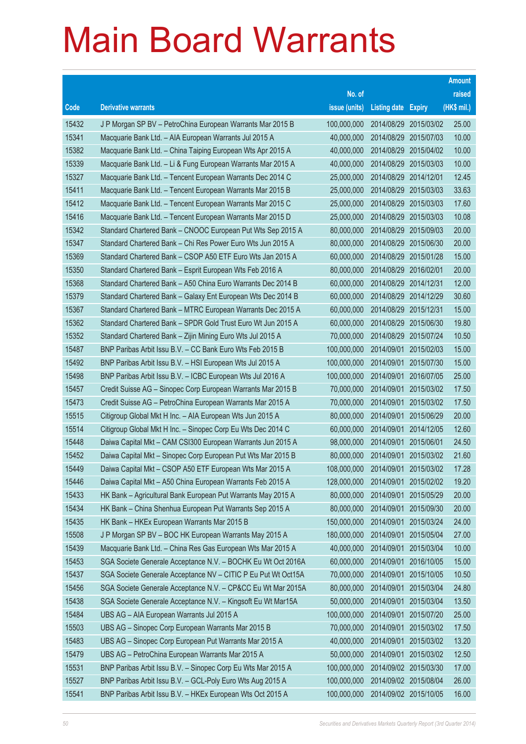# Main Board Warrants

| Code | Derivative warrants | No. of issue (units) | Listing date | Expiry | Amount raised (HK$ mil.) |
|---|---|---|---|---|---|
| 15432 | J P Morgan SP BV – PetroChina European Warrants Mar 2015 B | 100,000,000 | 2014/08/29 | 2015/03/02 | 25.00 |
| 15341 | Macquarie Bank Ltd. – AIA European Warrants Jul 2015 A | 40,000,000 | 2014/08/29 | 2015/07/03 | 10.00 |
| 15382 | Macquarie Bank Ltd. – China Taiping European Wts Apr 2015 A | 40,000,000 | 2014/08/29 | 2015/04/02 | 10.00 |
| 15339 | Macquarie Bank Ltd. – Li & Fung European Warrants Mar 2015 A | 40,000,000 | 2014/08/29 | 2015/03/03 | 10.00 |
| 15327 | Macquarie Bank Ltd. – Tencent European Warrants Dec 2014 C | 25,000,000 | 2014/08/29 | 2014/12/01 | 12.45 |
| 15411 | Macquarie Bank Ltd. – Tencent European Warrants Mar 2015 B | 25,000,000 | 2014/08/29 | 2015/03/03 | 33.63 |
| 15412 | Macquarie Bank Ltd. – Tencent European Warrants Mar 2015 C | 25,000,000 | 2014/08/29 | 2015/03/03 | 17.60 |
| 15416 | Macquarie Bank Ltd. – Tencent European Warrants Mar 2015 D | 25,000,000 | 2014/08/29 | 2015/03/03 | 10.08 |
| 15342 | Standard Chartered Bank – CNOOC European Put Wts Sep 2015 A | 80,000,000 | 2014/08/29 | 2015/09/03 | 20.00 |
| 15347 | Standard Chartered Bank – Chi Res Power Euro Wts Jun 2015 A | 80,000,000 | 2014/08/29 | 2015/06/30 | 20.00 |
| 15369 | Standard Chartered Bank – CSOP A50 ETF Euro Wts Jan 2015 A | 60,000,000 | 2014/08/29 | 2015/01/28 | 15.00 |
| 15350 | Standard Chartered Bank – Esprit European Wts Feb 2016 A | 80,000,000 | 2014/08/29 | 2016/02/01 | 20.00 |
| 15368 | Standard Chartered Bank – A50 China Euro Warrants Dec 2014 B | 60,000,000 | 2014/08/29 | 2014/12/31 | 12.00 |
| 15379 | Standard Chartered Bank – Galaxy Ent European Wts Dec 2014 B | 60,000,000 | 2014/08/29 | 2014/12/29 | 30.60 |
| 15367 | Standard Chartered Bank – MTRC European Warrants Dec 2015 A | 60,000,000 | 2014/08/29 | 2015/12/31 | 15.00 |
| 15362 | Standard Chartered Bank – SPDR Gold Trust Euro Wt Jun 2015 A | 60,000,000 | 2014/08/29 | 2015/06/30 | 19.80 |
| 15352 | Standard Chartered Bank – Zijin Mining Euro Wts Jul 2015 A | 70,000,000 | 2014/08/29 | 2015/07/24 | 10.50 |
| 15487 | BNP Paribas Arbit Issu B.V. – CC Bank Euro Wts Feb 2015 B | 100,000,000 | 2014/09/01 | 2015/02/03 | 15.00 |
| 15492 | BNP Paribas Arbit Issu B.V. – HSI European Wts Jul 2015 A | 100,000,000 | 2014/09/01 | 2015/07/30 | 15.00 |
| 15498 | BNP Paribas Arbit Issu B.V. – ICBC European Wts Jul 2016 A | 100,000,000 | 2014/09/01 | 2016/07/05 | 25.00 |
| 15457 | Credit Suisse AG – Sinopec Corp European Warrants Mar 2015 B | 70,000,000 | 2014/09/01 | 2015/03/02 | 17.50 |
| 15473 | Credit Suisse AG – PetroChina European Warrants Mar 2015 A | 70,000,000 | 2014/09/01 | 2015/03/02 | 17.50 |
| 15515 | Citigroup Global Mkt H Inc. – AIA European Wts Jun 2015 A | 80,000,000 | 2014/09/01 | 2015/06/29 | 20.00 |
| 15514 | Citigroup Global Mkt H Inc. – Sinopec Corp Eu Wts Dec 2014 C | 60,000,000 | 2014/09/01 | 2014/12/05 | 12.60 |
| 15448 | Daiwa Capital Mkt – CAM CSI300 European Warrants Jun 2015 A | 98,000,000 | 2014/09/01 | 2015/06/01 | 24.50 |
| 15452 | Daiwa Capital Mkt – Sinopec Corp European Put Wts Mar 2015 B | 80,000,000 | 2014/09/01 | 2015/03/02 | 21.60 |
| 15449 | Daiwa Capital Mkt – CSOP A50 ETF European Wts Mar 2015 A | 108,000,000 | 2014/09/01 | 2015/03/02 | 17.28 |
| 15446 | Daiwa Capital Mkt – A50 China European Warrants Feb 2015 A | 128,000,000 | 2014/09/01 | 2015/02/02 | 19.20 |
| 15433 | HK Bank – Agricultural Bank European Put Warrants May 2015 A | 80,000,000 | 2014/09/01 | 2015/05/29 | 20.00 |
| 15434 | HK Bank – China Shenhua European Put Warrants Sep 2015 A | 80,000,000 | 2014/09/01 | 2015/09/30 | 20.00 |
| 15435 | HK Bank – HKEx European Warrants Mar 2015 B | 150,000,000 | 2014/09/01 | 2015/03/24 | 24.00 |
| 15508 | J P Morgan SP BV – BOC HK European Warrants May 2015 A | 180,000,000 | 2014/09/01 | 2015/05/04 | 27.00 |
| 15439 | Macquarie Bank Ltd. – China Res Gas European Wts Mar 2015 A | 40,000,000 | 2014/09/01 | 2015/03/04 | 10.00 |
| 15453 | SGA Societe Generale Acceptance N.V. – BOCHK Eu Wt Oct 2016A | 60,000,000 | 2014/09/01 | 2016/10/05 | 15.00 |
| 15437 | SGA Societe Generale Acceptance NV – CITIC P Eu Put Wt Oct15A | 70,000,000 | 2014/09/01 | 2015/10/05 | 10.50 |
| 15456 | SGA Societe Generale Acceptance N.V. – CP&CC Eu Wt Mar 2015A | 80,000,000 | 2014/09/01 | 2015/03/04 | 24.80 |
| 15438 | SGA Societe Generale Acceptance N.V. – Kingsoft Eu Wt Mar15A | 50,000,000 | 2014/09/01 | 2015/03/04 | 13.50 |
| 15484 | UBS AG – AIA European Warrants Jul 2015 A | 100,000,000 | 2014/09/01 | 2015/07/20 | 25.00 |
| 15503 | UBS AG – Sinopec Corp European Warrants Mar 2015 B | 70,000,000 | 2014/09/01 | 2015/03/02 | 17.50 |
| 15483 | UBS AG – Sinopec Corp European Put Warrants Mar 2015 A | 40,000,000 | 2014/09/01 | 2015/03/02 | 13.20 |
| 15479 | UBS AG – PetroChina European Warrants Mar 2015 A | 50,000,000 | 2014/09/01 | 2015/03/02 | 12.50 |
| 15531 | BNP Paribas Arbit Issu B.V. – Sinopec Corp Eu Wts Mar 2015 A | 100,000,000 | 2014/09/02 | 2015/03/30 | 17.00 |
| 15527 | BNP Paribas Arbit Issu B.V. – GCL-Poly Euro Wts Aug 2015 A | 100,000,000 | 2014/09/02 | 2015/08/04 | 26.00 |
| 15541 | BNP Paribas Arbit Issu B.V. – HKEx European Wts Oct 2015 A | 100,000,000 | 2014/09/02 | 2015/10/05 | 16.00 |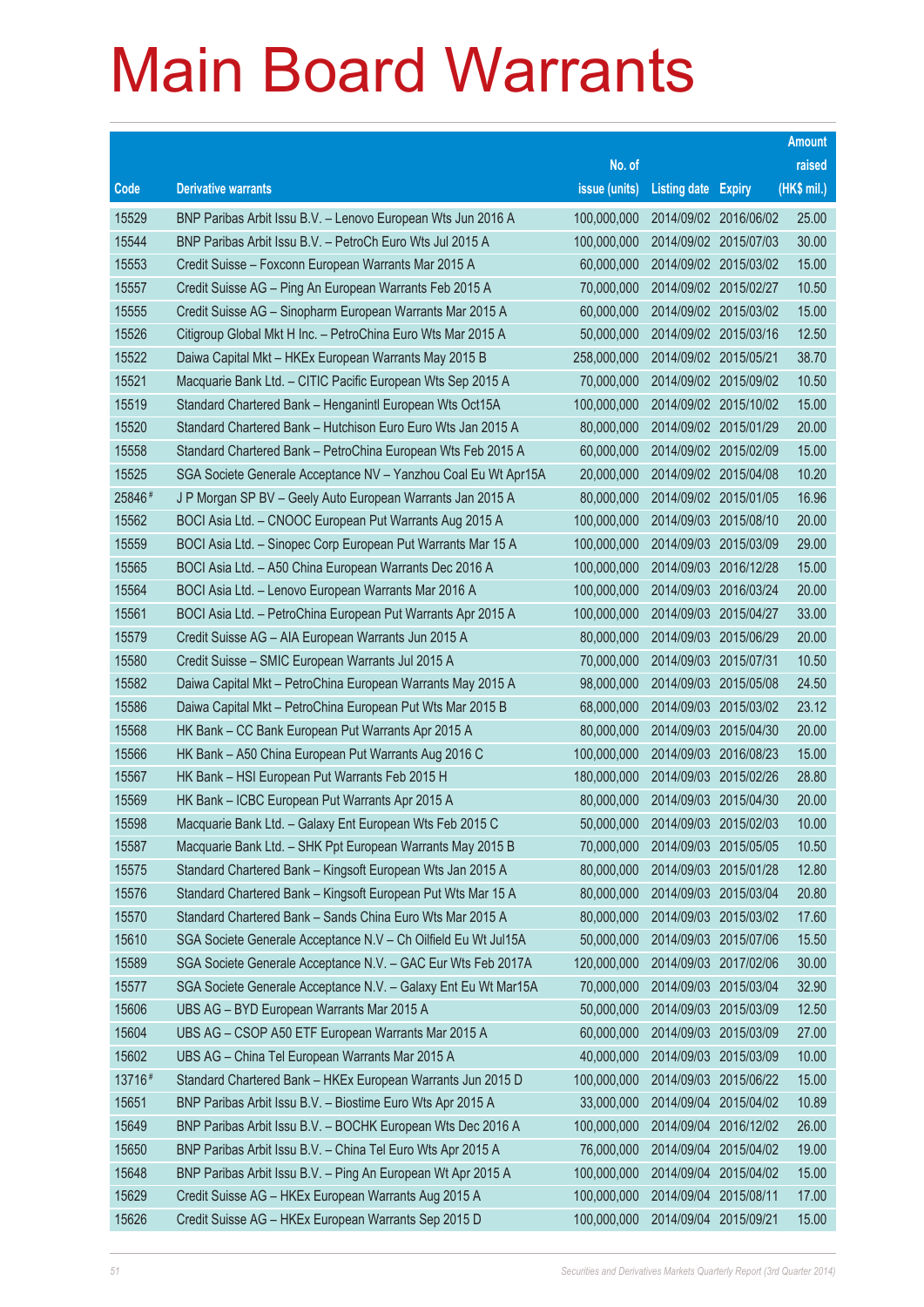# Main Board Warrants

| Code | Derivative warrants | No. of issue (units) | Listing date | Expiry | Amount raised (HK$ mil.) |
|---|---|---|---|---|---|
| 15529 | BNP Paribas Arbit Issu B.V. – Lenovo European Wts Jun 2016 A | 100,000,000 | 2014/09/02 | 2016/06/02 | 25.00 |
| 15544 | BNP Paribas Arbit Issu B.V. – PetroCh Euro Wts Jul 2015 A | 100,000,000 | 2014/09/02 | 2015/07/03 | 30.00 |
| 15553 | Credit Suisse – Foxconn European Warrants Mar 2015 A | 60,000,000 | 2014/09/02 | 2015/03/02 | 15.00 |
| 15557 | Credit Suisse AG – Ping An European Warrants Feb 2015 A | 70,000,000 | 2014/09/02 | 2015/02/27 | 10.50 |
| 15555 | Credit Suisse AG – Sinopharm European Warrants Mar 2015 A | 60,000,000 | 2014/09/02 | 2015/03/02 | 15.00 |
| 15526 | Citigroup Global Mkt H Inc. – PetroChina Euro Wts Mar 2015 A | 50,000,000 | 2014/09/02 | 2015/03/16 | 12.50 |
| 15522 | Daiwa Capital Mkt – HKEx European Warrants May 2015 B | 258,000,000 | 2014/09/02 | 2015/05/21 | 38.70 |
| 15521 | Macquarie Bank Ltd. – CITIC Pacific European Wts Sep 2015 A | 70,000,000 | 2014/09/02 | 2015/09/02 | 10.50 |
| 15519 | Standard Chartered Bank – Henganintl European Wts Oct15A | 100,000,000 | 2014/09/02 | 2015/10/02 | 15.00 |
| 15520 | Standard Chartered Bank – Hutchison Euro Euro Wts Jan 2015 A | 80,000,000 | 2014/09/02 | 2015/01/29 | 20.00 |
| 15558 | Standard Chartered Bank – PetroChina European Wts Feb 2015 A | 60,000,000 | 2014/09/02 | 2015/02/09 | 15.00 |
| 15525 | SGA Societe Generale Acceptance NV – Yanzhou Coal Eu Wt Apr15A | 20,000,000 | 2014/09/02 | 2015/04/08 | 10.20 |
| 25846# | J P Morgan SP BV – Geely Auto European Warrants Jan 2015 A | 80,000,000 | 2014/09/02 | 2015/01/05 | 16.96 |
| 15562 | BOCI Asia Ltd. – CNOOC European Put Warrants Aug 2015 A | 100,000,000 | 2014/09/03 | 2015/08/10 | 20.00 |
| 15559 | BOCI Asia Ltd. – Sinopec Corp European Put Warrants Mar 15 A | 100,000,000 | 2014/09/03 | 2015/03/09 | 29.00 |
| 15565 | BOCI Asia Ltd. – A50 China European Warrants Dec 2016 A | 100,000,000 | 2014/09/03 | 2016/12/28 | 15.00 |
| 15564 | BOCI Asia Ltd. – Lenovo European Warrants Mar 2016 A | 100,000,000 | 2014/09/03 | 2016/03/24 | 20.00 |
| 15561 | BOCI Asia Ltd. – PetroChina European Put Warrants Apr 2015 A | 100,000,000 | 2014/09/03 | 2015/04/27 | 33.00 |
| 15579 | Credit Suisse AG – AIA European Warrants Jun 2015 A | 80,000,000 | 2014/09/03 | 2015/06/29 | 20.00 |
| 15580 | Credit Suisse – SMIC European Warrants Jul 2015 A | 70,000,000 | 2014/09/03 | 2015/07/31 | 10.50 |
| 15582 | Daiwa Capital Mkt – PetroChina European Warrants May 2015 A | 98,000,000 | 2014/09/03 | 2015/05/08 | 24.50 |
| 15586 | Daiwa Capital Mkt – PetroChina European Put Wts Mar 2015 B | 68,000,000 | 2014/09/03 | 2015/03/02 | 23.12 |
| 15568 | HK Bank – CC Bank European Put Warrants Apr 2015 A | 80,000,000 | 2014/09/03 | 2015/04/30 | 20.00 |
| 15566 | HK Bank – A50 China European Put Warrants Aug 2016 C | 100,000,000 | 2014/09/03 | 2016/08/23 | 15.00 |
| 15567 | HK Bank – HSI European Put Warrants Feb 2015 H | 180,000,000 | 2014/09/03 | 2015/02/26 | 28.80 |
| 15569 | HK Bank – ICBC European Put Warrants Apr 2015 A | 80,000,000 | 2014/09/03 | 2015/04/30 | 20.00 |
| 15598 | Macquarie Bank Ltd. – Galaxy Ent European Wts Feb 2015 C | 50,000,000 | 2014/09/03 | 2015/02/03 | 10.00 |
| 15587 | Macquarie Bank Ltd. – SHK Ppt European Warrants May 2015 B | 70,000,000 | 2014/09/03 | 2015/05/05 | 10.50 |
| 15575 | Standard Chartered Bank – Kingsoft European Wts Jan 2015 A | 80,000,000 | 2014/09/03 | 2015/01/28 | 12.80 |
| 15576 | Standard Chartered Bank – Kingsoft European Put Wts Mar 15 A | 80,000,000 | 2014/09/03 | 2015/03/04 | 20.80 |
| 15570 | Standard Chartered Bank – Sands China Euro Wts Mar 2015 A | 80,000,000 | 2014/09/03 | 2015/03/02 | 17.60 |
| 15610 | SGA Societe Generale Acceptance N.V – Ch Oilfield Eu Wt Jul15A | 50,000,000 | 2014/09/03 | 2015/07/06 | 15.50 |
| 15589 | SGA Societe Generale Acceptance N.V. – GAC Eur Wts Feb 2017A | 120,000,000 | 2014/09/03 | 2017/02/06 | 30.00 |
| 15577 | SGA Societe Generale Acceptance N.V. – Galaxy Ent Eu Wt Mar15A | 70,000,000 | 2014/09/03 | 2015/03/04 | 32.90 |
| 15606 | UBS AG – BYD European Warrants Mar 2015 A | 50,000,000 | 2014/09/03 | 2015/03/09 | 12.50 |
| 15604 | UBS AG – CSOP A50 ETF European Warrants Mar 2015 A | 60,000,000 | 2014/09/03 | 2015/03/09 | 27.00 |
| 15602 | UBS AG – China Tel European Warrants Mar 2015 A | 40,000,000 | 2014/09/03 | 2015/03/09 | 10.00 |
| 13716# | Standard Chartered Bank – HKEx European Warrants Jun 2015 D | 100,000,000 | 2014/09/03 | 2015/06/22 | 15.00 |
| 15651 | BNP Paribas Arbit Issu B.V. – Biostime Euro Wts Apr 2015 A | 33,000,000 | 2014/09/04 | 2015/04/02 | 10.89 |
| 15649 | BNP Paribas Arbit Issu B.V. – BOCHK European Wts Dec 2016 A | 100,000,000 | 2014/09/04 | 2016/12/02 | 26.00 |
| 15650 | BNP Paribas Arbit Issu B.V. – China Tel Euro Wts Apr 2015 A | 76,000,000 | 2014/09/04 | 2015/04/02 | 19.00 |
| 15648 | BNP Paribas Arbit Issu B.V. – Ping An European Wt Apr 2015 A | 100,000,000 | 2014/09/04 | 2015/04/02 | 15.00 |
| 15629 | Credit Suisse AG – HKEx European Warrants Aug 2015 A | 100,000,000 | 2014/09/04 | 2015/08/11 | 17.00 |
| 15626 | Credit Suisse AG – HKEx European Warrants Sep 2015 D | 100,000,000 | 2014/09/04 | 2015/09/21 | 15.00 |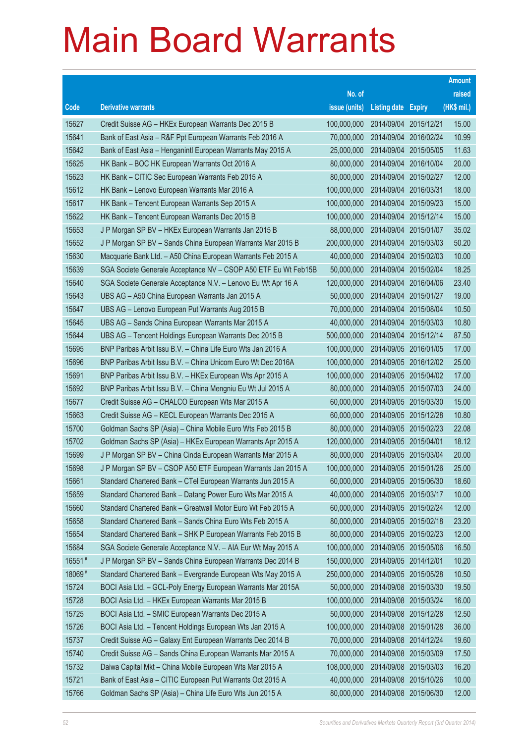# Main Board Warrants

| Code | Derivative warrants | No. of issue (units) | Listing date | Expiry | Amount raised (HK$ mil.) |
|---|---|---|---|---|---|
| 15627 | Credit Suisse AG – HKEx European Warrants Dec 2015 B | 100,000,000 | 2014/09/04 | 2015/12/21 | 15.00 |
| 15641 | Bank of East Asia – R&F Ppt European Warrants Feb 2016 A | 70,000,000 | 2014/09/04 | 2016/02/24 | 10.99 |
| 15642 | Bank of East Asia – Henganintl European Warrants May 2015 A | 25,000,000 | 2014/09/04 | 2015/05/05 | 11.63 |
| 15625 | HK Bank – BOC HK European Warrants Oct 2016 A | 80,000,000 | 2014/09/04 | 2016/10/04 | 20.00 |
| 15623 | HK Bank – CITIC Sec European Warrants Feb 2015 A | 80,000,000 | 2014/09/04 | 2015/02/27 | 12.00 |
| 15612 | HK Bank – Lenovo European Warrants Mar 2016 A | 100,000,000 | 2014/09/04 | 2016/03/31 | 18.00 |
| 15617 | HK Bank – Tencent European Warrants Sep 2015 A | 100,000,000 | 2014/09/04 | 2015/09/23 | 15.00 |
| 15622 | HK Bank – Tencent European Warrants Dec 2015 B | 100,000,000 | 2014/09/04 | 2015/12/14 | 15.00 |
| 15653 | J P Morgan SP BV – HKEx European Warrants Jan 2015 B | 88,000,000 | 2014/09/04 | 2015/01/07 | 35.02 |
| 15652 | J P Morgan SP BV – Sands China European Warrants Mar 2015 B | 200,000,000 | 2014/09/04 | 2015/03/03 | 50.20 |
| 15630 | Macquarie Bank Ltd. – A50 China European Warrants Feb 2015 A | 40,000,000 | 2014/09/04 | 2015/02/03 | 10.00 |
| 15639 | SGA Societe Generale Acceptance NV – CSOP A50 ETF Eu Wt Feb15B | 50,000,000 | 2014/09/04 | 2015/02/04 | 18.25 |
| 15640 | SGA Societe Generale Acceptance N.V. – Lenovo Eu Wt Apr 16 A | 120,000,000 | 2014/09/04 | 2016/04/06 | 23.40 |
| 15643 | UBS AG – A50 China European Warrants Jan 2015 A | 50,000,000 | 2014/09/04 | 2015/01/27 | 19.00 |
| 15647 | UBS AG – Lenovo European Put Warrants Aug 2015 B | 70,000,000 | 2014/09/04 | 2015/08/04 | 10.50 |
| 15645 | UBS AG – Sands China European Warrants Mar 2015 A | 40,000,000 | 2014/09/04 | 2015/03/03 | 10.80 |
| 15644 | UBS AG – Tencent Holdings European Warrants Dec 2015 B | 500,000,000 | 2014/09/04 | 2015/12/14 | 87.50 |
| 15695 | BNP Paribas Arbit Issu B.V. – China Life Euro Wts Jan 2016 A | 100,000,000 | 2014/09/05 | 2016/01/05 | 17.00 |
| 15696 | BNP Paribas Arbit Issu B.V. – China Unicom Euro Wt Dec 2016A | 100,000,000 | 2014/09/05 | 2016/12/02 | 25.00 |
| 15691 | BNP Paribas Arbit Issu B.V. – HKEx European Wts Apr 2015 A | 100,000,000 | 2014/09/05 | 2015/04/02 | 17.00 |
| 15692 | BNP Paribas Arbit Issu B.V. – China Mengniu Eu Wt Jul 2015 A | 80,000,000 | 2014/09/05 | 2015/07/03 | 24.00 |
| 15677 | Credit Suisse AG – CHALCO European Wts Mar 2015 A | 60,000,000 | 2014/09/05 | 2015/03/30 | 15.00 |
| 15663 | Credit Suisse AG – KECL European Warrants Dec 2015 A | 60,000,000 | 2014/09/05 | 2015/12/28 | 10.80 |
| 15700 | Goldman Sachs SP (Asia) – China Mobile Euro Wts Feb 2015 B | 80,000,000 | 2014/09/05 | 2015/02/23 | 22.08 |
| 15702 | Goldman Sachs SP (Asia) – HKEx European Warrants Apr 2015 A | 120,000,000 | 2014/09/05 | 2015/04/01 | 18.12 |
| 15699 | J P Morgan SP BV – China Cinda European Warrants Mar 2015 A | 80,000,000 | 2014/09/05 | 2015/03/04 | 20.00 |
| 15698 | J P Morgan SP BV – CSOP A50 ETF European Warrants Jan 2015 A | 100,000,000 | 2014/09/05 | 2015/01/26 | 25.00 |
| 15661 | Standard Chartered Bank – CTel European Warrants Jun 2015 A | 60,000,000 | 2014/09/05 | 2015/06/30 | 18.60 |
| 15659 | Standard Chartered Bank – Datang Power Euro Wts Mar 2015 A | 40,000,000 | 2014/09/05 | 2015/03/17 | 10.00 |
| 15660 | Standard Chartered Bank – Greatwall Motor Euro Wt Feb 2015 A | 60,000,000 | 2014/09/05 | 2015/02/24 | 12.00 |
| 15658 | Standard Chartered Bank – Sands China Euro Wts Feb 2015 A | 80,000,000 | 2014/09/05 | 2015/02/18 | 23.20 |
| 15654 | Standard Chartered Bank – SHK P European Warrants Feb 2015 B | 80,000,000 | 2014/09/05 | 2015/02/23 | 12.00 |
| 15684 | SGA Societe Generale Acceptance N.V. – AIA Eur Wt May 2015 A | 100,000,000 | 2014/09/05 | 2015/05/06 | 16.50 |
| 16551 # | J P Morgan SP BV – Sands China European Warrants Dec 2014 B | 150,000,000 | 2014/09/05 | 2014/12/01 | 10.20 |
| 18069 # | Standard Chartered Bank – Evergrande European Wts May 2015 A | 250,000,000 | 2014/09/05 | 2015/05/28 | 10.50 |
| 15724 | BOCI Asia Ltd. – GCL-Poly Energy European Warrants Mar 2015A | 50,000,000 | 2014/09/08 | 2015/03/30 | 19.50 |
| 15728 | BOCI Asia Ltd. – HKEx European Warrants Mar 2015 B | 100,000,000 | 2014/09/08 | 2015/03/24 | 16.00 |
| 15725 | BOCI Asia Ltd. – SMIC European Warrants Dec 2015 A | 50,000,000 | 2014/09/08 | 2015/12/28 | 12.50 |
| 15726 | BOCI Asia Ltd. – Tencent Holdings European Wts Jan 2015 A | 100,000,000 | 2014/09/08 | 2015/01/28 | 36.00 |
| 15737 | Credit Suisse AG – Galaxy Ent European Warrants Dec 2014 B | 70,000,000 | 2014/09/08 | 2014/12/24 | 19.60 |
| 15740 | Credit Suisse AG – Sands China European Warrants Mar 2015 A | 70,000,000 | 2014/09/08 | 2015/03/09 | 17.50 |
| 15732 | Daiwa Capital Mkt – China Mobile European Wts Mar 2015 A | 108,000,000 | 2014/09/08 | 2015/03/03 | 16.20 |
| 15721 | Bank of East Asia – CITIC European Put Warrants Oct 2015 A | 40,000,000 | 2014/09/08 | 2015/10/26 | 10.00 |
| 15766 | Goldman Sachs SP (Asia) – China Life Euro Wts Jun 2015 A | 80,000,000 | 2014/09/08 | 2015/06/30 | 12.00 |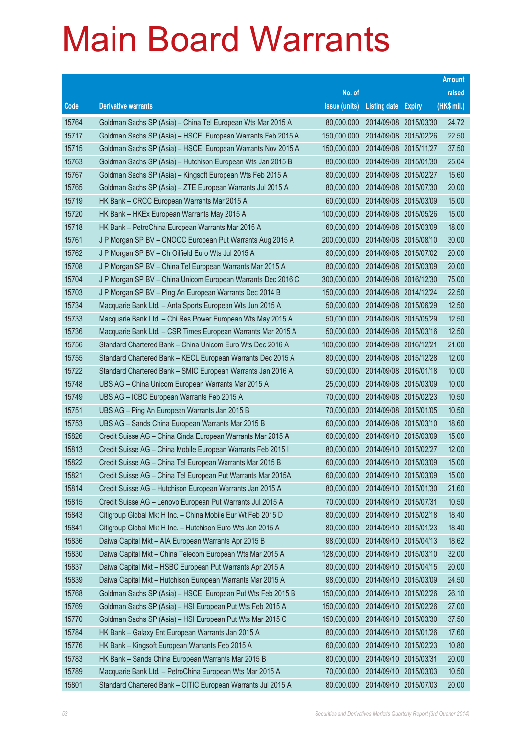# Main Board Warrants

| Code | Derivative warrants | No. of issue (units) | Listing date | Expiry | Amount raised (HK$ mil.) |
|---|---|---|---|---|---|
| 15764 | Goldman Sachs SP (Asia) – China Tel European Wts Mar 2015 A | 80,000,000 | 2014/09/08 | 2015/03/30 | 24.72 |
| 15717 | Goldman Sachs SP (Asia) – HSCEI European Warrants Feb 2015 A | 150,000,000 | 2014/09/08 | 2015/02/26 | 22.50 |
| 15715 | Goldman Sachs SP (Asia) – HSCEI European Warrants Nov 2015 A | 150,000,000 | 2014/09/08 | 2015/11/27 | 37.50 |
| 15763 | Goldman Sachs SP (Asia) – Hutchison European Wts Jan 2015 B | 80,000,000 | 2014/09/08 | 2015/01/30 | 25.04 |
| 15767 | Goldman Sachs SP (Asia) – Kingsoft European Wts Feb 2015 A | 80,000,000 | 2014/09/08 | 2015/02/27 | 15.60 |
| 15765 | Goldman Sachs SP (Asia) – ZTE European Warrants Jul 2015 A | 80,000,000 | 2014/09/08 | 2015/07/30 | 20.00 |
| 15719 | HK Bank – CRCC European Warrants Mar 2015 A | 60,000,000 | 2014/09/08 | 2015/03/09 | 15.00 |
| 15720 | HK Bank – HKEx European Warrants May 2015 A | 100,000,000 | 2014/09/08 | 2015/05/26 | 15.00 |
| 15718 | HK Bank – PetroChina European Warrants Mar 2015 A | 60,000,000 | 2014/09/08 | 2015/03/09 | 18.00 |
| 15761 | J P Morgan SP BV – CNOOC European Put Warrants Aug 2015 A | 200,000,000 | 2014/09/08 | 2015/08/10 | 30.00 |
| 15762 | J P Morgan SP BV – Ch Oilfield Euro Wts Jul 2015 A | 80,000,000 | 2014/09/08 | 2015/07/02 | 20.00 |
| 15708 | J P Morgan SP BV – China Tel European Warrants Mar 2015 A | 80,000,000 | 2014/09/08 | 2015/03/09 | 20.00 |
| 15704 | J P Morgan SP BV – China Unicom European Warrants Dec 2016 C | 300,000,000 | 2014/09/08 | 2016/12/30 | 75.00 |
| 15703 | J P Morgan SP BV – Ping An European Warrants Dec 2014 B | 150,000,000 | 2014/09/08 | 2014/12/24 | 22.50 |
| 15734 | Macquarie Bank Ltd. – Anta Sports European Wts Jun 2015 A | 50,000,000 | 2014/09/08 | 2015/06/29 | 12.50 |
| 15733 | Macquarie Bank Ltd. – Chi Res Power European Wts May 2015 A | 50,000,000 | 2014/09/08 | 2015/05/29 | 12.50 |
| 15736 | Macquarie Bank Ltd. – CSR Times European Warrants Mar 2015 A | 50,000,000 | 2014/09/08 | 2015/03/16 | 12.50 |
| 15756 | Standard Chartered Bank – China Unicom Euro Wts Dec 2016 A | 100,000,000 | 2014/09/08 | 2016/12/21 | 21.00 |
| 15755 | Standard Chartered Bank – KECL European Warrants Dec 2015 A | 80,000,000 | 2014/09/08 | 2015/12/28 | 12.00 |
| 15722 | Standard Chartered Bank – SMIC European Warrants Jan 2016 A | 50,000,000 | 2014/09/08 | 2016/01/18 | 10.00 |
| 15748 | UBS AG – China Unicom European Warrants Mar 2015 A | 25,000,000 | 2014/09/08 | 2015/03/09 | 10.00 |
| 15749 | UBS AG – ICBC European Warrants Feb 2015 A | 70,000,000 | 2014/09/08 | 2015/02/23 | 10.50 |
| 15751 | UBS AG – Ping An European Warrants Jan 2015 B | 70,000,000 | 2014/09/08 | 2015/01/05 | 10.50 |
| 15753 | UBS AG – Sands China European Warrants Mar 2015 B | 60,000,000 | 2014/09/08 | 2015/03/10 | 18.60 |
| 15826 | Credit Suisse AG – China Cinda European Warrants Mar 2015 A | 60,000,000 | 2014/09/10 | 2015/03/09 | 15.00 |
| 15813 | Credit Suisse AG – China Mobile European Warrants Feb 2015 I | 80,000,000 | 2014/09/10 | 2015/02/27 | 12.00 |
| 15822 | Credit Suisse AG – China Tel European Warrants Mar 2015 B | 60,000,000 | 2014/09/10 | 2015/03/09 | 15.00 |
| 15821 | Credit Suisse AG – China Tel European Put Warrants Mar 2015A | 60,000,000 | 2014/09/10 | 2015/03/09 | 15.00 |
| 15814 | Credit Suisse AG – Hutchison European Warrants Jan 2015 A | 80,000,000 | 2014/09/10 | 2015/01/30 | 21.60 |
| 15815 | Credit Suisse AG – Lenovo European Put Warrants Jul 2015 A | 70,000,000 | 2014/09/10 | 2015/07/31 | 10.50 |
| 15843 | Citigroup Global Mkt H Inc. – China Mobile Eur Wt Feb 2015 D | 80,000,000 | 2014/09/10 | 2015/02/18 | 18.40 |
| 15841 | Citigroup Global Mkt H Inc. – Hutchison Euro Wts Jan 2015 A | 80,000,000 | 2014/09/10 | 2015/01/23 | 18.40 |
| 15836 | Daiwa Capital Mkt – AIA European Warrants Apr 2015 B | 98,000,000 | 2014/09/10 | 2015/04/13 | 18.62 |
| 15830 | Daiwa Capital Mkt – China Telecom European Wts Mar 2015 A | 128,000,000 | 2014/09/10 | 2015/03/10 | 32.00 |
| 15837 | Daiwa Capital Mkt – HSBC European Put Warrants Apr 2015 A | 80,000,000 | 2014/09/10 | 2015/04/15 | 20.00 |
| 15839 | Daiwa Capital Mkt – Hutchison European Warrants Mar 2015 A | 98,000,000 | 2014/09/10 | 2015/03/09 | 24.50 |
| 15768 | Goldman Sachs SP (Asia) – HSCEI European Put Wts Feb 2015 B | 150,000,000 | 2014/09/10 | 2015/02/26 | 26.10 |
| 15769 | Goldman Sachs SP (Asia) – HSI European Put Wts Feb 2015 A | 150,000,000 | 2014/09/10 | 2015/02/26 | 27.00 |
| 15770 | Goldman Sachs SP (Asia) – HSI European Put Wts Mar 2015 C | 150,000,000 | 2014/09/10 | 2015/03/30 | 37.50 |
| 15784 | HK Bank – Galaxy Ent European Warrants Jan 2015 A | 80,000,000 | 2014/09/10 | 2015/01/26 | 17.60 |
| 15776 | HK Bank – Kingsoft European Warrants Feb 2015 A | 60,000,000 | 2014/09/10 | 2015/02/23 | 10.80 |
| 15783 | HK Bank – Sands China European Warrants Mar 2015 B | 80,000,000 | 2014/09/10 | 2015/03/31 | 20.00 |
| 15789 | Macquarie Bank Ltd. – PetroChina European Wts Mar 2015 A | 70,000,000 | 2014/09/10 | 2015/03/03 | 10.50 |
| 15801 | Standard Chartered Bank – CITIC European Warrants Jul 2015 A | 80,000,000 | 2014/09/10 | 2015/07/03 | 20.00 |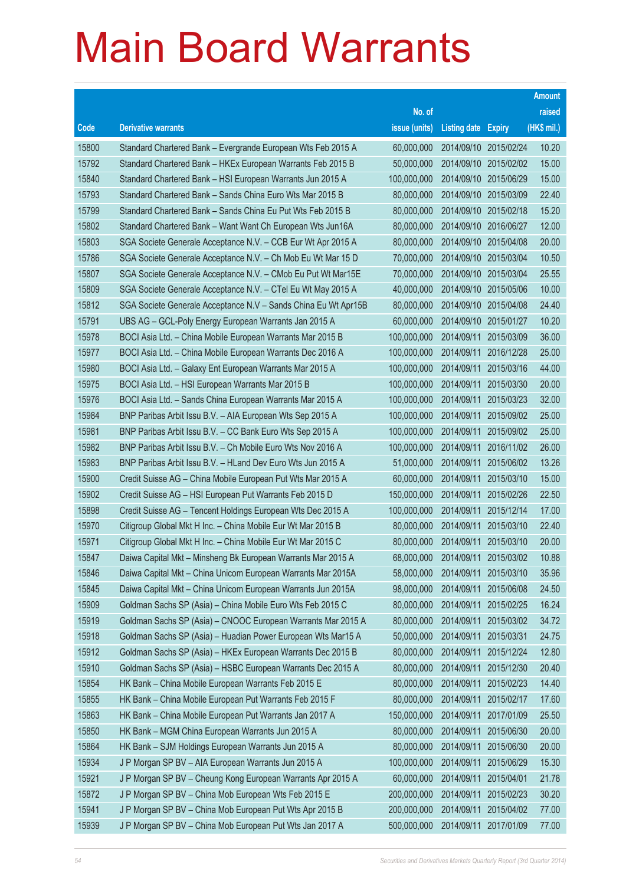# Main Board Warrants

| Code | Derivative warrants | No. of issue (units) | Listing date | Expiry | Amount raised (HK$ mil.) |
|---|---|---|---|---|---|
| 15800 | Standard Chartered Bank – Evergrande European Wts Feb 2015 A | 60,000,000 | 2014/09/10 | 2015/02/24 | 10.20 |
| 15792 | Standard Chartered Bank – HKEx European Warrants Feb 2015 B | 50,000,000 | 2014/09/10 | 2015/02/02 | 15.00 |
| 15840 | Standard Chartered Bank – HSI European Warrants Jun 2015 A | 100,000,000 | 2014/09/10 | 2015/06/29 | 15.00 |
| 15793 | Standard Chartered Bank – Sands China Euro Wts Mar 2015 B | 80,000,000 | 2014/09/10 | 2015/03/09 | 22.40 |
| 15799 | Standard Chartered Bank – Sands China Eu Put Wts Feb 2015 B | 80,000,000 | 2014/09/10 | 2015/02/18 | 15.20 |
| 15802 | Standard Chartered Bank – Want Want Ch European Wts Jun16A | 80,000,000 | 2014/09/10 | 2016/06/27 | 12.00 |
| 15803 | SGA Societe Generale Acceptance N.V. – CCB Eur Wt Apr 2015 A | 80,000,000 | 2014/09/10 | 2015/04/08 | 20.00 |
| 15786 | SGA Societe Generale Acceptance N.V. – Ch Mob Eu Wt Mar 15 D | 70,000,000 | 2014/09/10 | 2015/03/04 | 10.50 |
| 15807 | SGA Societe Generale Acceptance N.V. – CMob Eu Put Wt Mar15E | 70,000,000 | 2014/09/10 | 2015/03/04 | 25.55 |
| 15809 | SGA Societe Generale Acceptance N.V. – CTel Eu Wt May 2015 A | 40,000,000 | 2014/09/10 | 2015/05/06 | 10.00 |
| 15812 | SGA Societe Generale Acceptance N.V – Sands China Eu Wt Apr15B | 80,000,000 | 2014/09/10 | 2015/04/08 | 24.40 |
| 15791 | UBS AG – GCL-Poly Energy European Warrants Jan 2015 A | 60,000,000 | 2014/09/10 | 2015/01/27 | 10.20 |
| 15978 | BOCI Asia Ltd. – China Mobile European Warrants Mar 2015 B | 100,000,000 | 2014/09/11 | 2015/03/09 | 36.00 |
| 15977 | BOCI Asia Ltd. – China Mobile European Warrants Dec 2016 A | 100,000,000 | 2014/09/11 | 2016/12/28 | 25.00 |
| 15980 | BOCI Asia Ltd. – Galaxy Ent European Warrants Mar 2015 A | 100,000,000 | 2014/09/11 | 2015/03/16 | 44.00 |
| 15975 | BOCI Asia Ltd. – HSI European Warrants Mar 2015 B | 100,000,000 | 2014/09/11 | 2015/03/30 | 20.00 |
| 15976 | BOCI Asia Ltd. – Sands China European Warrants Mar 2015 A | 100,000,000 | 2014/09/11 | 2015/03/23 | 32.00 |
| 15984 | BNP Paribas Arbit Issu B.V. – AIA European Wts Sep 2015 A | 100,000,000 | 2014/09/11 | 2015/09/02 | 25.00 |
| 15981 | BNP Paribas Arbit Issu B.V. – CC Bank Euro Wts Sep 2015 A | 100,000,000 | 2014/09/11 | 2015/09/02 | 25.00 |
| 15982 | BNP Paribas Arbit Issu B.V. – Ch Mobile Euro Wts Nov 2016 A | 100,000,000 | 2014/09/11 | 2016/11/02 | 26.00 |
| 15983 | BNP Paribas Arbit Issu B.V. – HLand Dev Euro Wts Jun 2015 A | 51,000,000 | 2014/09/11 | 2015/06/02 | 13.26 |
| 15900 | Credit Suisse AG – China Mobile European Put Wts Mar 2015 A | 60,000,000 | 2014/09/11 | 2015/03/10 | 15.00 |
| 15902 | Credit Suisse AG – HSI European Put Warrants Feb 2015 D | 150,000,000 | 2014/09/11 | 2015/02/26 | 22.50 |
| 15898 | Credit Suisse AG – Tencent Holdings European Wts Dec 2015 A | 100,000,000 | 2014/09/11 | 2015/12/14 | 17.00 |
| 15970 | Citigroup Global Mkt H Inc. – China Mobile Eur Wt Mar 2015 B | 80,000,000 | 2014/09/11 | 2015/03/10 | 22.40 |
| 15971 | Citigroup Global Mkt H Inc. – China Mobile Eur Wt Mar 2015 C | 80,000,000 | 2014/09/11 | 2015/03/10 | 20.00 |
| 15847 | Daiwa Capital Mkt – Minsheng Bk European Warrants Mar 2015 A | 68,000,000 | 2014/09/11 | 2015/03/02 | 10.88 |
| 15846 | Daiwa Capital Mkt – China Unicom European Warrants Mar 2015A | 58,000,000 | 2014/09/11 | 2015/03/10 | 35.96 |
| 15845 | Daiwa Capital Mkt – China Unicom European Warrants Jun 2015A | 98,000,000 | 2014/09/11 | 2015/06/08 | 24.50 |
| 15909 | Goldman Sachs SP (Asia) – China Mobile Euro Wts Feb 2015 C | 80,000,000 | 2014/09/11 | 2015/02/25 | 16.24 |
| 15919 | Goldman Sachs SP (Asia) – CNOOC European Warrants Mar 2015 A | 80,000,000 | 2014/09/11 | 2015/03/02 | 34.72 |
| 15918 | Goldman Sachs SP (Asia) – Huadian Power European Wts Mar15 A | 50,000,000 | 2014/09/11 | 2015/03/31 | 24.75 |
| 15912 | Goldman Sachs SP (Asia) – HKEx European Warrants Dec 2015 B | 80,000,000 | 2014/09/11 | 2015/12/24 | 12.80 |
| 15910 | Goldman Sachs SP (Asia) – HSBC European Warrants Dec 2015 A | 80,000,000 | 2014/09/11 | 2015/12/30 | 20.40 |
| 15854 | HK Bank – China Mobile European Warrants Feb 2015 E | 80,000,000 | 2014/09/11 | 2015/02/23 | 14.40 |
| 15855 | HK Bank – China Mobile European Put Warrants Feb 2015 F | 80,000,000 | 2014/09/11 | 2015/02/17 | 17.60 |
| 15863 | HK Bank – China Mobile European Put Warrants Jan 2017 A | 150,000,000 | 2014/09/11 | 2017/01/09 | 25.50 |
| 15850 | HK Bank – MGM China European Warrants Jun 2015 A | 80,000,000 | 2014/09/11 | 2015/06/30 | 20.00 |
| 15864 | HK Bank – SJM Holdings European Warrants Jun 2015 A | 80,000,000 | 2014/09/11 | 2015/06/30 | 20.00 |
| 15934 | J P Morgan SP BV – AIA European Warrants Jun 2015 A | 100,000,000 | 2014/09/11 | 2015/06/29 | 15.30 |
| 15921 | J P Morgan SP BV – Cheung Kong European Warrants Apr 2015 A | 60,000,000 | 2014/09/11 | 2015/04/01 | 21.78 |
| 15872 | J P Morgan SP BV – China Mob European Wts Feb 2015 E | 200,000,000 | 2014/09/11 | 2015/02/23 | 30.20 |
| 15941 | J P Morgan SP BV – China Mob European Put Wts Apr 2015 B | 200,000,000 | 2014/09/11 | 2015/04/02 | 77.00 |
| 15939 | J P Morgan SP BV – China Mob European Put Wts Jan 2017 A | 500,000,000 | 2014/09/11 | 2017/01/09 | 77.00 |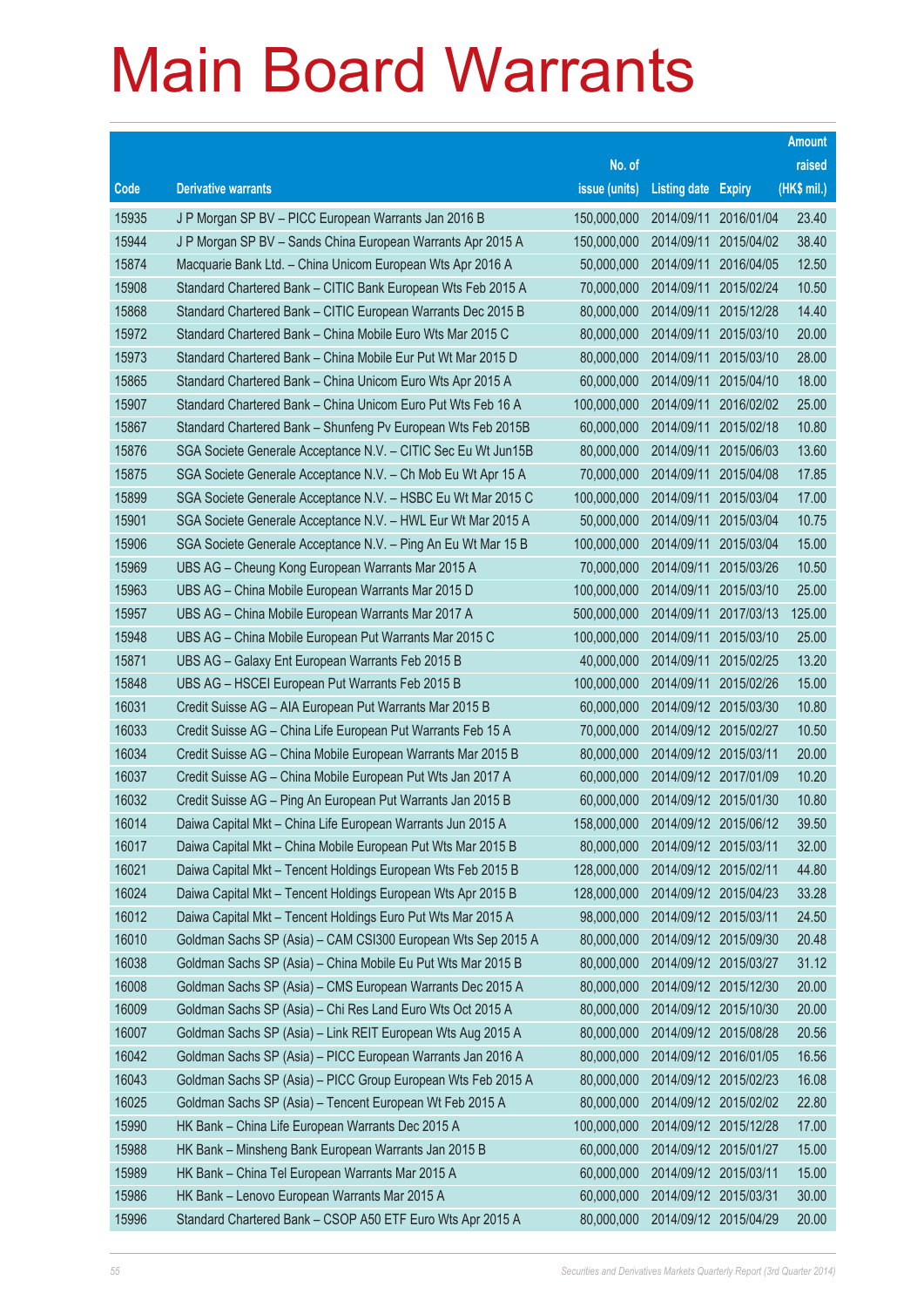# Main Board Warrants

| Code | Derivative warrants | No. of issue (units) | Listing date | Expiry | Amount raised (HK$ mil.) |
|---|---|---|---|---|---|
| 15935 | J P Morgan SP BV – PICC European Warrants Jan 2016 B | 150,000,000 | 2014/09/11 | 2016/01/04 | 23.40 |
| 15944 | J P Morgan SP BV – Sands China European Warrants Apr 2015 A | 150,000,000 | 2014/09/11 | 2015/04/02 | 38.40 |
| 15874 | Macquarie Bank Ltd. – China Unicom European Wts Apr 2016 A | 50,000,000 | 2014/09/11 | 2016/04/05 | 12.50 |
| 15908 | Standard Chartered Bank – CITIC Bank European Wts Feb 2015 A | 70,000,000 | 2014/09/11 | 2015/02/24 | 10.50 |
| 15868 | Standard Chartered Bank – CITIC European Warrants Dec 2015 B | 80,000,000 | 2014/09/11 | 2015/12/28 | 14.40 |
| 15972 | Standard Chartered Bank – China Mobile Euro Wts Mar 2015 C | 80,000,000 | 2014/09/11 | 2015/03/10 | 20.00 |
| 15973 | Standard Chartered Bank – China Mobile Eur Put Wt Mar 2015 D | 80,000,000 | 2014/09/11 | 2015/03/10 | 28.00 |
| 15865 | Standard Chartered Bank – China Unicom Euro Wts Apr 2015 A | 60,000,000 | 2014/09/11 | 2015/04/10 | 18.00 |
| 15907 | Standard Chartered Bank – China Unicom Euro Put Wts Feb 16 A | 100,000,000 | 2014/09/11 | 2016/02/02 | 25.00 |
| 15867 | Standard Chartered Bank – Shunfeng Pv European Wts Feb 2015B | 60,000,000 | 2014/09/11 | 2015/02/18 | 10.80 |
| 15876 | SGA Societe Generale Acceptance N.V. – CITIC Sec Eu Wt Jun15B | 80,000,000 | 2014/09/11 | 2015/06/03 | 13.60 |
| 15875 | SGA Societe Generale Acceptance N.V. – Ch Mob Eu Wt Apr 15 A | 70,000,000 | 2014/09/11 | 2015/04/08 | 17.85 |
| 15899 | SGA Societe Generale Acceptance N.V. – HSBC Eu Wt Mar 2015 C | 100,000,000 | 2014/09/11 | 2015/03/04 | 17.00 |
| 15901 | SGA Societe Generale Acceptance N.V. – HWL Eur Wt Mar 2015 A | 50,000,000 | 2014/09/11 | 2015/03/04 | 10.75 |
| 15906 | SGA Societe Generale Acceptance N.V. – Ping An Eu Wt Mar 15 B | 100,000,000 | 2014/09/11 | 2015/03/04 | 15.00 |
| 15969 | UBS AG – Cheung Kong European Warrants Mar 2015 A | 70,000,000 | 2014/09/11 | 2015/03/26 | 10.50 |
| 15963 | UBS AG – China Mobile European Warrants Mar 2015 D | 100,000,000 | 2014/09/11 | 2015/03/10 | 25.00 |
| 15957 | UBS AG – China Mobile European Warrants Mar 2017 A | 500,000,000 | 2014/09/11 | 2017/03/13 | 125.00 |
| 15948 | UBS AG – China Mobile European Put Warrants Mar 2015 C | 100,000,000 | 2014/09/11 | 2015/03/10 | 25.00 |
| 15871 | UBS AG – Galaxy Ent European Warrants Feb 2015 B | 40,000,000 | 2014/09/11 | 2015/02/25 | 13.20 |
| 15848 | UBS AG – HSCEI European Put Warrants Feb 2015 B | 100,000,000 | 2014/09/11 | 2015/02/26 | 15.00 |
| 16031 | Credit Suisse AG – AIA European Put Warrants Mar 2015 B | 60,000,000 | 2014/09/12 | 2015/03/30 | 10.80 |
| 16033 | Credit Suisse AG – China Life European Put Warrants Feb 15 A | 70,000,000 | 2014/09/12 | 2015/02/27 | 10.50 |
| 16034 | Credit Suisse AG – China Mobile European Warrants Mar 2015 B | 80,000,000 | 2014/09/12 | 2015/03/11 | 20.00 |
| 16037 | Credit Suisse AG – China Mobile European Put Wts Jan 2017 A | 60,000,000 | 2014/09/12 | 2017/01/09 | 10.20 |
| 16032 | Credit Suisse AG – Ping An European Put Warrants Jan 2015 B | 60,000,000 | 2014/09/12 | 2015/01/30 | 10.80 |
| 16014 | Daiwa Capital Mkt – China Life European Warrants Jun 2015 A | 158,000,000 | 2014/09/12 | 2015/06/12 | 39.50 |
| 16017 | Daiwa Capital Mkt – China Mobile European Put Wts Mar 2015 B | 80,000,000 | 2014/09/12 | 2015/03/11 | 32.00 |
| 16021 | Daiwa Capital Mkt – Tencent Holdings European Wts Feb 2015 B | 128,000,000 | 2014/09/12 | 2015/02/11 | 44.80 |
| 16024 | Daiwa Capital Mkt – Tencent Holdings European Wts Apr 2015 B | 128,000,000 | 2014/09/12 | 2015/04/23 | 33.28 |
| 16012 | Daiwa Capital Mkt – Tencent Holdings Euro Put Wts Mar 2015 A | 98,000,000 | 2014/09/12 | 2015/03/11 | 24.50 |
| 16010 | Goldman Sachs SP (Asia) – CAM CSI300 European Wts Sep 2015 A | 80,000,000 | 2014/09/12 | 2015/09/30 | 20.48 |
| 16038 | Goldman Sachs SP (Asia) – China Mobile Eu Put Wts Mar 2015 B | 80,000,000 | 2014/09/12 | 2015/03/27 | 31.12 |
| 16008 | Goldman Sachs SP (Asia) – CMS European Warrants Dec 2015 A | 80,000,000 | 2014/09/12 | 2015/12/30 | 20.00 |
| 16009 | Goldman Sachs SP (Asia) – Chi Res Land Euro Wts Oct 2015 A | 80,000,000 | 2014/09/12 | 2015/10/30 | 20.00 |
| 16007 | Goldman Sachs SP (Asia) – Link REIT European Wts Aug 2015 A | 80,000,000 | 2014/09/12 | 2015/08/28 | 20.56 |
| 16042 | Goldman Sachs SP (Asia) – PICC European Warrants Jan 2016 A | 80,000,000 | 2014/09/12 | 2016/01/05 | 16.56 |
| 16043 | Goldman Sachs SP (Asia) – PICC Group European Wts Feb 2015 A | 80,000,000 | 2014/09/12 | 2015/02/23 | 16.08 |
| 16025 | Goldman Sachs SP (Asia) – Tencent European Wt Feb 2015 A | 80,000,000 | 2014/09/12 | 2015/02/02 | 22.80 |
| 15990 | HK Bank – China Life European Warrants Dec 2015 A | 100,000,000 | 2014/09/12 | 2015/12/28 | 17.00 |
| 15988 | HK Bank – Minsheng Bank European Warrants Jan 2015 B | 60,000,000 | 2014/09/12 | 2015/01/27 | 15.00 |
| 15989 | HK Bank – China Tel European Warrants Mar 2015 A | 60,000,000 | 2014/09/12 | 2015/03/11 | 15.00 |
| 15986 | HK Bank – Lenovo European Warrants Mar 2015 A | 60,000,000 | 2014/09/12 | 2015/03/31 | 30.00 |
| 15996 | Standard Chartered Bank – CSOP A50 ETF Euro Wts Apr 2015 A | 80,000,000 | 2014/09/12 | 2015/04/29 | 20.00 |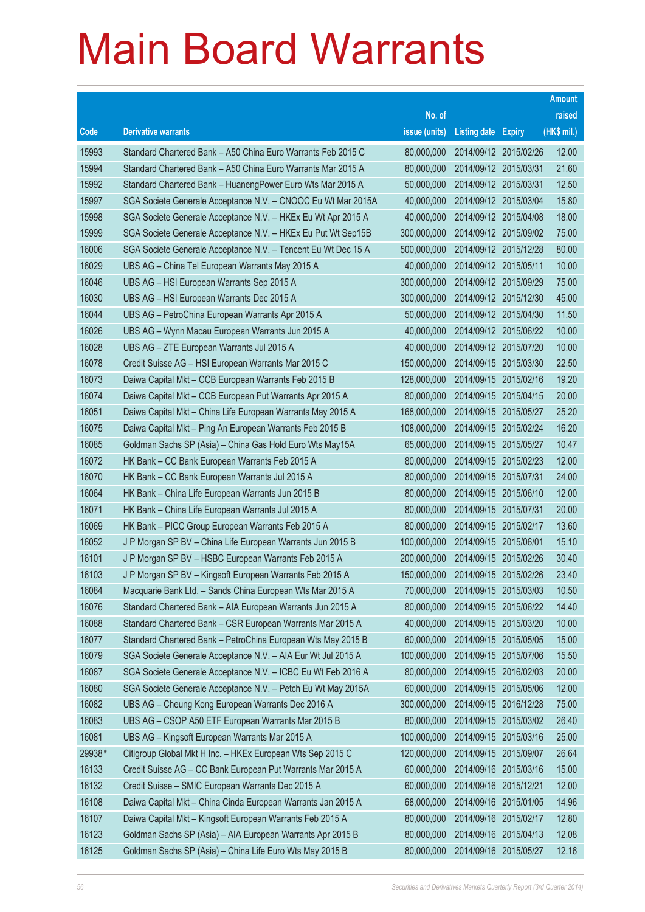# Main Board Warrants

| Code | Derivative warrants | No. of issue (units) | Listing date | Expiry | Amount raised (HK$ mil.) |
|---|---|---|---|---|---|
| 15993 | Standard Chartered Bank – A50 China Euro Warrants Feb 2015 C | 80,000,000 | 2014/09/12 | 2015/02/26 | 12.00 |
| 15994 | Standard Chartered Bank – A50 China Euro Warrants Mar 2015 A | 80,000,000 | 2014/09/12 | 2015/03/31 | 21.60 |
| 15992 | Standard Chartered Bank – HuanengPower Euro Wts Mar 2015 A | 50,000,000 | 2014/09/12 | 2015/03/31 | 12.50 |
| 15997 | SGA Societe Generale Acceptance N.V. – CNOOC Eu Wt Mar 2015A | 40,000,000 | 2014/09/12 | 2015/03/04 | 15.80 |
| 15998 | SGA Societe Generale Acceptance N.V. – HKEx Eu Wt Apr 2015 A | 40,000,000 | 2014/09/12 | 2015/04/08 | 18.00 |
| 15999 | SGA Societe Generale Acceptance N.V. – HKEx Eu Put Wt Sep15B | 300,000,000 | 2014/09/12 | 2015/09/02 | 75.00 |
| 16006 | SGA Societe Generale Acceptance N.V. – Tencent Eu Wt Dec 15 A | 500,000,000 | 2014/09/12 | 2015/12/28 | 80.00 |
| 16029 | UBS AG – China Tel European Warrants May 2015 A | 40,000,000 | 2014/09/12 | 2015/05/11 | 10.00 |
| 16046 | UBS AG – HSI European Warrants Sep 2015 A | 300,000,000 | 2014/09/12 | 2015/09/29 | 75.00 |
| 16030 | UBS AG – HSI European Warrants Dec 2015 A | 300,000,000 | 2014/09/12 | 2015/12/30 | 45.00 |
| 16044 | UBS AG – PetroChina European Warrants Apr 2015 A | 50,000,000 | 2014/09/12 | 2015/04/30 | 11.50 |
| 16026 | UBS AG – Wynn Macau European Warrants Jun 2015 A | 40,000,000 | 2014/09/12 | 2015/06/22 | 10.00 |
| 16028 | UBS AG – ZTE European Warrants Jul 2015 A | 40,000,000 | 2014/09/12 | 2015/07/20 | 10.00 |
| 16078 | Credit Suisse AG – HSI European Warrants Mar 2015 C | 150,000,000 | 2014/09/15 | 2015/03/30 | 22.50 |
| 16073 | Daiwa Capital Mkt – CCB European Warrants Feb 2015 B | 128,000,000 | 2014/09/15 | 2015/02/16 | 19.20 |
| 16074 | Daiwa Capital Mkt – CCB European Put Warrants Apr 2015 A | 80,000,000 | 2014/09/15 | 2015/04/15 | 20.00 |
| 16051 | Daiwa Capital Mkt – China Life European Warrants May 2015 A | 168,000,000 | 2014/09/15 | 2015/05/27 | 25.20 |
| 16075 | Daiwa Capital Mkt – Ping An European Warrants Feb 2015 B | 108,000,000 | 2014/09/15 | 2015/02/24 | 16.20 |
| 16085 | Goldman Sachs SP (Asia) – China Gas Hold Euro Wts May15A | 65,000,000 | 2014/09/15 | 2015/05/27 | 10.47 |
| 16072 | HK Bank – CC Bank European Warrants Feb 2015 A | 80,000,000 | 2014/09/15 | 2015/02/23 | 12.00 |
| 16070 | HK Bank – CC Bank European Warrants Jul 2015 A | 80,000,000 | 2014/09/15 | 2015/07/31 | 24.00 |
| 16064 | HK Bank – China Life European Warrants Jun 2015 B | 80,000,000 | 2014/09/15 | 2015/06/10 | 12.00 |
| 16071 | HK Bank – China Life European Warrants Jul 2015 A | 80,000,000 | 2014/09/15 | 2015/07/31 | 20.00 |
| 16069 | HK Bank – PICC Group European Warrants Feb 2015 A | 80,000,000 | 2014/09/15 | 2015/02/17 | 13.60 |
| 16052 | J P Morgan SP BV – China Life European Warrants Jun 2015 B | 100,000,000 | 2014/09/15 | 2015/06/01 | 15.10 |
| 16101 | J P Morgan SP BV – HSBC European Warrants Feb 2015 A | 200,000,000 | 2014/09/15 | 2015/02/26 | 30.40 |
| 16103 | J P Morgan SP BV – Kingsoft European Warrants Feb 2015 A | 150,000,000 | 2014/09/15 | 2015/02/26 | 23.40 |
| 16084 | Macquarie Bank Ltd. – Sands China European Wts Mar 2015 A | 70,000,000 | 2014/09/15 | 2015/03/03 | 10.50 |
| 16076 | Standard Chartered Bank – AIA European Warrants Jun 2015 A | 80,000,000 | 2014/09/15 | 2015/06/22 | 14.40 |
| 16088 | Standard Chartered Bank – CSR European Warrants Mar 2015 A | 40,000,000 | 2014/09/15 | 2015/03/20 | 10.00 |
| 16077 | Standard Chartered Bank – PetroChina European Wts May 2015 B | 60,000,000 | 2014/09/15 | 2015/05/05 | 15.00 |
| 16079 | SGA Societe Generale Acceptance N.V. – AIA Eur Wt Jul 2015 A | 100,000,000 | 2014/09/15 | 2015/07/06 | 15.50 |
| 16087 | SGA Societe Generale Acceptance N.V. – ICBC Eu Wt Feb 2016 A | 80,000,000 | 2014/09/15 | 2016/02/03 | 20.00 |
| 16080 | SGA Societe Generale Acceptance N.V. – Petch Eu Wt May 2015A | 60,000,000 | 2014/09/15 | 2015/05/06 | 12.00 |
| 16082 | UBS AG – Cheung Kong European Warrants Dec 2016 A | 300,000,000 | 2014/09/15 | 2016/12/28 | 75.00 |
| 16083 | UBS AG – CSOP A50 ETF European Warrants Mar 2015 B | 80,000,000 | 2014/09/15 | 2015/03/02 | 26.40 |
| 16081 | UBS AG – Kingsoft European Warrants Mar 2015 A | 100,000,000 | 2014/09/15 | 2015/03/16 | 25.00 |
| 29938# | Citigroup Global Mkt H Inc. – HKEx European Wts Sep 2015 C | 120,000,000 | 2014/09/15 | 2015/09/07 | 26.64 |
| 16133 | Credit Suisse AG – CC Bank European Put Warrants Mar 2015 A | 60,000,000 | 2014/09/16 | 2015/03/16 | 15.00 |
| 16132 | Credit Suisse – SMIC European Warrants Dec 2015 A | 60,000,000 | 2014/09/16 | 2015/12/21 | 12.00 |
| 16108 | Daiwa Capital Mkt – China Cinda European Warrants Jan 2015 A | 68,000,000 | 2014/09/16 | 2015/01/05 | 14.96 |
| 16107 | Daiwa Capital Mkt – Kingsoft European Warrants Feb 2015 A | 80,000,000 | 2014/09/16 | 2015/02/17 | 12.80 |
| 16123 | Goldman Sachs SP (Asia) – AIA European Warrants Apr 2015 B | 80,000,000 | 2014/09/16 | 2015/04/13 | 12.08 |
| 16125 | Goldman Sachs SP (Asia) – China Life Euro Wts May 2015 B | 80,000,000 | 2014/09/16 | 2015/05/27 | 12.16 |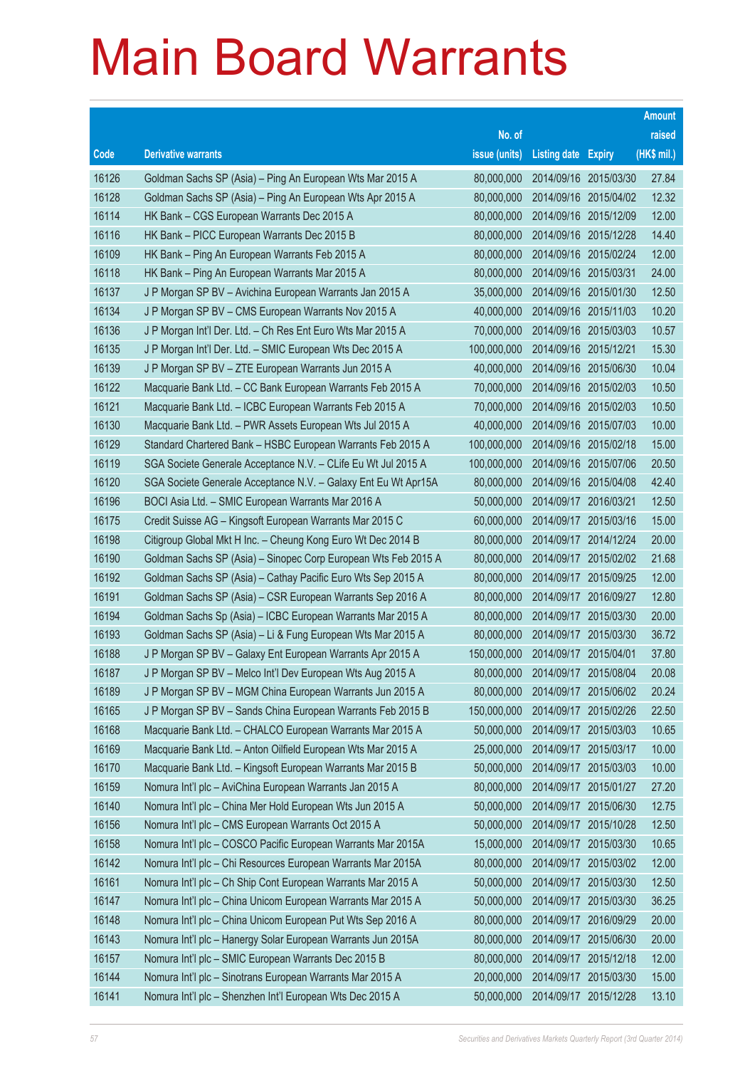# Main Board Warrants

| Code | Derivative warrants | No. of issue (units) | Listing date | Expiry | Amount raised (HK$ mil.) |
|---|---|---|---|---|---|
| 16126 | Goldman Sachs SP (Asia) – Ping An European Wts Mar 2015 A | 80,000,000 | 2014/09/16 | 2015/03/30 | 27.84 |
| 16128 | Goldman Sachs SP (Asia) – Ping An European Wts Apr 2015 A | 80,000,000 | 2014/09/16 | 2015/04/02 | 12.32 |
| 16114 | HK Bank – CGS European Warrants Dec 2015 A | 80,000,000 | 2014/09/16 | 2015/12/09 | 12.00 |
| 16116 | HK Bank – PICC European Warrants Dec 2015 B | 80,000,000 | 2014/09/16 | 2015/12/28 | 14.40 |
| 16109 | HK Bank – Ping An European Warrants Feb 2015 A | 80,000,000 | 2014/09/16 | 2015/02/24 | 12.00 |
| 16118 | HK Bank – Ping An European Warrants Mar 2015 A | 80,000,000 | 2014/09/16 | 2015/03/31 | 24.00 |
| 16137 | J P Morgan SP BV – Avichina European Warrants Jan 2015 A | 35,000,000 | 2014/09/16 | 2015/01/30 | 12.50 |
| 16134 | J P Morgan SP BV – CMS European Warrants Nov 2015 A | 40,000,000 | 2014/09/16 | 2015/11/03 | 10.20 |
| 16136 | J P Morgan Int'l Der. Ltd. – Ch Res Ent Euro Wts Mar 2015 A | 70,000,000 | 2014/09/16 | 2015/03/03 | 10.57 |
| 16135 | J P Morgan Int'l Der. Ltd. – SMIC European Wts Dec 2015 A | 100,000,000 | 2014/09/16 | 2015/12/21 | 15.30 |
| 16139 | J P Morgan SP BV – ZTE European Warrants Jun 2015 A | 40,000,000 | 2014/09/16 | 2015/06/30 | 10.04 |
| 16122 | Macquarie Bank Ltd. – CC Bank European Warrants Feb 2015 A | 70,000,000 | 2014/09/16 | 2015/02/03 | 10.50 |
| 16121 | Macquarie Bank Ltd. – ICBC European Warrants Feb 2015 A | 70,000,000 | 2014/09/16 | 2015/02/03 | 10.50 |
| 16130 | Macquarie Bank Ltd. – PWR Assets European Wts Jul 2015 A | 40,000,000 | 2014/09/16 | 2015/07/03 | 10.00 |
| 16129 | Standard Chartered Bank – HSBC European Warrants Feb 2015 A | 100,000,000 | 2014/09/16 | 2015/02/18 | 15.00 |
| 16119 | SGA Societe Generale Acceptance N.V. – CLife Eu Wt Jul 2015 A | 100,000,000 | 2014/09/16 | 2015/07/06 | 20.50 |
| 16120 | SGA Societe Generale Acceptance N.V. – Galaxy Ent Eu Wt Apr15A | 80,000,000 | 2014/09/16 | 2015/04/08 | 42.40 |
| 16196 | BOCI Asia Ltd. – SMIC European Warrants Mar 2016 A | 50,000,000 | 2014/09/17 | 2016/03/21 | 12.50 |
| 16175 | Credit Suisse AG – Kingsoft European Warrants Mar 2015 C | 60,000,000 | 2014/09/17 | 2015/03/16 | 15.00 |
| 16198 | Citigroup Global Mkt H Inc. – Cheung Kong Euro Wt Dec 2014 B | 80,000,000 | 2014/09/17 | 2014/12/24 | 20.00 |
| 16190 | Goldman Sachs SP (Asia) – Sinopec Corp European Wts Feb 2015 A | 80,000,000 | 2014/09/17 | 2015/02/02 | 21.68 |
| 16192 | Goldman Sachs SP (Asia) – Cathay Pacific Euro Wts Sep 2015 A | 80,000,000 | 2014/09/17 | 2015/09/25 | 12.00 |
| 16191 | Goldman Sachs SP (Asia) – CSR European Warrants Sep 2016 A | 80,000,000 | 2014/09/17 | 2016/09/27 | 12.80 |
| 16194 | Goldman Sachs Sp (Asia) – ICBC European Warrants Mar 2015 A | 80,000,000 | 2014/09/17 | 2015/03/30 | 20.00 |
| 16193 | Goldman Sachs SP (Asia) – Li & Fung European Wts Mar 2015 A | 80,000,000 | 2014/09/17 | 2015/03/30 | 36.72 |
| 16188 | J P Morgan SP BV – Galaxy Ent European Warrants Apr 2015 A | 150,000,000 | 2014/09/17 | 2015/04/01 | 37.80 |
| 16187 | J P Morgan SP BV – Melco Int'l Dev European Wts Aug 2015 A | 80,000,000 | 2014/09/17 | 2015/08/04 | 20.08 |
| 16189 | J P Morgan SP BV – MGM China European Warrants Jun 2015 A | 80,000,000 | 2014/09/17 | 2015/06/02 | 20.24 |
| 16165 | J P Morgan SP BV – Sands China European Warrants Feb 2015 B | 150,000,000 | 2014/09/17 | 2015/02/26 | 22.50 |
| 16168 | Macquarie Bank Ltd. – CHALCO European Warrants Mar 2015 A | 50,000,000 | 2014/09/17 | 2015/03/03 | 10.65 |
| 16169 | Macquarie Bank Ltd. – Anton Oilfield European Wts Mar 2015 A | 25,000,000 | 2014/09/17 | 2015/03/17 | 10.00 |
| 16170 | Macquarie Bank Ltd. – Kingsoft European Warrants Mar 2015 B | 50,000,000 | 2014/09/17 | 2015/03/03 | 10.00 |
| 16159 | Nomura Int'l plc – AviChina European Warrants Jan 2015 A | 80,000,000 | 2014/09/17 | 2015/01/27 | 27.20 |
| 16140 | Nomura Int'l plc – China Mer Hold European Wts Jun 2015 A | 50,000,000 | 2014/09/17 | 2015/06/30 | 12.75 |
| 16156 | Nomura Int'l plc – CMS European Warrants Oct 2015 A | 50,000,000 | 2014/09/17 | 2015/10/28 | 12.50 |
| 16158 | Nomura Int'l plc – COSCO Pacific European Warrants Mar 2015A | 15,000,000 | 2014/09/17 | 2015/03/30 | 10.65 |
| 16142 | Nomura Int'l plc – Chi Resources European Warrants Mar 2015A | 80,000,000 | 2014/09/17 | 2015/03/02 | 12.00 |
| 16161 | Nomura Int'l plc – Ch Ship Cont European Warrants Mar 2015 A | 50,000,000 | 2014/09/17 | 2015/03/30 | 12.50 |
| 16147 | Nomura Int'l plc – China Unicom European Warrants Mar 2015 A | 50,000,000 | 2014/09/17 | 2015/03/30 | 36.25 |
| 16148 | Nomura Int'l plc – China Unicom European Put Wts Sep 2016 A | 80,000,000 | 2014/09/17 | 2016/09/29 | 20.00 |
| 16143 | Nomura Int'l plc – Hanergy Solar European Warrants Jun 2015A | 80,000,000 | 2014/09/17 | 2015/06/30 | 20.00 |
| 16157 | Nomura Int'l plc – SMIC European Warrants Dec 2015 B | 80,000,000 | 2014/09/17 | 2015/12/18 | 12.00 |
| 16144 | Nomura Int'l plc – Sinotrans European Warrants Mar 2015 A | 20,000,000 | 2014/09/17 | 2015/03/30 | 15.00 |
| 16141 | Nomura Int'l plc – Shenzhen Int'l European Wts Dec 2015 A | 50,000,000 | 2014/09/17 | 2015/12/28 | 13.10 |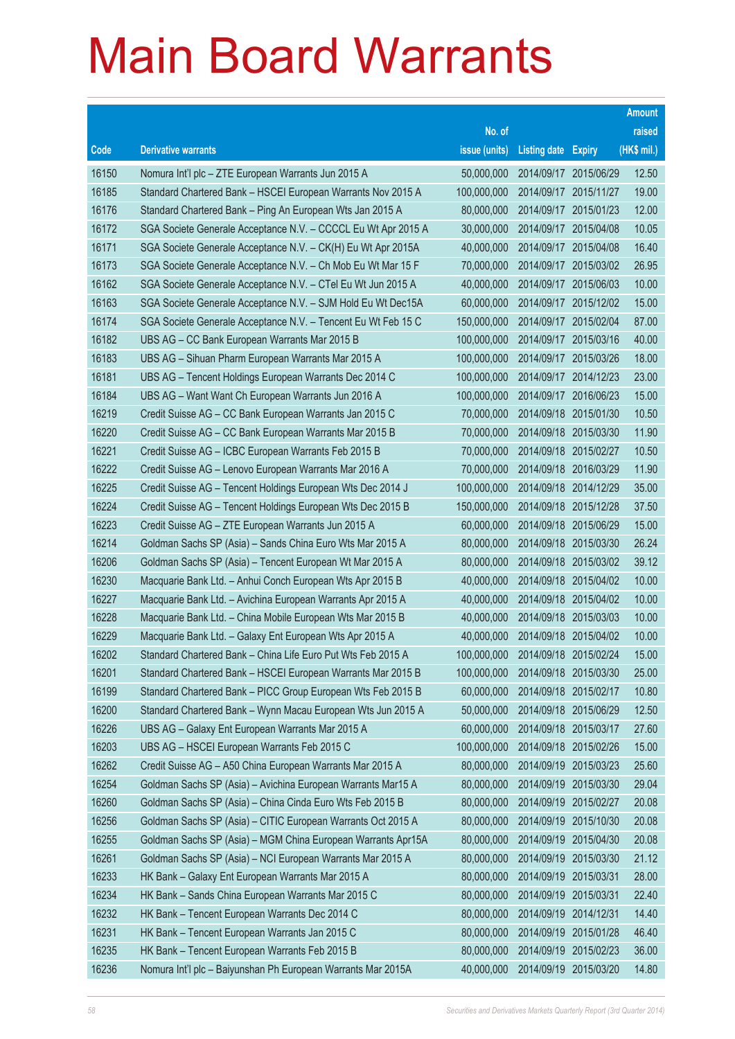# Main Board Warrants

| Code | Derivative warrants | No. of issue (units) | Listing date | Expiry | Amount raised (HK$ mil.) |
|---|---|---|---|---|---|
| 16150 | Nomura Int'l plc – ZTE European Warrants Jun 2015 A | 50,000,000 | 2014/09/17 | 2015/06/29 | 12.50 |
| 16185 | Standard Chartered Bank – HSCEI European Warrants Nov 2015 A | 100,000,000 | 2014/09/17 | 2015/11/27 | 19.00 |
| 16176 | Standard Chartered Bank – Ping An European Wts Jan 2015 A | 80,000,000 | 2014/09/17 | 2015/01/23 | 12.00 |
| 16172 | SGA Societe Generale Acceptance N.V. – CCCCL Eu Wt Apr 2015 A | 30,000,000 | 2014/09/17 | 2015/04/08 | 10.05 |
| 16171 | SGA Societe Generale Acceptance N.V. – CK(H) Eu Wt Apr 2015A | 40,000,000 | 2014/09/17 | 2015/04/08 | 16.40 |
| 16173 | SGA Societe Generale Acceptance N.V. – Ch Mob Eu Wt Mar 15 F | 70,000,000 | 2014/09/17 | 2015/03/02 | 26.95 |
| 16162 | SGA Societe Generale Acceptance N.V. – CTel Eu Wt Jun 2015 A | 40,000,000 | 2014/09/17 | 2015/06/03 | 10.00 |
| 16163 | SGA Societe Generale Acceptance N.V. – SJM Hold Eu Wt Dec15A | 60,000,000 | 2014/09/17 | 2015/12/02 | 15.00 |
| 16174 | SGA Societe Generale Acceptance N.V. – Tencent Eu Wt Feb 15 C | 150,000,000 | 2014/09/17 | 2015/02/04 | 87.00 |
| 16182 | UBS AG – CC Bank European Warrants Mar 2015 B | 100,000,000 | 2014/09/17 | 2015/03/16 | 40.00 |
| 16183 | UBS AG – Sihuan Pharm European Warrants Mar 2015 A | 100,000,000 | 2014/09/17 | 2015/03/26 | 18.00 |
| 16181 | UBS AG – Tencent Holdings European Warrants Dec 2014 C | 100,000,000 | 2014/09/17 | 2014/12/23 | 23.00 |
| 16184 | UBS AG – Want Want Ch European Warrants Jun 2016 A | 100,000,000 | 2014/09/17 | 2016/06/23 | 15.00 |
| 16219 | Credit Suisse AG – CC Bank European Warrants Jan 2015 C | 70,000,000 | 2014/09/18 | 2015/01/30 | 10.50 |
| 16220 | Credit Suisse AG – CC Bank European Warrants Mar 2015 B | 70,000,000 | 2014/09/18 | 2015/03/30 | 11.90 |
| 16221 | Credit Suisse AG – ICBC European Warrants Feb 2015 B | 70,000,000 | 2014/09/18 | 2015/02/27 | 10.50 |
| 16222 | Credit Suisse AG – Lenovo European Warrants Mar 2016 A | 70,000,000 | 2014/09/18 | 2016/03/29 | 11.90 |
| 16225 | Credit Suisse AG – Tencent Holdings European Wts Dec 2014 J | 100,000,000 | 2014/09/18 | 2014/12/29 | 35.00 |
| 16224 | Credit Suisse AG – Tencent Holdings European Wts Dec 2015 B | 150,000,000 | 2014/09/18 | 2015/12/28 | 37.50 |
| 16223 | Credit Suisse AG – ZTE European Warrants Jun 2015 A | 60,000,000 | 2014/09/18 | 2015/06/29 | 15.00 |
| 16214 | Goldman Sachs SP (Asia) – Sands China Euro Wts Mar 2015 A | 80,000,000 | 2014/09/18 | 2015/03/30 | 26.24 |
| 16206 | Goldman Sachs SP (Asia) – Tencent European Wt Mar 2015 A | 80,000,000 | 2014/09/18 | 2015/03/02 | 39.12 |
| 16230 | Macquarie Bank Ltd. – Anhui Conch European Wts Apr 2015 B | 40,000,000 | 2014/09/18 | 2015/04/02 | 10.00 |
| 16227 | Macquarie Bank Ltd. – Avichina European Warrants Apr 2015 A | 40,000,000 | 2014/09/18 | 2015/04/02 | 10.00 |
| 16228 | Macquarie Bank Ltd. – China Mobile European Wts Mar 2015 B | 40,000,000 | 2014/09/18 | 2015/03/03 | 10.00 |
| 16229 | Macquarie Bank Ltd. – Galaxy Ent European Wts Apr 2015 A | 40,000,000 | 2014/09/18 | 2015/04/02 | 10.00 |
| 16202 | Standard Chartered Bank – China Life Euro Put Wts Feb 2015 A | 100,000,000 | 2014/09/18 | 2015/02/24 | 15.00 |
| 16201 | Standard Chartered Bank – HSCEI European Warrants Mar 2015 B | 100,000,000 | 2014/09/18 | 2015/03/30 | 25.00 |
| 16199 | Standard Chartered Bank – PICC Group European Wts Feb 2015 B | 60,000,000 | 2014/09/18 | 2015/02/17 | 10.80 |
| 16200 | Standard Chartered Bank – Wynn Macau European Wts Jun 2015 A | 50,000,000 | 2014/09/18 | 2015/06/29 | 12.50 |
| 16226 | UBS AG – Galaxy Ent European Warrants Mar 2015 A | 60,000,000 | 2014/09/18 | 2015/03/17 | 27.60 |
| 16203 | UBS AG – HSCEI European Warrants Feb 2015 C | 100,000,000 | 2014/09/18 | 2015/02/26 | 15.00 |
| 16262 | Credit Suisse AG – A50 China European Warrants Mar 2015 A | 80,000,000 | 2014/09/19 | 2015/03/23 | 25.60 |
| 16254 | Goldman Sachs SP (Asia) – Avichina European Warrants Mar15 A | 80,000,000 | 2014/09/19 | 2015/03/30 | 29.04 |
| 16260 | Goldman Sachs SP (Asia) – China Cinda Euro Wts Feb 2015 B | 80,000,000 | 2014/09/19 | 2015/02/27 | 20.08 |
| 16256 | Goldman Sachs SP (Asia) – CITIC European Warrants Oct 2015 A | 80,000,000 | 2014/09/19 | 2015/10/30 | 20.08 |
| 16255 | Goldman Sachs SP (Asia) – MGM China European Warrants Apr15A | 80,000,000 | 2014/09/19 | 2015/04/30 | 20.08 |
| 16261 | Goldman Sachs SP (Asia) – NCI European Warrants Mar 2015 A | 80,000,000 | 2014/09/19 | 2015/03/30 | 21.12 |
| 16233 | HK Bank – Galaxy Ent European Warrants Mar 2015 A | 80,000,000 | 2014/09/19 | 2015/03/31 | 28.00 |
| 16234 | HK Bank – Sands China European Warrants Mar 2015 C | 80,000,000 | 2014/09/19 | 2015/03/31 | 22.40 |
| 16232 | HK Bank – Tencent European Warrants Dec 2014 C | 80,000,000 | 2014/09/19 | 2014/12/31 | 14.40 |
| 16231 | HK Bank – Tencent European Warrants Jan 2015 C | 80,000,000 | 2014/09/19 | 2015/01/28 | 46.40 |
| 16235 | HK Bank – Tencent European Warrants Feb 2015 B | 80,000,000 | 2014/09/19 | 2015/02/23 | 36.00 |
| 16236 | Nomura Int'l plc – Baiyunshan Ph European Warrants Mar 2015A | 40,000,000 | 2014/09/19 | 2015/03/20 | 14.80 |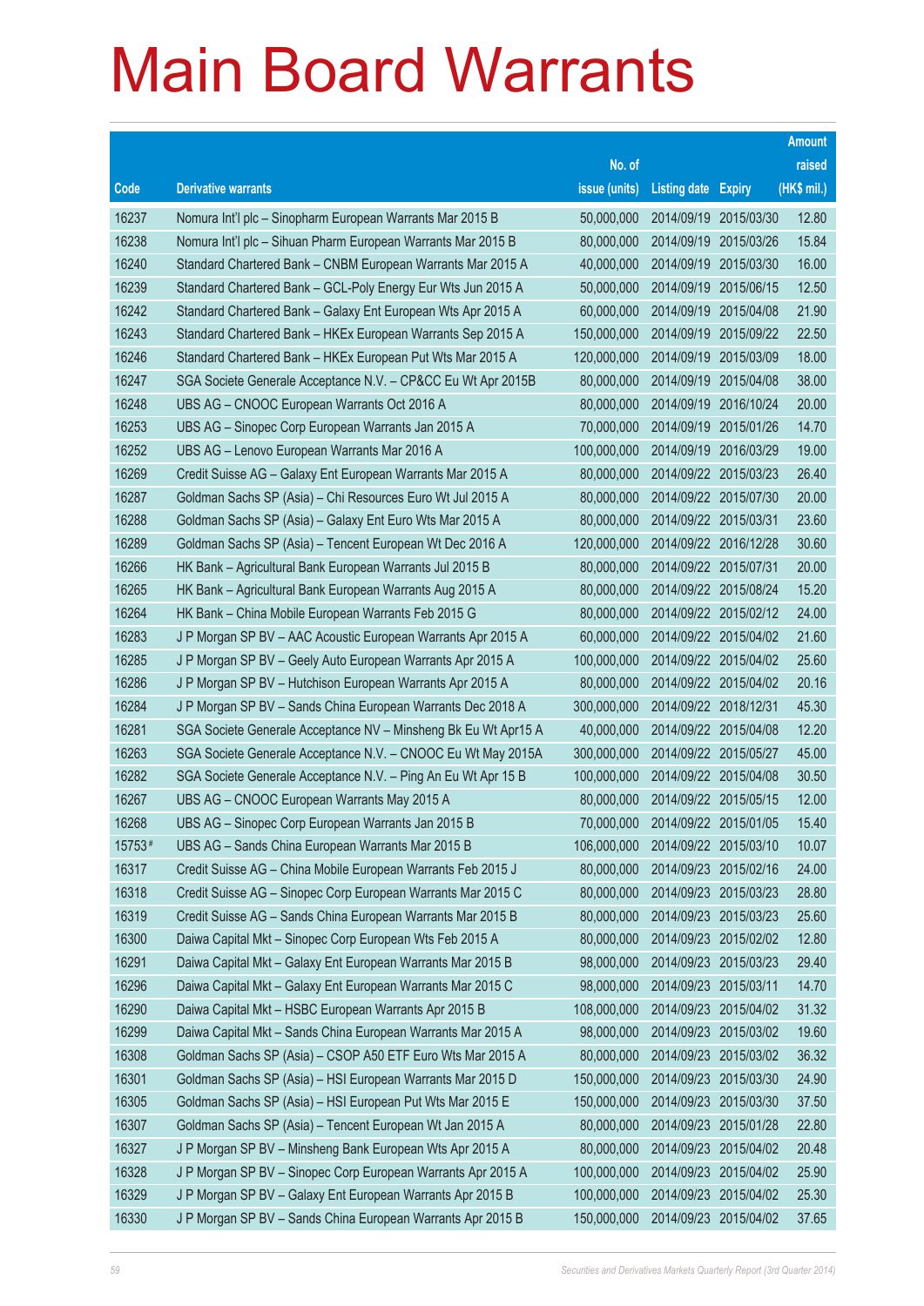# Main Board Warrants

| Code | Derivative warrants | No. of issue (units) | Listing date | Expiry | Amount raised (HK$ mil.) |
|---|---|---|---|---|---|
| 16237 | Nomura Int'l plc – Sinopharm European Warrants Mar 2015 B | 50,000,000 | 2014/09/19 | 2015/03/30 | 12.80 |
| 16238 | Nomura Int'l plc – Sihuan Pharm European Warrants Mar 2015 B | 80,000,000 | 2014/09/19 | 2015/03/26 | 15.84 |
| 16240 | Standard Chartered Bank – CNBM European Warrants Mar 2015 A | 40,000,000 | 2014/09/19 | 2015/03/30 | 16.00 |
| 16239 | Standard Chartered Bank – GCL-Poly Energy Eur Wts Jun 2015 A | 50,000,000 | 2014/09/19 | 2015/06/15 | 12.50 |
| 16242 | Standard Chartered Bank – Galaxy Ent European Wts Apr 2015 A | 60,000,000 | 2014/09/19 | 2015/04/08 | 21.90 |
| 16243 | Standard Chartered Bank – HKEx European Warrants Sep 2015 A | 150,000,000 | 2014/09/19 | 2015/09/22 | 22.50 |
| 16246 | Standard Chartered Bank – HKEx European Put Wts Mar 2015 A | 120,000,000 | 2014/09/19 | 2015/03/09 | 18.00 |
| 16247 | SGA Societe Generale Acceptance N.V. – CP&CC Eu Wt Apr 2015B | 80,000,000 | 2014/09/19 | 2015/04/08 | 38.00 |
| 16248 | UBS AG – CNOOC European Warrants Oct 2016 A | 80,000,000 | 2014/09/19 | 2016/10/24 | 20.00 |
| 16253 | UBS AG – Sinopec Corp European Warrants Jan 2015 A | 70,000,000 | 2014/09/19 | 2015/01/26 | 14.70 |
| 16252 | UBS AG – Lenovo European Warrants Mar 2016 A | 100,000,000 | 2014/09/19 | 2016/03/29 | 19.00 |
| 16269 | Credit Suisse AG – Galaxy Ent European Warrants Mar 2015 A | 80,000,000 | 2014/09/22 | 2015/03/23 | 26.40 |
| 16287 | Goldman Sachs SP (Asia) – Chi Resources Euro Wt Jul 2015 A | 80,000,000 | 2014/09/22 | 2015/07/30 | 20.00 |
| 16288 | Goldman Sachs SP (Asia) – Galaxy Ent Euro Wts Mar 2015 A | 80,000,000 | 2014/09/22 | 2015/03/31 | 23.60 |
| 16289 | Goldman Sachs SP (Asia) – Tencent European Wt Dec 2016 A | 120,000,000 | 2014/09/22 | 2016/12/28 | 30.60 |
| 16266 | HK Bank – Agricultural Bank European Warrants Jul 2015 B | 80,000,000 | 2014/09/22 | 2015/07/31 | 20.00 |
| 16265 | HK Bank – Agricultural Bank European Warrants Aug 2015 A | 80,000,000 | 2014/09/22 | 2015/08/24 | 15.20 |
| 16264 | HK Bank – China Mobile European Warrants Feb 2015 G | 80,000,000 | 2014/09/22 | 2015/02/12 | 24.00 |
| 16283 | J P Morgan SP BV – AAC Acoustic European Warrants Apr 2015 A | 60,000,000 | 2014/09/22 | 2015/04/02 | 21.60 |
| 16285 | J P Morgan SP BV – Geely Auto European Warrants Apr 2015 A | 100,000,000 | 2014/09/22 | 2015/04/02 | 25.60 |
| 16286 | J P Morgan SP BV – Hutchison European Warrants Apr 2015 A | 80,000,000 | 2014/09/22 | 2015/04/02 | 20.16 |
| 16284 | J P Morgan SP BV – Sands China European Warrants Dec 2018 A | 300,000,000 | 2014/09/22 | 2018/12/31 | 45.30 |
| 16281 | SGA Societe Generale Acceptance NV – Minsheng Bk Eu Wt Apr15 A | 40,000,000 | 2014/09/22 | 2015/04/08 | 12.20 |
| 16263 | SGA Societe Generale Acceptance N.V. – CNOOC Eu Wt May 2015A | 300,000,000 | 2014/09/22 | 2015/05/27 | 45.00 |
| 16282 | SGA Societe Generale Acceptance N.V. – Ping An Eu Wt Apr 15 B | 100,000,000 | 2014/09/22 | 2015/04/08 | 30.50 |
| 16267 | UBS AG – CNOOC European Warrants May 2015 A | 80,000,000 | 2014/09/22 | 2015/05/15 | 12.00 |
| 16268 | UBS AG – Sinopec Corp European Warrants Jan 2015 B | 70,000,000 | 2014/09/22 | 2015/01/05 | 15.40 |
| 15753# | UBS AG – Sands China European Warrants Mar 2015 B | 106,000,000 | 2014/09/22 | 2015/03/10 | 10.07 |
| 16317 | Credit Suisse AG – China Mobile European Warrants Feb 2015 J | 80,000,000 | 2014/09/23 | 2015/02/16 | 24.00 |
| 16318 | Credit Suisse AG – Sinopec Corp European Warrants Mar 2015 C | 80,000,000 | 2014/09/23 | 2015/03/23 | 28.80 |
| 16319 | Credit Suisse AG – Sands China European Warrants Mar 2015 B | 80,000,000 | 2014/09/23 | 2015/03/23 | 25.60 |
| 16300 | Daiwa Capital Mkt – Sinopec Corp European Wts Feb 2015 A | 80,000,000 | 2014/09/23 | 2015/02/02 | 12.80 |
| 16291 | Daiwa Capital Mkt – Galaxy Ent European Warrants Mar 2015 B | 98,000,000 | 2014/09/23 | 2015/03/23 | 29.40 |
| 16296 | Daiwa Capital Mkt – Galaxy Ent European Warrants Mar 2015 C | 98,000,000 | 2014/09/23 | 2015/03/11 | 14.70 |
| 16290 | Daiwa Capital Mkt – HSBC European Warrants Apr 2015 B | 108,000,000 | 2014/09/23 | 2015/04/02 | 31.32 |
| 16299 | Daiwa Capital Mkt – Sands China European Warrants Mar 2015 A | 98,000,000 | 2014/09/23 | 2015/03/02 | 19.60 |
| 16308 | Goldman Sachs SP (Asia) – CSOP A50 ETF Euro Wts Mar 2015 A | 80,000,000 | 2014/09/23 | 2015/03/02 | 36.32 |
| 16301 | Goldman Sachs SP (Asia) – HSI European Warrants Mar 2015 D | 150,000,000 | 2014/09/23 | 2015/03/30 | 24.90 |
| 16305 | Goldman Sachs SP (Asia) – HSI European Put Wts Mar 2015 E | 150,000,000 | 2014/09/23 | 2015/03/30 | 37.50 |
| 16307 | Goldman Sachs SP (Asia) – Tencent European Wt Jan 2015 A | 80,000,000 | 2014/09/23 | 2015/01/28 | 22.80 |
| 16327 | J P Morgan SP BV – Minsheng Bank European Wts Apr 2015 A | 80,000,000 | 2014/09/23 | 2015/04/02 | 20.48 |
| 16328 | J P Morgan SP BV – Sinopec Corp European Warrants Apr 2015 A | 100,000,000 | 2014/09/23 | 2015/04/02 | 25.90 |
| 16329 | J P Morgan SP BV – Galaxy Ent European Warrants Apr 2015 B | 100,000,000 | 2014/09/23 | 2015/04/02 | 25.30 |
| 16330 | J P Morgan SP BV – Sands China European Warrants Apr 2015 B | 150,000,000 | 2014/09/23 | 2015/04/02 | 37.65 |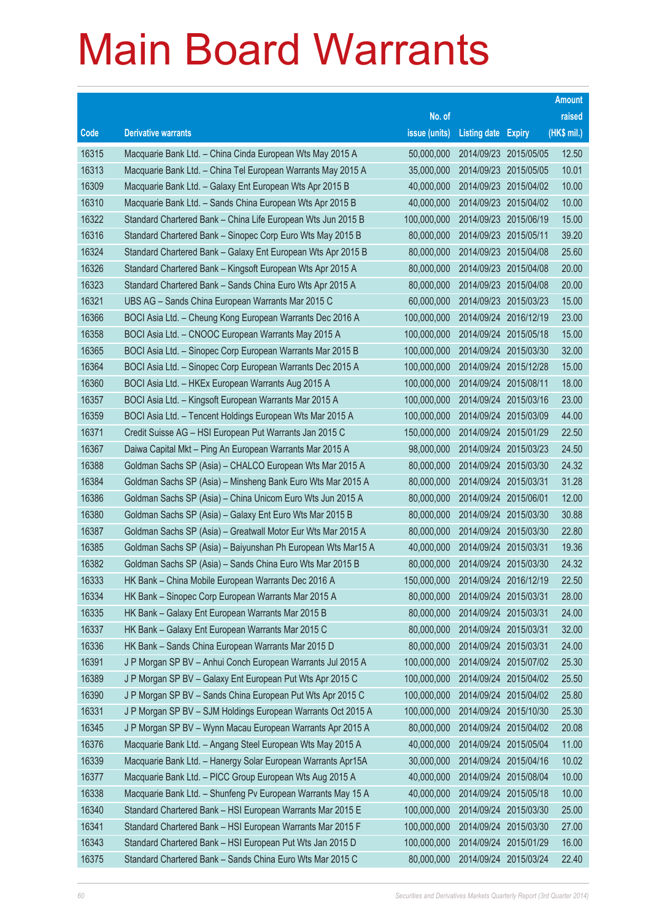# Main Board Warrants

| Code | Derivative warrants | No. of issue (units) | Listing date | Expiry | Amount raised (HK$ mil.) |
|---|---|---|---|---|---|
| 16315 | Macquarie Bank Ltd. – China Cinda European Wts May 2015 A | 50,000,000 | 2014/09/23 | 2015/05/05 | 12.50 |
| 16313 | Macquarie Bank Ltd. – China Tel European Warrants May 2015 A | 35,000,000 | 2014/09/23 | 2015/05/05 | 10.01 |
| 16309 | Macquarie Bank Ltd. – Galaxy Ent European Wts Apr 2015 B | 40,000,000 | 2014/09/23 | 2015/04/02 | 10.00 |
| 16310 | Macquarie Bank Ltd. – Sands China European Wts Apr 2015 B | 40,000,000 | 2014/09/23 | 2015/04/02 | 10.00 |
| 16322 | Standard Chartered Bank – China Life European Wts Jun 2015 B | 100,000,000 | 2014/09/23 | 2015/06/19 | 15.00 |
| 16316 | Standard Chartered Bank – Sinopec Corp Euro Wts May 2015 B | 80,000,000 | 2014/09/23 | 2015/05/11 | 39.20 |
| 16324 | Standard Chartered Bank – Galaxy Ent European Wts Apr 2015 B | 80,000,000 | 2014/09/23 | 2015/04/08 | 25.60 |
| 16326 | Standard Chartered Bank – Kingsoft European Wts Apr 2015 A | 80,000,000 | 2014/09/23 | 2015/04/08 | 20.00 |
| 16323 | Standard Chartered Bank – Sands China Euro Wts Apr 2015 A | 80,000,000 | 2014/09/23 | 2015/04/08 | 20.00 |
| 16321 | UBS AG – Sands China European Warrants Mar 2015 C | 60,000,000 | 2014/09/23 | 2015/03/23 | 15.00 |
| 16366 | BOCI Asia Ltd. – Cheung Kong European Warrants Dec 2016 A | 100,000,000 | 2014/09/24 | 2016/12/19 | 23.00 |
| 16358 | BOCI Asia Ltd. – CNOOC European Warrants May 2015 A | 100,000,000 | 2014/09/24 | 2015/05/18 | 15.00 |
| 16365 | BOCI Asia Ltd. – Sinopec Corp European Warrants Mar 2015 B | 100,000,000 | 2014/09/24 | 2015/03/30 | 32.00 |
| 16364 | BOCI Asia Ltd. – Sinopec Corp European Warrants Dec 2015 A | 100,000,000 | 2014/09/24 | 2015/12/28 | 15.00 |
| 16360 | BOCI Asia Ltd. – HKEx European Warrants Aug 2015 A | 100,000,000 | 2014/09/24 | 2015/08/11 | 18.00 |
| 16357 | BOCI Asia Ltd. – Kingsoft European Warrants Mar 2015 A | 100,000,000 | 2014/09/24 | 2015/03/16 | 23.00 |
| 16359 | BOCI Asia Ltd. – Tencent Holdings European Wts Mar 2015 A | 100,000,000 | 2014/09/24 | 2015/03/09 | 44.00 |
| 16371 | Credit Suisse AG – HSI European Put Warrants Jan 2015 C | 150,000,000 | 2014/09/24 | 2015/01/29 | 22.50 |
| 16367 | Daiwa Capital Mkt – Ping An European Warrants Mar 2015 A | 98,000,000 | 2014/09/24 | 2015/03/23 | 24.50 |
| 16388 | Goldman Sachs SP (Asia) – CHALCO European Wts Mar 2015 A | 80,000,000 | 2014/09/24 | 2015/03/30 | 24.32 |
| 16384 | Goldman Sachs SP (Asia) – Minsheng Bank Euro Wts Mar 2015 A | 80,000,000 | 2014/09/24 | 2015/03/31 | 31.28 |
| 16386 | Goldman Sachs SP (Asia) – China Unicom Euro Wts Jun 2015 A | 80,000,000 | 2014/09/24 | 2015/06/01 | 12.00 |
| 16380 | Goldman Sachs SP (Asia) – Galaxy Ent Euro Wts Mar 2015 B | 80,000,000 | 2014/09/24 | 2015/03/30 | 30.88 |
| 16387 | Goldman Sachs SP (Asia) – Greatwall Motor Eur Wts Mar 2015 A | 80,000,000 | 2014/09/24 | 2015/03/30 | 22.80 |
| 16385 | Goldman Sachs SP (Asia) – Baiyunshan Ph European Wts Mar15 A | 40,000,000 | 2014/09/24 | 2015/03/31 | 19.36 |
| 16382 | Goldman Sachs SP (Asia) – Sands China Euro Wts Mar 2015 B | 80,000,000 | 2014/09/24 | 2015/03/30 | 24.32 |
| 16333 | HK Bank – China Mobile European Warrants Dec 2016 A | 150,000,000 | 2014/09/24 | 2016/12/19 | 22.50 |
| 16334 | HK Bank – Sinopec Corp European Warrants Mar 2015 A | 80,000,000 | 2014/09/24 | 2015/03/31 | 28.00 |
| 16335 | HK Bank – Galaxy Ent European Warrants Mar 2015 B | 80,000,000 | 2014/09/24 | 2015/03/31 | 24.00 |
| 16337 | HK Bank – Galaxy Ent European Warrants Mar 2015 C | 80,000,000 | 2014/09/24 | 2015/03/31 | 32.00 |
| 16336 | HK Bank – Sands China European Warrants Mar 2015 D | 80,000,000 | 2014/09/24 | 2015/03/31 | 24.00 |
| 16391 | J P Morgan SP BV – Anhui Conch European Warrants Jul 2015 A | 100,000,000 | 2014/09/24 | 2015/07/02 | 25.30 |
| 16389 | J P Morgan SP BV – Galaxy Ent European Put Wts Apr 2015 C | 100,000,000 | 2014/09/24 | 2015/04/02 | 25.50 |
| 16390 | J P Morgan SP BV – Sands China European Put Wts Apr 2015 C | 100,000,000 | 2014/09/24 | 2015/04/02 | 25.80 |
| 16331 | J P Morgan SP BV – SJM Holdings European Warrants Oct 2015 A | 100,000,000 | 2014/09/24 | 2015/10/30 | 25.30 |
| 16345 | J P Morgan SP BV – Wynn Macau European Warrants Apr 2015 A | 80,000,000 | 2014/09/24 | 2015/04/02 | 20.08 |
| 16376 | Macquarie Bank Ltd. – Angang Steel European Wts May 2015 A | 40,000,000 | 2014/09/24 | 2015/05/04 | 11.00 |
| 16339 | Macquarie Bank Ltd. – Hanergy Solar European Warrants Apr15A | 30,000,000 | 2014/09/24 | 2015/04/16 | 10.02 |
| 16377 | Macquarie Bank Ltd. – PICC Group European Wts Aug 2015 A | 40,000,000 | 2014/09/24 | 2015/08/04 | 10.00 |
| 16338 | Macquarie Bank Ltd. – Shunfeng Pv European Warrants May 15 A | 40,000,000 | 2014/09/24 | 2015/05/18 | 10.00 |
| 16340 | Standard Chartered Bank – HSI European Warrants Mar 2015 E | 100,000,000 | 2014/09/24 | 2015/03/30 | 25.00 |
| 16341 | Standard Chartered Bank – HSI European Warrants Mar 2015 F | 100,000,000 | 2014/09/24 | 2015/03/30 | 27.00 |
| 16343 | Standard Chartered Bank – HSI European Put Wts Jan 2015 D | 100,000,000 | 2014/09/24 | 2015/01/29 | 16.00 |
| 16375 | Standard Chartered Bank – Sands China Euro Wts Mar 2015 C | 80,000,000 | 2014/09/24 | 2015/03/24 | 22.40 |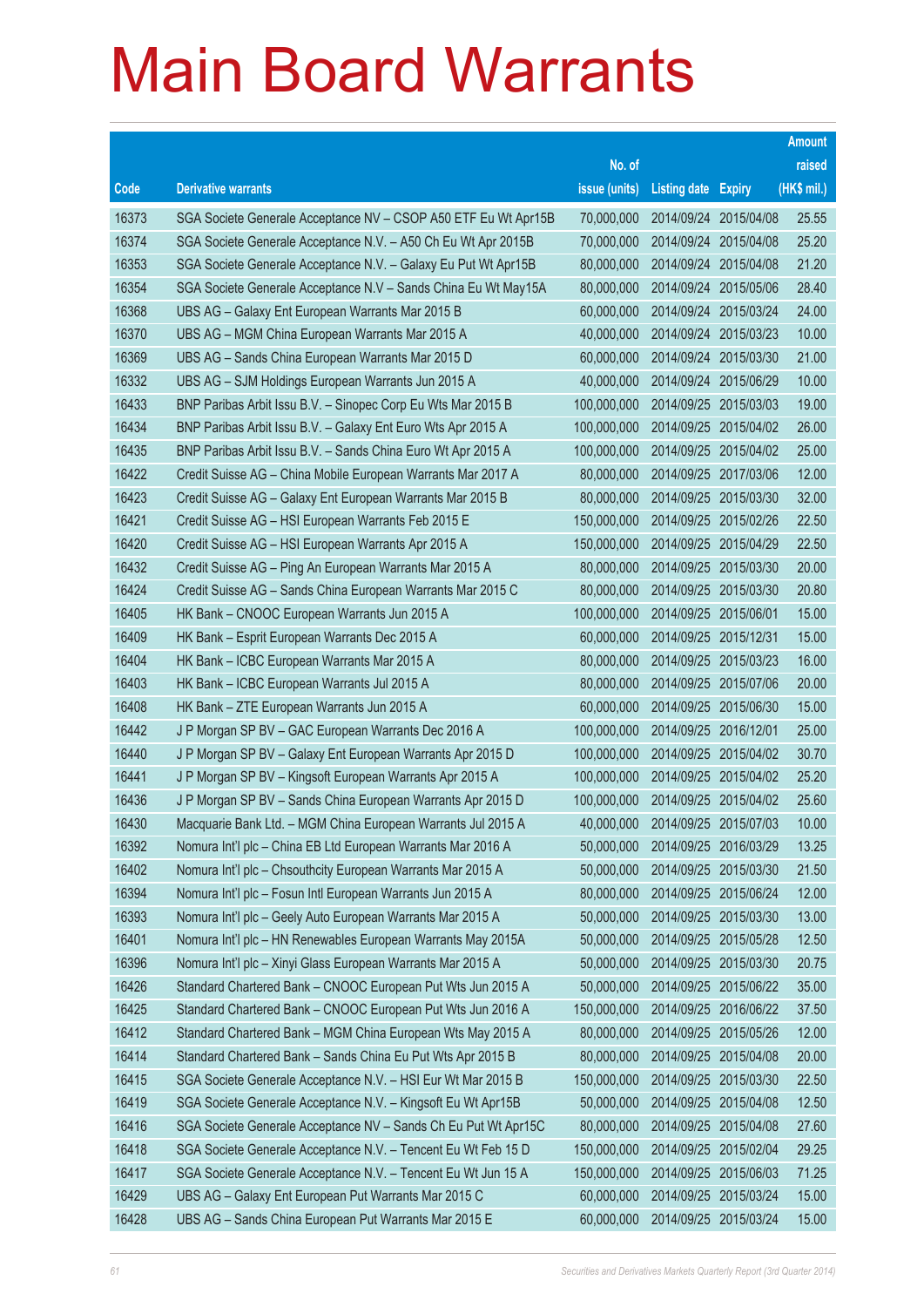# Main Board Warrants

| Code | Derivative warrants | No. of issue (units) | Listing date | Expiry | Amount raised (HK$ mil.) |
|---|---|---|---|---|---|
| 16373 | SGA Societe Generale Acceptance NV – CSOP A50 ETF Eu Wt Apr15B | 70,000,000 | 2014/09/24 | 2015/04/08 | 25.55 |
| 16374 | SGA Societe Generale Acceptance N.V. – A50 Ch Eu Wt Apr 2015B | 70,000,000 | 2014/09/24 | 2015/04/08 | 25.20 |
| 16353 | SGA Societe Generale Acceptance N.V. – Galaxy Eu Put Wt Apr15B | 80,000,000 | 2014/09/24 | 2015/04/08 | 21.20 |
| 16354 | SGA Societe Generale Acceptance N.V – Sands China Eu Wt May15A | 80,000,000 | 2014/09/24 | 2015/05/06 | 28.40 |
| 16368 | UBS AG – Galaxy Ent European Warrants Mar 2015 B | 60,000,000 | 2014/09/24 | 2015/03/24 | 24.00 |
| 16370 | UBS AG – MGM China European Warrants Mar 2015 A | 40,000,000 | 2014/09/24 | 2015/03/23 | 10.00 |
| 16369 | UBS AG – Sands China European Warrants Mar 2015 D | 60,000,000 | 2014/09/24 | 2015/03/30 | 21.00 |
| 16332 | UBS AG – SJM Holdings European Warrants Jun 2015 A | 40,000,000 | 2014/09/24 | 2015/06/29 | 10.00 |
| 16433 | BNP Paribas Arbit Issu B.V. – Sinopec Corp Eu Wts Mar 2015 B | 100,000,000 | 2014/09/25 | 2015/03/03 | 19.00 |
| 16434 | BNP Paribas Arbit Issu B.V. – Galaxy Ent Euro Wts Apr 2015 A | 100,000,000 | 2014/09/25 | 2015/04/02 | 26.00 |
| 16435 | BNP Paribas Arbit Issu B.V. – Sands China Euro Wt Apr 2015 A | 100,000,000 | 2014/09/25 | 2015/04/02 | 25.00 |
| 16422 | Credit Suisse AG – China Mobile European Warrants Mar 2017 A | 80,000,000 | 2014/09/25 | 2017/03/06 | 12.00 |
| 16423 | Credit Suisse AG – Galaxy Ent European Warrants Mar 2015 B | 80,000,000 | 2014/09/25 | 2015/03/30 | 32.00 |
| 16421 | Credit Suisse AG – HSI European Warrants Feb 2015 E | 150,000,000 | 2014/09/25 | 2015/02/26 | 22.50 |
| 16420 | Credit Suisse AG – HSI European Warrants Apr 2015 A | 150,000,000 | 2014/09/25 | 2015/04/29 | 22.50 |
| 16432 | Credit Suisse AG – Ping An European Warrants Mar 2015 A | 80,000,000 | 2014/09/25 | 2015/03/30 | 20.00 |
| 16424 | Credit Suisse AG – Sands China European Warrants Mar 2015 C | 80,000,000 | 2014/09/25 | 2015/03/30 | 20.80 |
| 16405 | HK Bank – CNOOC European Warrants Jun 2015 A | 100,000,000 | 2014/09/25 | 2015/06/01 | 15.00 |
| 16409 | HK Bank – Esprit European Warrants Dec 2015 A | 60,000,000 | 2014/09/25 | 2015/12/31 | 15.00 |
| 16404 | HK Bank – ICBC European Warrants Mar 2015 A | 80,000,000 | 2014/09/25 | 2015/03/23 | 16.00 |
| 16403 | HK Bank – ICBC European Warrants Jul 2015 A | 80,000,000 | 2014/09/25 | 2015/07/06 | 20.00 |
| 16408 | HK Bank – ZTE European Warrants Jun 2015 A | 60,000,000 | 2014/09/25 | 2015/06/30 | 15.00 |
| 16442 | J P Morgan SP BV – GAC European Warrants Dec 2016 A | 100,000,000 | 2014/09/25 | 2016/12/01 | 25.00 |
| 16440 | J P Morgan SP BV – Galaxy Ent European Warrants Apr 2015 D | 100,000,000 | 2014/09/25 | 2015/04/02 | 30.70 |
| 16441 | J P Morgan SP BV – Kingsoft European Warrants Apr 2015 A | 100,000,000 | 2014/09/25 | 2015/04/02 | 25.20 |
| 16436 | J P Morgan SP BV – Sands China European Warrants Apr 2015 D | 100,000,000 | 2014/09/25 | 2015/04/02 | 25.60 |
| 16430 | Macquarie Bank Ltd. – MGM China European Warrants Jul 2015 A | 40,000,000 | 2014/09/25 | 2015/07/03 | 10.00 |
| 16392 | Nomura Int'l plc – China EB Ltd European Warrants Mar 2016 A | 50,000,000 | 2014/09/25 | 2016/03/29 | 13.25 |
| 16402 | Nomura Int'l plc – Chsouthcity European Warrants Mar 2015 A | 50,000,000 | 2014/09/25 | 2015/03/30 | 21.50 |
| 16394 | Nomura Int'l plc – Fosun Intl European Warrants Jun 2015 A | 80,000,000 | 2014/09/25 | 2015/06/24 | 12.00 |
| 16393 | Nomura Int'l plc – Geely Auto European Warrants Mar 2015 A | 50,000,000 | 2014/09/25 | 2015/03/30 | 13.00 |
| 16401 | Nomura Int'l plc – HN Renewables European Warrants May 2015A | 50,000,000 | 2014/09/25 | 2015/05/28 | 12.50 |
| 16396 | Nomura Int'l plc – Xinyi Glass European Warrants Mar 2015 A | 50,000,000 | 2014/09/25 | 2015/03/30 | 20.75 |
| 16426 | Standard Chartered Bank – CNOOC European Put Wts Jun 2015 A | 50,000,000 | 2014/09/25 | 2015/06/22 | 35.00 |
| 16425 | Standard Chartered Bank – CNOOC European Put Wts Jun 2016 A | 150,000,000 | 2014/09/25 | 2016/06/22 | 37.50 |
| 16412 | Standard Chartered Bank – MGM China European Wts May 2015 A | 80,000,000 | 2014/09/25 | 2015/05/26 | 12.00 |
| 16414 | Standard Chartered Bank – Sands China Eu Put Wts Apr 2015 B | 80,000,000 | 2014/09/25 | 2015/04/08 | 20.00 |
| 16415 | SGA Societe Generale Acceptance N.V. – HSI Eur Wt Mar 2015 B | 150,000,000 | 2014/09/25 | 2015/03/30 | 22.50 |
| 16419 | SGA Societe Generale Acceptance N.V. – Kingsoft Eu Wt Apr15B | 50,000,000 | 2014/09/25 | 2015/04/08 | 12.50 |
| 16416 | SGA Societe Generale Acceptance NV – Sands Ch Eu Put Wt Apr15C | 80,000,000 | 2014/09/25 | 2015/04/08 | 27.60 |
| 16418 | SGA Societe Generale Acceptance N.V. – Tencent Eu Wt Feb 15 D | 150,000,000 | 2014/09/25 | 2015/02/04 | 29.25 |
| 16417 | SGA Societe Generale Acceptance N.V. – Tencent Eu Wt Jun 15 A | 150,000,000 | 2014/09/25 | 2015/06/03 | 71.25 |
| 16429 | UBS AG – Galaxy Ent European Put Warrants Mar 2015 C | 60,000,000 | 2014/09/25 | 2015/03/24 | 15.00 |
| 16428 | UBS AG – Sands China European Put Warrants Mar 2015 E | 60,000,000 | 2014/09/25 | 2015/03/24 | 15.00 |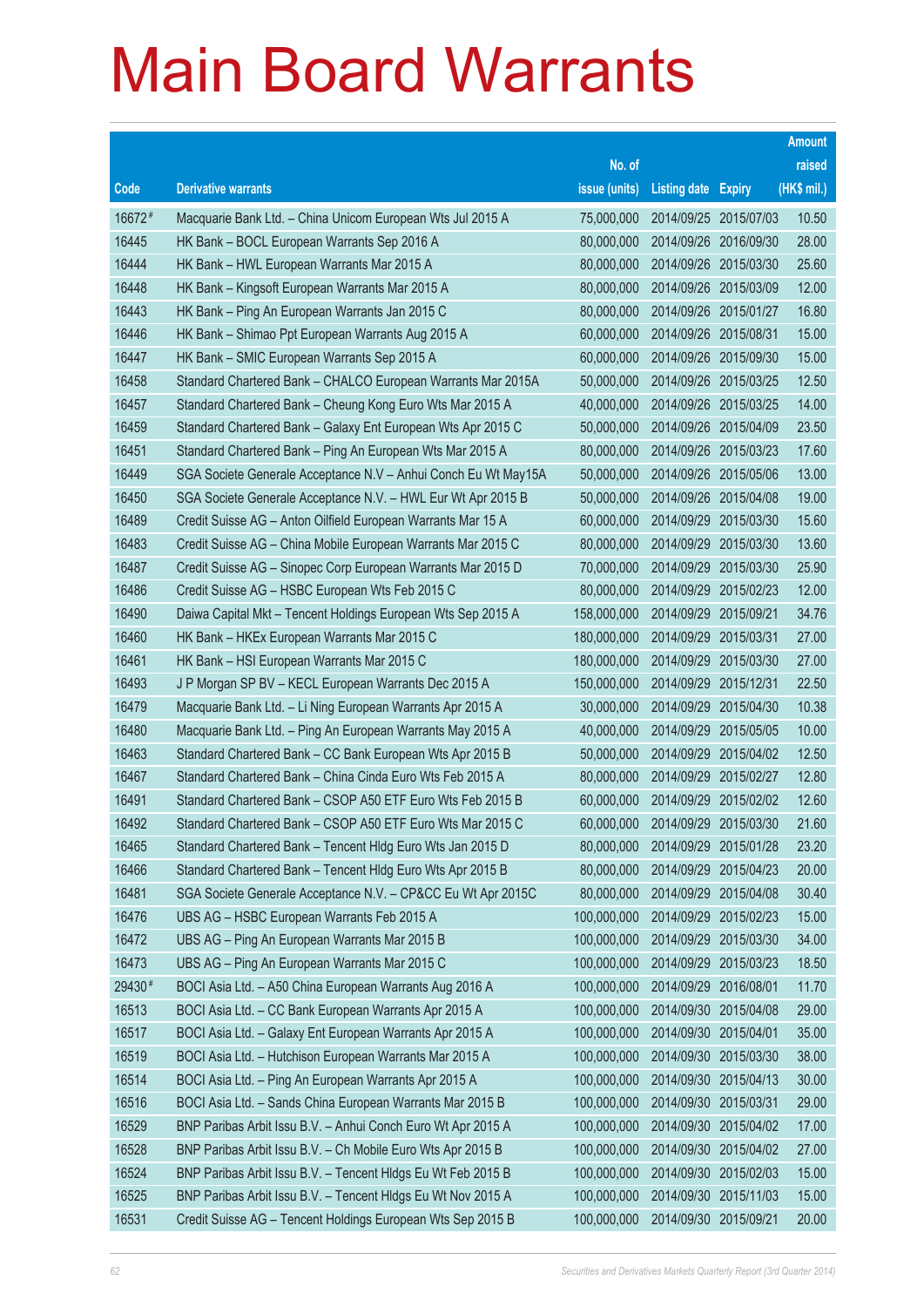# Main Board Warrants

| Code | Derivative warrants | No. of issue (units) | Listing date | Expiry | Amount raised (HK$ mil.) |
|---|---|---|---|---|---|
| 16672# | Macquarie Bank Ltd. – China Unicom European Wts Jul 2015 A | 75,000,000 | 2014/09/25 | 2015/07/03 | 10.50 |
| 16445 | HK Bank – BOCL European Warrants Sep 2016 A | 80,000,000 | 2014/09/26 | 2016/09/30 | 28.00 |
| 16444 | HK Bank – HWL European Warrants Mar 2015 A | 80,000,000 | 2014/09/26 | 2015/03/30 | 25.60 |
| 16448 | HK Bank – Kingsoft European Warrants Mar 2015 A | 80,000,000 | 2014/09/26 | 2015/03/09 | 12.00 |
| 16443 | HK Bank – Ping An European Warrants Jan 2015 C | 80,000,000 | 2014/09/26 | 2015/01/27 | 16.80 |
| 16446 | HK Bank – Shimao Ppt European Warrants Aug 2015 A | 60,000,000 | 2014/09/26 | 2015/08/31 | 15.00 |
| 16447 | HK Bank – SMIC European Warrants Sep 2015 A | 60,000,000 | 2014/09/26 | 2015/09/30 | 15.00 |
| 16458 | Standard Chartered Bank – CHALCO European Warrants Mar 2015A | 50,000,000 | 2014/09/26 | 2015/03/25 | 12.50 |
| 16457 | Standard Chartered Bank – Cheung Kong Euro Wts Mar 2015 A | 40,000,000 | 2014/09/26 | 2015/03/25 | 14.00 |
| 16459 | Standard Chartered Bank – Galaxy Ent European Wts Apr 2015 C | 50,000,000 | 2014/09/26 | 2015/04/09 | 23.50 |
| 16451 | Standard Chartered Bank – Ping An European Wts Mar 2015 A | 80,000,000 | 2014/09/26 | 2015/03/23 | 17.60 |
| 16449 | SGA Societe Generale Acceptance N.V – Anhui Conch Eu Wt May15A | 50,000,000 | 2014/09/26 | 2015/05/06 | 13.00 |
| 16450 | SGA Societe Generale Acceptance N.V. – HWL Eur Wt Apr 2015 B | 50,000,000 | 2014/09/26 | 2015/04/08 | 19.00 |
| 16489 | Credit Suisse AG – Anton Oilfield European Warrants Mar 15 A | 60,000,000 | 2014/09/29 | 2015/03/30 | 15.60 |
| 16483 | Credit Suisse AG – China Mobile European Warrants Mar 2015 C | 80,000,000 | 2014/09/29 | 2015/03/30 | 13.60 |
| 16487 | Credit Suisse AG – Sinopec Corp European Warrants Mar 2015 D | 70,000,000 | 2014/09/29 | 2015/03/30 | 25.90 |
| 16486 | Credit Suisse AG – HSBC European Wts Feb 2015 C | 80,000,000 | 2014/09/29 | 2015/02/23 | 12.00 |
| 16490 | Daiwa Capital Mkt – Tencent Holdings European Wts Sep 2015 A | 158,000,000 | 2014/09/29 | 2015/09/21 | 34.76 |
| 16460 | HK Bank – HKEx European Warrants Mar 2015 C | 180,000,000 | 2014/09/29 | 2015/03/31 | 27.00 |
| 16461 | HK Bank – HSI European Warrants Mar 2015 C | 180,000,000 | 2014/09/29 | 2015/03/30 | 27.00 |
| 16493 | J P Morgan SP BV – KECL European Warrants Dec 2015 A | 150,000,000 | 2014/09/29 | 2015/12/31 | 22.50 |
| 16479 | Macquarie Bank Ltd. – Li Ning European Warrants Apr 2015 A | 30,000,000 | 2014/09/29 | 2015/04/30 | 10.38 |
| 16480 | Macquarie Bank Ltd. – Ping An European Warrants May 2015 A | 40,000,000 | 2014/09/29 | 2015/05/05 | 10.00 |
| 16463 | Standard Chartered Bank – CC Bank European Wts Apr 2015 B | 50,000,000 | 2014/09/29 | 2015/04/02 | 12.50 |
| 16467 | Standard Chartered Bank – China Cinda Euro Wts Feb 2015 A | 80,000,000 | 2014/09/29 | 2015/02/27 | 12.80 |
| 16491 | Standard Chartered Bank – CSOP A50 ETF Euro Wts Feb 2015 B | 60,000,000 | 2014/09/29 | 2015/02/02 | 12.60 |
| 16492 | Standard Chartered Bank – CSOP A50 ETF Euro Wts Mar 2015 C | 60,000,000 | 2014/09/29 | 2015/03/30 | 21.60 |
| 16465 | Standard Chartered Bank – Tencent Hldg Euro Wts Jan 2015 D | 80,000,000 | 2014/09/29 | 2015/01/28 | 23.20 |
| 16466 | Standard Chartered Bank – Tencent Hldg Euro Wts Apr 2015 B | 80,000,000 | 2014/09/29 | 2015/04/23 | 20.00 |
| 16481 | SGA Societe Generale Acceptance N.V. – CP&CC Eu Wt Apr 2015C | 80,000,000 | 2014/09/29 | 2015/04/08 | 30.40 |
| 16476 | UBS AG – HSBC European Warrants Feb 2015 A | 100,000,000 | 2014/09/29 | 2015/02/23 | 15.00 |
| 16472 | UBS AG – Ping An European Warrants Mar 2015 B | 100,000,000 | 2014/09/29 | 2015/03/30 | 34.00 |
| 16473 | UBS AG – Ping An European Warrants Mar 2015 C | 100,000,000 | 2014/09/29 | 2015/03/23 | 18.50 |
| 29430# | BOCI Asia Ltd. – A50 China European Warrants Aug 2016 A | 100,000,000 | 2014/09/29 | 2016/08/01 | 11.70 |
| 16513 | BOCI Asia Ltd. – CC Bank European Warrants Apr 2015 A | 100,000,000 | 2014/09/30 | 2015/04/08 | 29.00 |
| 16517 | BOCI Asia Ltd. – Galaxy Ent European Warrants Apr 2015 A | 100,000,000 | 2014/09/30 | 2015/04/01 | 35.00 |
| 16519 | BOCI Asia Ltd. – Hutchison European Warrants Mar 2015 A | 100,000,000 | 2014/09/30 | 2015/03/30 | 38.00 |
| 16514 | BOCI Asia Ltd. – Ping An European Warrants Apr 2015 A | 100,000,000 | 2014/09/30 | 2015/04/13 | 30.00 |
| 16516 | BOCI Asia Ltd. – Sands China European Warrants Mar 2015 B | 100,000,000 | 2014/09/30 | 2015/03/31 | 29.00 |
| 16529 | BNP Paribas Arbit Issu B.V. – Anhui Conch Euro Wt Apr 2015 A | 100,000,000 | 2014/09/30 | 2015/04/02 | 17.00 |
| 16528 | BNP Paribas Arbit Issu B.V. – Ch Mobile Euro Wts Apr 2015 B | 100,000,000 | 2014/09/30 | 2015/04/02 | 27.00 |
| 16524 | BNP Paribas Arbit Issu B.V. – Tencent Hldgs Eu Wt Feb 2015 B | 100,000,000 | 2014/09/30 | 2015/02/03 | 15.00 |
| 16525 | BNP Paribas Arbit Issu B.V. – Tencent Hldgs Eu Wt Nov 2015 A | 100,000,000 | 2014/09/30 | 2015/11/03 | 15.00 |
| 16531 | Credit Suisse AG – Tencent Holdings European Wts Sep 2015 B | 100,000,000 | 2014/09/30 | 2015/09/21 | 20.00 |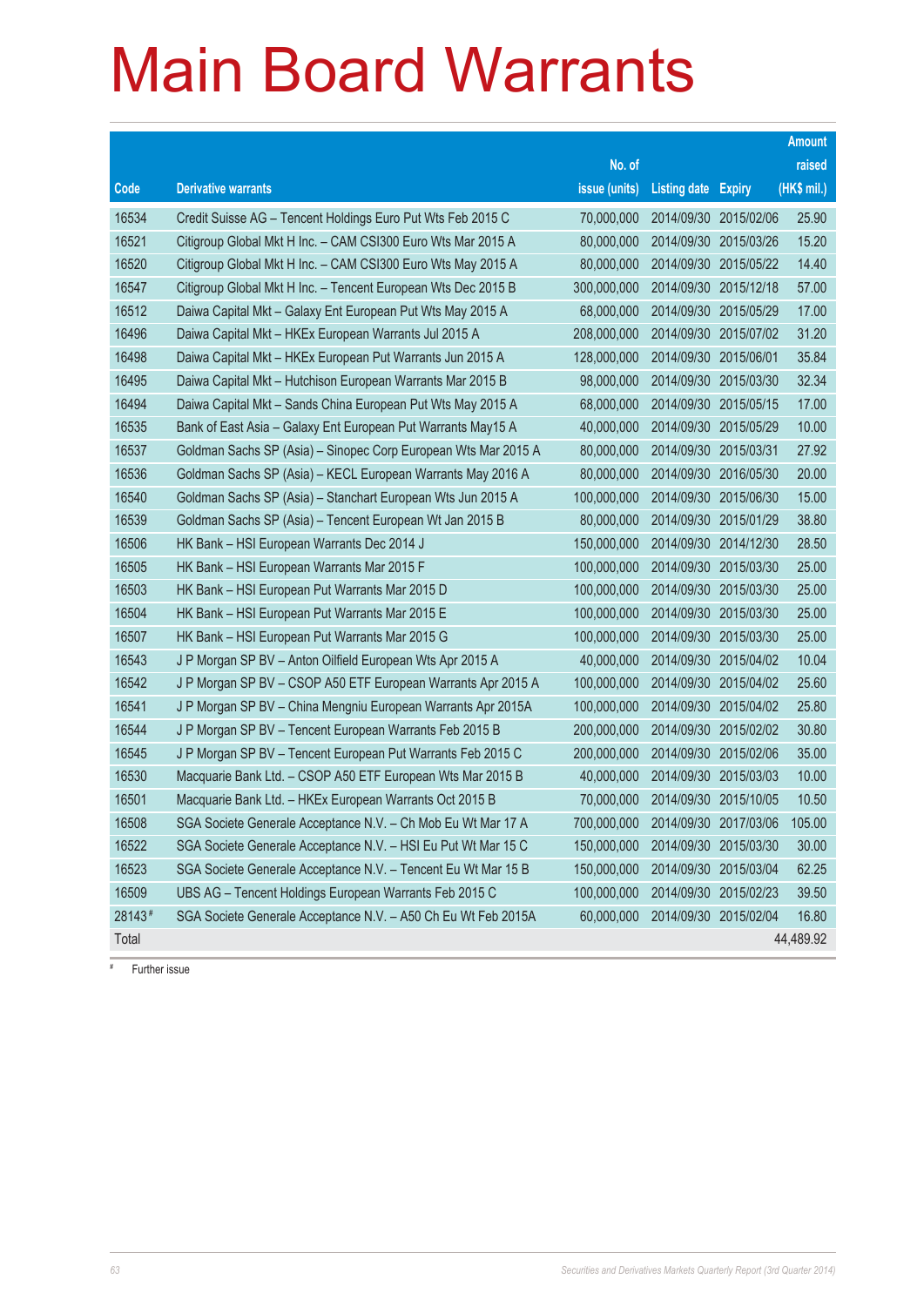# Main Board Warrants

| Code | Derivative warrants | No. of issue (units) | Listing date | Expiry | Amount raised (HK$ mil.) |
|---|---|---|---|---|---|
| 16534 | Credit Suisse AG – Tencent Holdings Euro Put Wts Feb 2015 C | 70,000,000 | 2014/09/30 | 2015/02/06 | 25.90 |
| 16521 | Citigroup Global Mkt H Inc. – CAM CSI300 Euro Wts Mar 2015 A | 80,000,000 | 2014/09/30 | 2015/03/26 | 15.20 |
| 16520 | Citigroup Global Mkt H Inc. – CAM CSI300 Euro Wts May 2015 A | 80,000,000 | 2014/09/30 | 2015/05/22 | 14.40 |
| 16547 | Citigroup Global Mkt H Inc. – Tencent European Wts Dec 2015 B | 300,000,000 | 2014/09/30 | 2015/12/18 | 57.00 |
| 16512 | Daiwa Capital Mkt – Galaxy Ent European Put Wts May 2015 A | 68,000,000 | 2014/09/30 | 2015/05/29 | 17.00 |
| 16496 | Daiwa Capital Mkt – HKEx European Warrants Jul 2015 A | 208,000,000 | 2014/09/30 | 2015/07/02 | 31.20 |
| 16498 | Daiwa Capital Mkt – HKEx European Put Warrants Jun 2015 A | 128,000,000 | 2014/09/30 | 2015/06/01 | 35.84 |
| 16495 | Daiwa Capital Mkt – Hutchison European Warrants Mar 2015 B | 98,000,000 | 2014/09/30 | 2015/03/30 | 32.34 |
| 16494 | Daiwa Capital Mkt – Sands China European Put Wts May 2015 A | 68,000,000 | 2014/09/30 | 2015/05/15 | 17.00 |
| 16535 | Bank of East Asia – Galaxy Ent European Put Warrants May15 A | 40,000,000 | 2014/09/30 | 2015/05/29 | 10.00 |
| 16537 | Goldman Sachs SP (Asia) – Sinopec Corp European Wts Mar 2015 A | 80,000,000 | 2014/09/30 | 2015/03/31 | 27.92 |
| 16536 | Goldman Sachs SP (Asia) – KECL European Warrants May 2016 A | 80,000,000 | 2014/09/30 | 2016/05/30 | 20.00 |
| 16540 | Goldman Sachs SP (Asia) – Stanchart European Wts Jun 2015 A | 100,000,000 | 2014/09/30 | 2015/06/30 | 15.00 |
| 16539 | Goldman Sachs SP (Asia) – Tencent European Wt Jan 2015 B | 80,000,000 | 2014/09/30 | 2015/01/29 | 38.80 |
| 16506 | HK Bank – HSI European Warrants Dec 2014 J | 150,000,000 | 2014/09/30 | 2014/12/30 | 28.50 |
| 16505 | HK Bank – HSI European Warrants Mar 2015 F | 100,000,000 | 2014/09/30 | 2015/03/30 | 25.00 |
| 16503 | HK Bank – HSI European Put Warrants Mar 2015 D | 100,000,000 | 2014/09/30 | 2015/03/30 | 25.00 |
| 16504 | HK Bank – HSI European Put Warrants Mar 2015 E | 100,000,000 | 2014/09/30 | 2015/03/30 | 25.00 |
| 16507 | HK Bank – HSI European Put Warrants Mar 2015 G | 100,000,000 | 2014/09/30 | 2015/03/30 | 25.00 |
| 16543 | J P Morgan SP BV – Anton Oilfield European Wts Apr 2015 A | 40,000,000 | 2014/09/30 | 2015/04/02 | 10.04 |
| 16542 | J P Morgan SP BV – CSOP A50 ETF European Warrants Apr 2015 A | 100,000,000 | 2014/09/30 | 2015/04/02 | 25.60 |
| 16541 | J P Morgan SP BV – China Mengniu European Warrants Apr 2015A | 100,000,000 | 2014/09/30 | 2015/04/02 | 25.80 |
| 16544 | J P Morgan SP BV – Tencent European Warrants Feb 2015 B | 200,000,000 | 2014/09/30 | 2015/02/02 | 30.80 |
| 16545 | J P Morgan SP BV – Tencent European Put Warrants Feb 2015 C | 200,000,000 | 2014/09/30 | 2015/02/06 | 35.00 |
| 16530 | Macquarie Bank Ltd. – CSOP A50 ETF European Wts Mar 2015 B | 40,000,000 | 2014/09/30 | 2015/03/03 | 10.00 |
| 16501 | Macquarie Bank Ltd. – HKEx European Warrants Oct 2015 B | 70,000,000 | 2014/09/30 | 2015/10/05 | 10.50 |
| 16508 | SGA Societe Generale Acceptance N.V. – Ch Mob Eu Wt Mar 17 A | 700,000,000 | 2014/09/30 | 2017/03/06 | 105.00 |
| 16522 | SGA Societe Generale Acceptance N.V. – HSI Eu Put Wt Mar 15 C | 150,000,000 | 2014/09/30 | 2015/03/30 | 30.00 |
| 16523 | SGA Societe Generale Acceptance N.V. – Tencent Eu Wt Mar 15 B | 150,000,000 | 2014/09/30 | 2015/03/04 | 62.25 |
| 16509 | UBS AG – Tencent Holdings European Warrants Feb 2015 C | 100,000,000 | 2014/09/30 | 2015/02/23 | 39.50 |
| 28143# | SGA Societe Generale Acceptance N.V. – A50 Ch Eu Wt Feb 2015A | 60,000,000 | 2014/09/30 | 2015/02/04 | 16.80 |
| Total | | | | | 44,489.92 |

# Further issue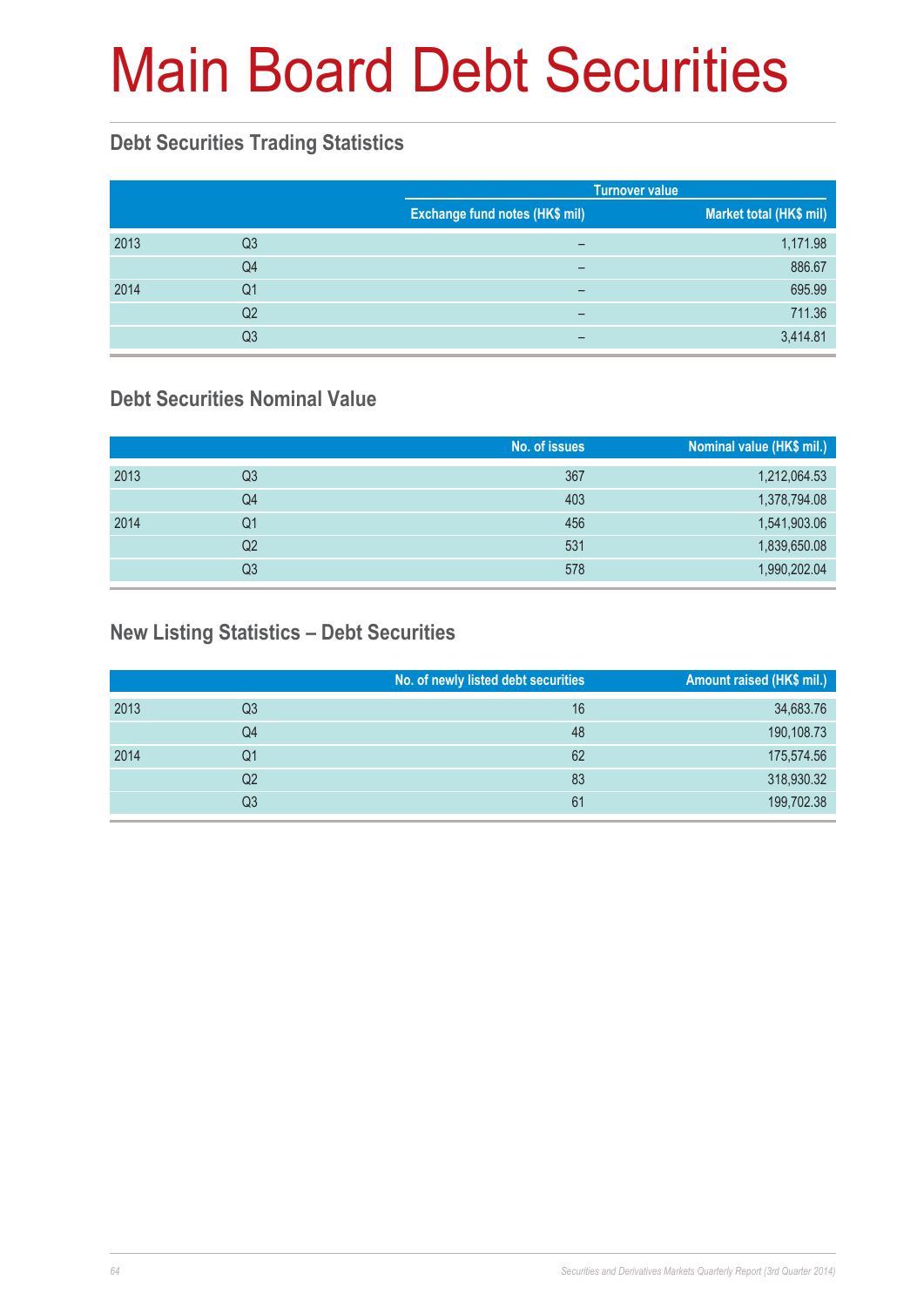# Main Board Debt Securities

## Debt Securities Trading Statistics

| | | Turnover value | |
|---|---|---|---|
| | | Exchange fund notes (HK$ mil) | Market total (HK$ mil) |
| 2013 | Q3 | – | 1,171.98 |
| | Q4 | – | 886.67 |
| 2014 | Q1 | – | 695.99 |
| | Q2 | – | 711.36 |
| | Q3 | – | 3,414.81 |

## Debt Securities Nominal Value

| | | No. of issues | Nominal value (HK$ mil.) |
|---|---|---|---|
| 2013 | Q3 | 367 | 1,212,064.53 |
| | Q4 | 403 | 1,378,794.08 |
| 2014 | Q1 | 456 | 1,541,903.06 |
| | Q2 | 531 | 1,839,650.08 |
| | Q3 | 578 | 1,990,202.04 |

## New Listing Statistics – Debt Securities

| | | No. of newly listed debt securities | Amount raised (HK$ mil.) |
|---|---|---|---|
| 2013 | Q3 | 16 | 34,683.76 |
| | Q4 | 48 | 190,108.73 |
| 2014 | Q1 | 62 | 175,574.56 |
| | Q2 | 83 | 318,930.32 |
| | Q3 | 61 | 199,702.38 |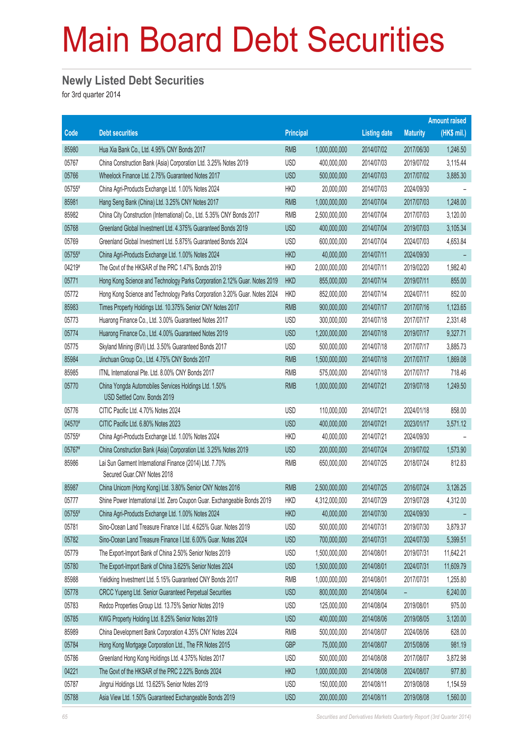# Main Board Debt Securities

## Newly Listed Debt Securities

for 3rd quarter 2014

| Code | Debt securities | Principal | | Listing date | Maturity | Amount raised (HK$ mil.) |
|---|---|---|---|---|---|---|
| 85980 | Hua Xia Bank Co., Ltd. 4.95% CNY Bonds 2017 | RMB | 1,000,000,000 | 2014/07/02 | 2017/06/30 | 1,246.50 |
| 05767 | China Construction Bank (Asia) Corporation Ltd. 3.25% Notes 2019 | USD | 400,000,000 | 2014/07/03 | 2019/07/02 | 3,115.44 |
| 05766 | Wheelock Finance Ltd. 2.75% Guaranteed Notes 2017 | USD | 500,000,000 | 2014/07/03 | 2017/07/02 | 3,885.30 |
| 05755# | China Agri-Products Exchange Ltd. 1.00% Notes 2024 | HKD | 20,000,000 | 2014/07/03 | 2024/09/30 | – |
| 85981 | Hang Seng Bank (China) Ltd. 3.25% CNY Notes 2017 | RMB | 1,000,000,000 | 2014/07/04 | 2017/07/03 | 1,248.00 |
| 85982 | China City Construction (International) Co., Ltd. 5.35% CNY Bonds 2017 | RMB | 2,500,000,000 | 2014/07/04 | 2017/07/03 | 3,120.00 |
| 05768 | Greenland Global Investment Ltd. 4.375% Guaranteed Bonds 2019 | USD | 400,000,000 | 2014/07/04 | 2019/07/03 | 3,105.34 |
| 05769 | Greenland Global Investment Ltd. 5.875% Guaranteed Bonds 2024 | USD | 600,000,000 | 2014/07/04 | 2024/07/03 | 4,653.84 |
| 05755# | China Agri-Products Exchange Ltd. 1.00% Notes 2024 | HKD | 40,000,000 | 2014/07/11 | 2024/09/30 | – |
| 04219# | The Govt of the HKSAR of the PRC 1.47% Bonds 2019 | HKD | 2,000,000,000 | 2014/07/11 | 2019/02/20 | 1,982.40 |
| 05771 | Hong Kong Science and Technology Parks Corporation 2.12% Guar. Notes 2019 | HKD | 855,000,000 | 2014/07/14 | 2019/07/11 | 855.00 |
| 05772 | Hong Kong Science and Technology Parks Corporation 3.20% Guar. Notes 2024 | HKD | 852,000,000 | 2014/07/14 | 2024/07/11 | 852.00 |
| 85983 | Times Property Holdings Ltd. 10.375% Senior CNY Notes 2017 | RMB | 900,000,000 | 2014/07/17 | 2017/07/16 | 1,123.65 |
| 05773 | Huarong Finance Co., Ltd. 3.00% Guaranteed Notes 2017 | USD | 300,000,000 | 2014/07/18 | 2017/07/17 | 2,331.48 |
| 05774 | Huarong Finance Co., Ltd. 4.00% Guaranteed Notes 2019 | USD | 1,200,000,000 | 2014/07/18 | 2019/07/17 | 9,327.71 |
| 05775 | Skyland Mining (BVI) Ltd. 3.50% Guaranteed Notes 2017 | USD | 500,000,000 | 2014/07/18 | 2017/07/17 | 3,885.73 |
| 85984 | Jinchuan Group Co., Ltd. 4.75% CNY Bonds 2017 | RMB | 1,500,000,000 | 2014/07/18 | 2017/07/17 | 1,869.08 |
| 85985 | ITNL International Pte. Ltd. 8.00% CNY Bonds 2017 | RMB | 575,000,000 | 2014/07/18 | 2017/07/17 | 718.46 |
| 05770 | China Yongda Automobiles Services Holdings Ltd. 1.50% USD Settled Conv. Bonds 2019 | RMB | 1,000,000,000 | 2014/07/21 | 2019/07/18 | 1,249.50 |
| 05776 | CITIC Pacific Ltd. 4.70% Notes 2024 | USD | 110,000,000 | 2014/07/21 | 2024/01/18 | 858.00 |
| 04570# | CITIC Pacific Ltd. 6.80% Notes 2023 | USD | 400,000,000 | 2014/07/21 | 2023/01/17 | 3,571.12 |
| 05755# | China Agri-Products Exchange Ltd. 1.00% Notes 2024 | HKD | 40,000,000 | 2014/07/21 | 2024/09/30 | – |
| 05767# | China Construction Bank (Asia) Corporation Ltd. 3.25% Notes 2019 | USD | 200,000,000 | 2014/07/24 | 2019/07/02 | 1,573.90 |
| 85986 | Lai Sun Garment International Finance (2014) Ltd. 7.70% Secured Guar.CNY Notes 2018 | RMB | 650,000,000 | 2014/07/25 | 2018/07/24 | 812.83 |
| 85987 | China Unicom (Hong Kong) Ltd. 3.80% Senior CNY Notes 2016 | RMB | 2,500,000,000 | 2014/07/25 | 2016/07/24 | 3,126.25 |
| 05777 | Shine Power International Ltd. Zero Coupon Guar. Exchangeable Bonds 2019 | HKD | 4,312,000,000 | 2014/07/29 | 2019/07/28 | 4,312.00 |
| 05755# | China Agri-Products Exchange Ltd. 1.00% Notes 2024 | HKD | 40,000,000 | 2014/07/30 | 2024/09/30 | – |
| 05781 | Sino-Ocean Land Treasure Finance I Ltd. 4.625% Guar. Notes 2019 | USD | 500,000,000 | 2014/07/31 | 2019/07/30 | 3,879.37 |
| 05782 | Sino-Ocean Land Treasure Finance I Ltd. 6.00% Guar. Notes 2024 | USD | 700,000,000 | 2014/07/31 | 2024/07/30 | 5,399.51 |
| 05779 | The Export-Import Bank of China 2.50% Senior Notes 2019 | USD | 1,500,000,000 | 2014/08/01 | 2019/07/31 | 11,642.21 |
| 05780 | The Export-Import Bank of China 3.625% Senior Notes 2024 | USD | 1,500,000,000 | 2014/08/01 | 2024/07/31 | 11,609.79 |
| 85988 | Yieldking Investment Ltd. 5.15% Guaranteed CNY Bonds 2017 | RMB | 1,000,000,000 | 2014/08/01 | 2017/07/31 | 1,255.80 |
| 05778 | CRCC Yupeng Ltd. Senior Guaranteed Perpetual Securities | USD | 800,000,000 | 2014/08/04 | – | 6,240.00 |
| 05783 | Redco Properties Group Ltd. 13.75% Senior Notes 2019 | USD | 125,000,000 | 2014/08/04 | 2019/08/01 | 975.00 |
| 05785 | KWG Property Holding Ltd. 8.25% Senior Notes 2019 | USD | 400,000,000 | 2014/08/06 | 2019/08/05 | 3,120.00 |
| 85989 | China Development Bank Corporation 4.35% CNY Notes 2024 | RMB | 500,000,000 | 2014/08/07 | 2024/08/06 | 628.00 |
| 05784 | Hong Kong Mortgage Corporation Ltd., The FR Notes 2015 | GBP | 75,000,000 | 2014/08/07 | 2015/08/06 | 981.19 |
| 05786 | Greenland Hong Kong Holdings Ltd. 4.375% Notes 2017 | USD | 500,000,000 | 2014/08/08 | 2017/08/07 | 3,872.98 |
| 04221 | The Govt of the HKSAR of the PRC 2.22% Bonds 2024 | HKD | 1,000,000,000 | 2014/08/08 | 2024/08/07 | 977.80 |
| 05787 | Jingrui Holdings Ltd. 13.625% Senior Notes 2019 | USD | 150,000,000 | 2014/08/11 | 2019/08/08 | 1,154.59 |
| 05788 | Asia View Ltd. 1.50% Guaranteed Exchangeable Bonds 2019 | USD | 200,000,000 | 2014/08/11 | 2019/08/08 | 1,560.00 |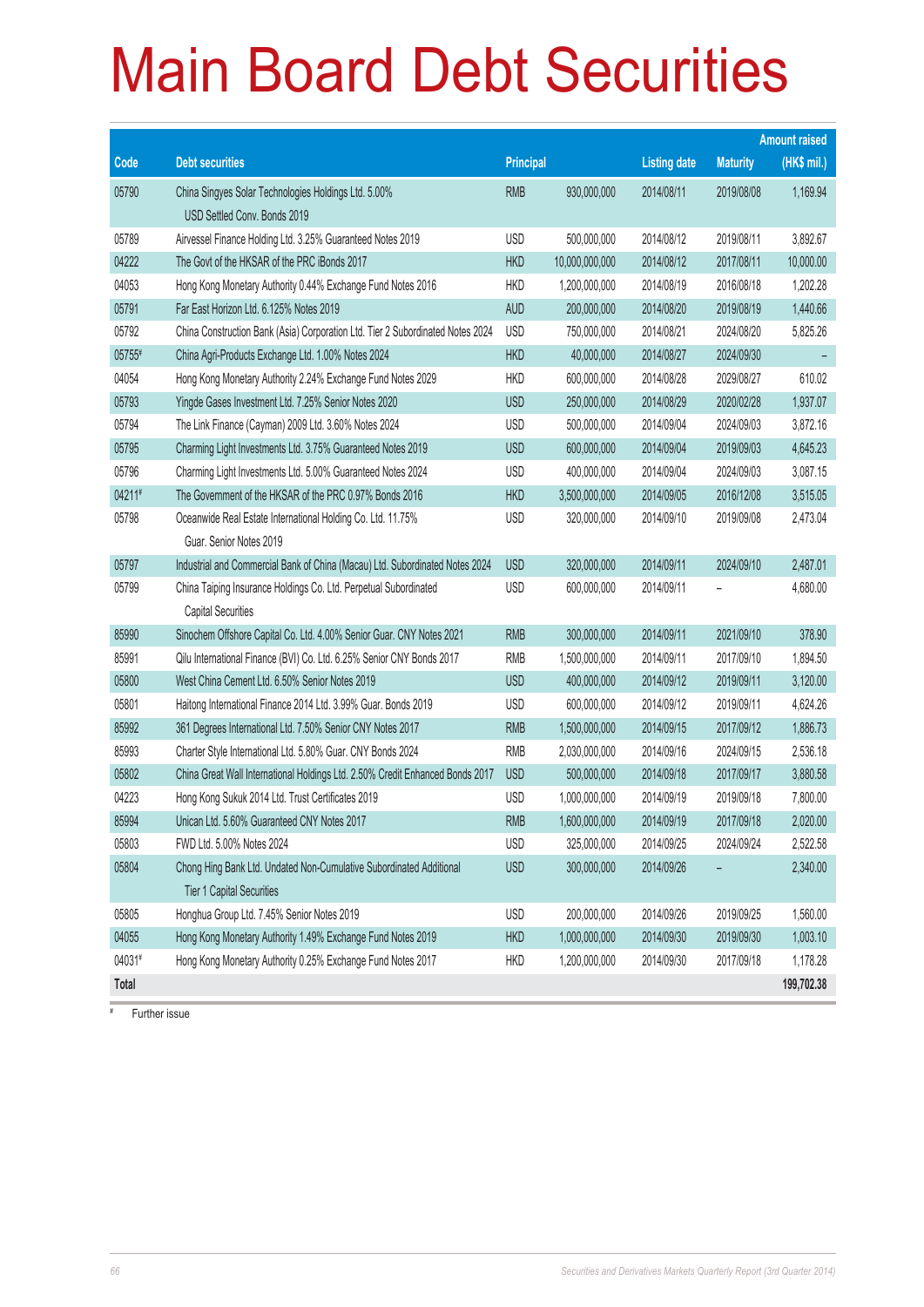# Main Board Debt Securities

| Code | Debt securities | Principal | | Listing date | Maturity | Amount raised (HK$ mil.) |
|---|---|---|---|---|---|---|
| 05790 | China Singyes Solar Technologies Holdings Ltd. 5.00% USD Settled Conv. Bonds 2019 | RMB | 930,000,000 | 2014/08/11 | 2019/08/08 | 1,169.94 |
| 05789 | Airvessel Finance Holding Ltd. 3.25% Guaranteed Notes 2019 | USD | 500,000,000 | 2014/08/12 | 2019/08/11 | 3,892.67 |
| 04222 | The Govt of the HKSAR of the PRC iBonds 2017 | HKD | 10,000,000,000 | 2014/08/12 | 2017/08/11 | 10,000.00 |
| 04053 | Hong Kong Monetary Authority 0.44% Exchange Fund Notes 2016 | HKD | 1,200,000,000 | 2014/08/19 | 2016/08/18 | 1,202.28 |
| 05791 | Far East Horizon Ltd. 6.125% Notes 2019 | AUD | 200,000,000 | 2014/08/20 | 2019/08/19 | 1,440.66 |
| 05792 | China Construction Bank (Asia) Corporation Ltd. Tier 2 Subordinated Notes 2024 | USD | 750,000,000 | 2014/08/21 | 2024/08/20 | 5,825.26 |
| 05755# | China Agri-Products Exchange Ltd. 1.00% Notes 2024 | HKD | 40,000,000 | 2014/08/27 | 2024/09/30 | – |
| 04054 | Hong Kong Monetary Authority 2.24% Exchange Fund Notes 2029 | HKD | 600,000,000 | 2014/08/28 | 2029/08/27 | 610.02 |
| 05793 | Yingde Gases Investment Ltd. 7.25% Senior Notes 2020 | USD | 250,000,000 | 2014/08/29 | 2020/02/28 | 1,937.07 |
| 05794 | The Link Finance (Cayman) 2009 Ltd. 3.60% Notes 2024 | USD | 500,000,000 | 2014/09/04 | 2024/09/03 | 3,872.16 |
| 05795 | Charming Light Investments Ltd. 3.75% Guaranteed Notes 2019 | USD | 600,000,000 | 2014/09/04 | 2019/09/03 | 4,645.23 |
| 05796 | Charming Light Investments Ltd. 5.00% Guaranteed Notes 2024 | USD | 400,000,000 | 2014/09/04 | 2024/09/03 | 3,087.15 |
| 04211# | The Government of the HKSAR of the PRC 0.97% Bonds 2016 | HKD | 3,500,000,000 | 2014/09/05 | 2016/12/08 | 3,515.05 |
| 05798 | Oceanwide Real Estate International Holding Co. Ltd. 11.75% Guar. Senior Notes 2019 | USD | 320,000,000 | 2014/09/10 | 2019/09/08 | 2,473.04 |
| 05797 | Industrial and Commercial Bank of China (Macau) Ltd. Subordinated Notes 2024 | USD | 320,000,000 | 2014/09/11 | 2024/09/10 | 2,487.01 |
| 05799 | China Taiping Insurance Holdings Co. Ltd. Perpetual Subordinated Capital Securities | USD | 600,000,000 | 2014/09/11 | – | 4,680.00 |
| 85990 | Sinochem Offshore Capital Co. Ltd. 4.00% Senior Guar. CNY Notes 2021 | RMB | 300,000,000 | 2014/09/11 | 2021/09/10 | 378.90 |
| 85991 | Qilu International Finance (BVI) Co. Ltd. 6.25% Senior CNY Bonds 2017 | RMB | 1,500,000,000 | 2014/09/11 | 2017/09/10 | 1,894.50 |
| 05800 | West China Cement Ltd. 6.50% Senior Notes 2019 | USD | 400,000,000 | 2014/09/12 | 2019/09/11 | 3,120.00 |
| 05801 | Haitong International Finance 2014 Ltd. 3.99% Guar. Bonds 2019 | USD | 600,000,000 | 2014/09/12 | 2019/09/11 | 4,624.26 |
| 85992 | 361 Degrees International Ltd. 7.50% Senior CNY Notes 2017 | RMB | 1,500,000,000 | 2014/09/15 | 2017/09/12 | 1,886.73 |
| 85993 | Charter Style International Ltd. 5.80% Guar. CNY Bonds 2024 | RMB | 2,030,000,000 | 2014/09/16 | 2024/09/15 | 2,536.18 |
| 05802 | China Great Wall International Holdings Ltd. 2.50% Credit Enhanced Bonds 2017 | USD | 500,000,000 | 2014/09/18 | 2017/09/17 | 3,880.58 |
| 04223 | Hong Kong Sukuk 2014 Ltd. Trust Certificates 2019 | USD | 1,000,000,000 | 2014/09/19 | 2019/09/18 | 7,800.00 |
| 85994 | Unican Ltd. 5.60% Guaranteed CNY Notes 2017 | RMB | 1,600,000,000 | 2014/09/19 | 2017/09/18 | 2,020.00 |
| 05803 | FWD Ltd. 5.00% Notes 2024 | USD | 325,000,000 | 2014/09/25 | 2024/09/24 | 2,522.58 |
| 05804 | Chong Hing Bank Ltd. Undated Non-Cumulative Subordinated Additional Tier 1 Capital Securities | USD | 300,000,000 | 2014/09/26 | – | 2,340.00 |
| 05805 | Honghua Group Ltd. 7.45% Senior Notes 2019 | USD | 200,000,000 | 2014/09/26 | 2019/09/25 | 1,560.00 |
| 04055 | Hong Kong Monetary Authority 1.49% Exchange Fund Notes 2019 | HKD | 1,000,000,000 | 2014/09/30 | 2019/09/30 | 1,003.10 |
| 04031# | Hong Kong Monetary Authority 0.25% Exchange Fund Notes 2017 | HKD | 1,200,000,000 | 2014/09/30 | 2017/09/18 | 1,178.28 |
| **Total** | | | | | | **199,702.38** |

# Further issue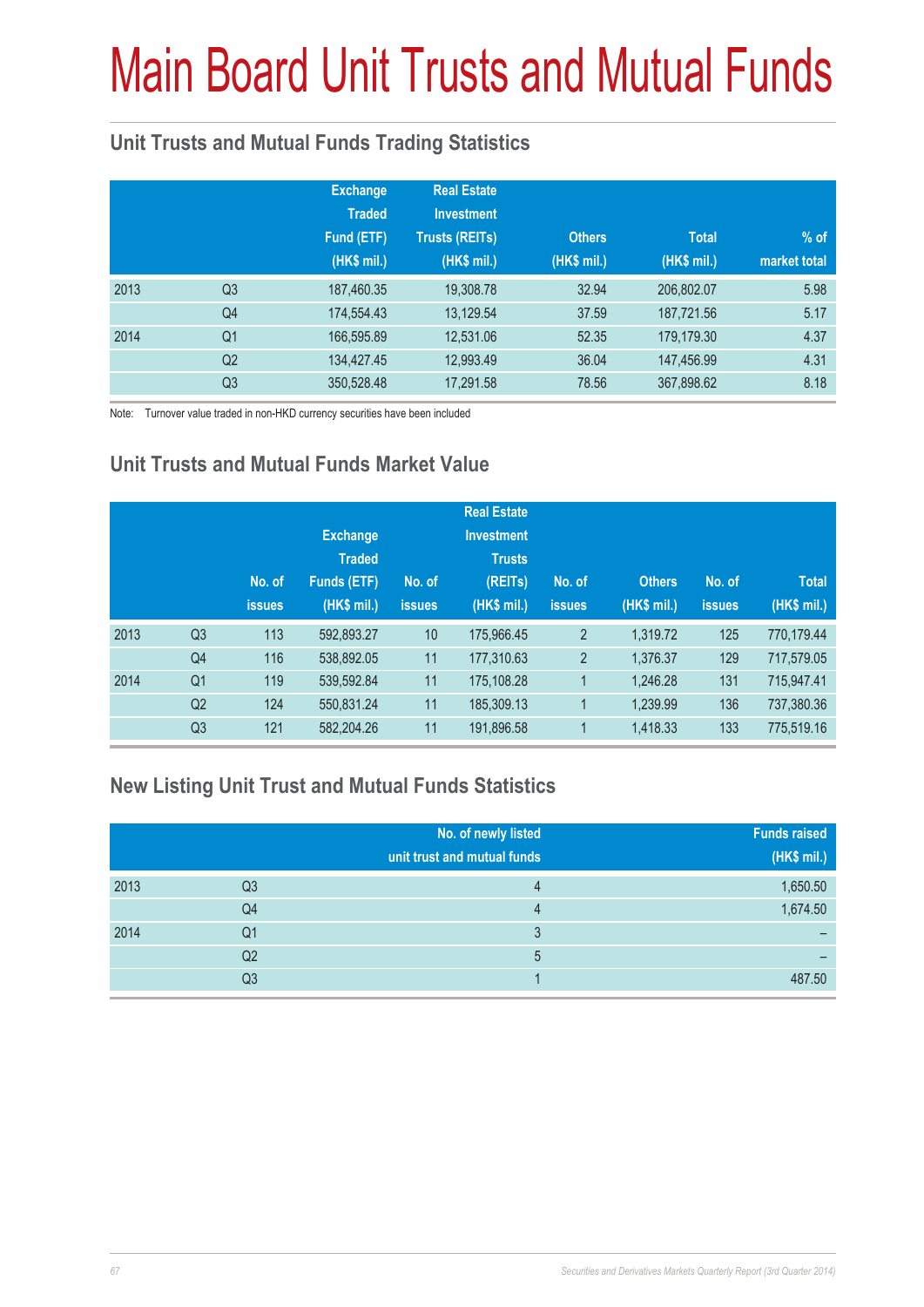# Main Board Unit Trusts and Mutual Funds

## Unit Trusts and Mutual Funds Trading Statistics

| | | Exchange Traded Fund (ETF) (HK$ mil.) | Real Estate Investment Trusts (REITs) (HK$ mil.) | Others (HK$ mil.) | Total (HK$ mil.) | % of market total |
|---|---|---|---|---|---|---|
| 2013 | Q3 | 187,460.35 | 19,308.78 | 32.94 | 206,802.07 | 5.98 |
| | Q4 | 174,554.43 | 13,129.54 | 37.59 | 187,721.56 | 5.17 |
| 2014 | Q1 | 166,595.89 | 12,531.06 | 52.35 | 179,179.30 | 4.37 |
| | Q2 | 134,427.45 | 12,993.49 | 36.04 | 147,456.99 | 4.31 |
| | Q3 | 350,528.48 | 17,291.58 | 78.56 | 367,898.62 | 8.18 |

Note: Turnover value traded in non-HKD currency securities have been included

## Unit Trusts and Mutual Funds Market Value

| | | No. of issues | Exchange Traded Funds (ETF) (HK$ mil.) | No. of issues | Real Estate Investment Trusts (REITs) (HK$ mil.) | No. of issues | Others (HK$ mil.) | No. of issues | Total (HK$ mil.) |
|---|---|---|---|---|---|---|---|---|---|
| 2013 | Q3 | 113 | 592,893.27 | 10 | 175,966.45 | 2 | 1,319.72 | 125 | 770,179.44 |
| | Q4 | 116 | 538,892.05 | 11 | 177,310.63 | 2 | 1,376.37 | 129 | 717,579.05 |
| 2014 | Q1 | 119 | 539,592.84 | 11 | 175,108.28 | 1 | 1,246.28 | 131 | 715,947.41 |
| | Q2 | 124 | 550,831.24 | 11 | 185,309.13 | 1 | 1,239.99 | 136 | 737,380.36 |
| | Q3 | 121 | 582,204.26 | 11 | 191,896.58 | 1 | 1,418.33 | 133 | 775,519.16 |

## New Listing Unit Trust and Mutual Funds Statistics

| | | No. of newly listed unit trust and mutual funds | Funds raised (HK$ mil.) |
|---|---|---|---|
| 2013 | Q3 | 4 | 1,650.50 |
| | Q4 | 4 | 1,674.50 |
| 2014 | Q1 | 3 | – |
| | Q2 | 5 | – |
| | Q3 | 1 | 487.50 |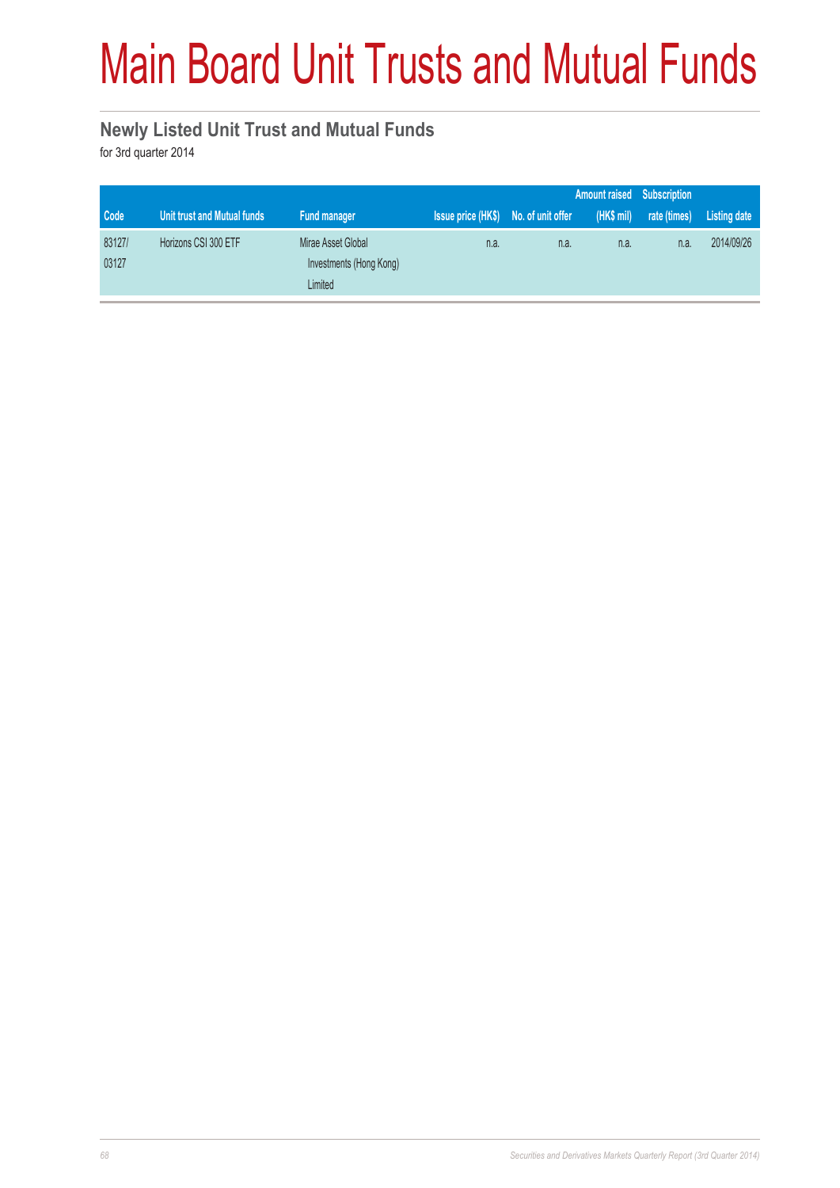# Main Board Unit Trusts and Mutual Funds

## Newly Listed Unit Trust and Mutual Funds

for 3rd quarter 2014

| Code | Unit trust and Mutual funds | Fund manager | Issue price (HK$) | No. of unit offer | Amount raised (HK$ mil) | Subscription rate (times) | Listing date |
|---|---|---|---|---|---|---|---|
| 83127/ 03127 | Horizons CSI 300 ETF | Mirae Asset Global Investments (Hong Kong) Limited | n.a. | n.a. | n.a. | n.a. | 2014/09/26 |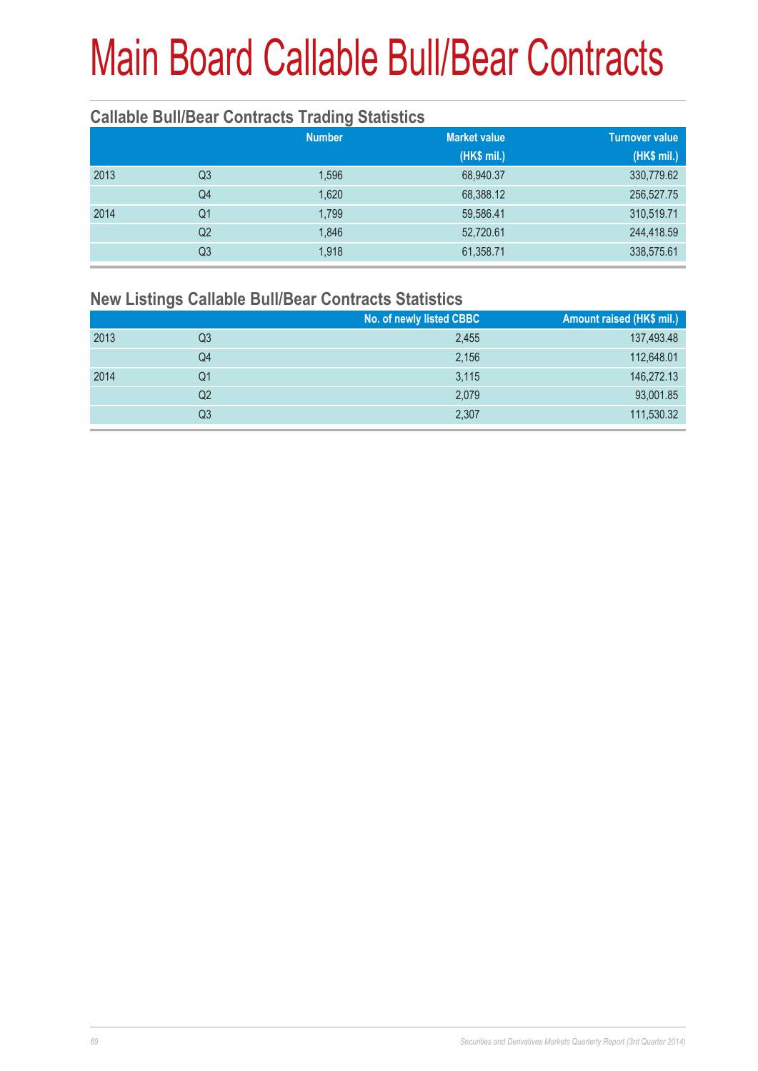# Main Board Callable Bull/Bear Contracts

## Callable Bull/Bear Contracts Trading Statistics

| | | Number | Market value (HK$ mil.) | Turnover value (HK$ mil.) |
|---|---|---|---|---|
| 2013 | Q3 | 1,596 | 68,940.37 | 330,779.62 |
| | Q4 | 1,620 | 68,388.12 | 256,527.75 |
| 2014 | Q1 | 1,799 | 59,586.41 | 310,519.71 |
| | Q2 | 1,846 | 52,720.61 | 244,418.59 |
| | Q3 | 1,918 | 61,358.71 | 338,575.61 |

## New Listings Callable Bull/Bear Contracts Statistics

| | | No. of newly listed CBBC | Amount raised (HK$ mil.) |
|---|---|---|---|
| 2013 | Q3 | 2,455 | 137,493.48 |
| | Q4 | 2,156 | 112,648.01 |
| 2014 | Q1 | 3,115 | 146,272.13 |
| | Q2 | 2,079 | 93,001.85 |
| | Q3 | 2,307 | 111,530.32 |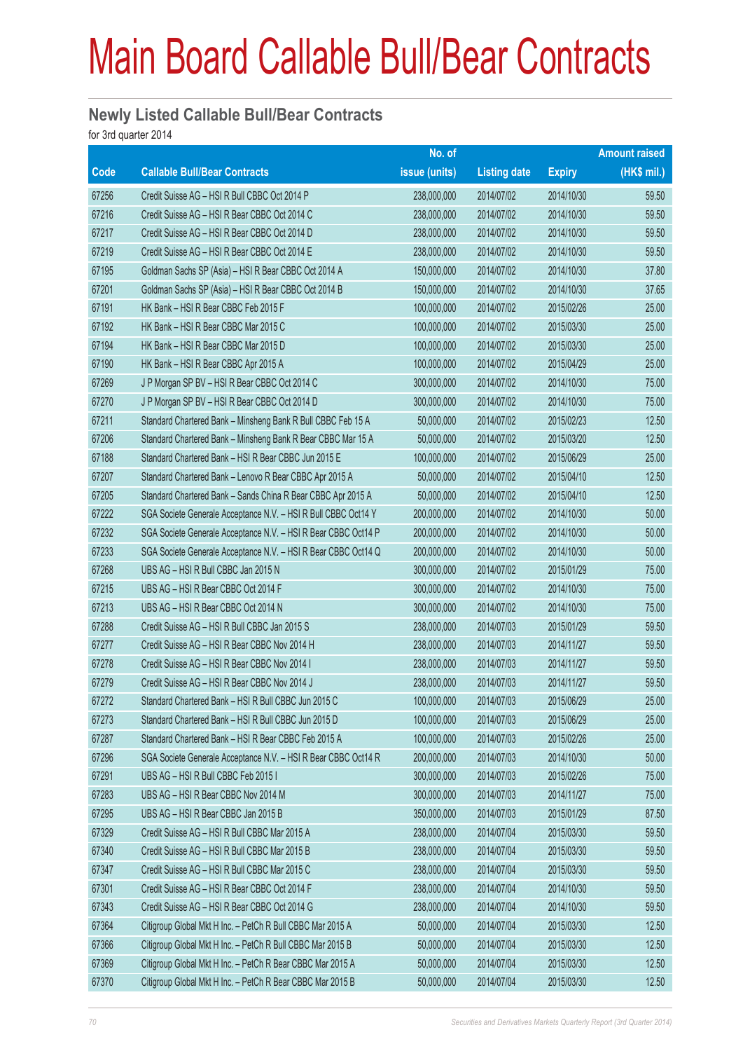# Main Board Callable Bull/Bear Contracts

## Newly Listed Callable Bull/Bear Contracts

for 3rd quarter 2014

| Code | Callable Bull/Bear Contracts | No. of issue (units) | Listing date | Expiry | Amount raised (HK$ mil.) |
|---|---|---|---|---|---|
| 67256 | Credit Suisse AG – HSI R Bull CBBC Oct 2014 P | 238,000,000 | 2014/07/02 | 2014/10/30 | 59.50 |
| 67216 | Credit Suisse AG – HSI R Bear CBBC Oct 2014 C | 238,000,000 | 2014/07/02 | 2014/10/30 | 59.50 |
| 67217 | Credit Suisse AG – HSI R Bear CBBC Oct 2014 D | 238,000,000 | 2014/07/02 | 2014/10/30 | 59.50 |
| 67219 | Credit Suisse AG – HSI R Bear CBBC Oct 2014 E | 238,000,000 | 2014/07/02 | 2014/10/30 | 59.50 |
| 67195 | Goldman Sachs SP (Asia) – HSI R Bear CBBC Oct 2014 A | 150,000,000 | 2014/07/02 | 2014/10/30 | 37.80 |
| 67201 | Goldman Sachs SP (Asia) – HSI R Bear CBBC Oct 2014 B | 150,000,000 | 2014/07/02 | 2014/10/30 | 37.65 |
| 67191 | HK Bank – HSI R Bear CBBC Feb 2015 F | 100,000,000 | 2014/07/02 | 2015/02/26 | 25.00 |
| 67192 | HK Bank – HSI R Bear CBBC Mar 2015 C | 100,000,000 | 2014/07/02 | 2015/03/30 | 25.00 |
| 67194 | HK Bank – HSI R Bear CBBC Mar 2015 D | 100,000,000 | 2014/07/02 | 2015/03/30 | 25.00 |
| 67190 | HK Bank – HSI R Bear CBBC Apr 2015 A | 100,000,000 | 2014/07/02 | 2015/04/29 | 25.00 |
| 67269 | J P Morgan SP BV – HSI R Bear CBBC Oct 2014 C | 300,000,000 | 2014/07/02 | 2014/10/30 | 75.00 |
| 67270 | J P Morgan SP BV – HSI R Bear CBBC Oct 2014 D | 300,000,000 | 2014/07/02 | 2014/10/30 | 75.00 |
| 67211 | Standard Chartered Bank – Minsheng Bank R Bull CBBC Feb 15 A | 50,000,000 | 2014/07/02 | 2015/02/23 | 12.50 |
| 67206 | Standard Chartered Bank – Minsheng Bank R Bear CBBC Mar 15 A | 50,000,000 | 2014/07/02 | 2015/03/20 | 12.50 |
| 67188 | Standard Chartered Bank – HSI R Bear CBBC Jun 2015 E | 100,000,000 | 2014/07/02 | 2015/06/29 | 25.00 |
| 67207 | Standard Chartered Bank – Lenovo R Bear CBBC Apr 2015 A | 50,000,000 | 2014/07/02 | 2015/04/10 | 12.50 |
| 67205 | Standard Chartered Bank – Sands China R Bear CBBC Apr 2015 A | 50,000,000 | 2014/07/02 | 2015/04/10 | 12.50 |
| 67222 | SGA Societe Generale Acceptance N.V. – HSI R Bull CBBC Oct14 Y | 200,000,000 | 2014/07/02 | 2014/10/30 | 50.00 |
| 67232 | SGA Societe Generale Acceptance N.V. – HSI R Bear CBBC Oct14 P | 200,000,000 | 2014/07/02 | 2014/10/30 | 50.00 |
| 67233 | SGA Societe Generale Acceptance N.V. – HSI R Bear CBBC Oct14 Q | 200,000,000 | 2014/07/02 | 2014/10/30 | 50.00 |
| 67268 | UBS AG – HSI R Bull CBBC Jan 2015 N | 300,000,000 | 2014/07/02 | 2015/01/29 | 75.00 |
| 67215 | UBS AG – HSI R Bear CBBC Oct 2014 F | 300,000,000 | 2014/07/02 | 2014/10/30 | 75.00 |
| 67213 | UBS AG – HSI R Bear CBBC Oct 2014 N | 300,000,000 | 2014/07/02 | 2014/10/30 | 75.00 |
| 67288 | Credit Suisse AG – HSI R Bull CBBC Jan 2015 S | 238,000,000 | 2014/07/03 | 2015/01/29 | 59.50 |
| 67277 | Credit Suisse AG – HSI R Bear CBBC Nov 2014 H | 238,000,000 | 2014/07/03 | 2014/11/27 | 59.50 |
| 67278 | Credit Suisse AG – HSI R Bear CBBC Nov 2014 I | 238,000,000 | 2014/07/03 | 2014/11/27 | 59.50 |
| 67279 | Credit Suisse AG – HSI R Bear CBBC Nov 2014 J | 238,000,000 | 2014/07/03 | 2014/11/27 | 59.50 |
| 67272 | Standard Chartered Bank – HSI R Bull CBBC Jun 2015 C | 100,000,000 | 2014/07/03 | 2015/06/29 | 25.00 |
| 67273 | Standard Chartered Bank – HSI R Bull CBBC Jun 2015 D | 100,000,000 | 2014/07/03 | 2015/06/29 | 25.00 |
| 67287 | Standard Chartered Bank – HSI R Bear CBBC Feb 2015 A | 100,000,000 | 2014/07/03 | 2015/02/26 | 25.00 |
| 67296 | SGA Societe Generale Acceptance N.V. – HSI R Bear CBBC Oct14 R | 200,000,000 | 2014/07/03 | 2014/10/30 | 50.00 |
| 67291 | UBS AG – HSI R Bull CBBC Feb 2015 I | 300,000,000 | 2014/07/03 | 2015/02/26 | 75.00 |
| 67283 | UBS AG – HSI R Bear CBBC Nov 2014 M | 300,000,000 | 2014/07/03 | 2014/11/27 | 75.00 |
| 67295 | UBS AG – HSI R Bear CBBC Jan 2015 B | 350,000,000 | 2014/07/03 | 2015/01/29 | 87.50 |
| 67329 | Credit Suisse AG – HSI R Bull CBBC Mar 2015 A | 238,000,000 | 2014/07/04 | 2015/03/30 | 59.50 |
| 67340 | Credit Suisse AG – HSI R Bull CBBC Mar 2015 B | 238,000,000 | 2014/07/04 | 2015/03/30 | 59.50 |
| 67347 | Credit Suisse AG – HSI R Bull CBBC Mar 2015 C | 238,000,000 | 2014/07/04 | 2015/03/30 | 59.50 |
| 67301 | Credit Suisse AG – HSI R Bear CBBC Oct 2014 F | 238,000,000 | 2014/07/04 | 2014/10/30 | 59.50 |
| 67343 | Credit Suisse AG – HSI R Bear CBBC Oct 2014 G | 238,000,000 | 2014/07/04 | 2014/10/30 | 59.50 |
| 67364 | Citigroup Global Mkt H Inc. – PetCh R Bull CBBC Mar 2015 A | 50,000,000 | 2014/07/04 | 2015/03/30 | 12.50 |
| 67366 | Citigroup Global Mkt H Inc. – PetCh R Bull CBBC Mar 2015 B | 50,000,000 | 2014/07/04 | 2015/03/30 | 12.50 |
| 67369 | Citigroup Global Mkt H Inc. – PetCh R Bear CBBC Mar 2015 A | 50,000,000 | 2014/07/04 | 2015/03/30 | 12.50 |
| 67370 | Citigroup Global Mkt H Inc. – PetCh R Bear CBBC Mar 2015 B | 50,000,000 | 2014/07/04 | 2015/03/30 | 12.50 |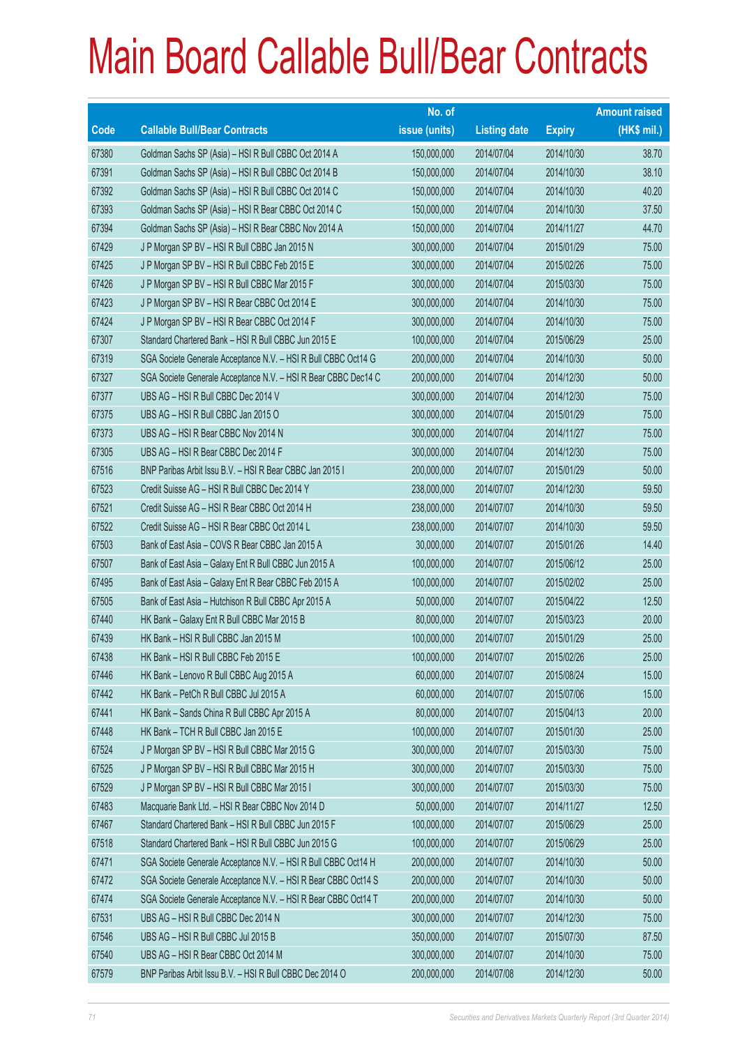# Main Board Callable Bull/Bear Contracts

| Code | Callable Bull/Bear Contracts | No. of issue (units) | Listing date | Expiry | Amount raised (HK$ mil.) |
|---|---|---|---|---|---|
| 67380 | Goldman Sachs SP (Asia) – HSI R Bull CBBC Oct 2014 A | 150,000,000 | 2014/07/04 | 2014/10/30 | 38.70 |
| 67391 | Goldman Sachs SP (Asia) – HSI R Bull CBBC Oct 2014 B | 150,000,000 | 2014/07/04 | 2014/10/30 | 38.10 |
| 67392 | Goldman Sachs SP (Asia) – HSI R Bull CBBC Oct 2014 C | 150,000,000 | 2014/07/04 | 2014/10/30 | 40.20 |
| 67393 | Goldman Sachs SP (Asia) – HSI R Bear CBBC Oct 2014 C | 150,000,000 | 2014/07/04 | 2014/10/30 | 37.50 |
| 67394 | Goldman Sachs SP (Asia) – HSI R Bear CBBC Nov 2014 A | 150,000,000 | 2014/07/04 | 2014/11/27 | 44.70 |
| 67429 | J P Morgan SP BV – HSI R Bull CBBC Jan 2015 N | 300,000,000 | 2014/07/04 | 2015/01/29 | 75.00 |
| 67425 | J P Morgan SP BV – HSI R Bull CBBC Feb 2015 E | 300,000,000 | 2014/07/04 | 2015/02/26 | 75.00 |
| 67426 | J P Morgan SP BV – HSI R Bull CBBC Mar 2015 F | 300,000,000 | 2014/07/04 | 2015/03/30 | 75.00 |
| 67423 | J P Morgan SP BV – HSI R Bear CBBC Oct 2014 E | 300,000,000 | 2014/07/04 | 2014/10/30 | 75.00 |
| 67424 | J P Morgan SP BV – HSI R Bear CBBC Oct 2014 F | 300,000,000 | 2014/07/04 | 2014/10/30 | 75.00 |
| 67307 | Standard Chartered Bank – HSI R Bull CBBC Jun 2015 E | 100,000,000 | 2014/07/04 | 2015/06/29 | 25.00 |
| 67319 | SGA Societe Generale Acceptance N.V. – HSI R Bull CBBC Oct14 G | 200,000,000 | 2014/07/04 | 2014/10/30 | 50.00 |
| 67327 | SGA Societe Generale Acceptance N.V. – HSI R Bear CBBC Dec14 C | 200,000,000 | 2014/07/04 | 2014/12/30 | 50.00 |
| 67377 | UBS AG – HSI R Bull CBBC Dec 2014 V | 300,000,000 | 2014/07/04 | 2014/12/30 | 75.00 |
| 67375 | UBS AG – HSI R Bull CBBC Jan 2015 O | 300,000,000 | 2014/07/04 | 2015/01/29 | 75.00 |
| 67373 | UBS AG – HSI R Bear CBBC Nov 2014 N | 300,000,000 | 2014/07/04 | 2014/11/27 | 75.00 |
| 67305 | UBS AG – HSI R Bear CBBC Dec 2014 F | 300,000,000 | 2014/07/04 | 2014/12/30 | 75.00 |
| 67516 | BNP Paribas Arbit Issu B.V. – HSI R Bear CBBC Jan 2015 I | 200,000,000 | 2014/07/07 | 2015/01/29 | 50.00 |
| 67523 | Credit Suisse AG – HSI R Bull CBBC Dec 2014 Y | 238,000,000 | 2014/07/07 | 2014/12/30 | 59.50 |
| 67521 | Credit Suisse AG – HSI R Bear CBBC Oct 2014 H | 238,000,000 | 2014/07/07 | 2014/10/30 | 59.50 |
| 67522 | Credit Suisse AG – HSI R Bear CBBC Oct 2014 L | 238,000,000 | 2014/07/07 | 2014/10/30 | 59.50 |
| 67503 | Bank of East Asia – COVS R Bear CBBC Jan 2015 A | 30,000,000 | 2014/07/07 | 2015/01/26 | 14.40 |
| 67507 | Bank of East Asia – Galaxy Ent R Bull CBBC Jun 2015 A | 100,000,000 | 2014/07/07 | 2015/06/12 | 25.00 |
| 67495 | Bank of East Asia – Galaxy Ent R Bear CBBC Feb 2015 A | 100,000,000 | 2014/07/07 | 2015/02/02 | 25.00 |
| 67505 | Bank of East Asia – Hutchison R Bull CBBC Apr 2015 A | 50,000,000 | 2014/07/07 | 2015/04/22 | 12.50 |
| 67440 | HK Bank – Galaxy Ent R Bull CBBC Mar 2015 B | 80,000,000 | 2014/07/07 | 2015/03/23 | 20.00 |
| 67439 | HK Bank – HSI R Bull CBBC Jan 2015 M | 100,000,000 | 2014/07/07 | 2015/01/29 | 25.00 |
| 67438 | HK Bank – HSI R Bull CBBC Feb 2015 E | 100,000,000 | 2014/07/07 | 2015/02/26 | 25.00 |
| 67446 | HK Bank – Lenovo R Bull CBBC Aug 2015 A | 60,000,000 | 2014/07/07 | 2015/08/24 | 15.00 |
| 67442 | HK Bank – PetCh R Bull CBBC Jul 2015 A | 60,000,000 | 2014/07/07 | 2015/07/06 | 15.00 |
| 67441 | HK Bank – Sands China R Bull CBBC Apr 2015 A | 80,000,000 | 2014/07/07 | 2015/04/13 | 20.00 |
| 67448 | HK Bank – TCH R Bull CBBC Jan 2015 E | 100,000,000 | 2014/07/07 | 2015/01/30 | 25.00 |
| 67524 | J P Morgan SP BV – HSI R Bull CBBC Mar 2015 G | 300,000,000 | 2014/07/07 | 2015/03/30 | 75.00 |
| 67525 | J P Morgan SP BV – HSI R Bull CBBC Mar 2015 H | 300,000,000 | 2014/07/07 | 2015/03/30 | 75.00 |
| 67529 | J P Morgan SP BV – HSI R Bull CBBC Mar 2015 I | 300,000,000 | 2014/07/07 | 2015/03/30 | 75.00 |
| 67483 | Macquarie Bank Ltd. – HSI R Bear CBBC Nov 2014 D | 50,000,000 | 2014/07/07 | 2014/11/27 | 12.50 |
| 67467 | Standard Chartered Bank – HSI R Bull CBBC Jun 2015 F | 100,000,000 | 2014/07/07 | 2015/06/29 | 25.00 |
| 67518 | Standard Chartered Bank – HSI R Bull CBBC Jun 2015 G | 100,000,000 | 2014/07/07 | 2015/06/29 | 25.00 |
| 67471 | SGA Societe Generale Acceptance N.V. – HSI R Bull CBBC Oct14 H | 200,000,000 | 2014/07/07 | 2014/10/30 | 50.00 |
| 67472 | SGA Societe Generale Acceptance N.V. – HSI R Bear CBBC Oct14 S | 200,000,000 | 2014/07/07 | 2014/10/30 | 50.00 |
| 67474 | SGA Societe Generale Acceptance N.V. – HSI R Bear CBBC Oct14 T | 200,000,000 | 2014/07/07 | 2014/10/30 | 50.00 |
| 67531 | UBS AG – HSI R Bull CBBC Dec 2014 N | 300,000,000 | 2014/07/07 | 2014/12/30 | 75.00 |
| 67546 | UBS AG – HSI R Bull CBBC Jul 2015 B | 350,000,000 | 2014/07/07 | 2015/07/30 | 87.50 |
| 67540 | UBS AG – HSI R Bear CBBC Oct 2014 M | 300,000,000 | 2014/07/07 | 2014/10/30 | 75.00 |
| 67579 | BNP Paribas Arbit Issu B.V. – HSI R Bull CBBC Dec 2014 O | 200,000,000 | 2014/07/08 | 2014/12/30 | 50.00 |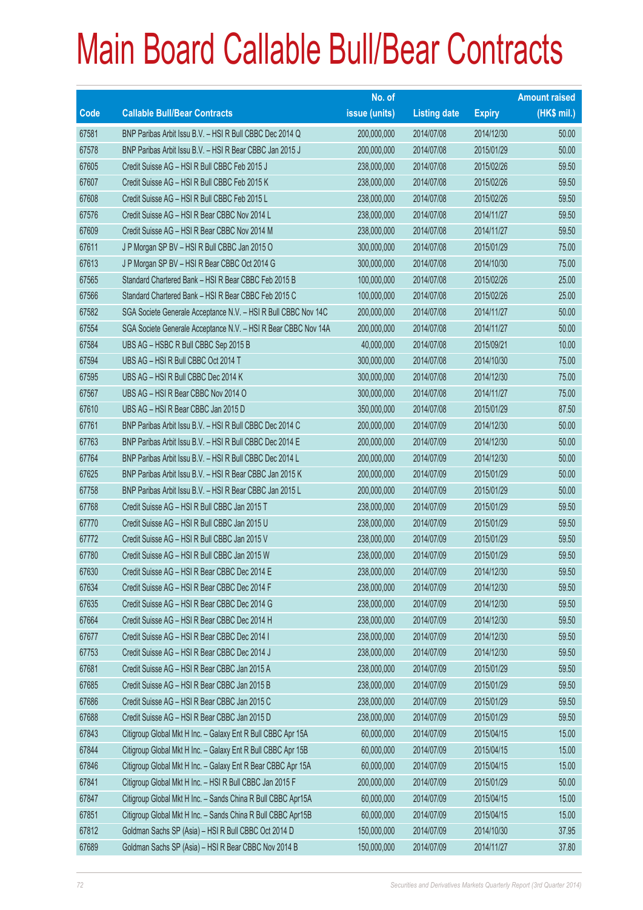# Main Board Callable Bull/Bear Contracts

| Code | Callable Bull/Bear Contracts | No. of issue (units) | Listing date | Expiry | Amount raised (HK$ mil.) |
|---|---|---|---|---|---|
| 67581 | BNP Paribas Arbit Issu B.V. – HSI R Bull CBBC Dec 2014 Q | 200,000,000 | 2014/07/08 | 2014/12/30 | 50.00 |
| 67578 | BNP Paribas Arbit Issu B.V. – HSI R Bear CBBC Jan 2015 J | 200,000,000 | 2014/07/08 | 2015/01/29 | 50.00 |
| 67605 | Credit Suisse AG – HSI R Bull CBBC Feb 2015 J | 238,000,000 | 2014/07/08 | 2015/02/26 | 59.50 |
| 67607 | Credit Suisse AG – HSI R Bull CBBC Feb 2015 K | 238,000,000 | 2014/07/08 | 2015/02/26 | 59.50 |
| 67608 | Credit Suisse AG – HSI R Bull CBBC Feb 2015 L | 238,000,000 | 2014/07/08 | 2015/02/26 | 59.50 |
| 67576 | Credit Suisse AG – HSI R Bear CBBC Nov 2014 L | 238,000,000 | 2014/07/08 | 2014/11/27 | 59.50 |
| 67609 | Credit Suisse AG – HSI R Bear CBBC Nov 2014 M | 238,000,000 | 2014/07/08 | 2014/11/27 | 59.50 |
| 67611 | J P Morgan SP BV – HSI R Bull CBBC Jan 2015 O | 300,000,000 | 2014/07/08 | 2015/01/29 | 75.00 |
| 67613 | J P Morgan SP BV – HSI R Bear CBBC Oct 2014 G | 300,000,000 | 2014/07/08 | 2014/10/30 | 75.00 |
| 67565 | Standard Chartered Bank – HSI R Bear CBBC Feb 2015 B | 100,000,000 | 2014/07/08 | 2015/02/26 | 25.00 |
| 67566 | Standard Chartered Bank – HSI R Bear CBBC Feb 2015 C | 100,000,000 | 2014/07/08 | 2015/02/26 | 25.00 |
| 67582 | SGA Societe Generale Acceptance N.V. – HSI R Bull CBBC Nov 14C | 200,000,000 | 2014/07/08 | 2014/11/27 | 50.00 |
| 67554 | SGA Societe Generale Acceptance N.V. – HSI R Bear CBBC Nov 14A | 200,000,000 | 2014/07/08 | 2014/11/27 | 50.00 |
| 67584 | UBS AG – HSBC R Bull CBBC Sep 2015 B | 40,000,000 | 2014/07/08 | 2015/09/21 | 10.00 |
| 67594 | UBS AG – HSI R Bull CBBC Oct 2014 T | 300,000,000 | 2014/07/08 | 2014/10/30 | 75.00 |
| 67595 | UBS AG – HSI R Bull CBBC Dec 2014 K | 300,000,000 | 2014/07/08 | 2014/12/30 | 75.00 |
| 67567 | UBS AG – HSI R Bear CBBC Nov 2014 O | 300,000,000 | 2014/07/08 | 2014/11/27 | 75.00 |
| 67610 | UBS AG – HSI R Bear CBBC Jan 2015 D | 350,000,000 | 2014/07/08 | 2015/01/29 | 87.50 |
| 67761 | BNP Paribas Arbit Issu B.V. – HSI R Bull CBBC Dec 2014 C | 200,000,000 | 2014/07/09 | 2014/12/30 | 50.00 |
| 67763 | BNP Paribas Arbit Issu B.V. – HSI R Bull CBBC Dec 2014 E | 200,000,000 | 2014/07/09 | 2014/12/30 | 50.00 |
| 67764 | BNP Paribas Arbit Issu B.V. – HSI R Bull CBBC Dec 2014 L | 200,000,000 | 2014/07/09 | 2014/12/30 | 50.00 |
| 67625 | BNP Paribas Arbit Issu B.V. – HSI R Bear CBBC Jan 2015 K | 200,000,000 | 2014/07/09 | 2015/01/29 | 50.00 |
| 67758 | BNP Paribas Arbit Issu B.V. – HSI R Bear CBBC Jan 2015 L | 200,000,000 | 2014/07/09 | 2015/01/29 | 50.00 |
| 67768 | Credit Suisse AG – HSI R Bull CBBC Jan 2015 T | 238,000,000 | 2014/07/09 | 2015/01/29 | 59.50 |
| 67770 | Credit Suisse AG – HSI R Bull CBBC Jan 2015 U | 238,000,000 | 2014/07/09 | 2015/01/29 | 59.50 |
| 67772 | Credit Suisse AG – HSI R Bull CBBC Jan 2015 V | 238,000,000 | 2014/07/09 | 2015/01/29 | 59.50 |
| 67780 | Credit Suisse AG – HSI R Bull CBBC Jan 2015 W | 238,000,000 | 2014/07/09 | 2015/01/29 | 59.50 |
| 67630 | Credit Suisse AG – HSI R Bear CBBC Dec 2014 E | 238,000,000 | 2014/07/09 | 2014/12/30 | 59.50 |
| 67634 | Credit Suisse AG – HSI R Bear CBBC Dec 2014 F | 238,000,000 | 2014/07/09 | 2014/12/30 | 59.50 |
| 67635 | Credit Suisse AG – HSI R Bear CBBC Dec 2014 G | 238,000,000 | 2014/07/09 | 2014/12/30 | 59.50 |
| 67664 | Credit Suisse AG – HSI R Bear CBBC Dec 2014 H | 238,000,000 | 2014/07/09 | 2014/12/30 | 59.50 |
| 67677 | Credit Suisse AG – HSI R Bear CBBC Dec 2014 I | 238,000,000 | 2014/07/09 | 2014/12/30 | 59.50 |
| 67753 | Credit Suisse AG – HSI R Bear CBBC Dec 2014 J | 238,000,000 | 2014/07/09 | 2014/12/30 | 59.50 |
| 67681 | Credit Suisse AG – HSI R Bear CBBC Jan 2015 A | 238,000,000 | 2014/07/09 | 2015/01/29 | 59.50 |
| 67685 | Credit Suisse AG – HSI R Bear CBBC Jan 2015 B | 238,000,000 | 2014/07/09 | 2015/01/29 | 59.50 |
| 67686 | Credit Suisse AG – HSI R Bear CBBC Jan 2015 C | 238,000,000 | 2014/07/09 | 2015/01/29 | 59.50 |
| 67688 | Credit Suisse AG – HSI R Bear CBBC Jan 2015 D | 238,000,000 | 2014/07/09 | 2015/01/29 | 59.50 |
| 67843 | Citigroup Global Mkt H Inc. – Galaxy Ent R Bull CBBC Apr 15A | 60,000,000 | 2014/07/09 | 2015/04/15 | 15.00 |
| 67844 | Citigroup Global Mkt H Inc. – Galaxy Ent R Bull CBBC Apr 15B | 60,000,000 | 2014/07/09 | 2015/04/15 | 15.00 |
| 67846 | Citigroup Global Mkt H Inc. – Galaxy Ent R Bear CBBC Apr 15A | 60,000,000 | 2014/07/09 | 2015/04/15 | 15.00 |
| 67841 | Citigroup Global Mkt H Inc. – HSI R Bull CBBC Jan 2015 F | 200,000,000 | 2014/07/09 | 2015/01/29 | 50.00 |
| 67847 | Citigroup Global Mkt H Inc. – Sands China R Bull CBBC Apr15A | 60,000,000 | 2014/07/09 | 2015/04/15 | 15.00 |
| 67851 | Citigroup Global Mkt H Inc. – Sands China R Bull CBBC Apr15B | 60,000,000 | 2014/07/09 | 2015/04/15 | 15.00 |
| 67812 | Goldman Sachs SP (Asia) – HSI R Bull CBBC Oct 2014 D | 150,000,000 | 2014/07/09 | 2014/10/30 | 37.95 |
| 67689 | Goldman Sachs SP (Asia) – HSI R Bear CBBC Nov 2014 B | 150,000,000 | 2014/07/09 | 2014/11/27 | 37.80 |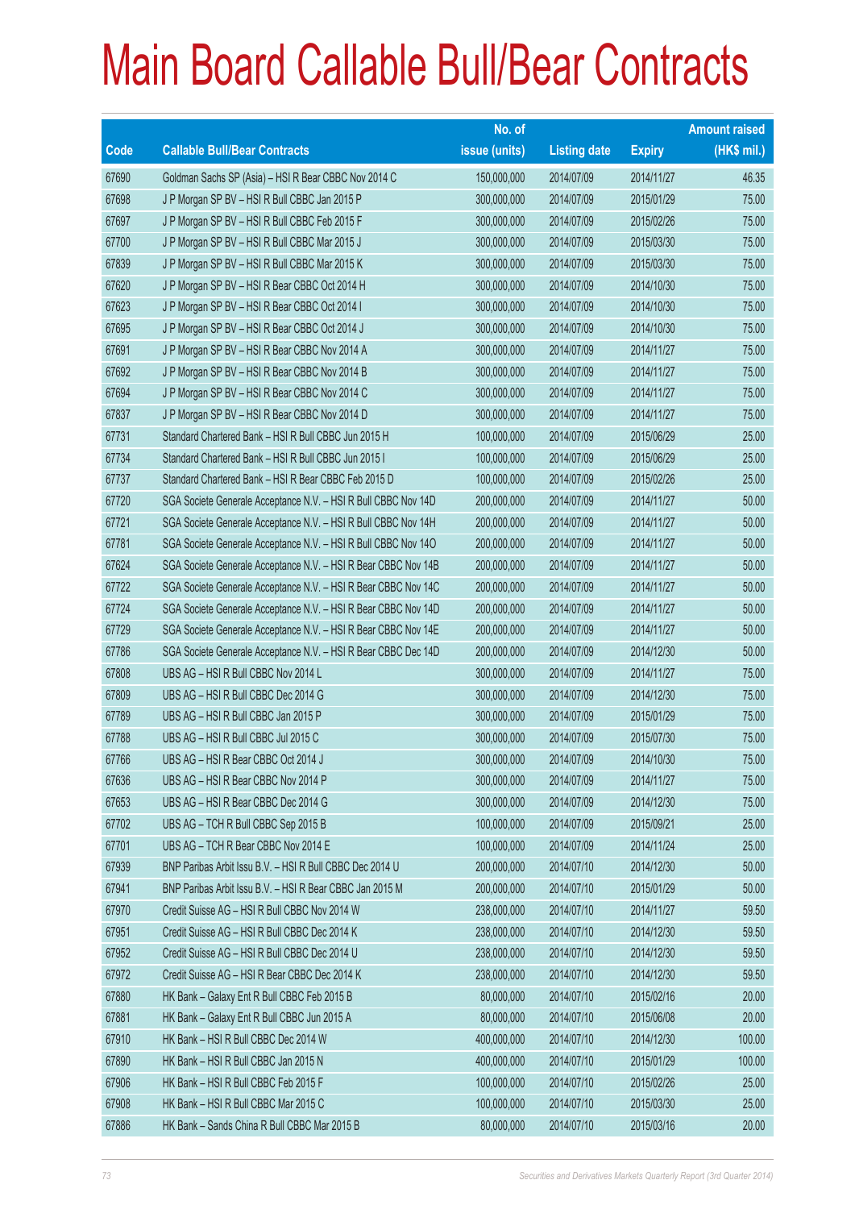# Main Board Callable Bull/Bear Contracts

| Code | Callable Bull/Bear Contracts | No. of issue (units) | Listing date | Expiry | Amount raised (HK$ mil.) |
|---|---|---|---|---|---|
| 67690 | Goldman Sachs SP (Asia) – HSI R Bear CBBC Nov 2014 C | 150,000,000 | 2014/07/09 | 2014/11/27 | 46.35 |
| 67698 | J P Morgan SP BV – HSI R Bull CBBC Jan 2015 P | 300,000,000 | 2014/07/09 | 2015/01/29 | 75.00 |
| 67697 | J P Morgan SP BV – HSI R Bull CBBC Feb 2015 F | 300,000,000 | 2014/07/09 | 2015/02/26 | 75.00 |
| 67700 | J P Morgan SP BV – HSI R Bull CBBC Mar 2015 J | 300,000,000 | 2014/07/09 | 2015/03/30 | 75.00 |
| 67839 | J P Morgan SP BV – HSI R Bull CBBC Mar 2015 K | 300,000,000 | 2014/07/09 | 2015/03/30 | 75.00 |
| 67620 | J P Morgan SP BV – HSI R Bear CBBC Oct 2014 H | 300,000,000 | 2014/07/09 | 2014/10/30 | 75.00 |
| 67623 | J P Morgan SP BV – HSI R Bear CBBC Oct 2014 I | 300,000,000 | 2014/07/09 | 2014/10/30 | 75.00 |
| 67695 | J P Morgan SP BV – HSI R Bear CBBC Oct 2014 J | 300,000,000 | 2014/07/09 | 2014/10/30 | 75.00 |
| 67691 | J P Morgan SP BV – HSI R Bear CBBC Nov 2014 A | 300,000,000 | 2014/07/09 | 2014/11/27 | 75.00 |
| 67692 | J P Morgan SP BV – HSI R Bear CBBC Nov 2014 B | 300,000,000 | 2014/07/09 | 2014/11/27 | 75.00 |
| 67694 | J P Morgan SP BV – HSI R Bear CBBC Nov 2014 C | 300,000,000 | 2014/07/09 | 2014/11/27 | 75.00 |
| 67837 | J P Morgan SP BV – HSI R Bear CBBC Nov 2014 D | 300,000,000 | 2014/07/09 | 2014/11/27 | 75.00 |
| 67731 | Standard Chartered Bank – HSI R Bull CBBC Jun 2015 H | 100,000,000 | 2014/07/09 | 2015/06/29 | 25.00 |
| 67734 | Standard Chartered Bank – HSI R Bull CBBC Jun 2015 I | 100,000,000 | 2014/07/09 | 2015/06/29 | 25.00 |
| 67737 | Standard Chartered Bank – HSI R Bear CBBC Feb 2015 D | 100,000,000 | 2014/07/09 | 2015/02/26 | 25.00 |
| 67720 | SGA Societe Generale Acceptance N.V. – HSI R Bull CBBC Nov 14D | 200,000,000 | 2014/07/09 | 2014/11/27 | 50.00 |
| 67721 | SGA Societe Generale Acceptance N.V. – HSI R Bull CBBC Nov 14H | 200,000,000 | 2014/07/09 | 2014/11/27 | 50.00 |
| 67781 | SGA Societe Generale Acceptance N.V. – HSI R Bull CBBC Nov 14O | 200,000,000 | 2014/07/09 | 2014/11/27 | 50.00 |
| 67624 | SGA Societe Generale Acceptance N.V. – HSI R Bear CBBC Nov 14B | 200,000,000 | 2014/07/09 | 2014/11/27 | 50.00 |
| 67722 | SGA Societe Generale Acceptance N.V. – HSI R Bear CBBC Nov 14C | 200,000,000 | 2014/07/09 | 2014/11/27 | 50.00 |
| 67724 | SGA Societe Generale Acceptance N.V. – HSI R Bear CBBC Nov 14D | 200,000,000 | 2014/07/09 | 2014/11/27 | 50.00 |
| 67729 | SGA Societe Generale Acceptance N.V. – HSI R Bear CBBC Nov 14E | 200,000,000 | 2014/07/09 | 2014/11/27 | 50.00 |
| 67786 | SGA Societe Generale Acceptance N.V. – HSI R Bear CBBC Dec 14D | 200,000,000 | 2014/07/09 | 2014/12/30 | 50.00 |
| 67808 | UBS AG – HSI R Bull CBBC Nov 2014 L | 300,000,000 | 2014/07/09 | 2014/11/27 | 75.00 |
| 67809 | UBS AG – HSI R Bull CBBC Dec 2014 G | 300,000,000 | 2014/07/09 | 2014/12/30 | 75.00 |
| 67789 | UBS AG – HSI R Bull CBBC Jan 2015 P | 300,000,000 | 2014/07/09 | 2015/01/29 | 75.00 |
| 67788 | UBS AG – HSI R Bull CBBC Jul 2015 C | 300,000,000 | 2014/07/09 | 2015/07/30 | 75.00 |
| 67766 | UBS AG – HSI R Bear CBBC Oct 2014 J | 300,000,000 | 2014/07/09 | 2014/10/30 | 75.00 |
| 67636 | UBS AG – HSI R Bear CBBC Nov 2014 P | 300,000,000 | 2014/07/09 | 2014/11/27 | 75.00 |
| 67653 | UBS AG – HSI R Bear CBBC Dec 2014 G | 300,000,000 | 2014/07/09 | 2014/12/30 | 75.00 |
| 67702 | UBS AG – TCH R Bull CBBC Sep 2015 B | 100,000,000 | 2014/07/09 | 2015/09/21 | 25.00 |
| 67701 | UBS AG – TCH R Bear CBBC Nov 2014 E | 100,000,000 | 2014/07/09 | 2014/11/24 | 25.00 |
| 67939 | BNP Paribas Arbit Issu B.V. – HSI R Bull CBBC Dec 2014 U | 200,000,000 | 2014/07/10 | 2014/12/30 | 50.00 |
| 67941 | BNP Paribas Arbit Issu B.V. – HSI R Bear CBBC Jan 2015 M | 200,000,000 | 2014/07/10 | 2015/01/29 | 50.00 |
| 67970 | Credit Suisse AG – HSI R Bull CBBC Nov 2014 W | 238,000,000 | 2014/07/10 | 2014/11/27 | 59.50 |
| 67951 | Credit Suisse AG – HSI R Bull CBBC Dec 2014 K | 238,000,000 | 2014/07/10 | 2014/12/30 | 59.50 |
| 67952 | Credit Suisse AG – HSI R Bull CBBC Dec 2014 U | 238,000,000 | 2014/07/10 | 2014/12/30 | 59.50 |
| 67972 | Credit Suisse AG – HSI R Bear CBBC Dec 2014 K | 238,000,000 | 2014/07/10 | 2014/12/30 | 59.50 |
| 67880 | HK Bank – Galaxy Ent R Bull CBBC Feb 2015 B | 80,000,000 | 2014/07/10 | 2015/02/16 | 20.00 |
| 67881 | HK Bank – Galaxy Ent R Bull CBBC Jun 2015 A | 80,000,000 | 2014/07/10 | 2015/06/08 | 20.00 |
| 67910 | HK Bank – HSI R Bull CBBC Dec 2014 W | 400,000,000 | 2014/07/10 | 2014/12/30 | 100.00 |
| 67890 | HK Bank – HSI R Bull CBBC Jan 2015 N | 400,000,000 | 2014/07/10 | 2015/01/29 | 100.00 |
| 67906 | HK Bank – HSI R Bull CBBC Feb 2015 F | 100,000,000 | 2014/07/10 | 2015/02/26 | 25.00 |
| 67908 | HK Bank – HSI R Bull CBBC Mar 2015 C | 100,000,000 | 2014/07/10 | 2015/03/30 | 25.00 |
| 67886 | HK Bank – Sands China R Bull CBBC Mar 2015 B | 80,000,000 | 2014/07/10 | 2015/03/16 | 20.00 |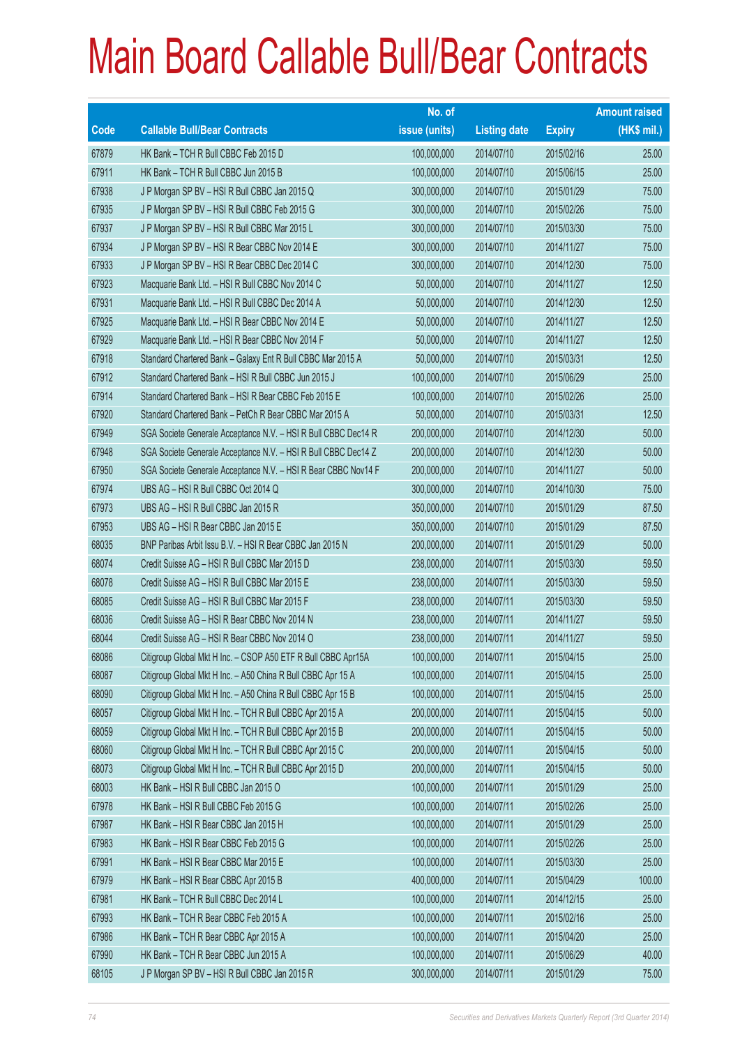# Main Board Callable Bull/Bear Contracts

| Code | Callable Bull/Bear Contracts | No. of issue (units) | Listing date | Expiry | Amount raised (HK$ mil.) |
|---|---|---|---|---|---|
| 67879 | HK Bank – TCH R Bull CBBC Feb 2015 D | 100,000,000 | 2014/07/10 | 2015/02/16 | 25.00 |
| 67911 | HK Bank – TCH R Bull CBBC Jun 2015 B | 100,000,000 | 2014/07/10 | 2015/06/15 | 25.00 |
| 67938 | J P Morgan SP BV – HSI R Bull CBBC Jan 2015 Q | 300,000,000 | 2014/07/10 | 2015/01/29 | 75.00 |
| 67935 | J P Morgan SP BV – HSI R Bull CBBC Feb 2015 G | 300,000,000 | 2014/07/10 | 2015/02/26 | 75.00 |
| 67937 | J P Morgan SP BV – HSI R Bull CBBC Mar 2015 L | 300,000,000 | 2014/07/10 | 2015/03/30 | 75.00 |
| 67934 | J P Morgan SP BV – HSI R Bear CBBC Nov 2014 E | 300,000,000 | 2014/07/10 | 2014/11/27 | 75.00 |
| 67933 | J P Morgan SP BV – HSI R Bear CBBC Dec 2014 C | 300,000,000 | 2014/07/10 | 2014/12/30 | 75.00 |
| 67923 | Macquarie Bank Ltd. – HSI R Bull CBBC Nov 2014 C | 50,000,000 | 2014/07/10 | 2014/11/27 | 12.50 |
| 67931 | Macquarie Bank Ltd. – HSI R Bull CBBC Dec 2014 A | 50,000,000 | 2014/07/10 | 2014/12/30 | 12.50 |
| 67925 | Macquarie Bank Ltd. – HSI R Bear CBBC Nov 2014 E | 50,000,000 | 2014/07/10 | 2014/11/27 | 12.50 |
| 67929 | Macquarie Bank Ltd. – HSI R Bear CBBC Nov 2014 F | 50,000,000 | 2014/07/10 | 2014/11/27 | 12.50 |
| 67918 | Standard Chartered Bank – Galaxy Ent R Bull CBBC Mar 2015 A | 50,000,000 | 2014/07/10 | 2015/03/31 | 12.50 |
| 67912 | Standard Chartered Bank – HSI R Bull CBBC Jun 2015 J | 100,000,000 | 2014/07/10 | 2015/06/29 | 25.00 |
| 67914 | Standard Chartered Bank – HSI R Bear CBBC Feb 2015 E | 100,000,000 | 2014/07/10 | 2015/02/26 | 25.00 |
| 67920 | Standard Chartered Bank – PetCh R Bear CBBC Mar 2015 A | 50,000,000 | 2014/07/10 | 2015/03/31 | 12.50 |
| 67949 | SGA Societe Generale Acceptance N.V. – HSI R Bull CBBC Dec14 R | 200,000,000 | 2014/07/10 | 2014/12/30 | 50.00 |
| 67948 | SGA Societe Generale Acceptance N.V. – HSI R Bull CBBC Dec14 Z | 200,000,000 | 2014/07/10 | 2014/12/30 | 50.00 |
| 67950 | SGA Societe Generale Acceptance N.V. – HSI R Bear CBBC Nov14 F | 200,000,000 | 2014/07/10 | 2014/11/27 | 50.00 |
| 67974 | UBS AG – HSI R Bull CBBC Oct 2014 Q | 300,000,000 | 2014/07/10 | 2014/10/30 | 75.00 |
| 67973 | UBS AG – HSI R Bull CBBC Jan 2015 R | 350,000,000 | 2014/07/10 | 2015/01/29 | 87.50 |
| 67953 | UBS AG – HSI R Bear CBBC Jan 2015 E | 350,000,000 | 2014/07/10 | 2015/01/29 | 87.50 |
| 68035 | BNP Paribas Arbit Issu B.V. – HSI R Bear CBBC Jan 2015 N | 200,000,000 | 2014/07/11 | 2015/01/29 | 50.00 |
| 68074 | Credit Suisse AG – HSI R Bull CBBC Mar 2015 D | 238,000,000 | 2014/07/11 | 2015/03/30 | 59.50 |
| 68078 | Credit Suisse AG – HSI R Bull CBBC Mar 2015 E | 238,000,000 | 2014/07/11 | 2015/03/30 | 59.50 |
| 68085 | Credit Suisse AG – HSI R Bull CBBC Mar 2015 F | 238,000,000 | 2014/07/11 | 2015/03/30 | 59.50 |
| 68036 | Credit Suisse AG – HSI R Bear CBBC Nov 2014 N | 238,000,000 | 2014/07/11 | 2014/11/27 | 59.50 |
| 68044 | Credit Suisse AG – HSI R Bear CBBC Nov 2014 O | 238,000,000 | 2014/07/11 | 2014/11/27 | 59.50 |
| 68086 | Citigroup Global Mkt H Inc. – CSOP A50 ETF R Bull CBBC Apr15A | 100,000,000 | 2014/07/11 | 2015/04/15 | 25.00 |
| 68087 | Citigroup Global Mkt H Inc. – A50 China R Bull CBBC Apr 15 A | 100,000,000 | 2014/07/11 | 2015/04/15 | 25.00 |
| 68090 | Citigroup Global Mkt H Inc. – A50 China R Bull CBBC Apr 15 B | 100,000,000 | 2014/07/11 | 2015/04/15 | 25.00 |
| 68057 | Citigroup Global Mkt H Inc. – TCH R Bull CBBC Apr 2015 A | 200,000,000 | 2014/07/11 | 2015/04/15 | 50.00 |
| 68059 | Citigroup Global Mkt H Inc. – TCH R Bull CBBC Apr 2015 B | 200,000,000 | 2014/07/11 | 2015/04/15 | 50.00 |
| 68060 | Citigroup Global Mkt H Inc. – TCH R Bull CBBC Apr 2015 C | 200,000,000 | 2014/07/11 | 2015/04/15 | 50.00 |
| 68073 | Citigroup Global Mkt H Inc. – TCH R Bull CBBC Apr 2015 D | 200,000,000 | 2014/07/11 | 2015/04/15 | 50.00 |
| 68003 | HK Bank – HSI R Bull CBBC Jan 2015 O | 100,000,000 | 2014/07/11 | 2015/01/29 | 25.00 |
| 67978 | HK Bank – HSI R Bull CBBC Feb 2015 G | 100,000,000 | 2014/07/11 | 2015/02/26 | 25.00 |
| 67987 | HK Bank – HSI R Bear CBBC Jan 2015 H | 100,000,000 | 2014/07/11 | 2015/01/29 | 25.00 |
| 67983 | HK Bank – HSI R Bear CBBC Feb 2015 G | 100,000,000 | 2014/07/11 | 2015/02/26 | 25.00 |
| 67991 | HK Bank – HSI R Bear CBBC Mar 2015 E | 100,000,000 | 2014/07/11 | 2015/03/30 | 25.00 |
| 67979 | HK Bank – HSI R Bear CBBC Apr 2015 B | 400,000,000 | 2014/07/11 | 2015/04/29 | 100.00 |
| 67981 | HK Bank – TCH R Bull CBBC Dec 2014 L | 100,000,000 | 2014/07/11 | 2014/12/15 | 25.00 |
| 67993 | HK Bank – TCH R Bear CBBC Feb 2015 A | 100,000,000 | 2014/07/11 | 2015/02/16 | 25.00 |
| 67986 | HK Bank – TCH R Bear CBBC Apr 2015 A | 100,000,000 | 2014/07/11 | 2015/04/20 | 25.00 |
| 67990 | HK Bank – TCH R Bear CBBC Jun 2015 A | 100,000,000 | 2014/07/11 | 2015/06/29 | 40.00 |
| 68105 | J P Morgan SP BV – HSI R Bull CBBC Jan 2015 R | 300,000,000 | 2014/07/11 | 2015/01/29 | 75.00 |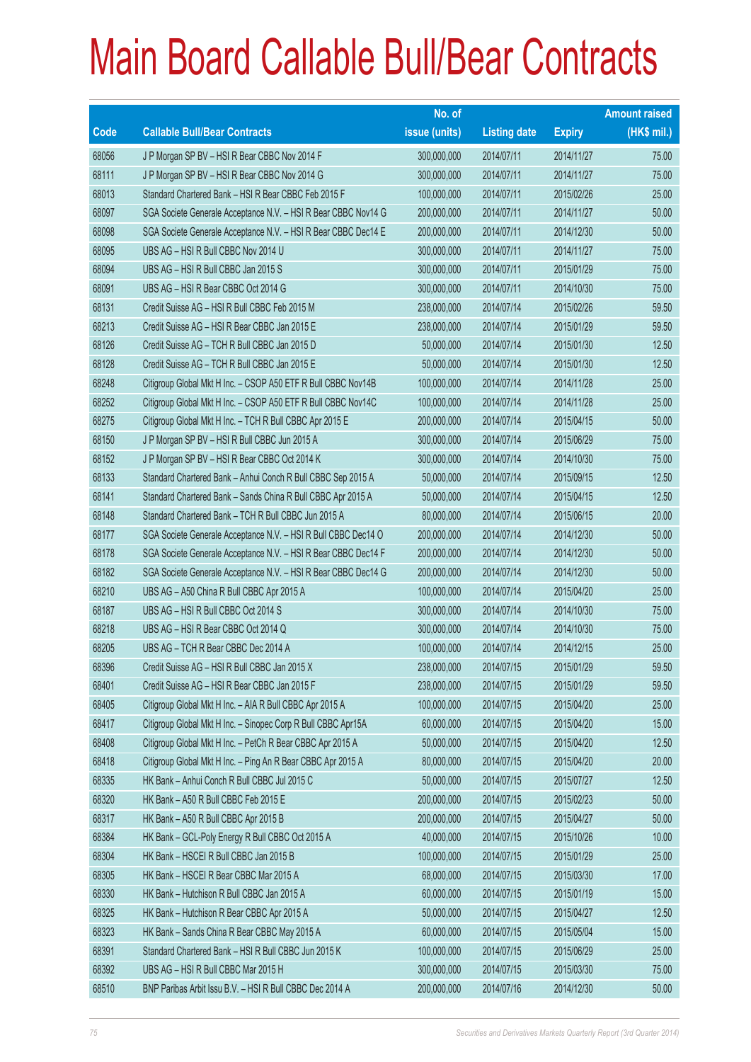# Main Board Callable Bull/Bear Contracts

| Code | Callable Bull/Bear Contracts | No. of issue (units) | Listing date | Expiry | Amount raised (HK$ mil.) |
|---|---|---|---|---|---|
| 68056 | J P Morgan SP BV – HSI R Bear CBBC Nov 2014 F | 300,000,000 | 2014/07/11 | 2014/11/27 | 75.00 |
| 68111 | J P Morgan SP BV – HSI R Bear CBBC Nov 2014 G | 300,000,000 | 2014/07/11 | 2014/11/27 | 75.00 |
| 68013 | Standard Chartered Bank – HSI R Bear CBBC Feb 2015 F | 100,000,000 | 2014/07/11 | 2015/02/26 | 25.00 |
| 68097 | SGA Societe Generale Acceptance N.V. – HSI R Bear CBBC Nov14 G | 200,000,000 | 2014/07/11 | 2014/11/27 | 50.00 |
| 68098 | SGA Societe Generale Acceptance N.V. – HSI R Bear CBBC Dec14 E | 200,000,000 | 2014/07/11 | 2014/12/30 | 50.00 |
| 68095 | UBS AG – HSI R Bull CBBC Nov 2014 U | 300,000,000 | 2014/07/11 | 2014/11/27 | 75.00 |
| 68094 | UBS AG – HSI R Bull CBBC Jan 2015 S | 300,000,000 | 2014/07/11 | 2015/01/29 | 75.00 |
| 68091 | UBS AG – HSI R Bear CBBC Oct 2014 G | 300,000,000 | 2014/07/11 | 2014/10/30 | 75.00 |
| 68131 | Credit Suisse AG – HSI R Bull CBBC Feb 2015 M | 238,000,000 | 2014/07/14 | 2015/02/26 | 59.50 |
| 68213 | Credit Suisse AG – HSI R Bear CBBC Jan 2015 E | 238,000,000 | 2014/07/14 | 2015/01/29 | 59.50 |
| 68126 | Credit Suisse AG – TCH R Bull CBBC Jan 2015 D | 50,000,000 | 2014/07/14 | 2015/01/30 | 12.50 |
| 68128 | Credit Suisse AG – TCH R Bull CBBC Jan 2015 E | 50,000,000 | 2014/07/14 | 2015/01/30 | 12.50 |
| 68248 | Citigroup Global Mkt H Inc. – CSOP A50 ETF R Bull CBBC Nov14B | 100,000,000 | 2014/07/14 | 2014/11/28 | 25.00 |
| 68252 | Citigroup Global Mkt H Inc. – CSOP A50 ETF R Bull CBBC Nov14C | 100,000,000 | 2014/07/14 | 2014/11/28 | 25.00 |
| 68275 | Citigroup Global Mkt H Inc. – TCH R Bull CBBC Apr 2015 E | 200,000,000 | 2014/07/14 | 2015/04/15 | 50.00 |
| 68150 | J P Morgan SP BV – HSI R Bull CBBC Jun 2015 A | 300,000,000 | 2014/07/14 | 2015/06/29 | 75.00 |
| 68152 | J P Morgan SP BV – HSI R Bear CBBC Oct 2014 K | 300,000,000 | 2014/07/14 | 2014/10/30 | 75.00 |
| 68133 | Standard Chartered Bank – Anhui Conch R Bull CBBC Sep 2015 A | 50,000,000 | 2014/07/14 | 2015/09/15 | 12.50 |
| 68141 | Standard Chartered Bank – Sands China R Bull CBBC Apr 2015 A | 50,000,000 | 2014/07/14 | 2015/04/15 | 12.50 |
| 68148 | Standard Chartered Bank – TCH R Bull CBBC Jun 2015 A | 80,000,000 | 2014/07/14 | 2015/06/15 | 20.00 |
| 68177 | SGA Societe Generale Acceptance N.V. – HSI R Bull CBBC Dec14 O | 200,000,000 | 2014/07/14 | 2014/12/30 | 50.00 |
| 68178 | SGA Societe Generale Acceptance N.V. – HSI R Bear CBBC Dec14 F | 200,000,000 | 2014/07/14 | 2014/12/30 | 50.00 |
| 68182 | SGA Societe Generale Acceptance N.V. – HSI R Bear CBBC Dec14 G | 200,000,000 | 2014/07/14 | 2014/12/30 | 50.00 |
| 68210 | UBS AG – A50 China R Bull CBBC Apr 2015 A | 100,000,000 | 2014/07/14 | 2015/04/20 | 25.00 |
| 68187 | UBS AG – HSI R Bull CBBC Oct 2014 S | 300,000,000 | 2014/07/14 | 2014/10/30 | 75.00 |
| 68218 | UBS AG – HSI R Bear CBBC Oct 2014 Q | 300,000,000 | 2014/07/14 | 2014/10/30 | 75.00 |
| 68205 | UBS AG – TCH R Bear CBBC Dec 2014 A | 100,000,000 | 2014/07/14 | 2014/12/15 | 25.00 |
| 68396 | Credit Suisse AG – HSI R Bull CBBC Jan 2015 X | 238,000,000 | 2014/07/15 | 2015/01/29 | 59.50 |
| 68401 | Credit Suisse AG – HSI R Bear CBBC Jan 2015 F | 238,000,000 | 2014/07/15 | 2015/01/29 | 59.50 |
| 68405 | Citigroup Global Mkt H Inc. – AIA R Bull CBBC Apr 2015 A | 100,000,000 | 2014/07/15 | 2015/04/20 | 25.00 |
| 68417 | Citigroup Global Mkt H Inc. – Sinopec Corp R Bull CBBC Apr15A | 60,000,000 | 2014/07/15 | 2015/04/20 | 15.00 |
| 68408 | Citigroup Global Mkt H Inc. – PetCh R Bear CBBC Apr 2015 A | 50,000,000 | 2014/07/15 | 2015/04/20 | 12.50 |
| 68418 | Citigroup Global Mkt H Inc. – Ping An R Bear CBBC Apr 2015 A | 80,000,000 | 2014/07/15 | 2015/04/20 | 20.00 |
| 68335 | HK Bank – Anhui Conch R Bull CBBC Jul 2015 C | 50,000,000 | 2014/07/15 | 2015/07/27 | 12.50 |
| 68320 | HK Bank – A50 R Bull CBBC Feb 2015 E | 200,000,000 | 2014/07/15 | 2015/02/23 | 50.00 |
| 68317 | HK Bank – A50 R Bull CBBC Apr 2015 B | 200,000,000 | 2014/07/15 | 2015/04/27 | 50.00 |
| 68384 | HK Bank – GCL-Poly Energy R Bull CBBC Oct 2015 A | 40,000,000 | 2014/07/15 | 2015/10/26 | 10.00 |
| 68304 | HK Bank – HSCEI R Bull CBBC Jan 2015 B | 100,000,000 | 2014/07/15 | 2015/01/29 | 25.00 |
| 68305 | HK Bank – HSCEI R Bear CBBC Mar 2015 A | 68,000,000 | 2014/07/15 | 2015/03/30 | 17.00 |
| 68330 | HK Bank – Hutchison R Bull CBBC Jan 2015 A | 60,000,000 | 2014/07/15 | 2015/01/19 | 15.00 |
| 68325 | HK Bank – Hutchison R Bear CBBC Apr 2015 A | 50,000,000 | 2014/07/15 | 2015/04/27 | 12.50 |
| 68323 | HK Bank – Sands China R Bear CBBC May 2015 A | 60,000,000 | 2014/07/15 | 2015/05/04 | 15.00 |
| 68391 | Standard Chartered Bank – HSI R Bull CBBC Jun 2015 K | 100,000,000 | 2014/07/15 | 2015/06/29 | 25.00 |
| 68392 | UBS AG – HSI R Bull CBBC Mar 2015 H | 300,000,000 | 2014/07/15 | 2015/03/30 | 75.00 |
| 68510 | BNP Paribas Arbit Issu B.V. – HSI R Bull CBBC Dec 2014 A | 200,000,000 | 2014/07/16 | 2014/12/30 | 50.00 |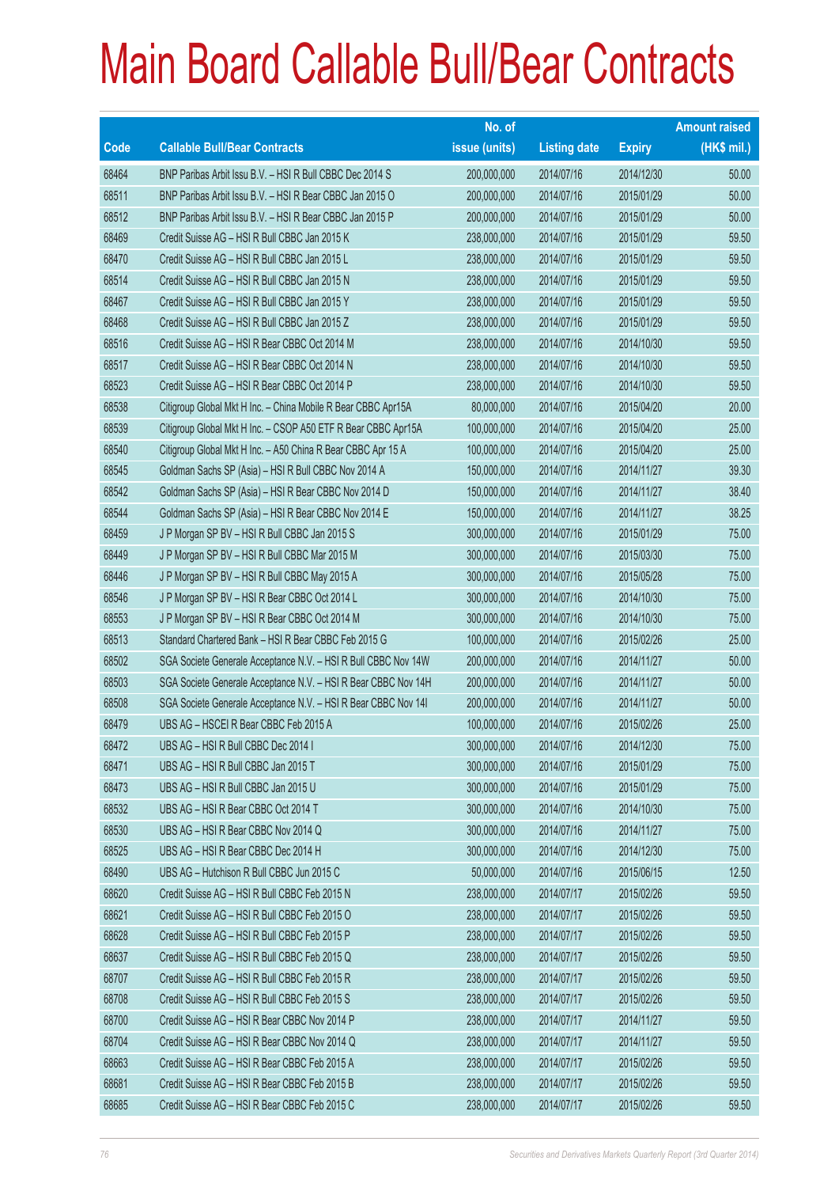# Main Board Callable Bull/Bear Contracts

| Code | Callable Bull/Bear Contracts | No. of issue (units) | Listing date | Expiry | Amount raised (HK$ mil.) |
|---|---|---|---|---|---|
| 68464 | BNP Paribas Arbit Issu B.V. – HSI R Bull CBBC Dec 2014 S | 200,000,000 | 2014/07/16 | 2014/12/30 | 50.00 |
| 68511 | BNP Paribas Arbit Issu B.V. – HSI R Bear CBBC Jan 2015 O | 200,000,000 | 2014/07/16 | 2015/01/29 | 50.00 |
| 68512 | BNP Paribas Arbit Issu B.V. – HSI R Bear CBBC Jan 2015 P | 200,000,000 | 2014/07/16 | 2015/01/29 | 50.00 |
| 68469 | Credit Suisse AG – HSI R Bull CBBC Jan 2015 K | 238,000,000 | 2014/07/16 | 2015/01/29 | 59.50 |
| 68470 | Credit Suisse AG – HSI R Bull CBBC Jan 2015 L | 238,000,000 | 2014/07/16 | 2015/01/29 | 59.50 |
| 68514 | Credit Suisse AG – HSI R Bull CBBC Jan 2015 N | 238,000,000 | 2014/07/16 | 2015/01/29 | 59.50 |
| 68467 | Credit Suisse AG – HSI R Bull CBBC Jan 2015 Y | 238,000,000 | 2014/07/16 | 2015/01/29 | 59.50 |
| 68468 | Credit Suisse AG – HSI R Bull CBBC Jan 2015 Z | 238,000,000 | 2014/07/16 | 2015/01/29 | 59.50 |
| 68516 | Credit Suisse AG – HSI R Bear CBBC Oct 2014 M | 238,000,000 | 2014/07/16 | 2014/10/30 | 59.50 |
| 68517 | Credit Suisse AG – HSI R Bear CBBC Oct 2014 N | 238,000,000 | 2014/07/16 | 2014/10/30 | 59.50 |
| 68523 | Credit Suisse AG – HSI R Bear CBBC Oct 2014 P | 238,000,000 | 2014/07/16 | 2014/10/30 | 59.50 |
| 68538 | Citigroup Global Mkt H Inc. – China Mobile R Bear CBBC Apr15A | 80,000,000 | 2014/07/16 | 2015/04/20 | 20.00 |
| 68539 | Citigroup Global Mkt H Inc. – CSOP A50 ETF R Bear CBBC Apr15A | 100,000,000 | 2014/07/16 | 2015/04/20 | 25.00 |
| 68540 | Citigroup Global Mkt H Inc. – A50 China R Bear CBBC Apr 15 A | 100,000,000 | 2014/07/16 | 2015/04/20 | 25.00 |
| 68545 | Goldman Sachs SP (Asia) – HSI R Bull CBBC Nov 2014 A | 150,000,000 | 2014/07/16 | 2014/11/27 | 39.30 |
| 68542 | Goldman Sachs SP (Asia) – HSI R Bear CBBC Nov 2014 D | 150,000,000 | 2014/07/16 | 2014/11/27 | 38.40 |
| 68544 | Goldman Sachs SP (Asia) – HSI R Bear CBBC Nov 2014 E | 150,000,000 | 2014/07/16 | 2014/11/27 | 38.25 |
| 68459 | J P Morgan SP BV – HSI R Bull CBBC Jan 2015 S | 300,000,000 | 2014/07/16 | 2015/01/29 | 75.00 |
| 68449 | J P Morgan SP BV – HSI R Bull CBBC Mar 2015 M | 300,000,000 | 2014/07/16 | 2015/03/30 | 75.00 |
| 68446 | J P Morgan SP BV – HSI R Bull CBBC May 2015 A | 300,000,000 | 2014/07/16 | 2015/05/28 | 75.00 |
| 68546 | J P Morgan SP BV – HSI R Bear CBBC Oct 2014 L | 300,000,000 | 2014/07/16 | 2014/10/30 | 75.00 |
| 68553 | J P Morgan SP BV – HSI R Bear CBBC Oct 2014 M | 300,000,000 | 2014/07/16 | 2014/10/30 | 75.00 |
| 68513 | Standard Chartered Bank – HSI R Bear CBBC Feb 2015 G | 100,000,000 | 2014/07/16 | 2015/02/26 | 25.00 |
| 68502 | SGA Societe Generale Acceptance N.V. – HSI R Bull CBBC Nov 14W | 200,000,000 | 2014/07/16 | 2014/11/27 | 50.00 |
| 68503 | SGA Societe Generale Acceptance N.V. – HSI R Bear CBBC Nov 14H | 200,000,000 | 2014/07/16 | 2014/11/27 | 50.00 |
| 68508 | SGA Societe Generale Acceptance N.V. – HSI R Bear CBBC Nov 14I | 200,000,000 | 2014/07/16 | 2014/11/27 | 50.00 |
| 68479 | UBS AG – HSCEI R Bear CBBC Feb 2015 A | 100,000,000 | 2014/07/16 | 2015/02/26 | 25.00 |
| 68472 | UBS AG – HSI R Bull CBBC Dec 2014 I | 300,000,000 | 2014/07/16 | 2014/12/30 | 75.00 |
| 68471 | UBS AG – HSI R Bull CBBC Jan 2015 T | 300,000,000 | 2014/07/16 | 2015/01/29 | 75.00 |
| 68473 | UBS AG – HSI R Bull CBBC Jan 2015 U | 300,000,000 | 2014/07/16 | 2015/01/29 | 75.00 |
| 68532 | UBS AG – HSI R Bear CBBC Oct 2014 T | 300,000,000 | 2014/07/16 | 2014/10/30 | 75.00 |
| 68530 | UBS AG – HSI R Bear CBBC Nov 2014 Q | 300,000,000 | 2014/07/16 | 2014/11/27 | 75.00 |
| 68525 | UBS AG – HSI R Bear CBBC Dec 2014 H | 300,000,000 | 2014/07/16 | 2014/12/30 | 75.00 |
| 68490 | UBS AG – Hutchison R Bull CBBC Jun 2015 C | 50,000,000 | 2014/07/16 | 2015/06/15 | 12.50 |
| 68620 | Credit Suisse AG – HSI R Bull CBBC Feb 2015 N | 238,000,000 | 2014/07/17 | 2015/02/26 | 59.50 |
| 68621 | Credit Suisse AG – HSI R Bull CBBC Feb 2015 O | 238,000,000 | 2014/07/17 | 2015/02/26 | 59.50 |
| 68628 | Credit Suisse AG – HSI R Bull CBBC Feb 2015 P | 238,000,000 | 2014/07/17 | 2015/02/26 | 59.50 |
| 68637 | Credit Suisse AG – HSI R Bull CBBC Feb 2015 Q | 238,000,000 | 2014/07/17 | 2015/02/26 | 59.50 |
| 68707 | Credit Suisse AG – HSI R Bull CBBC Feb 2015 R | 238,000,000 | 2014/07/17 | 2015/02/26 | 59.50 |
| 68708 | Credit Suisse AG – HSI R Bull CBBC Feb 2015 S | 238,000,000 | 2014/07/17 | 2015/02/26 | 59.50 |
| 68700 | Credit Suisse AG – HSI R Bear CBBC Nov 2014 P | 238,000,000 | 2014/07/17 | 2014/11/27 | 59.50 |
| 68704 | Credit Suisse AG – HSI R Bear CBBC Nov 2014 Q | 238,000,000 | 2014/07/17 | 2014/11/27 | 59.50 |
| 68663 | Credit Suisse AG – HSI R Bear CBBC Feb 2015 A | 238,000,000 | 2014/07/17 | 2015/02/26 | 59.50 |
| 68681 | Credit Suisse AG – HSI R Bear CBBC Feb 2015 B | 238,000,000 | 2014/07/17 | 2015/02/26 | 59.50 |
| 68685 | Credit Suisse AG – HSI R Bear CBBC Feb 2015 C | 238,000,000 | 2014/07/17 | 2015/02/26 | 59.50 |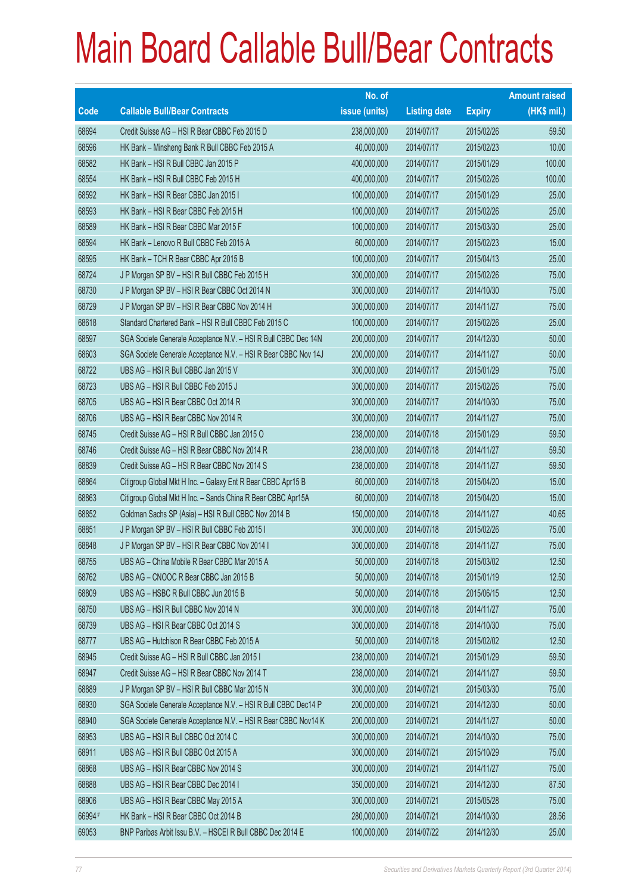# Main Board Callable Bull/Bear Contracts

| Code | Callable Bull/Bear Contracts | No. of issue (units) | Listing date | Expiry | Amount raised (HK$ mil.) |
|---|---|---|---|---|---|
| 68694 | Credit Suisse AG – HSI R Bear CBBC Feb 2015 D | 238,000,000 | 2014/07/17 | 2015/02/26 | 59.50 |
| 68596 | HK Bank – Minsheng Bank R Bull CBBC Feb 2015 A | 40,000,000 | 2014/07/17 | 2015/02/23 | 10.00 |
| 68582 | HK Bank – HSI R Bull CBBC Jan 2015 P | 400,000,000 | 2014/07/17 | 2015/01/29 | 100.00 |
| 68554 | HK Bank – HSI R Bull CBBC Feb 2015 H | 400,000,000 | 2014/07/17 | 2015/02/26 | 100.00 |
| 68592 | HK Bank – HSI R Bear CBBC Jan 2015 I | 100,000,000 | 2014/07/17 | 2015/01/29 | 25.00 |
| 68593 | HK Bank – HSI R Bear CBBC Feb 2015 H | 100,000,000 | 2014/07/17 | 2015/02/26 | 25.00 |
| 68589 | HK Bank – HSI R Bear CBBC Mar 2015 F | 100,000,000 | 2014/07/17 | 2015/03/30 | 25.00 |
| 68594 | HK Bank – Lenovo R Bull CBBC Feb 2015 A | 60,000,000 | 2014/07/17 | 2015/02/23 | 15.00 |
| 68595 | HK Bank – TCH R Bear CBBC Apr 2015 B | 100,000,000 | 2014/07/17 | 2015/04/13 | 25.00 |
| 68724 | J P Morgan SP BV – HSI R Bull CBBC Feb 2015 H | 300,000,000 | 2014/07/17 | 2015/02/26 | 75.00 |
| 68730 | J P Morgan SP BV – HSI R Bear CBBC Oct 2014 N | 300,000,000 | 2014/07/17 | 2014/10/30 | 75.00 |
| 68729 | J P Morgan SP BV – HSI R Bear CBBC Nov 2014 H | 300,000,000 | 2014/07/17 | 2014/11/27 | 75.00 |
| 68618 | Standard Chartered Bank – HSI R Bull CBBC Feb 2015 C | 100,000,000 | 2014/07/17 | 2015/02/26 | 25.00 |
| 68597 | SGA Societe Generale Acceptance N.V. – HSI R Bull CBBC Dec 14N | 200,000,000 | 2014/07/17 | 2014/12/30 | 50.00 |
| 68603 | SGA Societe Generale Acceptance N.V. – HSI R Bear CBBC Nov 14J | 200,000,000 | 2014/07/17 | 2014/11/27 | 50.00 |
| 68722 | UBS AG – HSI R Bull CBBC Jan 2015 V | 300,000,000 | 2014/07/17 | 2015/01/29 | 75.00 |
| 68723 | UBS AG – HSI R Bull CBBC Feb 2015 J | 300,000,000 | 2014/07/17 | 2015/02/26 | 75.00 |
| 68705 | UBS AG – HSI R Bear CBBC Oct 2014 R | 300,000,000 | 2014/07/17 | 2014/10/30 | 75.00 |
| 68706 | UBS AG – HSI R Bear CBBC Nov 2014 R | 300,000,000 | 2014/07/17 | 2014/11/27 | 75.00 |
| 68745 | Credit Suisse AG – HSI R Bull CBBC Jan 2015 O | 238,000,000 | 2014/07/18 | 2015/01/29 | 59.50 |
| 68746 | Credit Suisse AG – HSI R Bear CBBC Nov 2014 R | 238,000,000 | 2014/07/18 | 2014/11/27 | 59.50 |
| 68839 | Credit Suisse AG – HSI R Bear CBBC Nov 2014 S | 238,000,000 | 2014/07/18 | 2014/11/27 | 59.50 |
| 68864 | Citigroup Global Mkt H Inc. – Galaxy Ent R Bear CBBC Apr15 B | 60,000,000 | 2014/07/18 | 2015/04/20 | 15.00 |
| 68863 | Citigroup Global Mkt H Inc. – Sands China R Bear CBBC Apr15A | 60,000,000 | 2014/07/18 | 2015/04/20 | 15.00 |
| 68852 | Goldman Sachs SP (Asia) – HSI R Bull CBBC Nov 2014 B | 150,000,000 | 2014/07/18 | 2014/11/27 | 40.65 |
| 68851 | J P Morgan SP BV – HSI R Bull CBBC Feb 2015 I | 300,000,000 | 2014/07/18 | 2015/02/26 | 75.00 |
| 68848 | J P Morgan SP BV – HSI R Bear CBBC Nov 2014 I | 300,000,000 | 2014/07/18 | 2014/11/27 | 75.00 |
| 68755 | UBS AG – China Mobile R Bear CBBC Mar 2015 A | 50,000,000 | 2014/07/18 | 2015/03/02 | 12.50 |
| 68762 | UBS AG – CNOOC R Bear CBBC Jan 2015 B | 50,000,000 | 2014/07/18 | 2015/01/19 | 12.50 |
| 68809 | UBS AG – HSBC R Bull CBBC Jun 2015 B | 50,000,000 | 2014/07/18 | 2015/06/15 | 12.50 |
| 68750 | UBS AG – HSI R Bull CBBC Nov 2014 N | 300,000,000 | 2014/07/18 | 2014/11/27 | 75.00 |
| 68739 | UBS AG – HSI R Bear CBBC Oct 2014 S | 300,000,000 | 2014/07/18 | 2014/10/30 | 75.00 |
| 68777 | UBS AG – Hutchison R Bear CBBC Feb 2015 A | 50,000,000 | 2014/07/18 | 2015/02/02 | 12.50 |
| 68945 | Credit Suisse AG – HSI R Bull CBBC Jan 2015 I | 238,000,000 | 2014/07/21 | 2015/01/29 | 59.50 |
| 68947 | Credit Suisse AG – HSI R Bear CBBC Nov 2014 T | 238,000,000 | 2014/07/21 | 2014/11/27 | 59.50 |
| 68889 | J P Morgan SP BV – HSI R Bull CBBC Mar 2015 N | 300,000,000 | 2014/07/21 | 2015/03/30 | 75.00 |
| 68930 | SGA Societe Generale Acceptance N.V. – HSI R Bull CBBC Dec14 P | 200,000,000 | 2014/07/21 | 2014/12/30 | 50.00 |
| 68940 | SGA Societe Generale Acceptance N.V. – HSI R Bear CBBC Nov14 K | 200,000,000 | 2014/07/21 | 2014/11/27 | 50.00 |
| 68953 | UBS AG – HSI R Bull CBBC Oct 2014 C | 300,000,000 | 2014/07/21 | 2014/10/30 | 75.00 |
| 68911 | UBS AG – HSI R Bull CBBC Oct 2015 A | 300,000,000 | 2014/07/21 | 2015/10/29 | 75.00 |
| 68868 | UBS AG – HSI R Bear CBBC Nov 2014 S | 300,000,000 | 2014/07/21 | 2014/11/27 | 75.00 |
| 68888 | UBS AG – HSI R Bear CBBC Dec 2014 I | 350,000,000 | 2014/07/21 | 2014/12/30 | 87.50 |
| 68906 | UBS AG – HSI R Bear CBBC May 2015 A | 300,000,000 | 2014/07/21 | 2015/05/28 | 75.00 |
| 66994# | HK Bank – HSI R Bear CBBC Oct 2014 B | 280,000,000 | 2014/07/21 | 2014/10/30 | 28.56 |
| 69053 | BNP Paribas Arbit Issu B.V. – HSCEI R Bull CBBC Dec 2014 E | 100,000,000 | 2014/07/22 | 2014/12/30 | 25.00 |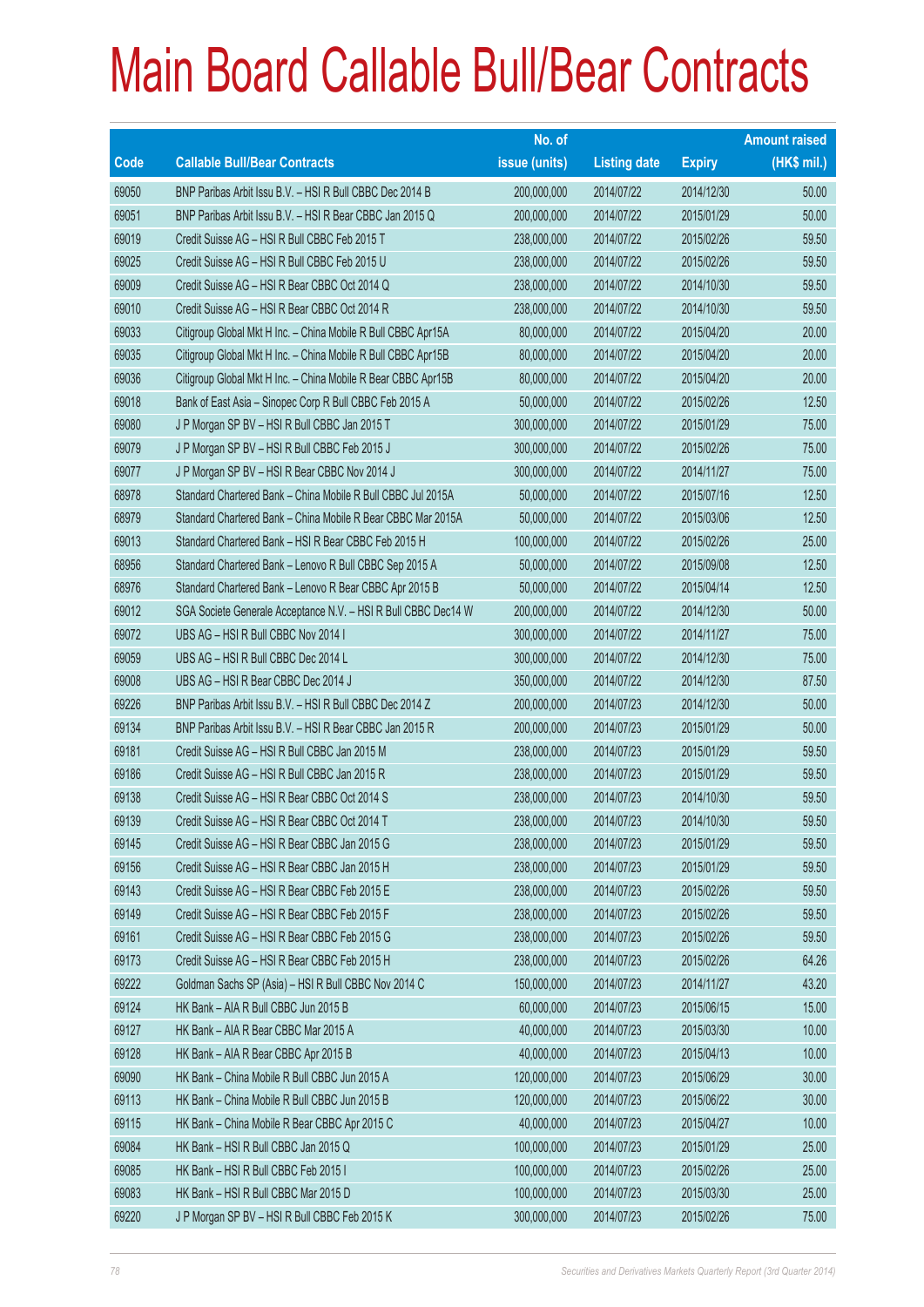# Main Board Callable Bull/Bear Contracts

| Code | Callable Bull/Bear Contracts | No. of issue (units) | Listing date | Expiry | Amount raised (HK$ mil.) |
|---|---|---|---|---|---|
| 69050 | BNP Paribas Arbit Issu B.V. – HSI R Bull CBBC Dec 2014 B | 200,000,000 | 2014/07/22 | 2014/12/30 | 50.00 |
| 69051 | BNP Paribas Arbit Issu B.V. – HSI R Bear CBBC Jan 2015 Q | 200,000,000 | 2014/07/22 | 2015/01/29 | 50.00 |
| 69019 | Credit Suisse AG – HSI R Bull CBBC Feb 2015 T | 238,000,000 | 2014/07/22 | 2015/02/26 | 59.50 |
| 69025 | Credit Suisse AG – HSI R Bull CBBC Feb 2015 U | 238,000,000 | 2014/07/22 | 2015/02/26 | 59.50 |
| 69009 | Credit Suisse AG – HSI R Bear CBBC Oct 2014 Q | 238,000,000 | 2014/07/22 | 2014/10/30 | 59.50 |
| 69010 | Credit Suisse AG – HSI R Bear CBBC Oct 2014 R | 238,000,000 | 2014/07/22 | 2014/10/30 | 59.50 |
| 69033 | Citigroup Global Mkt H Inc. – China Mobile R Bull CBBC Apr15A | 80,000,000 | 2014/07/22 | 2015/04/20 | 20.00 |
| 69035 | Citigroup Global Mkt H Inc. – China Mobile R Bull CBBC Apr15B | 80,000,000 | 2014/07/22 | 2015/04/20 | 20.00 |
| 69036 | Citigroup Global Mkt H Inc. – China Mobile R Bear CBBC Apr15B | 80,000,000 | 2014/07/22 | 2015/04/20 | 20.00 |
| 69018 | Bank of East Asia – Sinopec Corp R Bull CBBC Feb 2015 A | 50,000,000 | 2014/07/22 | 2015/02/26 | 12.50 |
| 69080 | J P Morgan SP BV – HSI R Bull CBBC Jan 2015 T | 300,000,000 | 2014/07/22 | 2015/01/29 | 75.00 |
| 69079 | J P Morgan SP BV – HSI R Bull CBBC Feb 2015 J | 300,000,000 | 2014/07/22 | 2015/02/26 | 75.00 |
| 69077 | J P Morgan SP BV – HSI R Bear CBBC Nov 2014 J | 300,000,000 | 2014/07/22 | 2014/11/27 | 75.00 |
| 68978 | Standard Chartered Bank – China Mobile R Bull CBBC Jul 2015A | 50,000,000 | 2014/07/22 | 2015/07/16 | 12.50 |
| 68979 | Standard Chartered Bank – China Mobile R Bear CBBC Mar 2015A | 50,000,000 | 2014/07/22 | 2015/03/06 | 12.50 |
| 69013 | Standard Chartered Bank – HSI R Bear CBBC Feb 2015 H | 100,000,000 | 2014/07/22 | 2015/02/26 | 25.00 |
| 68956 | Standard Chartered Bank – Lenovo R Bull CBBC Sep 2015 A | 50,000,000 | 2014/07/22 | 2015/09/08 | 12.50 |
| 68976 | Standard Chartered Bank – Lenovo R Bear CBBC Apr 2015 B | 50,000,000 | 2014/07/22 | 2015/04/14 | 12.50 |
| 69012 | SGA Societe Generale Acceptance N.V. – HSI R Bull CBBC Dec14 W | 200,000,000 | 2014/07/22 | 2014/12/30 | 50.00 |
| 69072 | UBS AG – HSI R Bull CBBC Nov 2014 I | 300,000,000 | 2014/07/22 | 2014/11/27 | 75.00 |
| 69059 | UBS AG – HSI R Bull CBBC Dec 2014 L | 300,000,000 | 2014/07/22 | 2014/12/30 | 75.00 |
| 69008 | UBS AG – HSI R Bear CBBC Dec 2014 J | 350,000,000 | 2014/07/22 | 2014/12/30 | 87.50 |
| 69226 | BNP Paribas Arbit Issu B.V. – HSI R Bull CBBC Dec 2014 Z | 200,000,000 | 2014/07/23 | 2014/12/30 | 50.00 |
| 69134 | BNP Paribas Arbit Issu B.V. – HSI R Bear CBBC Jan 2015 R | 200,000,000 | 2014/07/23 | 2015/01/29 | 50.00 |
| 69181 | Credit Suisse AG – HSI R Bull CBBC Jan 2015 M | 238,000,000 | 2014/07/23 | 2015/01/29 | 59.50 |
| 69186 | Credit Suisse AG – HSI R Bull CBBC Jan 2015 R | 238,000,000 | 2014/07/23 | 2015/01/29 | 59.50 |
| 69138 | Credit Suisse AG – HSI R Bear CBBC Oct 2014 S | 238,000,000 | 2014/07/23 | 2014/10/30 | 59.50 |
| 69139 | Credit Suisse AG – HSI R Bear CBBC Oct 2014 T | 238,000,000 | 2014/07/23 | 2014/10/30 | 59.50 |
| 69145 | Credit Suisse AG – HSI R Bear CBBC Jan 2015 G | 238,000,000 | 2014/07/23 | 2015/01/29 | 59.50 |
| 69156 | Credit Suisse AG – HSI R Bear CBBC Jan 2015 H | 238,000,000 | 2014/07/23 | 2015/01/29 | 59.50 |
| 69143 | Credit Suisse AG – HSI R Bear CBBC Feb 2015 E | 238,000,000 | 2014/07/23 | 2015/02/26 | 59.50 |
| 69149 | Credit Suisse AG – HSI R Bear CBBC Feb 2015 F | 238,000,000 | 2014/07/23 | 2015/02/26 | 59.50 |
| 69161 | Credit Suisse AG – HSI R Bear CBBC Feb 2015 G | 238,000,000 | 2014/07/23 | 2015/02/26 | 59.50 |
| 69173 | Credit Suisse AG – HSI R Bear CBBC Feb 2015 H | 238,000,000 | 2014/07/23 | 2015/02/26 | 64.26 |
| 69222 | Goldman Sachs SP (Asia) – HSI R Bull CBBC Nov 2014 C | 150,000,000 | 2014/07/23 | 2014/11/27 | 43.20 |
| 69124 | HK Bank – AIA R Bull CBBC Jun 2015 B | 60,000,000 | 2014/07/23 | 2015/06/15 | 15.00 |
| 69127 | HK Bank – AIA R Bear CBBC Mar 2015 A | 40,000,000 | 2014/07/23 | 2015/03/30 | 10.00 |
| 69128 | HK Bank – AIA R Bear CBBC Apr 2015 B | 40,000,000 | 2014/07/23 | 2015/04/13 | 10.00 |
| 69090 | HK Bank – China Mobile R Bull CBBC Jun 2015 A | 120,000,000 | 2014/07/23 | 2015/06/29 | 30.00 |
| 69113 | HK Bank – China Mobile R Bull CBBC Jun 2015 B | 120,000,000 | 2014/07/23 | 2015/06/22 | 30.00 |
| 69115 | HK Bank – China Mobile R Bear CBBC Apr 2015 C | 40,000,000 | 2014/07/23 | 2015/04/27 | 10.00 |
| 69084 | HK Bank – HSI R Bull CBBC Jan 2015 Q | 100,000,000 | 2014/07/23 | 2015/01/29 | 25.00 |
| 69085 | HK Bank – HSI R Bull CBBC Feb 2015 I | 100,000,000 | 2014/07/23 | 2015/02/26 | 25.00 |
| 69083 | HK Bank – HSI R Bull CBBC Mar 2015 D | 100,000,000 | 2014/07/23 | 2015/03/30 | 25.00 |
| 69220 | J P Morgan SP BV – HSI R Bull CBBC Feb 2015 K | 300,000,000 | 2014/07/23 | 2015/02/26 | 75.00 |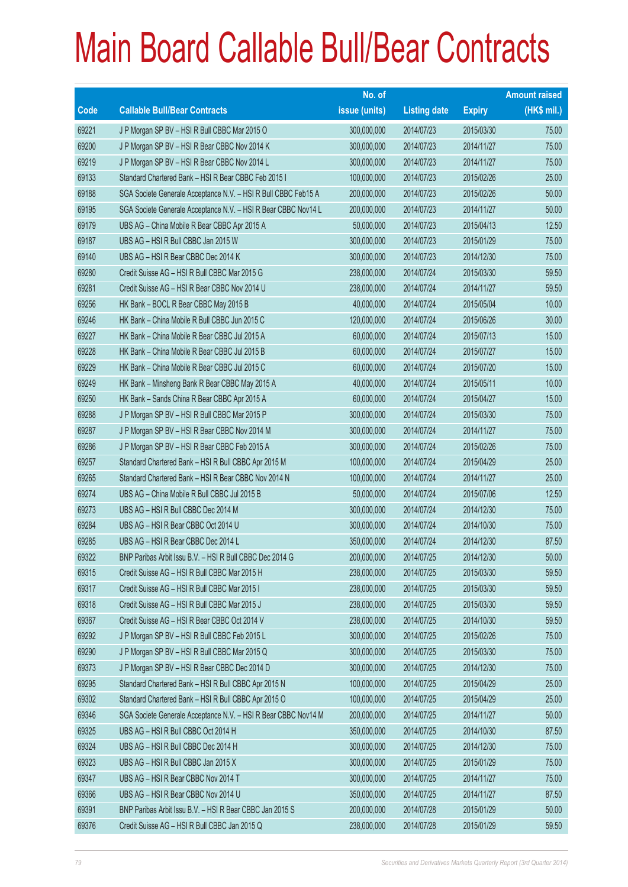# Main Board Callable Bull/Bear Contracts

| Code | Callable Bull/Bear Contracts | No. of issue (units) | Listing date | Expiry | Amount raised (HK$ mil.) |
|---|---|---|---|---|---|
| 69221 | J P Morgan SP BV – HSI R Bull CBBC Mar 2015 O | 300,000,000 | 2014/07/23 | 2015/03/30 | 75.00 |
| 69200 | J P Morgan SP BV – HSI R Bear CBBC Nov 2014 K | 300,000,000 | 2014/07/23 | 2014/11/27 | 75.00 |
| 69219 | J P Morgan SP BV – HSI R Bear CBBC Nov 2014 L | 300,000,000 | 2014/07/23 | 2014/11/27 | 75.00 |
| 69133 | Standard Chartered Bank – HSI R Bear CBBC Feb 2015 I | 100,000,000 | 2014/07/23 | 2015/02/26 | 25.00 |
| 69188 | SGA Societe Generale Acceptance N.V. – HSI R Bull CBBC Feb15 A | 200,000,000 | 2014/07/23 | 2015/02/26 | 50.00 |
| 69195 | SGA Societe Generale Acceptance N.V. – HSI R Bear CBBC Nov14 L | 200,000,000 | 2014/07/23 | 2014/11/27 | 50.00 |
| 69179 | UBS AG – China Mobile R Bear CBBC Apr 2015 A | 50,000,000 | 2014/07/23 | 2015/04/13 | 12.50 |
| 69187 | UBS AG – HSI R Bull CBBC Jan 2015 W | 300,000,000 | 2014/07/23 | 2015/01/29 | 75.00 |
| 69140 | UBS AG – HSI R Bear CBBC Dec 2014 K | 300,000,000 | 2014/07/23 | 2014/12/30 | 75.00 |
| 69280 | Credit Suisse AG – HSI R Bull CBBC Mar 2015 G | 238,000,000 | 2014/07/24 | 2015/03/30 | 59.50 |
| 69281 | Credit Suisse AG – HSI R Bear CBBC Nov 2014 U | 238,000,000 | 2014/07/24 | 2014/11/27 | 59.50 |
| 69256 | HK Bank – BOCL R Bear CBBC May 2015 B | 40,000,000 | 2014/07/24 | 2015/05/04 | 10.00 |
| 69246 | HK Bank – China Mobile R Bull CBBC Jun 2015 C | 120,000,000 | 2014/07/24 | 2015/06/26 | 30.00 |
| 69227 | HK Bank – China Mobile R Bear CBBC Jul 2015 A | 60,000,000 | 2014/07/24 | 2015/07/13 | 15.00 |
| 69228 | HK Bank – China Mobile R Bear CBBC Jul 2015 B | 60,000,000 | 2014/07/24 | 2015/07/27 | 15.00 |
| 69229 | HK Bank – China Mobile R Bear CBBC Jul 2015 C | 60,000,000 | 2014/07/24 | 2015/07/20 | 15.00 |
| 69249 | HK Bank – Minsheng Bank R Bear CBBC May 2015 A | 40,000,000 | 2014/07/24 | 2015/05/11 | 10.00 |
| 69250 | HK Bank – Sands China R Bear CBBC Apr 2015 A | 60,000,000 | 2014/07/24 | 2015/04/27 | 15.00 |
| 69288 | J P Morgan SP BV – HSI R Bull CBBC Mar 2015 P | 300,000,000 | 2014/07/24 | 2015/03/30 | 75.00 |
| 69287 | J P Morgan SP BV – HSI R Bear CBBC Nov 2014 M | 300,000,000 | 2014/07/24 | 2014/11/27 | 75.00 |
| 69286 | J P Morgan SP BV – HSI R Bear CBBC Feb 2015 A | 300,000,000 | 2014/07/24 | 2015/02/26 | 75.00 |
| 69257 | Standard Chartered Bank – HSI R Bull CBBC Apr 2015 M | 100,000,000 | 2014/07/24 | 2015/04/29 | 25.00 |
| 69265 | Standard Chartered Bank – HSI R Bear CBBC Nov 2014 N | 100,000,000 | 2014/07/24 | 2014/11/27 | 25.00 |
| 69274 | UBS AG – China Mobile R Bull CBBC Jul 2015 B | 50,000,000 | 2014/07/24 | 2015/07/06 | 12.50 |
| 69273 | UBS AG – HSI R Bull CBBC Dec 2014 M | 300,000,000 | 2014/07/24 | 2014/12/30 | 75.00 |
| 69284 | UBS AG – HSI R Bear CBBC Oct 2014 U | 300,000,000 | 2014/07/24 | 2014/10/30 | 75.00 |
| 69285 | UBS AG – HSI R Bear CBBC Dec 2014 L | 350,000,000 | 2014/07/24 | 2014/12/30 | 87.50 |
| 69322 | BNP Paribas Arbit Issu B.V. – HSI R Bull CBBC Dec 2014 G | 200,000,000 | 2014/07/25 | 2014/12/30 | 50.00 |
| 69315 | Credit Suisse AG – HSI R Bull CBBC Mar 2015 H | 238,000,000 | 2014/07/25 | 2015/03/30 | 59.50 |
| 69317 | Credit Suisse AG – HSI R Bull CBBC Mar 2015 I | 238,000,000 | 2014/07/25 | 2015/03/30 | 59.50 |
| 69318 | Credit Suisse AG – HSI R Bull CBBC Mar 2015 J | 238,000,000 | 2014/07/25 | 2015/03/30 | 59.50 |
| 69367 | Credit Suisse AG – HSI R Bear CBBC Oct 2014 V | 238,000,000 | 2014/07/25 | 2014/10/30 | 59.50 |
| 69292 | J P Morgan SP BV – HSI R Bull CBBC Feb 2015 L | 300,000,000 | 2014/07/25 | 2015/02/26 | 75.00 |
| 69290 | J P Morgan SP BV – HSI R Bull CBBC Mar 2015 Q | 300,000,000 | 2014/07/25 | 2015/03/30 | 75.00 |
| 69373 | J P Morgan SP BV – HSI R Bear CBBC Dec 2014 D | 300,000,000 | 2014/07/25 | 2014/12/30 | 75.00 |
| 69295 | Standard Chartered Bank – HSI R Bull CBBC Apr 2015 N | 100,000,000 | 2014/07/25 | 2015/04/29 | 25.00 |
| 69302 | Standard Chartered Bank – HSI R Bull CBBC Apr 2015 O | 100,000,000 | 2014/07/25 | 2015/04/29 | 25.00 |
| 69346 | SGA Societe Generale Acceptance N.V. – HSI R Bear CBBC Nov14 M | 200,000,000 | 2014/07/25 | 2014/11/27 | 50.00 |
| 69325 | UBS AG – HSI R Bull CBBC Oct 2014 H | 350,000,000 | 2014/07/25 | 2014/10/30 | 87.50 |
| 69324 | UBS AG – HSI R Bull CBBC Dec 2014 H | 300,000,000 | 2014/07/25 | 2014/12/30 | 75.00 |
| 69323 | UBS AG – HSI R Bull CBBC Jan 2015 X | 300,000,000 | 2014/07/25 | 2015/01/29 | 75.00 |
| 69347 | UBS AG – HSI R Bear CBBC Nov 2014 T | 300,000,000 | 2014/07/25 | 2014/11/27 | 75.00 |
| 69366 | UBS AG – HSI R Bear CBBC Nov 2014 U | 350,000,000 | 2014/07/25 | 2014/11/27 | 87.50 |
| 69391 | BNP Paribas Arbit Issu B.V. – HSI R Bear CBBC Jan 2015 S | 200,000,000 | 2014/07/28 | 2015/01/29 | 50.00 |
| 69376 | Credit Suisse AG – HSI R Bull CBBC Jan 2015 Q | 238,000,000 | 2014/07/28 | 2015/01/29 | 59.50 |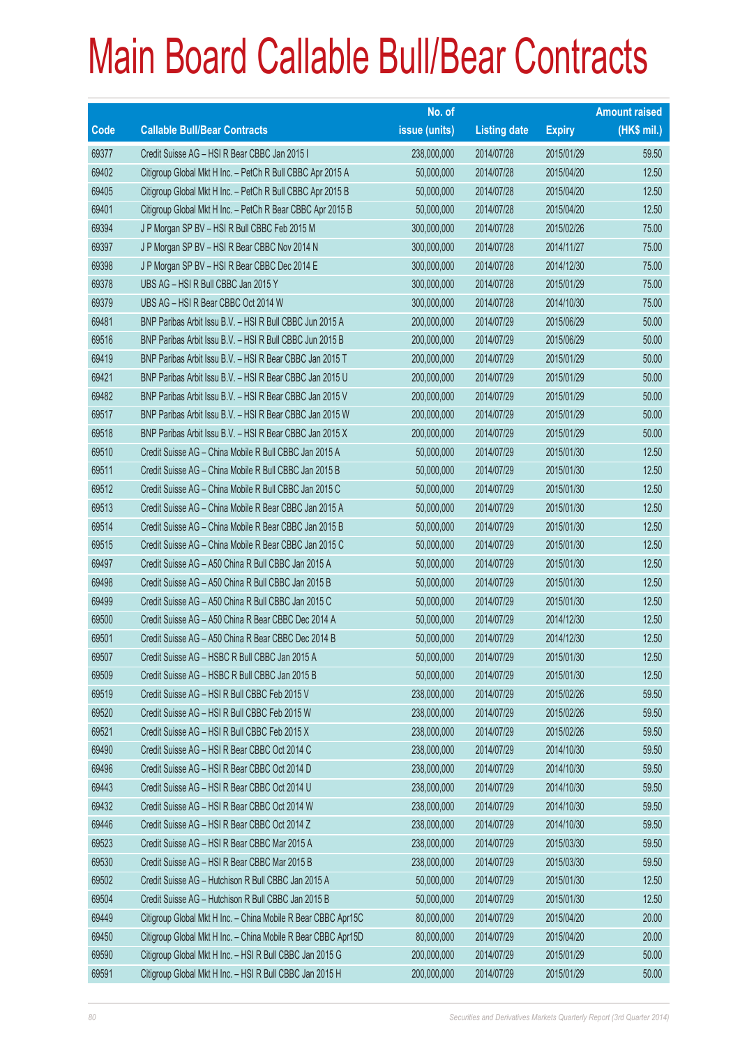# Main Board Callable Bull/Bear Contracts

| Code | Callable Bull/Bear Contracts | No. of issue (units) | Listing date | Expiry | Amount raised (HK$ mil.) |
|---|---|---|---|---|---|
| 69377 | Credit Suisse AG – HSI R Bear CBBC Jan 2015 I | 238,000,000 | 2014/07/28 | 2015/01/29 | 59.50 |
| 69402 | Citigroup Global Mkt H Inc. – PetCh R Bull CBBC Apr 2015 A | 50,000,000 | 2014/07/28 | 2015/04/20 | 12.50 |
| 69405 | Citigroup Global Mkt H Inc. – PetCh R Bull CBBC Apr 2015 B | 50,000,000 | 2014/07/28 | 2015/04/20 | 12.50 |
| 69401 | Citigroup Global Mkt H Inc. – PetCh R Bear CBBC Apr 2015 B | 50,000,000 | 2014/07/28 | 2015/04/20 | 12.50 |
| 69394 | J P Morgan SP BV – HSI R Bull CBBC Feb 2015 M | 300,000,000 | 2014/07/28 | 2015/02/26 | 75.00 |
| 69397 | J P Morgan SP BV – HSI R Bear CBBC Nov 2014 N | 300,000,000 | 2014/07/28 | 2014/11/27 | 75.00 |
| 69398 | J P Morgan SP BV – HSI R Bear CBBC Dec 2014 E | 300,000,000 | 2014/07/28 | 2014/12/30 | 75.00 |
| 69378 | UBS AG – HSI R Bull CBBC Jan 2015 Y | 300,000,000 | 2014/07/28 | 2015/01/29 | 75.00 |
| 69379 | UBS AG – HSI R Bear CBBC Oct 2014 W | 300,000,000 | 2014/07/28 | 2014/10/30 | 75.00 |
| 69481 | BNP Paribas Arbit Issu B.V. – HSI R Bull CBBC Jun 2015 A | 200,000,000 | 2014/07/29 | 2015/06/29 | 50.00 |
| 69516 | BNP Paribas Arbit Issu B.V. – HSI R Bull CBBC Jun 2015 B | 200,000,000 | 2014/07/29 | 2015/06/29 | 50.00 |
| 69419 | BNP Paribas Arbit Issu B.V. – HSI R Bear CBBC Jan 2015 T | 200,000,000 | 2014/07/29 | 2015/01/29 | 50.00 |
| 69421 | BNP Paribas Arbit Issu B.V. – HSI R Bear CBBC Jan 2015 U | 200,000,000 | 2014/07/29 | 2015/01/29 | 50.00 |
| 69482 | BNP Paribas Arbit Issu B.V. – HSI R Bear CBBC Jan 2015 V | 200,000,000 | 2014/07/29 | 2015/01/29 | 50.00 |
| 69517 | BNP Paribas Arbit Issu B.V. – HSI R Bear CBBC Jan 2015 W | 200,000,000 | 2014/07/29 | 2015/01/29 | 50.00 |
| 69518 | BNP Paribas Arbit Issu B.V. – HSI R Bear CBBC Jan 2015 X | 200,000,000 | 2014/07/29 | 2015/01/29 | 50.00 |
| 69510 | Credit Suisse AG – China Mobile R Bull CBBC Jan 2015 A | 50,000,000 | 2014/07/29 | 2015/01/30 | 12.50 |
| 69511 | Credit Suisse AG – China Mobile R Bull CBBC Jan 2015 B | 50,000,000 | 2014/07/29 | 2015/01/30 | 12.50 |
| 69512 | Credit Suisse AG – China Mobile R Bull CBBC Jan 2015 C | 50,000,000 | 2014/07/29 | 2015/01/30 | 12.50 |
| 69513 | Credit Suisse AG – China Mobile R Bear CBBC Jan 2015 A | 50,000,000 | 2014/07/29 | 2015/01/30 | 12.50 |
| 69514 | Credit Suisse AG – China Mobile R Bear CBBC Jan 2015 B | 50,000,000 | 2014/07/29 | 2015/01/30 | 12.50 |
| 69515 | Credit Suisse AG – China Mobile R Bear CBBC Jan 2015 C | 50,000,000 | 2014/07/29 | 2015/01/30 | 12.50 |
| 69497 | Credit Suisse AG – A50 China R Bull CBBC Jan 2015 A | 50,000,000 | 2014/07/29 | 2015/01/30 | 12.50 |
| 69498 | Credit Suisse AG – A50 China R Bull CBBC Jan 2015 B | 50,000,000 | 2014/07/29 | 2015/01/30 | 12.50 |
| 69499 | Credit Suisse AG – A50 China R Bull CBBC Jan 2015 C | 50,000,000 | 2014/07/29 | 2015/01/30 | 12.50 |
| 69500 | Credit Suisse AG – A50 China R Bear CBBC Dec 2014 A | 50,000,000 | 2014/07/29 | 2014/12/30 | 12.50 |
| 69501 | Credit Suisse AG – A50 China R Bear CBBC Dec 2014 B | 50,000,000 | 2014/07/29 | 2014/12/30 | 12.50 |
| 69507 | Credit Suisse AG – HSBC R Bull CBBC Jan 2015 A | 50,000,000 | 2014/07/29 | 2015/01/30 | 12.50 |
| 69509 | Credit Suisse AG – HSBC R Bull CBBC Jan 2015 B | 50,000,000 | 2014/07/29 | 2015/01/30 | 12.50 |
| 69519 | Credit Suisse AG – HSI R Bull CBBC Feb 2015 V | 238,000,000 | 2014/07/29 | 2015/02/26 | 59.50 |
| 69520 | Credit Suisse AG – HSI R Bull CBBC Feb 2015 W | 238,000,000 | 2014/07/29 | 2015/02/26 | 59.50 |
| 69521 | Credit Suisse AG – HSI R Bull CBBC Feb 2015 X | 238,000,000 | 2014/07/29 | 2015/02/26 | 59.50 |
| 69490 | Credit Suisse AG – HSI R Bear CBBC Oct 2014 C | 238,000,000 | 2014/07/29 | 2014/10/30 | 59.50 |
| 69496 | Credit Suisse AG – HSI R Bear CBBC Oct 2014 D | 238,000,000 | 2014/07/29 | 2014/10/30 | 59.50 |
| 69443 | Credit Suisse AG – HSI R Bear CBBC Oct 2014 U | 238,000,000 | 2014/07/29 | 2014/10/30 | 59.50 |
| 69432 | Credit Suisse AG – HSI R Bear CBBC Oct 2014 W | 238,000,000 | 2014/07/29 | 2014/10/30 | 59.50 |
| 69446 | Credit Suisse AG – HSI R Bear CBBC Oct 2014 Z | 238,000,000 | 2014/07/29 | 2014/10/30 | 59.50 |
| 69523 | Credit Suisse AG – HSI R Bear CBBC Mar 2015 A | 238,000,000 | 2014/07/29 | 2015/03/30 | 59.50 |
| 69530 | Credit Suisse AG – HSI R Bear CBBC Mar 2015 B | 238,000,000 | 2014/07/29 | 2015/03/30 | 59.50 |
| 69502 | Credit Suisse AG – Hutchison R Bull CBBC Jan 2015 A | 50,000,000 | 2014/07/29 | 2015/01/30 | 12.50 |
| 69504 | Credit Suisse AG – Hutchison R Bull CBBC Jan 2015 B | 50,000,000 | 2014/07/29 | 2015/01/30 | 12.50 |
| 69449 | Citigroup Global Mkt H Inc. – China Mobile R Bear CBBC Apr15C | 80,000,000 | 2014/07/29 | 2015/04/20 | 20.00 |
| 69450 | Citigroup Global Mkt H Inc. – China Mobile R Bear CBBC Apr15D | 80,000,000 | 2014/07/29 | 2015/04/20 | 20.00 |
| 69590 | Citigroup Global Mkt H Inc. – HSI R Bull CBBC Jan 2015 G | 200,000,000 | 2014/07/29 | 2015/01/29 | 50.00 |
| 69591 | Citigroup Global Mkt H Inc. – HSI R Bull CBBC Jan 2015 H | 200,000,000 | 2014/07/29 | 2015/01/29 | 50.00 |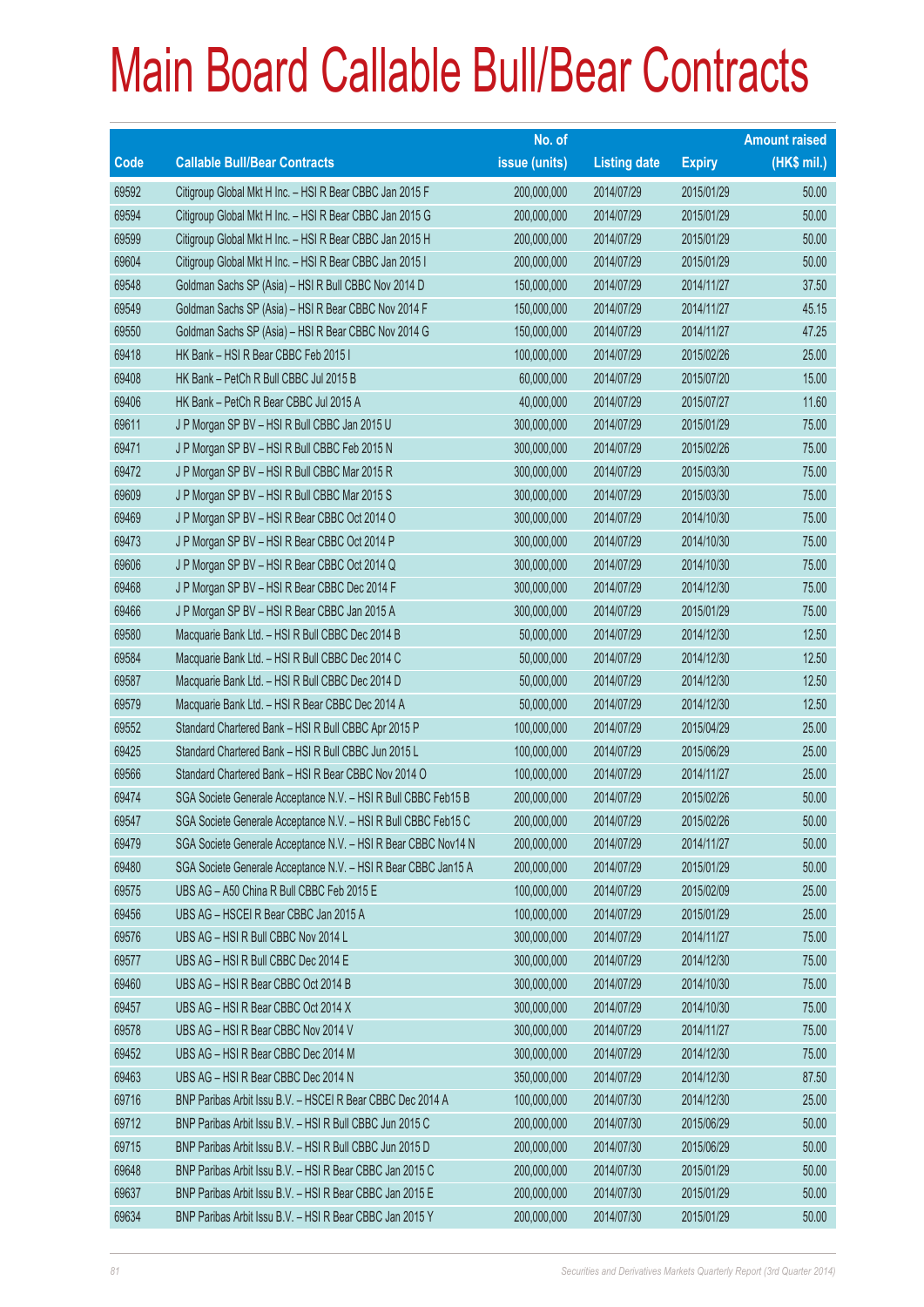# Main Board Callable Bull/Bear Contracts

| Code | Callable Bull/Bear Contracts | No. of issue (units) | Listing date | Expiry | Amount raised (HK$ mil.) |
|---|---|---|---|---|---|
| 69592 | Citigroup Global Mkt H Inc. – HSI R Bear CBBC Jan 2015 F | 200,000,000 | 2014/07/29 | 2015/01/29 | 50.00 |
| 69594 | Citigroup Global Mkt H Inc. – HSI R Bear CBBC Jan 2015 G | 200,000,000 | 2014/07/29 | 2015/01/29 | 50.00 |
| 69599 | Citigroup Global Mkt H Inc. – HSI R Bear CBBC Jan 2015 H | 200,000,000 | 2014/07/29 | 2015/01/29 | 50.00 |
| 69604 | Citigroup Global Mkt H Inc. – HSI R Bear CBBC Jan 2015 I | 200,000,000 | 2014/07/29 | 2015/01/29 | 50.00 |
| 69548 | Goldman Sachs SP (Asia) – HSI R Bull CBBC Nov 2014 D | 150,000,000 | 2014/07/29 | 2014/11/27 | 37.50 |
| 69549 | Goldman Sachs SP (Asia) – HSI R Bear CBBC Nov 2014 F | 150,000,000 | 2014/07/29 | 2014/11/27 | 45.15 |
| 69550 | Goldman Sachs SP (Asia) – HSI R Bear CBBC Nov 2014 G | 150,000,000 | 2014/07/29 | 2014/11/27 | 47.25 |
| 69418 | HK Bank – HSI R Bear CBBC Feb 2015 I | 100,000,000 | 2014/07/29 | 2015/02/26 | 25.00 |
| 69408 | HK Bank – PetCh R Bull CBBC Jul 2015 B | 60,000,000 | 2014/07/29 | 2015/07/20 | 15.00 |
| 69406 | HK Bank – PetCh R Bear CBBC Jul 2015 A | 40,000,000 | 2014/07/29 | 2015/07/27 | 11.60 |
| 69611 | J P Morgan SP BV – HSI R Bull CBBC Jan 2015 U | 300,000,000 | 2014/07/29 | 2015/01/29 | 75.00 |
| 69471 | J P Morgan SP BV – HSI R Bull CBBC Feb 2015 N | 300,000,000 | 2014/07/29 | 2015/02/26 | 75.00 |
| 69472 | J P Morgan SP BV – HSI R Bull CBBC Mar 2015 R | 300,000,000 | 2014/07/29 | 2015/03/30 | 75.00 |
| 69609 | J P Morgan SP BV – HSI R Bull CBBC Mar 2015 S | 300,000,000 | 2014/07/29 | 2015/03/30 | 75.00 |
| 69469 | J P Morgan SP BV – HSI R Bear CBBC Oct 2014 O | 300,000,000 | 2014/07/29 | 2014/10/30 | 75.00 |
| 69473 | J P Morgan SP BV – HSI R Bear CBBC Oct 2014 P | 300,000,000 | 2014/07/29 | 2014/10/30 | 75.00 |
| 69606 | J P Morgan SP BV – HSI R Bear CBBC Oct 2014 Q | 300,000,000 | 2014/07/29 | 2014/10/30 | 75.00 |
| 69468 | J P Morgan SP BV – HSI R Bear CBBC Dec 2014 F | 300,000,000 | 2014/07/29 | 2014/12/30 | 75.00 |
| 69466 | J P Morgan SP BV – HSI R Bear CBBC Jan 2015 A | 300,000,000 | 2014/07/29 | 2015/01/29 | 75.00 |
| 69580 | Macquarie Bank Ltd. – HSI R Bull CBBC Dec 2014 B | 50,000,000 | 2014/07/29 | 2014/12/30 | 12.50 |
| 69584 | Macquarie Bank Ltd. – HSI R Bull CBBC Dec 2014 C | 50,000,000 | 2014/07/29 | 2014/12/30 | 12.50 |
| 69587 | Macquarie Bank Ltd. – HSI R Bull CBBC Dec 2014 D | 50,000,000 | 2014/07/29 | 2014/12/30 | 12.50 |
| 69579 | Macquarie Bank Ltd. – HSI R Bear CBBC Dec 2014 A | 50,000,000 | 2014/07/29 | 2014/12/30 | 12.50 |
| 69552 | Standard Chartered Bank – HSI R Bull CBBC Apr 2015 P | 100,000,000 | 2014/07/29 | 2015/04/29 | 25.00 |
| 69425 | Standard Chartered Bank – HSI R Bull CBBC Jun 2015 L | 100,000,000 | 2014/07/29 | 2015/06/29 | 25.00 |
| 69566 | Standard Chartered Bank – HSI R Bear CBBC Nov 2014 O | 100,000,000 | 2014/07/29 | 2014/11/27 | 25.00 |
| 69474 | SGA Societe Generale Acceptance N.V. – HSI R Bull CBBC Feb15 B | 200,000,000 | 2014/07/29 | 2015/02/26 | 50.00 |
| 69547 | SGA Societe Generale Acceptance N.V. – HSI R Bull CBBC Feb15 C | 200,000,000 | 2014/07/29 | 2015/02/26 | 50.00 |
| 69479 | SGA Societe Generale Acceptance N.V. – HSI R Bear CBBC Nov14 N | 200,000,000 | 2014/07/29 | 2014/11/27 | 50.00 |
| 69480 | SGA Societe Generale Acceptance N.V. – HSI R Bear CBBC Jan15 A | 200,000,000 | 2014/07/29 | 2015/01/29 | 50.00 |
| 69575 | UBS AG – A50 China R Bull CBBC Feb 2015 E | 100,000,000 | 2014/07/29 | 2015/02/09 | 25.00 |
| 69456 | UBS AG – HSCEI R Bear CBBC Jan 2015 A | 100,000,000 | 2014/07/29 | 2015/01/29 | 25.00 |
| 69576 | UBS AG – HSI R Bull CBBC Nov 2014 L | 300,000,000 | 2014/07/29 | 2014/11/27 | 75.00 |
| 69577 | UBS AG – HSI R Bull CBBC Dec 2014 E | 300,000,000 | 2014/07/29 | 2014/12/30 | 75.00 |
| 69460 | UBS AG – HSI R Bear CBBC Oct 2014 B | 300,000,000 | 2014/07/29 | 2014/10/30 | 75.00 |
| 69457 | UBS AG – HSI R Bear CBBC Oct 2014 X | 300,000,000 | 2014/07/29 | 2014/10/30 | 75.00 |
| 69578 | UBS AG – HSI R Bear CBBC Nov 2014 V | 300,000,000 | 2014/07/29 | 2014/11/27 | 75.00 |
| 69452 | UBS AG – HSI R Bear CBBC Dec 2014 M | 300,000,000 | 2014/07/29 | 2014/12/30 | 75.00 |
| 69463 | UBS AG – HSI R Bear CBBC Dec 2014 N | 350,000,000 | 2014/07/29 | 2014/12/30 | 87.50 |
| 69716 | BNP Paribas Arbit Issu B.V. – HSCEI R Bear CBBC Dec 2014 A | 100,000,000 | 2014/07/30 | 2014/12/30 | 25.00 |
| 69712 | BNP Paribas Arbit Issu B.V. – HSI R Bull CBBC Jun 2015 C | 200,000,000 | 2014/07/30 | 2015/06/29 | 50.00 |
| 69715 | BNP Paribas Arbit Issu B.V. – HSI R Bull CBBC Jun 2015 D | 200,000,000 | 2014/07/30 | 2015/06/29 | 50.00 |
| 69648 | BNP Paribas Arbit Issu B.V. – HSI R Bear CBBC Jan 2015 C | 200,000,000 | 2014/07/30 | 2015/01/29 | 50.00 |
| 69637 | BNP Paribas Arbit Issu B.V. – HSI R Bear CBBC Jan 2015 E | 200,000,000 | 2014/07/30 | 2015/01/29 | 50.00 |
| 69634 | BNP Paribas Arbit Issu B.V. – HSI R Bear CBBC Jan 2015 Y | 200,000,000 | 2014/07/30 | 2015/01/29 | 50.00 |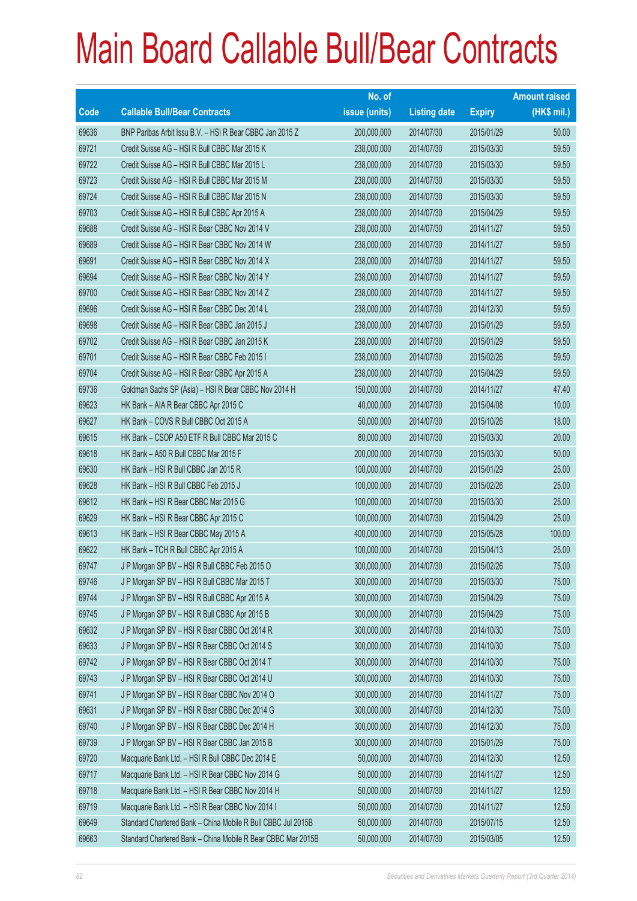# Main Board Callable Bull/Bear Contracts

| Code | Callable Bull/Bear Contracts | No. of issue (units) | Listing date | Expiry | Amount raised (HK$ mil.) |
|---|---|---|---|---|---|
| 69636 | BNP Paribas Arbit Issu B.V. – HSI R Bear CBBC Jan 2015 Z | 200,000,000 | 2014/07/30 | 2015/01/29 | 50.00 |
| 69721 | Credit Suisse AG – HSI R Bull CBBC Mar 2015 K | 238,000,000 | 2014/07/30 | 2015/03/30 | 59.50 |
| 69722 | Credit Suisse AG – HSI R Bull CBBC Mar 2015 L | 238,000,000 | 2014/07/30 | 2015/03/30 | 59.50 |
| 69723 | Credit Suisse AG – HSI R Bull CBBC Mar 2015 M | 238,000,000 | 2014/07/30 | 2015/03/30 | 59.50 |
| 69724 | Credit Suisse AG – HSI R Bull CBBC Mar 2015 N | 238,000,000 | 2014/07/30 | 2015/03/30 | 59.50 |
| 69703 | Credit Suisse AG – HSI R Bull CBBC Apr 2015 A | 238,000,000 | 2014/07/30 | 2015/04/29 | 59.50 |
| 69688 | Credit Suisse AG – HSI R Bear CBBC Nov 2014 V | 238,000,000 | 2014/07/30 | 2014/11/27 | 59.50 |
| 69689 | Credit Suisse AG – HSI R Bear CBBC Nov 2014 W | 238,000,000 | 2014/07/30 | 2014/11/27 | 59.50 |
| 69691 | Credit Suisse AG – HSI R Bear CBBC Nov 2014 X | 238,000,000 | 2014/07/30 | 2014/11/27 | 59.50 |
| 69694 | Credit Suisse AG – HSI R Bear CBBC Nov 2014 Y | 238,000,000 | 2014/07/30 | 2014/11/27 | 59.50 |
| 69700 | Credit Suisse AG – HSI R Bear CBBC Nov 2014 Z | 238,000,000 | 2014/07/30 | 2014/11/27 | 59.50 |
| 69696 | Credit Suisse AG – HSI R Bear CBBC Dec 2014 L | 238,000,000 | 2014/07/30 | 2014/12/30 | 59.50 |
| 69698 | Credit Suisse AG – HSI R Bear CBBC Jan 2015 J | 238,000,000 | 2014/07/30 | 2015/01/29 | 59.50 |
| 69702 | Credit Suisse AG – HSI R Bear CBBC Jan 2015 K | 238,000,000 | 2014/07/30 | 2015/01/29 | 59.50 |
| 69701 | Credit Suisse AG – HSI R Bear CBBC Feb 2015 I | 238,000,000 | 2014/07/30 | 2015/02/26 | 59.50 |
| 69704 | Credit Suisse AG – HSI R Bear CBBC Apr 2015 A | 238,000,000 | 2014/07/30 | 2015/04/29 | 59.50 |
| 69736 | Goldman Sachs SP (Asia) – HSI R Bear CBBC Nov 2014 H | 150,000,000 | 2014/07/30 | 2014/11/27 | 47.40 |
| 69623 | HK Bank – AIA R Bear CBBC Apr 2015 C | 40,000,000 | 2014/07/30 | 2015/04/08 | 10.00 |
| 69627 | HK Bank – COVS R Bull CBBC Oct 2015 A | 50,000,000 | 2014/07/30 | 2015/10/26 | 18.00 |
| 69615 | HK Bank – CSOP A50 ETF R Bull CBBC Mar 2015 C | 80,000,000 | 2014/07/30 | 2015/03/30 | 20.00 |
| 69618 | HK Bank – A50 R Bull CBBC Mar 2015 F | 200,000,000 | 2014/07/30 | 2015/03/30 | 50.00 |
| 69630 | HK Bank – HSI R Bull CBBC Jan 2015 R | 100,000,000 | 2014/07/30 | 2015/01/29 | 25.00 |
| 69628 | HK Bank – HSI R Bull CBBC Feb 2015 J | 100,000,000 | 2014/07/30 | 2015/02/26 | 25.00 |
| 69612 | HK Bank – HSI R Bear CBBC Mar 2015 G | 100,000,000 | 2014/07/30 | 2015/03/30 | 25.00 |
| 69629 | HK Bank – HSI R Bear CBBC Apr 2015 C | 100,000,000 | 2014/07/30 | 2015/04/29 | 25.00 |
| 69613 | HK Bank – HSI R Bear CBBC May 2015 A | 400,000,000 | 2014/07/30 | 2015/05/28 | 100.00 |
| 69622 | HK Bank – TCH R Bull CBBC Apr 2015 A | 100,000,000 | 2014/07/30 | 2015/04/13 | 25.00 |
| 69747 | J P Morgan SP BV – HSI R Bull CBBC Feb 2015 O | 300,000,000 | 2014/07/30 | 2015/02/26 | 75.00 |
| 69746 | J P Morgan SP BV – HSI R Bull CBBC Mar 2015 T | 300,000,000 | 2014/07/30 | 2015/03/30 | 75.00 |
| 69744 | J P Morgan SP BV – HSI R Bull CBBC Apr 2015 A | 300,000,000 | 2014/07/30 | 2015/04/29 | 75.00 |
| 69745 | J P Morgan SP BV – HSI R Bull CBBC Apr 2015 B | 300,000,000 | 2014/07/30 | 2015/04/29 | 75.00 |
| 69632 | J P Morgan SP BV – HSI R Bear CBBC Oct 2014 R | 300,000,000 | 2014/07/30 | 2014/10/30 | 75.00 |
| 69633 | J P Morgan SP BV – HSI R Bear CBBC Oct 2014 S | 300,000,000 | 2014/07/30 | 2014/10/30 | 75.00 |
| 69742 | J P Morgan SP BV – HSI R Bear CBBC Oct 2014 T | 300,000,000 | 2014/07/30 | 2014/10/30 | 75.00 |
| 69743 | J P Morgan SP BV – HSI R Bear CBBC Oct 2014 U | 300,000,000 | 2014/07/30 | 2014/10/30 | 75.00 |
| 69741 | J P Morgan SP BV – HSI R Bear CBBC Nov 2014 O | 300,000,000 | 2014/07/30 | 2014/11/27 | 75.00 |
| 69631 | J P Morgan SP BV – HSI R Bear CBBC Dec 2014 G | 300,000,000 | 2014/07/30 | 2014/12/30 | 75.00 |
| 69740 | J P Morgan SP BV – HSI R Bear CBBC Dec 2014 H | 300,000,000 | 2014/07/30 | 2014/12/30 | 75.00 |
| 69739 | J P Morgan SP BV – HSI R Bear CBBC Jan 2015 B | 300,000,000 | 2014/07/30 | 2015/01/29 | 75.00 |
| 69720 | Macquarie Bank Ltd. – HSI R Bull CBBC Dec 2014 E | 50,000,000 | 2014/07/30 | 2014/12/30 | 12.50 |
| 69717 | Macquarie Bank Ltd. – HSI R Bear CBBC Nov 2014 G | 50,000,000 | 2014/07/30 | 2014/11/27 | 12.50 |
| 69718 | Macquarie Bank Ltd. – HSI R Bear CBBC Nov 2014 H | 50,000,000 | 2014/07/30 | 2014/11/27 | 12.50 |
| 69719 | Macquarie Bank Ltd. – HSI R Bear CBBC Nov 2014 I | 50,000,000 | 2014/07/30 | 2014/11/27 | 12.50 |
| 69649 | Standard Chartered Bank – China Mobile R Bull CBBC Jul 2015B | 50,000,000 | 2014/07/30 | 2015/07/15 | 12.50 |
| 69663 | Standard Chartered Bank – China Mobile R Bear CBBC Mar 2015B | 50,000,000 | 2014/07/30 | 2015/03/05 | 12.50 |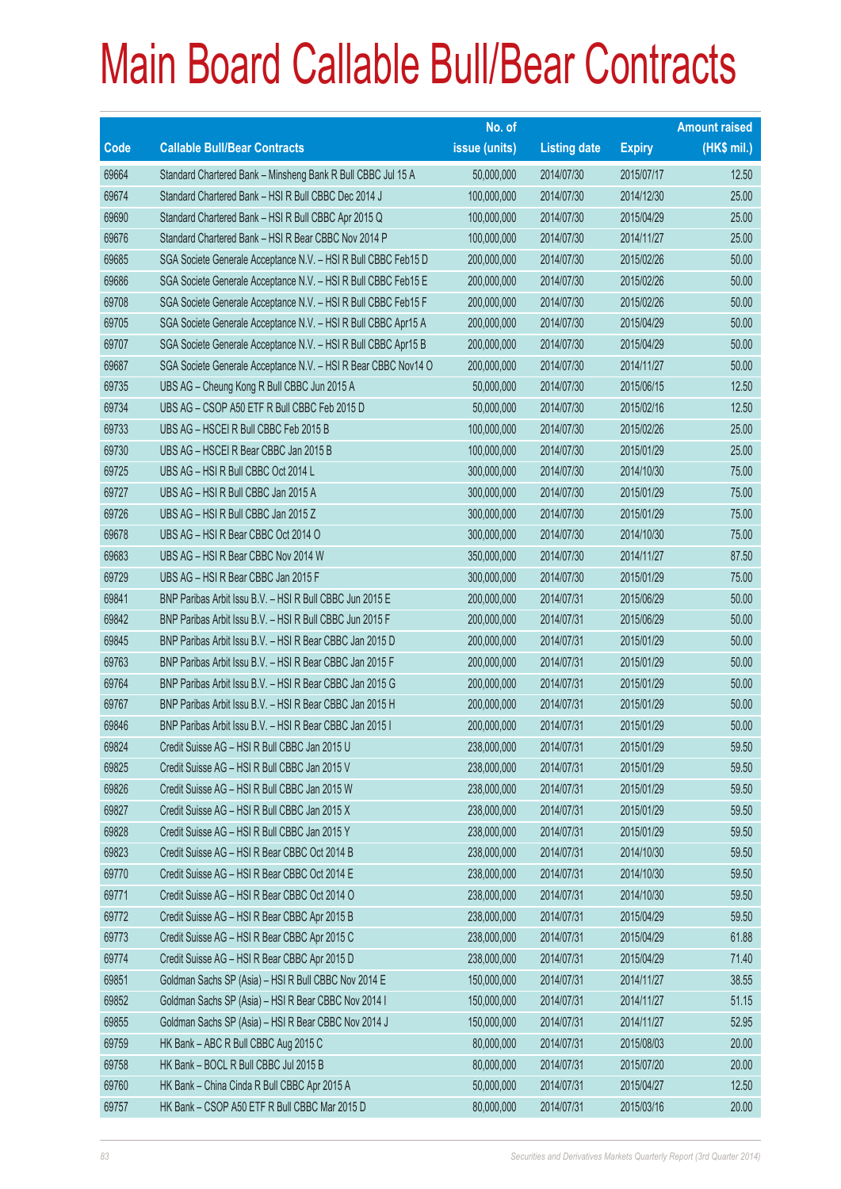# Main Board Callable Bull/Bear Contracts

| Code | Callable Bull/Bear Contracts | No. of issue (units) | Listing date | Expiry | Amount raised (HK$ mil.) |
|---|---|---|---|---|---|
| 69664 | Standard Chartered Bank – Minsheng Bank R Bull CBBC Jul 15 A | 50,000,000 | 2014/07/30 | 2015/07/17 | 12.50 |
| 69674 | Standard Chartered Bank – HSI R Bull CBBC Dec 2014 J | 100,000,000 | 2014/07/30 | 2014/12/30 | 25.00 |
| 69690 | Standard Chartered Bank – HSI R Bull CBBC Apr 2015 Q | 100,000,000 | 2014/07/30 | 2015/04/29 | 25.00 |
| 69676 | Standard Chartered Bank – HSI R Bear CBBC Nov 2014 P | 100,000,000 | 2014/07/30 | 2014/11/27 | 25.00 |
| 69685 | SGA Societe Generale Acceptance N.V. – HSI R Bull CBBC Feb15 D | 200,000,000 | 2014/07/30 | 2015/02/26 | 50.00 |
| 69686 | SGA Societe Generale Acceptance N.V. – HSI R Bull CBBC Feb15 E | 200,000,000 | 2014/07/30 | 2015/02/26 | 50.00 |
| 69708 | SGA Societe Generale Acceptance N.V. – HSI R Bull CBBC Feb15 F | 200,000,000 | 2014/07/30 | 2015/02/26 | 50.00 |
| 69705 | SGA Societe Generale Acceptance N.V. – HSI R Bull CBBC Apr15 A | 200,000,000 | 2014/07/30 | 2015/04/29 | 50.00 |
| 69707 | SGA Societe Generale Acceptance N.V. – HSI R Bull CBBC Apr15 B | 200,000,000 | 2014/07/30 | 2015/04/29 | 50.00 |
| 69687 | SGA Societe Generale Acceptance N.V. – HSI R Bear CBBC Nov14 O | 200,000,000 | 2014/07/30 | 2014/11/27 | 50.00 |
| 69735 | UBS AG – Cheung Kong R Bull CBBC Jun 2015 A | 50,000,000 | 2014/07/30 | 2015/06/15 | 12.50 |
| 69734 | UBS AG – CSOP A50 ETF R Bull CBBC Feb 2015 D | 50,000,000 | 2014/07/30 | 2015/02/16 | 12.50 |
| 69733 | UBS AG – HSCEI R Bull CBBC Feb 2015 B | 100,000,000 | 2014/07/30 | 2015/02/26 | 25.00 |
| 69730 | UBS AG – HSCEI R Bear CBBC Jan 2015 B | 100,000,000 | 2014/07/30 | 2015/01/29 | 25.00 |
| 69725 | UBS AG – HSI R Bull CBBC Oct 2014 L | 300,000,000 | 2014/07/30 | 2014/10/30 | 75.00 |
| 69727 | UBS AG – HSI R Bull CBBC Jan 2015 A | 300,000,000 | 2014/07/30 | 2015/01/29 | 75.00 |
| 69726 | UBS AG – HSI R Bull CBBC Jan 2015 Z | 300,000,000 | 2014/07/30 | 2015/01/29 | 75.00 |
| 69678 | UBS AG – HSI R Bear CBBC Oct 2014 O | 300,000,000 | 2014/07/30 | 2014/10/30 | 75.00 |
| 69683 | UBS AG – HSI R Bear CBBC Nov 2014 W | 350,000,000 | 2014/07/30 | 2014/11/27 | 87.50 |
| 69729 | UBS AG – HSI R Bear CBBC Jan 2015 F | 300,000,000 | 2014/07/30 | 2015/01/29 | 75.00 |
| 69841 | BNP Paribas Arbit Issu B.V. – HSI R Bull CBBC Jun 2015 E | 200,000,000 | 2014/07/31 | 2015/06/29 | 50.00 |
| 69842 | BNP Paribas Arbit Issu B.V. – HSI R Bull CBBC Jun 2015 F | 200,000,000 | 2014/07/31 | 2015/06/29 | 50.00 |
| 69845 | BNP Paribas Arbit Issu B.V. – HSI R Bear CBBC Jan 2015 D | 200,000,000 | 2014/07/31 | 2015/01/29 | 50.00 |
| 69763 | BNP Paribas Arbit Issu B.V. – HSI R Bear CBBC Jan 2015 F | 200,000,000 | 2014/07/31 | 2015/01/29 | 50.00 |
| 69764 | BNP Paribas Arbit Issu B.V. – HSI R Bear CBBC Jan 2015 G | 200,000,000 | 2014/07/31 | 2015/01/29 | 50.00 |
| 69767 | BNP Paribas Arbit Issu B.V. – HSI R Bear CBBC Jan 2015 H | 200,000,000 | 2014/07/31 | 2015/01/29 | 50.00 |
| 69846 | BNP Paribas Arbit Issu B.V. – HSI R Bear CBBC Jan 2015 I | 200,000,000 | 2014/07/31 | 2015/01/29 | 50.00 |
| 69824 | Credit Suisse AG – HSI R Bull CBBC Jan 2015 U | 238,000,000 | 2014/07/31 | 2015/01/29 | 59.50 |
| 69825 | Credit Suisse AG – HSI R Bull CBBC Jan 2015 V | 238,000,000 | 2014/07/31 | 2015/01/29 | 59.50 |
| 69826 | Credit Suisse AG – HSI R Bull CBBC Jan 2015 W | 238,000,000 | 2014/07/31 | 2015/01/29 | 59.50 |
| 69827 | Credit Suisse AG – HSI R Bull CBBC Jan 2015 X | 238,000,000 | 2014/07/31 | 2015/01/29 | 59.50 |
| 69828 | Credit Suisse AG – HSI R Bull CBBC Jan 2015 Y | 238,000,000 | 2014/07/31 | 2015/01/29 | 59.50 |
| 69823 | Credit Suisse AG – HSI R Bear CBBC Oct 2014 B | 238,000,000 | 2014/07/31 | 2014/10/30 | 59.50 |
| 69770 | Credit Suisse AG – HSI R Bear CBBC Oct 2014 E | 238,000,000 | 2014/07/31 | 2014/10/30 | 59.50 |
| 69771 | Credit Suisse AG – HSI R Bear CBBC Oct 2014 O | 238,000,000 | 2014/07/31 | 2014/10/30 | 59.50 |
| 69772 | Credit Suisse AG – HSI R Bear CBBC Apr 2015 B | 238,000,000 | 2014/07/31 | 2015/04/29 | 59.50 |
| 69773 | Credit Suisse AG – HSI R Bear CBBC Apr 2015 C | 238,000,000 | 2014/07/31 | 2015/04/29 | 61.88 |
| 69774 | Credit Suisse AG – HSI R Bear CBBC Apr 2015 D | 238,000,000 | 2014/07/31 | 2015/04/29 | 71.40 |
| 69851 | Goldman Sachs SP (Asia) – HSI R Bull CBBC Nov 2014 E | 150,000,000 | 2014/07/31 | 2014/11/27 | 38.55 |
| 69852 | Goldman Sachs SP (Asia) – HSI R Bear CBBC Nov 2014 I | 150,000,000 | 2014/07/31 | 2014/11/27 | 51.15 |
| 69855 | Goldman Sachs SP (Asia) – HSI R Bear CBBC Nov 2014 J | 150,000,000 | 2014/07/31 | 2014/11/27 | 52.95 |
| 69759 | HK Bank – ABC R Bull CBBC Aug 2015 C | 80,000,000 | 2014/07/31 | 2015/08/03 | 20.00 |
| 69758 | HK Bank – BOCL R Bull CBBC Jul 2015 B | 80,000,000 | 2014/07/31 | 2015/07/20 | 20.00 |
| 69760 | HK Bank – China Cinda R Bull CBBC Apr 2015 A | 50,000,000 | 2014/07/31 | 2015/04/27 | 12.50 |
| 69757 | HK Bank – CSOP A50 ETF R Bull CBBC Mar 2015 D | 80,000,000 | 2014/07/31 | 2015/03/16 | 20.00 |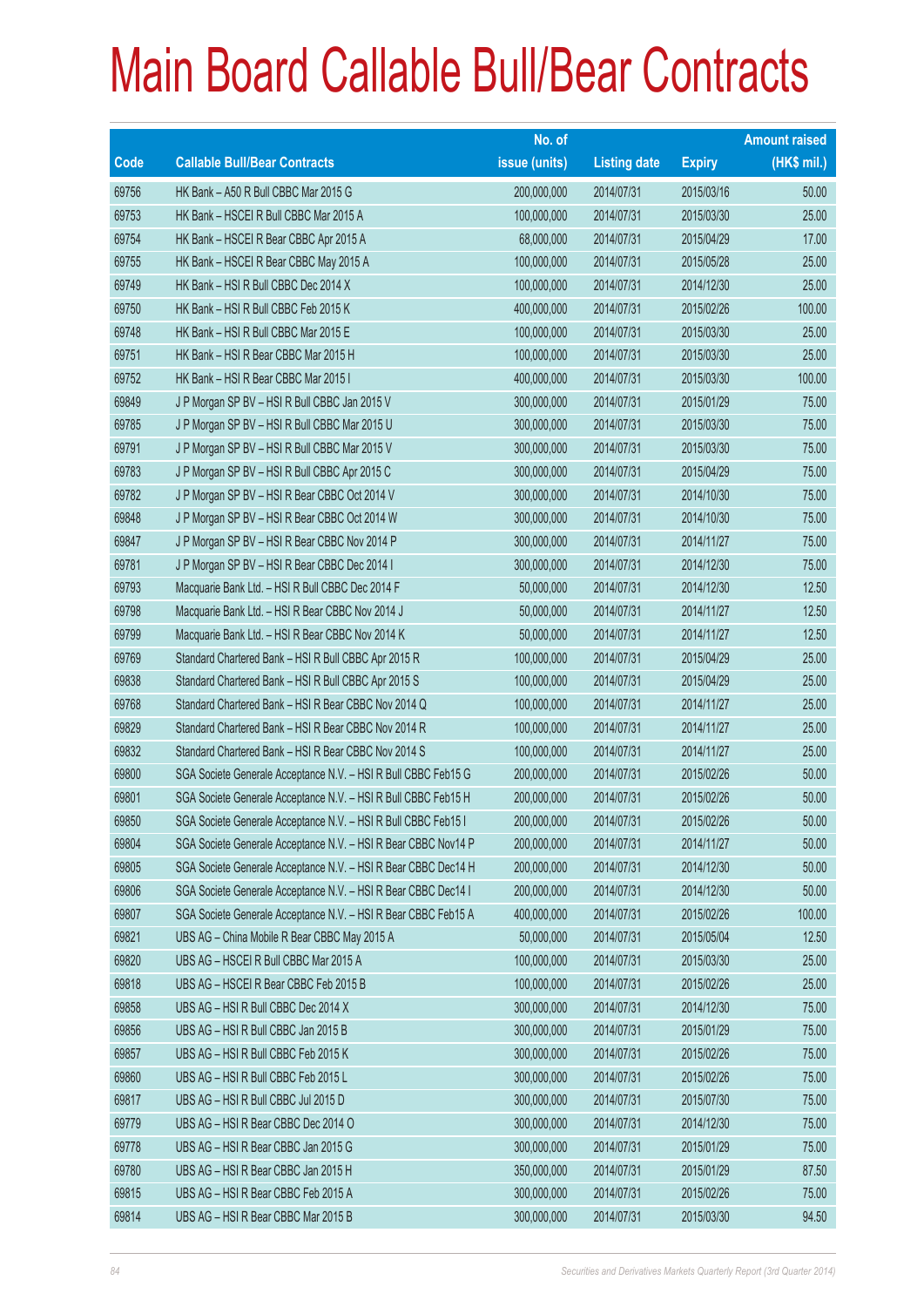# Main Board Callable Bull/Bear Contracts

| Code | Callable Bull/Bear Contracts | No. of issue (units) | Listing date | Expiry | Amount raised (HK$ mil.) |
|---|---|---|---|---|---|
| 69756 | HK Bank – A50 R Bull CBBC Mar 2015 G | 200,000,000 | 2014/07/31 | 2015/03/16 | 50.00 |
| 69753 | HK Bank – HSCEI R Bull CBBC Mar 2015 A | 100,000,000 | 2014/07/31 | 2015/03/30 | 25.00 |
| 69754 | HK Bank – HSCEI R Bear CBBC Apr 2015 A | 68,000,000 | 2014/07/31 | 2015/04/29 | 17.00 |
| 69755 | HK Bank – HSCEI R Bear CBBC May 2015 A | 100,000,000 | 2014/07/31 | 2015/05/28 | 25.00 |
| 69749 | HK Bank – HSI R Bull CBBC Dec 2014 X | 100,000,000 | 2014/07/31 | 2014/12/30 | 25.00 |
| 69750 | HK Bank – HSI R Bull CBBC Feb 2015 K | 400,000,000 | 2014/07/31 | 2015/02/26 | 100.00 |
| 69748 | HK Bank – HSI R Bull CBBC Mar 2015 E | 100,000,000 | 2014/07/31 | 2015/03/30 | 25.00 |
| 69751 | HK Bank – HSI R Bear CBBC Mar 2015 H | 100,000,000 | 2014/07/31 | 2015/03/30 | 25.00 |
| 69752 | HK Bank – HSI R Bear CBBC Mar 2015 I | 400,000,000 | 2014/07/31 | 2015/03/30 | 100.00 |
| 69849 | J P Morgan SP BV – HSI R Bull CBBC Jan 2015 V | 300,000,000 | 2014/07/31 | 2015/01/29 | 75.00 |
| 69785 | J P Morgan SP BV – HSI R Bull CBBC Mar 2015 U | 300,000,000 | 2014/07/31 | 2015/03/30 | 75.00 |
| 69791 | J P Morgan SP BV – HSI R Bull CBBC Mar 2015 V | 300,000,000 | 2014/07/31 | 2015/03/30 | 75.00 |
| 69783 | J P Morgan SP BV – HSI R Bull CBBC Apr 2015 C | 300,000,000 | 2014/07/31 | 2015/04/29 | 75.00 |
| 69782 | J P Morgan SP BV – HSI R Bear CBBC Oct 2014 V | 300,000,000 | 2014/07/31 | 2014/10/30 | 75.00 |
| 69848 | J P Morgan SP BV – HSI R Bear CBBC Oct 2014 W | 300,000,000 | 2014/07/31 | 2014/10/30 | 75.00 |
| 69847 | J P Morgan SP BV – HSI R Bear CBBC Nov 2014 P | 300,000,000 | 2014/07/31 | 2014/11/27 | 75.00 |
| 69781 | J P Morgan SP BV – HSI R Bear CBBC Dec 2014 I | 300,000,000 | 2014/07/31 | 2014/12/30 | 75.00 |
| 69793 | Macquarie Bank Ltd. – HSI R Bull CBBC Dec 2014 F | 50,000,000 | 2014/07/31 | 2014/12/30 | 12.50 |
| 69798 | Macquarie Bank Ltd. – HSI R Bear CBBC Nov 2014 J | 50,000,000 | 2014/07/31 | 2014/11/27 | 12.50 |
| 69799 | Macquarie Bank Ltd. – HSI R Bear CBBC Nov 2014 K | 50,000,000 | 2014/07/31 | 2014/11/27 | 12.50 |
| 69769 | Standard Chartered Bank – HSI R Bull CBBC Apr 2015 R | 100,000,000 | 2014/07/31 | 2015/04/29 | 25.00 |
| 69838 | Standard Chartered Bank – HSI R Bull CBBC Apr 2015 S | 100,000,000 | 2014/07/31 | 2015/04/29 | 25.00 |
| 69768 | Standard Chartered Bank – HSI R Bear CBBC Nov 2014 Q | 100,000,000 | 2014/07/31 | 2014/11/27 | 25.00 |
| 69829 | Standard Chartered Bank – HSI R Bear CBBC Nov 2014 R | 100,000,000 | 2014/07/31 | 2014/11/27 | 25.00 |
| 69832 | Standard Chartered Bank – HSI R Bear CBBC Nov 2014 S | 100,000,000 | 2014/07/31 | 2014/11/27 | 25.00 |
| 69800 | SGA Societe Generale Acceptance N.V. – HSI R Bull CBBC Feb15 G | 200,000,000 | 2014/07/31 | 2015/02/26 | 50.00 |
| 69801 | SGA Societe Generale Acceptance N.V. – HSI R Bull CBBC Feb15 H | 200,000,000 | 2014/07/31 | 2015/02/26 | 50.00 |
| 69850 | SGA Societe Generale Acceptance N.V. – HSI R Bull CBBC Feb15 I | 200,000,000 | 2014/07/31 | 2015/02/26 | 50.00 |
| 69804 | SGA Societe Generale Acceptance N.V. – HSI R Bear CBBC Nov14 P | 200,000,000 | 2014/07/31 | 2014/11/27 | 50.00 |
| 69805 | SGA Societe Generale Acceptance N.V. – HSI R Bear CBBC Dec14 H | 200,000,000 | 2014/07/31 | 2014/12/30 | 50.00 |
| 69806 | SGA Societe Generale Acceptance N.V. – HSI R Bear CBBC Dec14 I | 200,000,000 | 2014/07/31 | 2014/12/30 | 50.00 |
| 69807 | SGA Societe Generale Acceptance N.V. – HSI R Bear CBBC Feb15 A | 400,000,000 | 2014/07/31 | 2015/02/26 | 100.00 |
| 69821 | UBS AG – China Mobile R Bear CBBC May 2015 A | 50,000,000 | 2014/07/31 | 2015/05/04 | 12.50 |
| 69820 | UBS AG – HSCEI R Bull CBBC Mar 2015 A | 100,000,000 | 2014/07/31 | 2015/03/30 | 25.00 |
| 69818 | UBS AG – HSCEI R Bear CBBC Feb 2015 B | 100,000,000 | 2014/07/31 | 2015/02/26 | 25.00 |
| 69858 | UBS AG – HSI R Bull CBBC Dec 2014 X | 300,000,000 | 2014/07/31 | 2014/12/30 | 75.00 |
| 69856 | UBS AG – HSI R Bull CBBC Jan 2015 B | 300,000,000 | 2014/07/31 | 2015/01/29 | 75.00 |
| 69857 | UBS AG – HSI R Bull CBBC Feb 2015 K | 300,000,000 | 2014/07/31 | 2015/02/26 | 75.00 |
| 69860 | UBS AG – HSI R Bull CBBC Feb 2015 L | 300,000,000 | 2014/07/31 | 2015/02/26 | 75.00 |
| 69817 | UBS AG – HSI R Bull CBBC Jul 2015 D | 300,000,000 | 2014/07/31 | 2015/07/30 | 75.00 |
| 69779 | UBS AG – HSI R Bear CBBC Dec 2014 O | 300,000,000 | 2014/07/31 | 2014/12/30 | 75.00 |
| 69778 | UBS AG – HSI R Bear CBBC Jan 2015 G | 300,000,000 | 2014/07/31 | 2015/01/29 | 75.00 |
| 69780 | UBS AG – HSI R Bear CBBC Jan 2015 H | 350,000,000 | 2014/07/31 | 2015/01/29 | 87.50 |
| 69815 | UBS AG – HSI R Bear CBBC Feb 2015 A | 300,000,000 | 2014/07/31 | 2015/02/26 | 75.00 |
| 69814 | UBS AG – HSI R Bear CBBC Mar 2015 B | 300,000,000 | 2014/07/31 | 2015/03/30 | 94.50 |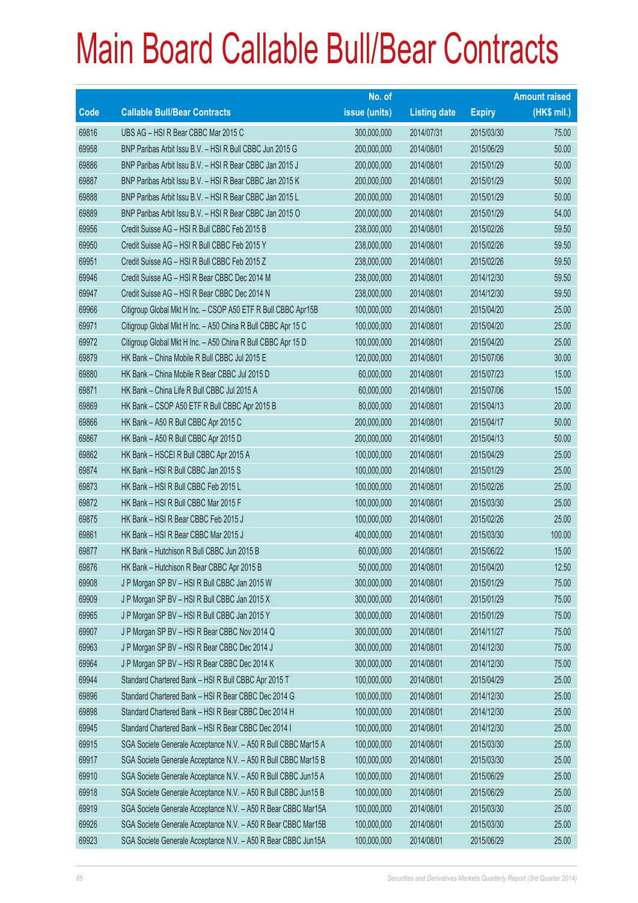# Main Board Callable Bull/Bear Contracts

| Code | Callable Bull/Bear Contracts | No. of issue (units) | Listing date | Expiry | Amount raised (HK$ mil.) |
|---|---|---|---|---|---|
| 69816 | UBS AG – HSI R Bear CBBC Mar 2015 C | 300,000,000 | 2014/07/31 | 2015/03/30 | 75.00 |
| 69958 | BNP Paribas Arbit Issu B.V. – HSI R Bull CBBC Jun 2015 G | 200,000,000 | 2014/08/01 | 2015/06/29 | 50.00 |
| 69886 | BNP Paribas Arbit Issu B.V. – HSI R Bear CBBC Jan 2015 J | 200,000,000 | 2014/08/01 | 2015/01/29 | 50.00 |
| 69887 | BNP Paribas Arbit Issu B.V. – HSI R Bear CBBC Jan 2015 K | 200,000,000 | 2014/08/01 | 2015/01/29 | 50.00 |
| 69888 | BNP Paribas Arbit Issu B.V. – HSI R Bear CBBC Jan 2015 L | 200,000,000 | 2014/08/01 | 2015/01/29 | 50.00 |
| 69889 | BNP Paribas Arbit Issu B.V. – HSI R Bear CBBC Jan 2015 O | 200,000,000 | 2014/08/01 | 2015/01/29 | 54.00 |
| 69956 | Credit Suisse AG – HSI R Bull CBBC Feb 2015 B | 238,000,000 | 2014/08/01 | 2015/02/26 | 59.50 |
| 69950 | Credit Suisse AG – HSI R Bull CBBC Feb 2015 Y | 238,000,000 | 2014/08/01 | 2015/02/26 | 59.50 |
| 69951 | Credit Suisse AG – HSI R Bull CBBC Feb 2015 Z | 238,000,000 | 2014/08/01 | 2015/02/26 | 59.50 |
| 69946 | Credit Suisse AG – HSI R Bear CBBC Dec 2014 M | 238,000,000 | 2014/08/01 | 2014/12/30 | 59.50 |
| 69947 | Credit Suisse AG – HSI R Bear CBBC Dec 2014 N | 238,000,000 | 2014/08/01 | 2014/12/30 | 59.50 |
| 69966 | Citigroup Global Mkt H Inc. – CSOP A50 ETF R Bull CBBC Apr15B | 100,000,000 | 2014/08/01 | 2015/04/20 | 25.00 |
| 69971 | Citigroup Global Mkt H Inc. – A50 China R Bull CBBC Apr 15 C | 100,000,000 | 2014/08/01 | 2015/04/20 | 25.00 |
| 69972 | Citigroup Global Mkt H Inc. – A50 China R Bull CBBC Apr 15 D | 100,000,000 | 2014/08/01 | 2015/04/20 | 25.00 |
| 69879 | HK Bank – China Mobile R Bull CBBC Jul 2015 E | 120,000,000 | 2014/08/01 | 2015/07/06 | 30.00 |
| 69880 | HK Bank – China Mobile R Bear CBBC Jul 2015 D | 60,000,000 | 2014/08/01 | 2015/07/23 | 15.00 |
| 69871 | HK Bank – China Life R Bull CBBC Jul 2015 A | 60,000,000 | 2014/08/01 | 2015/07/06 | 15.00 |
| 69869 | HK Bank – CSOP A50 ETF R Bull CBBC Apr 2015 B | 80,000,000 | 2014/08/01 | 2015/04/13 | 20.00 |
| 69866 | HK Bank – A50 R Bull CBBC Apr 2015 C | 200,000,000 | 2014/08/01 | 2015/04/17 | 50.00 |
| 69867 | HK Bank – A50 R Bull CBBC Apr 2015 D | 200,000,000 | 2014/08/01 | 2015/04/13 | 50.00 |
| 69862 | HK Bank – HSCEI R Bull CBBC Apr 2015 A | 100,000,000 | 2014/08/01 | 2015/04/29 | 25.00 |
| 69874 | HK Bank – HSI R Bull CBBC Jan 2015 S | 100,000,000 | 2014/08/01 | 2015/01/29 | 25.00 |
| 69873 | HK Bank – HSI R Bull CBBC Feb 2015 L | 100,000,000 | 2014/08/01 | 2015/02/26 | 25.00 |
| 69872 | HK Bank – HSI R Bull CBBC Mar 2015 F | 100,000,000 | 2014/08/01 | 2015/03/30 | 25.00 |
| 69875 | HK Bank – HSI R Bear CBBC Feb 2015 J | 100,000,000 | 2014/08/01 | 2015/02/26 | 25.00 |
| 69861 | HK Bank – HSI R Bear CBBC Mar 2015 J | 400,000,000 | 2014/08/01 | 2015/03/30 | 100.00 |
| 69877 | HK Bank – Hutchison R Bull CBBC Jun 2015 B | 60,000,000 | 2014/08/01 | 2015/06/22 | 15.00 |
| 69876 | HK Bank – Hutchison R Bear CBBC Apr 2015 B | 50,000,000 | 2014/08/01 | 2015/04/20 | 12.50 |
| 69908 | J P Morgan SP BV – HSI R Bull CBBC Jan 2015 W | 300,000,000 | 2014/08/01 | 2015/01/29 | 75.00 |
| 69909 | J P Morgan SP BV – HSI R Bull CBBC Jan 2015 X | 300,000,000 | 2014/08/01 | 2015/01/29 | 75.00 |
| 69965 | J P Morgan SP BV – HSI R Bull CBBC Jan 2015 Y | 300,000,000 | 2014/08/01 | 2015/01/29 | 75.00 |
| 69907 | J P Morgan SP BV – HSI R Bear CBBC Nov 2014 Q | 300,000,000 | 2014/08/01 | 2014/11/27 | 75.00 |
| 69963 | J P Morgan SP BV – HSI R Bear CBBC Dec 2014 J | 300,000,000 | 2014/08/01 | 2014/12/30 | 75.00 |
| 69964 | J P Morgan SP BV – HSI R Bear CBBC Dec 2014 K | 300,000,000 | 2014/08/01 | 2014/12/30 | 75.00 |
| 69944 | Standard Chartered Bank – HSI R Bull CBBC Apr 2015 T | 100,000,000 | 2014/08/01 | 2015/04/29 | 25.00 |
| 69896 | Standard Chartered Bank – HSI R Bear CBBC Dec 2014 G | 100,000,000 | 2014/08/01 | 2014/12/30 | 25.00 |
| 69898 | Standard Chartered Bank – HSI R Bear CBBC Dec 2014 H | 100,000,000 | 2014/08/01 | 2014/12/30 | 25.00 |
| 69945 | Standard Chartered Bank – HSI R Bear CBBC Dec 2014 I | 100,000,000 | 2014/08/01 | 2014/12/30 | 25.00 |
| 69915 | SGA Societe Generale Acceptance N.V. – A50 R Bull CBBC Mar15 A | 100,000,000 | 2014/08/01 | 2015/03/30 | 25.00 |
| 69917 | SGA Societe Generale Acceptance N.V. – A50 R Bull CBBC Mar15 B | 100,000,000 | 2014/08/01 | 2015/03/30 | 25.00 |
| 69910 | SGA Societe Generale Acceptance N.V. – A50 R Bull CBBC Jun15 A | 100,000,000 | 2014/08/01 | 2015/06/29 | 25.00 |
| 69918 | SGA Societe Generale Acceptance N.V. – A50 R Bull CBBC Jun15 B | 100,000,000 | 2014/08/01 | 2015/06/29 | 25.00 |
| 69919 | SGA Societe Generale Acceptance N.V. – A50 R Bear CBBC Mar15A | 100,000,000 | 2014/08/01 | 2015/03/30 | 25.00 |
| 69926 | SGA Societe Generale Acceptance N.V. – A50 R Bear CBBC Mar15B | 100,000,000 | 2014/08/01 | 2015/03/30 | 25.00 |
| 69923 | SGA Societe Generale Acceptance N.V. – A50 R Bear CBBC Jun15A | 100,000,000 | 2014/08/01 | 2015/06/29 | 25.00 |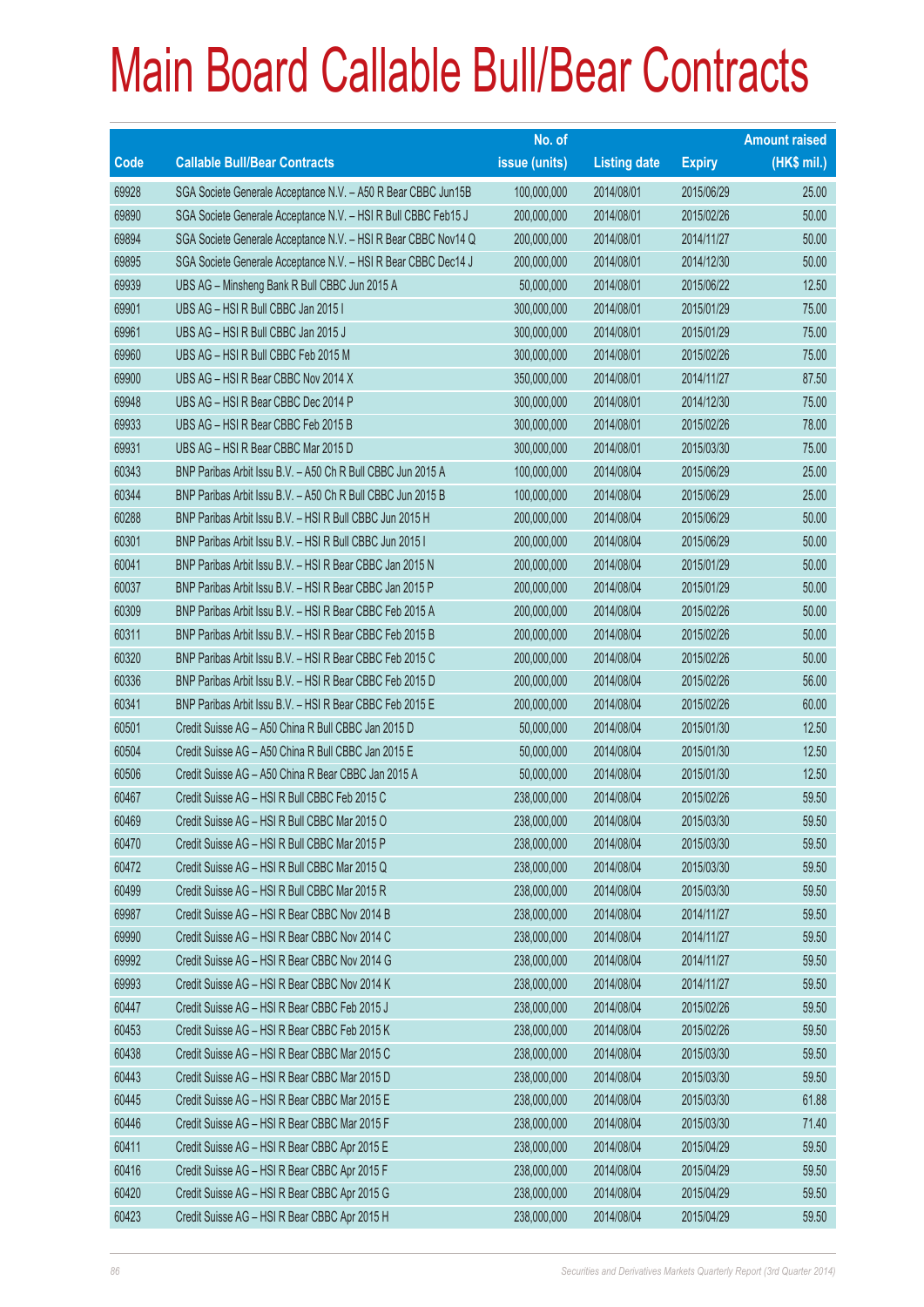# Main Board Callable Bull/Bear Contracts

| Code | Callable Bull/Bear Contracts | No. of issue (units) | Listing date | Expiry | Amount raised (HK$ mil.) |
|---|---|---|---|---|---|
| 69928 | SGA Societe Generale Acceptance N.V. – A50 R Bear CBBC Jun15B | 100,000,000 | 2014/08/01 | 2015/06/29 | 25.00 |
| 69890 | SGA Societe Generale Acceptance N.V. – HSI R Bull CBBC Feb15 J | 200,000,000 | 2014/08/01 | 2015/02/26 | 50.00 |
| 69894 | SGA Societe Generale Acceptance N.V. – HSI R Bear CBBC Nov14 Q | 200,000,000 | 2014/08/01 | 2014/11/27 | 50.00 |
| 69895 | SGA Societe Generale Acceptance N.V. – HSI R Bear CBBC Dec14 J | 200,000,000 | 2014/08/01 | 2014/12/30 | 50.00 |
| 69939 | UBS AG – Minsheng Bank R Bull CBBC Jun 2015 A | 50,000,000 | 2014/08/01 | 2015/06/22 | 12.50 |
| 69901 | UBS AG – HSI R Bull CBBC Jan 2015 I | 300,000,000 | 2014/08/01 | 2015/01/29 | 75.00 |
| 69961 | UBS AG – HSI R Bull CBBC Jan 2015 J | 300,000,000 | 2014/08/01 | 2015/01/29 | 75.00 |
| 69960 | UBS AG – HSI R Bull CBBC Feb 2015 M | 300,000,000 | 2014/08/01 | 2015/02/26 | 75.00 |
| 69900 | UBS AG – HSI R Bear CBBC Nov 2014 X | 350,000,000 | 2014/08/01 | 2014/11/27 | 87.50 |
| 69948 | UBS AG – HSI R Bear CBBC Dec 2014 P | 300,000,000 | 2014/08/01 | 2014/12/30 | 75.00 |
| 69933 | UBS AG – HSI R Bear CBBC Feb 2015 B | 300,000,000 | 2014/08/01 | 2015/02/26 | 78.00 |
| 69931 | UBS AG – HSI R Bear CBBC Mar 2015 D | 300,000,000 | 2014/08/01 | 2015/03/30 | 75.00 |
| 60343 | BNP Paribas Arbit Issu B.V. – A50 Ch R Bull CBBC Jun 2015 A | 100,000,000 | 2014/08/04 | 2015/06/29 | 25.00 |
| 60344 | BNP Paribas Arbit Issu B.V. – A50 Ch R Bull CBBC Jun 2015 B | 100,000,000 | 2014/08/04 | 2015/06/29 | 25.00 |
| 60288 | BNP Paribas Arbit Issu B.V. – HSI R Bull CBBC Jun 2015 H | 200,000,000 | 2014/08/04 | 2015/06/29 | 50.00 |
| 60301 | BNP Paribas Arbit Issu B.V. – HSI R Bull CBBC Jun 2015 I | 200,000,000 | 2014/08/04 | 2015/06/29 | 50.00 |
| 60041 | BNP Paribas Arbit Issu B.V. – HSI R Bear CBBC Jan 2015 N | 200,000,000 | 2014/08/04 | 2015/01/29 | 50.00 |
| 60037 | BNP Paribas Arbit Issu B.V. – HSI R Bear CBBC Jan 2015 P | 200,000,000 | 2014/08/04 | 2015/01/29 | 50.00 |
| 60309 | BNP Paribas Arbit Issu B.V. – HSI R Bear CBBC Feb 2015 A | 200,000,000 | 2014/08/04 | 2015/02/26 | 50.00 |
| 60311 | BNP Paribas Arbit Issu B.V. – HSI R Bear CBBC Feb 2015 B | 200,000,000 | 2014/08/04 | 2015/02/26 | 50.00 |
| 60320 | BNP Paribas Arbit Issu B.V. – HSI R Bear CBBC Feb 2015 C | 200,000,000 | 2014/08/04 | 2015/02/26 | 50.00 |
| 60336 | BNP Paribas Arbit Issu B.V. – HSI R Bear CBBC Feb 2015 D | 200,000,000 | 2014/08/04 | 2015/02/26 | 56.00 |
| 60341 | BNP Paribas Arbit Issu B.V. – HSI R Bear CBBC Feb 2015 E | 200,000,000 | 2014/08/04 | 2015/02/26 | 60.00 |
| 60501 | Credit Suisse AG – A50 China R Bull CBBC Jan 2015 D | 50,000,000 | 2014/08/04 | 2015/01/30 | 12.50 |
| 60504 | Credit Suisse AG – A50 China R Bull CBBC Jan 2015 E | 50,000,000 | 2014/08/04 | 2015/01/30 | 12.50 |
| 60506 | Credit Suisse AG – A50 China R Bear CBBC Jan 2015 A | 50,000,000 | 2014/08/04 | 2015/01/30 | 12.50 |
| 60467 | Credit Suisse AG – HSI R Bull CBBC Feb 2015 C | 238,000,000 | 2014/08/04 | 2015/02/26 | 59.50 |
| 60469 | Credit Suisse AG – HSI R Bull CBBC Mar 2015 O | 238,000,000 | 2014/08/04 | 2015/03/30 | 59.50 |
| 60470 | Credit Suisse AG – HSI R Bull CBBC Mar 2015 P | 238,000,000 | 2014/08/04 | 2015/03/30 | 59.50 |
| 60472 | Credit Suisse AG – HSI R Bull CBBC Mar 2015 Q | 238,000,000 | 2014/08/04 | 2015/03/30 | 59.50 |
| 60499 | Credit Suisse AG – HSI R Bull CBBC Mar 2015 R | 238,000,000 | 2014/08/04 | 2015/03/30 | 59.50 |
| 69987 | Credit Suisse AG – HSI R Bear CBBC Nov 2014 B | 238,000,000 | 2014/08/04 | 2014/11/27 | 59.50 |
| 69990 | Credit Suisse AG – HSI R Bear CBBC Nov 2014 C | 238,000,000 | 2014/08/04 | 2014/11/27 | 59.50 |
| 69992 | Credit Suisse AG – HSI R Bear CBBC Nov 2014 G | 238,000,000 | 2014/08/04 | 2014/11/27 | 59.50 |
| 69993 | Credit Suisse AG – HSI R Bear CBBC Nov 2014 K | 238,000,000 | 2014/08/04 | 2014/11/27 | 59.50 |
| 60447 | Credit Suisse AG – HSI R Bear CBBC Feb 2015 J | 238,000,000 | 2014/08/04 | 2015/02/26 | 59.50 |
| 60453 | Credit Suisse AG – HSI R Bear CBBC Feb 2015 K | 238,000,000 | 2014/08/04 | 2015/02/26 | 59.50 |
| 60438 | Credit Suisse AG – HSI R Bear CBBC Mar 2015 C | 238,000,000 | 2014/08/04 | 2015/03/30 | 59.50 |
| 60443 | Credit Suisse AG – HSI R Bear CBBC Mar 2015 D | 238,000,000 | 2014/08/04 | 2015/03/30 | 59.50 |
| 60445 | Credit Suisse AG – HSI R Bear CBBC Mar 2015 E | 238,000,000 | 2014/08/04 | 2015/03/30 | 61.88 |
| 60446 | Credit Suisse AG – HSI R Bear CBBC Mar 2015 F | 238,000,000 | 2014/08/04 | 2015/03/30 | 71.40 |
| 60411 | Credit Suisse AG – HSI R Bear CBBC Apr 2015 E | 238,000,000 | 2014/08/04 | 2015/04/29 | 59.50 |
| 60416 | Credit Suisse AG – HSI R Bear CBBC Apr 2015 F | 238,000,000 | 2014/08/04 | 2015/04/29 | 59.50 |
| 60420 | Credit Suisse AG – HSI R Bear CBBC Apr 2015 G | 238,000,000 | 2014/08/04 | 2015/04/29 | 59.50 |
| 60423 | Credit Suisse AG – HSI R Bear CBBC Apr 2015 H | 238,000,000 | 2014/08/04 | 2015/04/29 | 59.50 |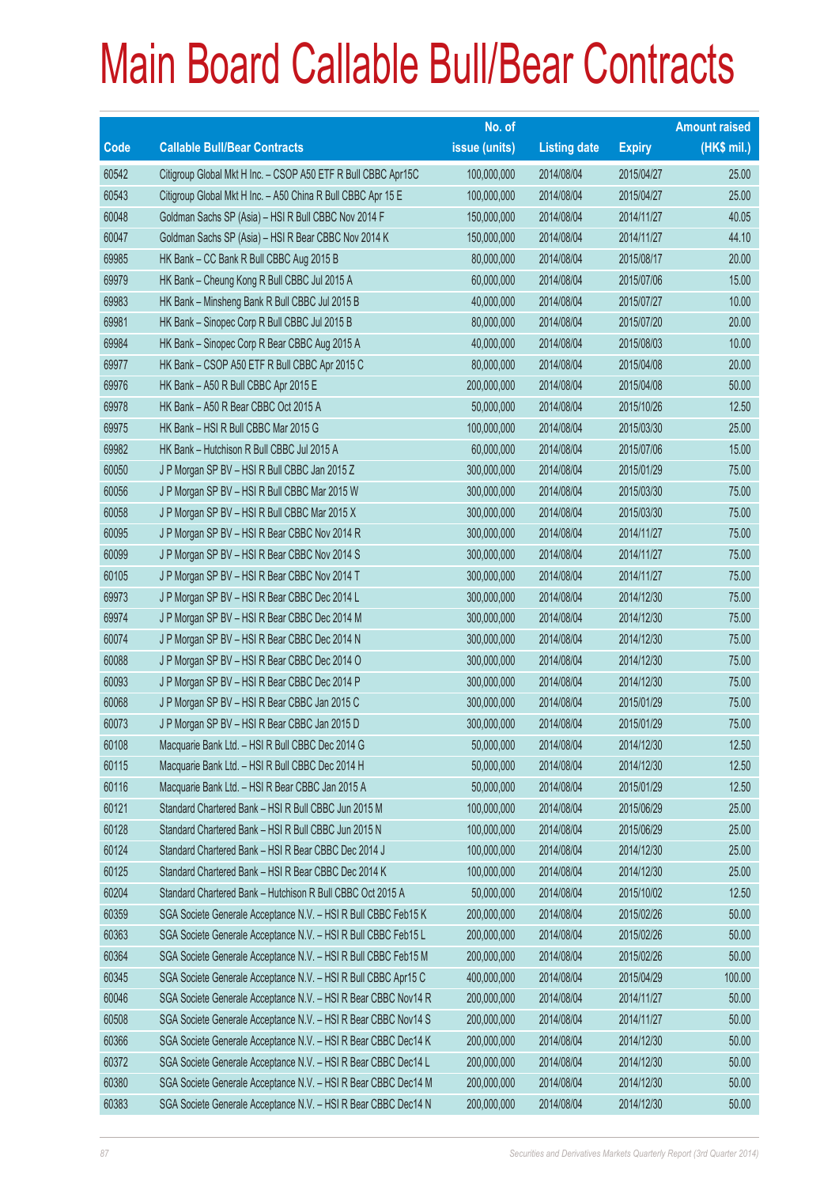# Main Board Callable Bull/Bear Contracts

| Code | Callable Bull/Bear Contracts | No. of issue (units) | Listing date | Expiry | Amount raised (HK$ mil.) |
|---|---|---|---|---|---|
| 60542 | Citigroup Global Mkt H Inc. – CSOP A50 ETF R Bull CBBC Apr15C | 100,000,000 | 2014/08/04 | 2015/04/27 | 25.00 |
| 60543 | Citigroup Global Mkt H Inc. – A50 China R Bull CBBC Apr 15 E | 100,000,000 | 2014/08/04 | 2015/04/27 | 25.00 |
| 60048 | Goldman Sachs SP (Asia) – HSI R Bull CBBC Nov 2014 F | 150,000,000 | 2014/08/04 | 2014/11/27 | 40.05 |
| 60047 | Goldman Sachs SP (Asia) – HSI R Bear CBBC Nov 2014 K | 150,000,000 | 2014/08/04 | 2014/11/27 | 44.10 |
| 69985 | HK Bank – CC Bank R Bull CBBC Aug 2015 B | 80,000,000 | 2014/08/04 | 2015/08/17 | 20.00 |
| 69979 | HK Bank – Cheung Kong R Bull CBBC Jul 2015 A | 60,000,000 | 2014/08/04 | 2015/07/06 | 15.00 |
| 69983 | HK Bank – Minsheng Bank R Bull CBBC Jul 2015 B | 40,000,000 | 2014/08/04 | 2015/07/27 | 10.00 |
| 69981 | HK Bank – Sinopec Corp R Bull CBBC Jul 2015 B | 80,000,000 | 2014/08/04 | 2015/07/20 | 20.00 |
| 69984 | HK Bank – Sinopec Corp R Bear CBBC Aug 2015 A | 40,000,000 | 2014/08/04 | 2015/08/03 | 10.00 |
| 69977 | HK Bank – CSOP A50 ETF R Bull CBBC Apr 2015 C | 80,000,000 | 2014/08/04 | 2015/04/08 | 20.00 |
| 69976 | HK Bank – A50 R Bull CBBC Apr 2015 E | 200,000,000 | 2014/08/04 | 2015/04/08 | 50.00 |
| 69978 | HK Bank – A50 R Bear CBBC Oct 2015 A | 50,000,000 | 2014/08/04 | 2015/10/26 | 12.50 |
| 69975 | HK Bank – HSI R Bull CBBC Mar 2015 G | 100,000,000 | 2014/08/04 | 2015/03/30 | 25.00 |
| 69982 | HK Bank – Hutchison R Bull CBBC Jul 2015 A | 60,000,000 | 2014/08/04 | 2015/07/06 | 15.00 |
| 60050 | J P Morgan SP BV – HSI R Bull CBBC Jan 2015 Z | 300,000,000 | 2014/08/04 | 2015/01/29 | 75.00 |
| 60056 | J P Morgan SP BV – HSI R Bull CBBC Mar 2015 W | 300,000,000 | 2014/08/04 | 2015/03/30 | 75.00 |
| 60058 | J P Morgan SP BV – HSI R Bull CBBC Mar 2015 X | 300,000,000 | 2014/08/04 | 2015/03/30 | 75.00 |
| 60095 | J P Morgan SP BV – HSI R Bear CBBC Nov 2014 R | 300,000,000 | 2014/08/04 | 2014/11/27 | 75.00 |
| 60099 | J P Morgan SP BV – HSI R Bear CBBC Nov 2014 S | 300,000,000 | 2014/08/04 | 2014/11/27 | 75.00 |
| 60105 | J P Morgan SP BV – HSI R Bear CBBC Nov 2014 T | 300,000,000 | 2014/08/04 | 2014/11/27 | 75.00 |
| 69973 | J P Morgan SP BV – HSI R Bear CBBC Dec 2014 L | 300,000,000 | 2014/08/04 | 2014/12/30 | 75.00 |
| 69974 | J P Morgan SP BV – HSI R Bear CBBC Dec 2014 M | 300,000,000 | 2014/08/04 | 2014/12/30 | 75.00 |
| 60074 | J P Morgan SP BV – HSI R Bear CBBC Dec 2014 N | 300,000,000 | 2014/08/04 | 2014/12/30 | 75.00 |
| 60088 | J P Morgan SP BV – HSI R Bear CBBC Dec 2014 O | 300,000,000 | 2014/08/04 | 2014/12/30 | 75.00 |
| 60093 | J P Morgan SP BV – HSI R Bear CBBC Dec 2014 P | 300,000,000 | 2014/08/04 | 2014/12/30 | 75.00 |
| 60068 | J P Morgan SP BV – HSI R Bear CBBC Jan 2015 C | 300,000,000 | 2014/08/04 | 2015/01/29 | 75.00 |
| 60073 | J P Morgan SP BV – HSI R Bear CBBC Jan 2015 D | 300,000,000 | 2014/08/04 | 2015/01/29 | 75.00 |
| 60108 | Macquarie Bank Ltd. – HSI R Bull CBBC Dec 2014 G | 50,000,000 | 2014/08/04 | 2014/12/30 | 12.50 |
| 60115 | Macquarie Bank Ltd. – HSI R Bull CBBC Dec 2014 H | 50,000,000 | 2014/08/04 | 2014/12/30 | 12.50 |
| 60116 | Macquarie Bank Ltd. – HSI R Bear CBBC Jan 2015 A | 50,000,000 | 2014/08/04 | 2015/01/29 | 12.50 |
| 60121 | Standard Chartered Bank – HSI R Bull CBBC Jun 2015 M | 100,000,000 | 2014/08/04 | 2015/06/29 | 25.00 |
| 60128 | Standard Chartered Bank – HSI R Bull CBBC Jun 2015 N | 100,000,000 | 2014/08/04 | 2015/06/29 | 25.00 |
| 60124 | Standard Chartered Bank – HSI R Bear CBBC Dec 2014 J | 100,000,000 | 2014/08/04 | 2014/12/30 | 25.00 |
| 60125 | Standard Chartered Bank – HSI R Bear CBBC Dec 2014 K | 100,000,000 | 2014/08/04 | 2014/12/30 | 25.00 |
| 60204 | Standard Chartered Bank – Hutchison R Bull CBBC Oct 2015 A | 50,000,000 | 2014/08/04 | 2015/10/02 | 12.50 |
| 60359 | SGA Societe Generale Acceptance N.V. – HSI R Bull CBBC Feb15 K | 200,000,000 | 2014/08/04 | 2015/02/26 | 50.00 |
| 60363 | SGA Societe Generale Acceptance N.V. – HSI R Bull CBBC Feb15 L | 200,000,000 | 2014/08/04 | 2015/02/26 | 50.00 |
| 60364 | SGA Societe Generale Acceptance N.V. – HSI R Bull CBBC Feb15 M | 200,000,000 | 2014/08/04 | 2015/02/26 | 50.00 |
| 60345 | SGA Societe Generale Acceptance N.V. – HSI R Bull CBBC Apr15 C | 400,000,000 | 2014/08/04 | 2015/04/29 | 100.00 |
| 60046 | SGA Societe Generale Acceptance N.V. – HSI R Bear CBBC Nov14 R | 200,000,000 | 2014/08/04 | 2014/11/27 | 50.00 |
| 60508 | SGA Societe Generale Acceptance N.V. – HSI R Bear CBBC Nov14 S | 200,000,000 | 2014/08/04 | 2014/11/27 | 50.00 |
| 60366 | SGA Societe Generale Acceptance N.V. – HSI R Bear CBBC Dec14 K | 200,000,000 | 2014/08/04 | 2014/12/30 | 50.00 |
| 60372 | SGA Societe Generale Acceptance N.V. – HSI R Bear CBBC Dec14 L | 200,000,000 | 2014/08/04 | 2014/12/30 | 50.00 |
| 60380 | SGA Societe Generale Acceptance N.V. – HSI R Bear CBBC Dec14 M | 200,000,000 | 2014/08/04 | 2014/12/30 | 50.00 |
| 60383 | SGA Societe Generale Acceptance N.V. – HSI R Bear CBBC Dec14 N | 200,000,000 | 2014/08/04 | 2014/12/30 | 50.00 |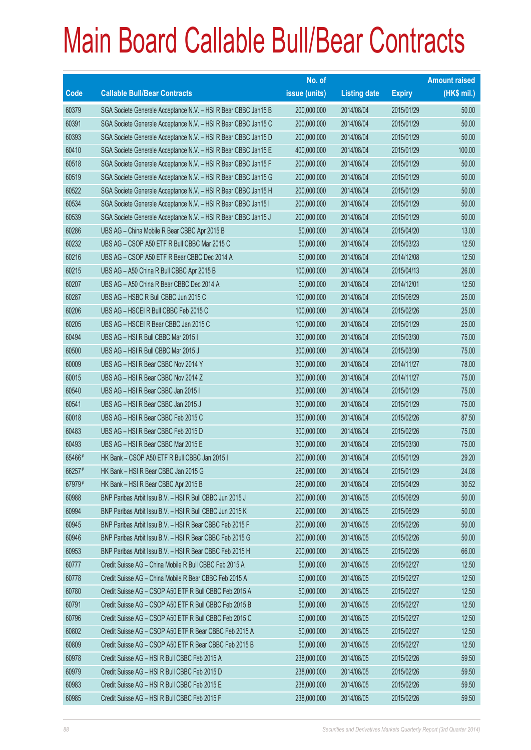# Main Board Callable Bull/Bear Contracts

| Code | Callable Bull/Bear Contracts | No. of issue (units) | Listing date | Expiry | Amount raised (HK$ mil.) |
|---|---|---|---|---|---|
| 60379 | SGA Societe Generale Acceptance N.V. – HSI R Bear CBBC Jan15 B | 200,000,000 | 2014/08/04 | 2015/01/29 | 50.00 |
| 60391 | SGA Societe Generale Acceptance N.V. – HSI R Bear CBBC Jan15 C | 200,000,000 | 2014/08/04 | 2015/01/29 | 50.00 |
| 60393 | SGA Societe Generale Acceptance N.V. – HSI R Bear CBBC Jan15 D | 200,000,000 | 2014/08/04 | 2015/01/29 | 50.00 |
| 60410 | SGA Societe Generale Acceptance N.V. – HSI R Bear CBBC Jan15 E | 400,000,000 | 2014/08/04 | 2015/01/29 | 100.00 |
| 60518 | SGA Societe Generale Acceptance N.V. – HSI R Bear CBBC Jan15 F | 200,000,000 | 2014/08/04 | 2015/01/29 | 50.00 |
| 60519 | SGA Societe Generale Acceptance N.V. – HSI R Bear CBBC Jan15 G | 200,000,000 | 2014/08/04 | 2015/01/29 | 50.00 |
| 60522 | SGA Societe Generale Acceptance N.V. – HSI R Bear CBBC Jan15 H | 200,000,000 | 2014/08/04 | 2015/01/29 | 50.00 |
| 60534 | SGA Societe Generale Acceptance N.V. – HSI R Bear CBBC Jan15 I | 200,000,000 | 2014/08/04 | 2015/01/29 | 50.00 |
| 60539 | SGA Societe Generale Acceptance N.V. – HSI R Bear CBBC Jan15 J | 200,000,000 | 2014/08/04 | 2015/01/29 | 50.00 |
| 60286 | UBS AG – China Mobile R Bear CBBC Apr 2015 B | 50,000,000 | 2014/08/04 | 2015/04/20 | 13.00 |
| 60232 | UBS AG – CSOP A50 ETF R Bull CBBC Mar 2015 C | 50,000,000 | 2014/08/04 | 2015/03/23 | 12.50 |
| 60216 | UBS AG – CSOP A50 ETF R Bear CBBC Dec 2014 A | 50,000,000 | 2014/08/04 | 2014/12/08 | 12.50 |
| 60215 | UBS AG – A50 China R Bull CBBC Apr 2015 B | 100,000,000 | 2014/08/04 | 2015/04/13 | 26.00 |
| 60207 | UBS AG – A50 China R Bear CBBC Dec 2014 A | 50,000,000 | 2014/08/04 | 2014/12/01 | 12.50 |
| 60287 | UBS AG – HSBC R Bull CBBC Jun 2015 C | 100,000,000 | 2014/08/04 | 2015/06/29 | 25.00 |
| 60206 | UBS AG – HSCEI R Bull CBBC Feb 2015 C | 100,000,000 | 2014/08/04 | 2015/02/26 | 25.00 |
| 60205 | UBS AG – HSCEI R Bear CBBC Jan 2015 C | 100,000,000 | 2014/08/04 | 2015/01/29 | 25.00 |
| 60494 | UBS AG – HSI R Bull CBBC Mar 2015 I | 300,000,000 | 2014/08/04 | 2015/03/30 | 75.00 |
| 60500 | UBS AG – HSI R Bull CBBC Mar 2015 J | 300,000,000 | 2014/08/04 | 2015/03/30 | 75.00 |
| 60009 | UBS AG – HSI R Bear CBBC Nov 2014 Y | 300,000,000 | 2014/08/04 | 2014/11/27 | 78.00 |
| 60015 | UBS AG – HSI R Bear CBBC Nov 2014 Z | 300,000,000 | 2014/08/04 | 2014/11/27 | 75.00 |
| 60540 | UBS AG – HSI R Bear CBBC Jan 2015 I | 300,000,000 | 2014/08/04 | 2015/01/29 | 75.00 |
| 60541 | UBS AG – HSI R Bear CBBC Jan 2015 J | 300,000,000 | 2014/08/04 | 2015/01/29 | 75.00 |
| 60018 | UBS AG – HSI R Bear CBBC Feb 2015 C | 350,000,000 | 2014/08/04 | 2015/02/26 | 87.50 |
| 60483 | UBS AG – HSI R Bear CBBC Feb 2015 D | 300,000,000 | 2014/08/04 | 2015/02/26 | 75.00 |
| 60493 | UBS AG – HSI R Bear CBBC Mar 2015 E | 300,000,000 | 2014/08/04 | 2015/03/30 | 75.00 |
| 65466# | HK Bank – CSOP A50 ETF R Bull CBBC Jan 2015 I | 200,000,000 | 2014/08/04 | 2015/01/29 | 29.20 |
| 66257# | HK Bank – HSI R Bear CBBC Jan 2015 G | 280,000,000 | 2014/08/04 | 2015/01/29 | 24.08 |
| 67979# | HK Bank – HSI R Bear CBBC Apr 2015 B | 280,000,000 | 2014/08/04 | 2015/04/29 | 30.52 |
| 60988 | BNP Paribas Arbit Issu B.V. – HSI R Bull CBBC Jun 2015 J | 200,000,000 | 2014/08/05 | 2015/06/29 | 50.00 |
| 60994 | BNP Paribas Arbit Issu B.V. – HSI R Bull CBBC Jun 2015 K | 200,000,000 | 2014/08/05 | 2015/06/29 | 50.00 |
| 60945 | BNP Paribas Arbit Issu B.V. – HSI R Bear CBBC Feb 2015 F | 200,000,000 | 2014/08/05 | 2015/02/26 | 50.00 |
| 60946 | BNP Paribas Arbit Issu B.V. – HSI R Bear CBBC Feb 2015 G | 200,000,000 | 2014/08/05 | 2015/02/26 | 50.00 |
| 60953 | BNP Paribas Arbit Issu B.V. – HSI R Bear CBBC Feb 2015 H | 200,000,000 | 2014/08/05 | 2015/02/26 | 66.00 |
| 60777 | Credit Suisse AG – China Mobile R Bull CBBC Feb 2015 A | 50,000,000 | 2014/08/05 | 2015/02/27 | 12.50 |
| 60778 | Credit Suisse AG – China Mobile R Bear CBBC Feb 2015 A | 50,000,000 | 2014/08/05 | 2015/02/27 | 12.50 |
| 60780 | Credit Suisse AG – CSOP A50 ETF R Bull CBBC Feb 2015 A | 50,000,000 | 2014/08/05 | 2015/02/27 | 12.50 |
| 60791 | Credit Suisse AG – CSOP A50 ETF R Bull CBBC Feb 2015 B | 50,000,000 | 2014/08/05 | 2015/02/27 | 12.50 |
| 60796 | Credit Suisse AG – CSOP A50 ETF R Bull CBBC Feb 2015 C | 50,000,000 | 2014/08/05 | 2015/02/27 | 12.50 |
| 60802 | Credit Suisse AG – CSOP A50 ETF R Bear CBBC Feb 2015 A | 50,000,000 | 2014/08/05 | 2015/02/27 | 12.50 |
| 60809 | Credit Suisse AG – CSOP A50 ETF R Bear CBBC Feb 2015 B | 50,000,000 | 2014/08/05 | 2015/02/27 | 12.50 |
| 60978 | Credit Suisse AG – HSI R Bull CBBC Feb 2015 A | 238,000,000 | 2014/08/05 | 2015/02/26 | 59.50 |
| 60979 | Credit Suisse AG – HSI R Bull CBBC Feb 2015 D | 238,000,000 | 2014/08/05 | 2015/02/26 | 59.50 |
| 60983 | Credit Suisse AG – HSI R Bull CBBC Feb 2015 E | 238,000,000 | 2014/08/05 | 2015/02/26 | 59.50 |
| 60985 | Credit Suisse AG – HSI R Bull CBBC Feb 2015 F | 238,000,000 | 2014/08/05 | 2015/02/26 | 59.50 |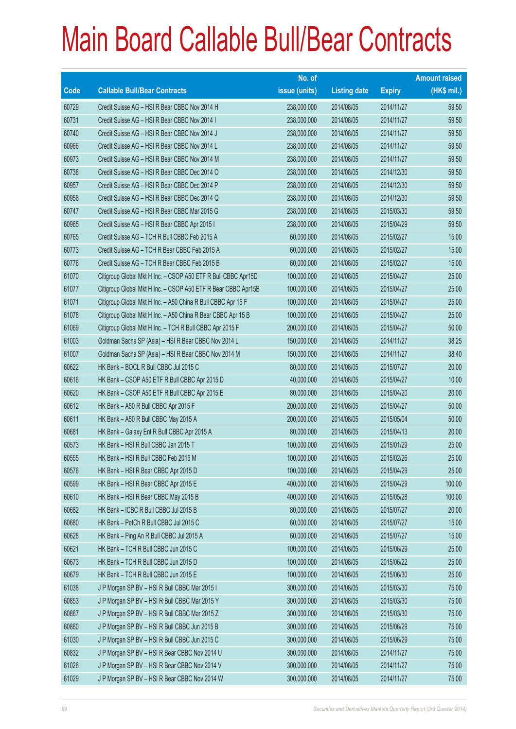# Main Board Callable Bull/Bear Contracts

| Code | Callable Bull/Bear Contracts | No. of issue (units) | Listing date | Expiry | Amount raised (HK$ mil.) |
|---|---|---|---|---|---|
| 60729 | Credit Suisse AG – HSI R Bear CBBC Nov 2014 H | 238,000,000 | 2014/08/05 | 2014/11/27 | 59.50 |
| 60731 | Credit Suisse AG – HSI R Bear CBBC Nov 2014 I | 238,000,000 | 2014/08/05 | 2014/11/27 | 59.50 |
| 60740 | Credit Suisse AG – HSI R Bear CBBC Nov 2014 J | 238,000,000 | 2014/08/05 | 2014/11/27 | 59.50 |
| 60966 | Credit Suisse AG – HSI R Bear CBBC Nov 2014 L | 238,000,000 | 2014/08/05 | 2014/11/27 | 59.50 |
| 60973 | Credit Suisse AG – HSI R Bear CBBC Nov 2014 M | 238,000,000 | 2014/08/05 | 2014/11/27 | 59.50 |
| 60738 | Credit Suisse AG – HSI R Bear CBBC Dec 2014 O | 238,000,000 | 2014/08/05 | 2014/12/30 | 59.50 |
| 60957 | Credit Suisse AG – HSI R Bear CBBC Dec 2014 P | 238,000,000 | 2014/08/05 | 2014/12/30 | 59.50 |
| 60958 | Credit Suisse AG – HSI R Bear CBBC Dec 2014 Q | 238,000,000 | 2014/08/05 | 2014/12/30 | 59.50 |
| 60747 | Credit Suisse AG – HSI R Bear CBBC Mar 2015 G | 238,000,000 | 2014/08/05 | 2015/03/30 | 59.50 |
| 60965 | Credit Suisse AG – HSI R Bear CBBC Apr 2015 I | 238,000,000 | 2014/08/05 | 2015/04/29 | 59.50 |
| 60765 | Credit Suisse AG – TCH R Bull CBBC Feb 2015 A | 60,000,000 | 2014/08/05 | 2015/02/27 | 15.00 |
| 60773 | Credit Suisse AG – TCH R Bear CBBC Feb 2015 A | 60,000,000 | 2014/08/05 | 2015/02/27 | 15.00 |
| 60776 | Credit Suisse AG – TCH R Bear CBBC Feb 2015 B | 60,000,000 | 2014/08/05 | 2015/02/27 | 15.00 |
| 61070 | Citigroup Global Mkt H Inc. – CSOP A50 ETF R Bull CBBC Apr15D | 100,000,000 | 2014/08/05 | 2015/04/27 | 25.00 |
| 61077 | Citigroup Global Mkt H Inc. – CSOP A50 ETF R Bear CBBC Apr15B | 100,000,000 | 2014/08/05 | 2015/04/27 | 25.00 |
| 61071 | Citigroup Global Mkt H Inc. – A50 China R Bull CBBC Apr 15 F | 100,000,000 | 2014/08/05 | 2015/04/27 | 25.00 |
| 61078 | Citigroup Global Mkt H Inc. – A50 China R Bear CBBC Apr 15 B | 100,000,000 | 2014/08/05 | 2015/04/27 | 25.00 |
| 61069 | Citigroup Global Mkt H Inc. – TCH R Bull CBBC Apr 2015 F | 200,000,000 | 2014/08/05 | 2015/04/27 | 50.00 |
| 61003 | Goldman Sachs SP (Asia) – HSI R Bear CBBC Nov 2014 L | 150,000,000 | 2014/08/05 | 2014/11/27 | 38.25 |
| 61007 | Goldman Sachs SP (Asia) – HSI R Bear CBBC Nov 2014 M | 150,000,000 | 2014/08/05 | 2014/11/27 | 38.40 |
| 60622 | HK Bank – BOCL R Bull CBBC Jul 2015 C | 80,000,000 | 2014/08/05 | 2015/07/27 | 20.00 |
| 60616 | HK Bank – CSOP A50 ETF R Bull CBBC Apr 2015 D | 40,000,000 | 2014/08/05 | 2015/04/27 | 10.00 |
| 60620 | HK Bank – CSOP A50 ETF R Bull CBBC Apr 2015 E | 80,000,000 | 2014/08/05 | 2015/04/20 | 20.00 |
| 60612 | HK Bank – A50 R Bull CBBC Apr 2015 F | 200,000,000 | 2014/08/05 | 2015/04/27 | 50.00 |
| 60611 | HK Bank – A50 R Bull CBBC May 2015 A | 200,000,000 | 2014/08/05 | 2015/05/04 | 50.00 |
| 60681 | HK Bank – Galaxy Ent R Bull CBBC Apr 2015 A | 80,000,000 | 2014/08/05 | 2015/04/13 | 20.00 |
| 60573 | HK Bank – HSI R Bull CBBC Jan 2015 T | 100,000,000 | 2014/08/05 | 2015/01/29 | 25.00 |
| 60555 | HK Bank – HSI R Bull CBBC Feb 2015 M | 100,000,000 | 2014/08/05 | 2015/02/26 | 25.00 |
| 60576 | HK Bank – HSI R Bear CBBC Apr 2015 D | 100,000,000 | 2014/08/05 | 2015/04/29 | 25.00 |
| 60599 | HK Bank – HSI R Bear CBBC Apr 2015 E | 400,000,000 | 2014/08/05 | 2015/04/29 | 100.00 |
| 60610 | HK Bank – HSI R Bear CBBC May 2015 B | 400,000,000 | 2014/08/05 | 2015/05/28 | 100.00 |
| 60682 | HK Bank – ICBC R Bull CBBC Jul 2015 B | 80,000,000 | 2014/08/05 | 2015/07/27 | 20.00 |
| 60680 | HK Bank – PetCh R Bull CBBC Jul 2015 C | 60,000,000 | 2014/08/05 | 2015/07/27 | 15.00 |
| 60628 | HK Bank – Ping An R Bull CBBC Jul 2015 A | 60,000,000 | 2014/08/05 | 2015/07/27 | 15.00 |
| 60621 | HK Bank – TCH R Bull CBBC Jun 2015 C | 100,000,000 | 2014/08/05 | 2015/06/29 | 25.00 |
| 60673 | HK Bank – TCH R Bull CBBC Jun 2015 D | 100,000,000 | 2014/08/05 | 2015/06/22 | 25.00 |
| 60679 | HK Bank – TCH R Bull CBBC Jun 2015 E | 100,000,000 | 2014/08/05 | 2015/06/30 | 25.00 |
| 61038 | J P Morgan SP BV – HSI R Bull CBBC Mar 2015 I | 300,000,000 | 2014/08/05 | 2015/03/30 | 75.00 |
| 60853 | J P Morgan SP BV – HSI R Bull CBBC Mar 2015 Y | 300,000,000 | 2014/08/05 | 2015/03/30 | 75.00 |
| 60867 | J P Morgan SP BV – HSI R Bull CBBC Mar 2015 Z | 300,000,000 | 2014/08/05 | 2015/03/30 | 75.00 |
| 60860 | J P Morgan SP BV – HSI R Bull CBBC Jun 2015 B | 300,000,000 | 2014/08/05 | 2015/06/29 | 75.00 |
| 61030 | J P Morgan SP BV – HSI R Bull CBBC Jun 2015 C | 300,000,000 | 2014/08/05 | 2015/06/29 | 75.00 |
| 60832 | J P Morgan SP BV – HSI R Bear CBBC Nov 2014 U | 300,000,000 | 2014/08/05 | 2014/11/27 | 75.00 |
| 61026 | J P Morgan SP BV – HSI R Bear CBBC Nov 2014 V | 300,000,000 | 2014/08/05 | 2014/11/27 | 75.00 |
| 61029 | J P Morgan SP BV – HSI R Bear CBBC Nov 2014 W | 300,000,000 | 2014/08/05 | 2014/11/27 | 75.00 |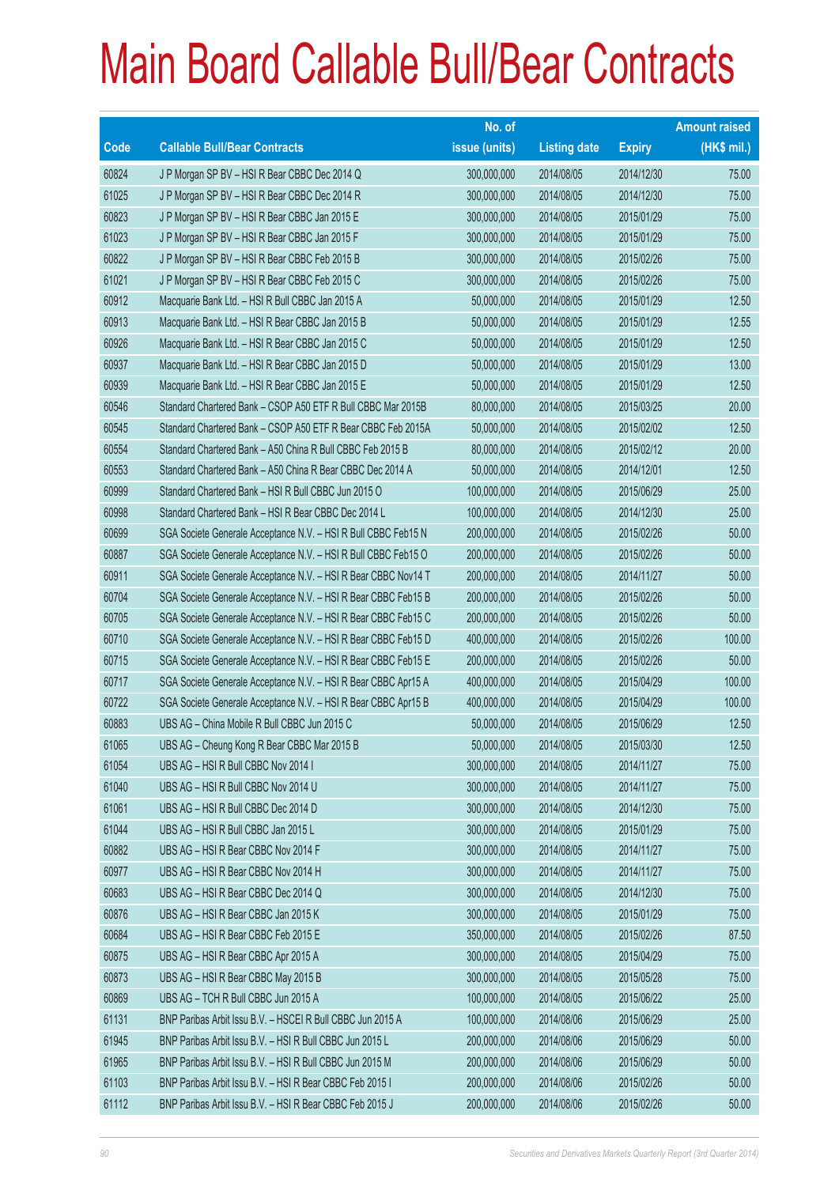# Main Board Callable Bull/Bear Contracts

| Code | Callable Bull/Bear Contracts | No. of issue (units) | Listing date | Expiry | Amount raised (HK$ mil.) |
|---|---|---|---|---|---|
| 60824 | J P Morgan SP BV – HSI R Bear CBBC Dec 2014 Q | 300,000,000 | 2014/08/05 | 2014/12/30 | 75.00 |
| 61025 | J P Morgan SP BV – HSI R Bear CBBC Dec 2014 R | 300,000,000 | 2014/08/05 | 2014/12/30 | 75.00 |
| 60823 | J P Morgan SP BV – HSI R Bear CBBC Jan 2015 E | 300,000,000 | 2014/08/05 | 2015/01/29 | 75.00 |
| 61023 | J P Morgan SP BV – HSI R Bear CBBC Jan 2015 F | 300,000,000 | 2014/08/05 | 2015/01/29 | 75.00 |
| 60822 | J P Morgan SP BV – HSI R Bear CBBC Feb 2015 B | 300,000,000 | 2014/08/05 | 2015/02/26 | 75.00 |
| 61021 | J P Morgan SP BV – HSI R Bear CBBC Feb 2015 C | 300,000,000 | 2014/08/05 | 2015/02/26 | 75.00 |
| 60912 | Macquarie Bank Ltd. – HSI R Bull CBBC Jan 2015 A | 50,000,000 | 2014/08/05 | 2015/01/29 | 12.50 |
| 60913 | Macquarie Bank Ltd. – HSI R Bear CBBC Jan 2015 B | 50,000,000 | 2014/08/05 | 2015/01/29 | 12.55 |
| 60926 | Macquarie Bank Ltd. – HSI R Bear CBBC Jan 2015 C | 50,000,000 | 2014/08/05 | 2015/01/29 | 12.50 |
| 60937 | Macquarie Bank Ltd. – HSI R Bear CBBC Jan 2015 D | 50,000,000 | 2014/08/05 | 2015/01/29 | 13.00 |
| 60939 | Macquarie Bank Ltd. – HSI R Bear CBBC Jan 2015 E | 50,000,000 | 2014/08/05 | 2015/01/29 | 12.50 |
| 60546 | Standard Chartered Bank – CSOP A50 ETF R Bull CBBC Mar 2015B | 80,000,000 | 2014/08/05 | 2015/03/25 | 20.00 |
| 60545 | Standard Chartered Bank – CSOP A50 ETF R Bear CBBC Feb 2015A | 50,000,000 | 2014/08/05 | 2015/02/02 | 12.50 |
| 60554 | Standard Chartered Bank – A50 China R Bull CBBC Feb 2015 B | 80,000,000 | 2014/08/05 | 2015/02/12 | 20.00 |
| 60553 | Standard Chartered Bank – A50 China R Bear CBBC Dec 2014 A | 50,000,000 | 2014/08/05 | 2014/12/01 | 12.50 |
| 60999 | Standard Chartered Bank – HSI R Bull CBBC Jun 2015 O | 100,000,000 | 2014/08/05 | 2015/06/29 | 25.00 |
| 60998 | Standard Chartered Bank – HSI R Bear CBBC Dec 2014 L | 100,000,000 | 2014/08/05 | 2014/12/30 | 25.00 |
| 60699 | SGA Societe Generale Acceptance N.V. – HSI R Bull CBBC Feb15 N | 200,000,000 | 2014/08/05 | 2015/02/26 | 50.00 |
| 60887 | SGA Societe Generale Acceptance N.V. – HSI R Bull CBBC Feb15 O | 200,000,000 | 2014/08/05 | 2015/02/26 | 50.00 |
| 60911 | SGA Societe Generale Acceptance N.V. – HSI R Bear CBBC Nov14 T | 200,000,000 | 2014/08/05 | 2014/11/27 | 50.00 |
| 60704 | SGA Societe Generale Acceptance N.V. – HSI R Bear CBBC Feb15 B | 200,000,000 | 2014/08/05 | 2015/02/26 | 50.00 |
| 60705 | SGA Societe Generale Acceptance N.V. – HSI R Bear CBBC Feb15 C | 200,000,000 | 2014/08/05 | 2015/02/26 | 50.00 |
| 60710 | SGA Societe Generale Acceptance N.V. – HSI R Bear CBBC Feb15 D | 400,000,000 | 2014/08/05 | 2015/02/26 | 100.00 |
| 60715 | SGA Societe Generale Acceptance N.V. – HSI R Bear CBBC Feb15 E | 200,000,000 | 2014/08/05 | 2015/02/26 | 50.00 |
| 60717 | SGA Societe Generale Acceptance N.V. – HSI R Bear CBBC Apr15 A | 400,000,000 | 2014/08/05 | 2015/04/29 | 100.00 |
| 60722 | SGA Societe Generale Acceptance N.V. – HSI R Bear CBBC Apr15 B | 400,000,000 | 2014/08/05 | 2015/04/29 | 100.00 |
| 60883 | UBS AG – China Mobile R Bull CBBC Jun 2015 C | 50,000,000 | 2014/08/05 | 2015/06/29 | 12.50 |
| 61065 | UBS AG – Cheung Kong R Bear CBBC Mar 2015 B | 50,000,000 | 2014/08/05 | 2015/03/30 | 12.50 |
| 61054 | UBS AG – HSI R Bull CBBC Nov 2014 I | 300,000,000 | 2014/08/05 | 2014/11/27 | 75.00 |
| 61040 | UBS AG – HSI R Bull CBBC Nov 2014 U | 300,000,000 | 2014/08/05 | 2014/11/27 | 75.00 |
| 61061 | UBS AG – HSI R Bull CBBC Dec 2014 D | 300,000,000 | 2014/08/05 | 2014/12/30 | 75.00 |
| 61044 | UBS AG – HSI R Bull CBBC Jan 2015 L | 300,000,000 | 2014/08/05 | 2015/01/29 | 75.00 |
| 60882 | UBS AG – HSI R Bear CBBC Nov 2014 F | 300,000,000 | 2014/08/05 | 2014/11/27 | 75.00 |
| 60977 | UBS AG – HSI R Bear CBBC Nov 2014 H | 300,000,000 | 2014/08/05 | 2014/11/27 | 75.00 |
| 60683 | UBS AG – HSI R Bear CBBC Dec 2014 Q | 300,000,000 | 2014/08/05 | 2014/12/30 | 75.00 |
| 60876 | UBS AG – HSI R Bear CBBC Jan 2015 K | 300,000,000 | 2014/08/05 | 2015/01/29 | 75.00 |
| 60684 | UBS AG – HSI R Bear CBBC Feb 2015 E | 350,000,000 | 2014/08/05 | 2015/02/26 | 87.50 |
| 60875 | UBS AG – HSI R Bear CBBC Apr 2015 A | 300,000,000 | 2014/08/05 | 2015/04/29 | 75.00 |
| 60873 | UBS AG – HSI R Bear CBBC May 2015 B | 300,000,000 | 2014/08/05 | 2015/05/28 | 75.00 |
| 60869 | UBS AG – TCH R Bull CBBC Jun 2015 A | 100,000,000 | 2014/08/05 | 2015/06/22 | 25.00 |
| 61131 | BNP Paribas Arbit Issu B.V. – HSCEI R Bull CBBC Jun 2015 A | 100,000,000 | 2014/08/06 | 2015/06/29 | 25.00 |
| 61945 | BNP Paribas Arbit Issu B.V. – HSI R Bull CBBC Jun 2015 L | 200,000,000 | 2014/08/06 | 2015/06/29 | 50.00 |
| 61965 | BNP Paribas Arbit Issu B.V. – HSI R Bull CBBC Jun 2015 M | 200,000,000 | 2014/08/06 | 2015/06/29 | 50.00 |
| 61103 | BNP Paribas Arbit Issu B.V. – HSI R Bear CBBC Feb 2015 I | 200,000,000 | 2014/08/06 | 2015/02/26 | 50.00 |
| 61112 | BNP Paribas Arbit Issu B.V. – HSI R Bear CBBC Feb 2015 J | 200,000,000 | 2014/08/06 | 2015/02/26 | 50.00 |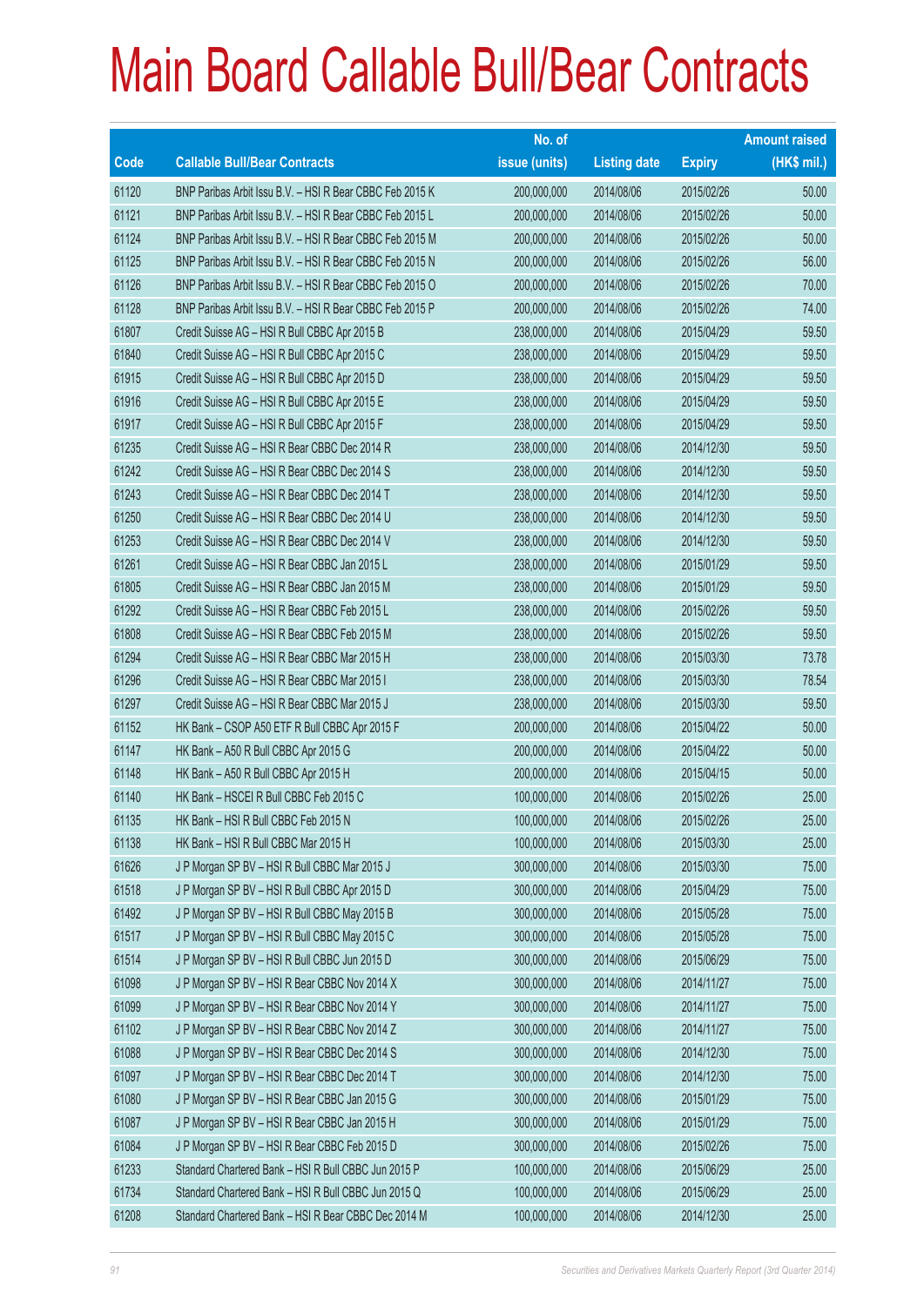# Main Board Callable Bull/Bear Contracts

| Code | Callable Bull/Bear Contracts | No. of issue (units) | Listing date | Expiry | Amount raised (HK$ mil.) |
|---|---|---|---|---|---|
| 61120 | BNP Paribas Arbit Issu B.V. – HSI R Bear CBBC Feb 2015 K | 200,000,000 | 2014/08/06 | 2015/02/26 | 50.00 |
| 61121 | BNP Paribas Arbit Issu B.V. – HSI R Bear CBBC Feb 2015 L | 200,000,000 | 2014/08/06 | 2015/02/26 | 50.00 |
| 61124 | BNP Paribas Arbit Issu B.V. – HSI R Bear CBBC Feb 2015 M | 200,000,000 | 2014/08/06 | 2015/02/26 | 50.00 |
| 61125 | BNP Paribas Arbit Issu B.V. – HSI R Bear CBBC Feb 2015 N | 200,000,000 | 2014/08/06 | 2015/02/26 | 56.00 |
| 61126 | BNP Paribas Arbit Issu B.V. – HSI R Bear CBBC Feb 2015 O | 200,000,000 | 2014/08/06 | 2015/02/26 | 70.00 |
| 61128 | BNP Paribas Arbit Issu B.V. – HSI R Bear CBBC Feb 2015 P | 200,000,000 | 2014/08/06 | 2015/02/26 | 74.00 |
| 61807 | Credit Suisse AG – HSI R Bull CBBC Apr 2015 B | 238,000,000 | 2014/08/06 | 2015/04/29 | 59.50 |
| 61840 | Credit Suisse AG – HSI R Bull CBBC Apr 2015 C | 238,000,000 | 2014/08/06 | 2015/04/29 | 59.50 |
| 61915 | Credit Suisse AG – HSI R Bull CBBC Apr 2015 D | 238,000,000 | 2014/08/06 | 2015/04/29 | 59.50 |
| 61916 | Credit Suisse AG – HSI R Bull CBBC Apr 2015 E | 238,000,000 | 2014/08/06 | 2015/04/29 | 59.50 |
| 61917 | Credit Suisse AG – HSI R Bull CBBC Apr 2015 F | 238,000,000 | 2014/08/06 | 2015/04/29 | 59.50 |
| 61235 | Credit Suisse AG – HSI R Bear CBBC Dec 2014 R | 238,000,000 | 2014/08/06 | 2014/12/30 | 59.50 |
| 61242 | Credit Suisse AG – HSI R Bear CBBC Dec 2014 S | 238,000,000 | 2014/08/06 | 2014/12/30 | 59.50 |
| 61243 | Credit Suisse AG – HSI R Bear CBBC Dec 2014 T | 238,000,000 | 2014/08/06 | 2014/12/30 | 59.50 |
| 61250 | Credit Suisse AG – HSI R Bear CBBC Dec 2014 U | 238,000,000 | 2014/08/06 | 2014/12/30 | 59.50 |
| 61253 | Credit Suisse AG – HSI R Bear CBBC Dec 2014 V | 238,000,000 | 2014/08/06 | 2014/12/30 | 59.50 |
| 61261 | Credit Suisse AG – HSI R Bear CBBC Jan 2015 L | 238,000,000 | 2014/08/06 | 2015/01/29 | 59.50 |
| 61805 | Credit Suisse AG – HSI R Bear CBBC Jan 2015 M | 238,000,000 | 2014/08/06 | 2015/01/29 | 59.50 |
| 61292 | Credit Suisse AG – HSI R Bear CBBC Feb 2015 L | 238,000,000 | 2014/08/06 | 2015/02/26 | 59.50 |
| 61808 | Credit Suisse AG – HSI R Bear CBBC Feb 2015 M | 238,000,000 | 2014/08/06 | 2015/02/26 | 59.50 |
| 61294 | Credit Suisse AG – HSI R Bear CBBC Mar 2015 H | 238,000,000 | 2014/08/06 | 2015/03/30 | 73.78 |
| 61296 | Credit Suisse AG – HSI R Bear CBBC Mar 2015 I | 238,000,000 | 2014/08/06 | 2015/03/30 | 78.54 |
| 61297 | Credit Suisse AG – HSI R Bear CBBC Mar 2015 J | 238,000,000 | 2014/08/06 | 2015/03/30 | 59.50 |
| 61152 | HK Bank – CSOP A50 ETF R Bull CBBC Apr 2015 F | 200,000,000 | 2014/08/06 | 2015/04/22 | 50.00 |
| 61147 | HK Bank – A50 R Bull CBBC Apr 2015 G | 200,000,000 | 2014/08/06 | 2015/04/22 | 50.00 |
| 61148 | HK Bank – A50 R Bull CBBC Apr 2015 H | 200,000,000 | 2014/08/06 | 2015/04/15 | 50.00 |
| 61140 | HK Bank – HSCEI R Bull CBBC Feb 2015 C | 100,000,000 | 2014/08/06 | 2015/02/26 | 25.00 |
| 61135 | HK Bank – HSI R Bull CBBC Feb 2015 N | 100,000,000 | 2014/08/06 | 2015/02/26 | 25.00 |
| 61138 | HK Bank – HSI R Bull CBBC Mar 2015 H | 100,000,000 | 2014/08/06 | 2015/03/30 | 25.00 |
| 61626 | J P Morgan SP BV – HSI R Bull CBBC Mar 2015 J | 300,000,000 | 2014/08/06 | 2015/03/30 | 75.00 |
| 61518 | J P Morgan SP BV – HSI R Bull CBBC Apr 2015 D | 300,000,000 | 2014/08/06 | 2015/04/29 | 75.00 |
| 61492 | J P Morgan SP BV – HSI R Bull CBBC May 2015 B | 300,000,000 | 2014/08/06 | 2015/05/28 | 75.00 |
| 61517 | J P Morgan SP BV – HSI R Bull CBBC May 2015 C | 300,000,000 | 2014/08/06 | 2015/05/28 | 75.00 |
| 61514 | J P Morgan SP BV – HSI R Bull CBBC Jun 2015 D | 300,000,000 | 2014/08/06 | 2015/06/29 | 75.00 |
| 61098 | J P Morgan SP BV – HSI R Bear CBBC Nov 2014 X | 300,000,000 | 2014/08/06 | 2014/11/27 | 75.00 |
| 61099 | J P Morgan SP BV – HSI R Bear CBBC Nov 2014 Y | 300,000,000 | 2014/08/06 | 2014/11/27 | 75.00 |
| 61102 | J P Morgan SP BV – HSI R Bear CBBC Nov 2014 Z | 300,000,000 | 2014/08/06 | 2014/11/27 | 75.00 |
| 61088 | J P Morgan SP BV – HSI R Bear CBBC Dec 2014 S | 300,000,000 | 2014/08/06 | 2014/12/30 | 75.00 |
| 61097 | J P Morgan SP BV – HSI R Bear CBBC Dec 2014 T | 300,000,000 | 2014/08/06 | 2014/12/30 | 75.00 |
| 61080 | J P Morgan SP BV – HSI R Bear CBBC Jan 2015 G | 300,000,000 | 2014/08/06 | 2015/01/29 | 75.00 |
| 61087 | J P Morgan SP BV – HSI R Bear CBBC Jan 2015 H | 300,000,000 | 2014/08/06 | 2015/01/29 | 75.00 |
| 61084 | J P Morgan SP BV – HSI R Bear CBBC Feb 2015 D | 300,000,000 | 2014/08/06 | 2015/02/26 | 75.00 |
| 61233 | Standard Chartered Bank – HSI R Bull CBBC Jun 2015 P | 100,000,000 | 2014/08/06 | 2015/06/29 | 25.00 |
| 61734 | Standard Chartered Bank – HSI R Bull CBBC Jun 2015 Q | 100,000,000 | 2014/08/06 | 2015/06/29 | 25.00 |
| 61208 | Standard Chartered Bank – HSI R Bear CBBC Dec 2014 M | 100,000,000 | 2014/08/06 | 2014/12/30 | 25.00 |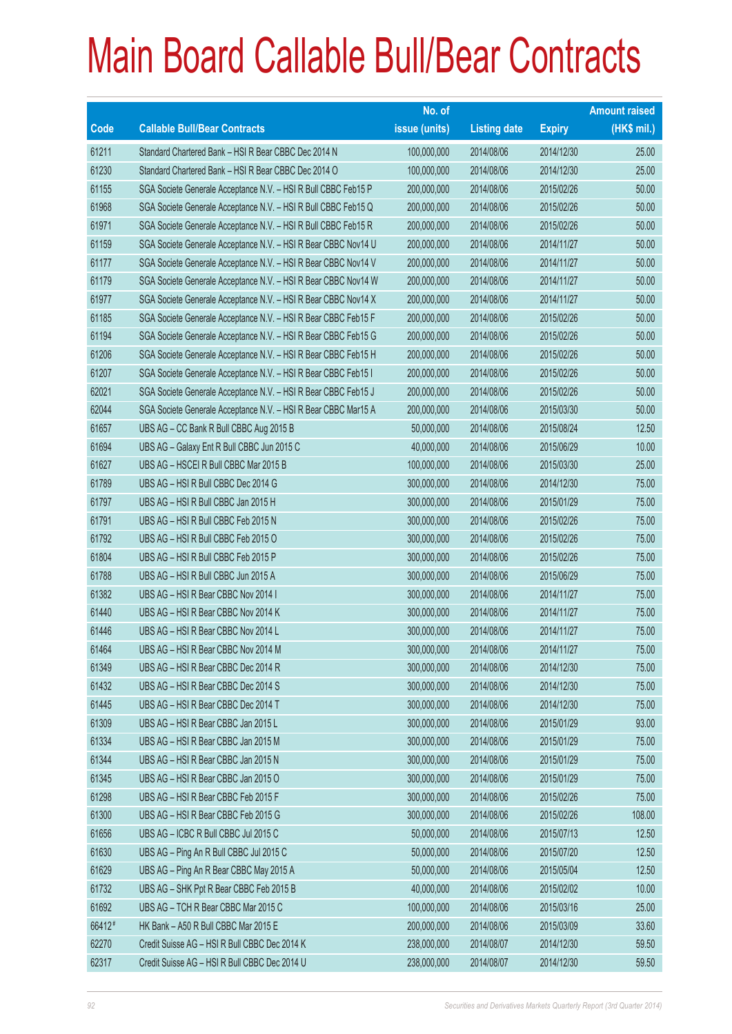# Main Board Callable Bull/Bear Contracts

| Code | Callable Bull/Bear Contracts | No. of issue (units) | Listing date | Expiry | Amount raised (HK$ mil.) |
|---|---|---|---|---|---|
| 61211 | Standard Chartered Bank – HSI R Bear CBBC Dec 2014 N | 100,000,000 | 2014/08/06 | 2014/12/30 | 25.00 |
| 61230 | Standard Chartered Bank – HSI R Bear CBBC Dec 2014 O | 100,000,000 | 2014/08/06 | 2014/12/30 | 25.00 |
| 61155 | SGA Societe Generale Acceptance N.V. – HSI R Bull CBBC Feb15 P | 200,000,000 | 2014/08/06 | 2015/02/26 | 50.00 |
| 61968 | SGA Societe Generale Acceptance N.V. – HSI R Bull CBBC Feb15 Q | 200,000,000 | 2014/08/06 | 2015/02/26 | 50.00 |
| 61971 | SGA Societe Generale Acceptance N.V. – HSI R Bull CBBC Feb15 R | 200,000,000 | 2014/08/06 | 2015/02/26 | 50.00 |
| 61159 | SGA Societe Generale Acceptance N.V. – HSI R Bear CBBC Nov14 U | 200,000,000 | 2014/08/06 | 2014/11/27 | 50.00 |
| 61177 | SGA Societe Generale Acceptance N.V. – HSI R Bear CBBC Nov14 V | 200,000,000 | 2014/08/06 | 2014/11/27 | 50.00 |
| 61179 | SGA Societe Generale Acceptance N.V. – HSI R Bear CBBC Nov14 W | 200,000,000 | 2014/08/06 | 2014/11/27 | 50.00 |
| 61977 | SGA Societe Generale Acceptance N.V. – HSI R Bear CBBC Nov14 X | 200,000,000 | 2014/08/06 | 2014/11/27 | 50.00 |
| 61185 | SGA Societe Generale Acceptance N.V. – HSI R Bear CBBC Feb15 F | 200,000,000 | 2014/08/06 | 2015/02/26 | 50.00 |
| 61194 | SGA Societe Generale Acceptance N.V. – HSI R Bear CBBC Feb15 G | 200,000,000 | 2014/08/06 | 2015/02/26 | 50.00 |
| 61206 | SGA Societe Generale Acceptance N.V. – HSI R Bear CBBC Feb15 H | 200,000,000 | 2014/08/06 | 2015/02/26 | 50.00 |
| 61207 | SGA Societe Generale Acceptance N.V. – HSI R Bear CBBC Feb15 I | 200,000,000 | 2014/08/06 | 2015/02/26 | 50.00 |
| 62021 | SGA Societe Generale Acceptance N.V. – HSI R Bear CBBC Feb15 J | 200,000,000 | 2014/08/06 | 2015/02/26 | 50.00 |
| 62044 | SGA Societe Generale Acceptance N.V. – HSI R Bear CBBC Mar15 A | 200,000,000 | 2014/08/06 | 2015/03/30 | 50.00 |
| 61657 | UBS AG – CC Bank R Bull CBBC Aug 2015 B | 50,000,000 | 2014/08/06 | 2015/08/24 | 12.50 |
| 61694 | UBS AG – Galaxy Ent R Bull CBBC Jun 2015 C | 40,000,000 | 2014/08/06 | 2015/06/29 | 10.00 |
| 61627 | UBS AG – HSCEI R Bull CBBC Mar 2015 B | 100,000,000 | 2014/08/06 | 2015/03/30 | 25.00 |
| 61789 | UBS AG – HSI R Bull CBBC Dec 2014 G | 300,000,000 | 2014/08/06 | 2014/12/30 | 75.00 |
| 61797 | UBS AG – HSI R Bull CBBC Jan 2015 H | 300,000,000 | 2014/08/06 | 2015/01/29 | 75.00 |
| 61791 | UBS AG – HSI R Bull CBBC Feb 2015 N | 300,000,000 | 2014/08/06 | 2015/02/26 | 75.00 |
| 61792 | UBS AG – HSI R Bull CBBC Feb 2015 O | 300,000,000 | 2014/08/06 | 2015/02/26 | 75.00 |
| 61804 | UBS AG – HSI R Bull CBBC Feb 2015 P | 300,000,000 | 2014/08/06 | 2015/02/26 | 75.00 |
| 61788 | UBS AG – HSI R Bull CBBC Jun 2015 A | 300,000,000 | 2014/08/06 | 2015/06/29 | 75.00 |
| 61382 | UBS AG – HSI R Bear CBBC Nov 2014 I | 300,000,000 | 2014/08/06 | 2014/11/27 | 75.00 |
| 61440 | UBS AG – HSI R Bear CBBC Nov 2014 K | 300,000,000 | 2014/08/06 | 2014/11/27 | 75.00 |
| 61446 | UBS AG – HSI R Bear CBBC Nov 2014 L | 300,000,000 | 2014/08/06 | 2014/11/27 | 75.00 |
| 61464 | UBS AG – HSI R Bear CBBC Nov 2014 M | 300,000,000 | 2014/08/06 | 2014/11/27 | 75.00 |
| 61349 | UBS AG – HSI R Bear CBBC Dec 2014 R | 300,000,000 | 2014/08/06 | 2014/12/30 | 75.00 |
| 61432 | UBS AG – HSI R Bear CBBC Dec 2014 S | 300,000,000 | 2014/08/06 | 2014/12/30 | 75.00 |
| 61445 | UBS AG – HSI R Bear CBBC Dec 2014 T | 300,000,000 | 2014/08/06 | 2014/12/30 | 75.00 |
| 61309 | UBS AG – HSI R Bear CBBC Jan 2015 L | 300,000,000 | 2014/08/06 | 2015/01/29 | 93.00 |
| 61334 | UBS AG – HSI R Bear CBBC Jan 2015 M | 300,000,000 | 2014/08/06 | 2015/01/29 | 75.00 |
| 61344 | UBS AG – HSI R Bear CBBC Jan 2015 N | 300,000,000 | 2014/08/06 | 2015/01/29 | 75.00 |
| 61345 | UBS AG – HSI R Bear CBBC Jan 2015 O | 300,000,000 | 2014/08/06 | 2015/01/29 | 75.00 |
| 61298 | UBS AG – HSI R Bear CBBC Feb 2015 F | 300,000,000 | 2014/08/06 | 2015/02/26 | 75.00 |
| 61300 | UBS AG – HSI R Bear CBBC Feb 2015 G | 300,000,000 | 2014/08/06 | 2015/02/26 | 108.00 |
| 61656 | UBS AG – ICBC R Bull CBBC Jul 2015 C | 50,000,000 | 2014/08/06 | 2015/07/13 | 12.50 |
| 61630 | UBS AG – Ping An R Bull CBBC Jul 2015 C | 50,000,000 | 2014/08/06 | 2015/07/20 | 12.50 |
| 61629 | UBS AG – Ping An R Bear CBBC May 2015 A | 50,000,000 | 2014/08/06 | 2015/05/04 | 12.50 |
| 61732 | UBS AG – SHK Ppt R Bear CBBC Feb 2015 B | 40,000,000 | 2014/08/06 | 2015/02/02 | 10.00 |
| 61692 | UBS AG – TCH R Bear CBBC Mar 2015 C | 100,000,000 | 2014/08/06 | 2015/03/16 | 25.00 |
| 66412# | HK Bank – A50 R Bull CBBC Mar 2015 E | 200,000,000 | 2014/08/06 | 2015/03/09 | 33.60 |
| 62270 | Credit Suisse AG – HSI R Bull CBBC Dec 2014 K | 238,000,000 | 2014/08/07 | 2014/12/30 | 59.50 |
| 62317 | Credit Suisse AG – HSI R Bull CBBC Dec 2014 U | 238,000,000 | 2014/08/07 | 2014/12/30 | 59.50 |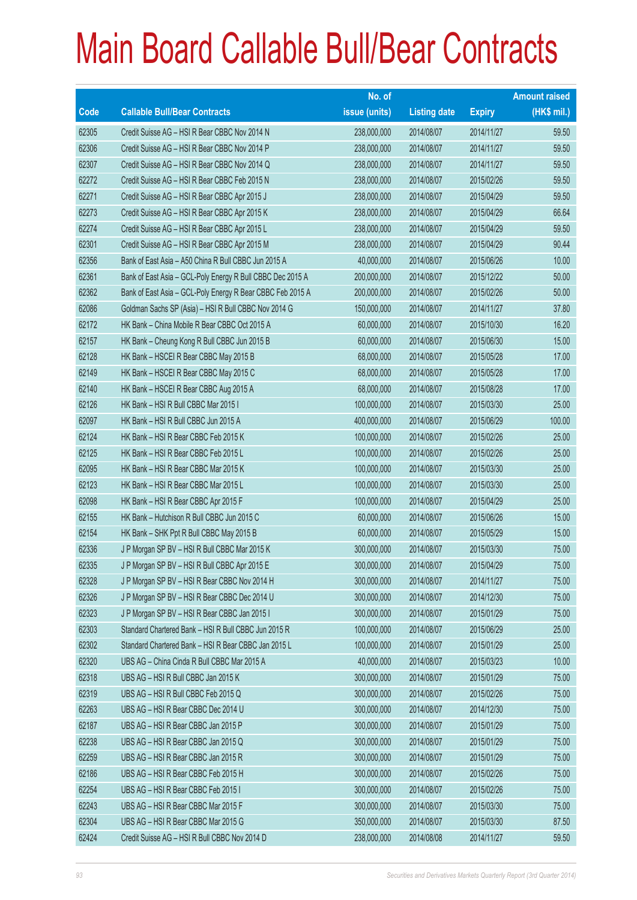# Main Board Callable Bull/Bear Contracts

| Code | Callable Bull/Bear Contracts | No. of issue (units) | Listing date | Expiry | Amount raised (HK$ mil.) |
|---|---|---|---|---|---|
| 62305 | Credit Suisse AG – HSI R Bear CBBC Nov 2014 N | 238,000,000 | 2014/08/07 | 2014/11/27 | 59.50 |
| 62306 | Credit Suisse AG – HSI R Bear CBBC Nov 2014 P | 238,000,000 | 2014/08/07 | 2014/11/27 | 59.50 |
| 62307 | Credit Suisse AG – HSI R Bear CBBC Nov 2014 Q | 238,000,000 | 2014/08/07 | 2014/11/27 | 59.50 |
| 62272 | Credit Suisse AG – HSI R Bear CBBC Feb 2015 N | 238,000,000 | 2014/08/07 | 2015/02/26 | 59.50 |
| 62271 | Credit Suisse AG – HSI R Bear CBBC Apr 2015 J | 238,000,000 | 2014/08/07 | 2015/04/29 | 59.50 |
| 62273 | Credit Suisse AG – HSI R Bear CBBC Apr 2015 K | 238,000,000 | 2014/08/07 | 2015/04/29 | 66.64 |
| 62274 | Credit Suisse AG – HSI R Bear CBBC Apr 2015 L | 238,000,000 | 2014/08/07 | 2015/04/29 | 59.50 |
| 62301 | Credit Suisse AG – HSI R Bear CBBC Apr 2015 M | 238,000,000 | 2014/08/07 | 2015/04/29 | 90.44 |
| 62356 | Bank of East Asia – A50 China R Bull CBBC Jun 2015 A | 40,000,000 | 2014/08/07 | 2015/06/26 | 10.00 |
| 62361 | Bank of East Asia – GCL-Poly Energy R Bull CBBC Dec 2015 A | 200,000,000 | 2014/08/07 | 2015/12/22 | 50.00 |
| 62362 | Bank of East Asia – GCL-Poly Energy R Bear CBBC Feb 2015 A | 200,000,000 | 2014/08/07 | 2015/02/26 | 50.00 |
| 62086 | Goldman Sachs SP (Asia) – HSI R Bull CBBC Nov 2014 G | 150,000,000 | 2014/08/07 | 2014/11/27 | 37.80 |
| 62172 | HK Bank – China Mobile R Bear CBBC Oct 2015 A | 60,000,000 | 2014/08/07 | 2015/10/30 | 16.20 |
| 62157 | HK Bank – Cheung Kong R Bull CBBC Jun 2015 B | 60,000,000 | 2014/08/07 | 2015/06/30 | 15.00 |
| 62128 | HK Bank – HSCEI R Bear CBBC May 2015 B | 68,000,000 | 2014/08/07 | 2015/05/28 | 17.00 |
| 62149 | HK Bank – HSCEI R Bear CBBC May 2015 C | 68,000,000 | 2014/08/07 | 2015/05/28 | 17.00 |
| 62140 | HK Bank – HSCEI R Bear CBBC Aug 2015 A | 68,000,000 | 2014/08/07 | 2015/08/28 | 17.00 |
| 62126 | HK Bank – HSI R Bull CBBC Mar 2015 I | 100,000,000 | 2014/08/07 | 2015/03/30 | 25.00 |
| 62097 | HK Bank – HSI R Bull CBBC Jun 2015 A | 400,000,000 | 2014/08/07 | 2015/06/29 | 100.00 |
| 62124 | HK Bank – HSI R Bear CBBC Feb 2015 K | 100,000,000 | 2014/08/07 | 2015/02/26 | 25.00 |
| 62125 | HK Bank – HSI R Bear CBBC Feb 2015 L | 100,000,000 | 2014/08/07 | 2015/02/26 | 25.00 |
| 62095 | HK Bank – HSI R Bear CBBC Mar 2015 K | 100,000,000 | 2014/08/07 | 2015/03/30 | 25.00 |
| 62123 | HK Bank – HSI R Bear CBBC Mar 2015 L | 100,000,000 | 2014/08/07 | 2015/03/30 | 25.00 |
| 62098 | HK Bank – HSI R Bear CBBC Apr 2015 F | 100,000,000 | 2014/08/07 | 2015/04/29 | 25.00 |
| 62155 | HK Bank – Hutchison R Bull CBBC Jun 2015 C | 60,000,000 | 2014/08/07 | 2015/06/26 | 15.00 |
| 62154 | HK Bank – SHK Ppt R Bull CBBC May 2015 B | 60,000,000 | 2014/08/07 | 2015/05/29 | 15.00 |
| 62336 | J P Morgan SP BV – HSI R Bull CBBC Mar 2015 K | 300,000,000 | 2014/08/07 | 2015/03/30 | 75.00 |
| 62335 | J P Morgan SP BV – HSI R Bull CBBC Apr 2015 E | 300,000,000 | 2014/08/07 | 2015/04/29 | 75.00 |
| 62328 | J P Morgan SP BV – HSI R Bear CBBC Nov 2014 H | 300,000,000 | 2014/08/07 | 2014/11/27 | 75.00 |
| 62326 | J P Morgan SP BV – HSI R Bear CBBC Dec 2014 U | 300,000,000 | 2014/08/07 | 2014/12/30 | 75.00 |
| 62323 | J P Morgan SP BV – HSI R Bear CBBC Jan 2015 I | 300,000,000 | 2014/08/07 | 2015/01/29 | 75.00 |
| 62303 | Standard Chartered Bank – HSI R Bull CBBC Jun 2015 R | 100,000,000 | 2014/08/07 | 2015/06/29 | 25.00 |
| 62302 | Standard Chartered Bank – HSI R Bear CBBC Jan 2015 L | 100,000,000 | 2014/08/07 | 2015/01/29 | 25.00 |
| 62320 | UBS AG – China Cinda R Bull CBBC Mar 2015 A | 40,000,000 | 2014/08/07 | 2015/03/23 | 10.00 |
| 62318 | UBS AG – HSI R Bull CBBC Jan 2015 K | 300,000,000 | 2014/08/07 | 2015/01/29 | 75.00 |
| 62319 | UBS AG – HSI R Bull CBBC Feb 2015 Q | 300,000,000 | 2014/08/07 | 2015/02/26 | 75.00 |
| 62263 | UBS AG – HSI R Bear CBBC Dec 2014 U | 300,000,000 | 2014/08/07 | 2014/12/30 | 75.00 |
| 62187 | UBS AG – HSI R Bear CBBC Jan 2015 P | 300,000,000 | 2014/08/07 | 2015/01/29 | 75.00 |
| 62238 | UBS AG – HSI R Bear CBBC Jan 2015 Q | 300,000,000 | 2014/08/07 | 2015/01/29 | 75.00 |
| 62259 | UBS AG – HSI R Bear CBBC Jan 2015 R | 300,000,000 | 2014/08/07 | 2015/01/29 | 75.00 |
| 62186 | UBS AG – HSI R Bear CBBC Feb 2015 H | 300,000,000 | 2014/08/07 | 2015/02/26 | 75.00 |
| 62254 | UBS AG – HSI R Bear CBBC Feb 2015 I | 300,000,000 | 2014/08/07 | 2015/02/26 | 75.00 |
| 62243 | UBS AG – HSI R Bear CBBC Mar 2015 F | 300,000,000 | 2014/08/07 | 2015/03/30 | 75.00 |
| 62304 | UBS AG – HSI R Bear CBBC Mar 2015 G | 350,000,000 | 2014/08/07 | 2015/03/30 | 87.50 |
| 62424 | Credit Suisse AG – HSI R Bull CBBC Nov 2014 D | 238,000,000 | 2014/08/08 | 2014/11/27 | 59.50 |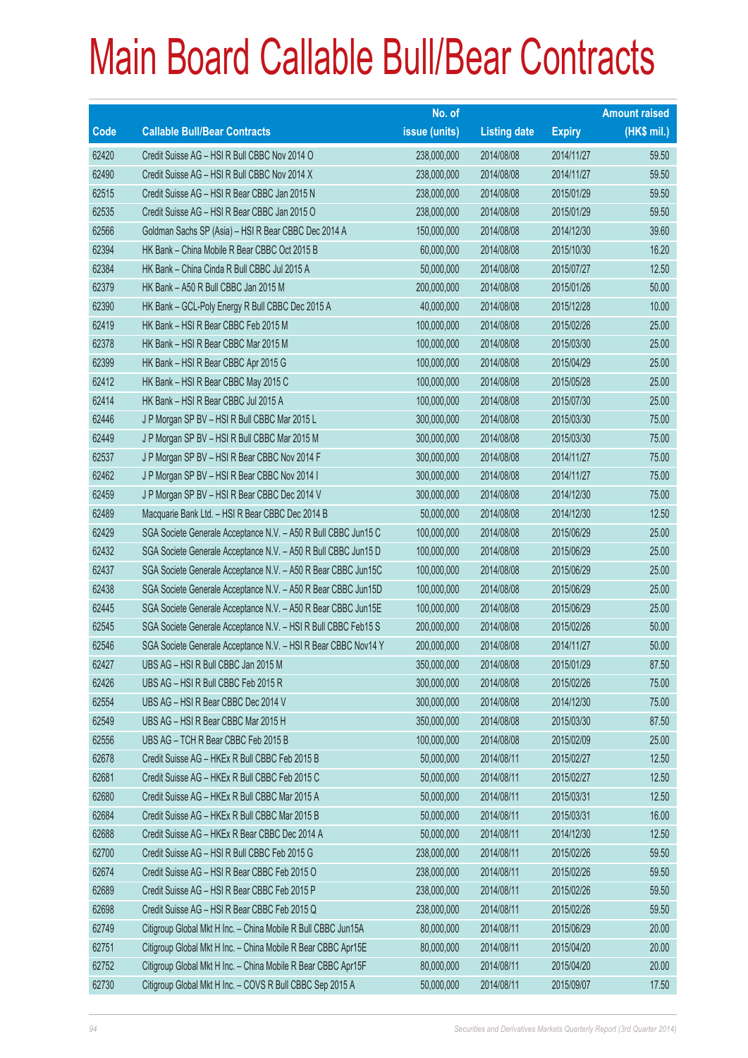# Main Board Callable Bull/Bear Contracts

| Code | Callable Bull/Bear Contracts | No. of issue (units) | Listing date | Expiry | Amount raised (HK$ mil.) |
|---|---|---|---|---|---|
| 62420 | Credit Suisse AG – HSI R Bull CBBC Nov 2014 O | 238,000,000 | 2014/08/08 | 2014/11/27 | 59.50 |
| 62490 | Credit Suisse AG – HSI R Bull CBBC Nov 2014 X | 238,000,000 | 2014/08/08 | 2014/11/27 | 59.50 |
| 62515 | Credit Suisse AG – HSI R Bear CBBC Jan 2015 N | 238,000,000 | 2014/08/08 | 2015/01/29 | 59.50 |
| 62535 | Credit Suisse AG – HSI R Bear CBBC Jan 2015 O | 238,000,000 | 2014/08/08 | 2015/01/29 | 59.50 |
| 62566 | Goldman Sachs SP (Asia) – HSI R Bear CBBC Dec 2014 A | 150,000,000 | 2014/08/08 | 2014/12/30 | 39.60 |
| 62394 | HK Bank – China Mobile R Bear CBBC Oct 2015 B | 60,000,000 | 2014/08/08 | 2015/10/30 | 16.20 |
| 62384 | HK Bank – China Cinda R Bull CBBC Jul 2015 A | 50,000,000 | 2014/08/08 | 2015/07/27 | 12.50 |
| 62379 | HK Bank – A50 R Bull CBBC Jan 2015 M | 200,000,000 | 2014/08/08 | 2015/01/26 | 50.00 |
| 62390 | HK Bank – GCL-Poly Energy R Bull CBBC Dec 2015 A | 40,000,000 | 2014/08/08 | 2015/12/28 | 10.00 |
| 62419 | HK Bank – HSI R Bear CBBC Feb 2015 M | 100,000,000 | 2014/08/08 | 2015/02/26 | 25.00 |
| 62378 | HK Bank – HSI R Bear CBBC Mar 2015 M | 100,000,000 | 2014/08/08 | 2015/03/30 | 25.00 |
| 62399 | HK Bank – HSI R Bear CBBC Apr 2015 G | 100,000,000 | 2014/08/08 | 2015/04/29 | 25.00 |
| 62412 | HK Bank – HSI R Bear CBBC May 2015 C | 100,000,000 | 2014/08/08 | 2015/05/28 | 25.00 |
| 62414 | HK Bank – HSI R Bear CBBC Jul 2015 A | 100,000,000 | 2014/08/08 | 2015/07/30 | 25.00 |
| 62446 | J P Morgan SP BV – HSI R Bull CBBC Mar 2015 L | 300,000,000 | 2014/08/08 | 2015/03/30 | 75.00 |
| 62449 | J P Morgan SP BV – HSI R Bull CBBC Mar 2015 M | 300,000,000 | 2014/08/08 | 2015/03/30 | 75.00 |
| 62537 | J P Morgan SP BV – HSI R Bear CBBC Nov 2014 F | 300,000,000 | 2014/08/08 | 2014/11/27 | 75.00 |
| 62462 | J P Morgan SP BV – HSI R Bear CBBC Nov 2014 I | 300,000,000 | 2014/08/08 | 2014/11/27 | 75.00 |
| 62459 | J P Morgan SP BV – HSI R Bear CBBC Dec 2014 V | 300,000,000 | 2014/08/08 | 2014/12/30 | 75.00 |
| 62489 | Macquarie Bank Ltd. – HSI R Bear CBBC Dec 2014 B | 50,000,000 | 2014/08/08 | 2014/12/30 | 12.50 |
| 62429 | SGA Societe Generale Acceptance N.V. – A50 R Bull CBBC Jun15 C | 100,000,000 | 2014/08/08 | 2015/06/29 | 25.00 |
| 62432 | SGA Societe Generale Acceptance N.V. – A50 R Bull CBBC Jun15 D | 100,000,000 | 2014/08/08 | 2015/06/29 | 25.00 |
| 62437 | SGA Societe Generale Acceptance N.V. – A50 R Bear CBBC Jun15C | 100,000,000 | 2014/08/08 | 2015/06/29 | 25.00 |
| 62438 | SGA Societe Generale Acceptance N.V. – A50 R Bear CBBC Jun15D | 100,000,000 | 2014/08/08 | 2015/06/29 | 25.00 |
| 62445 | SGA Societe Generale Acceptance N.V. – A50 R Bear CBBC Jun15E | 100,000,000 | 2014/08/08 | 2015/06/29 | 25.00 |
| 62545 | SGA Societe Generale Acceptance N.V. – HSI R Bull CBBC Feb15 S | 200,000,000 | 2014/08/08 | 2015/02/26 | 50.00 |
| 62546 | SGA Societe Generale Acceptance N.V. – HSI R Bear CBBC Nov14 Y | 200,000,000 | 2014/08/08 | 2014/11/27 | 50.00 |
| 62427 | UBS AG – HSI R Bull CBBC Jan 2015 M | 350,000,000 | 2014/08/08 | 2015/01/29 | 87.50 |
| 62426 | UBS AG – HSI R Bull CBBC Feb 2015 R | 300,000,000 | 2014/08/08 | 2015/02/26 | 75.00 |
| 62554 | UBS AG – HSI R Bear CBBC Dec 2014 V | 300,000,000 | 2014/08/08 | 2014/12/30 | 75.00 |
| 62549 | UBS AG – HSI R Bear CBBC Mar 2015 H | 350,000,000 | 2014/08/08 | 2015/03/30 | 87.50 |
| 62556 | UBS AG – TCH R Bear CBBC Feb 2015 B | 100,000,000 | 2014/08/08 | 2015/02/09 | 25.00 |
| 62678 | Credit Suisse AG – HKEx R Bull CBBC Feb 2015 B | 50,000,000 | 2014/08/11 | 2015/02/27 | 12.50 |
| 62681 | Credit Suisse AG – HKEx R Bull CBBC Feb 2015 C | 50,000,000 | 2014/08/11 | 2015/02/27 | 12.50 |
| 62680 | Credit Suisse AG – HKEx R Bull CBBC Mar 2015 A | 50,000,000 | 2014/08/11 | 2015/03/31 | 12.50 |
| 62684 | Credit Suisse AG – HKEx R Bull CBBC Mar 2015 B | 50,000,000 | 2014/08/11 | 2015/03/31 | 16.00 |
| 62688 | Credit Suisse AG – HKEx R Bear CBBC Dec 2014 A | 50,000,000 | 2014/08/11 | 2014/12/30 | 12.50 |
| 62700 | Credit Suisse AG – HSI R Bull CBBC Feb 2015 G | 238,000,000 | 2014/08/11 | 2015/02/26 | 59.50 |
| 62674 | Credit Suisse AG – HSI R Bear CBBC Feb 2015 O | 238,000,000 | 2014/08/11 | 2015/02/26 | 59.50 |
| 62689 | Credit Suisse AG – HSI R Bear CBBC Feb 2015 P | 238,000,000 | 2014/08/11 | 2015/02/26 | 59.50 |
| 62698 | Credit Suisse AG – HSI R Bear CBBC Feb 2015 Q | 238,000,000 | 2014/08/11 | 2015/02/26 | 59.50 |
| 62749 | Citigroup Global Mkt H Inc. – China Mobile R Bull CBBC Jun15A | 80,000,000 | 2014/08/11 | 2015/06/29 | 20.00 |
| 62751 | Citigroup Global Mkt H Inc. – China Mobile R Bear CBBC Apr15E | 80,000,000 | 2014/08/11 | 2015/04/20 | 20.00 |
| 62752 | Citigroup Global Mkt H Inc. – China Mobile R Bear CBBC Apr15F | 80,000,000 | 2014/08/11 | 2015/04/20 | 20.00 |
| 62730 | Citigroup Global Mkt H Inc. – COVS R Bull CBBC Sep 2015 A | 50,000,000 | 2014/08/11 | 2015/09/07 | 17.50 |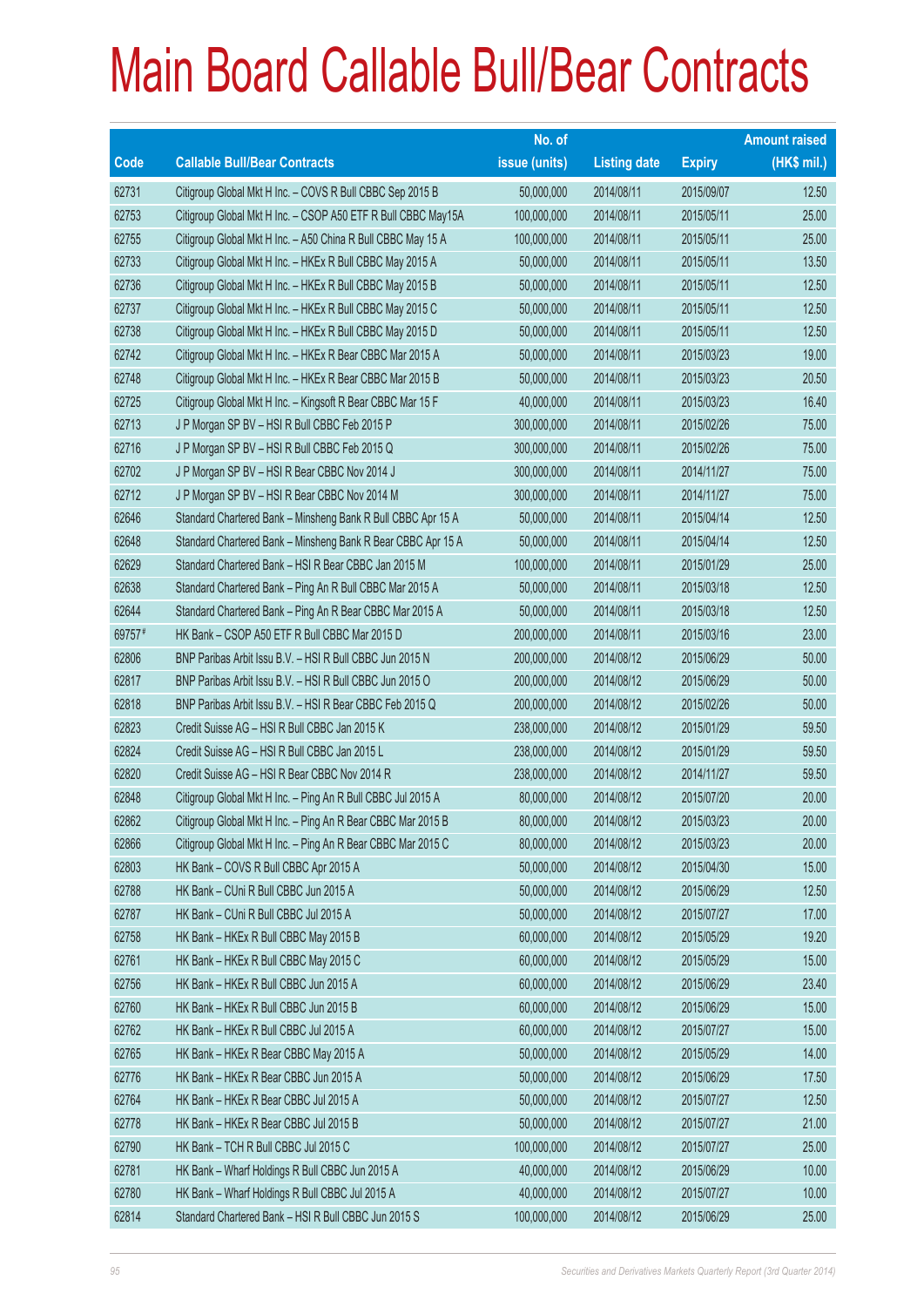# Main Board Callable Bull/Bear Contracts

| Code | Callable Bull/Bear Contracts | No. of issue (units) | Listing date | Expiry | Amount raised (HK$ mil.) |
|---|---|---|---|---|---|
| 62731 | Citigroup Global Mkt H Inc. – COVS R Bull CBBC Sep 2015 B | 50,000,000 | 2014/08/11 | 2015/09/07 | 12.50 |
| 62753 | Citigroup Global Mkt H Inc. – CSOP A50 ETF R Bull CBBC May15A | 100,000,000 | 2014/08/11 | 2015/05/11 | 25.00 |
| 62755 | Citigroup Global Mkt H Inc. – A50 China R Bull CBBC May 15 A | 100,000,000 | 2014/08/11 | 2015/05/11 | 25.00 |
| 62733 | Citigroup Global Mkt H Inc. – HKEx R Bull CBBC May 2015 A | 50,000,000 | 2014/08/11 | 2015/05/11 | 13.50 |
| 62736 | Citigroup Global Mkt H Inc. – HKEx R Bull CBBC May 2015 B | 50,000,000 | 2014/08/11 | 2015/05/11 | 12.50 |
| 62737 | Citigroup Global Mkt H Inc. – HKEx R Bull CBBC May 2015 C | 50,000,000 | 2014/08/11 | 2015/05/11 | 12.50 |
| 62738 | Citigroup Global Mkt H Inc. – HKEx R Bull CBBC May 2015 D | 50,000,000 | 2014/08/11 | 2015/05/11 | 12.50 |
| 62742 | Citigroup Global Mkt H Inc. – HKEx R Bear CBBC Mar 2015 A | 50,000,000 | 2014/08/11 | 2015/03/23 | 19.00 |
| 62748 | Citigroup Global Mkt H Inc. – HKEx R Bear CBBC Mar 2015 B | 50,000,000 | 2014/08/11 | 2015/03/23 | 20.50 |
| 62725 | Citigroup Global Mkt H Inc. – Kingsoft R Bear CBBC Mar 15 F | 40,000,000 | 2014/08/11 | 2015/03/23 | 16.40 |
| 62713 | J P Morgan SP BV – HSI R Bull CBBC Feb 2015 P | 300,000,000 | 2014/08/11 | 2015/02/26 | 75.00 |
| 62716 | J P Morgan SP BV – HSI R Bull CBBC Feb 2015 Q | 300,000,000 | 2014/08/11 | 2015/02/26 | 75.00 |
| 62702 | J P Morgan SP BV – HSI R Bear CBBC Nov 2014 J | 300,000,000 | 2014/08/11 | 2014/11/27 | 75.00 |
| 62712 | J P Morgan SP BV – HSI R Bear CBBC Nov 2014 M | 300,000,000 | 2014/08/11 | 2014/11/27 | 75.00 |
| 62646 | Standard Chartered Bank – Minsheng Bank R Bull CBBC Apr 15 A | 50,000,000 | 2014/08/11 | 2015/04/14 | 12.50 |
| 62648 | Standard Chartered Bank – Minsheng Bank R Bear CBBC Apr 15 A | 50,000,000 | 2014/08/11 | 2015/04/14 | 12.50 |
| 62629 | Standard Chartered Bank – HSI R Bear CBBC Jan 2015 M | 100,000,000 | 2014/08/11 | 2015/01/29 | 25.00 |
| 62638 | Standard Chartered Bank – Ping An R Bull CBBC Mar 2015 A | 50,000,000 | 2014/08/11 | 2015/03/18 | 12.50 |
| 62644 | Standard Chartered Bank – Ping An R Bear CBBC Mar 2015 A | 50,000,000 | 2014/08/11 | 2015/03/18 | 12.50 |
| 69757# | HK Bank – CSOP A50 ETF R Bull CBBC Mar 2015 D | 200,000,000 | 2014/08/11 | 2015/03/16 | 23.00 |
| 62806 | BNP Paribas Arbit Issu B.V. – HSI R Bull CBBC Jun 2015 N | 200,000,000 | 2014/08/12 | 2015/06/29 | 50.00 |
| 62817 | BNP Paribas Arbit Issu B.V. – HSI R Bull CBBC Jun 2015 O | 200,000,000 | 2014/08/12 | 2015/06/29 | 50.00 |
| 62818 | BNP Paribas Arbit Issu B.V. – HSI R Bear CBBC Feb 2015 Q | 200,000,000 | 2014/08/12 | 2015/02/26 | 50.00 |
| 62823 | Credit Suisse AG – HSI R Bull CBBC Jan 2015 K | 238,000,000 | 2014/08/12 | 2015/01/29 | 59.50 |
| 62824 | Credit Suisse AG – HSI R Bull CBBC Jan 2015 L | 238,000,000 | 2014/08/12 | 2015/01/29 | 59.50 |
| 62820 | Credit Suisse AG – HSI R Bear CBBC Nov 2014 R | 238,000,000 | 2014/08/12 | 2014/11/27 | 59.50 |
| 62848 | Citigroup Global Mkt H Inc. – Ping An R Bull CBBC Jul 2015 A | 80,000,000 | 2014/08/12 | 2015/07/20 | 20.00 |
| 62862 | Citigroup Global Mkt H Inc. – Ping An R Bear CBBC Mar 2015 B | 80,000,000 | 2014/08/12 | 2015/03/23 | 20.00 |
| 62866 | Citigroup Global Mkt H Inc. – Ping An R Bear CBBC Mar 2015 C | 80,000,000 | 2014/08/12 | 2015/03/23 | 20.00 |
| 62803 | HK Bank – COVS R Bull CBBC Apr 2015 A | 50,000,000 | 2014/08/12 | 2015/04/30 | 15.00 |
| 62788 | HK Bank – CUni R Bull CBBC Jun 2015 A | 50,000,000 | 2014/08/12 | 2015/06/29 | 12.50 |
| 62787 | HK Bank – CUni R Bull CBBC Jul 2015 A | 50,000,000 | 2014/08/12 | 2015/07/27 | 17.00 |
| 62758 | HK Bank – HKEx R Bull CBBC May 2015 B | 60,000,000 | 2014/08/12 | 2015/05/29 | 19.20 |
| 62761 | HK Bank – HKEx R Bull CBBC May 2015 C | 60,000,000 | 2014/08/12 | 2015/05/29 | 15.00 |
| 62756 | HK Bank – HKEx R Bull CBBC Jun 2015 A | 60,000,000 | 2014/08/12 | 2015/06/29 | 23.40 |
| 62760 | HK Bank – HKEx R Bull CBBC Jun 2015 B | 60,000,000 | 2014/08/12 | 2015/06/29 | 15.00 |
| 62762 | HK Bank – HKEx R Bull CBBC Jul 2015 A | 60,000,000 | 2014/08/12 | 2015/07/27 | 15.00 |
| 62765 | HK Bank – HKEx R Bear CBBC May 2015 A | 50,000,000 | 2014/08/12 | 2015/05/29 | 14.00 |
| 62776 | HK Bank – HKEx R Bear CBBC Jun 2015 A | 50,000,000 | 2014/08/12 | 2015/06/29 | 17.50 |
| 62764 | HK Bank – HKEx R Bear CBBC Jul 2015 A | 50,000,000 | 2014/08/12 | 2015/07/27 | 12.50 |
| 62778 | HK Bank – HKEx R Bear CBBC Jul 2015 B | 50,000,000 | 2014/08/12 | 2015/07/27 | 21.00 |
| 62790 | HK Bank – TCH R Bull CBBC Jul 2015 C | 100,000,000 | 2014/08/12 | 2015/07/27 | 25.00 |
| 62781 | HK Bank – Wharf Holdings R Bull CBBC Jun 2015 A | 40,000,000 | 2014/08/12 | 2015/06/29 | 10.00 |
| 62780 | HK Bank – Wharf Holdings R Bull CBBC Jul 2015 A | 40,000,000 | 2014/08/12 | 2015/07/27 | 10.00 |
| 62814 | Standard Chartered Bank – HSI R Bull CBBC Jun 2015 S | 100,000,000 | 2014/08/12 | 2015/06/29 | 25.00 |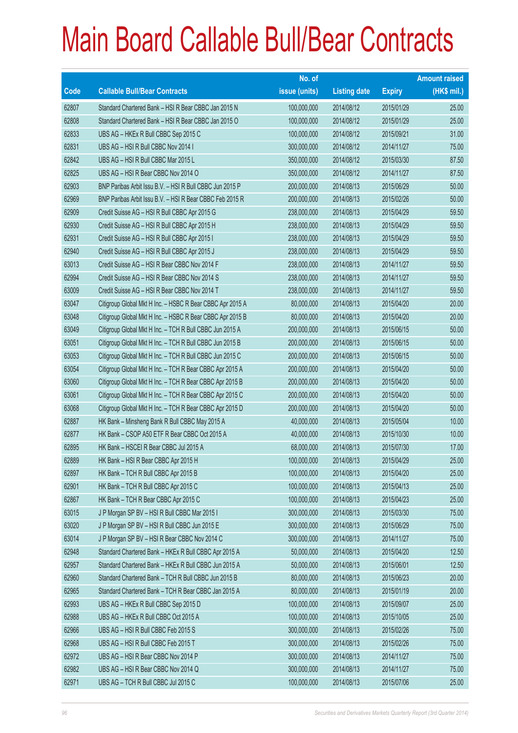# Main Board Callable Bull/Bear Contracts

| Code | Callable Bull/Bear Contracts | No. of issue (units) | Listing date | Expiry | Amount raised (HK$ mil.) |
|---|---|---|---|---|---|
| 62807 | Standard Chartered Bank – HSI R Bear CBBC Jan 2015 N | 100,000,000 | 2014/08/12 | 2015/01/29 | 25.00 |
| 62808 | Standard Chartered Bank – HSI R Bear CBBC Jan 2015 O | 100,000,000 | 2014/08/12 | 2015/01/29 | 25.00 |
| 62833 | UBS AG – HKEx R Bull CBBC Sep 2015 C | 100,000,000 | 2014/08/12 | 2015/09/21 | 31.00 |
| 62831 | UBS AG – HSI R Bull CBBC Nov 2014 I | 300,000,000 | 2014/08/12 | 2014/11/27 | 75.00 |
| 62842 | UBS AG – HSI R Bull CBBC Mar 2015 L | 350,000,000 | 2014/08/12 | 2015/03/30 | 87.50 |
| 62825 | UBS AG – HSI R Bear CBBC Nov 2014 O | 350,000,000 | 2014/08/12 | 2014/11/27 | 87.50 |
| 62903 | BNP Paribas Arbit Issu B.V. – HSI R Bull CBBC Jun 2015 P | 200,000,000 | 2014/08/13 | 2015/06/29 | 50.00 |
| 62969 | BNP Paribas Arbit Issu B.V. – HSI R Bear CBBC Feb 2015 R | 200,000,000 | 2014/08/13 | 2015/02/26 | 50.00 |
| 62909 | Credit Suisse AG – HSI R Bull CBBC Apr 2015 G | 238,000,000 | 2014/08/13 | 2015/04/29 | 59.50 |
| 62930 | Credit Suisse AG – HSI R Bull CBBC Apr 2015 H | 238,000,000 | 2014/08/13 | 2015/04/29 | 59.50 |
| 62931 | Credit Suisse AG – HSI R Bull CBBC Apr 2015 I | 238,000,000 | 2014/08/13 | 2015/04/29 | 59.50 |
| 62940 | Credit Suisse AG – HSI R Bull CBBC Apr 2015 J | 238,000,000 | 2014/08/13 | 2015/04/29 | 59.50 |
| 63013 | Credit Suisse AG – HSI R Bear CBBC Nov 2014 F | 238,000,000 | 2014/08/13 | 2014/11/27 | 59.50 |
| 62994 | Credit Suisse AG – HSI R Bear CBBC Nov 2014 S | 238,000,000 | 2014/08/13 | 2014/11/27 | 59.50 |
| 63009 | Credit Suisse AG – HSI R Bear CBBC Nov 2014 T | 238,000,000 | 2014/08/13 | 2014/11/27 | 59.50 |
| 63047 | Citigroup Global Mkt H Inc. – HSBC R Bear CBBC Apr 2015 A | 80,000,000 | 2014/08/13 | 2015/04/20 | 20.00 |
| 63048 | Citigroup Global Mkt H Inc. – HSBC R Bear CBBC Apr 2015 B | 80,000,000 | 2014/08/13 | 2015/04/20 | 20.00 |
| 63049 | Citigroup Global Mkt H Inc. – TCH R Bull CBBC Jun 2015 A | 200,000,000 | 2014/08/13 | 2015/06/15 | 50.00 |
| 63051 | Citigroup Global Mkt H Inc. – TCH R Bull CBBC Jun 2015 B | 200,000,000 | 2014/08/13 | 2015/06/15 | 50.00 |
| 63053 | Citigroup Global Mkt H Inc. – TCH R Bull CBBC Jun 2015 C | 200,000,000 | 2014/08/13 | 2015/06/15 | 50.00 |
| 63054 | Citigroup Global Mkt H Inc. – TCH R Bear CBBC Apr 2015 A | 200,000,000 | 2014/08/13 | 2015/04/20 | 50.00 |
| 63060 | Citigroup Global Mkt H Inc. – TCH R Bear CBBC Apr 2015 B | 200,000,000 | 2014/08/13 | 2015/04/20 | 50.00 |
| 63061 | Citigroup Global Mkt H Inc. – TCH R Bear CBBC Apr 2015 C | 200,000,000 | 2014/08/13 | 2015/04/20 | 50.00 |
| 63068 | Citigroup Global Mkt H Inc. – TCH R Bear CBBC Apr 2015 D | 200,000,000 | 2014/08/13 | 2015/04/20 | 50.00 |
| 62887 | HK Bank – Minsheng Bank R Bull CBBC May 2015 A | 40,000,000 | 2014/08/13 | 2015/05/04 | 10.00 |
| 62877 | HK Bank – CSOP A50 ETF R Bear CBBC Oct 2015 A | 40,000,000 | 2014/08/13 | 2015/10/30 | 10.00 |
| 62895 | HK Bank – HSCEI R Bear CBBC Jul 2015 A | 68,000,000 | 2014/08/13 | 2015/07/30 | 17.00 |
| 62889 | HK Bank – HSI R Bear CBBC Apr 2015 H | 100,000,000 | 2014/08/13 | 2015/04/29 | 25.00 |
| 62897 | HK Bank – TCH R Bull CBBC Apr 2015 B | 100,000,000 | 2014/08/13 | 2015/04/20 | 25.00 |
| 62901 | HK Bank – TCH R Bull CBBC Apr 2015 C | 100,000,000 | 2014/08/13 | 2015/04/13 | 25.00 |
| 62867 | HK Bank – TCH R Bear CBBC Apr 2015 C | 100,000,000 | 2014/08/13 | 2015/04/23 | 25.00 |
| 63015 | J P Morgan SP BV – HSI R Bull CBBC Mar 2015 I | 300,000,000 | 2014/08/13 | 2015/03/30 | 75.00 |
| 63020 | J P Morgan SP BV – HSI R Bull CBBC Jun 2015 E | 300,000,000 | 2014/08/13 | 2015/06/29 | 75.00 |
| 63014 | J P Morgan SP BV – HSI R Bear CBBC Nov 2014 C | 300,000,000 | 2014/08/13 | 2014/11/27 | 75.00 |
| 62948 | Standard Chartered Bank – HKEx R Bull CBBC Apr 2015 A | 50,000,000 | 2014/08/13 | 2015/04/20 | 12.50 |
| 62957 | Standard Chartered Bank – HKEx R Bull CBBC Jun 2015 A | 50,000,000 | 2014/08/13 | 2015/06/01 | 12.50 |
| 62960 | Standard Chartered Bank – TCH R Bull CBBC Jun 2015 B | 80,000,000 | 2014/08/13 | 2015/06/23 | 20.00 |
| 62965 | Standard Chartered Bank – TCH R Bear CBBC Jan 2015 A | 80,000,000 | 2014/08/13 | 2015/01/19 | 20.00 |
| 62993 | UBS AG – HKEx R Bull CBBC Sep 2015 D | 100,000,000 | 2014/08/13 | 2015/09/07 | 25.00 |
| 62988 | UBS AG – HKEx R Bull CBBC Oct 2015 A | 100,000,000 | 2014/08/13 | 2015/10/05 | 25.00 |
| 62966 | UBS AG – HSI R Bull CBBC Feb 2015 S | 300,000,000 | 2014/08/13 | 2015/02/26 | 75.00 |
| 62968 | UBS AG – HSI R Bull CBBC Feb 2015 T | 300,000,000 | 2014/08/13 | 2015/02/26 | 75.00 |
| 62972 | UBS AG – HSI R Bear CBBC Nov 2014 P | 300,000,000 | 2014/08/13 | 2014/11/27 | 75.00 |
| 62982 | UBS AG – HSI R Bear CBBC Nov 2014 Q | 300,000,000 | 2014/08/13 | 2014/11/27 | 75.00 |
| 62971 | UBS AG – TCH R Bull CBBC Jul 2015 C | 100,000,000 | 2014/08/13 | 2015/07/06 | 25.00 |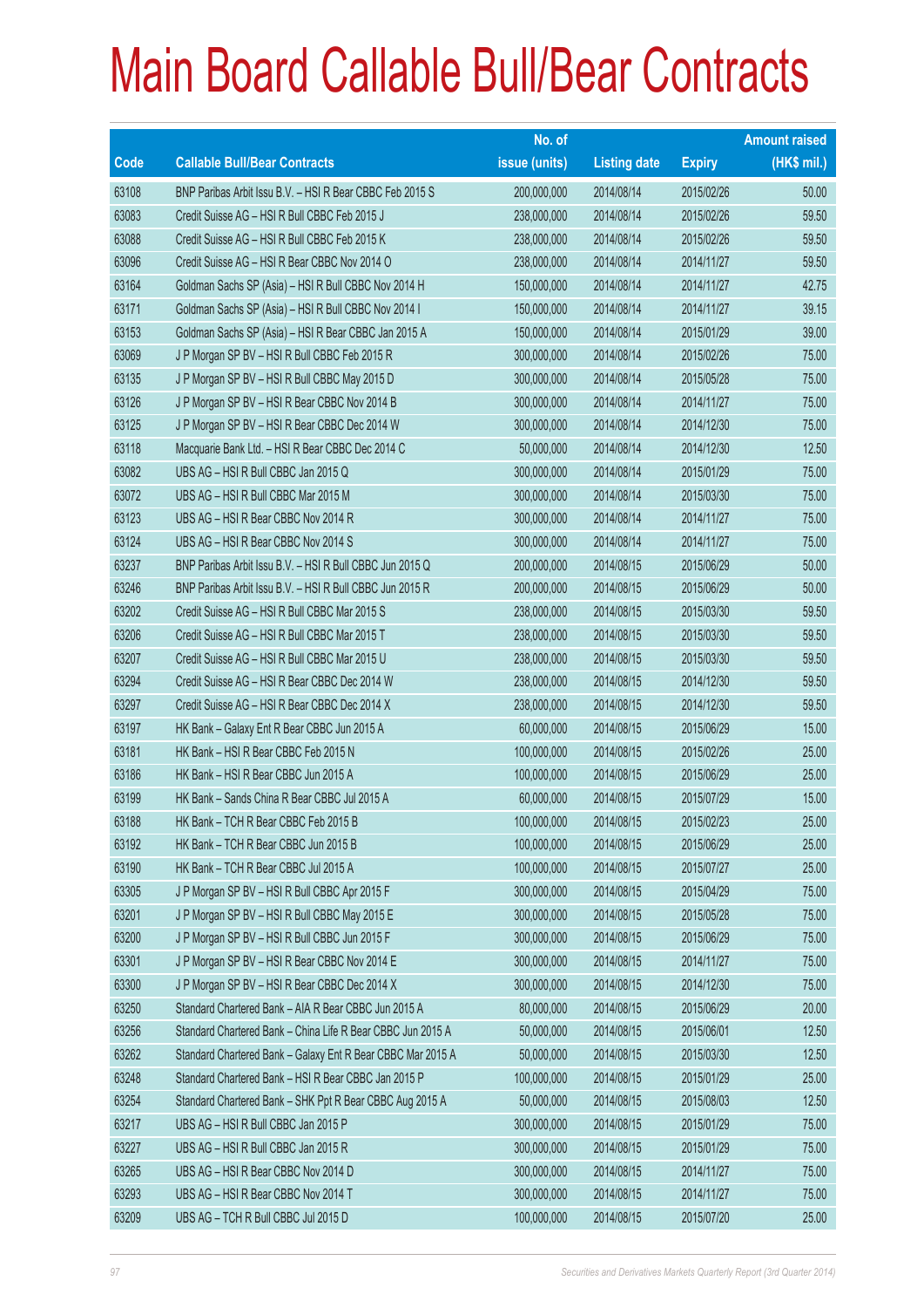# Main Board Callable Bull/Bear Contracts

| Code | Callable Bull/Bear Contracts | No. of issue (units) | Listing date | Expiry | Amount raised (HK$ mil.) |
|---|---|---|---|---|---|
| 63108 | BNP Paribas Arbit Issu B.V. – HSI R Bear CBBC Feb 2015 S | 200,000,000 | 2014/08/14 | 2015/02/26 | 50.00 |
| 63083 | Credit Suisse AG – HSI R Bull CBBC Feb 2015 J | 238,000,000 | 2014/08/14 | 2015/02/26 | 59.50 |
| 63088 | Credit Suisse AG – HSI R Bull CBBC Feb 2015 K | 238,000,000 | 2014/08/14 | 2015/02/26 | 59.50 |
| 63096 | Credit Suisse AG – HSI R Bear CBBC Nov 2014 O | 238,000,000 | 2014/08/14 | 2014/11/27 | 59.50 |
| 63164 | Goldman Sachs SP (Asia) – HSI R Bull CBBC Nov 2014 H | 150,000,000 | 2014/08/14 | 2014/11/27 | 42.75 |
| 63171 | Goldman Sachs SP (Asia) – HSI R Bull CBBC Nov 2014 I | 150,000,000 | 2014/08/14 | 2014/11/27 | 39.15 |
| 63153 | Goldman Sachs SP (Asia) – HSI R Bear CBBC Jan 2015 A | 150,000,000 | 2014/08/14 | 2015/01/29 | 39.00 |
| 63069 | J P Morgan SP BV – HSI R Bull CBBC Feb 2015 R | 300,000,000 | 2014/08/14 | 2015/02/26 | 75.00 |
| 63135 | J P Morgan SP BV – HSI R Bull CBBC May 2015 D | 300,000,000 | 2014/08/14 | 2015/05/28 | 75.00 |
| 63126 | J P Morgan SP BV – HSI R Bear CBBC Nov 2014 B | 300,000,000 | 2014/08/14 | 2014/11/27 | 75.00 |
| 63125 | J P Morgan SP BV – HSI R Bear CBBC Dec 2014 W | 300,000,000 | 2014/08/14 | 2014/12/30 | 75.00 |
| 63118 | Macquarie Bank Ltd. – HSI R Bear CBBC Dec 2014 C | 50,000,000 | 2014/08/14 | 2014/12/30 | 12.50 |
| 63082 | UBS AG – HSI R Bull CBBC Jan 2015 Q | 300,000,000 | 2014/08/14 | 2015/01/29 | 75.00 |
| 63072 | UBS AG – HSI R Bull CBBC Mar 2015 M | 300,000,000 | 2014/08/14 | 2015/03/30 | 75.00 |
| 63123 | UBS AG – HSI R Bear CBBC Nov 2014 R | 300,000,000 | 2014/08/14 | 2014/11/27 | 75.00 |
| 63124 | UBS AG – HSI R Bear CBBC Nov 2014 S | 300,000,000 | 2014/08/14 | 2014/11/27 | 75.00 |
| 63237 | BNP Paribas Arbit Issu B.V. – HSI R Bull CBBC Jun 2015 Q | 200,000,000 | 2014/08/15 | 2015/06/29 | 50.00 |
| 63246 | BNP Paribas Arbit Issu B.V. – HSI R Bull CBBC Jun 2015 R | 200,000,000 | 2014/08/15 | 2015/06/29 | 50.00 |
| 63202 | Credit Suisse AG – HSI R Bull CBBC Mar 2015 S | 238,000,000 | 2014/08/15 | 2015/03/30 | 59.50 |
| 63206 | Credit Suisse AG – HSI R Bull CBBC Mar 2015 T | 238,000,000 | 2014/08/15 | 2015/03/30 | 59.50 |
| 63207 | Credit Suisse AG – HSI R Bull CBBC Mar 2015 U | 238,000,000 | 2014/08/15 | 2015/03/30 | 59.50 |
| 63294 | Credit Suisse AG – HSI R Bear CBBC Dec 2014 W | 238,000,000 | 2014/08/15 | 2014/12/30 | 59.50 |
| 63297 | Credit Suisse AG – HSI R Bear CBBC Dec 2014 X | 238,000,000 | 2014/08/15 | 2014/12/30 | 59.50 |
| 63197 | HK Bank – Galaxy Ent R Bear CBBC Jun 2015 A | 60,000,000 | 2014/08/15 | 2015/06/29 | 15.00 |
| 63181 | HK Bank – HSI R Bear CBBC Feb 2015 N | 100,000,000 | 2014/08/15 | 2015/02/26 | 25.00 |
| 63186 | HK Bank – HSI R Bear CBBC Jun 2015 A | 100,000,000 | 2014/08/15 | 2015/06/29 | 25.00 |
| 63199 | HK Bank – Sands China R Bear CBBC Jul 2015 A | 60,000,000 | 2014/08/15 | 2015/07/29 | 15.00 |
| 63188 | HK Bank – TCH R Bear CBBC Feb 2015 B | 100,000,000 | 2014/08/15 | 2015/02/23 | 25.00 |
| 63192 | HK Bank – TCH R Bear CBBC Jun 2015 B | 100,000,000 | 2014/08/15 | 2015/06/29 | 25.00 |
| 63190 | HK Bank – TCH R Bear CBBC Jul 2015 A | 100,000,000 | 2014/08/15 | 2015/07/27 | 25.00 |
| 63305 | J P Morgan SP BV – HSI R Bull CBBC Apr 2015 F | 300,000,000 | 2014/08/15 | 2015/04/29 | 75.00 |
| 63201 | J P Morgan SP BV – HSI R Bull CBBC May 2015 E | 300,000,000 | 2014/08/15 | 2015/05/28 | 75.00 |
| 63200 | J P Morgan SP BV – HSI R Bull CBBC Jun 2015 F | 300,000,000 | 2014/08/15 | 2015/06/29 | 75.00 |
| 63301 | J P Morgan SP BV – HSI R Bear CBBC Nov 2014 E | 300,000,000 | 2014/08/15 | 2014/11/27 | 75.00 |
| 63300 | J P Morgan SP BV – HSI R Bear CBBC Dec 2014 X | 300,000,000 | 2014/08/15 | 2014/12/30 | 75.00 |
| 63250 | Standard Chartered Bank – AIA R Bear CBBC Jun 2015 A | 80,000,000 | 2014/08/15 | 2015/06/29 | 20.00 |
| 63256 | Standard Chartered Bank – China Life R Bear CBBC Jun 2015 A | 50,000,000 | 2014/08/15 | 2015/06/01 | 12.50 |
| 63262 | Standard Chartered Bank – Galaxy Ent R Bear CBBC Mar 2015 A | 50,000,000 | 2014/08/15 | 2015/03/30 | 12.50 |
| 63248 | Standard Chartered Bank – HSI R Bear CBBC Jan 2015 P | 100,000,000 | 2014/08/15 | 2015/01/29 | 25.00 |
| 63254 | Standard Chartered Bank – SHK Ppt R Bear CBBC Aug 2015 A | 50,000,000 | 2014/08/15 | 2015/08/03 | 12.50 |
| 63217 | UBS AG – HSI R Bull CBBC Jan 2015 P | 300,000,000 | 2014/08/15 | 2015/01/29 | 75.00 |
| 63227 | UBS AG – HSI R Bull CBBC Jan 2015 R | 300,000,000 | 2014/08/15 | 2015/01/29 | 75.00 |
| 63265 | UBS AG – HSI R Bear CBBC Nov 2014 D | 300,000,000 | 2014/08/15 | 2014/11/27 | 75.00 |
| 63293 | UBS AG – HSI R Bear CBBC Nov 2014 T | 300,000,000 | 2014/08/15 | 2014/11/27 | 75.00 |
| 63209 | UBS AG – TCH R Bull CBBC Jul 2015 D | 100,000,000 | 2014/08/15 | 2015/07/20 | 25.00 |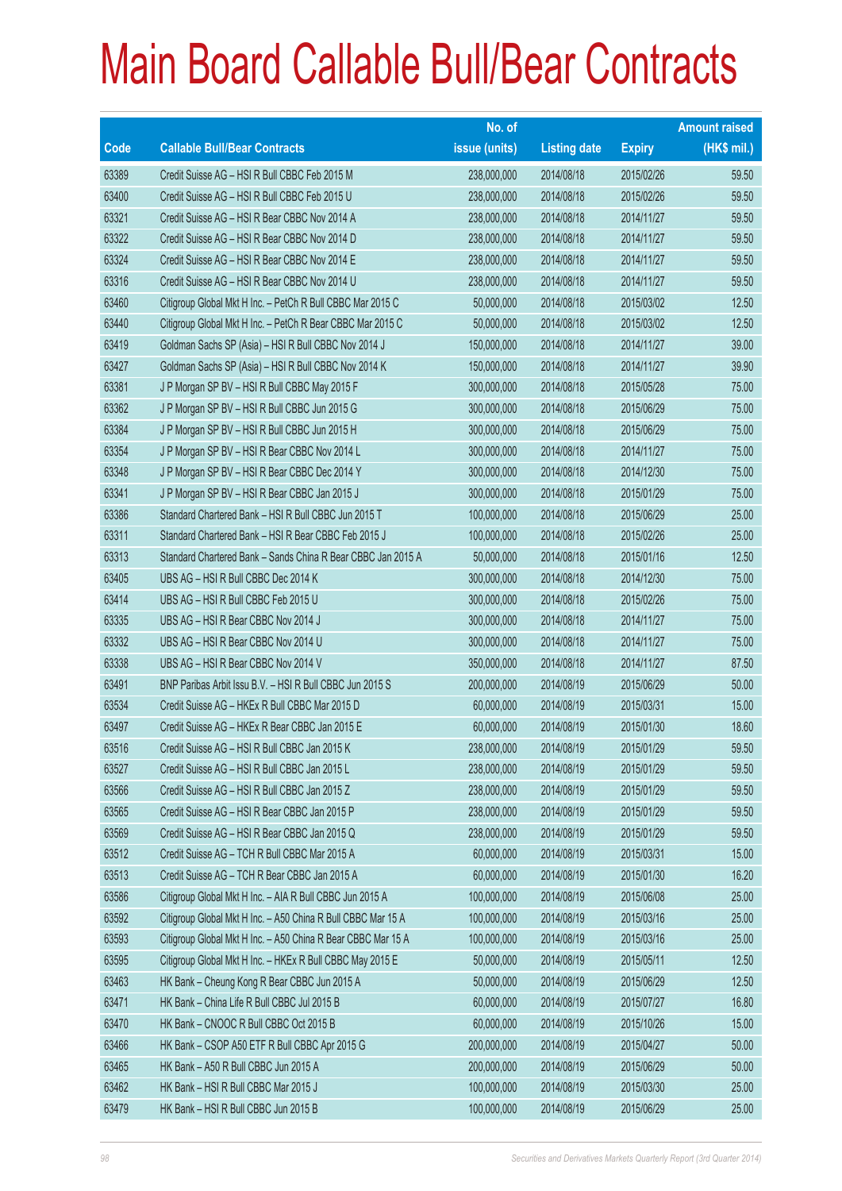# Main Board Callable Bull/Bear Contracts

| Code | Callable Bull/Bear Contracts | No. of issue (units) | Listing date | Expiry | Amount raised (HK$ mil.) |
|---|---|---|---|---|---|
| 63389 | Credit Suisse AG – HSI R Bull CBBC Feb 2015 M | 238,000,000 | 2014/08/18 | 2015/02/26 | 59.50 |
| 63400 | Credit Suisse AG – HSI R Bull CBBC Feb 2015 U | 238,000,000 | 2014/08/18 | 2015/02/26 | 59.50 |
| 63321 | Credit Suisse AG – HSI R Bear CBBC Nov 2014 A | 238,000,000 | 2014/08/18 | 2014/11/27 | 59.50 |
| 63322 | Credit Suisse AG – HSI R Bear CBBC Nov 2014 D | 238,000,000 | 2014/08/18 | 2014/11/27 | 59.50 |
| 63324 | Credit Suisse AG – HSI R Bear CBBC Nov 2014 E | 238,000,000 | 2014/08/18 | 2014/11/27 | 59.50 |
| 63316 | Credit Suisse AG – HSI R Bear CBBC Nov 2014 U | 238,000,000 | 2014/08/18 | 2014/11/27 | 59.50 |
| 63460 | Citigroup Global Mkt H Inc. – PetCh R Bull CBBC Mar 2015 C | 50,000,000 | 2014/08/18 | 2015/03/02 | 12.50 |
| 63440 | Citigroup Global Mkt H Inc. – PetCh R Bear CBBC Mar 2015 C | 50,000,000 | 2014/08/18 | 2015/03/02 | 12.50 |
| 63419 | Goldman Sachs SP (Asia) – HSI R Bull CBBC Nov 2014 J | 150,000,000 | 2014/08/18 | 2014/11/27 | 39.00 |
| 63427 | Goldman Sachs SP (Asia) – HSI R Bull CBBC Nov 2014 K | 150,000,000 | 2014/08/18 | 2014/11/27 | 39.90 |
| 63381 | J P Morgan SP BV – HSI R Bull CBBC May 2015 F | 300,000,000 | 2014/08/18 | 2015/05/28 | 75.00 |
| 63362 | J P Morgan SP BV – HSI R Bull CBBC Jun 2015 G | 300,000,000 | 2014/08/18 | 2015/06/29 | 75.00 |
| 63384 | J P Morgan SP BV – HSI R Bull CBBC Jun 2015 H | 300,000,000 | 2014/08/18 | 2015/06/29 | 75.00 |
| 63354 | J P Morgan SP BV – HSI R Bear CBBC Nov 2014 L | 300,000,000 | 2014/08/18 | 2014/11/27 | 75.00 |
| 63348 | J P Morgan SP BV – HSI R Bear CBBC Dec 2014 Y | 300,000,000 | 2014/08/18 | 2014/12/30 | 75.00 |
| 63341 | J P Morgan SP BV – HSI R Bear CBBC Jan 2015 J | 300,000,000 | 2014/08/18 | 2015/01/29 | 75.00 |
| 63386 | Standard Chartered Bank – HSI R Bull CBBC Jun 2015 T | 100,000,000 | 2014/08/18 | 2015/06/29 | 25.00 |
| 63311 | Standard Chartered Bank – HSI R Bear CBBC Feb 2015 J | 100,000,000 | 2014/08/18 | 2015/02/26 | 25.00 |
| 63313 | Standard Chartered Bank – Sands China R Bear CBBC Jan 2015 A | 50,000,000 | 2014/08/18 | 2015/01/16 | 12.50 |
| 63405 | UBS AG – HSI R Bull CBBC Dec 2014 K | 300,000,000 | 2014/08/18 | 2014/12/30 | 75.00 |
| 63414 | UBS AG – HSI R Bull CBBC Feb 2015 U | 300,000,000 | 2014/08/18 | 2015/02/26 | 75.00 |
| 63335 | UBS AG – HSI R Bear CBBC Nov 2014 J | 300,000,000 | 2014/08/18 | 2014/11/27 | 75.00 |
| 63332 | UBS AG – HSI R Bear CBBC Nov 2014 U | 300,000,000 | 2014/08/18 | 2014/11/27 | 75.00 |
| 63338 | UBS AG – HSI R Bear CBBC Nov 2014 V | 350,000,000 | 2014/08/18 | 2014/11/27 | 87.50 |
| 63491 | BNP Paribas Arbit Issu B.V. – HSI R Bull CBBC Jun 2015 S | 200,000,000 | 2014/08/19 | 2015/06/29 | 50.00 |
| 63534 | Credit Suisse AG – HKEx R Bull CBBC Mar 2015 D | 60,000,000 | 2014/08/19 | 2015/03/31 | 15.00 |
| 63497 | Credit Suisse AG – HKEx R Bear CBBC Jan 2015 E | 60,000,000 | 2014/08/19 | 2015/01/30 | 18.60 |
| 63516 | Credit Suisse AG – HSI R Bull CBBC Jan 2015 K | 238,000,000 | 2014/08/19 | 2015/01/29 | 59.50 |
| 63527 | Credit Suisse AG – HSI R Bull CBBC Jan 2015 L | 238,000,000 | 2014/08/19 | 2015/01/29 | 59.50 |
| 63566 | Credit Suisse AG – HSI R Bull CBBC Jan 2015 Z | 238,000,000 | 2014/08/19 | 2015/01/29 | 59.50 |
| 63565 | Credit Suisse AG – HSI R Bear CBBC Jan 2015 P | 238,000,000 | 2014/08/19 | 2015/01/29 | 59.50 |
| 63569 | Credit Suisse AG – HSI R Bear CBBC Jan 2015 Q | 238,000,000 | 2014/08/19 | 2015/01/29 | 59.50 |
| 63512 | Credit Suisse AG – TCH R Bull CBBC Mar 2015 A | 60,000,000 | 2014/08/19 | 2015/03/31 | 15.00 |
| 63513 | Credit Suisse AG – TCH R Bear CBBC Jan 2015 A | 60,000,000 | 2014/08/19 | 2015/01/30 | 16.20 |
| 63586 | Citigroup Global Mkt H Inc. – AIA R Bull CBBC Jun 2015 A | 100,000,000 | 2014/08/19 | 2015/06/08 | 25.00 |
| 63592 | Citigroup Global Mkt H Inc. – A50 China R Bull CBBC Mar 15 A | 100,000,000 | 2014/08/19 | 2015/03/16 | 25.00 |
| 63593 | Citigroup Global Mkt H Inc. – A50 China R Bear CBBC Mar 15 A | 100,000,000 | 2014/08/19 | 2015/03/16 | 25.00 |
| 63595 | Citigroup Global Mkt H Inc. – HKEx R Bull CBBC May 2015 E | 50,000,000 | 2014/08/19 | 2015/05/11 | 12.50 |
| 63463 | HK Bank – Cheung Kong R Bear CBBC Jun 2015 A | 50,000,000 | 2014/08/19 | 2015/06/29 | 12.50 |
| 63471 | HK Bank – China Life R Bull CBBC Jul 2015 B | 60,000,000 | 2014/08/19 | 2015/07/27 | 16.80 |
| 63470 | HK Bank – CNOOC R Bull CBBC Oct 2015 B | 60,000,000 | 2014/08/19 | 2015/10/26 | 15.00 |
| 63466 | HK Bank – CSOP A50 ETF R Bull CBBC Apr 2015 G | 200,000,000 | 2014/08/19 | 2015/04/27 | 50.00 |
| 63465 | HK Bank – A50 R Bull CBBC Jun 2015 A | 200,000,000 | 2014/08/19 | 2015/06/29 | 50.00 |
| 63462 | HK Bank – HSI R Bull CBBC Mar 2015 J | 100,000,000 | 2014/08/19 | 2015/03/30 | 25.00 |
| 63479 | HK Bank – HSI R Bull CBBC Jun 2015 B | 100,000,000 | 2014/08/19 | 2015/06/29 | 25.00 |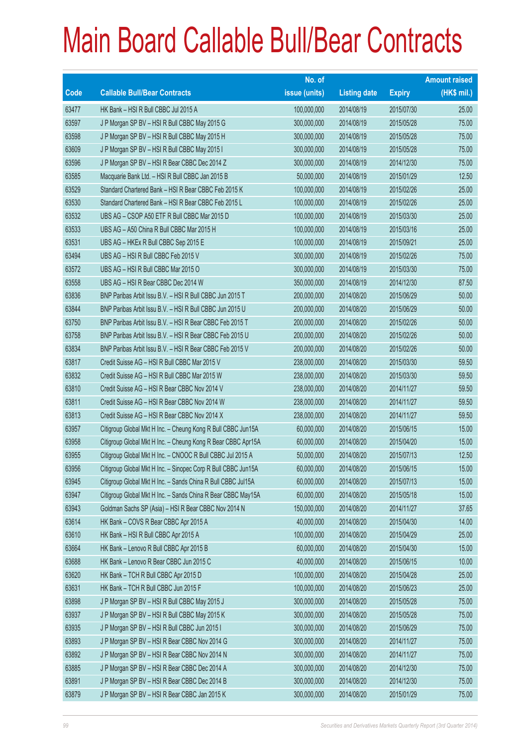# Main Board Callable Bull/Bear Contracts

| Code | Callable Bull/Bear Contracts | No. of issue (units) | Listing date | Expiry | Amount raised (HK$ mil.) |
|---|---|---|---|---|---|
| 63477 | HK Bank – HSI R Bull CBBC Jul 2015 A | 100,000,000 | 2014/08/19 | 2015/07/30 | 25.00 |
| 63597 | J P Morgan SP BV – HSI R Bull CBBC May 2015 G | 300,000,000 | 2014/08/19 | 2015/05/28 | 75.00 |
| 63598 | J P Morgan SP BV – HSI R Bull CBBC May 2015 H | 300,000,000 | 2014/08/19 | 2015/05/28 | 75.00 |
| 63609 | J P Morgan SP BV – HSI R Bull CBBC May 2015 I | 300,000,000 | 2014/08/19 | 2015/05/28 | 75.00 |
| 63596 | J P Morgan SP BV – HSI R Bear CBBC Dec 2014 Z | 300,000,000 | 2014/08/19 | 2014/12/30 | 75.00 |
| 63585 | Macquarie Bank Ltd. – HSI R Bull CBBC Jan 2015 B | 50,000,000 | 2014/08/19 | 2015/01/29 | 12.50 |
| 63529 | Standard Chartered Bank – HSI R Bear CBBC Feb 2015 K | 100,000,000 | 2014/08/19 | 2015/02/26 | 25.00 |
| 63530 | Standard Chartered Bank – HSI R Bear CBBC Feb 2015 L | 100,000,000 | 2014/08/19 | 2015/02/26 | 25.00 |
| 63532 | UBS AG – CSOP A50 ETF R Bull CBBC Mar 2015 D | 100,000,000 | 2014/08/19 | 2015/03/30 | 25.00 |
| 63533 | UBS AG – A50 China R Bull CBBC Mar 2015 H | 100,000,000 | 2014/08/19 | 2015/03/16 | 25.00 |
| 63531 | UBS AG – HKEx R Bull CBBC Sep 2015 E | 100,000,000 | 2014/08/19 | 2015/09/21 | 25.00 |
| 63494 | UBS AG – HSI R Bull CBBC Feb 2015 V | 300,000,000 | 2014/08/19 | 2015/02/26 | 75.00 |
| 63572 | UBS AG – HSI R Bull CBBC Mar 2015 O | 300,000,000 | 2014/08/19 | 2015/03/30 | 75.00 |
| 63558 | UBS AG – HSI R Bear CBBC Dec 2014 W | 350,000,000 | 2014/08/19 | 2014/12/30 | 87.50 |
| 63836 | BNP Paribas Arbit Issu B.V. – HSI R Bull CBBC Jun 2015 T | 200,000,000 | 2014/08/20 | 2015/06/29 | 50.00 |
| 63844 | BNP Paribas Arbit Issu B.V. – HSI R Bull CBBC Jun 2015 U | 200,000,000 | 2014/08/20 | 2015/06/29 | 50.00 |
| 63750 | BNP Paribas Arbit Issu B.V. – HSI R Bear CBBC Feb 2015 T | 200,000,000 | 2014/08/20 | 2015/02/26 | 50.00 |
| 63758 | BNP Paribas Arbit Issu B.V. – HSI R Bear CBBC Feb 2015 U | 200,000,000 | 2014/08/20 | 2015/02/26 | 50.00 |
| 63834 | BNP Paribas Arbit Issu B.V. – HSI R Bear CBBC Feb 2015 V | 200,000,000 | 2014/08/20 | 2015/02/26 | 50.00 |
| 63817 | Credit Suisse AG – HSI R Bull CBBC Mar 2015 V | 238,000,000 | 2014/08/20 | 2015/03/30 | 59.50 |
| 63832 | Credit Suisse AG – HSI R Bull CBBC Mar 2015 W | 238,000,000 | 2014/08/20 | 2015/03/30 | 59.50 |
| 63810 | Credit Suisse AG – HSI R Bear CBBC Nov 2014 V | 238,000,000 | 2014/08/20 | 2014/11/27 | 59.50 |
| 63811 | Credit Suisse AG – HSI R Bear CBBC Nov 2014 W | 238,000,000 | 2014/08/20 | 2014/11/27 | 59.50 |
| 63813 | Credit Suisse AG – HSI R Bear CBBC Nov 2014 X | 238,000,000 | 2014/08/20 | 2014/11/27 | 59.50 |
| 63957 | Citigroup Global Mkt H Inc. – Cheung Kong R Bull CBBC Jun15A | 60,000,000 | 2014/08/20 | 2015/06/15 | 15.00 |
| 63958 | Citigroup Global Mkt H Inc. – Cheung Kong R Bear CBBC Apr15A | 60,000,000 | 2014/08/20 | 2015/04/20 | 15.00 |
| 63955 | Citigroup Global Mkt H Inc. – CNOOC R Bull CBBC Jul 2015 A | 50,000,000 | 2014/08/20 | 2015/07/13 | 12.50 |
| 63956 | Citigroup Global Mkt H Inc. – Sinopec Corp R Bull CBBC Jun15A | 60,000,000 | 2014/08/20 | 2015/06/15 | 15.00 |
| 63945 | Citigroup Global Mkt H Inc. – Sands China R Bull CBBC Jul15A | 60,000,000 | 2014/08/20 | 2015/07/13 | 15.00 |
| 63947 | Citigroup Global Mkt H Inc. – Sands China R Bear CBBC May15A | 60,000,000 | 2014/08/20 | 2015/05/18 | 15.00 |
| 63943 | Goldman Sachs SP (Asia) – HSI R Bear CBBC Nov 2014 N | 150,000,000 | 2014/08/20 | 2014/11/27 | 37.65 |
| 63614 | HK Bank – COVS R Bear CBBC Apr 2015 A | 40,000,000 | 2014/08/20 | 2015/04/30 | 14.00 |
| 63610 | HK Bank – HSI R Bull CBBC Apr 2015 A | 100,000,000 | 2014/08/20 | 2015/04/29 | 25.00 |
| 63664 | HK Bank – Lenovo R Bull CBBC Apr 2015 B | 60,000,000 | 2014/08/20 | 2015/04/30 | 15.00 |
| 63688 | HK Bank – Lenovo R Bear CBBC Jun 2015 C | 40,000,000 | 2014/08/20 | 2015/06/15 | 10.00 |
| 63620 | HK Bank – TCH R Bull CBBC Apr 2015 D | 100,000,000 | 2014/08/20 | 2015/04/28 | 25.00 |
| 63631 | HK Bank – TCH R Bull CBBC Jun 2015 F | 100,000,000 | 2014/08/20 | 2015/06/23 | 25.00 |
| 63898 | J P Morgan SP BV – HSI R Bull CBBC May 2015 J | 300,000,000 | 2014/08/20 | 2015/05/28 | 75.00 |
| 63937 | J P Morgan SP BV – HSI R Bull CBBC May 2015 K | 300,000,000 | 2014/08/20 | 2015/05/28 | 75.00 |
| 63935 | J P Morgan SP BV – HSI R Bull CBBC Jun 2015 I | 300,000,000 | 2014/08/20 | 2015/06/29 | 75.00 |
| 63893 | J P Morgan SP BV – HSI R Bear CBBC Nov 2014 G | 300,000,000 | 2014/08/20 | 2014/11/27 | 75.00 |
| 63892 | J P Morgan SP BV – HSI R Bear CBBC Nov 2014 N | 300,000,000 | 2014/08/20 | 2014/11/27 | 75.00 |
| 63885 | J P Morgan SP BV – HSI R Bear CBBC Dec 2014 A | 300,000,000 | 2014/08/20 | 2014/12/30 | 75.00 |
| 63891 | J P Morgan SP BV – HSI R Bear CBBC Dec 2014 B | 300,000,000 | 2014/08/20 | 2014/12/30 | 75.00 |
| 63879 | J P Morgan SP BV – HSI R Bear CBBC Jan 2015 K | 300,000,000 | 2014/08/20 | 2015/01/29 | 75.00 |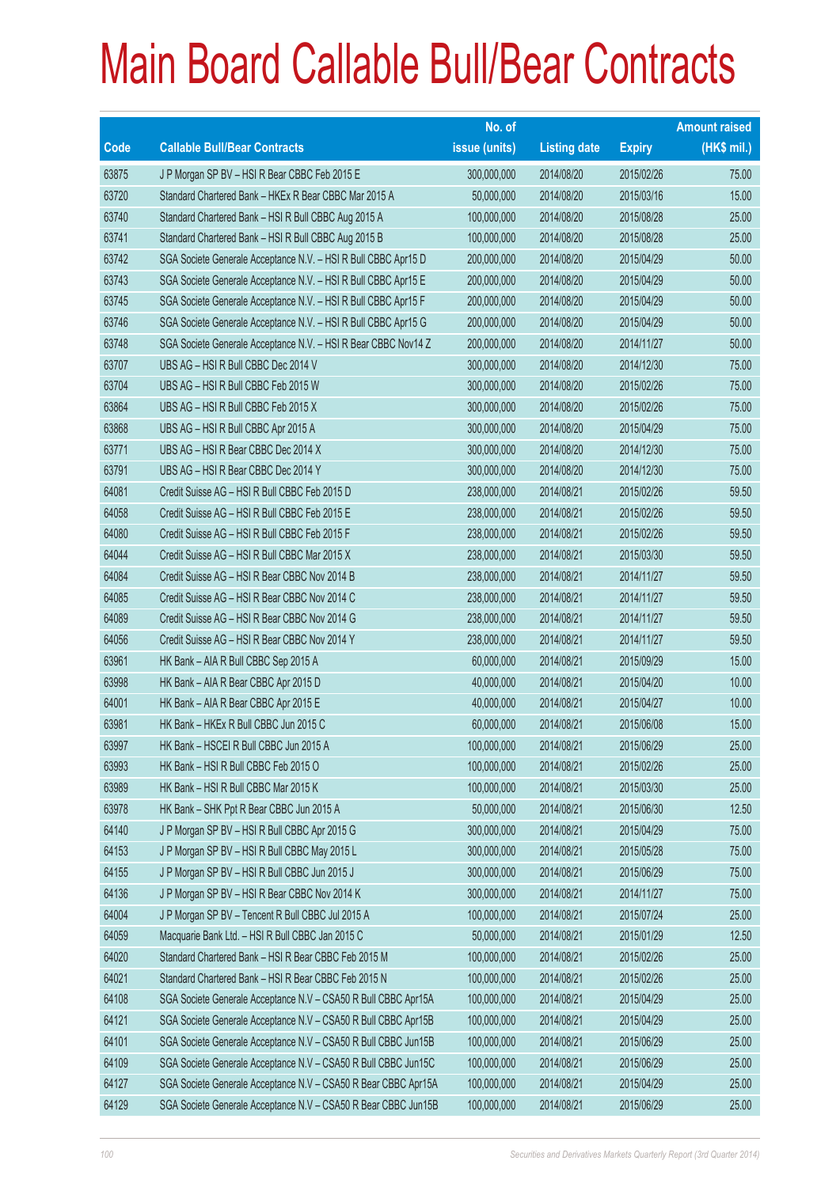# Main Board Callable Bull/Bear Contracts

| Code | Callable Bull/Bear Contracts | No. of issue (units) | Listing date | Expiry | Amount raised (HK$ mil.) |
|---|---|---|---|---|---|
| 63875 | J P Morgan SP BV – HSI R Bear CBBC Feb 2015 E | 300,000,000 | 2014/08/20 | 2015/02/26 | 75.00 |
| 63720 | Standard Chartered Bank – HKEx R Bear CBBC Mar 2015 A | 50,000,000 | 2014/08/20 | 2015/03/16 | 15.00 |
| 63740 | Standard Chartered Bank – HSI R Bull CBBC Aug 2015 A | 100,000,000 | 2014/08/20 | 2015/08/28 | 25.00 |
| 63741 | Standard Chartered Bank – HSI R Bull CBBC Aug 2015 B | 100,000,000 | 2014/08/20 | 2015/08/28 | 25.00 |
| 63742 | SGA Societe Generale Acceptance N.V. – HSI R Bull CBBC Apr15 D | 200,000,000 | 2014/08/20 | 2015/04/29 | 50.00 |
| 63743 | SGA Societe Generale Acceptance N.V. – HSI R Bull CBBC Apr15 E | 200,000,000 | 2014/08/20 | 2015/04/29 | 50.00 |
| 63745 | SGA Societe Generale Acceptance N.V. – HSI R Bull CBBC Apr15 F | 200,000,000 | 2014/08/20 | 2015/04/29 | 50.00 |
| 63746 | SGA Societe Generale Acceptance N.V. – HSI R Bull CBBC Apr15 G | 200,000,000 | 2014/08/20 | 2015/04/29 | 50.00 |
| 63748 | SGA Societe Generale Acceptance N.V. – HSI R Bear CBBC Nov14 Z | 200,000,000 | 2014/08/20 | 2014/11/27 | 50.00 |
| 63707 | UBS AG – HSI R Bull CBBC Dec 2014 V | 300,000,000 | 2014/08/20 | 2014/12/30 | 75.00 |
| 63704 | UBS AG – HSI R Bull CBBC Feb 2015 W | 300,000,000 | 2014/08/20 | 2015/02/26 | 75.00 |
| 63864 | UBS AG – HSI R Bull CBBC Feb 2015 X | 300,000,000 | 2014/08/20 | 2015/02/26 | 75.00 |
| 63868 | UBS AG – HSI R Bull CBBC Apr 2015 A | 300,000,000 | 2014/08/20 | 2015/04/29 | 75.00 |
| 63771 | UBS AG – HSI R Bear CBBC Dec 2014 X | 300,000,000 | 2014/08/20 | 2014/12/30 | 75.00 |
| 63791 | UBS AG – HSI R Bear CBBC Dec 2014 Y | 300,000,000 | 2014/08/20 | 2014/12/30 | 75.00 |
| 64081 | Credit Suisse AG – HSI R Bull CBBC Feb 2015 D | 238,000,000 | 2014/08/21 | 2015/02/26 | 59.50 |
| 64058 | Credit Suisse AG – HSI R Bull CBBC Feb 2015 E | 238,000,000 | 2014/08/21 | 2015/02/26 | 59.50 |
| 64080 | Credit Suisse AG – HSI R Bull CBBC Feb 2015 F | 238,000,000 | 2014/08/21 | 2015/02/26 | 59.50 |
| 64044 | Credit Suisse AG – HSI R Bull CBBC Mar 2015 X | 238,000,000 | 2014/08/21 | 2015/03/30 | 59.50 |
| 64084 | Credit Suisse AG – HSI R Bear CBBC Nov 2014 B | 238,000,000 | 2014/08/21 | 2014/11/27 | 59.50 |
| 64085 | Credit Suisse AG – HSI R Bear CBBC Nov 2014 C | 238,000,000 | 2014/08/21 | 2014/11/27 | 59.50 |
| 64089 | Credit Suisse AG – HSI R Bear CBBC Nov 2014 G | 238,000,000 | 2014/08/21 | 2014/11/27 | 59.50 |
| 64056 | Credit Suisse AG – HSI R Bear CBBC Nov 2014 Y | 238,000,000 | 2014/08/21 | 2014/11/27 | 59.50 |
| 63961 | HK Bank – AIA R Bull CBBC Sep 2015 A | 60,000,000 | 2014/08/21 | 2015/09/29 | 15.00 |
| 63998 | HK Bank – AIA R Bear CBBC Apr 2015 D | 40,000,000 | 2014/08/21 | 2015/04/20 | 10.00 |
| 64001 | HK Bank – AIA R Bear CBBC Apr 2015 E | 40,000,000 | 2014/08/21 | 2015/04/27 | 10.00 |
| 63981 | HK Bank – HKEx R Bull CBBC Jun 2015 C | 60,000,000 | 2014/08/21 | 2015/06/08 | 15.00 |
| 63997 | HK Bank – HSCEI R Bull CBBC Jun 2015 A | 100,000,000 | 2014/08/21 | 2015/06/29 | 25.00 |
| 63993 | HK Bank – HSI R Bull CBBC Feb 2015 O | 100,000,000 | 2014/08/21 | 2015/02/26 | 25.00 |
| 63989 | HK Bank – HSI R Bull CBBC Mar 2015 K | 100,000,000 | 2014/08/21 | 2015/03/30 | 25.00 |
| 63978 | HK Bank – SHK Ppt R Bear CBBC Jun 2015 A | 50,000,000 | 2014/08/21 | 2015/06/30 | 12.50 |
| 64140 | J P Morgan SP BV – HSI R Bull CBBC Apr 2015 G | 300,000,000 | 2014/08/21 | 2015/04/29 | 75.00 |
| 64153 | J P Morgan SP BV – HSI R Bull CBBC May 2015 L | 300,000,000 | 2014/08/21 | 2015/05/28 | 75.00 |
| 64155 | J P Morgan SP BV – HSI R Bull CBBC Jun 2015 J | 300,000,000 | 2014/08/21 | 2015/06/29 | 75.00 |
| 64136 | J P Morgan SP BV – HSI R Bear CBBC Nov 2014 K | 300,000,000 | 2014/08/21 | 2014/11/27 | 75.00 |
| 64004 | J P Morgan SP BV – Tencent R Bull CBBC Jul 2015 A | 100,000,000 | 2014/08/21 | 2015/07/24 | 25.00 |
| 64059 | Macquarie Bank Ltd. – HSI R Bull CBBC Jan 2015 C | 50,000,000 | 2014/08/21 | 2015/01/29 | 12.50 |
| 64020 | Standard Chartered Bank – HSI R Bear CBBC Feb 2015 M | 100,000,000 | 2014/08/21 | 2015/02/26 | 25.00 |
| 64021 | Standard Chartered Bank – HSI R Bear CBBC Feb 2015 N | 100,000,000 | 2014/08/21 | 2015/02/26 | 25.00 |
| 64108 | SGA Societe Generale Acceptance N.V – CSA50 R Bull CBBC Apr15A | 100,000,000 | 2014/08/21 | 2015/04/29 | 25.00 |
| 64121 | SGA Societe Generale Acceptance N.V – CSA50 R Bull CBBC Apr15B | 100,000,000 | 2014/08/21 | 2015/04/29 | 25.00 |
| 64101 | SGA Societe Generale Acceptance N.V – CSA50 R Bull CBBC Jun15B | 100,000,000 | 2014/08/21 | 2015/06/29 | 25.00 |
| 64109 | SGA Societe Generale Acceptance N.V – CSA50 R Bull CBBC Jun15C | 100,000,000 | 2014/08/21 | 2015/06/29 | 25.00 |
| 64127 | SGA Societe Generale Acceptance N.V – CSA50 R Bear CBBC Apr15A | 100,000,000 | 2014/08/21 | 2015/04/29 | 25.00 |
| 64129 | SGA Societe Generale Acceptance N.V – CSA50 R Bear CBBC Jun15B | 100,000,000 | 2014/08/21 | 2015/06/29 | 25.00 |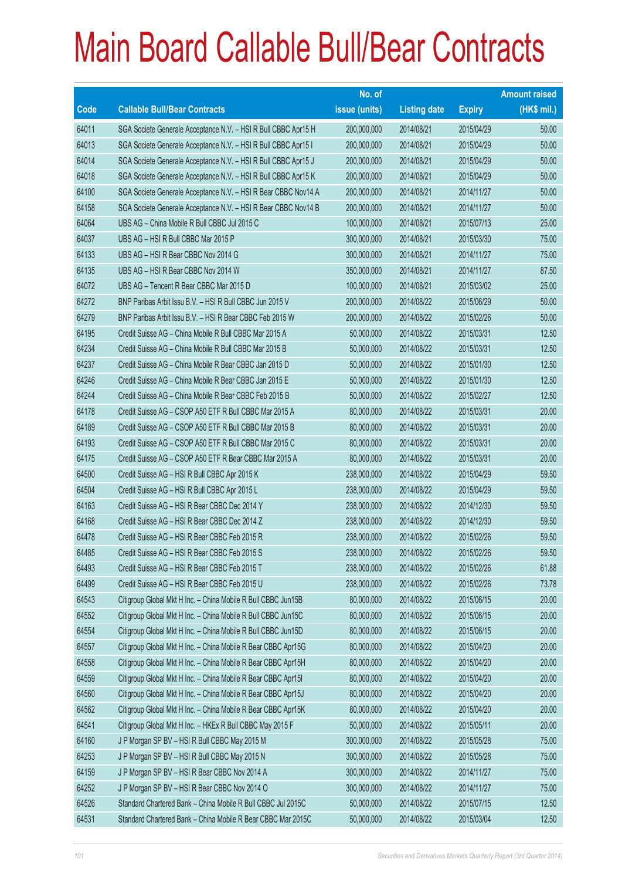# Main Board Callable Bull/Bear Contracts

| Code | Callable Bull/Bear Contracts | No. of issue (units) | Listing date | Expiry | Amount raised (HK$ mil.) |
|---|---|---|---|---|---|
| 64011 | SGA Societe Generale Acceptance N.V. – HSI R Bull CBBC Apr15 H | 200,000,000 | 2014/08/21 | 2015/04/29 | 50.00 |
| 64013 | SGA Societe Generale Acceptance N.V. – HSI R Bull CBBC Apr15 I | 200,000,000 | 2014/08/21 | 2015/04/29 | 50.00 |
| 64014 | SGA Societe Generale Acceptance N.V. – HSI R Bull CBBC Apr15 J | 200,000,000 | 2014/08/21 | 2015/04/29 | 50.00 |
| 64018 | SGA Societe Generale Acceptance N.V. – HSI R Bull CBBC Apr15 K | 200,000,000 | 2014/08/21 | 2015/04/29 | 50.00 |
| 64100 | SGA Societe Generale Acceptance N.V. – HSI R Bear CBBC Nov14 A | 200,000,000 | 2014/08/21 | 2014/11/27 | 50.00 |
| 64158 | SGA Societe Generale Acceptance N.V. – HSI R Bear CBBC Nov14 B | 200,000,000 | 2014/08/21 | 2014/11/27 | 50.00 |
| 64064 | UBS AG – China Mobile R Bull CBBC Jul 2015 C | 100,000,000 | 2014/08/21 | 2015/07/13 | 25.00 |
| 64037 | UBS AG – HSI R Bull CBBC Mar 2015 P | 300,000,000 | 2014/08/21 | 2015/03/30 | 75.00 |
| 64133 | UBS AG – HSI R Bear CBBC Nov 2014 G | 300,000,000 | 2014/08/21 | 2014/11/27 | 75.00 |
| 64135 | UBS AG – HSI R Bear CBBC Nov 2014 W | 350,000,000 | 2014/08/21 | 2014/11/27 | 87.50 |
| 64072 | UBS AG – Tencent R Bear CBBC Mar 2015 D | 100,000,000 | 2014/08/21 | 2015/03/02 | 25.00 |
| 64272 | BNP Paribas Arbit Issu B.V. – HSI R Bull CBBC Jun 2015 V | 200,000,000 | 2014/08/22 | 2015/06/29 | 50.00 |
| 64279 | BNP Paribas Arbit Issu B.V. – HSI R Bear CBBC Feb 2015 W | 200,000,000 | 2014/08/22 | 2015/02/26 | 50.00 |
| 64195 | Credit Suisse AG – China Mobile R Bull CBBC Mar 2015 A | 50,000,000 | 2014/08/22 | 2015/03/31 | 12.50 |
| 64234 | Credit Suisse AG – China Mobile R Bull CBBC Mar 2015 B | 50,000,000 | 2014/08/22 | 2015/03/31 | 12.50 |
| 64237 | Credit Suisse AG – China Mobile R Bear CBBC Jan 2015 D | 50,000,000 | 2014/08/22 | 2015/01/30 | 12.50 |
| 64246 | Credit Suisse AG – China Mobile R Bear CBBC Jan 2015 E | 50,000,000 | 2014/08/22 | 2015/01/30 | 12.50 |
| 64244 | Credit Suisse AG – China Mobile R Bear CBBC Feb 2015 B | 50,000,000 | 2014/08/22 | 2015/02/27 | 12.50 |
| 64178 | Credit Suisse AG – CSOP A50 ETF R Bull CBBC Mar 2015 A | 80,000,000 | 2014/08/22 | 2015/03/31 | 20.00 |
| 64189 | Credit Suisse AG – CSOP A50 ETF R Bull CBBC Mar 2015 B | 80,000,000 | 2014/08/22 | 2015/03/31 | 20.00 |
| 64193 | Credit Suisse AG – CSOP A50 ETF R Bull CBBC Mar 2015 C | 80,000,000 | 2014/08/22 | 2015/03/31 | 20.00 |
| 64175 | Credit Suisse AG – CSOP A50 ETF R Bear CBBC Mar 2015 A | 80,000,000 | 2014/08/22 | 2015/03/31 | 20.00 |
| 64500 | Credit Suisse AG – HSI R Bull CBBC Apr 2015 K | 238,000,000 | 2014/08/22 | 2015/04/29 | 59.50 |
| 64504 | Credit Suisse AG – HSI R Bull CBBC Apr 2015 L | 238,000,000 | 2014/08/22 | 2015/04/29 | 59.50 |
| 64163 | Credit Suisse AG – HSI R Bear CBBC Dec 2014 Y | 238,000,000 | 2014/08/22 | 2014/12/30 | 59.50 |
| 64168 | Credit Suisse AG – HSI R Bear CBBC Dec 2014 Z | 238,000,000 | 2014/08/22 | 2014/12/30 | 59.50 |
| 64478 | Credit Suisse AG – HSI R Bear CBBC Feb 2015 R | 238,000,000 | 2014/08/22 | 2015/02/26 | 59.50 |
| 64485 | Credit Suisse AG – HSI R Bear CBBC Feb 2015 S | 238,000,000 | 2014/08/22 | 2015/02/26 | 59.50 |
| 64493 | Credit Suisse AG – HSI R Bear CBBC Feb 2015 T | 238,000,000 | 2014/08/22 | 2015/02/26 | 61.88 |
| 64499 | Credit Suisse AG – HSI R Bear CBBC Feb 2015 U | 238,000,000 | 2014/08/22 | 2015/02/26 | 73.78 |
| 64543 | Citigroup Global Mkt H Inc. – China Mobile R Bull CBBC Jun15B | 80,000,000 | 2014/08/22 | 2015/06/15 | 20.00 |
| 64552 | Citigroup Global Mkt H Inc. – China Mobile R Bull CBBC Jun15C | 80,000,000 | 2014/08/22 | 2015/06/15 | 20.00 |
| 64554 | Citigroup Global Mkt H Inc. – China Mobile R Bull CBBC Jun15D | 80,000,000 | 2014/08/22 | 2015/06/15 | 20.00 |
| 64557 | Citigroup Global Mkt H Inc. – China Mobile R Bear CBBC Apr15G | 80,000,000 | 2014/08/22 | 2015/04/20 | 20.00 |
| 64558 | Citigroup Global Mkt H Inc. – China Mobile R Bear CBBC Apr15H | 80,000,000 | 2014/08/22 | 2015/04/20 | 20.00 |
| 64559 | Citigroup Global Mkt H Inc. – China Mobile R Bear CBBC Apr15I | 80,000,000 | 2014/08/22 | 2015/04/20 | 20.00 |
| 64560 | Citigroup Global Mkt H Inc. – China Mobile R Bear CBBC Apr15J | 80,000,000 | 2014/08/22 | 2015/04/20 | 20.00 |
| 64562 | Citigroup Global Mkt H Inc. – China Mobile R Bear CBBC Apr15K | 80,000,000 | 2014/08/22 | 2015/04/20 | 20.00 |
| 64541 | Citigroup Global Mkt H Inc. – HKEx R Bull CBBC May 2015 F | 50,000,000 | 2014/08/22 | 2015/05/11 | 20.00 |
| 64160 | J P Morgan SP BV – HSI R Bull CBBC May 2015 M | 300,000,000 | 2014/08/22 | 2015/05/28 | 75.00 |
| 64253 | J P Morgan SP BV – HSI R Bull CBBC May 2015 N | 300,000,000 | 2014/08/22 | 2015/05/28 | 75.00 |
| 64159 | J P Morgan SP BV – HSI R Bear CBBC Nov 2014 A | 300,000,000 | 2014/08/22 | 2014/11/27 | 75.00 |
| 64252 | J P Morgan SP BV – HSI R Bear CBBC Nov 2014 O | 300,000,000 | 2014/08/22 | 2014/11/27 | 75.00 |
| 64526 | Standard Chartered Bank – China Mobile R Bull CBBC Jul 2015C | 50,000,000 | 2014/08/22 | 2015/07/15 | 12.50 |
| 64531 | Standard Chartered Bank – China Mobile R Bear CBBC Mar 2015C | 50,000,000 | 2014/08/22 | 2015/03/04 | 12.50 |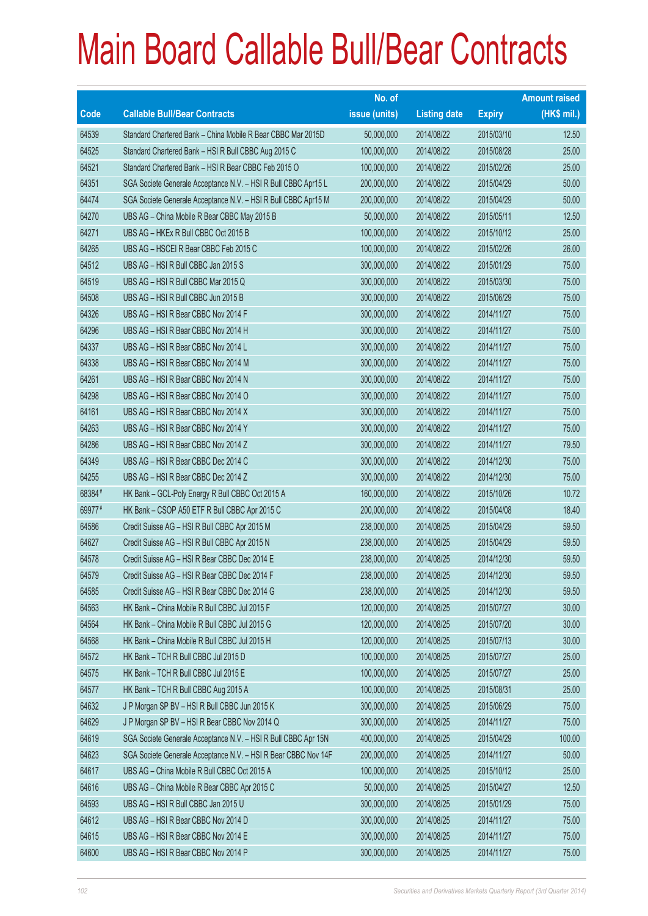# Main Board Callable Bull/Bear Contracts

| Code | Callable Bull/Bear Contracts | No. of issue (units) | Listing date | Expiry | Amount raised (HK$ mil.) |
|---|---|---|---|---|---|
| 64539 | Standard Chartered Bank – China Mobile R Bear CBBC Mar 2015D | 50,000,000 | 2014/08/22 | 2015/03/10 | 12.50 |
| 64525 | Standard Chartered Bank – HSI R Bull CBBC Aug 2015 C | 100,000,000 | 2014/08/22 | 2015/08/28 | 25.00 |
| 64521 | Standard Chartered Bank – HSI R Bear CBBC Feb 2015 O | 100,000,000 | 2014/08/22 | 2015/02/26 | 25.00 |
| 64351 | SGA Societe Generale Acceptance N.V. – HSI R Bull CBBC Apr15 L | 200,000,000 | 2014/08/22 | 2015/04/29 | 50.00 |
| 64474 | SGA Societe Generale Acceptance N.V. – HSI R Bull CBBC Apr15 M | 200,000,000 | 2014/08/22 | 2015/04/29 | 50.00 |
| 64270 | UBS AG – China Mobile R Bear CBBC May 2015 B | 50,000,000 | 2014/08/22 | 2015/05/11 | 12.50 |
| 64271 | UBS AG – HKEx R Bull CBBC Oct 2015 B | 100,000,000 | 2014/08/22 | 2015/10/12 | 25.00 |
| 64265 | UBS AG – HSCEI R Bear CBBC Feb 2015 C | 100,000,000 | 2014/08/22 | 2015/02/26 | 26.00 |
| 64512 | UBS AG – HSI R Bull CBBC Jan 2015 S | 300,000,000 | 2014/08/22 | 2015/01/29 | 75.00 |
| 64519 | UBS AG – HSI R Bull CBBC Mar 2015 Q | 300,000,000 | 2014/08/22 | 2015/03/30 | 75.00 |
| 64508 | UBS AG – HSI R Bull CBBC Jun 2015 B | 300,000,000 | 2014/08/22 | 2015/06/29 | 75.00 |
| 64326 | UBS AG – HSI R Bear CBBC Nov 2014 F | 300,000,000 | 2014/08/22 | 2014/11/27 | 75.00 |
| 64296 | UBS AG – HSI R Bear CBBC Nov 2014 H | 300,000,000 | 2014/08/22 | 2014/11/27 | 75.00 |
| 64337 | UBS AG – HSI R Bear CBBC Nov 2014 L | 300,000,000 | 2014/08/22 | 2014/11/27 | 75.00 |
| 64338 | UBS AG – HSI R Bear CBBC Nov 2014 M | 300,000,000 | 2014/08/22 | 2014/11/27 | 75.00 |
| 64261 | UBS AG – HSI R Bear CBBC Nov 2014 N | 300,000,000 | 2014/08/22 | 2014/11/27 | 75.00 |
| 64298 | UBS AG – HSI R Bear CBBC Nov 2014 O | 300,000,000 | 2014/08/22 | 2014/11/27 | 75.00 |
| 64161 | UBS AG – HSI R Bear CBBC Nov 2014 X | 300,000,000 | 2014/08/22 | 2014/11/27 | 75.00 |
| 64263 | UBS AG – HSI R Bear CBBC Nov 2014 Y | 300,000,000 | 2014/08/22 | 2014/11/27 | 75.00 |
| 64286 | UBS AG – HSI R Bear CBBC Nov 2014 Z | 300,000,000 | 2014/08/22 | 2014/11/27 | 79.50 |
| 64349 | UBS AG – HSI R Bear CBBC Dec 2014 C | 300,000,000 | 2014/08/22 | 2014/12/30 | 75.00 |
| 64255 | UBS AG – HSI R Bear CBBC Dec 2014 Z | 300,000,000 | 2014/08/22 | 2014/12/30 | 75.00 |
| 68384 # | HK Bank – GCL-Poly Energy R Bull CBBC Oct 2015 A | 160,000,000 | 2014/08/22 | 2015/10/26 | 10.72 |
| 69977 # | HK Bank – CSOP A50 ETF R Bull CBBC Apr 2015 C | 200,000,000 | 2014/08/22 | 2015/04/08 | 18.40 |
| 64586 | Credit Suisse AG – HSI R Bull CBBC Apr 2015 M | 238,000,000 | 2014/08/25 | 2015/04/29 | 59.50 |
| 64627 | Credit Suisse AG – HSI R Bull CBBC Apr 2015 N | 238,000,000 | 2014/08/25 | 2015/04/29 | 59.50 |
| 64578 | Credit Suisse AG – HSI R Bear CBBC Dec 2014 E | 238,000,000 | 2014/08/25 | 2014/12/30 | 59.50 |
| 64579 | Credit Suisse AG – HSI R Bear CBBC Dec 2014 F | 238,000,000 | 2014/08/25 | 2014/12/30 | 59.50 |
| 64585 | Credit Suisse AG – HSI R Bear CBBC Dec 2014 G | 238,000,000 | 2014/08/25 | 2014/12/30 | 59.50 |
| 64563 | HK Bank – China Mobile R Bull CBBC Jul 2015 F | 120,000,000 | 2014/08/25 | 2015/07/27 | 30.00 |
| 64564 | HK Bank – China Mobile R Bull CBBC Jul 2015 G | 120,000,000 | 2014/08/25 | 2015/07/20 | 30.00 |
| 64568 | HK Bank – China Mobile R Bull CBBC Jul 2015 H | 120,000,000 | 2014/08/25 | 2015/07/13 | 30.00 |
| 64572 | HK Bank – TCH R Bull CBBC Jul 2015 D | 100,000,000 | 2014/08/25 | 2015/07/27 | 25.00 |
| 64575 | HK Bank – TCH R Bull CBBC Jul 2015 E | 100,000,000 | 2014/08/25 | 2015/07/27 | 25.00 |
| 64577 | HK Bank – TCH R Bull CBBC Aug 2015 A | 100,000,000 | 2014/08/25 | 2015/08/31 | 25.00 |
| 64632 | J P Morgan SP BV – HSI R Bull CBBC Jun 2015 K | 300,000,000 | 2014/08/25 | 2015/06/29 | 75.00 |
| 64629 | J P Morgan SP BV – HSI R Bear CBBC Nov 2014 Q | 300,000,000 | 2014/08/25 | 2014/11/27 | 75.00 |
| 64619 | SGA Societe Generale Acceptance N.V. – HSI R Bull CBBC Apr 15N | 400,000,000 | 2014/08/25 | 2015/04/29 | 100.00 |
| 64623 | SGA Societe Generale Acceptance N.V. – HSI R Bear CBBC Nov 14F | 200,000,000 | 2014/08/25 | 2014/11/27 | 50.00 |
| 64617 | UBS AG – China Mobile R Bull CBBC Oct 2015 A | 100,000,000 | 2014/08/25 | 2015/10/12 | 25.00 |
| 64616 | UBS AG – China Mobile R Bear CBBC Apr 2015 C | 50,000,000 | 2014/08/25 | 2015/04/27 | 12.50 |
| 64593 | UBS AG – HSI R Bull CBBC Jan 2015 U | 300,000,000 | 2014/08/25 | 2015/01/29 | 75.00 |
| 64612 | UBS AG – HSI R Bear CBBC Nov 2014 D | 300,000,000 | 2014/08/25 | 2014/11/27 | 75.00 |
| 64615 | UBS AG – HSI R Bear CBBC Nov 2014 E | 300,000,000 | 2014/08/25 | 2014/11/27 | 75.00 |
| 64600 | UBS AG – HSI R Bear CBBC Nov 2014 P | 300,000,000 | 2014/08/25 | 2014/11/27 | 75.00 |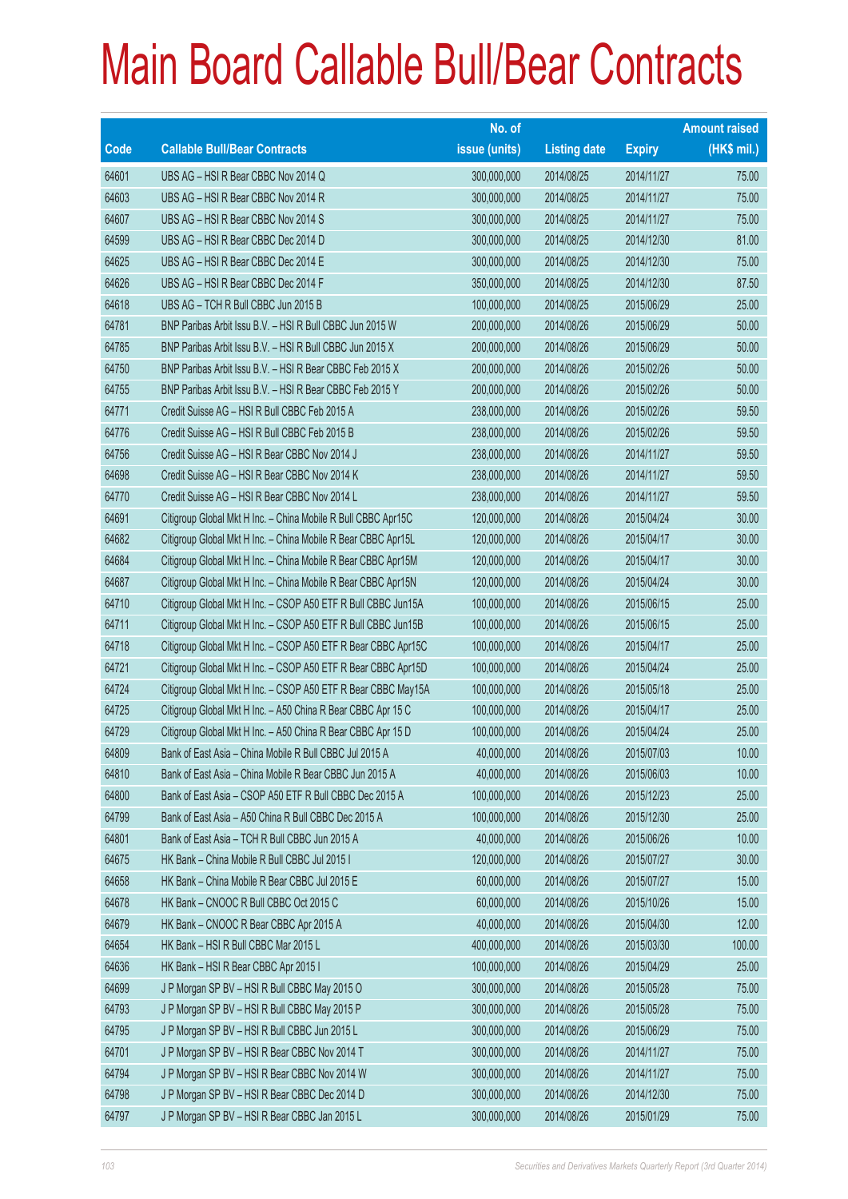# Main Board Callable Bull/Bear Contracts

| Code | Callable Bull/Bear Contracts | No. of issue (units) | Listing date | Expiry | Amount raised (HK$ mil.) |
|---|---|---|---|---|---|
| 64601 | UBS AG – HSI R Bear CBBC Nov 2014 Q | 300,000,000 | 2014/08/25 | 2014/11/27 | 75.00 |
| 64603 | UBS AG – HSI R Bear CBBC Nov 2014 R | 300,000,000 | 2014/08/25 | 2014/11/27 | 75.00 |
| 64607 | UBS AG – HSI R Bear CBBC Nov 2014 S | 300,000,000 | 2014/08/25 | 2014/11/27 | 75.00 |
| 64599 | UBS AG – HSI R Bear CBBC Dec 2014 D | 300,000,000 | 2014/08/25 | 2014/12/30 | 81.00 |
| 64625 | UBS AG – HSI R Bear CBBC Dec 2014 E | 300,000,000 | 2014/08/25 | 2014/12/30 | 75.00 |
| 64626 | UBS AG – HSI R Bear CBBC Dec 2014 F | 350,000,000 | 2014/08/25 | 2014/12/30 | 87.50 |
| 64618 | UBS AG – TCH R Bull CBBC Jun 2015 B | 100,000,000 | 2014/08/25 | 2015/06/29 | 25.00 |
| 64781 | BNP Paribas Arbit Issu B.V. – HSI R Bull CBBC Jun 2015 W | 200,000,000 | 2014/08/26 | 2015/06/29 | 50.00 |
| 64785 | BNP Paribas Arbit Issu B.V. – HSI R Bull CBBC Jun 2015 X | 200,000,000 | 2014/08/26 | 2015/06/29 | 50.00 |
| 64750 | BNP Paribas Arbit Issu B.V. – HSI R Bear CBBC Feb 2015 X | 200,000,000 | 2014/08/26 | 2015/02/26 | 50.00 |
| 64755 | BNP Paribas Arbit Issu B.V. – HSI R Bear CBBC Feb 2015 Y | 200,000,000 | 2014/08/26 | 2015/02/26 | 50.00 |
| 64771 | Credit Suisse AG – HSI R Bull CBBC Feb 2015 A | 238,000,000 | 2014/08/26 | 2015/02/26 | 59.50 |
| 64776 | Credit Suisse AG – HSI R Bull CBBC Feb 2015 B | 238,000,000 | 2014/08/26 | 2015/02/26 | 59.50 |
| 64756 | Credit Suisse AG – HSI R Bear CBBC Nov 2014 J | 238,000,000 | 2014/08/26 | 2014/11/27 | 59.50 |
| 64698 | Credit Suisse AG – HSI R Bear CBBC Nov 2014 K | 238,000,000 | 2014/08/26 | 2014/11/27 | 59.50 |
| 64770 | Credit Suisse AG – HSI R Bear CBBC Nov 2014 L | 238,000,000 | 2014/08/26 | 2014/11/27 | 59.50 |
| 64691 | Citigroup Global Mkt H Inc. – China Mobile R Bull CBBC Apr15C | 120,000,000 | 2014/08/26 | 2015/04/24 | 30.00 |
| 64682 | Citigroup Global Mkt H Inc. – China Mobile R Bear CBBC Apr15L | 120,000,000 | 2014/08/26 | 2015/04/17 | 30.00 |
| 64684 | Citigroup Global Mkt H Inc. – China Mobile R Bear CBBC Apr15M | 120,000,000 | 2014/08/26 | 2015/04/17 | 30.00 |
| 64687 | Citigroup Global Mkt H Inc. – China Mobile R Bear CBBC Apr15N | 120,000,000 | 2014/08/26 | 2015/04/24 | 30.00 |
| 64710 | Citigroup Global Mkt H Inc. – CSOP A50 ETF R Bull CBBC Jun15A | 100,000,000 | 2014/08/26 | 2015/06/15 | 25.00 |
| 64711 | Citigroup Global Mkt H Inc. – CSOP A50 ETF R Bull CBBC Jun15B | 100,000,000 | 2014/08/26 | 2015/06/15 | 25.00 |
| 64718 | Citigroup Global Mkt H Inc. – CSOP A50 ETF R Bear CBBC Apr15C | 100,000,000 | 2014/08/26 | 2015/04/17 | 25.00 |
| 64721 | Citigroup Global Mkt H Inc. – CSOP A50 ETF R Bear CBBC Apr15D | 100,000,000 | 2014/08/26 | 2015/04/24 | 25.00 |
| 64724 | Citigroup Global Mkt H Inc. – CSOP A50 ETF R Bear CBBC May15A | 100,000,000 | 2014/08/26 | 2015/05/18 | 25.00 |
| 64725 | Citigroup Global Mkt H Inc. – A50 China R Bear CBBC Apr 15 C | 100,000,000 | 2014/08/26 | 2015/04/17 | 25.00 |
| 64729 | Citigroup Global Mkt H Inc. – A50 China R Bear CBBC Apr 15 D | 100,000,000 | 2014/08/26 | 2015/04/24 | 25.00 |
| 64809 | Bank of East Asia – China Mobile R Bull CBBC Jul 2015 A | 40,000,000 | 2014/08/26 | 2015/07/03 | 10.00 |
| 64810 | Bank of East Asia – China Mobile R Bear CBBC Jun 2015 A | 40,000,000 | 2014/08/26 | 2015/06/03 | 10.00 |
| 64800 | Bank of East Asia – CSOP A50 ETF R Bull CBBC Dec 2015 A | 100,000,000 | 2014/08/26 | 2015/12/23 | 25.00 |
| 64799 | Bank of East Asia – A50 China R Bull CBBC Dec 2015 A | 100,000,000 | 2014/08/26 | 2015/12/30 | 25.00 |
| 64801 | Bank of East Asia – TCH R Bull CBBC Jun 2015 A | 40,000,000 | 2014/08/26 | 2015/06/26 | 10.00 |
| 64675 | HK Bank – China Mobile R Bull CBBC Jul 2015 I | 120,000,000 | 2014/08/26 | 2015/07/27 | 30.00 |
| 64658 | HK Bank – China Mobile R Bear CBBC Jul 2015 E | 60,000,000 | 2014/08/26 | 2015/07/27 | 15.00 |
| 64678 | HK Bank – CNOOC R Bull CBBC Oct 2015 C | 60,000,000 | 2014/08/26 | 2015/10/26 | 15.00 |
| 64679 | HK Bank – CNOOC R Bear CBBC Apr 2015 A | 40,000,000 | 2014/08/26 | 2015/04/30 | 12.00 |
| 64654 | HK Bank – HSI R Bull CBBC Mar 2015 L | 400,000,000 | 2014/08/26 | 2015/03/30 | 100.00 |
| 64636 | HK Bank – HSI R Bear CBBC Apr 2015 I | 100,000,000 | 2014/08/26 | 2015/04/29 | 25.00 |
| 64699 | J P Morgan SP BV – HSI R Bull CBBC May 2015 O | 300,000,000 | 2014/08/26 | 2015/05/28 | 75.00 |
| 64793 | J P Morgan SP BV – HSI R Bull CBBC May 2015 P | 300,000,000 | 2014/08/26 | 2015/05/28 | 75.00 |
| 64795 | J P Morgan SP BV – HSI R Bull CBBC Jun 2015 L | 300,000,000 | 2014/08/26 | 2015/06/29 | 75.00 |
| 64701 | J P Morgan SP BV – HSI R Bear CBBC Nov 2014 T | 300,000,000 | 2014/08/26 | 2014/11/27 | 75.00 |
| 64794 | J P Morgan SP BV – HSI R Bear CBBC Nov 2014 W | 300,000,000 | 2014/08/26 | 2014/11/27 | 75.00 |
| 64798 | J P Morgan SP BV – HSI R Bear CBBC Dec 2014 D | 300,000,000 | 2014/08/26 | 2014/12/30 | 75.00 |
| 64797 | J P Morgan SP BV – HSI R Bear CBBC Jan 2015 L | 300,000,000 | 2014/08/26 | 2015/01/29 | 75.00 |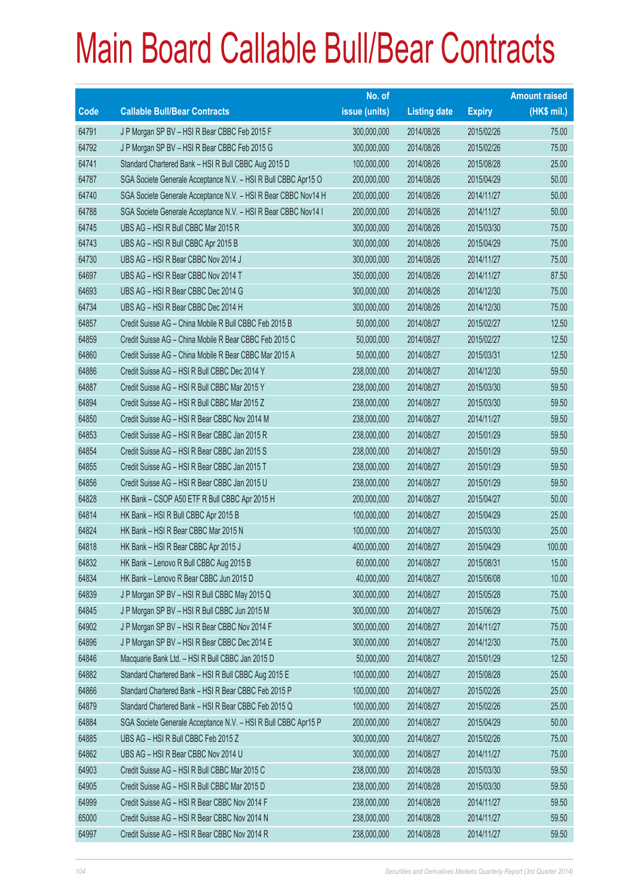# Main Board Callable Bull/Bear Contracts

| Code | Callable Bull/Bear Contracts | No. of issue (units) | Listing date | Expiry | Amount raised (HK$ mil.) |
|---|---|---|---|---|---|
| 64791 | J P Morgan SP BV – HSI R Bear CBBC Feb 2015 F | 300,000,000 | 2014/08/26 | 2015/02/26 | 75.00 |
| 64792 | J P Morgan SP BV – HSI R Bear CBBC Feb 2015 G | 300,000,000 | 2014/08/26 | 2015/02/26 | 75.00 |
| 64741 | Standard Chartered Bank – HSI R Bull CBBC Aug 2015 D | 100,000,000 | 2014/08/26 | 2015/08/28 | 25.00 |
| 64787 | SGA Societe Generale Acceptance N.V. – HSI R Bull CBBC Apr15 O | 200,000,000 | 2014/08/26 | 2015/04/29 | 50.00 |
| 64740 | SGA Societe Generale Acceptance N.V. – HSI R Bear CBBC Nov14 H | 200,000,000 | 2014/08/26 | 2014/11/27 | 50.00 |
| 64788 | SGA Societe Generale Acceptance N.V. – HSI R Bear CBBC Nov14 I | 200,000,000 | 2014/08/26 | 2014/11/27 | 50.00 |
| 64745 | UBS AG – HSI R Bull CBBC Mar 2015 R | 300,000,000 | 2014/08/26 | 2015/03/30 | 75.00 |
| 64743 | UBS AG – HSI R Bull CBBC Apr 2015 B | 300,000,000 | 2014/08/26 | 2015/04/29 | 75.00 |
| 64730 | UBS AG – HSI R Bear CBBC Nov 2014 J | 300,000,000 | 2014/08/26 | 2014/11/27 | 75.00 |
| 64697 | UBS AG – HSI R Bear CBBC Nov 2014 T | 350,000,000 | 2014/08/26 | 2014/11/27 | 87.50 |
| 64693 | UBS AG – HSI R Bear CBBC Dec 2014 G | 300,000,000 | 2014/08/26 | 2014/12/30 | 75.00 |
| 64734 | UBS AG – HSI R Bear CBBC Dec 2014 H | 300,000,000 | 2014/08/26 | 2014/12/30 | 75.00 |
| 64857 | Credit Suisse AG – China Mobile R Bull CBBC Feb 2015 B | 50,000,000 | 2014/08/27 | 2015/02/27 | 12.50 |
| 64859 | Credit Suisse AG – China Mobile R Bear CBBC Feb 2015 C | 50,000,000 | 2014/08/27 | 2015/02/27 | 12.50 |
| 64860 | Credit Suisse AG – China Mobile R Bear CBBC Mar 2015 A | 50,000,000 | 2014/08/27 | 2015/03/31 | 12.50 |
| 64886 | Credit Suisse AG – HSI R Bull CBBC Dec 2014 Y | 238,000,000 | 2014/08/27 | 2014/12/30 | 59.50 |
| 64887 | Credit Suisse AG – HSI R Bull CBBC Mar 2015 Y | 238,000,000 | 2014/08/27 | 2015/03/30 | 59.50 |
| 64894 | Credit Suisse AG – HSI R Bull CBBC Mar 2015 Z | 238,000,000 | 2014/08/27 | 2015/03/30 | 59.50 |
| 64850 | Credit Suisse AG – HSI R Bear CBBC Nov 2014 M | 238,000,000 | 2014/08/27 | 2014/11/27 | 59.50 |
| 64853 | Credit Suisse AG – HSI R Bear CBBC Jan 2015 R | 238,000,000 | 2014/08/27 | 2015/01/29 | 59.50 |
| 64854 | Credit Suisse AG – HSI R Bear CBBC Jan 2015 S | 238,000,000 | 2014/08/27 | 2015/01/29 | 59.50 |
| 64855 | Credit Suisse AG – HSI R Bear CBBC Jan 2015 T | 238,000,000 | 2014/08/27 | 2015/01/29 | 59.50 |
| 64856 | Credit Suisse AG – HSI R Bear CBBC Jan 2015 U | 238,000,000 | 2014/08/27 | 2015/01/29 | 59.50 |
| 64828 | HK Bank – CSOP A50 ETF R Bull CBBC Apr 2015 H | 200,000,000 | 2014/08/27 | 2015/04/27 | 50.00 |
| 64814 | HK Bank – HSI R Bull CBBC Apr 2015 B | 100,000,000 | 2014/08/27 | 2015/04/29 | 25.00 |
| 64824 | HK Bank – HSI R Bear CBBC Mar 2015 N | 100,000,000 | 2014/08/27 | 2015/03/30 | 25.00 |
| 64818 | HK Bank – HSI R Bear CBBC Apr 2015 J | 400,000,000 | 2014/08/27 | 2015/04/29 | 100.00 |
| 64832 | HK Bank – Lenovo R Bull CBBC Aug 2015 B | 60,000,000 | 2014/08/27 | 2015/08/31 | 15.00 |
| 64834 | HK Bank – Lenovo R Bear CBBC Jun 2015 D | 40,000,000 | 2014/08/27 | 2015/06/08 | 10.00 |
| 64839 | J P Morgan SP BV – HSI R Bull CBBC May 2015 Q | 300,000,000 | 2014/08/27 | 2015/05/28 | 75.00 |
| 64845 | J P Morgan SP BV – HSI R Bull CBBC Jun 2015 M | 300,000,000 | 2014/08/27 | 2015/06/29 | 75.00 |
| 64902 | J P Morgan SP BV – HSI R Bear CBBC Nov 2014 F | 300,000,000 | 2014/08/27 | 2014/11/27 | 75.00 |
| 64896 | J P Morgan SP BV – HSI R Bear CBBC Dec 2014 E | 300,000,000 | 2014/08/27 | 2014/12/30 | 75.00 |
| 64846 | Macquarie Bank Ltd. – HSI R Bull CBBC Jan 2015 D | 50,000,000 | 2014/08/27 | 2015/01/29 | 12.50 |
| 64882 | Standard Chartered Bank – HSI R Bull CBBC Aug 2015 E | 100,000,000 | 2014/08/27 | 2015/08/28 | 25.00 |
| 64866 | Standard Chartered Bank – HSI R Bear CBBC Feb 2015 P | 100,000,000 | 2014/08/27 | 2015/02/26 | 25.00 |
| 64879 | Standard Chartered Bank – HSI R Bear CBBC Feb 2015 Q | 100,000,000 | 2014/08/27 | 2015/02/26 | 25.00 |
| 64884 | SGA Societe Generale Acceptance N.V. – HSI R Bull CBBC Apr15 P | 200,000,000 | 2014/08/27 | 2015/04/29 | 50.00 |
| 64885 | UBS AG – HSI R Bull CBBC Feb 2015 Z | 300,000,000 | 2014/08/27 | 2015/02/26 | 75.00 |
| 64862 | UBS AG – HSI R Bear CBBC Nov 2014 U | 300,000,000 | 2014/08/27 | 2014/11/27 | 75.00 |
| 64903 | Credit Suisse AG – HSI R Bull CBBC Mar 2015 C | 238,000,000 | 2014/08/28 | 2015/03/30 | 59.50 |
| 64905 | Credit Suisse AG – HSI R Bull CBBC Mar 2015 D | 238,000,000 | 2014/08/28 | 2015/03/30 | 59.50 |
| 64999 | Credit Suisse AG – HSI R Bear CBBC Nov 2014 F | 238,000,000 | 2014/08/28 | 2014/11/27 | 59.50 |
| 65000 | Credit Suisse AG – HSI R Bear CBBC Nov 2014 N | 238,000,000 | 2014/08/28 | 2014/11/27 | 59.50 |
| 64997 | Credit Suisse AG – HSI R Bear CBBC Nov 2014 R | 238,000,000 | 2014/08/28 | 2014/11/27 | 59.50 |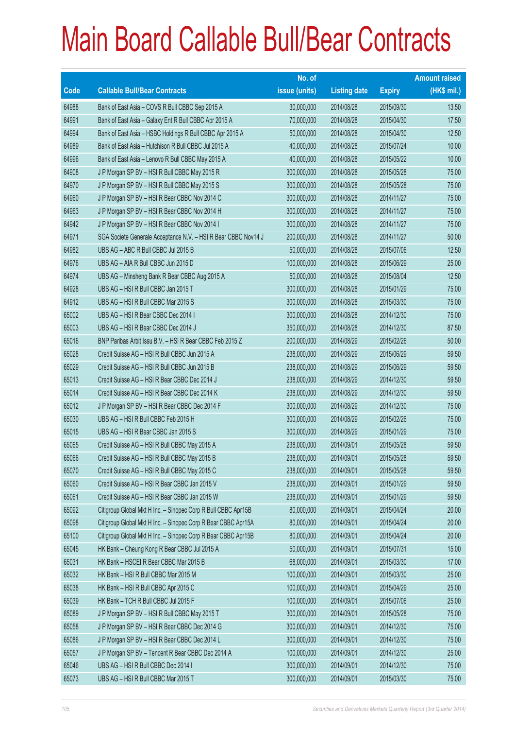# Main Board Callable Bull/Bear Contracts

| Code | Callable Bull/Bear Contracts | No. of issue (units) | Listing date | Expiry | Amount raised (HK$ mil.) |
|---|---|---|---|---|---|
| 64988 | Bank of East Asia – COVS R Bull CBBC Sep 2015 A | 30,000,000 | 2014/08/28 | 2015/09/30 | 13.50 |
| 64991 | Bank of East Asia – Galaxy Ent R Bull CBBC Apr 2015 A | 70,000,000 | 2014/08/28 | 2015/04/30 | 17.50 |
| 64994 | Bank of East Asia – HSBC Holdings R Bull CBBC Apr 2015 A | 50,000,000 | 2014/08/28 | 2015/04/30 | 12.50 |
| 64989 | Bank of East Asia – Hutchison R Bull CBBC Jul 2015 A | 40,000,000 | 2014/08/28 | 2015/07/24 | 10.00 |
| 64996 | Bank of East Asia – Lenovo R Bull CBBC May 2015 A | 40,000,000 | 2014/08/28 | 2015/05/22 | 10.00 |
| 64908 | J P Morgan SP BV – HSI R Bull CBBC May 2015 R | 300,000,000 | 2014/08/28 | 2015/05/28 | 75.00 |
| 64970 | J P Morgan SP BV – HSI R Bull CBBC May 2015 S | 300,000,000 | 2014/08/28 | 2015/05/28 | 75.00 |
| 64960 | J P Morgan SP BV – HSI R Bear CBBC Nov 2014 C | 300,000,000 | 2014/08/28 | 2014/11/27 | 75.00 |
| 64963 | J P Morgan SP BV – HSI R Bear CBBC Nov 2014 H | 300,000,000 | 2014/08/28 | 2014/11/27 | 75.00 |
| 64942 | J P Morgan SP BV – HSI R Bear CBBC Nov 2014 I | 300,000,000 | 2014/08/28 | 2014/11/27 | 75.00 |
| 64971 | SGA Societe Generale Acceptance N.V. – HSI R Bear CBBC Nov14 J | 200,000,000 | 2014/08/28 | 2014/11/27 | 50.00 |
| 64982 | UBS AG – ABC R Bull CBBC Jul 2015 B | 50,000,000 | 2014/08/28 | 2015/07/06 | 12.50 |
| 64976 | UBS AG – AIA R Bull CBBC Jun 2015 D | 100,000,000 | 2014/08/28 | 2015/06/29 | 25.00 |
| 64974 | UBS AG – Minsheng Bank R Bear CBBC Aug 2015 A | 50,000,000 | 2014/08/28 | 2015/08/04 | 12.50 |
| 64928 | UBS AG – HSI R Bull CBBC Jan 2015 T | 300,000,000 | 2014/08/28 | 2015/01/29 | 75.00 |
| 64912 | UBS AG – HSI R Bull CBBC Mar 2015 S | 300,000,000 | 2014/08/28 | 2015/03/30 | 75.00 |
| 65002 | UBS AG – HSI R Bear CBBC Dec 2014 I | 300,000,000 | 2014/08/28 | 2014/12/30 | 75.00 |
| 65003 | UBS AG – HSI R Bear CBBC Dec 2014 J | 350,000,000 | 2014/08/28 | 2014/12/30 | 87.50 |
| 65016 | BNP Paribas Arbit Issu B.V. – HSI R Bear CBBC Feb 2015 Z | 200,000,000 | 2014/08/29 | 2015/02/26 | 50.00 |
| 65028 | Credit Suisse AG – HSI R Bull CBBC Jun 2015 A | 238,000,000 | 2014/08/29 | 2015/06/29 | 59.50 |
| 65029 | Credit Suisse AG – HSI R Bull CBBC Jun 2015 B | 238,000,000 | 2014/08/29 | 2015/06/29 | 59.50 |
| 65013 | Credit Suisse AG – HSI R Bear CBBC Dec 2014 J | 238,000,000 | 2014/08/29 | 2014/12/30 | 59.50 |
| 65014 | Credit Suisse AG – HSI R Bear CBBC Dec 2014 K | 238,000,000 | 2014/08/29 | 2014/12/30 | 59.50 |
| 65012 | J P Morgan SP BV – HSI R Bear CBBC Dec 2014 F | 300,000,000 | 2014/08/29 | 2014/12/30 | 75.00 |
| 65030 | UBS AG – HSI R Bull CBBC Feb 2015 H | 300,000,000 | 2014/08/29 | 2015/02/26 | 75.00 |
| 65015 | UBS AG – HSI R Bear CBBC Jan 2015 S | 300,000,000 | 2014/08/29 | 2015/01/29 | 75.00 |
| 65065 | Credit Suisse AG – HSI R Bull CBBC May 2015 A | 238,000,000 | 2014/09/01 | 2015/05/28 | 59.50 |
| 65066 | Credit Suisse AG – HSI R Bull CBBC May 2015 B | 238,000,000 | 2014/09/01 | 2015/05/28 | 59.50 |
| 65070 | Credit Suisse AG – HSI R Bull CBBC May 2015 C | 238,000,000 | 2014/09/01 | 2015/05/28 | 59.50 |
| 65060 | Credit Suisse AG – HSI R Bear CBBC Jan 2015 V | 238,000,000 | 2014/09/01 | 2015/01/29 | 59.50 |
| 65061 | Credit Suisse AG – HSI R Bear CBBC Jan 2015 W | 238,000,000 | 2014/09/01 | 2015/01/29 | 59.50 |
| 65092 | Citigroup Global Mkt H Inc. – Sinopec Corp R Bull CBBC Apr15B | 80,000,000 | 2014/09/01 | 2015/04/24 | 20.00 |
| 65098 | Citigroup Global Mkt H Inc. – Sinopec Corp R Bear CBBC Apr15A | 80,000,000 | 2014/09/01 | 2015/04/24 | 20.00 |
| 65100 | Citigroup Global Mkt H Inc. – Sinopec Corp R Bear CBBC Apr15B | 80,000,000 | 2014/09/01 | 2015/04/24 | 20.00 |
| 65045 | HK Bank – Cheung Kong R Bear CBBC Jul 2015 A | 50,000,000 | 2014/09/01 | 2015/07/31 | 15.00 |
| 65031 | HK Bank – HSCEI R Bear CBBC Mar 2015 B | 68,000,000 | 2014/09/01 | 2015/03/30 | 17.00 |
| 65032 | HK Bank – HSI R Bull CBBC Mar 2015 M | 100,000,000 | 2014/09/01 | 2015/03/30 | 25.00 |
| 65038 | HK Bank – HSI R Bull CBBC Apr 2015 C | 100,000,000 | 2014/09/01 | 2015/04/29 | 25.00 |
| 65039 | HK Bank – TCH R Bull CBBC Jul 2015 F | 100,000,000 | 2014/09/01 | 2015/07/06 | 25.00 |
| 65089 | J P Morgan SP BV – HSI R Bull CBBC May 2015 T | 300,000,000 | 2014/09/01 | 2015/05/28 | 75.00 |
| 65058 | J P Morgan SP BV – HSI R Bear CBBC Dec 2014 G | 300,000,000 | 2014/09/01 | 2014/12/30 | 75.00 |
| 65086 | J P Morgan SP BV – HSI R Bear CBBC Dec 2014 L | 300,000,000 | 2014/09/01 | 2014/12/30 | 75.00 |
| 65057 | J P Morgan SP BV – Tencent R Bear CBBC Dec 2014 A | 100,000,000 | 2014/09/01 | 2014/12/30 | 25.00 |
| 65046 | UBS AG – HSI R Bull CBBC Dec 2014 I | 300,000,000 | 2014/09/01 | 2014/12/30 | 75.00 |
| 65073 | UBS AG – HSI R Bull CBBC Mar 2015 T | 300,000,000 | 2014/09/01 | 2015/03/30 | 75.00 |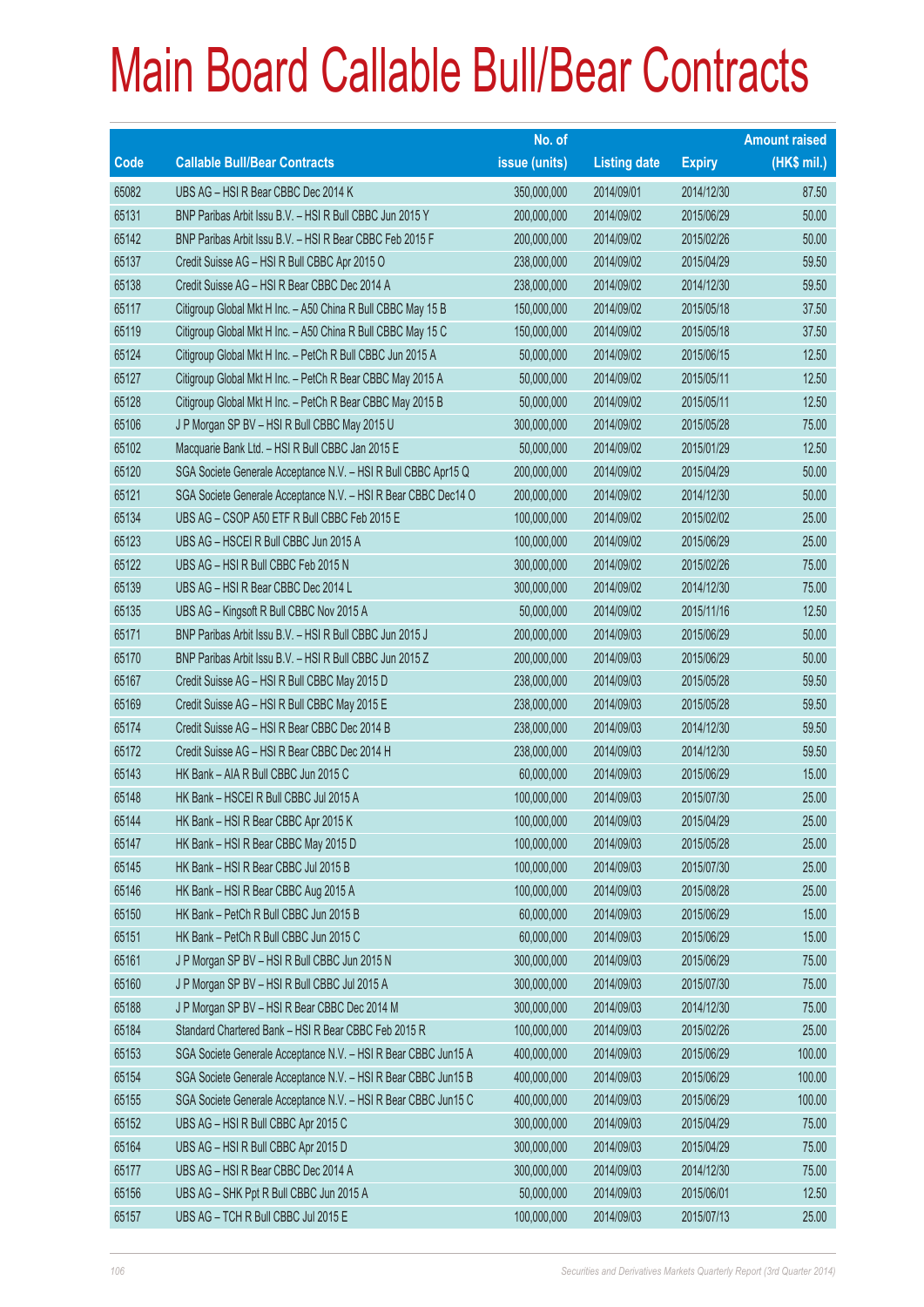# Main Board Callable Bull/Bear Contracts

| Code | Callable Bull/Bear Contracts | No. of issue (units) | Listing date | Expiry | Amount raised (HK$ mil.) |
|---|---|---|---|---|---|
| 65082 | UBS AG – HSI R Bear CBBC Dec 2014 K | 350,000,000 | 2014/09/01 | 2014/12/30 | 87.50 |
| 65131 | BNP Paribas Arbit Issu B.V. – HSI R Bull CBBC Jun 2015 Y | 200,000,000 | 2014/09/02 | 2015/06/29 | 50.00 |
| 65142 | BNP Paribas Arbit Issu B.V. – HSI R Bear CBBC Feb 2015 F | 200,000,000 | 2014/09/02 | 2015/02/26 | 50.00 |
| 65137 | Credit Suisse AG – HSI R Bull CBBC Apr 2015 O | 238,000,000 | 2014/09/02 | 2015/04/29 | 59.50 |
| 65138 | Credit Suisse AG – HSI R Bear CBBC Dec 2014 A | 238,000,000 | 2014/09/02 | 2014/12/30 | 59.50 |
| 65117 | Citigroup Global Mkt H Inc. – A50 China R Bull CBBC May 15 B | 150,000,000 | 2014/09/02 | 2015/05/18 | 37.50 |
| 65119 | Citigroup Global Mkt H Inc. – A50 China R Bull CBBC May 15 C | 150,000,000 | 2014/09/02 | 2015/05/18 | 37.50 |
| 65124 | Citigroup Global Mkt H Inc. – PetCh R Bull CBBC Jun 2015 A | 50,000,000 | 2014/09/02 | 2015/06/15 | 12.50 |
| 65127 | Citigroup Global Mkt H Inc. – PetCh R Bear CBBC May 2015 A | 50,000,000 | 2014/09/02 | 2015/05/11 | 12.50 |
| 65128 | Citigroup Global Mkt H Inc. – PetCh R Bear CBBC May 2015 B | 50,000,000 | 2014/09/02 | 2015/05/11 | 12.50 |
| 65106 | J P Morgan SP BV – HSI R Bull CBBC May 2015 U | 300,000,000 | 2014/09/02 | 2015/05/28 | 75.00 |
| 65102 | Macquarie Bank Ltd. – HSI R Bull CBBC Jan 2015 E | 50,000,000 | 2014/09/02 | 2015/01/29 | 12.50 |
| 65120 | SGA Societe Generale Acceptance N.V. – HSI R Bull CBBC Apr15 Q | 200,000,000 | 2014/09/02 | 2015/04/29 | 50.00 |
| 65121 | SGA Societe Generale Acceptance N.V. – HSI R Bear CBBC Dec14 O | 200,000,000 | 2014/09/02 | 2014/12/30 | 50.00 |
| 65134 | UBS AG – CSOP A50 ETF R Bull CBBC Feb 2015 E | 100,000,000 | 2014/09/02 | 2015/02/02 | 25.00 |
| 65123 | UBS AG – HSCEI R Bull CBBC Jun 2015 A | 100,000,000 | 2014/09/02 | 2015/06/29 | 25.00 |
| 65122 | UBS AG – HSI R Bull CBBC Feb 2015 N | 300,000,000 | 2014/09/02 | 2015/02/26 | 75.00 |
| 65139 | UBS AG – HSI R Bear CBBC Dec 2014 L | 300,000,000 | 2014/09/02 | 2014/12/30 | 75.00 |
| 65135 | UBS AG – Kingsoft R Bull CBBC Nov 2015 A | 50,000,000 | 2014/09/02 | 2015/11/16 | 12.50 |
| 65171 | BNP Paribas Arbit Issu B.V. – HSI R Bull CBBC Jun 2015 J | 200,000,000 | 2014/09/03 | 2015/06/29 | 50.00 |
| 65170 | BNP Paribas Arbit Issu B.V. – HSI R Bull CBBC Jun 2015 Z | 200,000,000 | 2014/09/03 | 2015/06/29 | 50.00 |
| 65167 | Credit Suisse AG – HSI R Bull CBBC May 2015 D | 238,000,000 | 2014/09/03 | 2015/05/28 | 59.50 |
| 65169 | Credit Suisse AG – HSI R Bull CBBC May 2015 E | 238,000,000 | 2014/09/03 | 2015/05/28 | 59.50 |
| 65174 | Credit Suisse AG – HSI R Bear CBBC Dec 2014 B | 238,000,000 | 2014/09/03 | 2014/12/30 | 59.50 |
| 65172 | Credit Suisse AG – HSI R Bear CBBC Dec 2014 H | 238,000,000 | 2014/09/03 | 2014/12/30 | 59.50 |
| 65143 | HK Bank – AIA R Bull CBBC Jun 2015 C | 60,000,000 | 2014/09/03 | 2015/06/29 | 15.00 |
| 65148 | HK Bank – HSCEI R Bull CBBC Jul 2015 A | 100,000,000 | 2014/09/03 | 2015/07/30 | 25.00 |
| 65144 | HK Bank – HSI R Bear CBBC Apr 2015 K | 100,000,000 | 2014/09/03 | 2015/04/29 | 25.00 |
| 65147 | HK Bank – HSI R Bear CBBC May 2015 D | 100,000,000 | 2014/09/03 | 2015/05/28 | 25.00 |
| 65145 | HK Bank – HSI R Bear CBBC Jul 2015 B | 100,000,000 | 2014/09/03 | 2015/07/30 | 25.00 |
| 65146 | HK Bank – HSI R Bear CBBC Aug 2015 A | 100,000,000 | 2014/09/03 | 2015/08/28 | 25.00 |
| 65150 | HK Bank – PetCh R Bull CBBC Jun 2015 B | 60,000,000 | 2014/09/03 | 2015/06/29 | 15.00 |
| 65151 | HK Bank – PetCh R Bull CBBC Jun 2015 C | 60,000,000 | 2014/09/03 | 2015/06/29 | 15.00 |
| 65161 | J P Morgan SP BV – HSI R Bull CBBC Jun 2015 N | 300,000,000 | 2014/09/03 | 2015/06/29 | 75.00 |
| 65160 | J P Morgan SP BV – HSI R Bull CBBC Jul 2015 A | 300,000,000 | 2014/09/03 | 2015/07/30 | 75.00 |
| 65188 | J P Morgan SP BV – HSI R Bear CBBC Dec 2014 M | 300,000,000 | 2014/09/03 | 2014/12/30 | 75.00 |
| 65184 | Standard Chartered Bank – HSI R Bear CBBC Feb 2015 R | 100,000,000 | 2014/09/03 | 2015/02/26 | 25.00 |
| 65153 | SGA Societe Generale Acceptance N.V. – HSI R Bear CBBC Jun15 A | 400,000,000 | 2014/09/03 | 2015/06/29 | 100.00 |
| 65154 | SGA Societe Generale Acceptance N.V. – HSI R Bear CBBC Jun15 B | 400,000,000 | 2014/09/03 | 2015/06/29 | 100.00 |
| 65155 | SGA Societe Generale Acceptance N.V. – HSI R Bear CBBC Jun15 C | 400,000,000 | 2014/09/03 | 2015/06/29 | 100.00 |
| 65152 | UBS AG – HSI R Bull CBBC Apr 2015 C | 300,000,000 | 2014/09/03 | 2015/04/29 | 75.00 |
| 65164 | UBS AG – HSI R Bull CBBC Apr 2015 D | 300,000,000 | 2014/09/03 | 2015/04/29 | 75.00 |
| 65177 | UBS AG – HSI R Bear CBBC Dec 2014 A | 300,000,000 | 2014/09/03 | 2014/12/30 | 75.00 |
| 65156 | UBS AG – SHK Ppt R Bull CBBC Jun 2015 A | 50,000,000 | 2014/09/03 | 2015/06/01 | 12.50 |
| 65157 | UBS AG – TCH R Bull CBBC Jul 2015 E | 100,000,000 | 2014/09/03 | 2015/07/13 | 25.00 |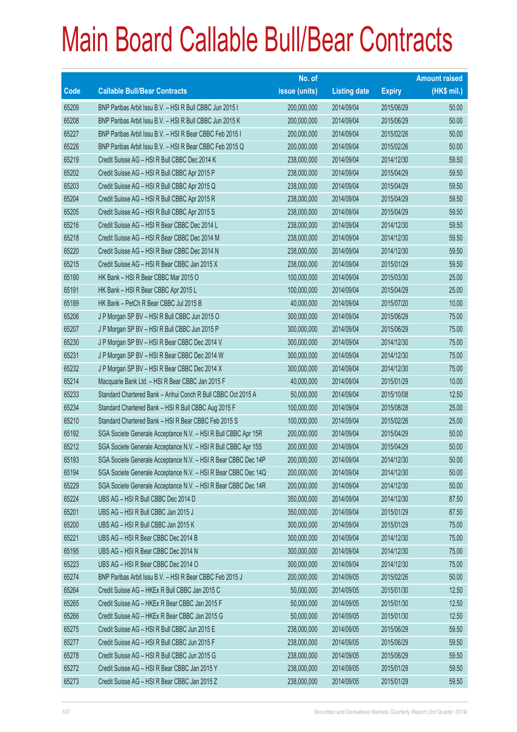# Main Board Callable Bull/Bear Contracts

| Code | Callable Bull/Bear Contracts | No. of issue (units) | Listing date | Expiry | Amount raised (HK$ mil.) |
|---|---|---|---|---|---|
| 65209 | BNP Paribas Arbit Issu B.V. – HSI R Bull CBBC Jun 2015 I | 200,000,000 | 2014/09/04 | 2015/06/29 | 50.00 |
| 65208 | BNP Paribas Arbit Issu B.V. – HSI R Bull CBBC Jun 2015 K | 200,000,000 | 2014/09/04 | 2015/06/29 | 50.00 |
| 65227 | BNP Paribas Arbit Issu B.V. – HSI R Bear CBBC Feb 2015 I | 200,000,000 | 2014/09/04 | 2015/02/26 | 50.00 |
| 65226 | BNP Paribas Arbit Issu B.V. – HSI R Bear CBBC Feb 2015 Q | 200,000,000 | 2014/09/04 | 2015/02/26 | 50.00 |
| 65219 | Credit Suisse AG – HSI R Bull CBBC Dec 2014 K | 238,000,000 | 2014/09/04 | 2014/12/30 | 59.50 |
| 65202 | Credit Suisse AG – HSI R Bull CBBC Apr 2015 P | 238,000,000 | 2014/09/04 | 2015/04/29 | 59.50 |
| 65203 | Credit Suisse AG – HSI R Bull CBBC Apr 2015 Q | 238,000,000 | 2014/09/04 | 2015/04/29 | 59.50 |
| 65204 | Credit Suisse AG – HSI R Bull CBBC Apr 2015 R | 238,000,000 | 2014/09/04 | 2015/04/29 | 59.50 |
| 65205 | Credit Suisse AG – HSI R Bull CBBC Apr 2015 S | 238,000,000 | 2014/09/04 | 2015/04/29 | 59.50 |
| 65216 | Credit Suisse AG – HSI R Bear CBBC Dec 2014 L | 238,000,000 | 2014/09/04 | 2014/12/30 | 59.50 |
| 65218 | Credit Suisse AG – HSI R Bear CBBC Dec 2014 M | 238,000,000 | 2014/09/04 | 2014/12/30 | 59.50 |
| 65220 | Credit Suisse AG – HSI R Bear CBBC Dec 2014 N | 238,000,000 | 2014/09/04 | 2014/12/30 | 59.50 |
| 65215 | Credit Suisse AG – HSI R Bear CBBC Jan 2015 X | 238,000,000 | 2014/09/04 | 2015/01/29 | 59.50 |
| 65190 | HK Bank – HSI R Bear CBBC Mar 2015 O | 100,000,000 | 2014/09/04 | 2015/03/30 | 25.00 |
| 65191 | HK Bank – HSI R Bear CBBC Apr 2015 L | 100,000,000 | 2014/09/04 | 2015/04/29 | 25.00 |
| 65189 | HK Bank – PetCh R Bear CBBC Jul 2015 B | 40,000,000 | 2014/09/04 | 2015/07/20 | 10.00 |
| 65206 | J P Morgan SP BV – HSI R Bull CBBC Jun 2015 O | 300,000,000 | 2014/09/04 | 2015/06/29 | 75.00 |
| 65207 | J P Morgan SP BV – HSI R Bull CBBC Jun 2015 P | 300,000,000 | 2014/09/04 | 2015/06/29 | 75.00 |
| 65230 | J P Morgan SP BV – HSI R Bear CBBC Dec 2014 V | 300,000,000 | 2014/09/04 | 2014/12/30 | 75.00 |
| 65231 | J P Morgan SP BV – HSI R Bear CBBC Dec 2014 W | 300,000,000 | 2014/09/04 | 2014/12/30 | 75.00 |
| 65232 | J P Morgan SP BV – HSI R Bear CBBC Dec 2014 X | 300,000,000 | 2014/09/04 | 2014/12/30 | 75.00 |
| 65214 | Macquarie Bank Ltd. – HSI R Bear CBBC Jan 2015 F | 40,000,000 | 2014/09/04 | 2015/01/29 | 10.00 |
| 65233 | Standard Chartered Bank – Anhui Conch R Bull CBBC Oct 2015 A | 50,000,000 | 2014/09/04 | 2015/10/08 | 12.50 |
| 65234 | Standard Chartered Bank – HSI R Bull CBBC Aug 2015 F | 100,000,000 | 2014/09/04 | 2015/08/28 | 25.00 |
| 65210 | Standard Chartered Bank – HSI R Bear CBBC Feb 2015 S | 100,000,000 | 2014/09/04 | 2015/02/26 | 25.00 |
| 65192 | SGA Societe Generale Acceptance N.V. – HSI R Bull CBBC Apr 15R | 200,000,000 | 2014/09/04 | 2015/04/29 | 50.00 |
| 65212 | SGA Societe Generale Acceptance N.V. – HSI R Bull CBBC Apr 15S | 200,000,000 | 2014/09/04 | 2015/04/29 | 50.00 |
| 65193 | SGA Societe Generale Acceptance N.V. – HSI R Bear CBBC Dec 14P | 200,000,000 | 2014/09/04 | 2014/12/30 | 50.00 |
| 65194 | SGA Societe Generale Acceptance N.V. – HSI R Bear CBBC Dec 14Q | 200,000,000 | 2014/09/04 | 2014/12/30 | 50.00 |
| 65229 | SGA Societe Generale Acceptance N.V. – HSI R Bear CBBC Dec 14R | 200,000,000 | 2014/09/04 | 2014/12/30 | 50.00 |
| 65224 | UBS AG – HSI R Bull CBBC Dec 2014 D | 350,000,000 | 2014/09/04 | 2014/12/30 | 87.50 |
| 65201 | UBS AG – HSI R Bull CBBC Jan 2015 J | 350,000,000 | 2014/09/04 | 2015/01/29 | 87.50 |
| 65200 | UBS AG – HSI R Bull CBBC Jan 2015 K | 300,000,000 | 2014/09/04 | 2015/01/29 | 75.00 |
| 65221 | UBS AG – HSI R Bear CBBC Dec 2014 B | 300,000,000 | 2014/09/04 | 2014/12/30 | 75.00 |
| 65195 | UBS AG – HSI R Bear CBBC Dec 2014 N | 300,000,000 | 2014/09/04 | 2014/12/30 | 75.00 |
| 65223 | UBS AG – HSI R Bear CBBC Dec 2014 O | 300,000,000 | 2014/09/04 | 2014/12/30 | 75.00 |
| 65274 | BNP Paribas Arbit Issu B.V. – HSI R Bear CBBC Feb 2015 J | 200,000,000 | 2014/09/05 | 2015/02/26 | 50.00 |
| 65264 | Credit Suisse AG – HKEx R Bull CBBC Jan 2015 C | 50,000,000 | 2014/09/05 | 2015/01/30 | 12.50 |
| 65265 | Credit Suisse AG – HKEx R Bear CBBC Jan 2015 F | 50,000,000 | 2014/09/05 | 2015/01/30 | 12.50 |
| 65266 | Credit Suisse AG – HKEx R Bear CBBC Jan 2015 G | 50,000,000 | 2014/09/05 | 2015/01/30 | 12.50 |
| 65275 | Credit Suisse AG – HSI R Bull CBBC Jun 2015 E | 238,000,000 | 2014/09/05 | 2015/06/29 | 59.50 |
| 65277 | Credit Suisse AG – HSI R Bull CBBC Jun 2015 F | 238,000,000 | 2014/09/05 | 2015/06/29 | 59.50 |
| 65278 | Credit Suisse AG – HSI R Bull CBBC Jun 2015 G | 238,000,000 | 2014/09/05 | 2015/06/29 | 59.50 |
| 65272 | Credit Suisse AG – HSI R Bear CBBC Jan 2015 Y | 238,000,000 | 2014/09/05 | 2015/01/29 | 59.50 |
| 65273 | Credit Suisse AG – HSI R Bear CBBC Jan 2015 Z | 238,000,000 | 2014/09/05 | 2015/01/29 | 59.50 |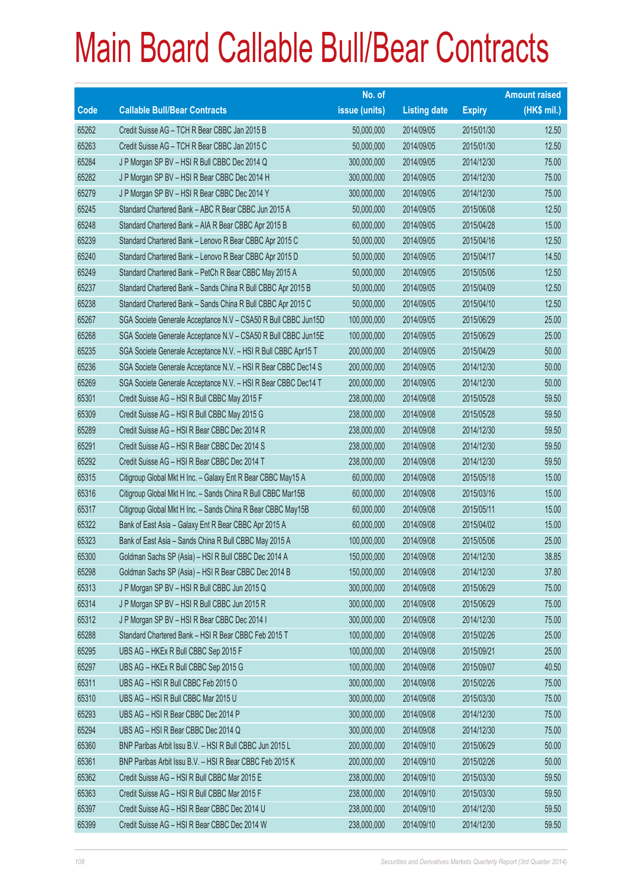# Main Board Callable Bull/Bear Contracts

| Code | Callable Bull/Bear Contracts | No. of issue (units) | Listing date | Expiry | Amount raised (HK$ mil.) |
|---|---|---|---|---|---|
| 65262 | Credit Suisse AG – TCH R Bear CBBC Jan 2015 B | 50,000,000 | 2014/09/05 | 2015/01/30 | 12.50 |
| 65263 | Credit Suisse AG – TCH R Bear CBBC Jan 2015 C | 50,000,000 | 2014/09/05 | 2015/01/30 | 12.50 |
| 65284 | J P Morgan SP BV – HSI R Bull CBBC Dec 2014 Q | 300,000,000 | 2014/09/05 | 2014/12/30 | 75.00 |
| 65282 | J P Morgan SP BV – HSI R Bear CBBC Dec 2014 H | 300,000,000 | 2014/09/05 | 2014/12/30 | 75.00 |
| 65279 | J P Morgan SP BV – HSI R Bear CBBC Dec 2014 Y | 300,000,000 | 2014/09/05 | 2014/12/30 | 75.00 |
| 65245 | Standard Chartered Bank – ABC R Bear CBBC Jun 2015 A | 50,000,000 | 2014/09/05 | 2015/06/08 | 12.50 |
| 65248 | Standard Chartered Bank – AIA R Bear CBBC Apr 2015 B | 60,000,000 | 2014/09/05 | 2015/04/28 | 15.00 |
| 65239 | Standard Chartered Bank – Lenovo R Bear CBBC Apr 2015 C | 50,000,000 | 2014/09/05 | 2015/04/16 | 12.50 |
| 65240 | Standard Chartered Bank – Lenovo R Bear CBBC Apr 2015 D | 50,000,000 | 2014/09/05 | 2015/04/17 | 14.50 |
| 65249 | Standard Chartered Bank – PetCh R Bear CBBC May 2015 A | 50,000,000 | 2014/09/05 | 2015/05/06 | 12.50 |
| 65237 | Standard Chartered Bank – Sands China R Bull CBBC Apr 2015 B | 50,000,000 | 2014/09/05 | 2015/04/09 | 12.50 |
| 65238 | Standard Chartered Bank – Sands China R Bull CBBC Apr 2015 C | 50,000,000 | 2014/09/05 | 2015/04/10 | 12.50 |
| 65267 | SGA Societe Generale Acceptance N.V – CSA50 R Bull CBBC Jun15D | 100,000,000 | 2014/09/05 | 2015/06/29 | 25.00 |
| 65268 | SGA Societe Generale Acceptance N.V – CSA50 R Bull CBBC Jun15E | 100,000,000 | 2014/09/05 | 2015/06/29 | 25.00 |
| 65235 | SGA Societe Generale Acceptance N.V. – HSI R Bull CBBC Apr15 T | 200,000,000 | 2014/09/05 | 2015/04/29 | 50.00 |
| 65236 | SGA Societe Generale Acceptance N.V. – HSI R Bear CBBC Dec14 S | 200,000,000 | 2014/09/05 | 2014/12/30 | 50.00 |
| 65269 | SGA Societe Generale Acceptance N.V. – HSI R Bear CBBC Dec14 T | 200,000,000 | 2014/09/05 | 2014/12/30 | 50.00 |
| 65301 | Credit Suisse AG – HSI R Bull CBBC May 2015 F | 238,000,000 | 2014/09/08 | 2015/05/28 | 59.50 |
| 65309 | Credit Suisse AG – HSI R Bull CBBC May 2015 G | 238,000,000 | 2014/09/08 | 2015/05/28 | 59.50 |
| 65289 | Credit Suisse AG – HSI R Bear CBBC Dec 2014 R | 238,000,000 | 2014/09/08 | 2014/12/30 | 59.50 |
| 65291 | Credit Suisse AG – HSI R Bear CBBC Dec 2014 S | 238,000,000 | 2014/09/08 | 2014/12/30 | 59.50 |
| 65292 | Credit Suisse AG – HSI R Bear CBBC Dec 2014 T | 238,000,000 | 2014/09/08 | 2014/12/30 | 59.50 |
| 65315 | Citigroup Global Mkt H Inc. – Galaxy Ent R Bear CBBC May15 A | 60,000,000 | 2014/09/08 | 2015/05/18 | 15.00 |
| 65316 | Citigroup Global Mkt H Inc. – Sands China R Bull CBBC Mar15B | 60,000,000 | 2014/09/08 | 2015/03/16 | 15.00 |
| 65317 | Citigroup Global Mkt H Inc. – Sands China R Bear CBBC May15B | 60,000,000 | 2014/09/08 | 2015/05/11 | 15.00 |
| 65322 | Bank of East Asia – Galaxy Ent R Bear CBBC Apr 2015 A | 60,000,000 | 2014/09/08 | 2015/04/02 | 15.00 |
| 65323 | Bank of East Asia – Sands China R Bull CBBC May 2015 A | 100,000,000 | 2014/09/08 | 2015/05/06 | 25.00 |
| 65300 | Goldman Sachs SP (Asia) – HSI R Bull CBBC Dec 2014 A | 150,000,000 | 2014/09/08 | 2014/12/30 | 38.85 |
| 65298 | Goldman Sachs SP (Asia) – HSI R Bear CBBC Dec 2014 B | 150,000,000 | 2014/09/08 | 2014/12/30 | 37.80 |
| 65313 | J P Morgan SP BV – HSI R Bull CBBC Jun 2015 Q | 300,000,000 | 2014/09/08 | 2015/06/29 | 75.00 |
| 65314 | J P Morgan SP BV – HSI R Bull CBBC Jun 2015 R | 300,000,000 | 2014/09/08 | 2015/06/29 | 75.00 |
| 65312 | J P Morgan SP BV – HSI R Bear CBBC Dec 2014 I | 300,000,000 | 2014/09/08 | 2014/12/30 | 75.00 |
| 65288 | Standard Chartered Bank – HSI R Bear CBBC Feb 2015 T | 100,000,000 | 2014/09/08 | 2015/02/26 | 25.00 |
| 65295 | UBS AG – HKEx R Bull CBBC Sep 2015 F | 100,000,000 | 2014/09/08 | 2015/09/21 | 25.00 |
| 65297 | UBS AG – HKEx R Bull CBBC Sep 2015 G | 100,000,000 | 2014/09/08 | 2015/09/07 | 40.50 |
| 65311 | UBS AG – HSI R Bull CBBC Feb 2015 O | 300,000,000 | 2014/09/08 | 2015/02/26 | 75.00 |
| 65310 | UBS AG – HSI R Bull CBBC Mar 2015 U | 300,000,000 | 2014/09/08 | 2015/03/30 | 75.00 |
| 65293 | UBS AG – HSI R Bear CBBC Dec 2014 P | 300,000,000 | 2014/09/08 | 2014/12/30 | 75.00 |
| 65294 | UBS AG – HSI R Bear CBBC Dec 2014 Q | 300,000,000 | 2014/09/08 | 2014/12/30 | 75.00 |
| 65360 | BNP Paribas Arbit Issu B.V. – HSI R Bull CBBC Jun 2015 L | 200,000,000 | 2014/09/10 | 2015/06/29 | 50.00 |
| 65361 | BNP Paribas Arbit Issu B.V. – HSI R Bear CBBC Feb 2015 K | 200,000,000 | 2014/09/10 | 2015/02/26 | 50.00 |
| 65362 | Credit Suisse AG – HSI R Bull CBBC Mar 2015 E | 238,000,000 | 2014/09/10 | 2015/03/30 | 59.50 |
| 65363 | Credit Suisse AG – HSI R Bull CBBC Mar 2015 F | 238,000,000 | 2014/09/10 | 2015/03/30 | 59.50 |
| 65397 | Credit Suisse AG – HSI R Bear CBBC Dec 2014 U | 238,000,000 | 2014/09/10 | 2014/12/30 | 59.50 |
| 65399 | Credit Suisse AG – HSI R Bear CBBC Dec 2014 W | 238,000,000 | 2014/09/10 | 2014/12/30 | 59.50 |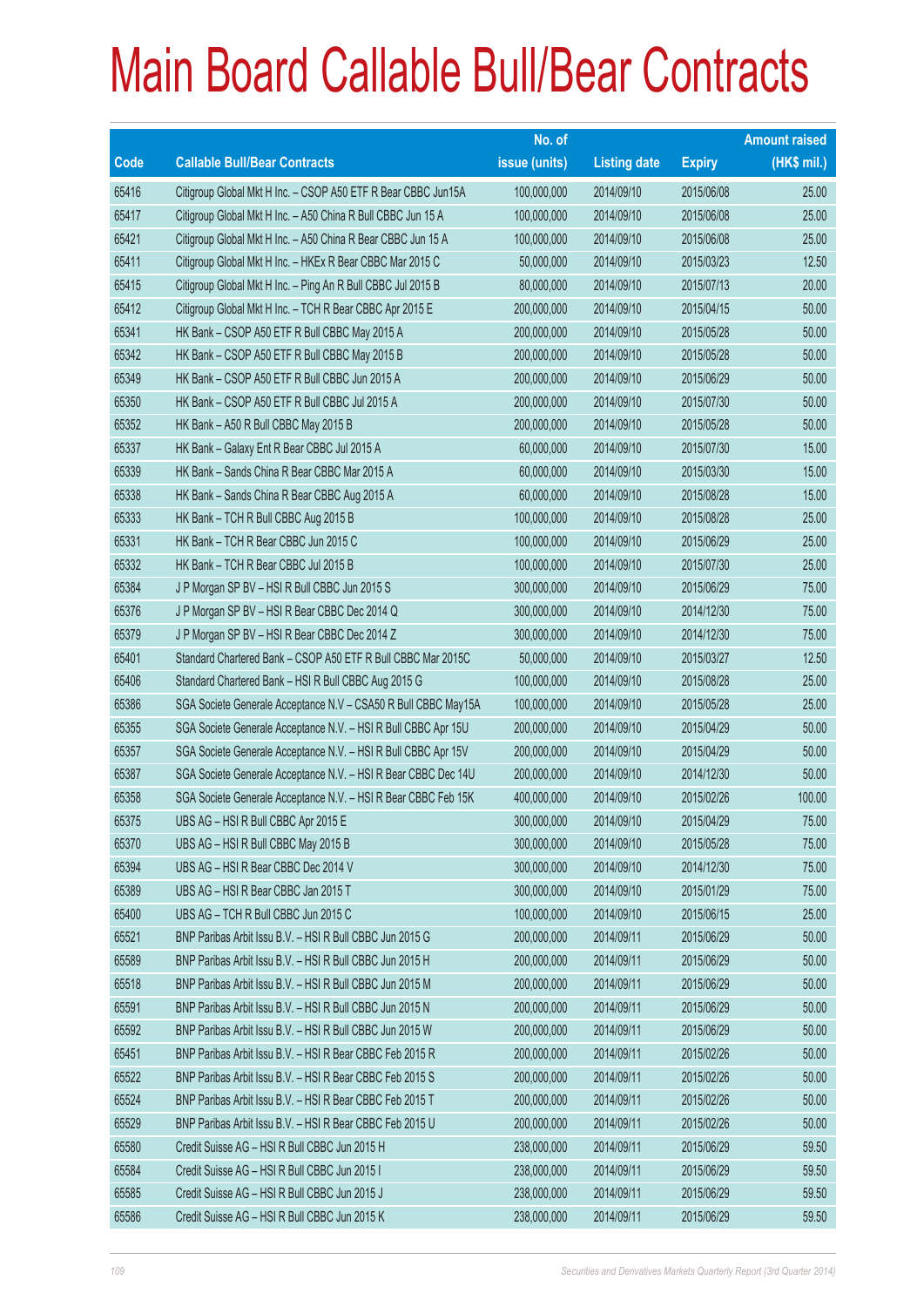# Main Board Callable Bull/Bear Contracts

| Code | Callable Bull/Bear Contracts | No. of issue (units) | Listing date | Expiry | Amount raised (HK$ mil.) |
|---|---|---|---|---|---|
| 65416 | Citigroup Global Mkt H Inc. – CSOP A50 ETF R Bear CBBC Jun15A | 100,000,000 | 2014/09/10 | 2015/06/08 | 25.00 |
| 65417 | Citigroup Global Mkt H Inc. – A50 China R Bull CBBC Jun 15 A | 100,000,000 | 2014/09/10 | 2015/06/08 | 25.00 |
| 65421 | Citigroup Global Mkt H Inc. – A50 China R Bear CBBC Jun 15 A | 100,000,000 | 2014/09/10 | 2015/06/08 | 25.00 |
| 65411 | Citigroup Global Mkt H Inc. – HKEx R Bear CBBC Mar 2015 C | 50,000,000 | 2014/09/10 | 2015/03/23 | 12.50 |
| 65415 | Citigroup Global Mkt H Inc. – Ping An R Bull CBBC Jul 2015 B | 80,000,000 | 2014/09/10 | 2015/07/13 | 20.00 |
| 65412 | Citigroup Global Mkt H Inc. – TCH R Bear CBBC Apr 2015 E | 200,000,000 | 2014/09/10 | 2015/04/15 | 50.00 |
| 65341 | HK Bank – CSOP A50 ETF R Bull CBBC May 2015 A | 200,000,000 | 2014/09/10 | 2015/05/28 | 50.00 |
| 65342 | HK Bank – CSOP A50 ETF R Bull CBBC May 2015 B | 200,000,000 | 2014/09/10 | 2015/05/28 | 50.00 |
| 65349 | HK Bank – CSOP A50 ETF R Bull CBBC Jun 2015 A | 200,000,000 | 2014/09/10 | 2015/06/29 | 50.00 |
| 65350 | HK Bank – CSOP A50 ETF R Bull CBBC Jul 2015 A | 200,000,000 | 2014/09/10 | 2015/07/30 | 50.00 |
| 65352 | HK Bank – A50 R Bull CBBC May 2015 B | 200,000,000 | 2014/09/10 | 2015/05/28 | 50.00 |
| 65337 | HK Bank – Galaxy Ent R Bear CBBC Jul 2015 A | 60,000,000 | 2014/09/10 | 2015/07/30 | 15.00 |
| 65339 | HK Bank – Sands China R Bear CBBC Mar 2015 A | 60,000,000 | 2014/09/10 | 2015/03/30 | 15.00 |
| 65338 | HK Bank – Sands China R Bear CBBC Aug 2015 A | 60,000,000 | 2014/09/10 | 2015/08/28 | 15.00 |
| 65333 | HK Bank – TCH R Bull CBBC Aug 2015 B | 100,000,000 | 2014/09/10 | 2015/08/28 | 25.00 |
| 65331 | HK Bank – TCH R Bear CBBC Jun 2015 C | 100,000,000 | 2014/09/10 | 2015/06/29 | 25.00 |
| 65332 | HK Bank – TCH R Bear CBBC Jul 2015 B | 100,000,000 | 2014/09/10 | 2015/07/30 | 25.00 |
| 65384 | J P Morgan SP BV – HSI R Bull CBBC Jun 2015 S | 300,000,000 | 2014/09/10 | 2015/06/29 | 75.00 |
| 65376 | J P Morgan SP BV – HSI R Bear CBBC Dec 2014 Q | 300,000,000 | 2014/09/10 | 2014/12/30 | 75.00 |
| 65379 | J P Morgan SP BV – HSI R Bear CBBC Dec 2014 Z | 300,000,000 | 2014/09/10 | 2014/12/30 | 75.00 |
| 65401 | Standard Chartered Bank – CSOP A50 ETF R Bull CBBC Mar 2015C | 50,000,000 | 2014/09/10 | 2015/03/27 | 12.50 |
| 65406 | Standard Chartered Bank – HSI R Bull CBBC Aug 2015 G | 100,000,000 | 2014/09/10 | 2015/08/28 | 25.00 |
| 65386 | SGA Societe Generale Acceptance N.V – CSA50 R Bull CBBC May15A | 100,000,000 | 2014/09/10 | 2015/05/28 | 25.00 |
| 65355 | SGA Societe Generale Acceptance N.V. – HSI R Bull CBBC Apr 15U | 200,000,000 | 2014/09/10 | 2015/04/29 | 50.00 |
| 65357 | SGA Societe Generale Acceptance N.V. – HSI R Bull CBBC Apr 15V | 200,000,000 | 2014/09/10 | 2015/04/29 | 50.00 |
| 65387 | SGA Societe Generale Acceptance N.V. – HSI R Bear CBBC Dec 14U | 200,000,000 | 2014/09/10 | 2014/12/30 | 50.00 |
| 65358 | SGA Societe Generale Acceptance N.V. – HSI R Bear CBBC Feb 15K | 400,000,000 | 2014/09/10 | 2015/02/26 | 100.00 |
| 65375 | UBS AG – HSI R Bull CBBC Apr 2015 E | 300,000,000 | 2014/09/10 | 2015/04/29 | 75.00 |
| 65370 | UBS AG – HSI R Bull CBBC May 2015 B | 300,000,000 | 2014/09/10 | 2015/05/28 | 75.00 |
| 65394 | UBS AG – HSI R Bear CBBC Dec 2014 V | 300,000,000 | 2014/09/10 | 2014/12/30 | 75.00 |
| 65389 | UBS AG – HSI R Bear CBBC Jan 2015 T | 300,000,000 | 2014/09/10 | 2015/01/29 | 75.00 |
| 65400 | UBS AG – TCH R Bull CBBC Jun 2015 C | 100,000,000 | 2014/09/10 | 2015/06/15 | 25.00 |
| 65521 | BNP Paribas Arbit Issu B.V. – HSI R Bull CBBC Jun 2015 G | 200,000,000 | 2014/09/11 | 2015/06/29 | 50.00 |
| 65589 | BNP Paribas Arbit Issu B.V. – HSI R Bull CBBC Jun 2015 H | 200,000,000 | 2014/09/11 | 2015/06/29 | 50.00 |
| 65518 | BNP Paribas Arbit Issu B.V. – HSI R Bull CBBC Jun 2015 M | 200,000,000 | 2014/09/11 | 2015/06/29 | 50.00 |
| 65591 | BNP Paribas Arbit Issu B.V. – HSI R Bull CBBC Jun 2015 N | 200,000,000 | 2014/09/11 | 2015/06/29 | 50.00 |
| 65592 | BNP Paribas Arbit Issu B.V. – HSI R Bull CBBC Jun 2015 W | 200,000,000 | 2014/09/11 | 2015/06/29 | 50.00 |
| 65451 | BNP Paribas Arbit Issu B.V. – HSI R Bear CBBC Feb 2015 R | 200,000,000 | 2014/09/11 | 2015/02/26 | 50.00 |
| 65522 | BNP Paribas Arbit Issu B.V. – HSI R Bear CBBC Feb 2015 S | 200,000,000 | 2014/09/11 | 2015/02/26 | 50.00 |
| 65524 | BNP Paribas Arbit Issu B.V. – HSI R Bear CBBC Feb 2015 T | 200,000,000 | 2014/09/11 | 2015/02/26 | 50.00 |
| 65529 | BNP Paribas Arbit Issu B.V. – HSI R Bear CBBC Feb 2015 U | 200,000,000 | 2014/09/11 | 2015/02/26 | 50.00 |
| 65580 | Credit Suisse AG – HSI R Bull CBBC Jun 2015 H | 238,000,000 | 2014/09/11 | 2015/06/29 | 59.50 |
| 65584 | Credit Suisse AG – HSI R Bull CBBC Jun 2015 I | 238,000,000 | 2014/09/11 | 2015/06/29 | 59.50 |
| 65585 | Credit Suisse AG – HSI R Bull CBBC Jun 2015 J | 238,000,000 | 2014/09/11 | 2015/06/29 | 59.50 |
| 65586 | Credit Suisse AG – HSI R Bull CBBC Jun 2015 K | 238,000,000 | 2014/09/11 | 2015/06/29 | 59.50 |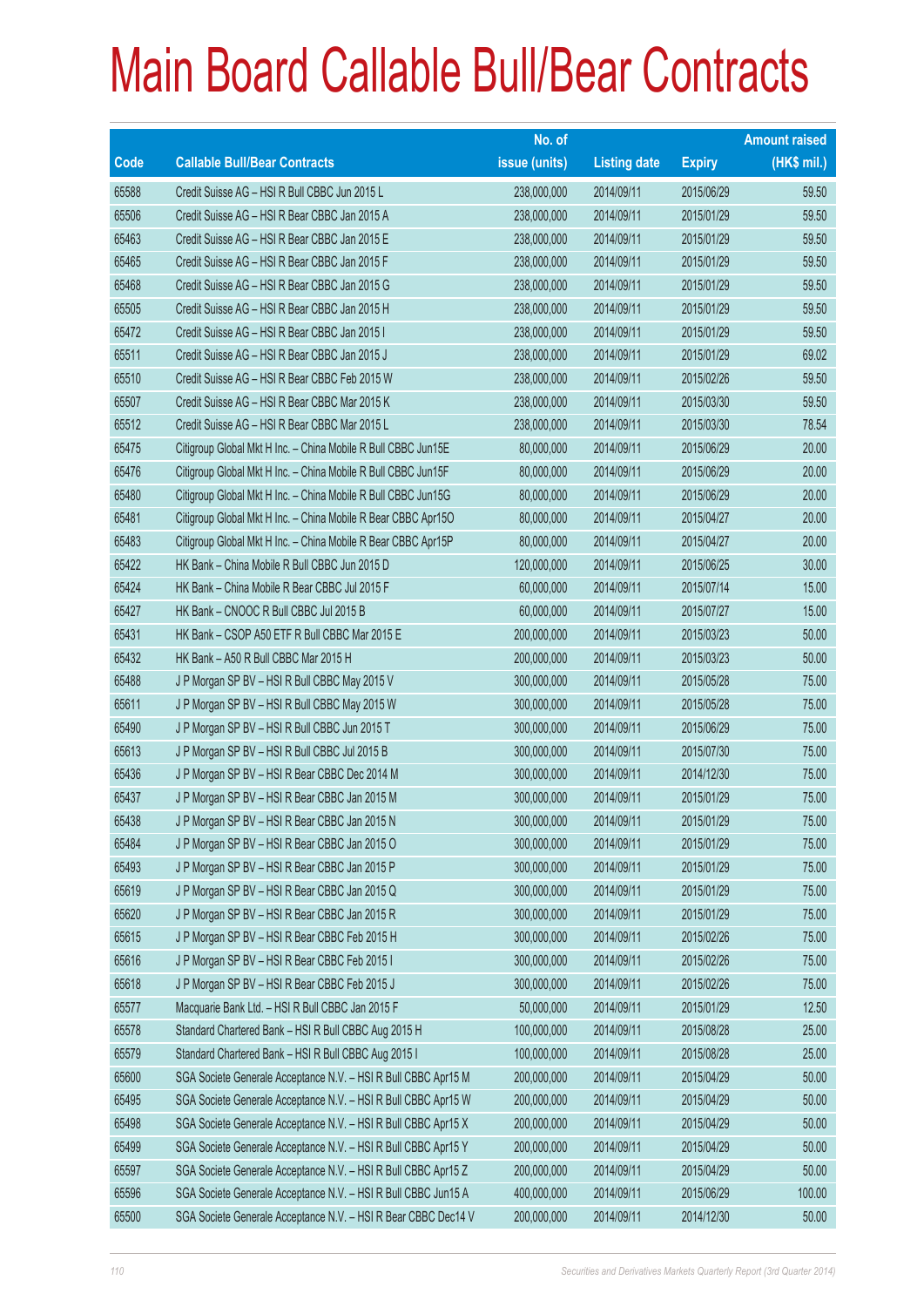# Main Board Callable Bull/Bear Contracts

| Code | Callable Bull/Bear Contracts | No. of issue (units) | Listing date | Expiry | Amount raised (HK$ mil.) |
|---|---|---|---|---|---|
| 65588 | Credit Suisse AG – HSI R Bull CBBC Jun 2015 L | 238,000,000 | 2014/09/11 | 2015/06/29 | 59.50 |
| 65506 | Credit Suisse AG – HSI R Bear CBBC Jan 2015 A | 238,000,000 | 2014/09/11 | 2015/01/29 | 59.50 |
| 65463 | Credit Suisse AG – HSI R Bear CBBC Jan 2015 E | 238,000,000 | 2014/09/11 | 2015/01/29 | 59.50 |
| 65465 | Credit Suisse AG – HSI R Bear CBBC Jan 2015 F | 238,000,000 | 2014/09/11 | 2015/01/29 | 59.50 |
| 65468 | Credit Suisse AG – HSI R Bear CBBC Jan 2015 G | 238,000,000 | 2014/09/11 | 2015/01/29 | 59.50 |
| 65505 | Credit Suisse AG – HSI R Bear CBBC Jan 2015 H | 238,000,000 | 2014/09/11 | 2015/01/29 | 59.50 |
| 65472 | Credit Suisse AG – HSI R Bear CBBC Jan 2015 I | 238,000,000 | 2014/09/11 | 2015/01/29 | 59.50 |
| 65511 | Credit Suisse AG – HSI R Bear CBBC Jan 2015 J | 238,000,000 | 2014/09/11 | 2015/01/29 | 69.02 |
| 65510 | Credit Suisse AG – HSI R Bear CBBC Feb 2015 W | 238,000,000 | 2014/09/11 | 2015/02/26 | 59.50 |
| 65507 | Credit Suisse AG – HSI R Bear CBBC Mar 2015 K | 238,000,000 | 2014/09/11 | 2015/03/30 | 59.50 |
| 65512 | Credit Suisse AG – HSI R Bear CBBC Mar 2015 L | 238,000,000 | 2014/09/11 | 2015/03/30 | 78.54 |
| 65475 | Citigroup Global Mkt H Inc. – China Mobile R Bull CBBC Jun15E | 80,000,000 | 2014/09/11 | 2015/06/29 | 20.00 |
| 65476 | Citigroup Global Mkt H Inc. – China Mobile R Bull CBBC Jun15F | 80,000,000 | 2014/09/11 | 2015/06/29 | 20.00 |
| 65480 | Citigroup Global Mkt H Inc. – China Mobile R Bull CBBC Jun15G | 80,000,000 | 2014/09/11 | 2015/06/29 | 20.00 |
| 65481 | Citigroup Global Mkt H Inc. – China Mobile R Bear CBBC Apr15O | 80,000,000 | 2014/09/11 | 2015/04/27 | 20.00 |
| 65483 | Citigroup Global Mkt H Inc. – China Mobile R Bear CBBC Apr15P | 80,000,000 | 2014/09/11 | 2015/04/27 | 20.00 |
| 65422 | HK Bank – China Mobile R Bull CBBC Jun 2015 D | 120,000,000 | 2014/09/11 | 2015/06/25 | 30.00 |
| 65424 | HK Bank – China Mobile R Bear CBBC Jul 2015 F | 60,000,000 | 2014/09/11 | 2015/07/14 | 15.00 |
| 65427 | HK Bank – CNOOC R Bull CBBC Jul 2015 B | 60,000,000 | 2014/09/11 | 2015/07/27 | 15.00 |
| 65431 | HK Bank – CSOP A50 ETF R Bull CBBC Mar 2015 E | 200,000,000 | 2014/09/11 | 2015/03/23 | 50.00 |
| 65432 | HK Bank – A50 R Bull CBBC Mar 2015 H | 200,000,000 | 2014/09/11 | 2015/03/23 | 50.00 |
| 65488 | J P Morgan SP BV – HSI R Bull CBBC May 2015 V | 300,000,000 | 2014/09/11 | 2015/05/28 | 75.00 |
| 65611 | J P Morgan SP BV – HSI R Bull CBBC May 2015 W | 300,000,000 | 2014/09/11 | 2015/05/28 | 75.00 |
| 65490 | J P Morgan SP BV – HSI R Bull CBBC Jun 2015 T | 300,000,000 | 2014/09/11 | 2015/06/29 | 75.00 |
| 65613 | J P Morgan SP BV – HSI R Bull CBBC Jul 2015 B | 300,000,000 | 2014/09/11 | 2015/07/30 | 75.00 |
| 65436 | J P Morgan SP BV – HSI R Bear CBBC Dec 2014 M | 300,000,000 | 2014/09/11 | 2014/12/30 | 75.00 |
| 65437 | J P Morgan SP BV – HSI R Bear CBBC Jan 2015 M | 300,000,000 | 2014/09/11 | 2015/01/29 | 75.00 |
| 65438 | J P Morgan SP BV – HSI R Bear CBBC Jan 2015 N | 300,000,000 | 2014/09/11 | 2015/01/29 | 75.00 |
| 65484 | J P Morgan SP BV – HSI R Bear CBBC Jan 2015 O | 300,000,000 | 2014/09/11 | 2015/01/29 | 75.00 |
| 65493 | J P Morgan SP BV – HSI R Bear CBBC Jan 2015 P | 300,000,000 | 2014/09/11 | 2015/01/29 | 75.00 |
| 65619 | J P Morgan SP BV – HSI R Bear CBBC Jan 2015 Q | 300,000,000 | 2014/09/11 | 2015/01/29 | 75.00 |
| 65620 | J P Morgan SP BV – HSI R Bear CBBC Jan 2015 R | 300,000,000 | 2014/09/11 | 2015/01/29 | 75.00 |
| 65615 | J P Morgan SP BV – HSI R Bear CBBC Feb 2015 H | 300,000,000 | 2014/09/11 | 2015/02/26 | 75.00 |
| 65616 | J P Morgan SP BV – HSI R Bear CBBC Feb 2015 I | 300,000,000 | 2014/09/11 | 2015/02/26 | 75.00 |
| 65618 | J P Morgan SP BV – HSI R Bear CBBC Feb 2015 J | 300,000,000 | 2014/09/11 | 2015/02/26 | 75.00 |
| 65577 | Macquarie Bank Ltd. – HSI R Bull CBBC Jan 2015 F | 50,000,000 | 2014/09/11 | 2015/01/29 | 12.50 |
| 65578 | Standard Chartered Bank – HSI R Bull CBBC Aug 2015 H | 100,000,000 | 2014/09/11 | 2015/08/28 | 25.00 |
| 65579 | Standard Chartered Bank – HSI R Bull CBBC Aug 2015 I | 100,000,000 | 2014/09/11 | 2015/08/28 | 25.00 |
| 65600 | SGA Societe Generale Acceptance N.V. – HSI R Bull CBBC Apr15 M | 200,000,000 | 2014/09/11 | 2015/04/29 | 50.00 |
| 65495 | SGA Societe Generale Acceptance N.V. – HSI R Bull CBBC Apr15 W | 200,000,000 | 2014/09/11 | 2015/04/29 | 50.00 |
| 65498 | SGA Societe Generale Acceptance N.V. – HSI R Bull CBBC Apr15 X | 200,000,000 | 2014/09/11 | 2015/04/29 | 50.00 |
| 65499 | SGA Societe Generale Acceptance N.V. – HSI R Bull CBBC Apr15 Y | 200,000,000 | 2014/09/11 | 2015/04/29 | 50.00 |
| 65597 | SGA Societe Generale Acceptance N.V. – HSI R Bull CBBC Apr15 Z | 200,000,000 | 2014/09/11 | 2015/04/29 | 50.00 |
| 65596 | SGA Societe Generale Acceptance N.V. – HSI R Bull CBBC Jun15 A | 400,000,000 | 2014/09/11 | 2015/06/29 | 100.00 |
| 65500 | SGA Societe Generale Acceptance N.V. – HSI R Bear CBBC Dec14 V | 200,000,000 | 2014/09/11 | 2014/12/30 | 50.00 |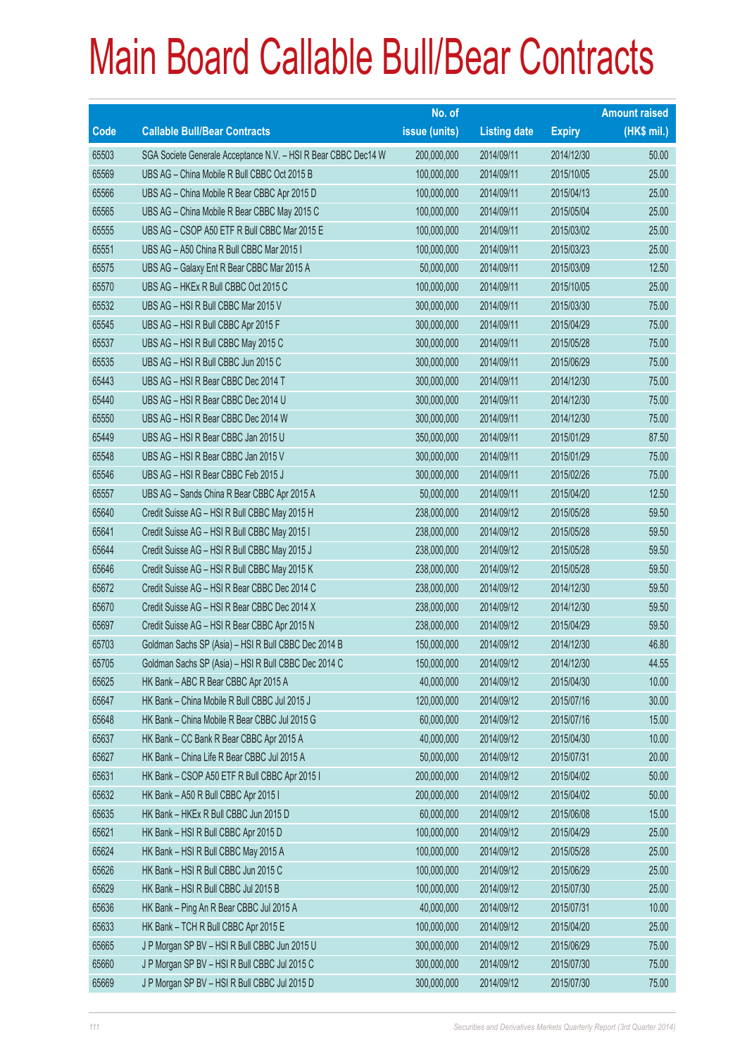# Main Board Callable Bull/Bear Contracts

| Code | Callable Bull/Bear Contracts | No. of issue (units) | Listing date | Expiry | Amount raised (HK$ mil.) |
|---|---|---|---|---|---|
| 65503 | SGA Societe Generale Acceptance N.V. – HSI R Bear CBBC Dec14 W | 200,000,000 | 2014/09/11 | 2014/12/30 | 50.00 |
| 65569 | UBS AG – China Mobile R Bull CBBC Oct 2015 B | 100,000,000 | 2014/09/11 | 2015/10/05 | 25.00 |
| 65566 | UBS AG – China Mobile R Bear CBBC Apr 2015 D | 100,000,000 | 2014/09/11 | 2015/04/13 | 25.00 |
| 65565 | UBS AG – China Mobile R Bear CBBC May 2015 C | 100,000,000 | 2014/09/11 | 2015/05/04 | 25.00 |
| 65555 | UBS AG – CSOP A50 ETF R Bull CBBC Mar 2015 E | 100,000,000 | 2014/09/11 | 2015/03/02 | 25.00 |
| 65551 | UBS AG – A50 China R Bull CBBC Mar 2015 I | 100,000,000 | 2014/09/11 | 2015/03/23 | 25.00 |
| 65575 | UBS AG – Galaxy Ent R Bear CBBC Mar 2015 A | 50,000,000 | 2014/09/11 | 2015/03/09 | 12.50 |
| 65570 | UBS AG – HKEx R Bull CBBC Oct 2015 C | 100,000,000 | 2014/09/11 | 2015/10/05 | 25.00 |
| 65532 | UBS AG – HSI R Bull CBBC Mar 2015 V | 300,000,000 | 2014/09/11 | 2015/03/30 | 75.00 |
| 65545 | UBS AG – HSI R Bull CBBC Apr 2015 F | 300,000,000 | 2014/09/11 | 2015/04/29 | 75.00 |
| 65537 | UBS AG – HSI R Bull CBBC May 2015 C | 300,000,000 | 2014/09/11 | 2015/05/28 | 75.00 |
| 65535 | UBS AG – HSI R Bull CBBC Jun 2015 C | 300,000,000 | 2014/09/11 | 2015/06/29 | 75.00 |
| 65443 | UBS AG – HSI R Bear CBBC Dec 2014 T | 300,000,000 | 2014/09/11 | 2014/12/30 | 75.00 |
| 65440 | UBS AG – HSI R Bear CBBC Dec 2014 U | 300,000,000 | 2014/09/11 | 2014/12/30 | 75.00 |
| 65550 | UBS AG – HSI R Bear CBBC Dec 2014 W | 300,000,000 | 2014/09/11 | 2014/12/30 | 75.00 |
| 65449 | UBS AG – HSI R Bear CBBC Jan 2015 U | 350,000,000 | 2014/09/11 | 2015/01/29 | 87.50 |
| 65548 | UBS AG – HSI R Bear CBBC Jan 2015 V | 300,000,000 | 2014/09/11 | 2015/01/29 | 75.00 |
| 65546 | UBS AG – HSI R Bear CBBC Feb 2015 J | 300,000,000 | 2014/09/11 | 2015/02/26 | 75.00 |
| 65557 | UBS AG – Sands China R Bear CBBC Apr 2015 A | 50,000,000 | 2014/09/11 | 2015/04/20 | 12.50 |
| 65640 | Credit Suisse AG – HSI R Bull CBBC May 2015 H | 238,000,000 | 2014/09/12 | 2015/05/28 | 59.50 |
| 65641 | Credit Suisse AG – HSI R Bull CBBC May 2015 I | 238,000,000 | 2014/09/12 | 2015/05/28 | 59.50 |
| 65644 | Credit Suisse AG – HSI R Bull CBBC May 2015 J | 238,000,000 | 2014/09/12 | 2015/05/28 | 59.50 |
| 65646 | Credit Suisse AG – HSI R Bull CBBC May 2015 K | 238,000,000 | 2014/09/12 | 2015/05/28 | 59.50 |
| 65672 | Credit Suisse AG – HSI R Bear CBBC Dec 2014 C | 238,000,000 | 2014/09/12 | 2014/12/30 | 59.50 |
| 65670 | Credit Suisse AG – HSI R Bear CBBC Dec 2014 X | 238,000,000 | 2014/09/12 | 2014/12/30 | 59.50 |
| 65697 | Credit Suisse AG – HSI R Bear CBBC Apr 2015 N | 238,000,000 | 2014/09/12 | 2015/04/29 | 59.50 |
| 65703 | Goldman Sachs SP (Asia) – HSI R Bull CBBC Dec 2014 B | 150,000,000 | 2014/09/12 | 2014/12/30 | 46.80 |
| 65705 | Goldman Sachs SP (Asia) – HSI R Bull CBBC Dec 2014 C | 150,000,000 | 2014/09/12 | 2014/12/30 | 44.55 |
| 65625 | HK Bank – ABC R Bear CBBC Apr 2015 A | 40,000,000 | 2014/09/12 | 2015/04/30 | 10.00 |
| 65647 | HK Bank – China Mobile R Bull CBBC Jul 2015 J | 120,000,000 | 2014/09/12 | 2015/07/16 | 30.00 |
| 65648 | HK Bank – China Mobile R Bear CBBC Jul 2015 G | 60,000,000 | 2014/09/12 | 2015/07/16 | 15.00 |
| 65637 | HK Bank – CC Bank R Bear CBBC Apr 2015 A | 40,000,000 | 2014/09/12 | 2015/04/30 | 10.00 |
| 65627 | HK Bank – China Life R Bear CBBC Jul 2015 A | 50,000,000 | 2014/09/12 | 2015/07/31 | 20.00 |
| 65631 | HK Bank – CSOP A50 ETF R Bull CBBC Apr 2015 I | 200,000,000 | 2014/09/12 | 2015/04/02 | 50.00 |
| 65632 | HK Bank – A50 R Bull CBBC Apr 2015 I | 200,000,000 | 2014/09/12 | 2015/04/02 | 50.00 |
| 65635 | HK Bank – HKEx R Bull CBBC Jun 2015 D | 60,000,000 | 2014/09/12 | 2015/06/08 | 15.00 |
| 65621 | HK Bank – HSI R Bull CBBC Apr 2015 D | 100,000,000 | 2014/09/12 | 2015/04/29 | 25.00 |
| 65624 | HK Bank – HSI R Bull CBBC May 2015 A | 100,000,000 | 2014/09/12 | 2015/05/28 | 25.00 |
| 65626 | HK Bank – HSI R Bull CBBC Jun 2015 C | 100,000,000 | 2014/09/12 | 2015/06/29 | 25.00 |
| 65629 | HK Bank – HSI R Bull CBBC Jul 2015 B | 100,000,000 | 2014/09/12 | 2015/07/30 | 25.00 |
| 65636 | HK Bank – Ping An R Bear CBBC Jul 2015 A | 40,000,000 | 2014/09/12 | 2015/07/31 | 10.00 |
| 65633 | HK Bank – TCH R Bull CBBC Apr 2015 E | 100,000,000 | 2014/09/12 | 2015/04/20 | 25.00 |
| 65665 | J P Morgan SP BV – HSI R Bull CBBC Jun 2015 U | 300,000,000 | 2014/09/12 | 2015/06/29 | 75.00 |
| 65660 | J P Morgan SP BV – HSI R Bull CBBC Jul 2015 C | 300,000,000 | 2014/09/12 | 2015/07/30 | 75.00 |
| 65669 | J P Morgan SP BV – HSI R Bull CBBC Jul 2015 D | 300,000,000 | 2014/09/12 | 2015/07/30 | 75.00 |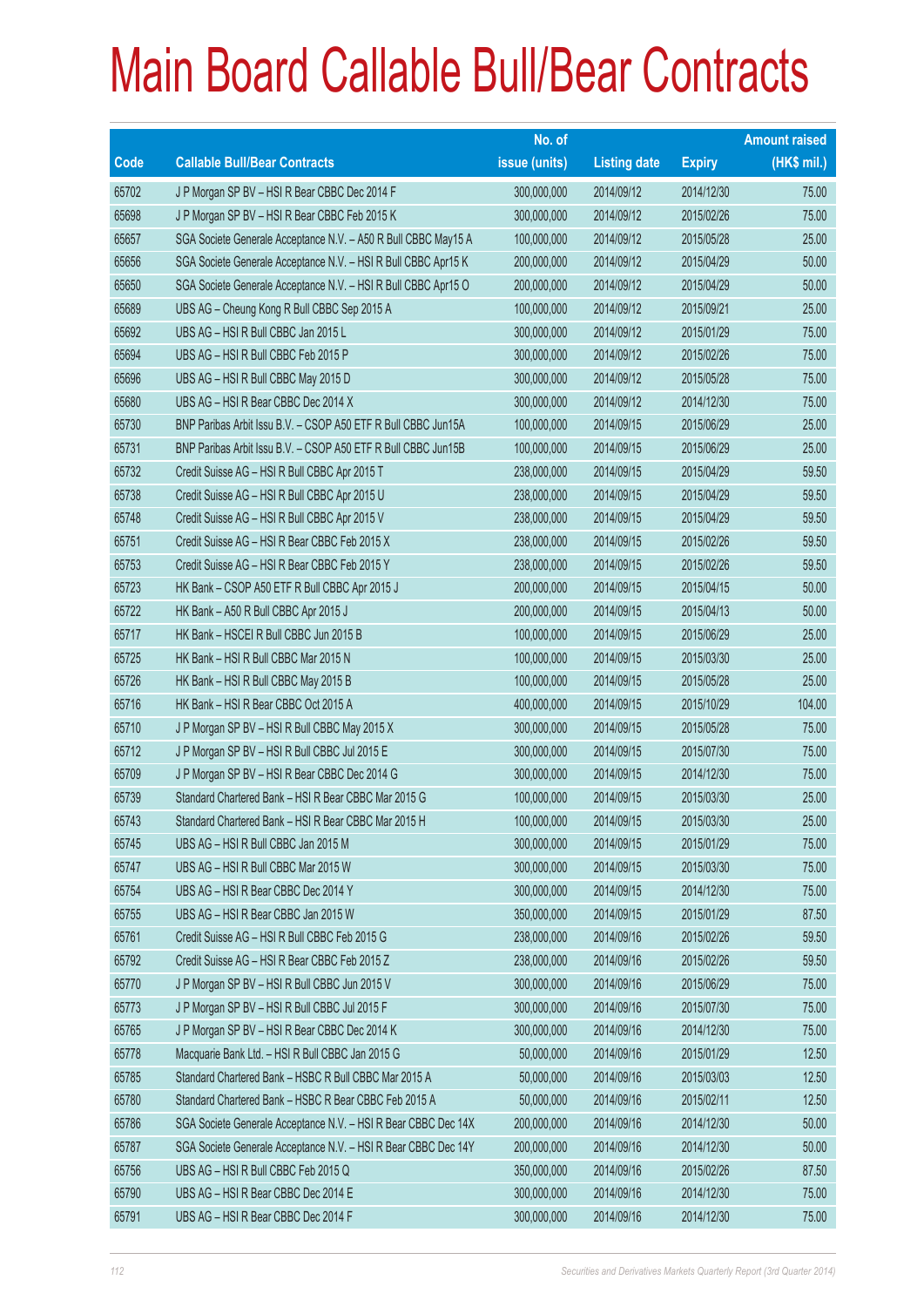# Main Board Callable Bull/Bear Contracts

| Code | Callable Bull/Bear Contracts | No. of issue (units) | Listing date | Expiry | Amount raised (HK$ mil.) |
|---|---|---|---|---|---|
| 65702 | J P Morgan SP BV – HSI R Bear CBBC Dec 2014 F | 300,000,000 | 2014/09/12 | 2014/12/30 | 75.00 |
| 65698 | J P Morgan SP BV – HSI R Bear CBBC Feb 2015 K | 300,000,000 | 2014/09/12 | 2015/02/26 | 75.00 |
| 65657 | SGA Societe Generale Acceptance N.V. – A50 R Bull CBBC May15 A | 100,000,000 | 2014/09/12 | 2015/05/28 | 25.00 |
| 65656 | SGA Societe Generale Acceptance N.V. – HSI R Bull CBBC Apr15 K | 200,000,000 | 2014/09/12 | 2015/04/29 | 50.00 |
| 65650 | SGA Societe Generale Acceptance N.V. – HSI R Bull CBBC Apr15 O | 200,000,000 | 2014/09/12 | 2015/04/29 | 50.00 |
| 65689 | UBS AG – Cheung Kong R Bull CBBC Sep 2015 A | 100,000,000 | 2014/09/12 | 2015/09/21 | 25.00 |
| 65692 | UBS AG – HSI R Bull CBBC Jan 2015 L | 300,000,000 | 2014/09/12 | 2015/01/29 | 75.00 |
| 65694 | UBS AG – HSI R Bull CBBC Feb 2015 P | 300,000,000 | 2014/09/12 | 2015/02/26 | 75.00 |
| 65696 | UBS AG – HSI R Bull CBBC May 2015 D | 300,000,000 | 2014/09/12 | 2015/05/28 | 75.00 |
| 65680 | UBS AG – HSI R Bear CBBC Dec 2014 X | 300,000,000 | 2014/09/12 | 2014/12/30 | 75.00 |
| 65730 | BNP Paribas Arbit Issu B.V. – CSOP A50 ETF R Bull CBBC Jun15A | 100,000,000 | 2014/09/15 | 2015/06/29 | 25.00 |
| 65731 | BNP Paribas Arbit Issu B.V. – CSOP A50 ETF R Bull CBBC Jun15B | 100,000,000 | 2014/09/15 | 2015/06/29 | 25.00 |
| 65732 | Credit Suisse AG – HSI R Bull CBBC Apr 2015 T | 238,000,000 | 2014/09/15 | 2015/04/29 | 59.50 |
| 65738 | Credit Suisse AG – HSI R Bull CBBC Apr 2015 U | 238,000,000 | 2014/09/15 | 2015/04/29 | 59.50 |
| 65748 | Credit Suisse AG – HSI R Bull CBBC Apr 2015 V | 238,000,000 | 2014/09/15 | 2015/04/29 | 59.50 |
| 65751 | Credit Suisse AG – HSI R Bear CBBC Feb 2015 X | 238,000,000 | 2014/09/15 | 2015/02/26 | 59.50 |
| 65753 | Credit Suisse AG – HSI R Bear CBBC Feb 2015 Y | 238,000,000 | 2014/09/15 | 2015/02/26 | 59.50 |
| 65723 | HK Bank – CSOP A50 ETF R Bull CBBC Apr 2015 J | 200,000,000 | 2014/09/15 | 2015/04/15 | 50.00 |
| 65722 | HK Bank – A50 R Bull CBBC Apr 2015 J | 200,000,000 | 2014/09/15 | 2015/04/13 | 50.00 |
| 65717 | HK Bank – HSCEI R Bull CBBC Jun 2015 B | 100,000,000 | 2014/09/15 | 2015/06/29 | 25.00 |
| 65725 | HK Bank – HSI R Bull CBBC Mar 2015 N | 100,000,000 | 2014/09/15 | 2015/03/30 | 25.00 |
| 65726 | HK Bank – HSI R Bull CBBC May 2015 B | 100,000,000 | 2014/09/15 | 2015/05/28 | 25.00 |
| 65716 | HK Bank – HSI R Bear CBBC Oct 2015 A | 400,000,000 | 2014/09/15 | 2015/10/29 | 104.00 |
| 65710 | J P Morgan SP BV – HSI R Bull CBBC May 2015 X | 300,000,000 | 2014/09/15 | 2015/05/28 | 75.00 |
| 65712 | J P Morgan SP BV – HSI R Bull CBBC Jul 2015 E | 300,000,000 | 2014/09/15 | 2015/07/30 | 75.00 |
| 65709 | J P Morgan SP BV – HSI R Bear CBBC Dec 2014 G | 300,000,000 | 2014/09/15 | 2014/12/30 | 75.00 |
| 65739 | Standard Chartered Bank – HSI R Bear CBBC Mar 2015 G | 100,000,000 | 2014/09/15 | 2015/03/30 | 25.00 |
| 65743 | Standard Chartered Bank – HSI R Bear CBBC Mar 2015 H | 100,000,000 | 2014/09/15 | 2015/03/30 | 25.00 |
| 65745 | UBS AG – HSI R Bull CBBC Jan 2015 M | 300,000,000 | 2014/09/15 | 2015/01/29 | 75.00 |
| 65747 | UBS AG – HSI R Bull CBBC Mar 2015 W | 300,000,000 | 2014/09/15 | 2015/03/30 | 75.00 |
| 65754 | UBS AG – HSI R Bear CBBC Dec 2014 Y | 300,000,000 | 2014/09/15 | 2014/12/30 | 75.00 |
| 65755 | UBS AG – HSI R Bear CBBC Jan 2015 W | 350,000,000 | 2014/09/15 | 2015/01/29 | 87.50 |
| 65761 | Credit Suisse AG – HSI R Bull CBBC Feb 2015 G | 238,000,000 | 2014/09/16 | 2015/02/26 | 59.50 |
| 65792 | Credit Suisse AG – HSI R Bear CBBC Feb 2015 Z | 238,000,000 | 2014/09/16 | 2015/02/26 | 59.50 |
| 65770 | J P Morgan SP BV – HSI R Bull CBBC Jun 2015 V | 300,000,000 | 2014/09/16 | 2015/06/29 | 75.00 |
| 65773 | J P Morgan SP BV – HSI R Bull CBBC Jul 2015 F | 300,000,000 | 2014/09/16 | 2015/07/30 | 75.00 |
| 65765 | J P Morgan SP BV – HSI R Bear CBBC Dec 2014 K | 300,000,000 | 2014/09/16 | 2014/12/30 | 75.00 |
| 65778 | Macquarie Bank Ltd. – HSI R Bull CBBC Jan 2015 G | 50,000,000 | 2014/09/16 | 2015/01/29 | 12.50 |
| 65785 | Standard Chartered Bank – HSBC R Bull CBBC Mar 2015 A | 50,000,000 | 2014/09/16 | 2015/03/03 | 12.50 |
| 65780 | Standard Chartered Bank – HSBC R Bear CBBC Feb 2015 A | 50,000,000 | 2014/09/16 | 2015/02/11 | 12.50 |
| 65786 | SGA Societe Generale Acceptance N.V. – HSI R Bear CBBC Dec 14X | 200,000,000 | 2014/09/16 | 2014/12/30 | 50.00 |
| 65787 | SGA Societe Generale Acceptance N.V. – HSI R Bear CBBC Dec 14Y | 200,000,000 | 2014/09/16 | 2014/12/30 | 50.00 |
| 65756 | UBS AG – HSI R Bull CBBC Feb 2015 Q | 350,000,000 | 2014/09/16 | 2015/02/26 | 87.50 |
| 65790 | UBS AG – HSI R Bear CBBC Dec 2014 E | 300,000,000 | 2014/09/16 | 2014/12/30 | 75.00 |
| 65791 | UBS AG – HSI R Bear CBBC Dec 2014 F | 300,000,000 | 2014/09/16 | 2014/12/30 | 75.00 |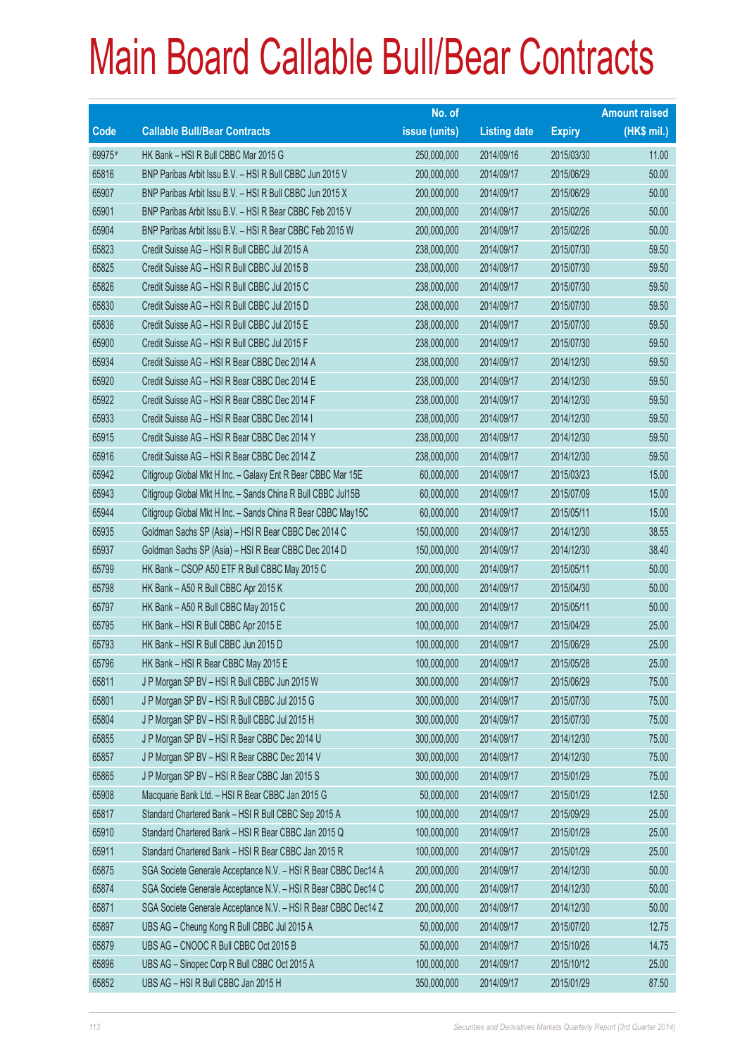# Main Board Callable Bull/Bear Contracts

| Code | Callable Bull/Bear Contracts | No. of issue (units) | Listing date | Expiry | Amount raised (HK$ mil.) |
|---|---|---|---|---|---|
| 69975# | HK Bank – HSI R Bull CBBC Mar 2015 G | 250,000,000 | 2014/09/16 | 2015/03/30 | 11.00 |
| 65816 | BNP Paribas Arbit Issu B.V. – HSI R Bull CBBC Jun 2015 V | 200,000,000 | 2014/09/17 | 2015/06/29 | 50.00 |
| 65907 | BNP Paribas Arbit Issu B.V. – HSI R Bull CBBC Jun 2015 X | 200,000,000 | 2014/09/17 | 2015/06/29 | 50.00 |
| 65901 | BNP Paribas Arbit Issu B.V. – HSI R Bear CBBC Feb 2015 V | 200,000,000 | 2014/09/17 | 2015/02/26 | 50.00 |
| 65904 | BNP Paribas Arbit Issu B.V. – HSI R Bear CBBC Feb 2015 W | 200,000,000 | 2014/09/17 | 2015/02/26 | 50.00 |
| 65823 | Credit Suisse AG – HSI R Bull CBBC Jul 2015 A | 238,000,000 | 2014/09/17 | 2015/07/30 | 59.50 |
| 65825 | Credit Suisse AG – HSI R Bull CBBC Jul 2015 B | 238,000,000 | 2014/09/17 | 2015/07/30 | 59.50 |
| 65826 | Credit Suisse AG – HSI R Bull CBBC Jul 2015 C | 238,000,000 | 2014/09/17 | 2015/07/30 | 59.50 |
| 65830 | Credit Suisse AG – HSI R Bull CBBC Jul 2015 D | 238,000,000 | 2014/09/17 | 2015/07/30 | 59.50 |
| 65836 | Credit Suisse AG – HSI R Bull CBBC Jul 2015 E | 238,000,000 | 2014/09/17 | 2015/07/30 | 59.50 |
| 65900 | Credit Suisse AG – HSI R Bull CBBC Jul 2015 F | 238,000,000 | 2014/09/17 | 2015/07/30 | 59.50 |
| 65934 | Credit Suisse AG – HSI R Bear CBBC Dec 2014 A | 238,000,000 | 2014/09/17 | 2014/12/30 | 59.50 |
| 65920 | Credit Suisse AG – HSI R Bear CBBC Dec 2014 E | 238,000,000 | 2014/09/17 | 2014/12/30 | 59.50 |
| 65922 | Credit Suisse AG – HSI R Bear CBBC Dec 2014 F | 238,000,000 | 2014/09/17 | 2014/12/30 | 59.50 |
| 65933 | Credit Suisse AG – HSI R Bear CBBC Dec 2014 I | 238,000,000 | 2014/09/17 | 2014/12/30 | 59.50 |
| 65915 | Credit Suisse AG – HSI R Bear CBBC Dec 2014 Y | 238,000,000 | 2014/09/17 | 2014/12/30 | 59.50 |
| 65916 | Credit Suisse AG – HSI R Bear CBBC Dec 2014 Z | 238,000,000 | 2014/09/17 | 2014/12/30 | 59.50 |
| 65942 | Citigroup Global Mkt H Inc. – Galaxy Ent R Bear CBBC Mar 15E | 60,000,000 | 2014/09/17 | 2015/03/23 | 15.00 |
| 65943 | Citigroup Global Mkt H Inc. – Sands China R Bull CBBC Jul15B | 60,000,000 | 2014/09/17 | 2015/07/09 | 15.00 |
| 65944 | Citigroup Global Mkt H Inc. – Sands China R Bear CBBC May15C | 60,000,000 | 2014/09/17 | 2015/05/11 | 15.00 |
| 65935 | Goldman Sachs SP (Asia) – HSI R Bear CBBC Dec 2014 C | 150,000,000 | 2014/09/17 | 2014/12/30 | 38.55 |
| 65937 | Goldman Sachs SP (Asia) – HSI R Bear CBBC Dec 2014 D | 150,000,000 | 2014/09/17 | 2014/12/30 | 38.40 |
| 65799 | HK Bank – CSOP A50 ETF R Bull CBBC May 2015 C | 200,000,000 | 2014/09/17 | 2015/05/11 | 50.00 |
| 65798 | HK Bank – A50 R Bull CBBC Apr 2015 K | 200,000,000 | 2014/09/17 | 2015/04/30 | 50.00 |
| 65797 | HK Bank – A50 R Bull CBBC May 2015 C | 200,000,000 | 2014/09/17 | 2015/05/11 | 50.00 |
| 65795 | HK Bank – HSI R Bull CBBC Apr 2015 E | 100,000,000 | 2014/09/17 | 2015/04/29 | 25.00 |
| 65793 | HK Bank – HSI R Bull CBBC Jun 2015 D | 100,000,000 | 2014/09/17 | 2015/06/29 | 25.00 |
| 65796 | HK Bank – HSI R Bear CBBC May 2015 E | 100,000,000 | 2014/09/17 | 2015/05/28 | 25.00 |
| 65811 | J P Morgan SP BV – HSI R Bull CBBC Jun 2015 W | 300,000,000 | 2014/09/17 | 2015/06/29 | 75.00 |
| 65801 | J P Morgan SP BV – HSI R Bull CBBC Jul 2015 G | 300,000,000 | 2014/09/17 | 2015/07/30 | 75.00 |
| 65804 | J P Morgan SP BV – HSI R Bull CBBC Jul 2015 H | 300,000,000 | 2014/09/17 | 2015/07/30 | 75.00 |
| 65855 | J P Morgan SP BV – HSI R Bear CBBC Dec 2014 U | 300,000,000 | 2014/09/17 | 2014/12/30 | 75.00 |
| 65857 | J P Morgan SP BV – HSI R Bear CBBC Dec 2014 V | 300,000,000 | 2014/09/17 | 2014/12/30 | 75.00 |
| 65865 | J P Morgan SP BV – HSI R Bear CBBC Jan 2015 S | 300,000,000 | 2014/09/17 | 2015/01/29 | 75.00 |
| 65908 | Macquarie Bank Ltd. – HSI R Bear CBBC Jan 2015 G | 50,000,000 | 2014/09/17 | 2015/01/29 | 12.50 |
| 65817 | Standard Chartered Bank – HSI R Bull CBBC Sep 2015 A | 100,000,000 | 2014/09/17 | 2015/09/29 | 25.00 |
| 65910 | Standard Chartered Bank – HSI R Bear CBBC Jan 2015 Q | 100,000,000 | 2014/09/17 | 2015/01/29 | 25.00 |
| 65911 | Standard Chartered Bank – HSI R Bear CBBC Jan 2015 R | 100,000,000 | 2014/09/17 | 2015/01/29 | 25.00 |
| 65875 | SGA Societe Generale Acceptance N.V. – HSI R Bear CBBC Dec14 A | 200,000,000 | 2014/09/17 | 2014/12/30 | 50.00 |
| 65874 | SGA Societe Generale Acceptance N.V. – HSI R Bear CBBC Dec14 C | 200,000,000 | 2014/09/17 | 2014/12/30 | 50.00 |
| 65871 | SGA Societe Generale Acceptance N.V. – HSI R Bear CBBC Dec14 Z | 200,000,000 | 2014/09/17 | 2014/12/30 | 50.00 |
| 65897 | UBS AG – Cheung Kong R Bull CBBC Jul 2015 A | 50,000,000 | 2014/09/17 | 2015/07/20 | 12.75 |
| 65879 | UBS AG – CNOOC R Bull CBBC Oct 2015 B | 50,000,000 | 2014/09/17 | 2015/10/26 | 14.75 |
| 65896 | UBS AG – Sinopec Corp R Bull CBBC Oct 2015 A | 100,000,000 | 2014/09/17 | 2015/10/12 | 25.00 |
| 65852 | UBS AG – HSI R Bull CBBC Jan 2015 H | 350,000,000 | 2014/09/17 | 2015/01/29 | 87.50 |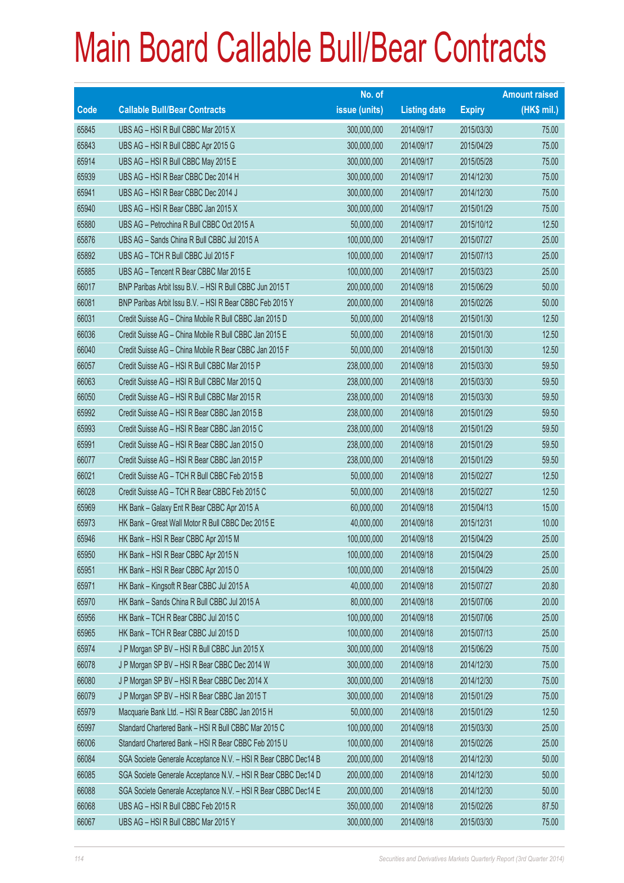# Main Board Callable Bull/Bear Contracts

| Code | Callable Bull/Bear Contracts | No. of issue (units) | Listing date | Expiry | Amount raised (HK$ mil.) |
|---|---|---|---|---|---|
| 65845 | UBS AG – HSI R Bull CBBC Mar 2015 X | 300,000,000 | 2014/09/17 | 2015/03/30 | 75.00 |
| 65843 | UBS AG – HSI R Bull CBBC Apr 2015 G | 300,000,000 | 2014/09/17 | 2015/04/29 | 75.00 |
| 65914 | UBS AG – HSI R Bull CBBC May 2015 E | 300,000,000 | 2014/09/17 | 2015/05/28 | 75.00 |
| 65939 | UBS AG – HSI R Bear CBBC Dec 2014 H | 300,000,000 | 2014/09/17 | 2014/12/30 | 75.00 |
| 65941 | UBS AG – HSI R Bear CBBC Dec 2014 J | 300,000,000 | 2014/09/17 | 2014/12/30 | 75.00 |
| 65940 | UBS AG – HSI R Bear CBBC Jan 2015 X | 300,000,000 | 2014/09/17 | 2015/01/29 | 75.00 |
| 65880 | UBS AG – Petrochina R Bull CBBC Oct 2015 A | 50,000,000 | 2014/09/17 | 2015/10/12 | 12.50 |
| 65876 | UBS AG – Sands China R Bull CBBC Jul 2015 A | 100,000,000 | 2014/09/17 | 2015/07/27 | 25.00 |
| 65892 | UBS AG – TCH R Bull CBBC Jul 2015 F | 100,000,000 | 2014/09/17 | 2015/07/13 | 25.00 |
| 65885 | UBS AG – Tencent R Bear CBBC Mar 2015 E | 100,000,000 | 2014/09/17 | 2015/03/23 | 25.00 |
| 66017 | BNP Paribas Arbit Issu B.V. – HSI R Bull CBBC Jun 2015 T | 200,000,000 | 2014/09/18 | 2015/06/29 | 50.00 |
| 66081 | BNP Paribas Arbit Issu B.V. – HSI R Bear CBBC Feb 2015 Y | 200,000,000 | 2014/09/18 | 2015/02/26 | 50.00 |
| 66031 | Credit Suisse AG – China Mobile R Bull CBBC Jan 2015 D | 50,000,000 | 2014/09/18 | 2015/01/30 | 12.50 |
| 66036 | Credit Suisse AG – China Mobile R Bull CBBC Jan 2015 E | 50,000,000 | 2014/09/18 | 2015/01/30 | 12.50 |
| 66040 | Credit Suisse AG – China Mobile R Bear CBBC Jan 2015 F | 50,000,000 | 2014/09/18 | 2015/01/30 | 12.50 |
| 66057 | Credit Suisse AG – HSI R Bull CBBC Mar 2015 P | 238,000,000 | 2014/09/18 | 2015/03/30 | 59.50 |
| 66063 | Credit Suisse AG – HSI R Bull CBBC Mar 2015 Q | 238,000,000 | 2014/09/18 | 2015/03/30 | 59.50 |
| 66050 | Credit Suisse AG – HSI R Bull CBBC Mar 2015 R | 238,000,000 | 2014/09/18 | 2015/03/30 | 59.50 |
| 65992 | Credit Suisse AG – HSI R Bear CBBC Jan 2015 B | 238,000,000 | 2014/09/18 | 2015/01/29 | 59.50 |
| 65993 | Credit Suisse AG – HSI R Bear CBBC Jan 2015 C | 238,000,000 | 2014/09/18 | 2015/01/29 | 59.50 |
| 65991 | Credit Suisse AG – HSI R Bear CBBC Jan 2015 O | 238,000,000 | 2014/09/18 | 2015/01/29 | 59.50 |
| 66077 | Credit Suisse AG – HSI R Bear CBBC Jan 2015 P | 238,000,000 | 2014/09/18 | 2015/01/29 | 59.50 |
| 66021 | Credit Suisse AG – TCH R Bull CBBC Feb 2015 B | 50,000,000 | 2014/09/18 | 2015/02/27 | 12.50 |
| 66028 | Credit Suisse AG – TCH R Bear CBBC Feb 2015 C | 50,000,000 | 2014/09/18 | 2015/02/27 | 12.50 |
| 65969 | HK Bank – Galaxy Ent R Bear CBBC Apr 2015 A | 60,000,000 | 2014/09/18 | 2015/04/13 | 15.00 |
| 65973 | HK Bank – Great Wall Motor R Bull CBBC Dec 2015 E | 40,000,000 | 2014/09/18 | 2015/12/31 | 10.00 |
| 65946 | HK Bank – HSI R Bear CBBC Apr 2015 M | 100,000,000 | 2014/09/18 | 2015/04/29 | 25.00 |
| 65950 | HK Bank – HSI R Bear CBBC Apr 2015 N | 100,000,000 | 2014/09/18 | 2015/04/29 | 25.00 |
| 65951 | HK Bank – HSI R Bear CBBC Apr 2015 O | 100,000,000 | 2014/09/18 | 2015/04/29 | 25.00 |
| 65971 | HK Bank – Kingsoft R Bear CBBC Jul 2015 A | 40,000,000 | 2014/09/18 | 2015/07/27 | 20.80 |
| 65970 | HK Bank – Sands China R Bull CBBC Jul 2015 A | 80,000,000 | 2014/09/18 | 2015/07/06 | 20.00 |
| 65956 | HK Bank – TCH R Bear CBBC Jul 2015 C | 100,000,000 | 2014/09/18 | 2015/07/06 | 25.00 |
| 65965 | HK Bank – TCH R Bear CBBC Jul 2015 D | 100,000,000 | 2014/09/18 | 2015/07/13 | 25.00 |
| 65974 | J P Morgan SP BV – HSI R Bull CBBC Jun 2015 X | 300,000,000 | 2014/09/18 | 2015/06/29 | 75.00 |
| 66078 | J P Morgan SP BV – HSI R Bear CBBC Dec 2014 W | 300,000,000 | 2014/09/18 | 2014/12/30 | 75.00 |
| 66080 | J P Morgan SP BV – HSI R Bear CBBC Dec 2014 X | 300,000,000 | 2014/09/18 | 2014/12/30 | 75.00 |
| 66079 | J P Morgan SP BV – HSI R Bear CBBC Jan 2015 T | 300,000,000 | 2014/09/18 | 2015/01/29 | 75.00 |
| 65979 | Macquarie Bank Ltd. – HSI R Bear CBBC Jan 2015 H | 50,000,000 | 2014/09/18 | 2015/01/29 | 12.50 |
| 65997 | Standard Chartered Bank – HSI R Bull CBBC Mar 2015 C | 100,000,000 | 2014/09/18 | 2015/03/30 | 25.00 |
| 66006 | Standard Chartered Bank – HSI R Bear CBBC Feb 2015 U | 100,000,000 | 2014/09/18 | 2015/02/26 | 25.00 |
| 66084 | SGA Societe Generale Acceptance N.V. – HSI R Bear CBBC Dec14 B | 200,000,000 | 2014/09/18 | 2014/12/30 | 50.00 |
| 66085 | SGA Societe Generale Acceptance N.V. – HSI R Bear CBBC Dec14 D | 200,000,000 | 2014/09/18 | 2014/12/30 | 50.00 |
| 66088 | SGA Societe Generale Acceptance N.V. – HSI R Bear CBBC Dec14 E | 200,000,000 | 2014/09/18 | 2014/12/30 | 50.00 |
| 66068 | UBS AG – HSI R Bull CBBC Feb 2015 R | 350,000,000 | 2014/09/18 | 2015/02/26 | 87.50 |
| 66067 | UBS AG – HSI R Bull CBBC Mar 2015 Y | 300,000,000 | 2014/09/18 | 2015/03/30 | 75.00 |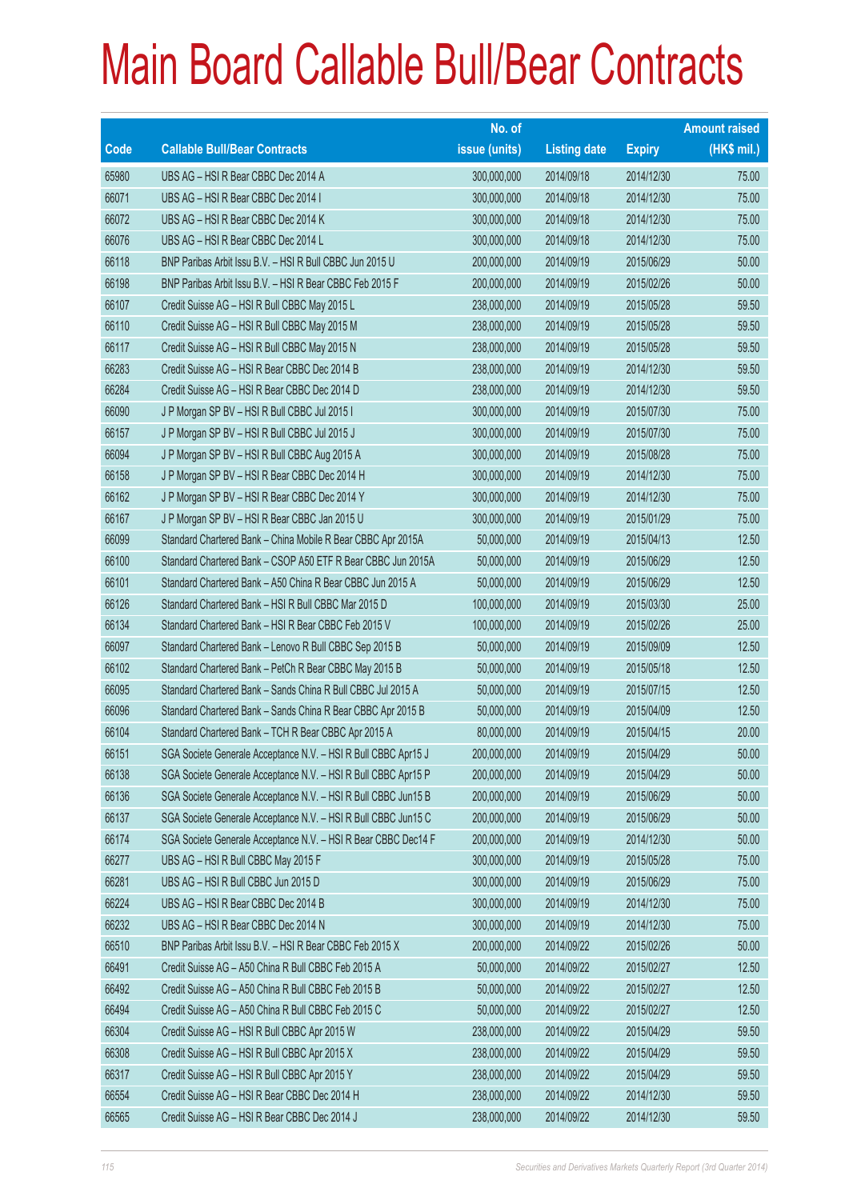# Main Board Callable Bull/Bear Contracts

| Code | Callable Bull/Bear Contracts | No. of issue (units) | Listing date | Expiry | Amount raised (HK$ mil.) |
|---|---|---|---|---|---|
| 65980 | UBS AG – HSI R Bear CBBC Dec 2014 A | 300,000,000 | 2014/09/18 | 2014/12/30 | 75.00 |
| 66071 | UBS AG – HSI R Bear CBBC Dec 2014 I | 300,000,000 | 2014/09/18 | 2014/12/30 | 75.00 |
| 66072 | UBS AG – HSI R Bear CBBC Dec 2014 K | 300,000,000 | 2014/09/18 | 2014/12/30 | 75.00 |
| 66076 | UBS AG – HSI R Bear CBBC Dec 2014 L | 300,000,000 | 2014/09/18 | 2014/12/30 | 75.00 |
| 66118 | BNP Paribas Arbit Issu B.V. – HSI R Bull CBBC Jun 2015 U | 200,000,000 | 2014/09/19 | 2015/06/29 | 50.00 |
| 66198 | BNP Paribas Arbit Issu B.V. – HSI R Bear CBBC Feb 2015 F | 200,000,000 | 2014/09/19 | 2015/02/26 | 50.00 |
| 66107 | Credit Suisse AG – HSI R Bull CBBC May 2015 L | 238,000,000 | 2014/09/19 | 2015/05/28 | 59.50 |
| 66110 | Credit Suisse AG – HSI R Bull CBBC May 2015 M | 238,000,000 | 2014/09/19 | 2015/05/28 | 59.50 |
| 66117 | Credit Suisse AG – HSI R Bull CBBC May 2015 N | 238,000,000 | 2014/09/19 | 2015/05/28 | 59.50 |
| 66283 | Credit Suisse AG – HSI R Bear CBBC Dec 2014 B | 238,000,000 | 2014/09/19 | 2014/12/30 | 59.50 |
| 66284 | Credit Suisse AG – HSI R Bear CBBC Dec 2014 D | 238,000,000 | 2014/09/19 | 2014/12/30 | 59.50 |
| 66090 | J P Morgan SP BV – HSI R Bull CBBC Jul 2015 I | 300,000,000 | 2014/09/19 | 2015/07/30 | 75.00 |
| 66157 | J P Morgan SP BV – HSI R Bull CBBC Jul 2015 J | 300,000,000 | 2014/09/19 | 2015/07/30 | 75.00 |
| 66094 | J P Morgan SP BV – HSI R Bull CBBC Aug 2015 A | 300,000,000 | 2014/09/19 | 2015/08/28 | 75.00 |
| 66158 | J P Morgan SP BV – HSI R Bear CBBC Dec 2014 H | 300,000,000 | 2014/09/19 | 2014/12/30 | 75.00 |
| 66162 | J P Morgan SP BV – HSI R Bear CBBC Dec 2014 Y | 300,000,000 | 2014/09/19 | 2014/12/30 | 75.00 |
| 66167 | J P Morgan SP BV – HSI R Bear CBBC Jan 2015 U | 300,000,000 | 2014/09/19 | 2015/01/29 | 75.00 |
| 66099 | Standard Chartered Bank – China Mobile R Bear CBBC Apr 2015A | 50,000,000 | 2014/09/19 | 2015/04/13 | 12.50 |
| 66100 | Standard Chartered Bank – CSOP A50 ETF R Bear CBBC Jun 2015A | 50,000,000 | 2014/09/19 | 2015/06/29 | 12.50 |
| 66101 | Standard Chartered Bank – A50 China R Bear CBBC Jun 2015 A | 50,000,000 | 2014/09/19 | 2015/06/29 | 12.50 |
| 66126 | Standard Chartered Bank – HSI R Bull CBBC Mar 2015 D | 100,000,000 | 2014/09/19 | 2015/03/30 | 25.00 |
| 66134 | Standard Chartered Bank – HSI R Bear CBBC Feb 2015 V | 100,000,000 | 2014/09/19 | 2015/02/26 | 25.00 |
| 66097 | Standard Chartered Bank – Lenovo R Bull CBBC Sep 2015 B | 50,000,000 | 2014/09/19 | 2015/09/09 | 12.50 |
| 66102 | Standard Chartered Bank – PetCh R Bear CBBC May 2015 B | 50,000,000 | 2014/09/19 | 2015/05/18 | 12.50 |
| 66095 | Standard Chartered Bank – Sands China R Bull CBBC Jul 2015 A | 50,000,000 | 2014/09/19 | 2015/07/15 | 12.50 |
| 66096 | Standard Chartered Bank – Sands China R Bear CBBC Apr 2015 B | 50,000,000 | 2014/09/19 | 2015/04/09 | 12.50 |
| 66104 | Standard Chartered Bank – TCH R Bear CBBC Apr 2015 A | 80,000,000 | 2014/09/19 | 2015/04/15 | 20.00 |
| 66151 | SGA Societe Generale Acceptance N.V. – HSI R Bull CBBC Apr15 J | 200,000,000 | 2014/09/19 | 2015/04/29 | 50.00 |
| 66138 | SGA Societe Generale Acceptance N.V. – HSI R Bull CBBC Apr15 P | 200,000,000 | 2014/09/19 | 2015/04/29 | 50.00 |
| 66136 | SGA Societe Generale Acceptance N.V. – HSI R Bull CBBC Jun15 B | 200,000,000 | 2014/09/19 | 2015/06/29 | 50.00 |
| 66137 | SGA Societe Generale Acceptance N.V. – HSI R Bull CBBC Jun15 C | 200,000,000 | 2014/09/19 | 2015/06/29 | 50.00 |
| 66174 | SGA Societe Generale Acceptance N.V. – HSI R Bear CBBC Dec14 F | 200,000,000 | 2014/09/19 | 2014/12/30 | 50.00 |
| 66277 | UBS AG – HSI R Bull CBBC May 2015 F | 300,000,000 | 2014/09/19 | 2015/05/28 | 75.00 |
| 66281 | UBS AG – HSI R Bull CBBC Jun 2015 D | 300,000,000 | 2014/09/19 | 2015/06/29 | 75.00 |
| 66224 | UBS AG – HSI R Bear CBBC Dec 2014 B | 300,000,000 | 2014/09/19 | 2014/12/30 | 75.00 |
| 66232 | UBS AG – HSI R Bear CBBC Dec 2014 N | 300,000,000 | 2014/09/19 | 2014/12/30 | 75.00 |
| 66510 | BNP Paribas Arbit Issu B.V. – HSI R Bear CBBC Feb 2015 X | 200,000,000 | 2014/09/22 | 2015/02/26 | 50.00 |
| 66491 | Credit Suisse AG – A50 China R Bull CBBC Feb 2015 A | 50,000,000 | 2014/09/22 | 2015/02/27 | 12.50 |
| 66492 | Credit Suisse AG – A50 China R Bull CBBC Feb 2015 B | 50,000,000 | 2014/09/22 | 2015/02/27 | 12.50 |
| 66494 | Credit Suisse AG – A50 China R Bull CBBC Feb 2015 C | 50,000,000 | 2014/09/22 | 2015/02/27 | 12.50 |
| 66304 | Credit Suisse AG – HSI R Bull CBBC Apr 2015 W | 238,000,000 | 2014/09/22 | 2015/04/29 | 59.50 |
| 66308 | Credit Suisse AG – HSI R Bull CBBC Apr 2015 X | 238,000,000 | 2014/09/22 | 2015/04/29 | 59.50 |
| 66317 | Credit Suisse AG – HSI R Bull CBBC Apr 2015 Y | 238,000,000 | 2014/09/22 | 2015/04/29 | 59.50 |
| 66554 | Credit Suisse AG – HSI R Bear CBBC Dec 2014 H | 238,000,000 | 2014/09/22 | 2014/12/30 | 59.50 |
| 66565 | Credit Suisse AG – HSI R Bear CBBC Dec 2014 J | 238,000,000 | 2014/09/22 | 2014/12/30 | 59.50 |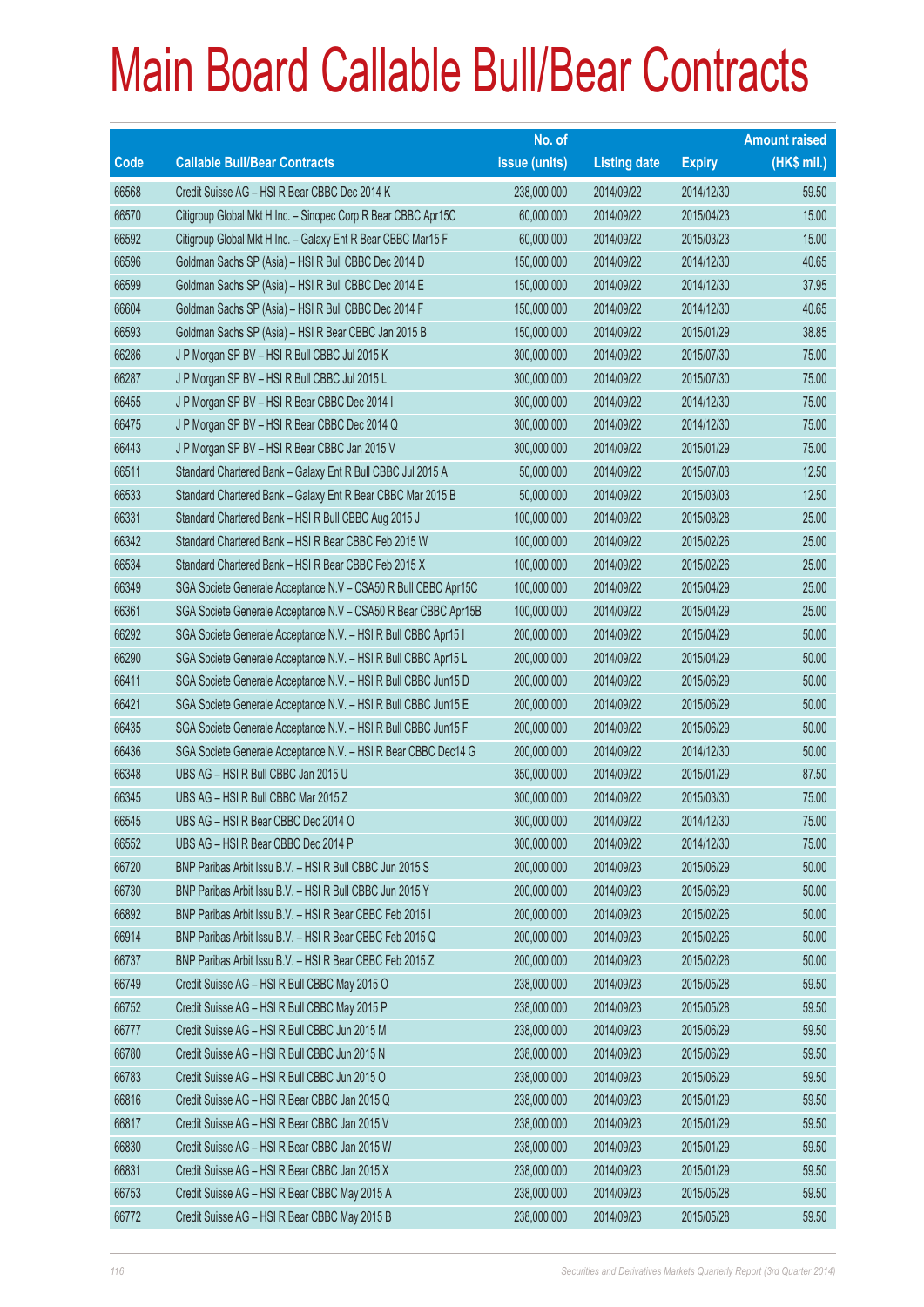# Main Board Callable Bull/Bear Contracts

| Code | Callable Bull/Bear Contracts | No. of issue (units) | Listing date | Expiry | Amount raised (HK$ mil.) |
|---|---|---|---|---|---|
| 66568 | Credit Suisse AG – HSI R Bear CBBC Dec 2014 K | 238,000,000 | 2014/09/22 | 2014/12/30 | 59.50 |
| 66570 | Citigroup Global Mkt H Inc. – Sinopec Corp R Bear CBBC Apr15C | 60,000,000 | 2014/09/22 | 2015/04/23 | 15.00 |
| 66592 | Citigroup Global Mkt H Inc. – Galaxy Ent R Bear CBBC Mar15 F | 60,000,000 | 2014/09/22 | 2015/03/23 | 15.00 |
| 66596 | Goldman Sachs SP (Asia) – HSI R Bull CBBC Dec 2014 D | 150,000,000 | 2014/09/22 | 2014/12/30 | 40.65 |
| 66599 | Goldman Sachs SP (Asia) – HSI R Bull CBBC Dec 2014 E | 150,000,000 | 2014/09/22 | 2014/12/30 | 37.95 |
| 66604 | Goldman Sachs SP (Asia) – HSI R Bull CBBC Dec 2014 F | 150,000,000 | 2014/09/22 | 2014/12/30 | 40.65 |
| 66593 | Goldman Sachs SP (Asia) – HSI R Bear CBBC Jan 2015 B | 150,000,000 | 2014/09/22 | 2015/01/29 | 38.85 |
| 66286 | J P Morgan SP BV – HSI R Bull CBBC Jul 2015 K | 300,000,000 | 2014/09/22 | 2015/07/30 | 75.00 |
| 66287 | J P Morgan SP BV – HSI R Bull CBBC Jul 2015 L | 300,000,000 | 2014/09/22 | 2015/07/30 | 75.00 |
| 66455 | J P Morgan SP BV – HSI R Bear CBBC Dec 2014 I | 300,000,000 | 2014/09/22 | 2014/12/30 | 75.00 |
| 66475 | J P Morgan SP BV – HSI R Bear CBBC Dec 2014 Q | 300,000,000 | 2014/09/22 | 2014/12/30 | 75.00 |
| 66443 | J P Morgan SP BV – HSI R Bear CBBC Jan 2015 V | 300,000,000 | 2014/09/22 | 2015/01/29 | 75.00 |
| 66511 | Standard Chartered Bank – Galaxy Ent R Bull CBBC Jul 2015 A | 50,000,000 | 2014/09/22 | 2015/07/03 | 12.50 |
| 66533 | Standard Chartered Bank – Galaxy Ent R Bear CBBC Mar 2015 B | 50,000,000 | 2014/09/22 | 2015/03/03 | 12.50 |
| 66331 | Standard Chartered Bank – HSI R Bull CBBC Aug 2015 J | 100,000,000 | 2014/09/22 | 2015/08/28 | 25.00 |
| 66342 | Standard Chartered Bank – HSI R Bear CBBC Feb 2015 W | 100,000,000 | 2014/09/22 | 2015/02/26 | 25.00 |
| 66534 | Standard Chartered Bank – HSI R Bear CBBC Feb 2015 X | 100,000,000 | 2014/09/22 | 2015/02/26 | 25.00 |
| 66349 | SGA Societe Generale Acceptance N.V – CSA50 R Bull CBBC Apr15C | 100,000,000 | 2014/09/22 | 2015/04/29 | 25.00 |
| 66361 | SGA Societe Generale Acceptance N.V – CSA50 R Bear CBBC Apr15B | 100,000,000 | 2014/09/22 | 2015/04/29 | 25.00 |
| 66292 | SGA Societe Generale Acceptance N.V. – HSI R Bull CBBC Apr15 I | 200,000,000 | 2014/09/22 | 2015/04/29 | 50.00 |
| 66290 | SGA Societe Generale Acceptance N.V. – HSI R Bull CBBC Apr15 L | 200,000,000 | 2014/09/22 | 2015/04/29 | 50.00 |
| 66411 | SGA Societe Generale Acceptance N.V. – HSI R Bull CBBC Jun15 D | 200,000,000 | 2014/09/22 | 2015/06/29 | 50.00 |
| 66421 | SGA Societe Generale Acceptance N.V. – HSI R Bull CBBC Jun15 E | 200,000,000 | 2014/09/22 | 2015/06/29 | 50.00 |
| 66435 | SGA Societe Generale Acceptance N.V. – HSI R Bull CBBC Jun15 F | 200,000,000 | 2014/09/22 | 2015/06/29 | 50.00 |
| 66436 | SGA Societe Generale Acceptance N.V. – HSI R Bear CBBC Dec14 G | 200,000,000 | 2014/09/22 | 2014/12/30 | 50.00 |
| 66348 | UBS AG – HSI R Bull CBBC Jan 2015 U | 350,000,000 | 2014/09/22 | 2015/01/29 | 87.50 |
| 66345 | UBS AG – HSI R Bull CBBC Mar 2015 Z | 300,000,000 | 2014/09/22 | 2015/03/30 | 75.00 |
| 66545 | UBS AG – HSI R Bear CBBC Dec 2014 O | 300,000,000 | 2014/09/22 | 2014/12/30 | 75.00 |
| 66552 | UBS AG – HSI R Bear CBBC Dec 2014 P | 300,000,000 | 2014/09/22 | 2014/12/30 | 75.00 |
| 66720 | BNP Paribas Arbit Issu B.V. – HSI R Bull CBBC Jun 2015 S | 200,000,000 | 2014/09/23 | 2015/06/29 | 50.00 |
| 66730 | BNP Paribas Arbit Issu B.V. – HSI R Bull CBBC Jun 2015 Y | 200,000,000 | 2014/09/23 | 2015/06/29 | 50.00 |
| 66892 | BNP Paribas Arbit Issu B.V. – HSI R Bear CBBC Feb 2015 I | 200,000,000 | 2014/09/23 | 2015/02/26 | 50.00 |
| 66914 | BNP Paribas Arbit Issu B.V. – HSI R Bear CBBC Feb 2015 Q | 200,000,000 | 2014/09/23 | 2015/02/26 | 50.00 |
| 66737 | BNP Paribas Arbit Issu B.V. – HSI R Bear CBBC Feb 2015 Z | 200,000,000 | 2014/09/23 | 2015/02/26 | 50.00 |
| 66749 | Credit Suisse AG – HSI R Bull CBBC May 2015 O | 238,000,000 | 2014/09/23 | 2015/05/28 | 59.50 |
| 66752 | Credit Suisse AG – HSI R Bull CBBC May 2015 P | 238,000,000 | 2014/09/23 | 2015/05/28 | 59.50 |
| 66777 | Credit Suisse AG – HSI R Bull CBBC Jun 2015 M | 238,000,000 | 2014/09/23 | 2015/06/29 | 59.50 |
| 66780 | Credit Suisse AG – HSI R Bull CBBC Jun 2015 N | 238,000,000 | 2014/09/23 | 2015/06/29 | 59.50 |
| 66783 | Credit Suisse AG – HSI R Bull CBBC Jun 2015 O | 238,000,000 | 2014/09/23 | 2015/06/29 | 59.50 |
| 66816 | Credit Suisse AG – HSI R Bear CBBC Jan 2015 Q | 238,000,000 | 2014/09/23 | 2015/01/29 | 59.50 |
| 66817 | Credit Suisse AG – HSI R Bear CBBC Jan 2015 V | 238,000,000 | 2014/09/23 | 2015/01/29 | 59.50 |
| 66830 | Credit Suisse AG – HSI R Bear CBBC Jan 2015 W | 238,000,000 | 2014/09/23 | 2015/01/29 | 59.50 |
| 66831 | Credit Suisse AG – HSI R Bear CBBC Jan 2015 X | 238,000,000 | 2014/09/23 | 2015/01/29 | 59.50 |
| 66753 | Credit Suisse AG – HSI R Bear CBBC May 2015 A | 238,000,000 | 2014/09/23 | 2015/05/28 | 59.50 |
| 66772 | Credit Suisse AG – HSI R Bear CBBC May 2015 B | 238,000,000 | 2014/09/23 | 2015/05/28 | 59.50 |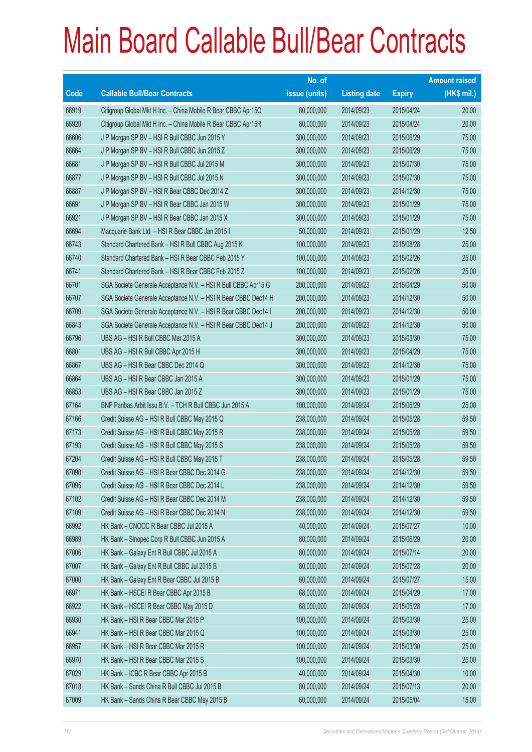# Main Board Callable Bull/Bear Contracts

| Code | Callable Bull/Bear Contracts | No. of issue (units) | Listing date | Expiry | Amount raised (HK$ mil.) |
|---|---|---|---|---|---|
| 66919 | Citigroup Global Mkt H Inc. – China Mobile R Bear CBBC Apr15Q | 80,000,000 | 2014/09/23 | 2015/04/24 | 20.00 |
| 66920 | Citigroup Global Mkt H Inc. – China Mobile R Bear CBBC Apr15R | 80,000,000 | 2014/09/23 | 2015/04/24 | 20.00 |
| 66606 | J P Morgan SP BV – HSI R Bull CBBC Jun 2015 Y | 300,000,000 | 2014/09/23 | 2015/06/29 | 75.00 |
| 66664 | J P Morgan SP BV – HSI R Bull CBBC Jun 2015 Z | 300,000,000 | 2014/09/23 | 2015/06/29 | 75.00 |
| 66681 | J P Morgan SP BV – HSI R Bull CBBC Jul 2015 M | 300,000,000 | 2014/09/23 | 2015/07/30 | 75.00 |
| 66877 | J P Morgan SP BV – HSI R Bull CBBC Jul 2015 N | 300,000,000 | 2014/09/23 | 2015/07/30 | 75.00 |
| 66887 | J P Morgan SP BV – HSI R Bear CBBC Dec 2014 Z | 300,000,000 | 2014/09/23 | 2014/12/30 | 75.00 |
| 66691 | J P Morgan SP BV – HSI R Bear CBBC Jan 2015 W | 300,000,000 | 2014/09/23 | 2015/01/29 | 75.00 |
| 66921 | J P Morgan SP BV – HSI R Bear CBBC Jan 2015 X | 300,000,000 | 2014/09/23 | 2015/01/29 | 75.00 |
| 66694 | Macquarie Bank Ltd. – HSI R Bear CBBC Jan 2015 I | 50,000,000 | 2014/09/23 | 2015/01/29 | 12.50 |
| 66743 | Standard Chartered Bank – HSI R Bull CBBC Aug 2015 K | 100,000,000 | 2014/09/23 | 2015/08/28 | 25.00 |
| 66740 | Standard Chartered Bank – HSI R Bear CBBC Feb 2015 Y | 100,000,000 | 2014/09/23 | 2015/02/26 | 25.00 |
| 66741 | Standard Chartered Bank – HSI R Bear CBBC Feb 2015 Z | 100,000,000 | 2014/09/23 | 2015/02/26 | 25.00 |
| 66701 | SGA Societe Generale Acceptance N.V. – HSI R Bull CBBC Apr15 G | 200,000,000 | 2014/09/23 | 2015/04/29 | 50.00 |
| 66707 | SGA Societe Generale Acceptance N.V. – HSI R Bear CBBC Dec14 H | 200,000,000 | 2014/09/23 | 2014/12/30 | 50.00 |
| 66709 | SGA Societe Generale Acceptance N.V. – HSI R Bear CBBC Dec14 I | 200,000,000 | 2014/09/23 | 2014/12/30 | 50.00 |
| 66843 | SGA Societe Generale Acceptance N.V. – HSI R Bear CBBC Dec14 J | 200,000,000 | 2014/09/23 | 2014/12/30 | 50.00 |
| 66796 | UBS AG – HSI R Bull CBBC Mar 2015 A | 300,000,000 | 2014/09/23 | 2015/03/30 | 75.00 |
| 66801 | UBS AG – HSI R Bull CBBC Apr 2015 H | 300,000,000 | 2014/09/23 | 2015/04/29 | 75.00 |
| 66867 | UBS AG – HSI R Bear CBBC Dec 2014 Q | 300,000,000 | 2014/09/23 | 2014/12/30 | 75.00 |
| 66864 | UBS AG – HSI R Bear CBBC Jan 2015 A | 300,000,000 | 2014/09/23 | 2015/01/29 | 75.00 |
| 66853 | UBS AG – HSI R Bear CBBC Jan 2015 Z | 300,000,000 | 2014/09/23 | 2015/01/29 | 75.00 |
| 67164 | BNP Paribas Arbit Issu B.V. – TCH R Bull CBBC Jun 2015 A | 100,000,000 | 2014/09/24 | 2015/06/29 | 25.00 |
| 67166 | Credit Suisse AG – HSI R Bull CBBC May 2015 Q | 238,000,000 | 2014/09/24 | 2015/05/28 | 59.50 |
| 67173 | Credit Suisse AG – HSI R Bull CBBC May 2015 R | 238,000,000 | 2014/09/24 | 2015/05/28 | 59.50 |
| 67193 | Credit Suisse AG – HSI R Bull CBBC May 2015 S | 238,000,000 | 2014/09/24 | 2015/05/28 | 59.50 |
| 67204 | Credit Suisse AG – HSI R Bull CBBC May 2015 T | 238,000,000 | 2014/09/24 | 2015/05/28 | 59.50 |
| 67090 | Credit Suisse AG – HSI R Bear CBBC Dec 2014 G | 238,000,000 | 2014/09/24 | 2014/12/30 | 59.50 |
| 67095 | Credit Suisse AG – HSI R Bear CBBC Dec 2014 L | 238,000,000 | 2014/09/24 | 2014/12/30 | 59.50 |
| 67102 | Credit Suisse AG – HSI R Bear CBBC Dec 2014 M | 238,000,000 | 2014/09/24 | 2014/12/30 | 59.50 |
| 67109 | Credit Suisse AG – HSI R Bear CBBC Dec 2014 N | 238,000,000 | 2014/09/24 | 2014/12/30 | 59.50 |
| 66992 | HK Bank – CNOOC R Bear CBBC Jul 2015 A | 40,000,000 | 2014/09/24 | 2015/07/27 | 10.00 |
| 66989 | HK Bank – Sinopec Corp R Bull CBBC Jun 2015 A | 80,000,000 | 2014/09/24 | 2015/06/29 | 20.00 |
| 67006 | HK Bank – Galaxy Ent R Bull CBBC Jul 2015 A | 80,000,000 | 2014/09/24 | 2015/07/14 | 20.00 |
| 67007 | HK Bank – Galaxy Ent R Bull CBBC Jul 2015 B | 80,000,000 | 2014/09/24 | 2015/07/28 | 20.00 |
| 67000 | HK Bank – Galaxy Ent R Bear CBBC Jul 2015 B | 60,000,000 | 2014/09/24 | 2015/07/27 | 15.00 |
| 66971 | HK Bank – HSCEI R Bear CBBC Apr 2015 B | 68,000,000 | 2014/09/24 | 2015/04/29 | 17.00 |
| 66922 | HK Bank – HSCEI R Bear CBBC May 2015 D | 68,000,000 | 2014/09/24 | 2015/05/28 | 17.00 |
| 66930 | HK Bank – HSI R Bear CBBC Mar 2015 P | 100,000,000 | 2014/09/24 | 2015/03/30 | 25.00 |
| 66941 | HK Bank – HSI R Bear CBBC Mar 2015 Q | 100,000,000 | 2014/09/24 | 2015/03/30 | 25.00 |
| 66957 | HK Bank – HSI R Bear CBBC Mar 2015 R | 100,000,000 | 2014/09/24 | 2015/03/30 | 25.00 |
| 66970 | HK Bank – HSI R Bear CBBC Mar 2015 S | 100,000,000 | 2014/09/24 | 2015/03/30 | 25.00 |
| 67029 | HK Bank – ICBC R Bear CBBC Apr 2015 B | 40,000,000 | 2014/09/24 | 2015/04/30 | 10.00 |
| 67018 | HK Bank – Sands China R Bull CBBC Jul 2015 B | 80,000,000 | 2014/09/24 | 2015/07/13 | 20.00 |
| 67009 | HK Bank – Sands China R Bear CBBC May 2015 B | 60,000,000 | 2014/09/24 | 2015/05/04 | 15.00 |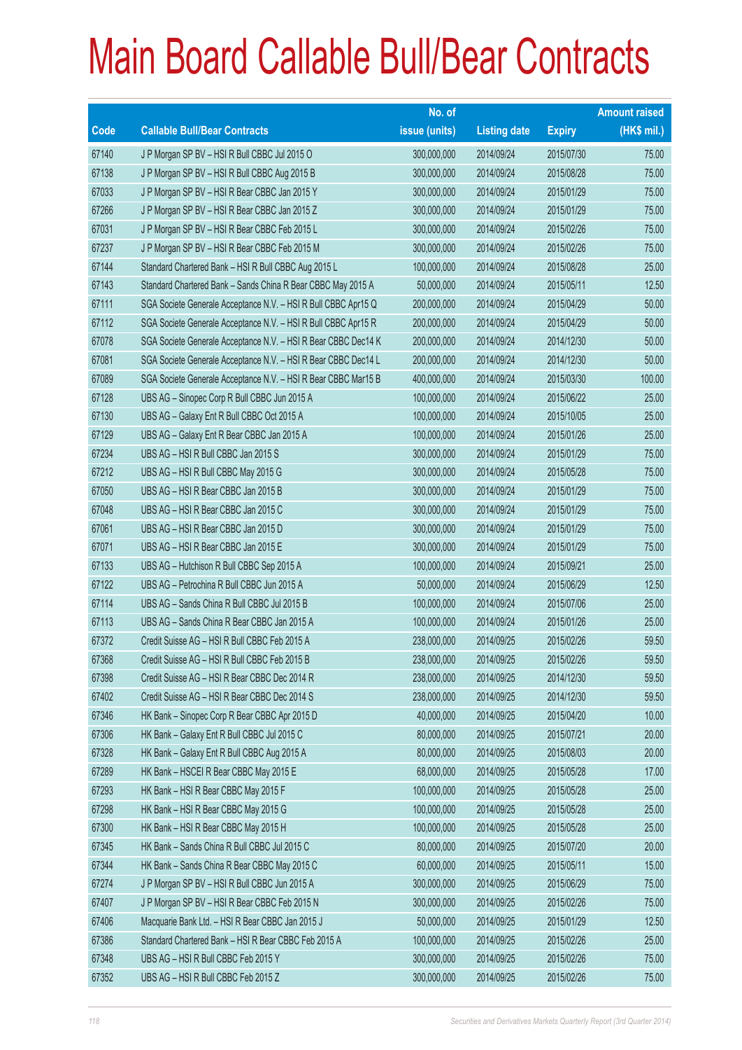# Main Board Callable Bull/Bear Contracts

| Code | Callable Bull/Bear Contracts | No. of issue (units) | Listing date | Expiry | Amount raised (HK$ mil.) |
|---|---|---|---|---|---|
| 67140 | J P Morgan SP BV – HSI R Bull CBBC Jul 2015 O | 300,000,000 | 2014/09/24 | 2015/07/30 | 75.00 |
| 67138 | J P Morgan SP BV – HSI R Bull CBBC Aug 2015 B | 300,000,000 | 2014/09/24 | 2015/08/28 | 75.00 |
| 67033 | J P Morgan SP BV – HSI R Bear CBBC Jan 2015 Y | 300,000,000 | 2014/09/24 | 2015/01/29 | 75.00 |
| 67266 | J P Morgan SP BV – HSI R Bear CBBC Jan 2015 Z | 300,000,000 | 2014/09/24 | 2015/01/29 | 75.00 |
| 67031 | J P Morgan SP BV – HSI R Bear CBBC Feb 2015 L | 300,000,000 | 2014/09/24 | 2015/02/26 | 75.00 |
| 67237 | J P Morgan SP BV – HSI R Bear CBBC Feb 2015 M | 300,000,000 | 2014/09/24 | 2015/02/26 | 75.00 |
| 67144 | Standard Chartered Bank – HSI R Bull CBBC Aug 2015 L | 100,000,000 | 2014/09/24 | 2015/08/28 | 25.00 |
| 67143 | Standard Chartered Bank – Sands China R Bear CBBC May 2015 A | 50,000,000 | 2014/09/24 | 2015/05/11 | 12.50 |
| 67111 | SGA Societe Generale Acceptance N.V. – HSI R Bull CBBC Apr15 Q | 200,000,000 | 2014/09/24 | 2015/04/29 | 50.00 |
| 67112 | SGA Societe Generale Acceptance N.V. – HSI R Bull CBBC Apr15 R | 200,000,000 | 2014/09/24 | 2015/04/29 | 50.00 |
| 67078 | SGA Societe Generale Acceptance N.V. – HSI R Bear CBBC Dec14 K | 200,000,000 | 2014/09/24 | 2014/12/30 | 50.00 |
| 67081 | SGA Societe Generale Acceptance N.V. – HSI R Bear CBBC Dec14 L | 200,000,000 | 2014/09/24 | 2014/12/30 | 50.00 |
| 67089 | SGA Societe Generale Acceptance N.V. – HSI R Bear CBBC Mar15 B | 400,000,000 | 2014/09/24 | 2015/03/30 | 100.00 |
| 67128 | UBS AG – Sinopec Corp R Bull CBBC Jun 2015 A | 100,000,000 | 2014/09/24 | 2015/06/22 | 25.00 |
| 67130 | UBS AG – Galaxy Ent R Bull CBBC Oct 2015 A | 100,000,000 | 2014/09/24 | 2015/10/05 | 25.00 |
| 67129 | UBS AG – Galaxy Ent R Bear CBBC Jan 2015 A | 100,000,000 | 2014/09/24 | 2015/01/26 | 25.00 |
| 67234 | UBS AG – HSI R Bull CBBC Jan 2015 S | 300,000,000 | 2014/09/24 | 2015/01/29 | 75.00 |
| 67212 | UBS AG – HSI R Bull CBBC May 2015 G | 300,000,000 | 2014/09/24 | 2015/05/28 | 75.00 |
| 67050 | UBS AG – HSI R Bear CBBC Jan 2015 B | 300,000,000 | 2014/09/24 | 2015/01/29 | 75.00 |
| 67048 | UBS AG – HSI R Bear CBBC Jan 2015 C | 300,000,000 | 2014/09/24 | 2015/01/29 | 75.00 |
| 67061 | UBS AG – HSI R Bear CBBC Jan 2015 D | 300,000,000 | 2014/09/24 | 2015/01/29 | 75.00 |
| 67071 | UBS AG – HSI R Bear CBBC Jan 2015 E | 300,000,000 | 2014/09/24 | 2015/01/29 | 75.00 |
| 67133 | UBS AG – Hutchison R Bull CBBC Sep 2015 A | 100,000,000 | 2014/09/24 | 2015/09/21 | 25.00 |
| 67122 | UBS AG – Petrochina R Bull CBBC Jun 2015 A | 50,000,000 | 2014/09/24 | 2015/06/29 | 12.50 |
| 67114 | UBS AG – Sands China R Bull CBBC Jul 2015 B | 100,000,000 | 2014/09/24 | 2015/07/06 | 25.00 |
| 67113 | UBS AG – Sands China R Bear CBBC Jan 2015 A | 100,000,000 | 2014/09/24 | 2015/01/26 | 25.00 |
| 67372 | Credit Suisse AG – HSI R Bull CBBC Feb 2015 A | 238,000,000 | 2014/09/25 | 2015/02/26 | 59.50 |
| 67368 | Credit Suisse AG – HSI R Bull CBBC Feb 2015 B | 238,000,000 | 2014/09/25 | 2015/02/26 | 59.50 |
| 67398 | Credit Suisse AG – HSI R Bear CBBC Dec 2014 R | 238,000,000 | 2014/09/25 | 2014/12/30 | 59.50 |
| 67402 | Credit Suisse AG – HSI R Bear CBBC Dec 2014 S | 238,000,000 | 2014/09/25 | 2014/12/30 | 59.50 |
| 67346 | HK Bank – Sinopec Corp R Bear CBBC Apr 2015 D | 40,000,000 | 2014/09/25 | 2015/04/20 | 10.00 |
| 67306 | HK Bank – Galaxy Ent R Bull CBBC Jul 2015 C | 80,000,000 | 2014/09/25 | 2015/07/21 | 20.00 |
| 67328 | HK Bank – Galaxy Ent R Bull CBBC Aug 2015 A | 80,000,000 | 2014/09/25 | 2015/08/03 | 20.00 |
| 67289 | HK Bank – HSCEI R Bear CBBC May 2015 E | 68,000,000 | 2014/09/25 | 2015/05/28 | 17.00 |
| 67293 | HK Bank – HSI R Bear CBBC May 2015 F | 100,000,000 | 2014/09/25 | 2015/05/28 | 25.00 |
| 67298 | HK Bank – HSI R Bear CBBC May 2015 G | 100,000,000 | 2014/09/25 | 2015/05/28 | 25.00 |
| 67300 | HK Bank – HSI R Bear CBBC May 2015 H | 100,000,000 | 2014/09/25 | 2015/05/28 | 25.00 |
| 67345 | HK Bank – Sands China R Bull CBBC Jul 2015 C | 80,000,000 | 2014/09/25 | 2015/07/20 | 20.00 |
| 67344 | HK Bank – Sands China R Bear CBBC May 2015 C | 60,000,000 | 2014/09/25 | 2015/05/11 | 15.00 |
| 67274 | J P Morgan SP BV – HSI R Bull CBBC Jun 2015 A | 300,000,000 | 2014/09/25 | 2015/06/29 | 75.00 |
| 67407 | J P Morgan SP BV – HSI R Bear CBBC Feb 2015 N | 300,000,000 | 2014/09/25 | 2015/02/26 | 75.00 |
| 67406 | Macquarie Bank Ltd. – HSI R Bear CBBC Jan 2015 J | 50,000,000 | 2014/09/25 | 2015/01/29 | 12.50 |
| 67386 | Standard Chartered Bank – HSI R Bear CBBC Feb 2015 A | 100,000,000 | 2014/09/25 | 2015/02/26 | 25.00 |
| 67348 | UBS AG – HSI R Bull CBBC Feb 2015 Y | 300,000,000 | 2014/09/25 | 2015/02/26 | 75.00 |
| 67352 | UBS AG – HSI R Bull CBBC Feb 2015 Z | 300,000,000 | 2014/09/25 | 2015/02/26 | 75.00 |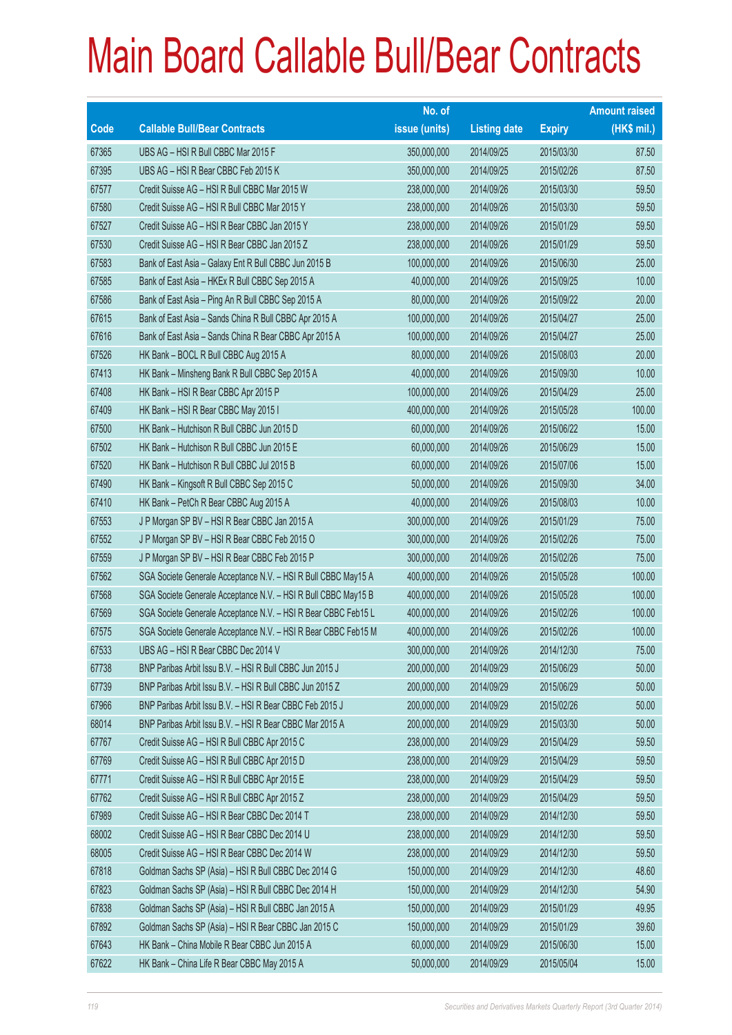# Main Board Callable Bull/Bear Contracts

| Code | Callable Bull/Bear Contracts | No. of issue (units) | Listing date | Expiry | Amount raised (HK$ mil.) |
|---|---|---|---|---|---|
| 67365 | UBS AG – HSI R Bull CBBC Mar 2015 F | 350,000,000 | 2014/09/25 | 2015/03/30 | 87.50 |
| 67395 | UBS AG – HSI R Bear CBBC Feb 2015 K | 350,000,000 | 2014/09/25 | 2015/02/26 | 87.50 |
| 67577 | Credit Suisse AG – HSI R Bull CBBC Mar 2015 W | 238,000,000 | 2014/09/26 | 2015/03/30 | 59.50 |
| 67580 | Credit Suisse AG – HSI R Bull CBBC Mar 2015 Y | 238,000,000 | 2014/09/26 | 2015/03/30 | 59.50 |
| 67527 | Credit Suisse AG – HSI R Bear CBBC Jan 2015 Y | 238,000,000 | 2014/09/26 | 2015/01/29 | 59.50 |
| 67530 | Credit Suisse AG – HSI R Bear CBBC Jan 2015 Z | 238,000,000 | 2014/09/26 | 2015/01/29 | 59.50 |
| 67583 | Bank of East Asia – Galaxy Ent R Bull CBBC Jun 2015 B | 100,000,000 | 2014/09/26 | 2015/06/30 | 25.00 |
| 67585 | Bank of East Asia – HKEx R Bull CBBC Sep 2015 A | 40,000,000 | 2014/09/26 | 2015/09/25 | 10.00 |
| 67586 | Bank of East Asia – Ping An R Bull CBBC Sep 2015 A | 80,000,000 | 2014/09/26 | 2015/09/22 | 20.00 |
| 67615 | Bank of East Asia – Sands China R Bull CBBC Apr 2015 A | 100,000,000 | 2014/09/26 | 2015/04/27 | 25.00 |
| 67616 | Bank of East Asia – Sands China R Bear CBBC Apr 2015 A | 100,000,000 | 2014/09/26 | 2015/04/27 | 25.00 |
| 67526 | HK Bank – BOCL R Bull CBBC Aug 2015 A | 80,000,000 | 2014/09/26 | 2015/08/03 | 20.00 |
| 67413 | HK Bank – Minsheng Bank R Bull CBBC Sep 2015 A | 40,000,000 | 2014/09/26 | 2015/09/30 | 10.00 |
| 67408 | HK Bank – HSI R Bear CBBC Apr 2015 P | 100,000,000 | 2014/09/26 | 2015/04/29 | 25.00 |
| 67409 | HK Bank – HSI R Bear CBBC May 2015 I | 400,000,000 | 2014/09/26 | 2015/05/28 | 100.00 |
| 67500 | HK Bank – Hutchison R Bull CBBC Jun 2015 D | 60,000,000 | 2014/09/26 | 2015/06/22 | 15.00 |
| 67502 | HK Bank – Hutchison R Bull CBBC Jun 2015 E | 60,000,000 | 2014/09/26 | 2015/06/29 | 15.00 |
| 67520 | HK Bank – Hutchison R Bull CBBC Jul 2015 B | 60,000,000 | 2014/09/26 | 2015/07/06 | 15.00 |
| 67490 | HK Bank – Kingsoft R Bull CBBC Sep 2015 C | 50,000,000 | 2014/09/26 | 2015/09/30 | 34.00 |
| 67410 | HK Bank – PetCh R Bear CBBC Aug 2015 A | 40,000,000 | 2014/09/26 | 2015/08/03 | 10.00 |
| 67553 | J P Morgan SP BV – HSI R Bear CBBC Jan 2015 A | 300,000,000 | 2014/09/26 | 2015/01/29 | 75.00 |
| 67552 | J P Morgan SP BV – HSI R Bear CBBC Feb 2015 O | 300,000,000 | 2014/09/26 | 2015/02/26 | 75.00 |
| 67559 | J P Morgan SP BV – HSI R Bear CBBC Feb 2015 P | 300,000,000 | 2014/09/26 | 2015/02/26 | 75.00 |
| 67562 | SGA Societe Generale Acceptance N.V. – HSI R Bull CBBC May15 A | 400,000,000 | 2014/09/26 | 2015/05/28 | 100.00 |
| 67568 | SGA Societe Generale Acceptance N.V. – HSI R Bull CBBC May15 B | 400,000,000 | 2014/09/26 | 2015/05/28 | 100.00 |
| 67569 | SGA Societe Generale Acceptance N.V. – HSI R Bear CBBC Feb15 L | 400,000,000 | 2014/09/26 | 2015/02/26 | 100.00 |
| 67575 | SGA Societe Generale Acceptance N.V. – HSI R Bear CBBC Feb15 M | 400,000,000 | 2014/09/26 | 2015/02/26 | 100.00 |
| 67533 | UBS AG – HSI R Bear CBBC Dec 2014 V | 300,000,000 | 2014/09/26 | 2014/12/30 | 75.00 |
| 67738 | BNP Paribas Arbit Issu B.V. – HSI R Bull CBBC Jun 2015 J | 200,000,000 | 2014/09/29 | 2015/06/29 | 50.00 |
| 67739 | BNP Paribas Arbit Issu B.V. – HSI R Bull CBBC Jun 2015 Z | 200,000,000 | 2014/09/29 | 2015/06/29 | 50.00 |
| 67966 | BNP Paribas Arbit Issu B.V. – HSI R Bear CBBC Feb 2015 J | 200,000,000 | 2014/09/29 | 2015/02/26 | 50.00 |
| 68014 | BNP Paribas Arbit Issu B.V. – HSI R Bear CBBC Mar 2015 A | 200,000,000 | 2014/09/29 | 2015/03/30 | 50.00 |
| 67767 | Credit Suisse AG – HSI R Bull CBBC Apr 2015 C | 238,000,000 | 2014/09/29 | 2015/04/29 | 59.50 |
| 67769 | Credit Suisse AG – HSI R Bull CBBC Apr 2015 D | 238,000,000 | 2014/09/29 | 2015/04/29 | 59.50 |
| 67771 | Credit Suisse AG – HSI R Bull CBBC Apr 2015 E | 238,000,000 | 2014/09/29 | 2015/04/29 | 59.50 |
| 67762 | Credit Suisse AG – HSI R Bull CBBC Apr 2015 Z | 238,000,000 | 2014/09/29 | 2015/04/29 | 59.50 |
| 67989 | Credit Suisse AG – HSI R Bear CBBC Dec 2014 T | 238,000,000 | 2014/09/29 | 2014/12/30 | 59.50 |
| 68002 | Credit Suisse AG – HSI R Bear CBBC Dec 2014 U | 238,000,000 | 2014/09/29 | 2014/12/30 | 59.50 |
| 68005 | Credit Suisse AG – HSI R Bear CBBC Dec 2014 W | 238,000,000 | 2014/09/29 | 2014/12/30 | 59.50 |
| 67818 | Goldman Sachs SP (Asia) – HSI R Bull CBBC Dec 2014 G | 150,000,000 | 2014/09/29 | 2014/12/30 | 48.60 |
| 67823 | Goldman Sachs SP (Asia) – HSI R Bull CBBC Dec 2014 H | 150,000,000 | 2014/09/29 | 2014/12/30 | 54.90 |
| 67838 | Goldman Sachs SP (Asia) – HSI R Bull CBBC Jan 2015 A | 150,000,000 | 2014/09/29 | 2015/01/29 | 49.95 |
| 67892 | Goldman Sachs SP (Asia) – HSI R Bear CBBC Jan 2015 C | 150,000,000 | 2014/09/29 | 2015/01/29 | 39.60 |
| 67643 | HK Bank – China Mobile R Bear CBBC Jun 2015 A | 60,000,000 | 2014/09/29 | 2015/06/30 | 15.00 |
| 67622 | HK Bank – China Life R Bear CBBC May 2015 A | 50,000,000 | 2014/09/29 | 2015/05/04 | 15.00 |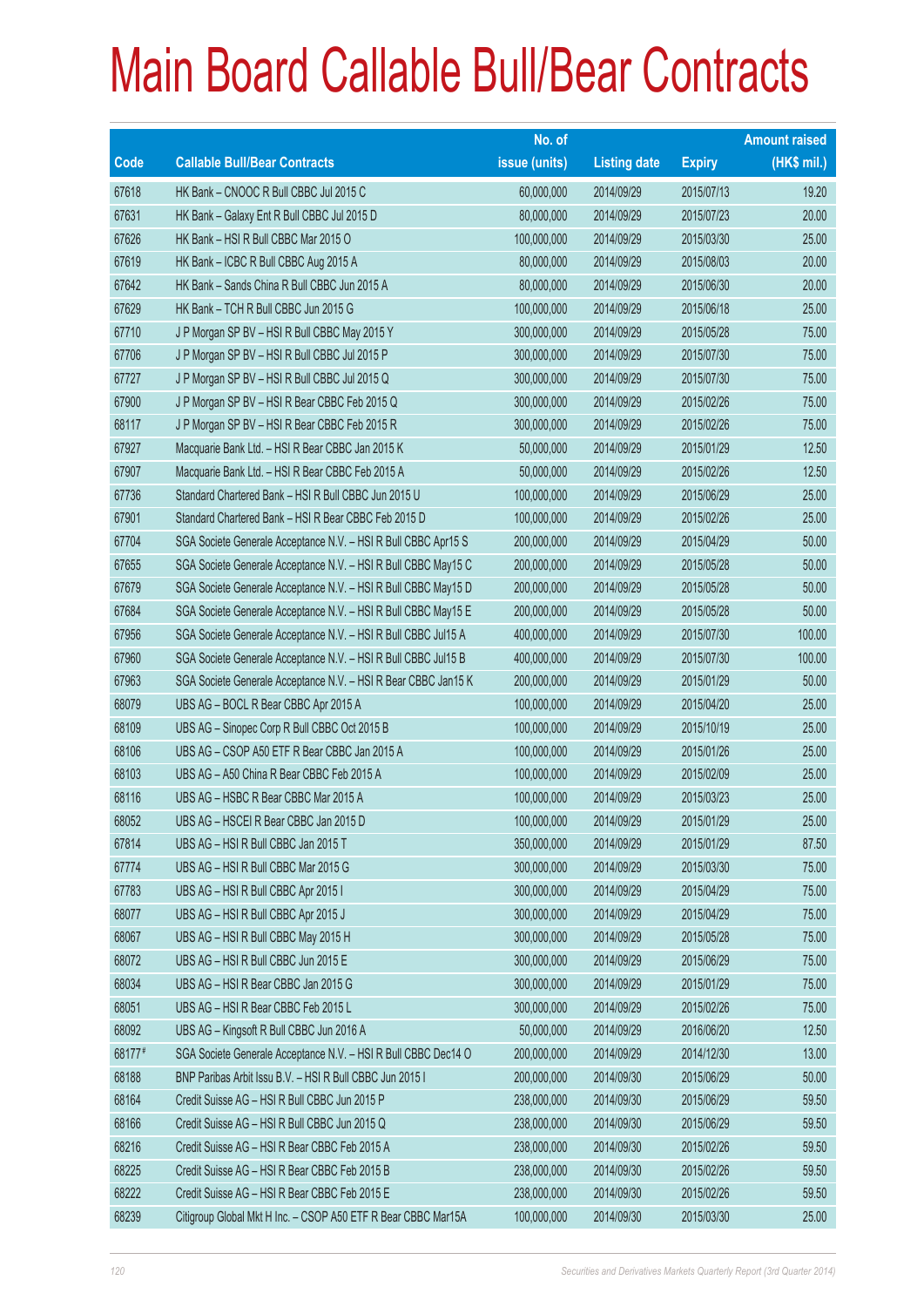# Main Board Callable Bull/Bear Contracts

| Code | Callable Bull/Bear Contracts | No. of issue (units) | Listing date | Expiry | Amount raised (HK$ mil.) |
|---|---|---|---|---|---|
| 67618 | HK Bank – CNOOC R Bull CBBC Jul 2015 C | 60,000,000 | 2014/09/29 | 2015/07/13 | 19.20 |
| 67631 | HK Bank – Galaxy Ent R Bull CBBC Jul 2015 D | 80,000,000 | 2014/09/29 | 2015/07/23 | 20.00 |
| 67626 | HK Bank – HSI R Bull CBBC Mar 2015 O | 100,000,000 | 2014/09/29 | 2015/03/30 | 25.00 |
| 67619 | HK Bank – ICBC R Bull CBBC Aug 2015 A | 80,000,000 | 2014/09/29 | 2015/08/03 | 20.00 |
| 67642 | HK Bank – Sands China R Bull CBBC Jun 2015 A | 80,000,000 | 2014/09/29 | 2015/06/30 | 20.00 |
| 67629 | HK Bank – TCH R Bull CBBC Jun 2015 G | 100,000,000 | 2014/09/29 | 2015/06/18 | 25.00 |
| 67710 | J P Morgan SP BV – HSI R Bull CBBC May 2015 Y | 300,000,000 | 2014/09/29 | 2015/05/28 | 75.00 |
| 67706 | J P Morgan SP BV – HSI R Bull CBBC Jul 2015 P | 300,000,000 | 2014/09/29 | 2015/07/30 | 75.00 |
| 67727 | J P Morgan SP BV – HSI R Bull CBBC Jul 2015 Q | 300,000,000 | 2014/09/29 | 2015/07/30 | 75.00 |
| 67900 | J P Morgan SP BV – HSI R Bear CBBC Feb 2015 Q | 300,000,000 | 2014/09/29 | 2015/02/26 | 75.00 |
| 68117 | J P Morgan SP BV – HSI R Bear CBBC Feb 2015 R | 300,000,000 | 2014/09/29 | 2015/02/26 | 75.00 |
| 67927 | Macquarie Bank Ltd. – HSI R Bear CBBC Jan 2015 K | 50,000,000 | 2014/09/29 | 2015/01/29 | 12.50 |
| 67907 | Macquarie Bank Ltd. – HSI R Bear CBBC Feb 2015 A | 50,000,000 | 2014/09/29 | 2015/02/26 | 12.50 |
| 67736 | Standard Chartered Bank – HSI R Bull CBBC Jun 2015 U | 100,000,000 | 2014/09/29 | 2015/06/29 | 25.00 |
| 67901 | Standard Chartered Bank – HSI R Bear CBBC Feb 2015 D | 100,000,000 | 2014/09/29 | 2015/02/26 | 25.00 |
| 67704 | SGA Societe Generale Acceptance N.V. – HSI R Bull CBBC Apr15 S | 200,000,000 | 2014/09/29 | 2015/04/29 | 50.00 |
| 67655 | SGA Societe Generale Acceptance N.V. – HSI R Bull CBBC May15 C | 200,000,000 | 2014/09/29 | 2015/05/28 | 50.00 |
| 67679 | SGA Societe Generale Acceptance N.V. – HSI R Bull CBBC May15 D | 200,000,000 | 2014/09/29 | 2015/05/28 | 50.00 |
| 67684 | SGA Societe Generale Acceptance N.V. – HSI R Bull CBBC May15 E | 200,000,000 | 2014/09/29 | 2015/05/28 | 50.00 |
| 67956 | SGA Societe Generale Acceptance N.V. – HSI R Bull CBBC Jul15 A | 400,000,000 | 2014/09/29 | 2015/07/30 | 100.00 |
| 67960 | SGA Societe Generale Acceptance N.V. – HSI R Bull CBBC Jul15 B | 400,000,000 | 2014/09/29 | 2015/07/30 | 100.00 |
| 67963 | SGA Societe Generale Acceptance N.V. – HSI R Bear CBBC Jan15 K | 200,000,000 | 2014/09/29 | 2015/01/29 | 50.00 |
| 68079 | UBS AG – BOCL R Bear CBBC Apr 2015 A | 100,000,000 | 2014/09/29 | 2015/04/20 | 25.00 |
| 68109 | UBS AG – Sinopec Corp R Bull CBBC Oct 2015 B | 100,000,000 | 2014/09/29 | 2015/10/19 | 25.00 |
| 68106 | UBS AG – CSOP A50 ETF R Bear CBBC Jan 2015 A | 100,000,000 | 2014/09/29 | 2015/01/26 | 25.00 |
| 68103 | UBS AG – A50 China R Bear CBBC Feb 2015 A | 100,000,000 | 2014/09/29 | 2015/02/09 | 25.00 |
| 68116 | UBS AG – HSBC R Bear CBBC Mar 2015 A | 100,000,000 | 2014/09/29 | 2015/03/23 | 25.00 |
| 68052 | UBS AG – HSCEI R Bear CBBC Jan 2015 D | 100,000,000 | 2014/09/29 | 2015/01/29 | 25.00 |
| 67814 | UBS AG – HSI R Bull CBBC Jan 2015 T | 350,000,000 | 2014/09/29 | 2015/01/29 | 87.50 |
| 67774 | UBS AG – HSI R Bull CBBC Mar 2015 G | 300,000,000 | 2014/09/29 | 2015/03/30 | 75.00 |
| 67783 | UBS AG – HSI R Bull CBBC Apr 2015 I | 300,000,000 | 2014/09/29 | 2015/04/29 | 75.00 |
| 68077 | UBS AG – HSI R Bull CBBC Apr 2015 J | 300,000,000 | 2014/09/29 | 2015/04/29 | 75.00 |
| 68067 | UBS AG – HSI R Bull CBBC May 2015 H | 300,000,000 | 2014/09/29 | 2015/05/28 | 75.00 |
| 68072 | UBS AG – HSI R Bull CBBC Jun 2015 E | 300,000,000 | 2014/09/29 | 2015/06/29 | 75.00 |
| 68034 | UBS AG – HSI R Bear CBBC Jan 2015 G | 300,000,000 | 2014/09/29 | 2015/01/29 | 75.00 |
| 68051 | UBS AG – HSI R Bear CBBC Feb 2015 L | 300,000,000 | 2014/09/29 | 2015/02/26 | 75.00 |
| 68092 | UBS AG – Kingsoft R Bull CBBC Jun 2016 A | 50,000,000 | 2014/09/29 | 2016/06/20 | 12.50 |
| 68177# | SGA Societe Generale Acceptance N.V. – HSI R Bull CBBC Dec14 O | 200,000,000 | 2014/09/29 | 2014/12/30 | 13.00 |
| 68188 | BNP Paribas Arbit Issu B.V. – HSI R Bull CBBC Jun 2015 I | 200,000,000 | 2014/09/30 | 2015/06/29 | 50.00 |
| 68164 | Credit Suisse AG – HSI R Bull CBBC Jun 2015 P | 238,000,000 | 2014/09/30 | 2015/06/29 | 59.50 |
| 68166 | Credit Suisse AG – HSI R Bull CBBC Jun 2015 Q | 238,000,000 | 2014/09/30 | 2015/06/29 | 59.50 |
| 68216 | Credit Suisse AG – HSI R Bear CBBC Feb 2015 A | 238,000,000 | 2014/09/30 | 2015/02/26 | 59.50 |
| 68225 | Credit Suisse AG – HSI R Bear CBBC Feb 2015 B | 238,000,000 | 2014/09/30 | 2015/02/26 | 59.50 |
| 68222 | Credit Suisse AG – HSI R Bear CBBC Feb 2015 E | 238,000,000 | 2014/09/30 | 2015/02/26 | 59.50 |
| 68239 | Citigroup Global Mkt H Inc. – CSOP A50 ETF R Bear CBBC Mar15A | 100,000,000 | 2014/09/30 | 2015/03/30 | 25.00 |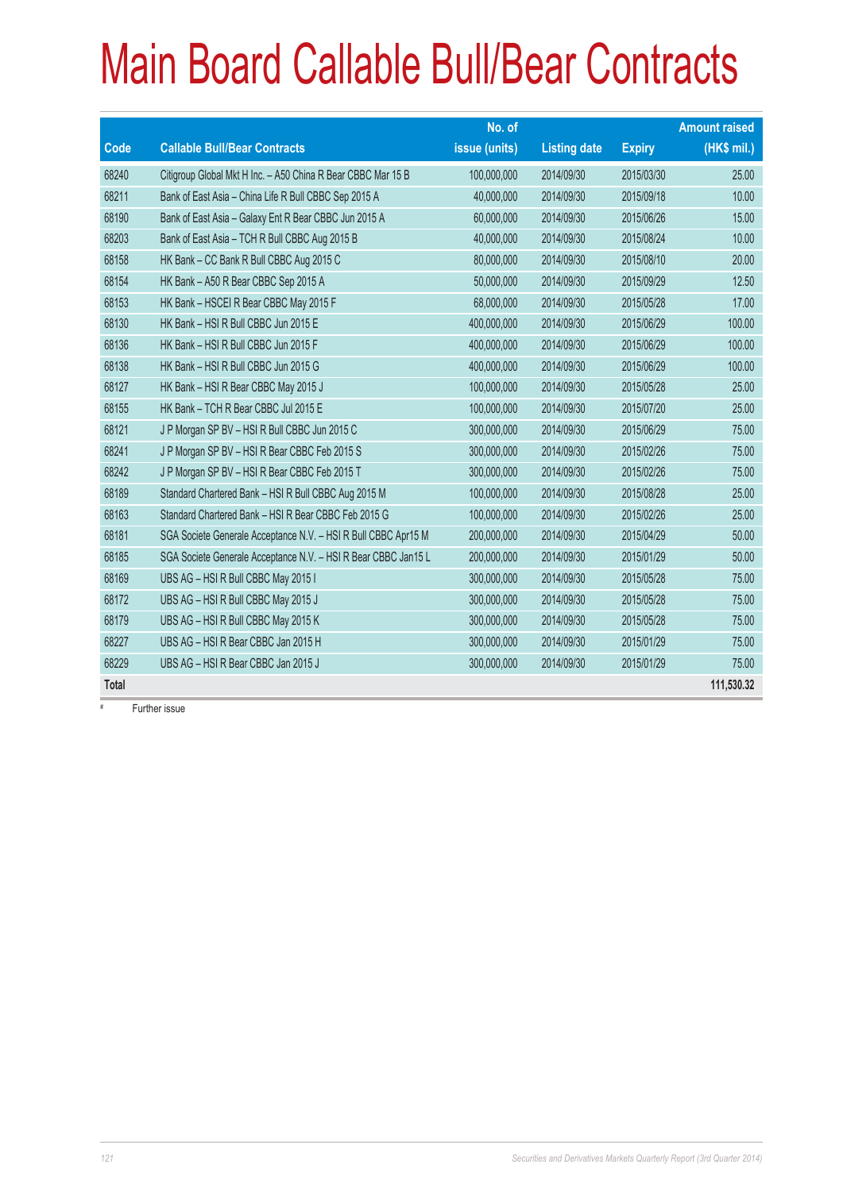# Main Board Callable Bull/Bear Contracts

| Code | Callable Bull/Bear Contracts | No. of issue (units) | Listing date | Expiry | Amount raised (HK$ mil.) |
|---|---|---|---|---|---|
| 68240 | Citigroup Global Mkt H Inc. – A50 China R Bear CBBC Mar 15 B | 100,000,000 | 2014/09/30 | 2015/03/30 | 25.00 |
| 68211 | Bank of East Asia – China Life R Bull CBBC Sep 2015 A | 40,000,000 | 2014/09/30 | 2015/09/18 | 10.00 |
| 68190 | Bank of East Asia – Galaxy Ent R Bear CBBC Jun 2015 A | 60,000,000 | 2014/09/30 | 2015/06/26 | 15.00 |
| 68203 | Bank of East Asia – TCH R Bull CBBC Aug 2015 B | 40,000,000 | 2014/09/30 | 2015/08/24 | 10.00 |
| 68158 | HK Bank – CC Bank R Bull CBBC Aug 2015 C | 80,000,000 | 2014/09/30 | 2015/08/10 | 20.00 |
| 68154 | HK Bank – A50 R Bear CBBC Sep 2015 A | 50,000,000 | 2014/09/30 | 2015/09/29 | 12.50 |
| 68153 | HK Bank – HSCEI R Bear CBBC May 2015 F | 68,000,000 | 2014/09/30 | 2015/05/28 | 17.00 |
| 68130 | HK Bank – HSI R Bull CBBC Jun 2015 E | 400,000,000 | 2014/09/30 | 2015/06/29 | 100.00 |
| 68136 | HK Bank – HSI R Bull CBBC Jun 2015 F | 400,000,000 | 2014/09/30 | 2015/06/29 | 100.00 |
| 68138 | HK Bank – HSI R Bull CBBC Jun 2015 G | 400,000,000 | 2014/09/30 | 2015/06/29 | 100.00 |
| 68127 | HK Bank – HSI R Bear CBBC May 2015 J | 100,000,000 | 2014/09/30 | 2015/05/28 | 25.00 |
| 68155 | HK Bank – TCH R Bear CBBC Jul 2015 E | 100,000,000 | 2014/09/30 | 2015/07/20 | 25.00 |
| 68121 | J P Morgan SP BV – HSI R Bull CBBC Jun 2015 C | 300,000,000 | 2014/09/30 | 2015/06/29 | 75.00 |
| 68241 | J P Morgan SP BV – HSI R Bear CBBC Feb 2015 S | 300,000,000 | 2014/09/30 | 2015/02/26 | 75.00 |
| 68242 | J P Morgan SP BV – HSI R Bear CBBC Feb 2015 T | 300,000,000 | 2014/09/30 | 2015/02/26 | 75.00 |
| 68189 | Standard Chartered Bank – HSI R Bull CBBC Aug 2015 M | 100,000,000 | 2014/09/30 | 2015/08/28 | 25.00 |
| 68163 | Standard Chartered Bank – HSI R Bear CBBC Feb 2015 G | 100,000,000 | 2014/09/30 | 2015/02/26 | 25.00 |
| 68181 | SGA Societe Generale Acceptance N.V. – HSI R Bull CBBC Apr15 M | 200,000,000 | 2014/09/30 | 2015/04/29 | 50.00 |
| 68185 | SGA Societe Generale Acceptance N.V. – HSI R Bear CBBC Jan15 L | 200,000,000 | 2014/09/30 | 2015/01/29 | 50.00 |
| 68169 | UBS AG – HSI R Bull CBBC May 2015 I | 300,000,000 | 2014/09/30 | 2015/05/28 | 75.00 |
| 68172 | UBS AG – HSI R Bull CBBC May 2015 J | 300,000,000 | 2014/09/30 | 2015/05/28 | 75.00 |
| 68179 | UBS AG – HSI R Bull CBBC May 2015 K | 300,000,000 | 2014/09/30 | 2015/05/28 | 75.00 |
| 68227 | UBS AG – HSI R Bear CBBC Jan 2015 H | 300,000,000 | 2014/09/30 | 2015/01/29 | 75.00 |
| 68229 | UBS AG – HSI R Bear CBBC Jan 2015 J | 300,000,000 | 2014/09/30 | 2015/01/29 | 75.00 |
| **Total** | | | | | **111,530.32** |

# Further issue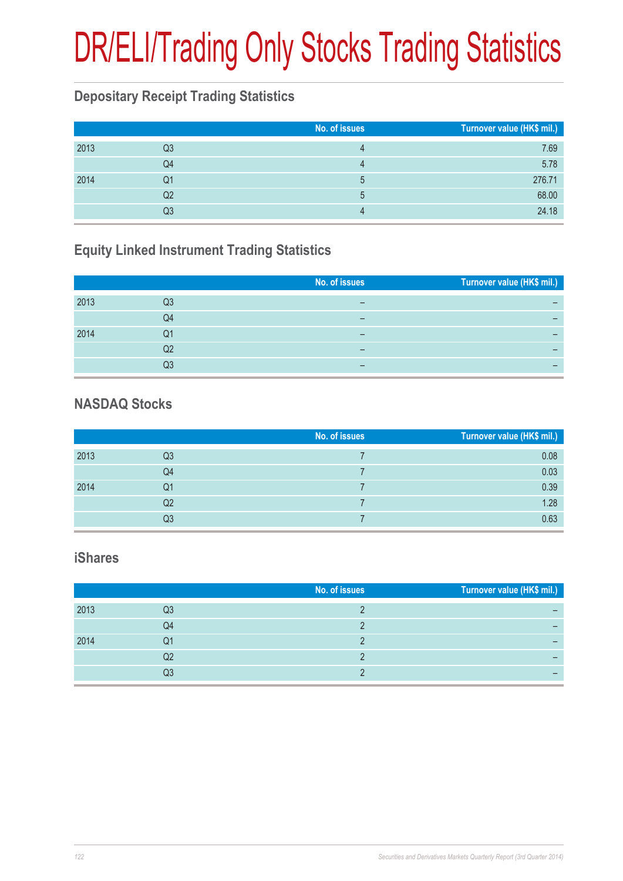# DR/ELI/Trading Only Stocks Trading Statistics

## Depositary Receipt Trading Statistics

| | | No. of issues | Turnover value (HK$ mil.) |
|---|---|---|---|
| 2013 | Q3 | 4 | 7.69 |
| | Q4 | 4 | 5.78 |
| 2014 | Q1 | 5 | 276.71 |
| | Q2 | 5 | 68.00 |
| | Q3 | 4 | 24.18 |

## Equity Linked Instrument Trading Statistics

| | | No. of issues | Turnover value (HK$ mil.) |
|---|---|---|---|
| 2013 | Q3 | – | – |
| | Q4 | – | – |
| 2014 | Q1 | – | – |
| | Q2 | – | – |
| | Q3 | – | – |

## NASDAQ Stocks

| | | No. of issues | Turnover value (HK$ mil.) |
|---|---|---|---|
| 2013 | Q3 | 7 | 0.08 |
| | Q4 | 7 | 0.03 |
| 2014 | Q1 | 7 | 0.39 |
| | Q2 | 7 | 1.28 |
| | Q3 | 7 | 0.63 |

## iShares

| | | No. of issues | Turnover value (HK$ mil.) |
|---|---|---|---|
| 2013 | Q3 | 2 | – |
| | Q4 | 2 | – |
| 2014 | Q1 | 2 | – |
| | Q2 | 2 | – |
| | Q3 | 2 | – |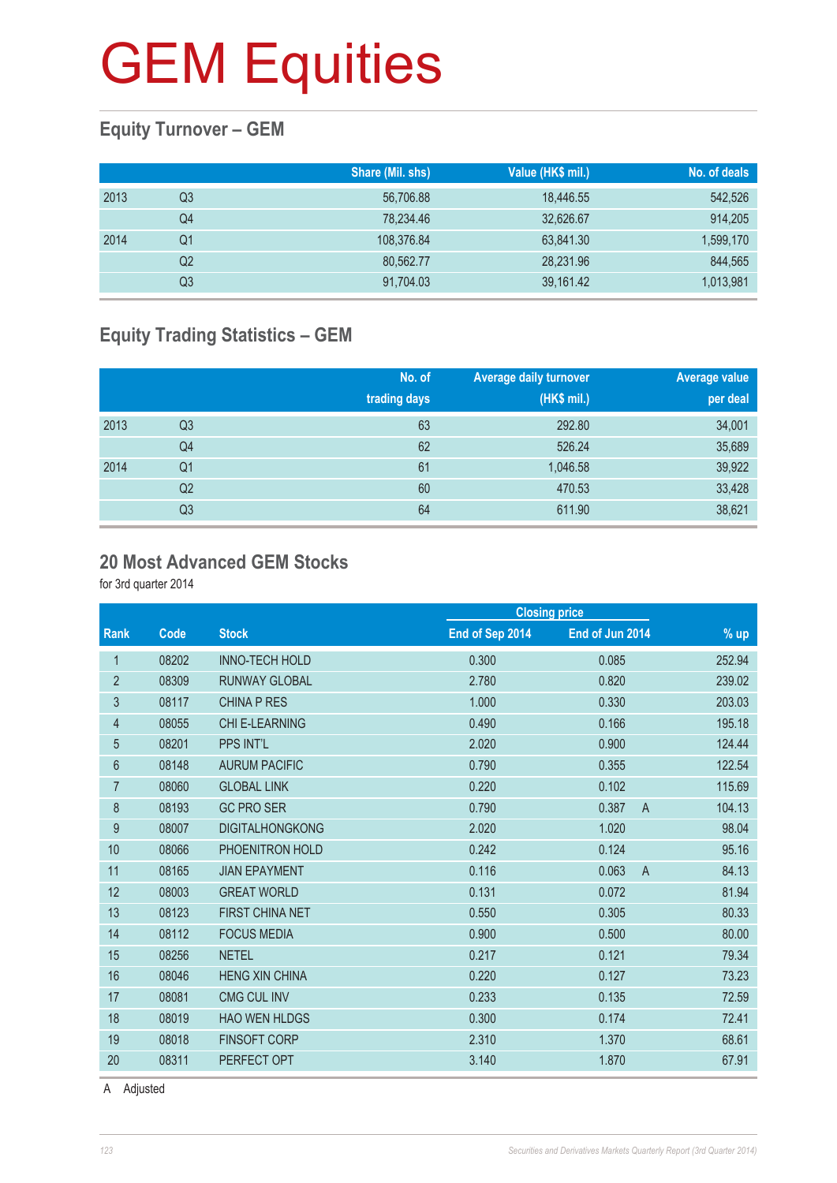# GEM Equities

## Equity Turnover – GEM

| | | Share (Mil. shs) | Value (HK$ mil.) | No. of deals |
|---|---|---|---|---|
| 2013 | Q3 | 56,706.88 | 18,446.55 | 542,526 |
| | Q4 | 78,234.46 | 32,626.67 | 914,205 |
| 2014 | Q1 | 108,376.84 | 63,841.30 | 1,599,170 |
| | Q2 | 80,562.77 | 28,231.96 | 844,565 |
| | Q3 | 91,704.03 | 39,161.42 | 1,013,981 |

## Equity Trading Statistics – GEM

| | | No. of trading days | Average daily turnover (HK$ mil.) | Average value per deal |
|---|---|---|---|---|
| 2013 | Q3 | 63 | 292.80 | 34,001 |
| | Q4 | 62 | 526.24 | 35,689 |
| 2014 | Q1 | 61 | 1,046.58 | 39,922 |
| | Q2 | 60 | 470.53 | 33,428 |
| | Q3 | 64 | 611.90 | 38,621 |

## 20 Most Advanced GEM Stocks

for 3rd quarter 2014

| | | | Closing price | | | |
|---|---|---|---|---|---|---|
| Rank | Code | Stock | End of Sep 2014 | End of Jun 2014 | | % up |
| 1 | 08202 | INNO-TECH HOLD | 0.300 | 0.085 | | 252.94 |
| 2 | 08309 | RUNWAY GLOBAL | 2.780 | 0.820 | | 239.02 |
| 3 | 08117 | CHINA P RES | 1.000 | 0.330 | | 203.03 |
| 4 | 08055 | CHI E-LEARNING | 0.490 | 0.166 | | 195.18 |
| 5 | 08201 | PPS INT'L | 2.020 | 0.900 | | 124.44 |
| 6 | 08148 | AURUM PACIFIC | 0.790 | 0.355 | | 122.54 |
| 7 | 08060 | GLOBAL LINK | 0.220 | 0.102 | | 115.69 |
| 8 | 08193 | GC PRO SER | 0.790 | 0.387 | A | 104.13 |
| 9 | 08007 | DIGITALHONGKONG | 2.020 | 1.020 | | 98.04 |
| 10 | 08066 | PHOENITRON HOLD | 0.242 | 0.124 | | 95.16 |
| 11 | 08165 | JIAN EPAYMENT | 0.116 | 0.063 | A | 84.13 |
| 12 | 08003 | GREAT WORLD | 0.131 | 0.072 | | 81.94 |
| 13 | 08123 | FIRST CHINA NET | 0.550 | 0.305 | | 80.33 |
| 14 | 08112 | FOCUS MEDIA | 0.900 | 0.500 | | 80.00 |
| 15 | 08256 | NETEL | 0.217 | 0.121 | | 79.34 |
| 16 | 08046 | HENG XIN CHINA | 0.220 | 0.127 | | 73.23 |
| 17 | 08081 | CMG CUL INV | 0.233 | 0.135 | | 72.59 |
| 18 | 08019 | HAO WEN HLDGS | 0.300 | 0.174 | | 72.41 |
| 19 | 08018 | FINSOFT CORP | 2.310 | 1.370 | | 68.61 |
| 20 | 08311 | PERFECT OPT | 3.140 | 1.870 | | 67.91 |

A Adjusted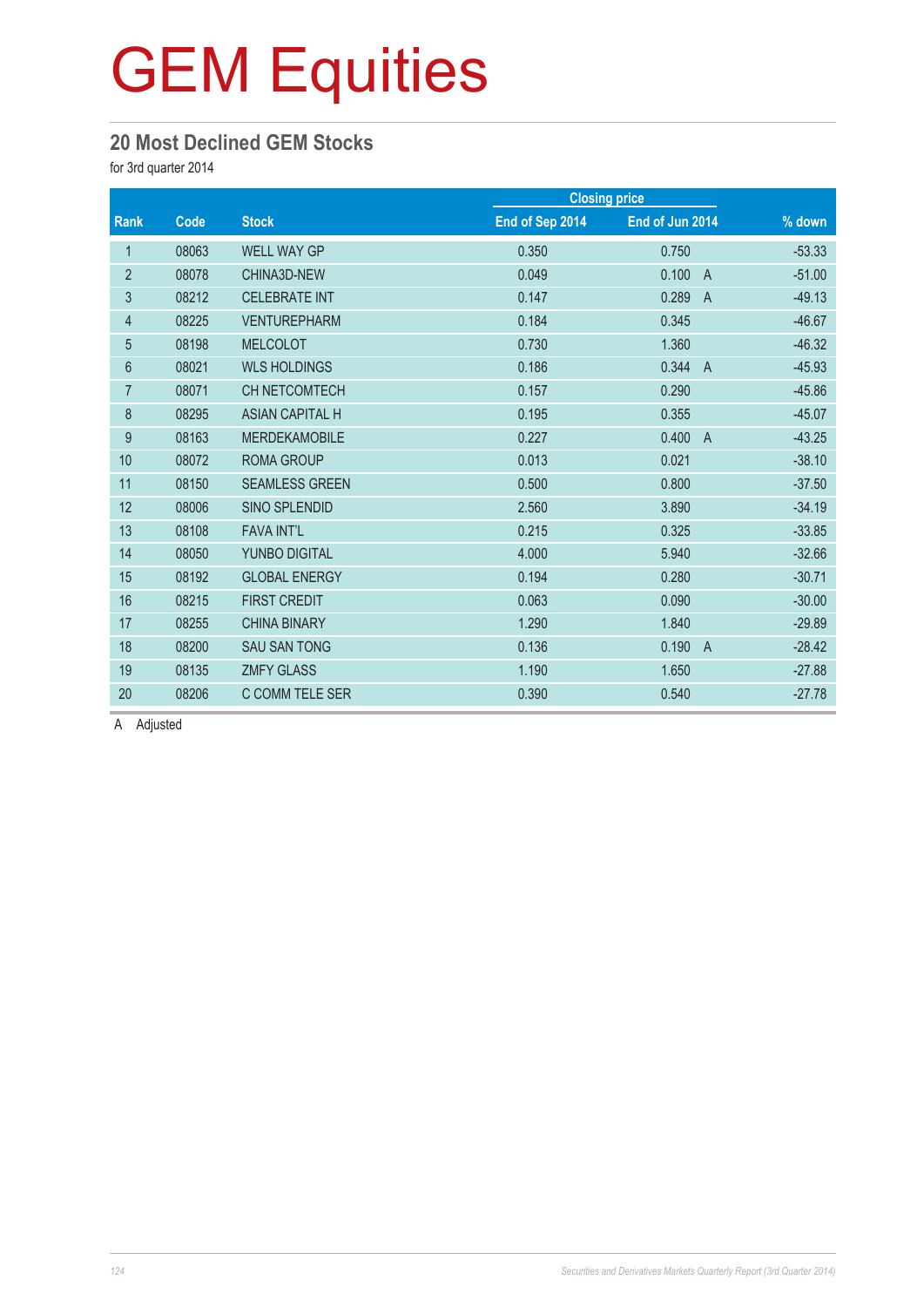# GEM Equities

## 20 Most Declined GEM Stocks

for 3rd quarter 2014

| Rank | Code | Stock | Closing price | | % down |
|---|---|---|---|---|---|
| | | | End of Sep 2014 | End of Jun 2014 | |
| 1 | 08063 | WELL WAY GP | 0.350 | 0.750 | -53.33 |
| 2 | 08078 | CHINA3D-NEW | 0.049 | 0.100 A | -51.00 |
| 3 | 08212 | CELEBRATE INT | 0.147 | 0.289 A | -49.13 |
| 4 | 08225 | VENTUREPHARM | 0.184 | 0.345 | -46.67 |
| 5 | 08198 | MELCOLOT | 0.730 | 1.360 | -46.32 |
| 6 | 08021 | WLS HOLDINGS | 0.186 | 0.344 A | -45.93 |
| 7 | 08071 | CH NETCOMTECH | 0.157 | 0.290 | -45.86 |
| 8 | 08295 | ASIAN CAPITAL H | 0.195 | 0.355 | -45.07 |
| 9 | 08163 | MERDEKAMOBILE | 0.227 | 0.400 A | -43.25 |
| 10 | 08072 | ROMA GROUP | 0.013 | 0.021 | -38.10 |
| 11 | 08150 | SEAMLESS GREEN | 0.500 | 0.800 | -37.50 |
| 12 | 08006 | SINO SPLENDID | 2.560 | 3.890 | -34.19 |
| 13 | 08108 | FAVA INT'L | 0.215 | 0.325 | -33.85 |
| 14 | 08050 | YUNBO DIGITAL | 4.000 | 5.940 | -32.66 |
| 15 | 08192 | GLOBAL ENERGY | 0.194 | 0.280 | -30.71 |
| 16 | 08215 | FIRST CREDIT | 0.063 | 0.090 | -30.00 |
| 17 | 08255 | CHINA BINARY | 1.290 | 1.840 | -29.89 |
| 18 | 08200 | SAU SAN TONG | 0.136 | 0.190 A | -28.42 |
| 19 | 08135 | ZMFY GLASS | 1.190 | 1.650 | -27.88 |
| 20 | 08206 | C COMM TELE SER | 0.390 | 0.540 | -27.78 |

A Adjusted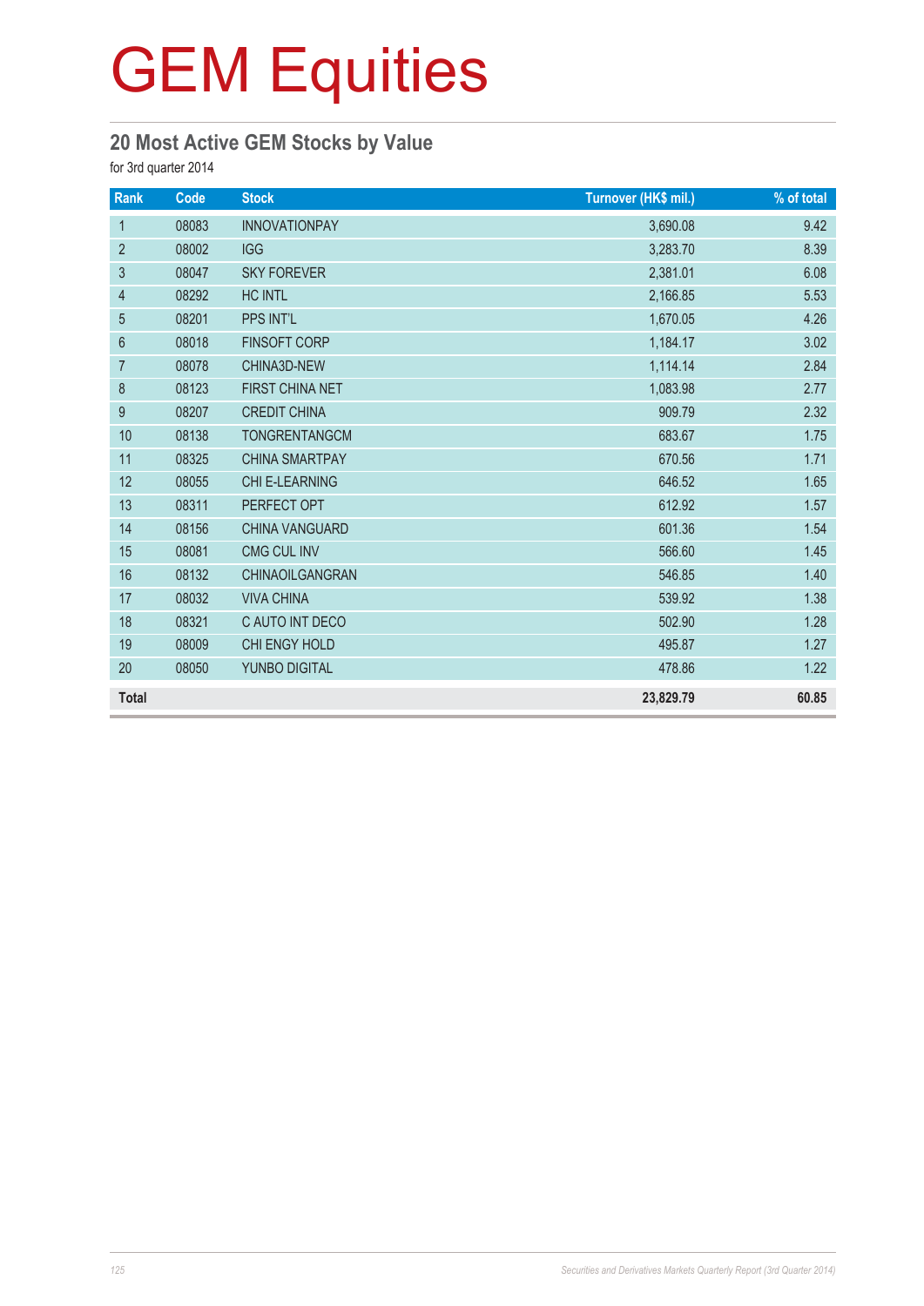# GEM Equities

## 20 Most Active GEM Stocks by Value

for 3rd quarter 2014

| Rank | Code | Stock | Turnover (HK$ mil.) | % of total |
|---|---|---|---|---|
| 1 | 08083 | INNOVATIONPAY | 3,690.08 | 9.42 |
| 2 | 08002 | IGG | 3,283.70 | 8.39 |
| 3 | 08047 | SKY FOREVER | 2,381.01 | 6.08 |
| 4 | 08292 | HC INTL | 2,166.85 | 5.53 |
| 5 | 08201 | PPS INT'L | 1,670.05 | 4.26 |
| 6 | 08018 | FINSOFT CORP | 1,184.17 | 3.02 |
| 7 | 08078 | CHINA3D-NEW | 1,114.14 | 2.84 |
| 8 | 08123 | FIRST CHINA NET | 1,083.98 | 2.77 |
| 9 | 08207 | CREDIT CHINA | 909.79 | 2.32 |
| 10 | 08138 | TONGRENTANGCM | 683.67 | 1.75 |
| 11 | 08325 | CHINA SMARTPAY | 670.56 | 1.71 |
| 12 | 08055 | CHI E-LEARNING | 646.52 | 1.65 |
| 13 | 08311 | PERFECT OPT | 612.92 | 1.57 |
| 14 | 08156 | CHINA VANGUARD | 601.36 | 1.54 |
| 15 | 08081 | CMG CUL INV | 566.60 | 1.45 |
| 16 | 08132 | CHINAOILGANGRAN | 546.85 | 1.40 |
| 17 | 08032 | VIVA CHINA | 539.92 | 1.38 |
| 18 | 08321 | C AUTO INT DECO | 502.90 | 1.28 |
| 19 | 08009 | CHI ENGY HOLD | 495.87 | 1.27 |
| 20 | 08050 | YUNBO DIGITAL | 478.86 | 1.22 |
| **Total** | | | **23,829.79** | **60.85** |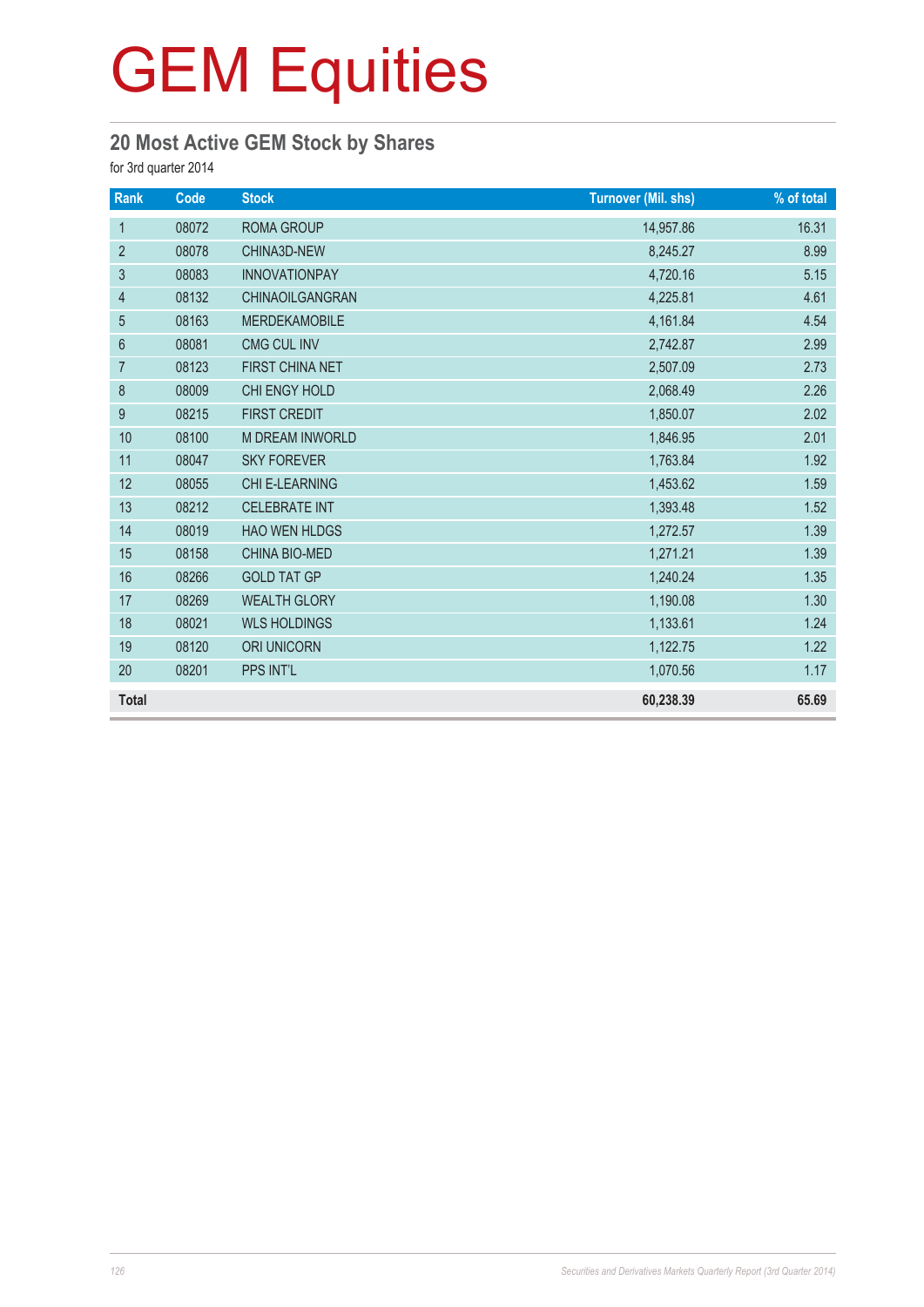# GEM Equities

## 20 Most Active GEM Stock by Shares

for 3rd quarter 2014

| Rank | Code | Stock | Turnover (Mil. shs) | % of total |
|---|---|---|---|---|
| 1 | 08072 | ROMA GROUP | 14,957.86 | 16.31 |
| 2 | 08078 | CHINA3D-NEW | 8,245.27 | 8.99 |
| 3 | 08083 | INNOVATIONPAY | 4,720.16 | 5.15 |
| 4 | 08132 | CHINAOILGANGRAN | 4,225.81 | 4.61 |
| 5 | 08163 | MERDEKAMOBILE | 4,161.84 | 4.54 |
| 6 | 08081 | CMG CUL INV | 2,742.87 | 2.99 |
| 7 | 08123 | FIRST CHINA NET | 2,507.09 | 2.73 |
| 8 | 08009 | CHI ENGY HOLD | 2,068.49 | 2.26 |
| 9 | 08215 | FIRST CREDIT | 1,850.07 | 2.02 |
| 10 | 08100 | M DREAM INWORLD | 1,846.95 | 2.01 |
| 11 | 08047 | SKY FOREVER | 1,763.84 | 1.92 |
| 12 | 08055 | CHI E-LEARNING | 1,453.62 | 1.59 |
| 13 | 08212 | CELEBRATE INT | 1,393.48 | 1.52 |
| 14 | 08019 | HAO WEN HLDGS | 1,272.57 | 1.39 |
| 15 | 08158 | CHINA BIO-MED | 1,271.21 | 1.39 |
| 16 | 08266 | GOLD TAT GP | 1,240.24 | 1.35 |
| 17 | 08269 | WEALTH GLORY | 1,190.08 | 1.30 |
| 18 | 08021 | WLS HOLDINGS | 1,133.61 | 1.24 |
| 19 | 08120 | ORI UNICORN | 1,122.75 | 1.22 |
| 20 | 08201 | PPS INT'L | 1,070.56 | 1.17 |
| **Total** | | | **60,238.39** | **65.69** |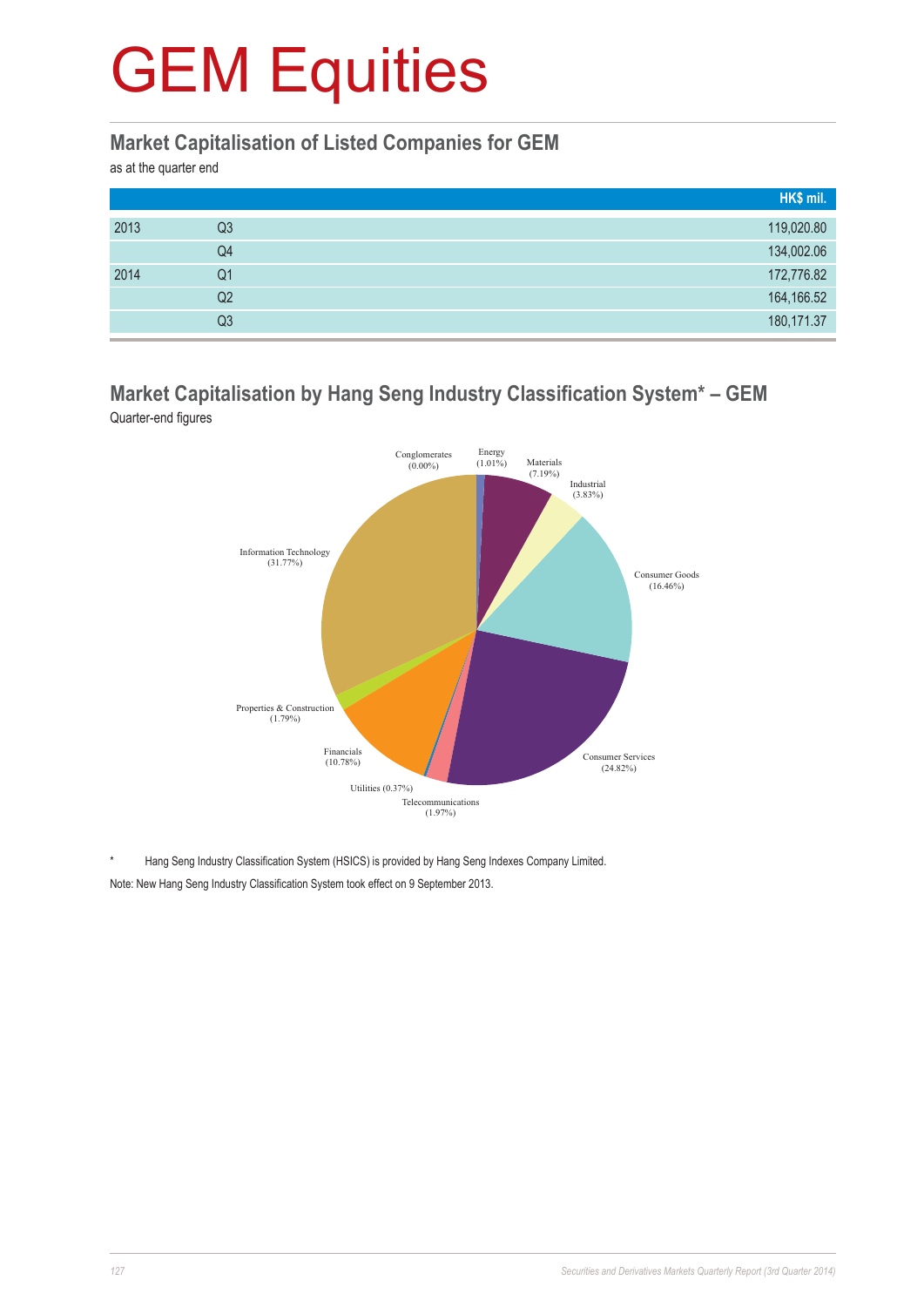# GEM Equities

## Market Capitalisation of Listed Companies for GEM

as at the quarter end

| | | HK$ mil. |
|---|---|---|
| 2013 | Q3 | 119,020.80 |
| | Q4 | 134,002.06 |
| 2014 | Q1 | 172,776.82 |
| | Q2 | 164,166.52 |
| | Q3 | 180,171.37 |

## Market Capitalisation by Hang Seng Industry Classification System* – GEM

Quarter-end figures

Conglomerates (0.00%)
Energy (1.01%)
Materials (7.19%)
Industrial (3.83%)
Consumer Goods (16.46%)
Consumer Services (24.82%)
Telecommunications (1.97%)
Utilities (0.37%)
Financials (10.78%)
Properties & Construction (1.79%)
Information Technology (31.77%)

\* Hang Seng Industry Classification System (HSICS) is provided by Hang Seng Indexes Company Limited.

Note: New Hang Seng Industry Classification System took effect on 9 September 2013.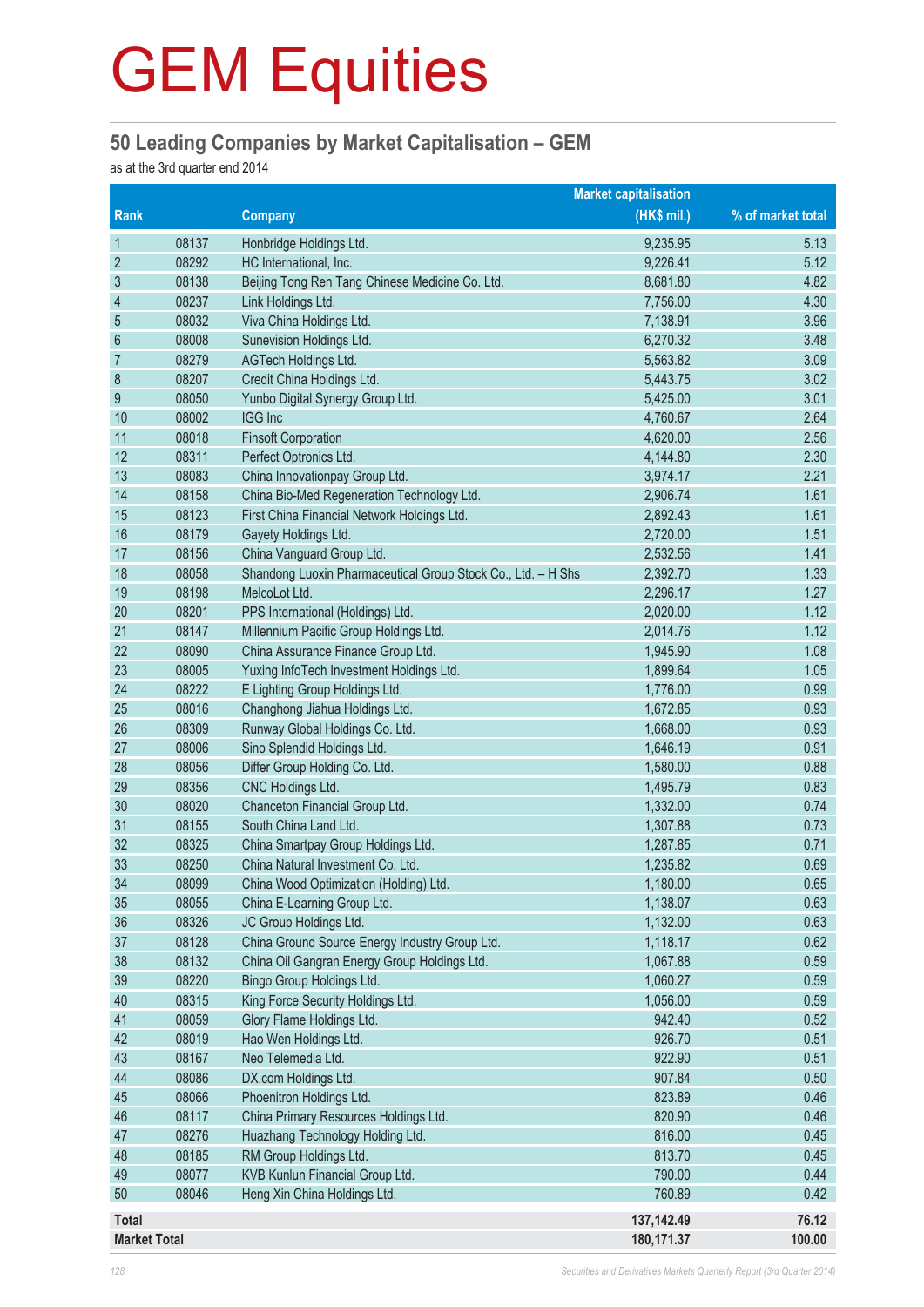# GEM Equities

## 50 Leading Companies by Market Capitalisation – GEM

as at the 3rd quarter end 2014

| Rank | | Company | Market capitalisation (HK$ mil.) | % of market total |
|---|---|---|---|---|
| 1 | 08137 | Honbridge Holdings Ltd. | 9,235.95 | 5.13 |
| 2 | 08292 | HC International, Inc. | 9,226.41 | 5.12 |
| 3 | 08138 | Beijing Tong Ren Tang Chinese Medicine Co. Ltd. | 8,681.80 | 4.82 |
| 4 | 08237 | Link Holdings Ltd. | 7,756.00 | 4.30 |
| 5 | 08032 | Viva China Holdings Ltd. | 7,138.91 | 3.96 |
| 6 | 08008 | Sunevision Holdings Ltd. | 6,270.32 | 3.48 |
| 7 | 08279 | AGTech Holdings Ltd. | 5,563.82 | 3.09 |
| 8 | 08207 | Credit China Holdings Ltd. | 5,443.75 | 3.02 |
| 9 | 08050 | Yunbo Digital Synergy Group Ltd. | 5,425.00 | 3.01 |
| 10 | 08002 | IGG Inc | 4,760.67 | 2.64 |
| 11 | 08018 | Finsoft Corporation | 4,620.00 | 2.56 |
| 12 | 08311 | Perfect Optronics Ltd. | 4,144.80 | 2.30 |
| 13 | 08083 | China Innovationpay Group Ltd. | 3,974.17 | 2.21 |
| 14 | 08158 | China Bio-Med Regeneration Technology Ltd. | 2,906.74 | 1.61 |
| 15 | 08123 | First China Financial Network Holdings Ltd. | 2,892.43 | 1.61 |
| 16 | 08179 | Gayety Holdings Ltd. | 2,720.00 | 1.51 |
| 17 | 08156 | China Vanguard Group Ltd. | 2,532.56 | 1.41 |
| 18 | 08058 | Shandong Luoxin Pharmaceutical Group Stock Co., Ltd. – H Shs | 2,392.70 | 1.33 |
| 19 | 08198 | MelcoLot Ltd. | 2,296.17 | 1.27 |
| 20 | 08201 | PPS International (Holdings) Ltd. | 2,020.00 | 1.12 |
| 21 | 08147 | Millennium Pacific Group Holdings Ltd. | 2,014.76 | 1.12 |
| 22 | 08090 | China Assurance Finance Group Ltd. | 1,945.90 | 1.08 |
| 23 | 08005 | Yuxing InfoTech Investment Holdings Ltd. | 1,899.64 | 1.05 |
| 24 | 08222 | E Lighting Group Holdings Ltd. | 1,776.00 | 0.99 |
| 25 | 08016 | Changhong Jiahua Holdings Ltd. | 1,672.85 | 0.93 |
| 26 | 08309 | Runway Global Holdings Co. Ltd. | 1,668.00 | 0.93 |
| 27 | 08006 | Sino Splendid Holdings Ltd. | 1,646.19 | 0.91 |
| 28 | 08056 | Differ Group Holding Co. Ltd. | 1,580.00 | 0.88 |
| 29 | 08356 | CNC Holdings Ltd. | 1,495.79 | 0.83 |
| 30 | 08020 | Chanceton Financial Group Ltd. | 1,332.00 | 0.74 |
| 31 | 08155 | South China Land Ltd. | 1,307.88 | 0.73 |
| 32 | 08325 | China Smartpay Group Holdings Ltd. | 1,287.85 | 0.71 |
| 33 | 08250 | China Natural Investment Co. Ltd. | 1,235.82 | 0.69 |
| 34 | 08099 | China Wood Optimization (Holding) Ltd. | 1,180.00 | 0.65 |
| 35 | 08055 | China E-Learning Group Ltd. | 1,138.07 | 0.63 |
| 36 | 08326 | JC Group Holdings Ltd. | 1,132.00 | 0.63 |
| 37 | 08128 | China Ground Source Energy Industry Group Ltd. | 1,118.17 | 0.62 |
| 38 | 08132 | China Oil Gangran Energy Group Holdings Ltd. | 1,067.88 | 0.59 |
| 39 | 08220 | Bingo Group Holdings Ltd. | 1,060.27 | 0.59 |
| 40 | 08315 | King Force Security Holdings Ltd. | 1,056.00 | 0.59 |
| 41 | 08059 | Glory Flame Holdings Ltd. | 942.40 | 0.52 |
| 42 | 08019 | Hao Wen Holdings Ltd. | 926.70 | 0.51 |
| 43 | 08167 | Neo Telemedia Ltd. | 922.90 | 0.51 |
| 44 | 08086 | DX.com Holdings Ltd. | 907.84 | 0.50 |
| 45 | 08066 | Phoenitron Holdings Ltd. | 823.89 | 0.46 |
| 46 | 08117 | China Primary Resources Holdings Ltd. | 820.90 | 0.46 |
| 47 | 08276 | Huazhang Technology Holding Ltd. | 816.00 | 0.45 |
| 48 | 08185 | RM Group Holdings Ltd. | 813.70 | 0.45 |
| 49 | 08077 | KVB Kunlun Financial Group Ltd. | 790.00 | 0.44 |
| 50 | 08046 | Heng Xin China Holdings Ltd. | 760.89 | 0.42 |
| **Total** | | | **137,142.49** | **76.12** |
| **Market Total** | | | **180,171.37** | **100.00** |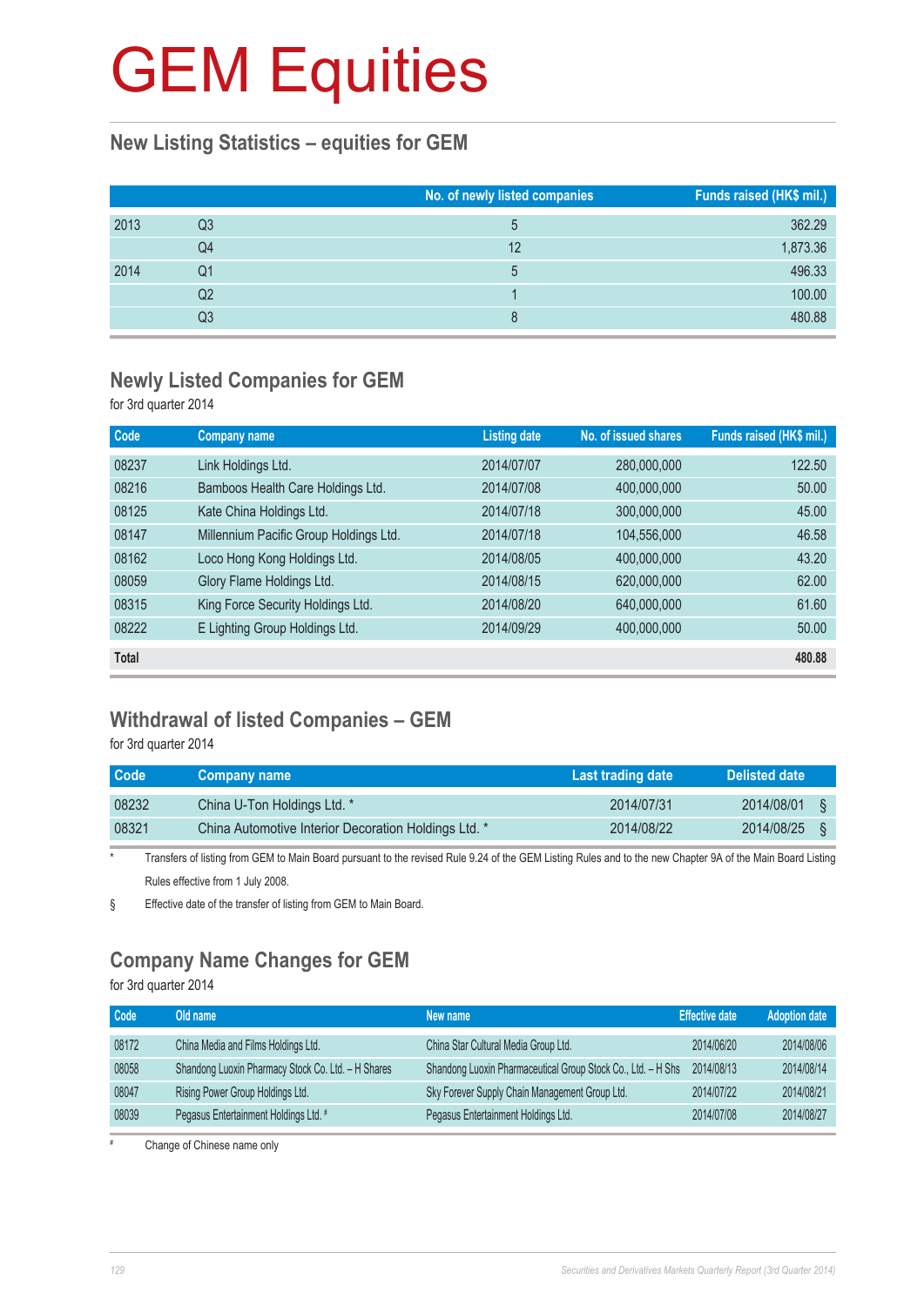# GEM Equities

## New Listing Statistics – equities for GEM

| | | No. of newly listed companies | Funds raised (HK$ mil.) |
|---|---|---|---|
| 2013 | Q3 | 5 | 362.29 |
| | Q4 | 12 | 1,873.36 |
| 2014 | Q1 | 5 | 496.33 |
| | Q2 | 1 | 100.00 |
| | Q3 | 8 | 480.88 |

## Newly Listed Companies for GEM

for 3rd quarter 2014

| Code | Company name | Listing date | No. of issued shares | Funds raised (HK$ mil.) |
|---|---|---|---|---|
| 08237 | Link Holdings Ltd. | 2014/07/07 | 280,000,000 | 122.50 |
| 08216 | Bamboos Health Care Holdings Ltd. | 2014/07/08 | 400,000,000 | 50.00 |
| 08125 | Kate China Holdings Ltd. | 2014/07/18 | 300,000,000 | 45.00 |
| 08147 | Millennium Pacific Group Holdings Ltd. | 2014/07/18 | 104,556,000 | 46.58 |
| 08162 | Loco Hong Kong Holdings Ltd. | 2014/08/05 | 400,000,000 | 43.20 |
| 08059 | Glory Flame Holdings Ltd. | 2014/08/15 | 620,000,000 | 62.00 |
| 08315 | King Force Security Holdings Ltd. | 2014/08/20 | 640,000,000 | 61.60 |
| 08222 | E Lighting Group Holdings Ltd. | 2014/09/29 | 400,000,000 | 50.00 |
| **Total** | | | | **480.88** |

## Withdrawal of listed Companies – GEM

for 3rd quarter 2014

| Code | Company name | Last trading date | Delisted date |
|---|---|---|---|
| 08232 | China U-Ton Holdings Ltd. * | 2014/07/31 | 2014/08/01 § |
| 08321 | China Automotive Interior Decoration Holdings Ltd. * | 2014/08/22 | 2014/08/25 § |

\* Transfers of listing from GEM to Main Board pursuant to the revised Rule 9.24 of the GEM Listing Rules and to the new Chapter 9A of the Main Board Listing Rules effective from 1 July 2008.

§ Effective date of the transfer of listing from GEM to Main Board.

## Company Name Changes for GEM

for 3rd quarter 2014

| Code | Old name | New name | Effective date | Adoption date |
|---|---|---|---|---|
| 08172 | China Media and Films Holdings Ltd. | China Star Cultural Media Group Ltd. | 2014/06/20 | 2014/08/06 |
| 08058 | Shandong Luoxin Pharmacy Stock Co. Ltd. – H Shares | Shandong Luoxin Pharmaceutical Group Stock Co., Ltd. – H Shs | 2014/08/13 | 2014/08/14 |
| 08047 | Rising Power Group Holdings Ltd. | Sky Forever Supply Chain Management Group Ltd. | 2014/07/22 | 2014/08/21 |
| 08039 | Pegasus Entertainment Holdings Ltd. # | Pegasus Entertainment Holdings Ltd. | 2014/07/08 | 2014/08/27 |

\# Change of Chinese name only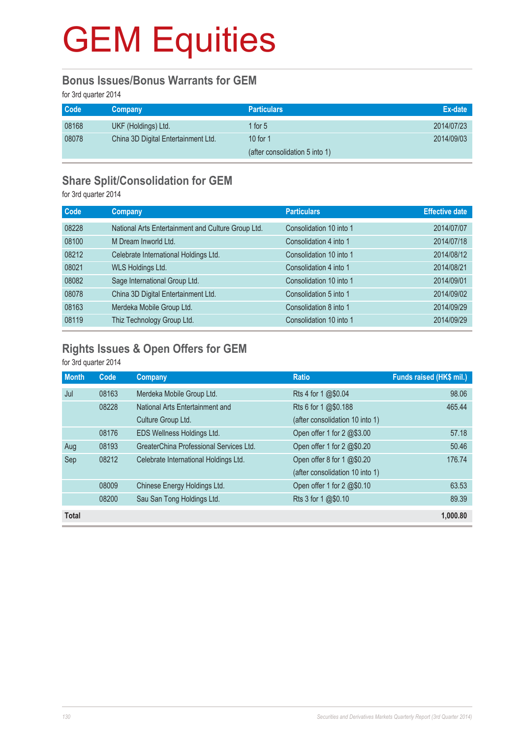# GEM Equities

## Bonus Issues/Bonus Warrants for GEM

for 3rd quarter 2014

| Code | Company | Particulars | Ex-date |
|---|---|---|---|
| 08168 | UKF (Holdings) Ltd. | 1 for 5 | 2014/07/23 |
| 08078 | China 3D Digital Entertainment Ltd. | 10 for 1 (after consolidation 5 into 1) | 2014/09/03 |

## Share Split/Consolidation for GEM

for 3rd quarter 2014

| Code | Company | Particulars | Effective date |
|---|---|---|---|
| 08228 | National Arts Entertainment and Culture Group Ltd. | Consolidation 10 into 1 | 2014/07/07 |
| 08100 | M Dream Inworld Ltd. | Consolidation 4 into 1 | 2014/07/18 |
| 08212 | Celebrate International Holdings Ltd. | Consolidation 10 into 1 | 2014/08/12 |
| 08021 | WLS Holdings Ltd. | Consolidation 4 into 1 | 2014/08/21 |
| 08082 | Sage International Group Ltd. | Consolidation 10 into 1 | 2014/09/01 |
| 08078 | China 3D Digital Entertainment Ltd. | Consolidation 5 into 1 | 2014/09/02 |
| 08163 | Merdeka Mobile Group Ltd. | Consolidation 8 into 1 | 2014/09/29 |
| 08119 | Thiz Technology Group Ltd. | Consolidation 10 into 1 | 2014/09/29 |

## Rights Issues & Open Offers for GEM

for 3rd quarter 2014

| Month | Code | Company | Ratio | Funds raised (HK$ mil.) |
|---|---|---|---|---|
| Jul | 08163 | Merdeka Mobile Group Ltd. | Rts 4 for 1 @$0.04 | 98.06 |
| | 08228 | National Arts Entertainment and Culture Group Ltd. | Rts 6 for 1 @$0.188 (after consolidation 10 into 1) | 465.44 |
| | 08176 | EDS Wellness Holdings Ltd. | Open offer 1 for 2 @$3.00 | 57.18 |
| Aug | 08193 | GreaterChina Professional Services Ltd. | Open offer 1 for 2 @$0.20 | 50.46 |
| Sep | 08212 | Celebrate International Holdings Ltd. | Open offer 8 for 1 @$0.20 (after consolidation 10 into 1) | 176.74 |
| | 08009 | Chinese Energy Holdings Ltd. | Open offer 1 for 2 @$0.10 | 63.53 |
| | 08200 | Sau San Tong Holdings Ltd. | Rts 3 for 1 @$0.10 | 89.39 |
| **Total** | | | | **1,000.80** |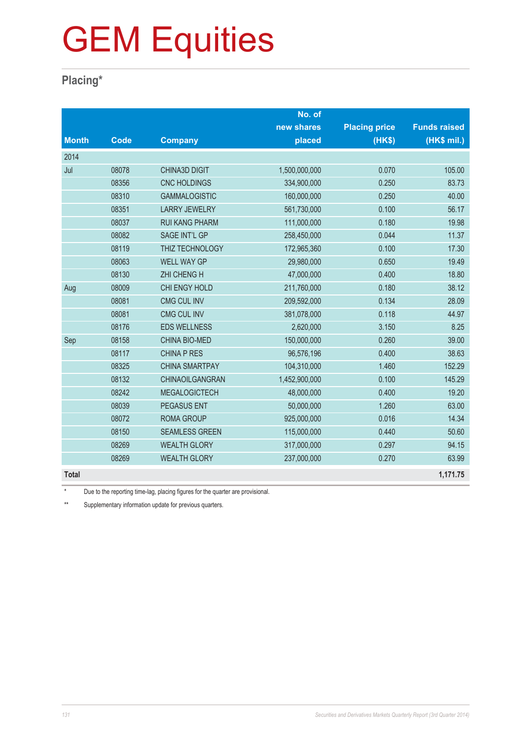# GEM Equities

## Placing*

| Month | Code | Company | No. of new shares placed | Placing price (HK$) | Funds raised (HK$ mil.) |
|---|---|---|---|---|---|
| 2014 | | | | | |
| Jul | 08078 | CHINA3D DIGIT | 1,500,000,000 | 0.070 | 105.00 |
| | 08356 | CNC HOLDINGS | 334,900,000 | 0.250 | 83.73 |
| | 08310 | GAMMALOGISTIC | 160,000,000 | 0.250 | 40.00 |
| | 08351 | LARRY JEWELRY | 561,730,000 | 0.100 | 56.17 |
| | 08037 | RUI KANG PHARM | 111,000,000 | 0.180 | 19.98 |
| | 08082 | SAGE INT'L GP | 258,450,000 | 0.044 | 11.37 |
| | 08119 | THIZ TECHNOLOGY | 172,965,360 | 0.100 | 17.30 |
| | 08063 | WELL WAY GP | 29,980,000 | 0.650 | 19.49 |
| | 08130 | ZHI CHENG H | 47,000,000 | 0.400 | 18.80 |
| Aug | 08009 | CHI ENGY HOLD | 211,760,000 | 0.180 | 38.12 |
| | 08081 | CMG CUL INV | 209,592,000 | 0.134 | 28.09 |
| | 08081 | CMG CUL INV | 381,078,000 | 0.118 | 44.97 |
| | 08176 | EDS WELLNESS | 2,620,000 | 3.150 | 8.25 |
| Sep | 08158 | CHINA BIO-MED | 150,000,000 | 0.260 | 39.00 |
| | 08117 | CHINA P RES | 96,576,196 | 0.400 | 38.63 |
| | 08325 | CHINA SMARTPAY | 104,310,000 | 1.460 | 152.29 |
| | 08132 | CHINAOILGANGRAN | 1,452,900,000 | 0.100 | 145.29 |
| | 08242 | MEGALOGICTECH | 48,000,000 | 0.400 | 19.20 |
| | 08039 | PEGASUS ENT | 50,000,000 | 1.260 | 63.00 |
| | 08072 | ROMA GROUP | 925,000,000 | 0.016 | 14.34 |
| | 08150 | SEAMLESS GREEN | 115,000,000 | 0.440 | 50.60 |
| | 08269 | WEALTH GLORY | 317,000,000 | 0.297 | 94.15 |
| | 08269 | WEALTH GLORY | 237,000,000 | 0.270 | 63.99 |
| **Total** | | | | | **1,171.75** |

\* Due to the reporting time-lag, placing figures for the quarter are provisional.

** Supplementary information update for previous quarters.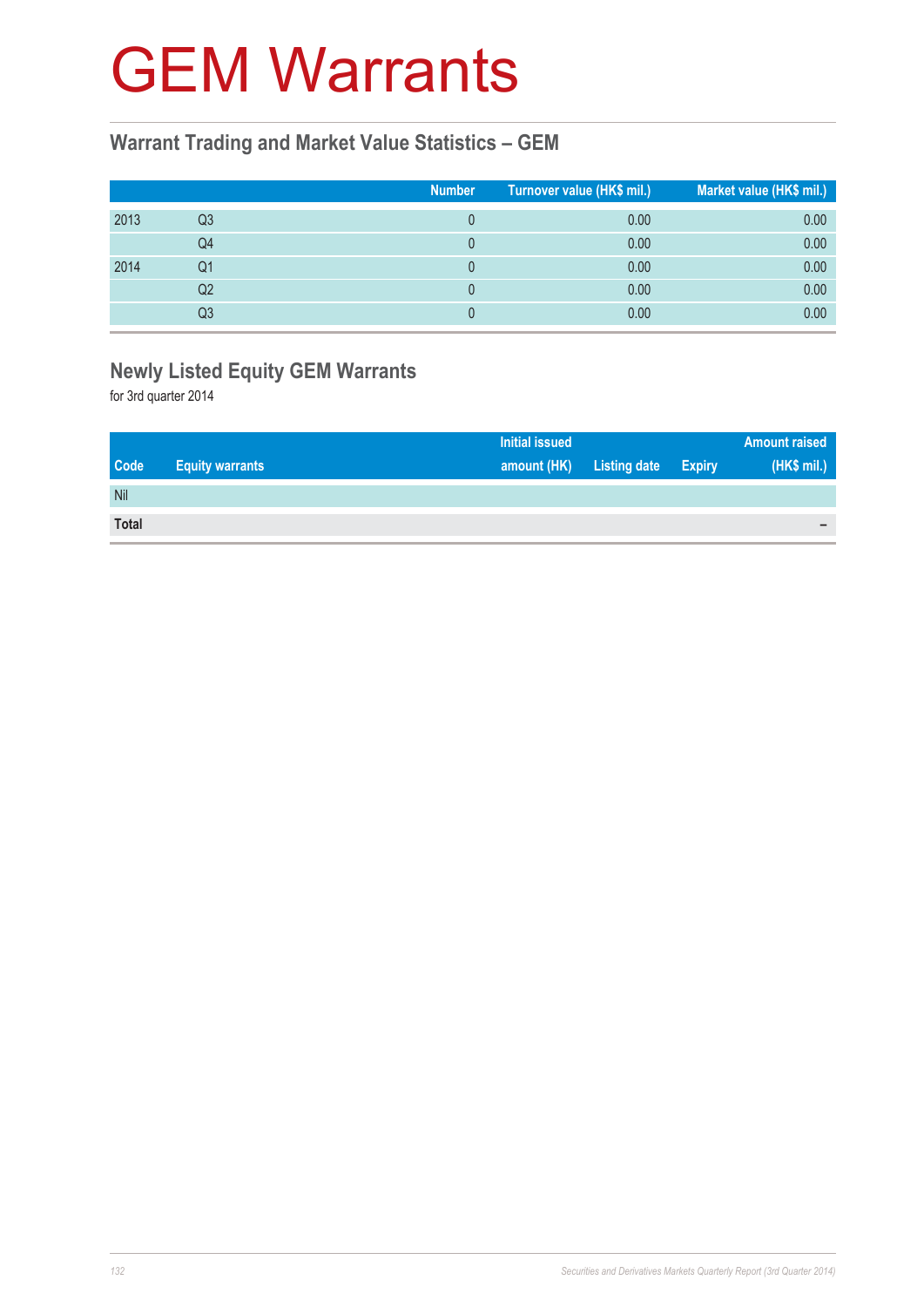# GEM Warrants

## Warrant Trading and Market Value Statistics – GEM

| | | Number | Turnover value (HK$ mil.) | Market value (HK$ mil.) |
|---|---|---|---|---|
| 2013 | Q3 | 0 | 0.00 | 0.00 |
| | Q4 | 0 | 0.00 | 0.00 |
| 2014 | Q1 | 0 | 0.00 | 0.00 |
| | Q2 | 0 | 0.00 | 0.00 |
| | Q3 | 0 | 0.00 | 0.00 |

## Newly Listed Equity GEM Warrants

for 3rd quarter 2014

| Code | Equity warrants | Initial issued amount (HK) | Listing date | Expiry | Amount raised (HK$ mil.) |
|---|---|---|---|---|---|
| Nil | | | | | |
| **Total** | | | | | – |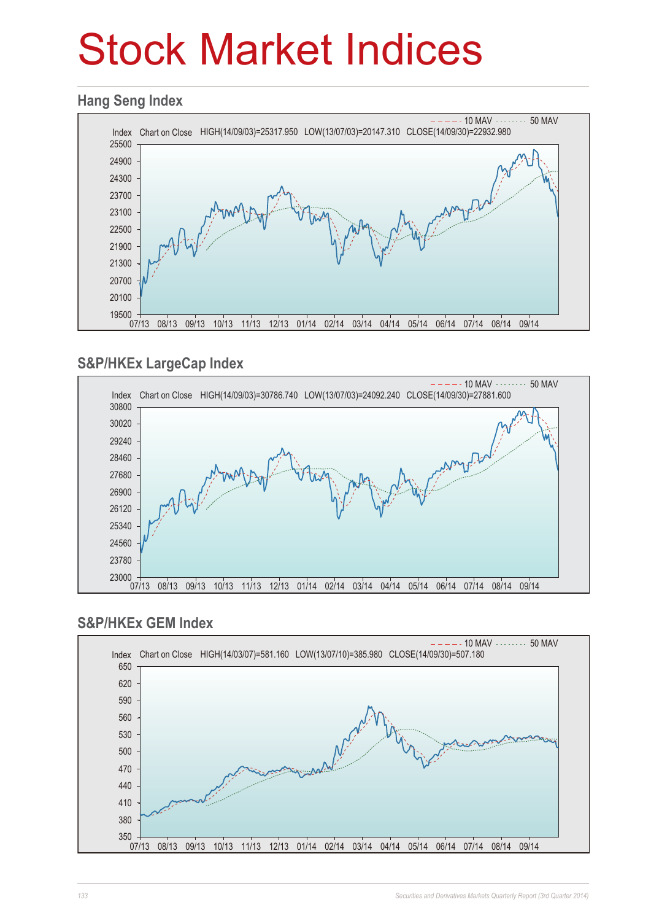# Stock Market Indices

## Hang Seng Index

10 MAV   50 MAV

Index   Chart on Close   HIGH(14/09/03)=25317.950   LOW(13/07/03)=20147.310   CLOSE(14/09/30)=22932.980

## S&P/HKEx LargeCap Index

10 MAV   50 MAV

Index   Chart on Close   HIGH(14/09/03)=30786.740   LOW(13/07/03)=24092.240   CLOSE(14/09/30)=27881.600

## S&P/HKEx GEM Index

10 MAV   50 MAV

Index   Chart on Close   HIGH(14/03/07)=581.160   LOW(13/07/10)=385.980   CLOSE(14/09/30)=507.180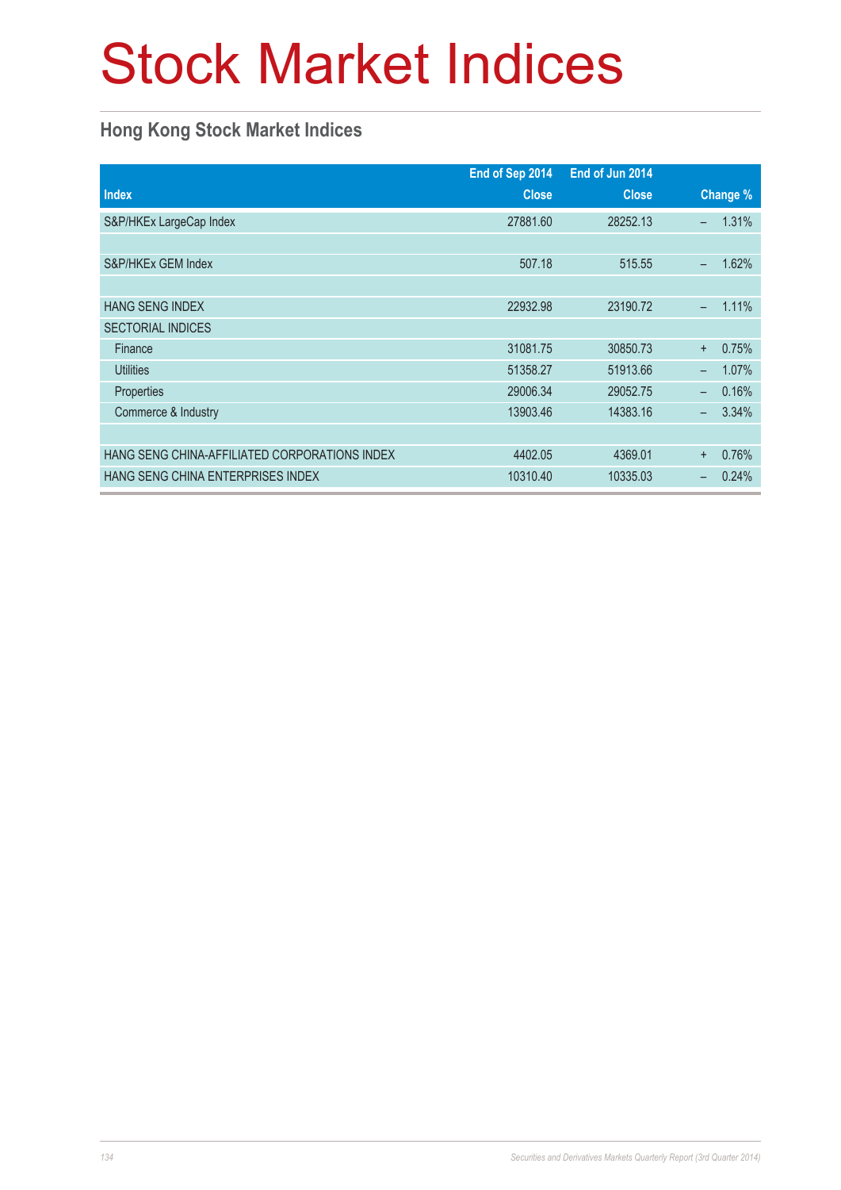# Stock Market Indices

## Hong Kong Stock Market Indices

| Index | End of Sep 2014 Close | End of Jun 2014 Close | Change % |
|---|---|---|---|
| S&P/HKEx LargeCap Index | 27881.60 | 28252.13 | – 1.31% |
| | | | |
| S&P/HKEx GEM Index | 507.18 | 515.55 | – 1.62% |
| | | | |
| HANG SENG INDEX | 22932.98 | 23190.72 | – 1.11% |
| SECTORIAL INDICES | | | |
| Finance | 31081.75 | 30850.73 | + 0.75% |
| Utilities | 51358.27 | 51913.66 | – 1.07% |
| Properties | 29006.34 | 29052.75 | – 0.16% |
| Commerce & Industry | 13903.46 | 14383.16 | – 3.34% |
| | | | |
| HANG SENG CHINA-AFFILIATED CORPORATIONS INDEX | 4402.05 | 4369.01 | + 0.76% |
| HANG SENG CHINA ENTERPRISES INDEX | 10310.40 | 10335.03 | – 0.24% |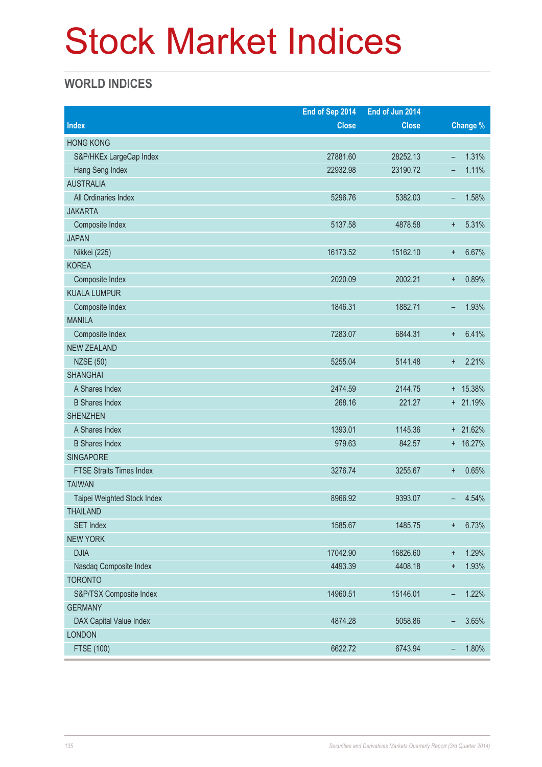# Stock Market Indices

## WORLD INDICES

| Index | End of Sep 2014 Close | End of Jun 2014 Close | Change % |
|---|---|---|---|
| HONG KONG | | | |
| S&P/HKEx LargeCap Index | 27881.60 | 28252.13 | – 1.31% |
| Hang Seng Index | 22932.98 | 23190.72 | – 1.11% |
| AUSTRALIA | | | |
| All Ordinaries Index | 5296.76 | 5382.03 | – 1.58% |
| JAKARTA | | | |
| Composite Index | 5137.58 | 4878.58 | + 5.31% |
| JAPAN | | | |
| Nikkei (225) | 16173.52 | 15162.10 | + 6.67% |
| KOREA | | | |
| Composite Index | 2020.09 | 2002.21 | + 0.89% |
| KUALA LUMPUR | | | |
| Composite Index | 1846.31 | 1882.71 | – 1.93% |
| MANILA | | | |
| Composite Index | 7283.07 | 6844.31 | + 6.41% |
| NEW ZEALAND | | | |
| NZSE (50) | 5255.04 | 5141.48 | + 2.21% |
| SHANGHAI | | | |
| A Shares Index | 2474.59 | 2144.75 | + 15.38% |
| B Shares Index | 268.16 | 221.27 | + 21.19% |
| SHENZHEN | | | |
| A Shares Index | 1393.01 | 1145.36 | + 21.62% |
| B Shares Index | 979.63 | 842.57 | + 16.27% |
| SINGAPORE | | | |
| FTSE Straits Times Index | 3276.74 | 3255.67 | + 0.65% |
| TAIWAN | | | |
| Taipei Weighted Stock Index | 8966.92 | 9393.07 | – 4.54% |
| THAILAND | | | |
| SET Index | 1585.67 | 1485.75 | + 6.73% |
| NEW YORK | | | |
| DJIA | 17042.90 | 16826.60 | + 1.29% |
| Nasdaq Composite Index | 4493.39 | 4408.18 | + 1.93% |
| TORONTO | | | |
| S&P/TSX Composite Index | 14960.51 | 15146.01 | – 1.22% |
| GERMANY | | | |
| DAX Capital Value Index | 4874.28 | 5058.86 | – 3.65% |
| LONDON | | | |
| FTSE (100) | 6622.72 | 6743.94 | – 1.80% |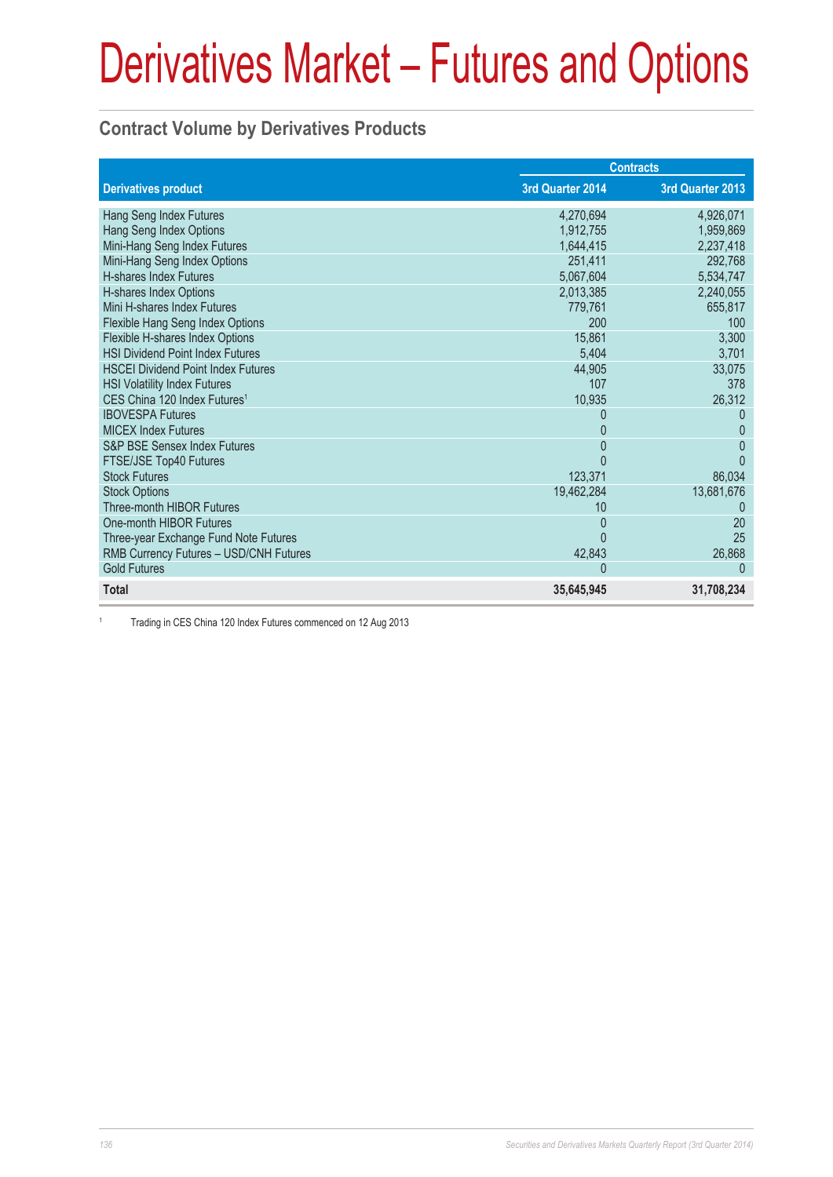# Derivatives Market – Futures and Options

## Contract Volume by Derivatives Products

| Derivatives product | Contracts | |
|---|---|---|
| | 3rd Quarter 2014 | 3rd Quarter 2013 |
| Hang Seng Index Futures | 4,270,694 | 4,926,071 |
| Hang Seng Index Options | 1,912,755 | 1,959,869 |
| Mini-Hang Seng Index Futures | 1,644,415 | 2,237,418 |
| Mini-Hang Seng Index Options | 251,411 | 292,768 |
| H-shares Index Futures | 5,067,604 | 5,534,747 |
| H-shares Index Options | 2,013,385 | 2,240,055 |
| Mini H-shares Index Futures | 779,761 | 655,817 |
| Flexible Hang Seng Index Options | 200 | 100 |
| Flexible H-shares Index Options | 15,861 | 3,300 |
| HSI Dividend Point Index Futures | 5,404 | 3,701 |
| HSCEI Dividend Point Index Futures | 44,905 | 33,075 |
| HSI Volatility Index Futures | 107 | 378 |
| CES China 120 Index Futures[1] | 10,935 | 26,312 |
| IBOVESPA Futures | 0 | 0 |
| MICEX Index Futures | 0 | 0 |
| S&P BSE Sensex Index Futures | 0 | 0 |
| FTSE/JSE Top40 Futures | 0 | 0 |
| Stock Futures | 123,371 | 86,034 |
| Stock Options | 19,462,284 | 13,681,676 |
| Three-month HIBOR Futures | 10 | 0 |
| One-month HIBOR Futures | 0 | 20 |
| Three-year Exchange Fund Note Futures | 0 | 25 |
| RMB Currency Futures – USD/CNH Futures | 42,843 | 26,868 |
| Gold Futures | 0 | 0 |
| **Total** | **35,645,945** | **31,708,234** |

[1] Trading in CES China 120 Index Futures commenced on 12 Aug 2013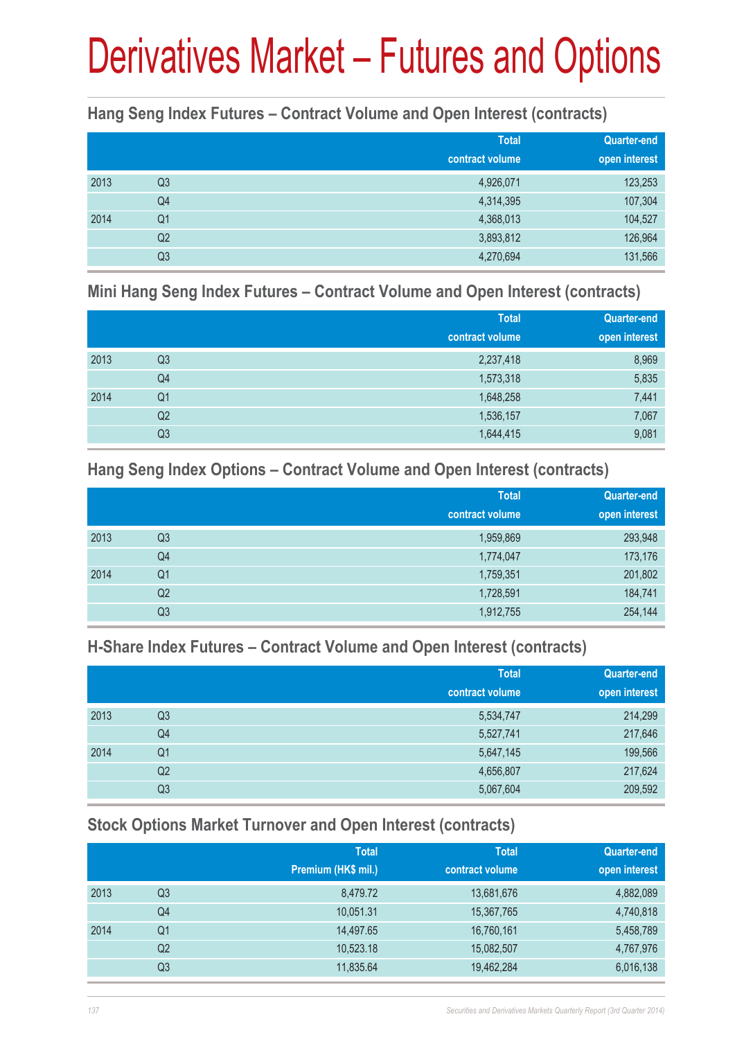# Derivatives Market – Futures and Options

## Hang Seng Index Futures – Contract Volume and Open Interest (contracts)

| | | Total contract volume | Quarter-end open interest |
|---|---|---|---|
| 2013 | Q3 | 4,926,071 | 123,253 |
| | Q4 | 4,314,395 | 107,304 |
| 2014 | Q1 | 4,368,013 | 104,527 |
| | Q2 | 3,893,812 | 126,964 |
| | Q3 | 4,270,694 | 131,566 |

## Mini Hang Seng Index Futures – Contract Volume and Open Interest (contracts)

| | | Total contract volume | Quarter-end open interest |
|---|---|---|---|
| 2013 | Q3 | 2,237,418 | 8,969 |
| | Q4 | 1,573,318 | 5,835 |
| 2014 | Q1 | 1,648,258 | 7,441 |
| | Q2 | 1,536,157 | 7,067 |
| | Q3 | 1,644,415 | 9,081 |

## Hang Seng Index Options – Contract Volume and Open Interest (contracts)

| | | Total contract volume | Quarter-end open interest |
|---|---|---|---|
| 2013 | Q3 | 1,959,869 | 293,948 |
| | Q4 | 1,774,047 | 173,176 |
| 2014 | Q1 | 1,759,351 | 201,802 |
| | Q2 | 1,728,591 | 184,741 |
| | Q3 | 1,912,755 | 254,144 |

## H-Share Index Futures – Contract Volume and Open Interest (contracts)

| | | Total contract volume | Quarter-end open interest |
|---|---|---|---|
| 2013 | Q3 | 5,534,747 | 214,299 |
| | Q4 | 5,527,741 | 217,646 |
| 2014 | Q1 | 5,647,145 | 199,566 |
| | Q2 | 4,656,807 | 217,624 |
| | Q3 | 5,067,604 | 209,592 |

## Stock Options Market Turnover and Open Interest (contracts)

| | | Total Premium (HK$ mil.) | Total contract volume | Quarter-end open interest |
|---|---|---|---|---|
| 2013 | Q3 | 8,479.72 | 13,681,676 | 4,882,089 |
| | Q4 | 10,051.31 | 15,367,765 | 4,740,818 |
| 2014 | Q1 | 14,497.65 | 16,760,161 | 5,458,789 |
| | Q2 | 10,523.18 | 15,082,507 | 4,767,976 |
| | Q3 | 11,835.64 | 19,462,284 | 6,016,138 |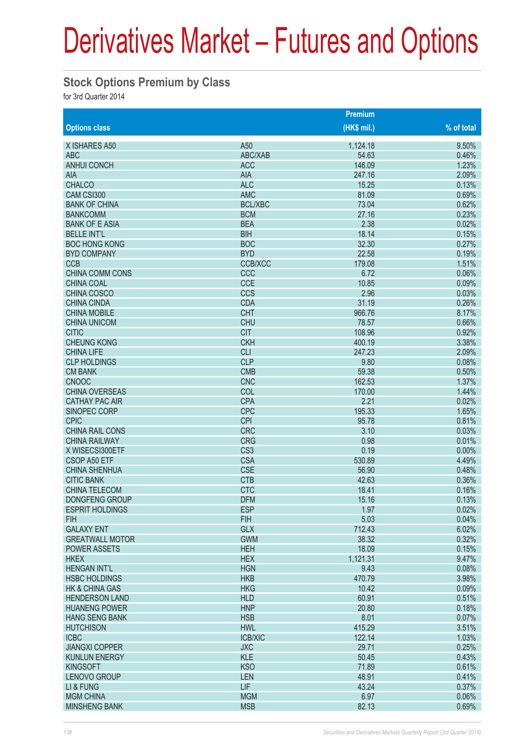# Derivatives Market – Futures and Options

## Stock Options Premium by Class

for 3rd Quarter 2014

| Options class | | Premium (HK$ mil.) | % of total |
|---|---|---|---|
| X ISHARES A50 | A50 | 1,124.18 | 9.50% |
| ABC | ABC/XAB | 54.63 | 0.46% |
| ANHUI CONCH | ACC | 146.09 | 1.23% |
| AIA | AIA | 247.16 | 2.09% |
| CHALCO | ALC | 15.25 | 0.13% |
| CAM CSI300 | AMC | 81.09 | 0.69% |
| BANK OF CHINA | BCL/XBC | 73.04 | 0.62% |
| BANKCOMM | BCM | 27.16 | 0.23% |
| BANK OF E ASIA | BEA | 2.38 | 0.02% |
| BELLE INT'L | BIH | 18.14 | 0.15% |
| BOC HONG KONG | BOC | 32.30 | 0.27% |
| BYD COMPANY | BYD | 22.58 | 0.19% |
| CCB | CCB/XCC | 179.08 | 1.51% |
| CHINA COMM CONS | CCC | 6.72 | 0.06% |
| CHINA COAL | CCE | 10.85 | 0.09% |
| CHINA COSCO | CCS | 2.96 | 0.03% |
| CHINA CINDA | CDA | 31.19 | 0.26% |
| CHINA MOBILE | CHT | 966.76 | 8.17% |
| CHINA UNICOM | CHU | 78.57 | 0.66% |
| CITIC | CIT | 108.96 | 0.92% |
| CHEUNG KONG | CKH | 400.19 | 3.38% |
| CHINA LIFE | CLI | 247.23 | 2.09% |
| CLP HOLDINGS | CLP | 9.80 | 0.08% |
| CM BANK | CMB | 59.38 | 0.50% |
| CNOOC | CNC | 162.53 | 1.37% |
| CHINA OVERSEAS | COL | 170.00 | 1.44% |
| CATHAY PAC AIR | CPA | 2.21 | 0.02% |
| SINOPEC CORP | CPC | 195.33 | 1.65% |
| CPIC | CPI | 95.78 | 0.81% |
| CHINA RAIL CONS | CRC | 3.10 | 0.03% |
| CHINA RAILWAY | CRG | 0.98 | 0.01% |
| X WISECSI300ETF | CS3 | 0.19 | 0.00% |
| CSOP A50 ETF | CSA | 530.89 | 4.49% |
| CHINA SHENHUA | CSE | 56.90 | 0.48% |
| CITIC BANK | CTB | 42.63 | 0.36% |
| CHINA TELECOM | CTC | 18.41 | 0.16% |
| DONGFENG GROUP | DFM | 15.16 | 0.13% |
| ESPRIT HOLDINGS | ESP | 1.97 | 0.02% |
| FIH | FIH | 5.03 | 0.04% |
| GALAXY ENT | GLX | 712.43 | 6.02% |
| GREATWALL MOTOR | GWM | 38.32 | 0.32% |
| POWER ASSETS | HEH | 18.09 | 0.15% |
| HKEX | HEX | 1,121.31 | 9.47% |
| HENGAN INT'L | HGN | 9.43 | 0.08% |
| HSBC HOLDINGS | HKB | 470.79 | 3.98% |
| HK & CHINA GAS | HKG | 10.42 | 0.09% |
| HENDERSON LAND | HLD | 60.91 | 0.51% |
| HUANENG POWER | HNP | 20.80 | 0.18% |
| HANG SENG BANK | HSB | 8.01 | 0.07% |
| HUTCHISON | HWL | 415.29 | 3.51% |
| ICBC | ICB/XIC | 122.14 | 1.03% |
| JIANGXI COPPER | JXC | 29.71 | 0.25% |
| KUNLUN ENERGY | KLE | 50.45 | 0.43% |
| KINGSOFT | KSO | 71.89 | 0.61% |
| LENOVO GROUP | LEN | 48.91 | 0.41% |
| LI & FUNG | LIF | 43.24 | 0.37% |
| MGM CHINA | MGM | 6.97 | 0.06% |
| MINSHENG BANK | MSB | 82.13 | 0.69% |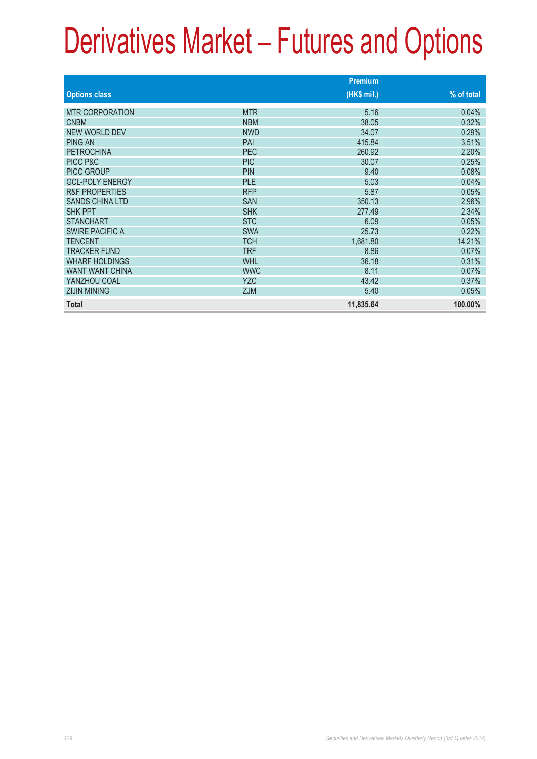# Derivatives Market – Futures and Options

| Options class | | Premium (HK$ mil.) | % of total |
|---|---|---|---|
| MTR CORPORATION | MTR | 5.16 | 0.04% |
| CNBM | NBM | 38.05 | 0.32% |
| NEW WORLD DEV | NWD | 34.07 | 0.29% |
| PING AN | PAI | 415.84 | 3.51% |
| PETROCHINA | PEC | 260.92 | 2.20% |
| PICC P&C | PIC | 30.07 | 0.25% |
| PICC GROUP | PIN | 9.40 | 0.08% |
| GCL-POLY ENERGY | PLE | 5.03 | 0.04% |
| R&F PROPERTIES | RFP | 5.87 | 0.05% |
| SANDS CHINA LTD | SAN | 350.13 | 2.96% |
| SHK PPT | SHK | 277.49 | 2.34% |
| STANCHART | STC | 6.09 | 0.05% |
| SWIRE PACIFIC A | SWA | 25.73 | 0.22% |
| TENCENT | TCH | 1,681.80 | 14.21% |
| TRACKER FUND | TRF | 8.86 | 0.07% |
| WHARF HOLDINGS | WHL | 36.18 | 0.31% |
| WANT WANT CHINA | WWC | 8.11 | 0.07% |
| YANZHOU COAL | YZC | 43.42 | 0.37% |
| ZIJIN MINING | ZJM | 5.40 | 0.05% |
| **Total** | | **11,835.64** | **100.00%** |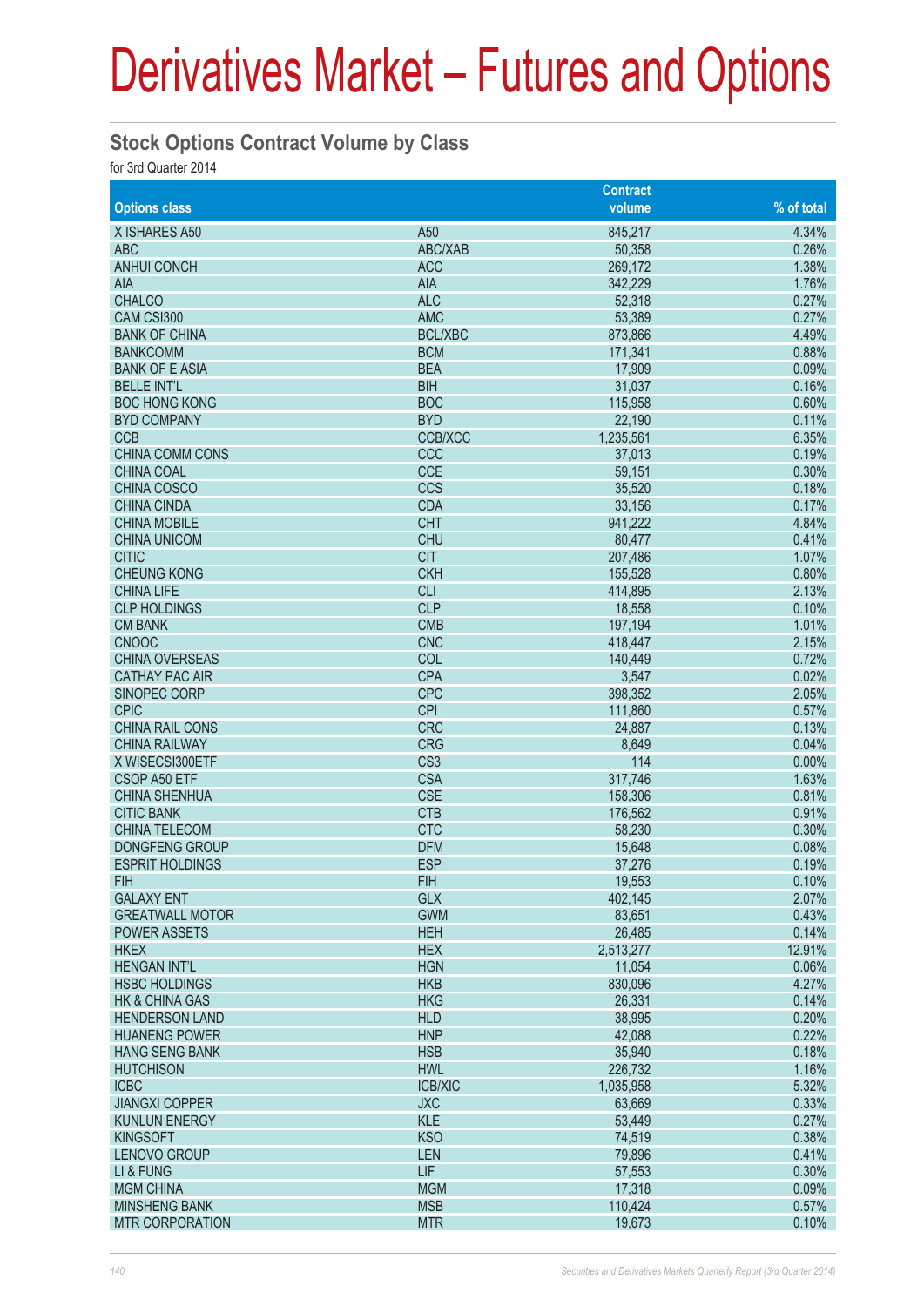# Derivatives Market – Futures and Options

## Stock Options Contract Volume by Class

for 3rd Quarter 2014

| Options class | | Contract volume | % of total |
|---|---|---|---|
| X ISHARES A50 | A50 | 845,217 | 4.34% |
| ABC | ABC/XAB | 50,358 | 0.26% |
| ANHUI CONCH | ACC | 269,172 | 1.38% |
| AIA | AIA | 342,229 | 1.76% |
| CHALCO | ALC | 52,318 | 0.27% |
| CAM CSI300 | AMC | 53,389 | 0.27% |
| BANK OF CHINA | BCL/XBC | 873,866 | 4.49% |
| BANKCOMM | BCM | 171,341 | 0.88% |
| BANK OF E ASIA | BEA | 17,909 | 0.09% |
| BELLE INT'L | BIH | 31,037 | 0.16% |
| BOC HONG KONG | BOC | 115,958 | 0.60% |
| BYD COMPANY | BYD | 22,190 | 0.11% |
| CCB | CCB/XCC | 1,235,561 | 6.35% |
| CHINA COMM CONS | CCC | 37,013 | 0.19% |
| CHINA COAL | CCE | 59,151 | 0.30% |
| CHINA COSCO | CCS | 35,520 | 0.18% |
| CHINA CINDA | CDA | 33,156 | 0.17% |
| CHINA MOBILE | CHT | 941,222 | 4.84% |
| CHINA UNICOM | CHU | 80,477 | 0.41% |
| CITIC | CIT | 207,486 | 1.07% |
| CHEUNG KONG | CKH | 155,528 | 0.80% |
| CHINA LIFE | CLI | 414,895 | 2.13% |
| CLP HOLDINGS | CLP | 18,558 | 0.10% |
| CM BANK | CMB | 197,194 | 1.01% |
| CNOOC | CNC | 418,447 | 2.15% |
| CHINA OVERSEAS | COL | 140,449 | 0.72% |
| CATHAY PAC AIR | CPA | 3,547 | 0.02% |
| SINOPEC CORP | CPC | 398,352 | 2.05% |
| CPIC | CPI | 111,860 | 0.57% |
| CHINA RAIL CONS | CRC | 24,887 | 0.13% |
| CHINA RAILWAY | CRG | 8,649 | 0.04% |
| X WISECSI300ETF | CS3 | 114 | 0.00% |
| CSOP A50 ETF | CSA | 317,746 | 1.63% |
| CHINA SHENHUA | CSE | 158,306 | 0.81% |
| CITIC BANK | CTB | 176,562 | 0.91% |
| CHINA TELECOM | CTC | 58,230 | 0.30% |
| DONGFENG GROUP | DFM | 15,648 | 0.08% |
| ESPRIT HOLDINGS | ESP | 37,276 | 0.19% |
| FIH | FIH | 19,553 | 0.10% |
| GALAXY ENT | GLX | 402,145 | 2.07% |
| GREATWALL MOTOR | GWM | 83,651 | 0.43% |
| POWER ASSETS | HEH | 26,485 | 0.14% |
| HKEX | HEX | 2,513,277 | 12.91% |
| HENGAN INT'L | HGN | 11,054 | 0.06% |
| HSBC HOLDINGS | HKB | 830,096 | 4.27% |
| HK & CHINA GAS | HKG | 26,331 | 0.14% |
| HENDERSON LAND | HLD | 38,995 | 0.20% |
| HUANENG POWER | HNP | 42,088 | 0.22% |
| HANG SENG BANK | HSB | 35,940 | 0.18% |
| HUTCHISON | HWL | 226,732 | 1.16% |
| ICBC | ICB/XIC | 1,035,958 | 5.32% |
| JIANGXI COPPER | JXC | 63,669 | 0.33% |
| KUNLUN ENERGY | KLE | 53,449 | 0.27% |
| KINGSOFT | KSO | 74,519 | 0.38% |
| LENOVO GROUP | LEN | 79,896 | 0.41% |
| LI & FUNG | LIF | 57,553 | 0.30% |
| MGM CHINA | MGM | 17,318 | 0.09% |
| MINSHENG BANK | MSB | 110,424 | 0.57% |
| MTR CORPORATION | MTR | 19,673 | 0.10% |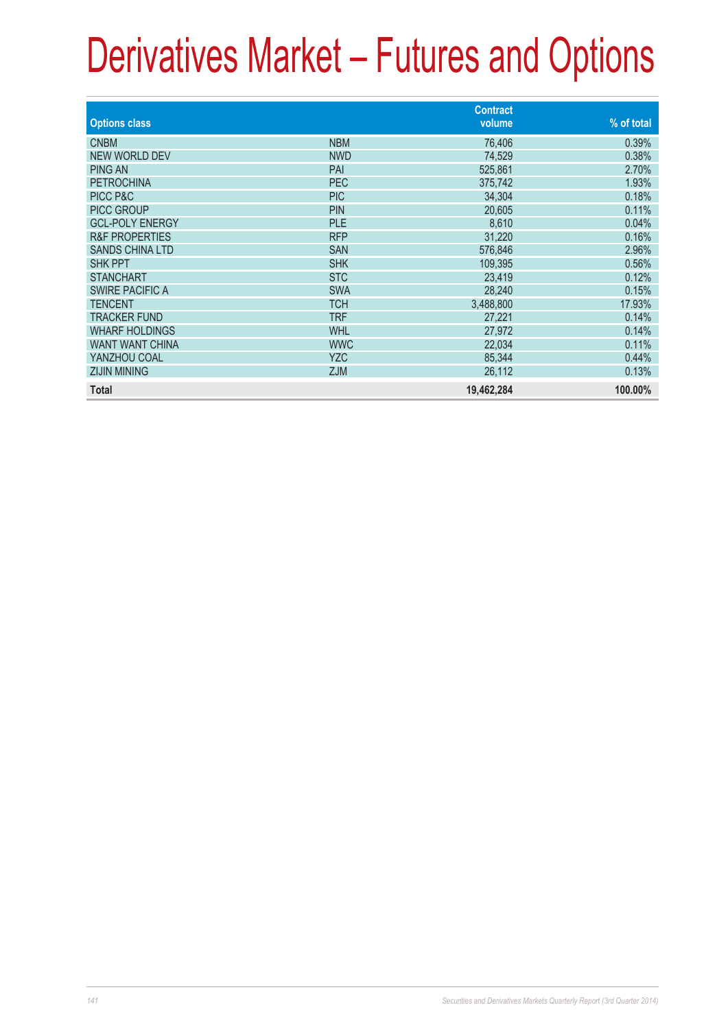# Derivatives Market – Futures and Options

| Options class | | Contract volume | % of total |
|---|---|---|---|
| CNBM | NBM | 76,406 | 0.39% |
| NEW WORLD DEV | NWD | 74,529 | 0.38% |
| PING AN | PAI | 525,861 | 2.70% |
| PETROCHINA | PEC | 375,742 | 1.93% |
| PICC P&C | PIC | 34,304 | 0.18% |
| PICC GROUP | PIN | 20,605 | 0.11% |
| GCL-POLY ENERGY | PLE | 8,610 | 0.04% |
| R&F PROPERTIES | RFP | 31,220 | 0.16% |
| SANDS CHINA LTD | SAN | 576,846 | 2.96% |
| SHK PPT | SHK | 109,395 | 0.56% |
| STANCHART | STC | 23,419 | 0.12% |
| SWIRE PACIFIC A | SWA | 28,240 | 0.15% |
| TENCENT | TCH | 3,488,800 | 17.93% |
| TRACKER FUND | TRF | 27,221 | 0.14% |
| WHARF HOLDINGS | WHL | 27,972 | 0.14% |
| WANT WANT CHINA | WWC | 22,034 | 0.11% |
| YANZHOU COAL | YZC | 85,344 | 0.44% |
| ZIJIN MINING | ZJM | 26,112 | 0.13% |
| **Total** | | **19,462,284** | **100.00%** |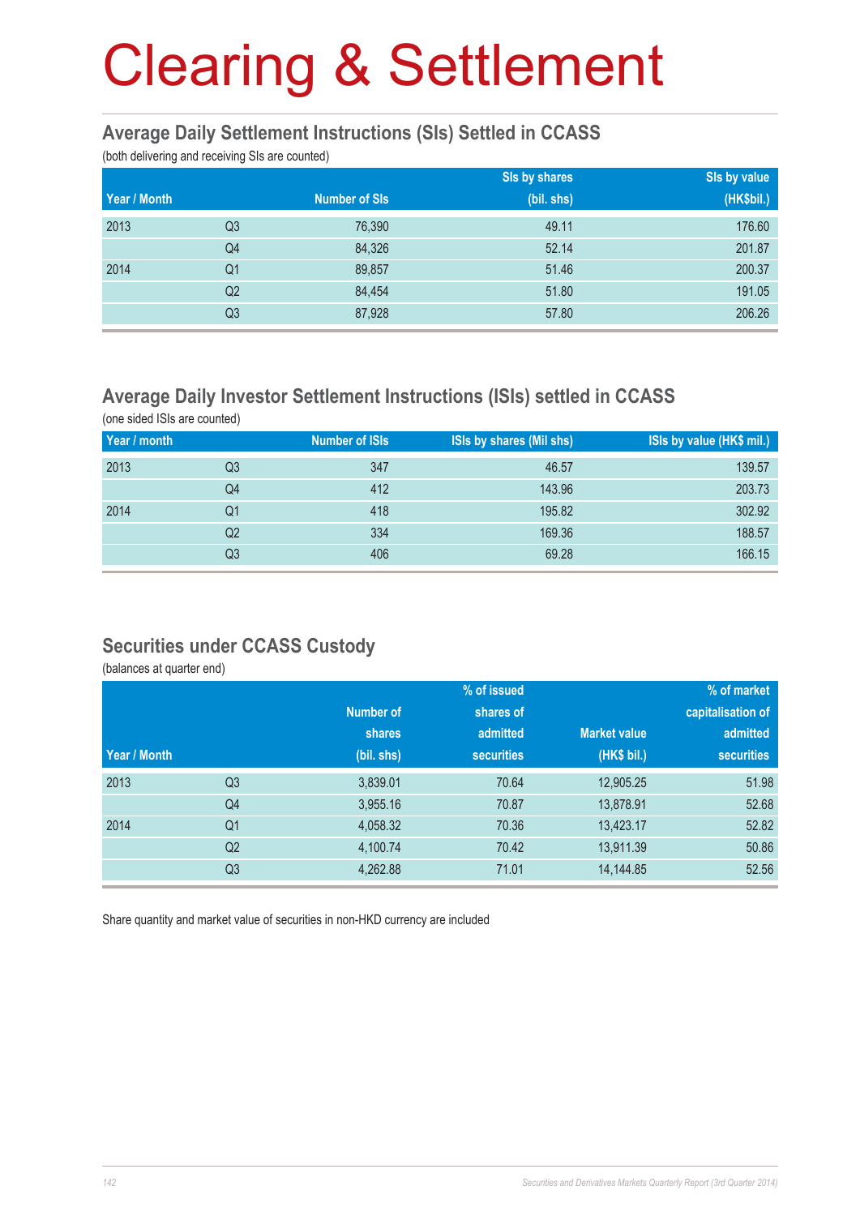# Clearing & Settlement

## Average Daily Settlement Instructions (SIs) Settled in CCASS

(both delivering and receiving SIs are counted)

| Year / Month | | Number of SIs | SIs by shares (bil. shs) | SIs by value (HK$bil.) |
|---|---|---|---|---|
| 2013 | Q3 | 76,390 | 49.11 | 176.60 |
| | Q4 | 84,326 | 52.14 | 201.87 |
| 2014 | Q1 | 89,857 | 51.46 | 200.37 |
| | Q2 | 84,454 | 51.80 | 191.05 |
| | Q3 | 87,928 | 57.80 | 206.26 |

## Average Daily Investor Settlement Instructions (ISIs) settled in CCASS

(one sided ISIs are counted)

| Year / month | | Number of ISIs | ISIs by shares (Mil shs) | ISIs by value (HK$ mil.) |
|---|---|---|---|---|
| 2013 | Q3 | 347 | 46.57 | 139.57 |
| | Q4 | 412 | 143.96 | 203.73 |
| 2014 | Q1 | 418 | 195.82 | 302.92 |
| | Q2 | 334 | 169.36 | 188.57 |
| | Q3 | 406 | 69.28 | 166.15 |

## Securities under CCASS Custody

(balances at quarter end)

| Year / Month | | Number of shares (bil. shs) | % of issued shares of admitted securities | Market value (HK$ bil.) | % of market capitalisation of admitted securities |
|---|---|---|---|---|---|
| 2013 | Q3 | 3,839.01 | 70.64 | 12,905.25 | 51.98 |
| | Q4 | 3,955.16 | 70.87 | 13,878.91 | 52.68 |
| 2014 | Q1 | 4,058.32 | 70.36 | 13,423.17 | 52.82 |
| | Q2 | 4,100.74 | 70.42 | 13,911.39 | 50.86 |
| | Q3 | 4,262.88 | 71.01 | 14,144.85 | 52.56 |

Share quantity and market value of securities in non-HKD currency are included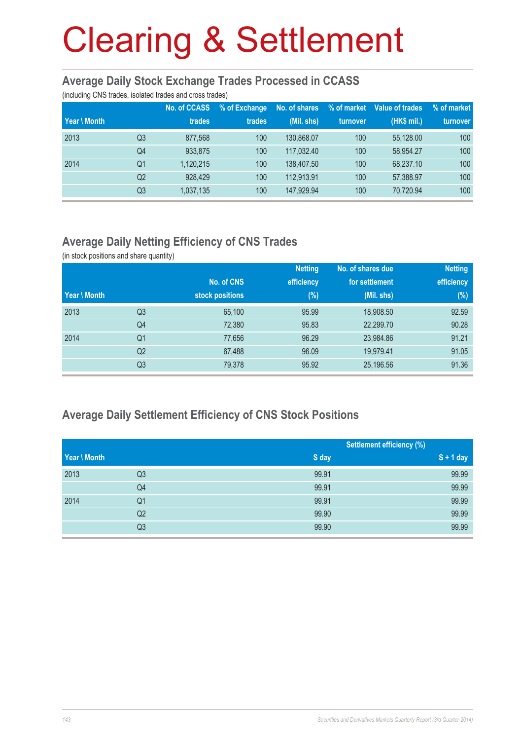# Clearing & Settlement

## Average Daily Stock Exchange Trades Processed in CCASS

(including CNS trades, isolated trades and cross trades)

| Year \ Month | | No. of CCASS trades | % of Exchange trades | No. of shares (Mil. shs) | % of market turnover | Value of trades (HK$ mil.) | % of market turnover |
|---|---|---|---|---|---|---|---|
| 2013 | Q3 | 877,568 | 100 | 130,868.07 | 100 | 55,128.00 | 100 |
| | Q4 | 933,875 | 100 | 117,032.40 | 100 | 58,954.27 | 100 |
| 2014 | Q1 | 1,120,215 | 100 | 138,407.50 | 100 | 68,237.10 | 100 |
| | Q2 | 928,429 | 100 | 112,913.91 | 100 | 57,388.97 | 100 |
| | Q3 | 1,037,135 | 100 | 147,929.94 | 100 | 70,720.94 | 100 |

## Average Daily Netting Efficiency of CNS Trades

(in stock positions and share quantity)

| Year \ Month | | No. of CNS stock positions | Netting efficiency (%) | No. of shares due for settlement (Mil. shs) | Netting efficiency (%) |
|---|---|---|---|---|---|
| 2013 | Q3 | 65,100 | 95.99 | 18,908.50 | 92.59 |
| | Q4 | 72,380 | 95.83 | 22,299.70 | 90.28 |
| 2014 | Q1 | 77,656 | 96.29 | 23,984.86 | 91.21 |
| | Q2 | 67,488 | 96.09 | 19,979.41 | 91.05 |
| | Q3 | 79,378 | 95.92 | 25,196.56 | 91.36 |

## Average Daily Settlement Efficiency of CNS Stock Positions

| | | Settlement efficiency (%) | |
|---|---|---|---|
| Year \ Month | | S day | S + 1 day |
| 2013 | Q3 | 99.91 | 99.99 |
| | Q4 | 99.91 | 99.99 |
| 2014 | Q1 | 99.91 | 99.99 |
| | Q2 | 99.90 | 99.99 |
| | Q3 | 99.90 | 99.99 |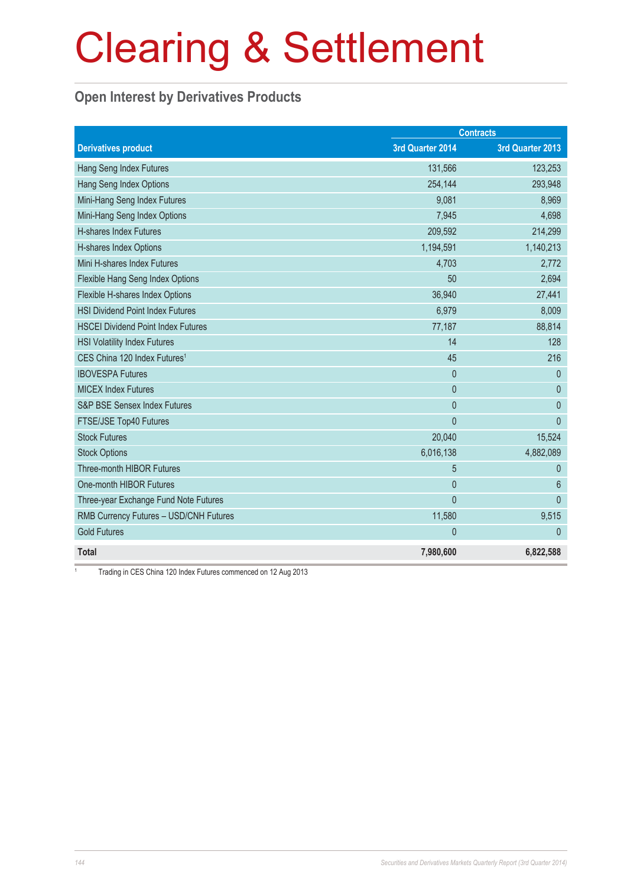# Clearing & Settlement

## Open Interest by Derivatives Products

| Derivatives product | Contracts | |
|---|---|---|
| | 3rd Quarter 2014 | 3rd Quarter 2013 |
| Hang Seng Index Futures | 131,566 | 123,253 |
| Hang Seng Index Options | 254,144 | 293,948 |
| Mini-Hang Seng Index Futures | 9,081 | 8,969 |
| Mini-Hang Seng Index Options | 7,945 | 4,698 |
| H-shares Index Futures | 209,592 | 214,299 |
| H-shares Index Options | 1,194,591 | 1,140,213 |
| Mini H-shares Index Futures | 4,703 | 2,772 |
| Flexible Hang Seng Index Options | 50 | 2,694 |
| Flexible H-shares Index Options | 36,940 | 27,441 |
| HSI Dividend Point Index Futures | 6,979 | 8,009 |
| HSCEI Dividend Point Index Futures | 77,187 | 88,814 |
| HSI Volatility Index Futures | 14 | 128 |
| CES China 120 Index Futures[1] | 45 | 216 |
| IBOVESPA Futures | 0 | 0 |
| MICEX Index Futures | 0 | 0 |
| S&P BSE Sensex Index Futures | 0 | 0 |
| FTSE/JSE Top40 Futures | 0 | 0 |
| Stock Futures | 20,040 | 15,524 |
| Stock Options | 6,016,138 | 4,882,089 |
| Three-month HIBOR Futures | 5 | 0 |
| One-month HIBOR Futures | 0 | 6 |
| Three-year Exchange Fund Note Futures | 0 | 0 |
| RMB Currency Futures – USD/CNH Futures | 11,580 | 9,515 |
| Gold Futures | 0 | 0 |
| **Total** | **7,980,600** | **6,822,588** |

[1] Trading in CES China 120 Index Futures commenced on 12 Aug 2013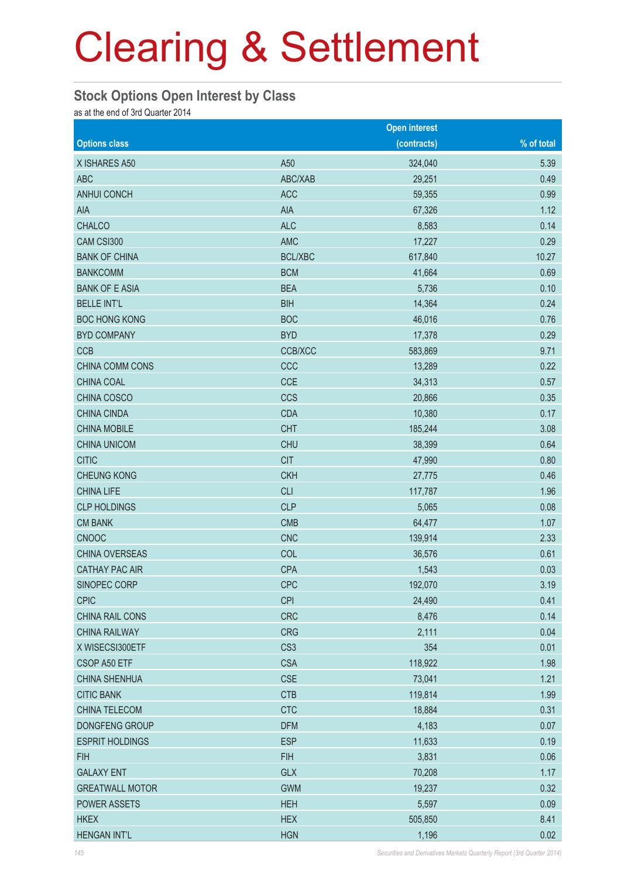# Clearing & Settlement

## Stock Options Open Interest by Class

as at the end of 3rd Quarter 2014

| Options class | | Open interest (contracts) | % of total |
|---|---|---|---|
| X ISHARES A50 | A50 | 324,040 | 5.39 |
| ABC | ABC/XAB | 29,251 | 0.49 |
| ANHUI CONCH | ACC | 59,355 | 0.99 |
| AIA | AIA | 67,326 | 1.12 |
| CHALCO | ALC | 8,583 | 0.14 |
| CAM CSI300 | AMC | 17,227 | 0.29 |
| BANK OF CHINA | BCL/XBC | 617,840 | 10.27 |
| BANKCOMM | BCM | 41,664 | 0.69 |
| BANK OF E ASIA | BEA | 5,736 | 0.10 |
| BELLE INT'L | BIH | 14,364 | 0.24 |
| BOC HONG KONG | BOC | 46,016 | 0.76 |
| BYD COMPANY | BYD | 17,378 | 0.29 |
| CCB | CCB/XCC | 583,869 | 9.71 |
| CHINA COMM CONS | CCC | 13,289 | 0.22 |
| CHINA COAL | CCE | 34,313 | 0.57 |
| CHINA COSCO | CCS | 20,866 | 0.35 |
| CHINA CINDA | CDA | 10,380 | 0.17 |
| CHINA MOBILE | CHT | 185,244 | 3.08 |
| CHINA UNICOM | CHU | 38,399 | 0.64 |
| CITIC | CIT | 47,990 | 0.80 |
| CHEUNG KONG | CKH | 27,775 | 0.46 |
| CHINA LIFE | CLI | 117,787 | 1.96 |
| CLP HOLDINGS | CLP | 5,065 | 0.08 |
| CM BANK | CMB | 64,477 | 1.07 |
| CNOOC | CNC | 139,914 | 2.33 |
| CHINA OVERSEAS | COL | 36,576 | 0.61 |
| CATHAY PAC AIR | CPA | 1,543 | 0.03 |
| SINOPEC CORP | CPC | 192,070 | 3.19 |
| CPIC | CPI | 24,490 | 0.41 |
| CHINA RAIL CONS | CRC | 8,476 | 0.14 |
| CHINA RAILWAY | CRG | 2,111 | 0.04 |
| X WISECSI300ETF | CS3 | 354 | 0.01 |
| CSOP A50 ETF | CSA | 118,922 | 1.98 |
| CHINA SHENHUA | CSE | 73,041 | 1.21 |
| CITIC BANK | CTB | 119,814 | 1.99 |
| CHINA TELECOM | CTC | 18,884 | 0.31 |
| DONGFENG GROUP | DFM | 4,183 | 0.07 |
| ESPRIT HOLDINGS | ESP | 11,633 | 0.19 |
| FIH | FIH | 3,831 | 0.06 |
| GALAXY ENT | GLX | 70,208 | 1.17 |
| GREATWALL MOTOR | GWM | 19,237 | 0.32 |
| POWER ASSETS | HEH | 5,597 | 0.09 |
| HKEX | HEX | 505,850 | 8.41 |
| HENGAN INT'L | HGN | 1,196 | 0.02 |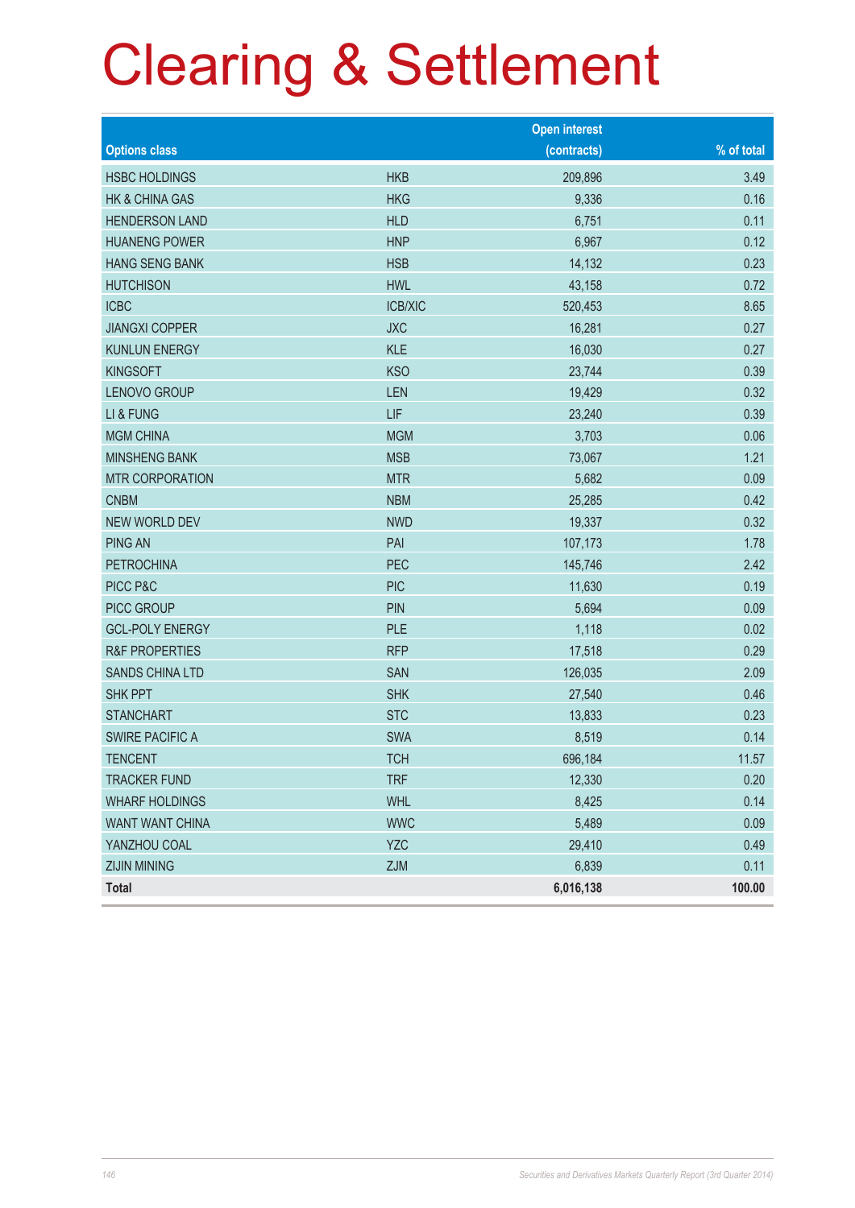# Clearing & Settlement

| Options class | | Open interest (contracts) | % of total |
|---|---|---|---|
| HSBC HOLDINGS | HKB | 209,896 | 3.49 |
| HK & CHINA GAS | HKG | 9,336 | 0.16 |
| HENDERSON LAND | HLD | 6,751 | 0.11 |
| HUANENG POWER | HNP | 6,967 | 0.12 |
| HANG SENG BANK | HSB | 14,132 | 0.23 |
| HUTCHISON | HWL | 43,158 | 0.72 |
| ICBC | ICB/XIC | 520,453 | 8.65 |
| JIANGXI COPPER | JXC | 16,281 | 0.27 |
| KUNLUN ENERGY | KLE | 16,030 | 0.27 |
| KINGSOFT | KSO | 23,744 | 0.39 |
| LENOVO GROUP | LEN | 19,429 | 0.32 |
| LI & FUNG | LIF | 23,240 | 0.39 |
| MGM CHINA | MGM | 3,703 | 0.06 |
| MINSHENG BANK | MSB | 73,067 | 1.21 |
| MTR CORPORATION | MTR | 5,682 | 0.09 |
| CNBM | NBM | 25,285 | 0.42 |
| NEW WORLD DEV | NWD | 19,337 | 0.32 |
| PING AN | PAI | 107,173 | 1.78 |
| PETROCHINA | PEC | 145,746 | 2.42 |
| PICC P&C | PIC | 11,630 | 0.19 |
| PICC GROUP | PIN | 5,694 | 0.09 |
| GCL-POLY ENERGY | PLE | 1,118 | 0.02 |
| R&F PROPERTIES | RFP | 17,518 | 0.29 |
| SANDS CHINA LTD | SAN | 126,035 | 2.09 |
| SHK PPT | SHK | 27,540 | 0.46 |
| STANCHART | STC | 13,833 | 0.23 |
| SWIRE PACIFIC A | SWA | 8,519 | 0.14 |
| TENCENT | TCH | 696,184 | 11.57 |
| TRACKER FUND | TRF | 12,330 | 0.20 |
| WHARF HOLDINGS | WHL | 8,425 | 0.14 |
| WANT WANT CHINA | WWC | 5,489 | 0.09 |
| YANZHOU COAL | YZC | 29,410 | 0.49 |
| ZIJIN MINING | ZJM | 6,839 | 0.11 |
| **Total** | | **6,016,138** | **100.00** |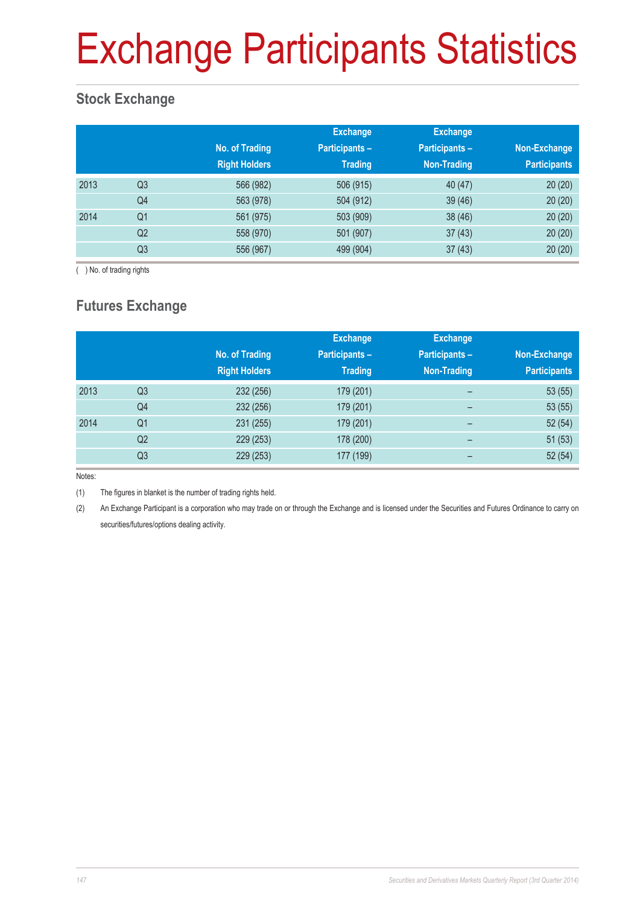# Exchange Participants Statistics

## Stock Exchange

| | | No. of Trading Right Holders | Exchange Participants – Trading | Exchange Participants – Non-Trading | Non-Exchange Participants |
|---|---|---|---|---|---|
| 2013 | Q3 | 566 (982) | 506 (915) | 40 (47) | 20 (20) |
| | Q4 | 563 (978) | 504 (912) | 39 (46) | 20 (20) |
| 2014 | Q1 | 561 (975) | 503 (909) | 38 (46) | 20 (20) |
| | Q2 | 558 (970) | 501 (907) | 37 (43) | 20 (20) |
| | Q3 | 556 (967) | 499 (904) | 37 (43) | 20 (20) |

( ) No. of trading rights

## Futures Exchange

| | | No. of Trading Right Holders | Exchange Participants – Trading | Exchange Participants – Non-Trading | Non-Exchange Participants |
|---|---|---|---|---|---|
| 2013 | Q3 | 232 (256) | 179 (201) | – | 53 (55) |
| | Q4 | 232 (256) | 179 (201) | – | 53 (55) |
| 2014 | Q1 | 231 (255) | 179 (201) | – | 52 (54) |
| | Q2 | 229 (253) | 178 (200) | – | 51 (53) |
| | Q3 | 229 (253) | 177 (199) | – | 52 (54) |

Notes:

(1) The figures in blanket is the number of trading rights held.

(2) An Exchange Participant is a corporation who may trade on or through the Exchange and is licensed under the Securities and Futures Ordinance to carry on securities/futures/options dealing activity.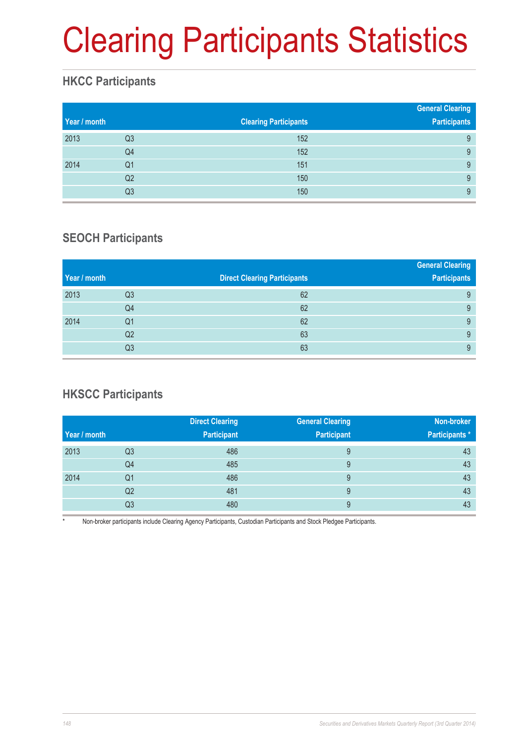# Clearing Participants Statistics

## HKCC Participants

| Year / month | | Clearing Participants | General Clearing Participants |
|---|---|---|---|
| 2013 | Q3 | 152 | 9 |
| | Q4 | 152 | 9 |
| 2014 | Q1 | 151 | 9 |
| | Q2 | 150 | 9 |
| | Q3 | 150 | 9 |

## SEOCH Participants

| Year / month | | Direct Clearing Participants | General Clearing Participants |
|---|---|---|---|
| 2013 | Q3 | 62 | 9 |
| | Q4 | 62 | 9 |
| 2014 | Q1 | 62 | 9 |
| | Q2 | 63 | 9 |
| | Q3 | 63 | 9 |

## HKSCC Participants

| Year / month | | Direct Clearing Participant | General Clearing Participant | Non-broker Participants * |
|---|---|---|---|---|
| 2013 | Q3 | 486 | 9 | 43 |
| | Q4 | 485 | 9 | 43 |
| 2014 | Q1 | 486 | 9 | 43 |
| | Q2 | 481 | 9 | 43 |
| | Q3 | 480 | 9 | 43 |

* Non-broker participants include Clearing Agency Participants, Custodian Participants and Stock Pledgee Participants.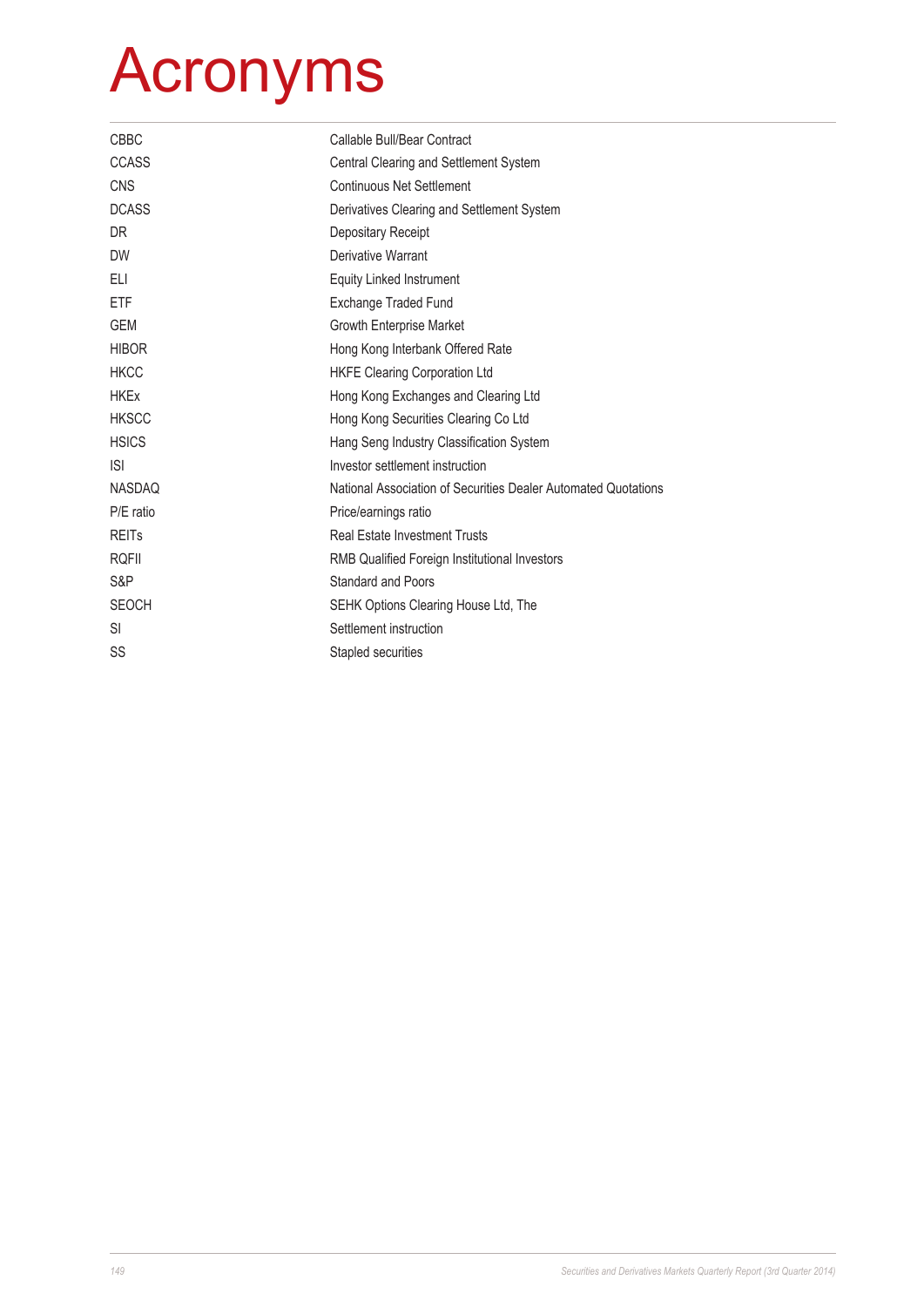# Acronyms

| | |
|---|---|
| CBBC | Callable Bull/Bear Contract |
| CCASS | Central Clearing and Settlement System |
| CNS | Continuous Net Settlement |
| DCASS | Derivatives Clearing and Settlement System |
| DR | Depositary Receipt |
| DW | Derivative Warrant |
| ELI | Equity Linked Instrument |
| ETF | Exchange Traded Fund |
| GEM | Growth Enterprise Market |
| HIBOR | Hong Kong Interbank Offered Rate |
| HKCC | HKFE Clearing Corporation Ltd |
| HKEx | Hong Kong Exchanges and Clearing Ltd |
| HKSCC | Hong Kong Securities Clearing Co Ltd |
| HSICS | Hang Seng Industry Classification System |
| ISI | Investor settlement instruction |
| NASDAQ | National Association of Securities Dealer Automated Quotations |
| P/E ratio | Price/earnings ratio |
| REITs | Real Estate Investment Trusts |
| RQFII | RMB Qualified Foreign Institutional Investors |
| S&P | Standard and Poors |
| SEOCH | SEHK Options Clearing House Ltd, The |
| SI | Settlement instruction |
| SS | Stapled securities |